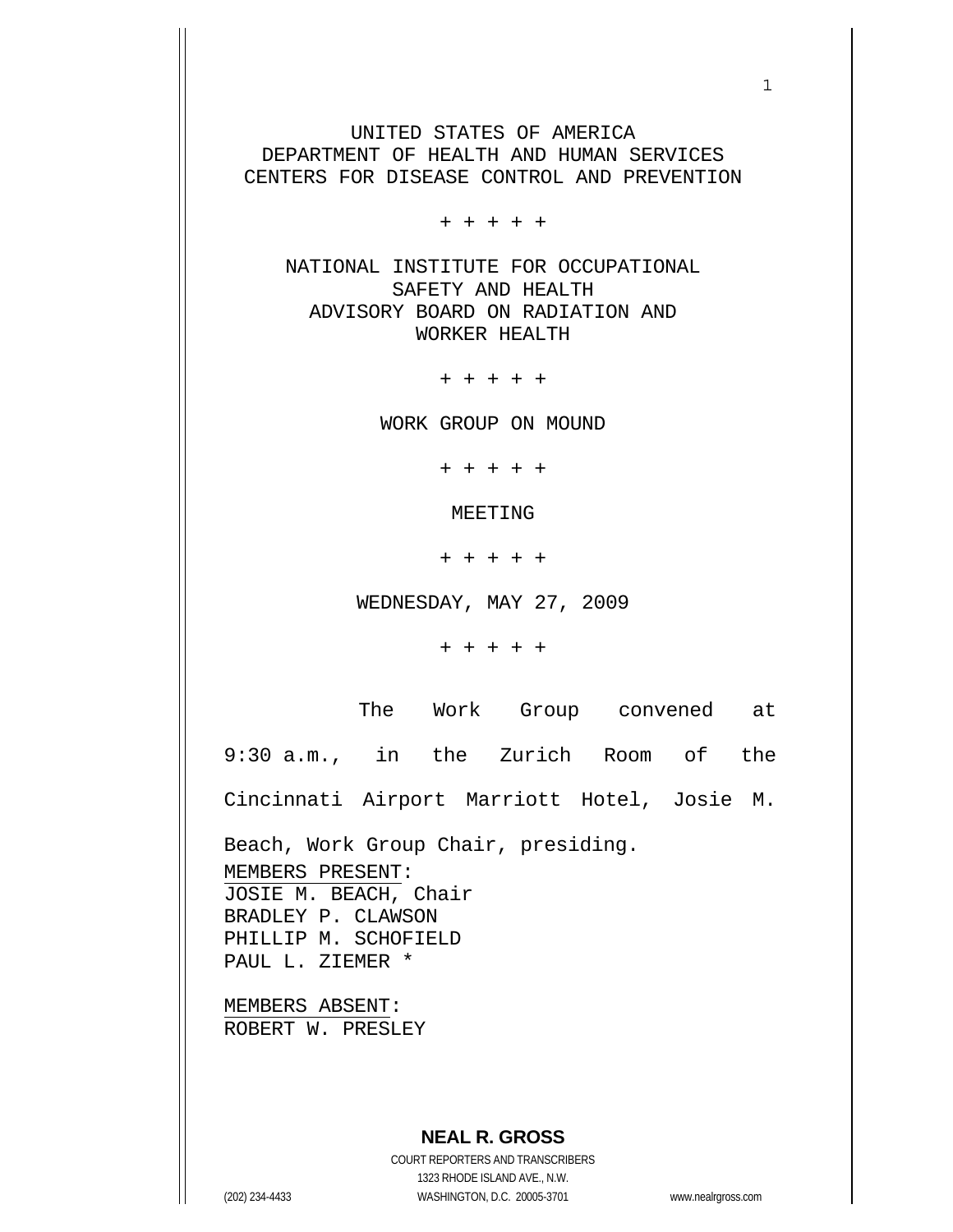UNITED STATES OF AMERICA
DEPARTMENT OF HEALTH AND HUMAN SERVICES
CENTERS FOR DISEASE CONTROL AND PREVENTION

+ + + + +

NATIONAL INSTITUTE FOR OCCUPATIONAL SAFETY AND HEALTH
ADVISORY BOARD ON RADIATION AND WORKER HEALTH

+ + + + +

WORK GROUP ON MOUND

+ + + + +

MEETING

+ + + + +

WEDNESDAY, MAY 27, 2009

+ + + + +

The Work Group convened at 9:30 a.m., in the Zurich Room of the Cincinnati Airport Marriott Hotel, Josie M. Beach, Work Group Chair, presiding.

MEMBERS PRESENT:
JOSIE M. BEACH, Chair
BRADLEY P. CLAWSON
PHILLIP M. SCHOFIELD
PAUL L. ZIEMER *

MEMBERS ABSENT:
ROBERT W. PRESLEY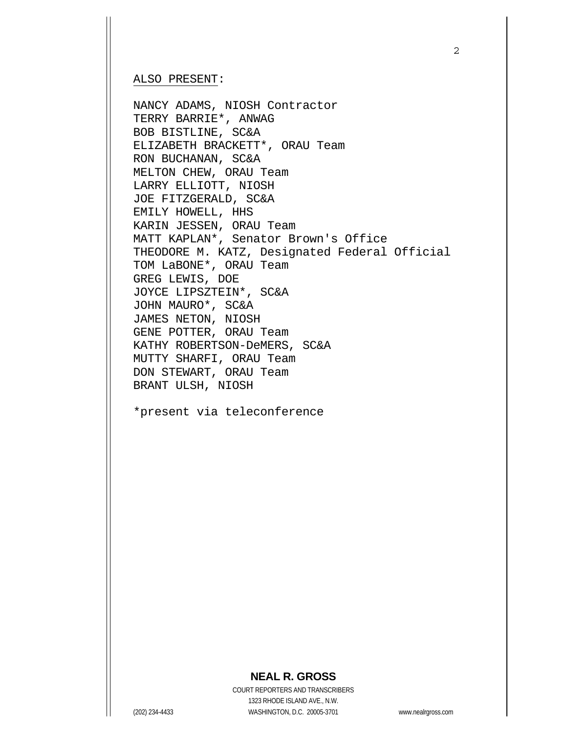ALSO PRESENT:

NANCY ADAMS, NIOSH Contractor
TERRY BARRIE*, ANWAG
BOB BISTLINE, SC&A
ELIZABETH BRACKETT*, ORAU Team
RON BUCHANAN, SC&A
MELTON CHEW, ORAU Team
LARRY ELLIOTT, NIOSH
JOE FITZGERALD, SC&A
EMILY HOWELL, HHS
KARIN JESSEN, ORAU Team
MATT KAPLAN*, Senator Brown's Office
THEODORE M. KATZ, Designated Federal Official
TOM LaBONE*, ORAU Team
GREG LEWIS, DOE
JOYCE LIPSZTEIN*, SC&A
JOHN MAURO*, SC&A
JAMES NETON, NIOSH
GENE POTTER, ORAU Team
KATHY ROBERTSON-DeMERS, SC&A
MUTTY SHARFI, ORAU Team
DON STEWART, ORAU Team
BRANT ULSH, NIOSH

*present via teleconference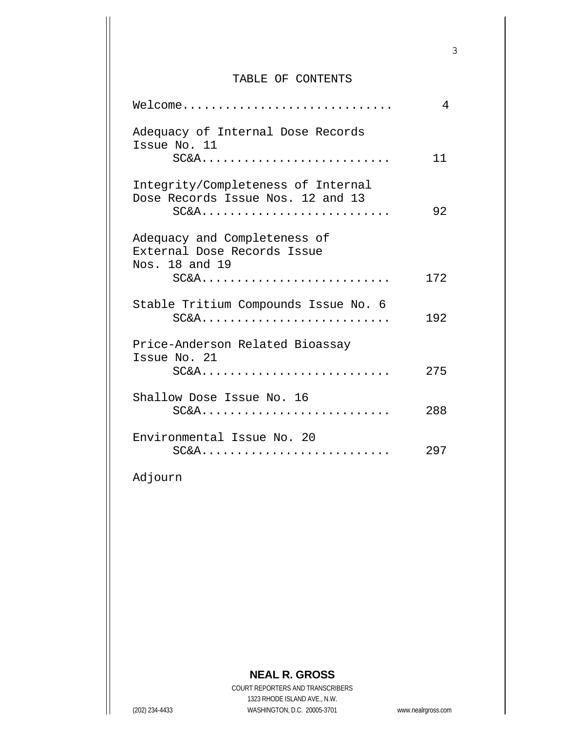# TABLE OF CONTENTS

| | |
|---|---|
| Welcome | 4 |
| Adequacy of Internal Dose Records Issue No. 11 | |
| SC&A | 11 |
| Integrity/Completeness of Internal Dose Records Issue Nos. 12 and 13 | |
| SC&A | 92 |
| Adequacy and Completeness of External Dose Records Issue Nos. 18 and 19 | |
| SC&A | 172 |
| Stable Tritium Compounds Issue No. 6 | |
| SC&A | 192 |
| Price-Anderson Related Bioassay Issue No. 21 | |
| SC&A | 275 |
| Shallow Dose Issue No. 16 | |
| SC&A | 288 |
| Environmental Issue No. 20 | |
| SC&A | 297 |
| Adjourn | |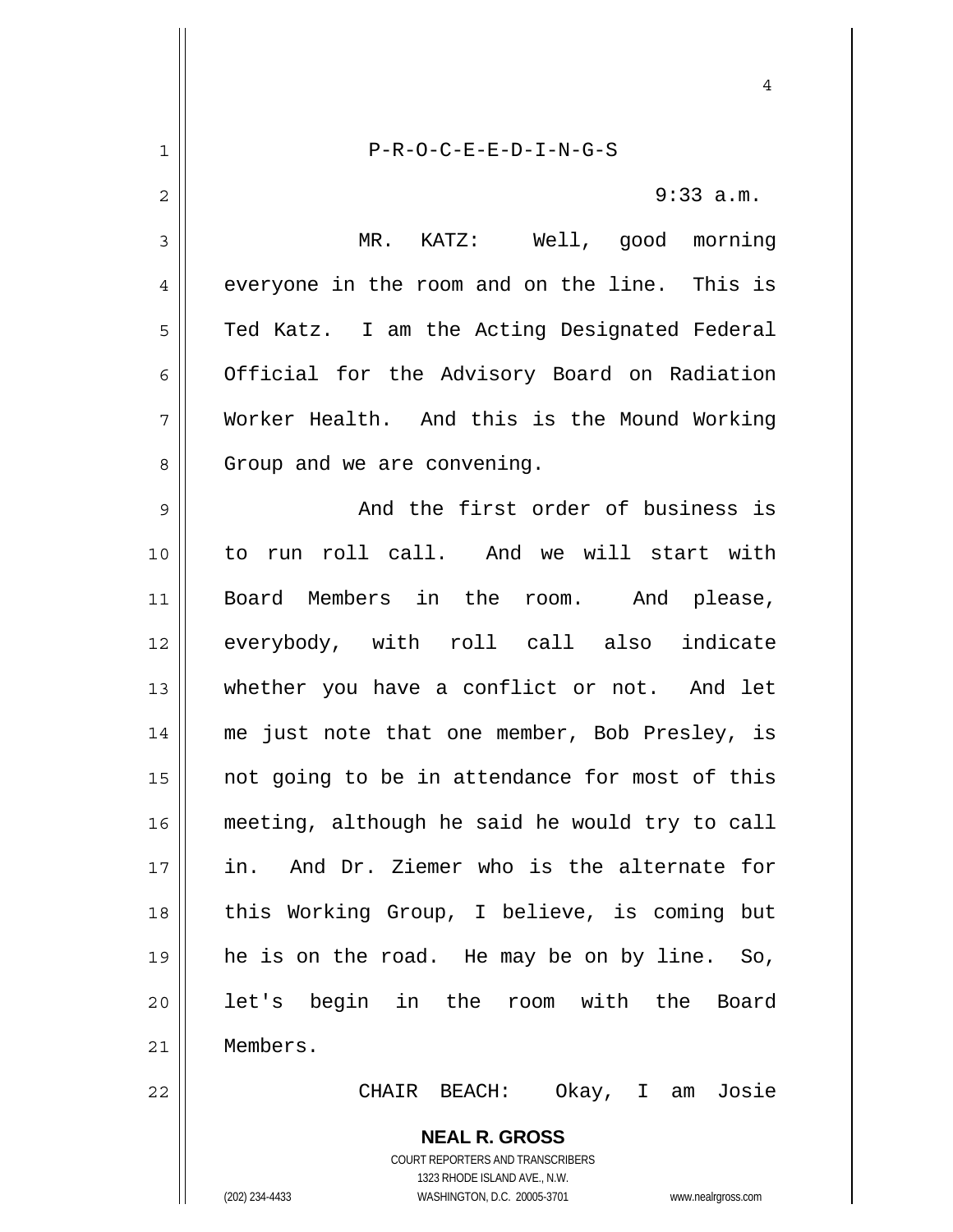P-R-O-C-E-E-D-I-N-G-S

9:33 a.m.

MR. KATZ: Well, good morning everyone in the room and on the line. This is Ted Katz. I am the Acting Designated Federal Official for the Advisory Board on Radiation Worker Health. And this is the Mound Working Group and we are convening.

And the first order of business is to run roll call. And we will start with Board Members in the room. And please, everybody, with roll call also indicate whether you have a conflict or not. And let me just note that one member, Bob Presley, is not going to be in attendance for most of this meeting, although he said he would try to call in. And Dr. Ziemer who is the alternate for this Working Group, I believe, is coming but he is on the road. He may be on by line. So, let's begin in the room with the Board Members.

CHAIR BEACH: Okay, I am Josie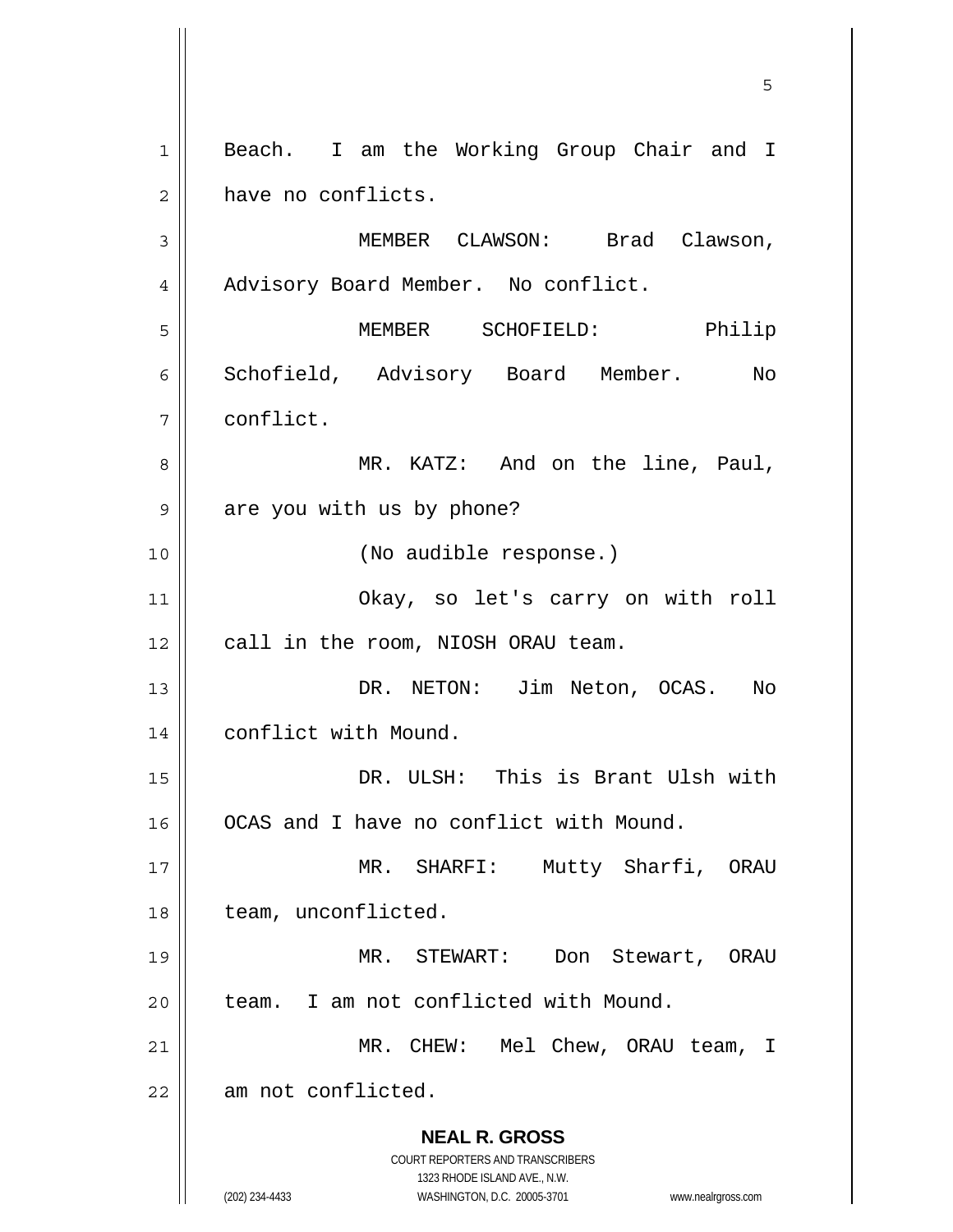Beach. I am the Working Group Chair and I have no conflicts.

MEMBER CLAWSON: Brad Clawson, Advisory Board Member. No conflict.

MEMBER SCHOFIELD: Philip Schofield, Advisory Board Member. No conflict.

MR. KATZ: And on the line, Paul, are you with us by phone?

(No audible response.)

Okay, so let's carry on with roll call in the room, NIOSH ORAU team.

DR. NETON: Jim Neton, OCAS. No conflict with Mound.

DR. ULSH: This is Brant Ulsh with OCAS and I have no conflict with Mound.

MR. SHARFI: Mutty Sharfi, ORAU team, unconflicted.

MR. STEWART: Don Stewart, ORAU team. I am not conflicted with Mound.

MR. CHEW: Mel Chew, ORAU team, I am not conflicted.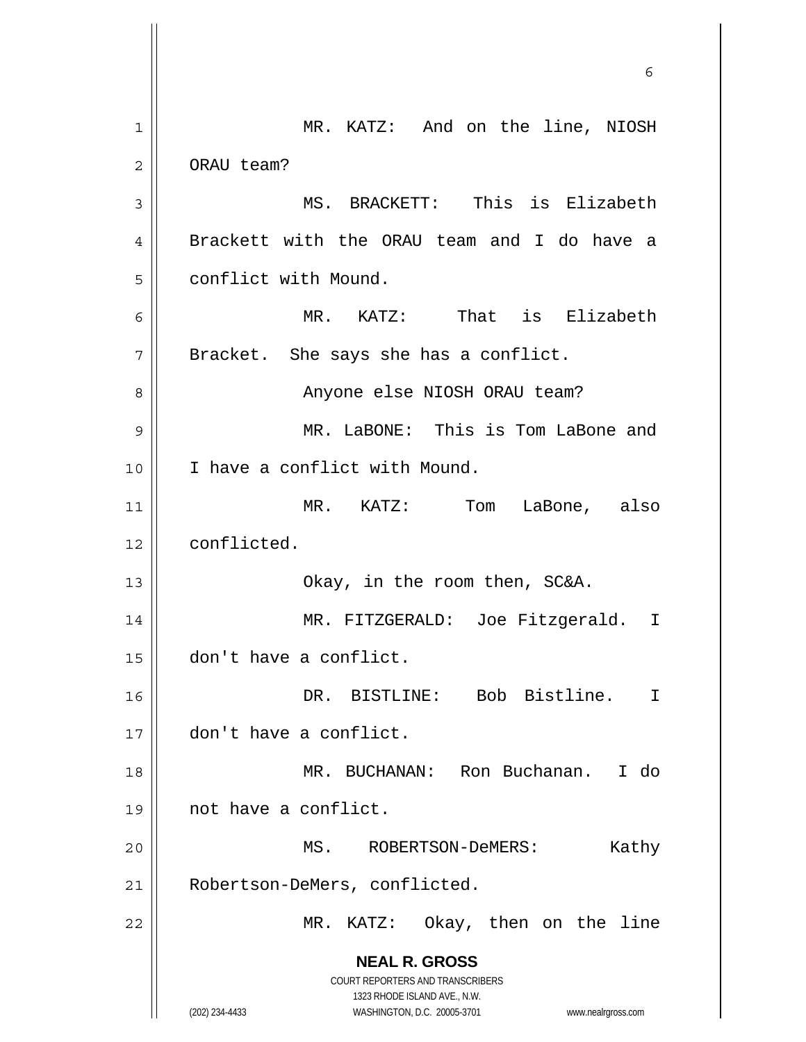MR. KATZ: And on the line, NIOSH ORAU team?

MS. BRACKETT: This is Elizabeth Brackett with the ORAU team and I do have a conflict with Mound.

MR. KATZ: That is Elizabeth Bracket. She says she has a conflict.

Anyone else NIOSH ORAU team?

MR. LaBONE: This is Tom LaBone and I have a conflict with Mound.

MR. KATZ: Tom LaBone, also conflicted.

Okay, in the room then, SC&A.

MR. FITZGERALD: Joe Fitzgerald. I don't have a conflict.

DR. BISTLINE: Bob Bistline. I don't have a conflict.

MR. BUCHANAN: Ron Buchanan. I do not have a conflict.

MS. ROBERTSON-DeMERS: Kathy Robertson-DeMers, conflicted.

MR. KATZ: Okay, then on the line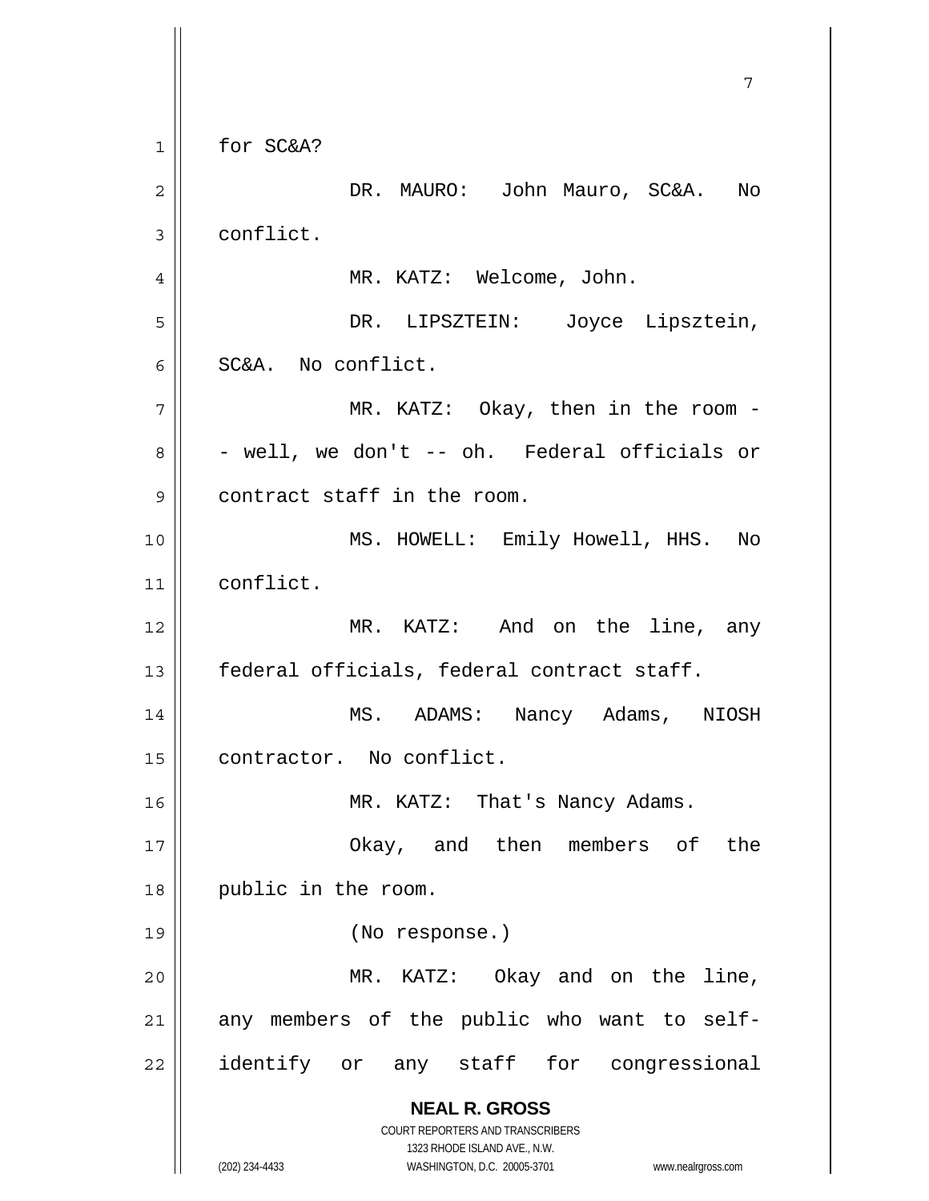for SC&A?

DR. MAURO: John Mauro, SC&A. No conflict.

MR. KATZ: Welcome, John.

DR. LIPSZTEIN: Joyce Lipsztein, SC&A. No conflict.

MR. KATZ: Okay, then in the room -- well, we don't -- oh. Federal officials or contract staff in the room.

MS. HOWELL: Emily Howell, HHS. No conflict.

MR. KATZ: And on the line, any federal officials, federal contract staff.

MS. ADAMS: Nancy Adams, NIOSH contractor. No conflict.

MR. KATZ: That's Nancy Adams.

Okay, and then members of the public in the room.

(No response.)

MR. KATZ: Okay and on the line, any members of the public who want to self-identify or any staff for congressional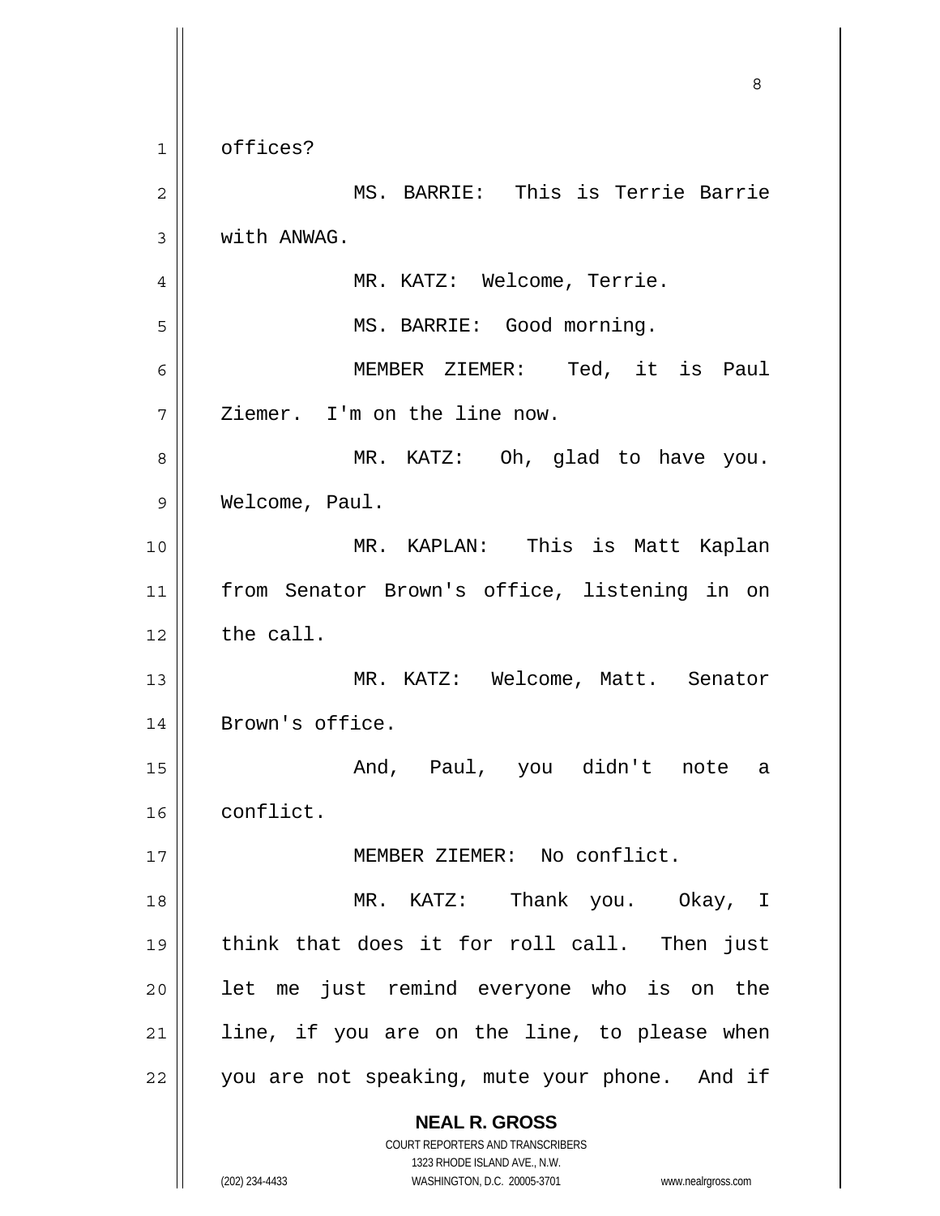offices?

MS. BARRIE: This is Terrie Barrie with ANWAG.

MR. KATZ: Welcome, Terrie.

MS. BARRIE: Good morning.

MEMBER ZIEMER: Ted, it is Paul Ziemer. I'm on the line now.

MR. KATZ: Oh, glad to have you. Welcome, Paul.

MR. KAPLAN: This is Matt Kaplan from Senator Brown's office, listening in on the call.

MR. KATZ: Welcome, Matt. Senator Brown's office.

And, Paul, you didn't note a conflict.

MEMBER ZIEMER: No conflict.

MR. KATZ: Thank you. Okay, I think that does it for roll call. Then just let me just remind everyone who is on the line, if you are on the line, to please when you are not speaking, mute your phone. And if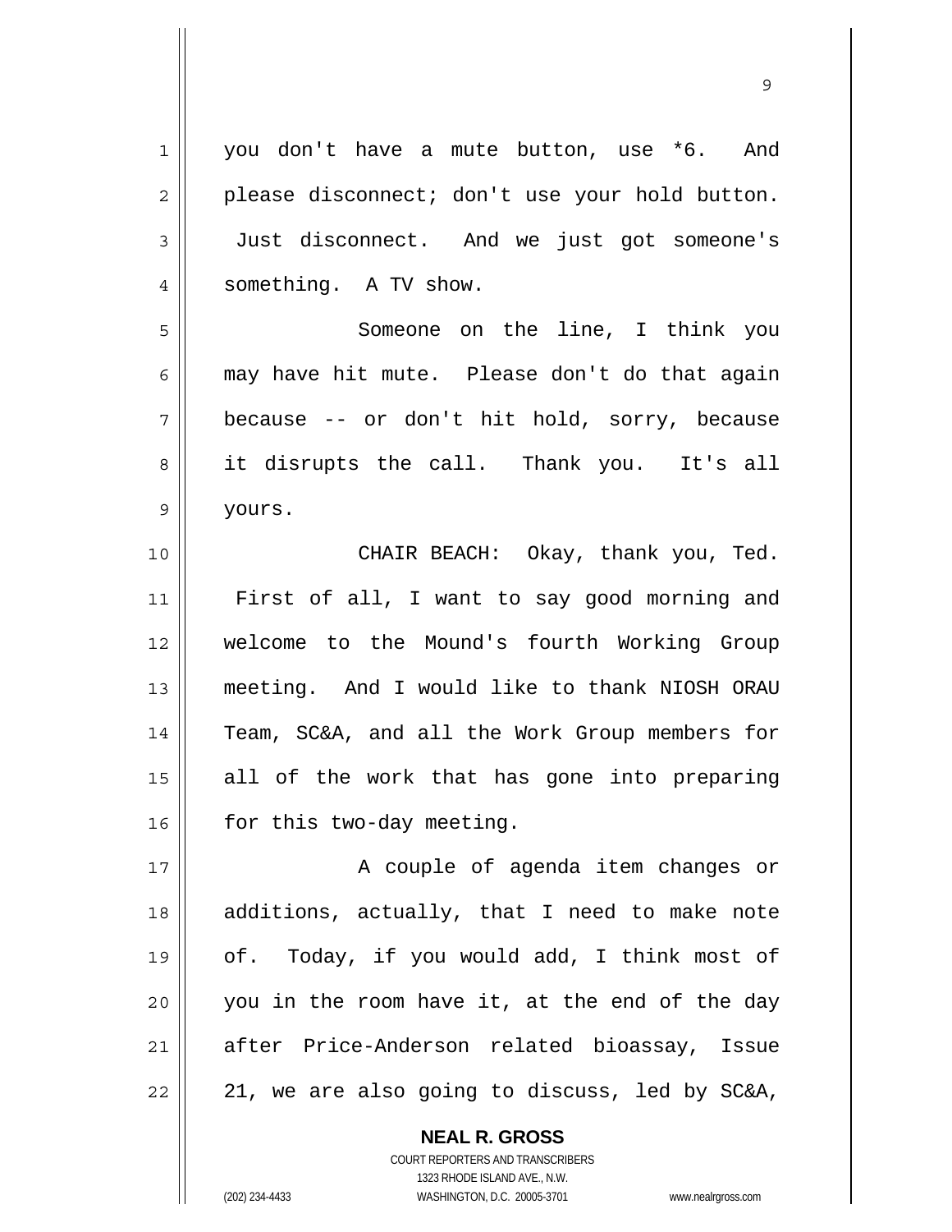you don't have a mute button, use *6. And please disconnect; don't use your hold button. Just disconnect. And we just got someone's something. A TV show.

Someone on the line, I think you may have hit mute. Please don't do that again because -- or don't hit hold, sorry, because it disrupts the call. Thank you. It's all yours.

CHAIR BEACH: Okay, thank you, Ted. First of all, I want to say good morning and welcome to the Mound's fourth Working Group meeting. And I would like to thank NIOSH ORAU Team, SC&A, and all the Work Group members for all of the work that has gone into preparing for this two-day meeting.

A couple of agenda item changes or additions, actually, that I need to make note of. Today, if you would add, I think most of you in the room have it, at the end of the day after Price-Anderson related bioassay, Issue 21, we are also going to discuss, led by SC&A,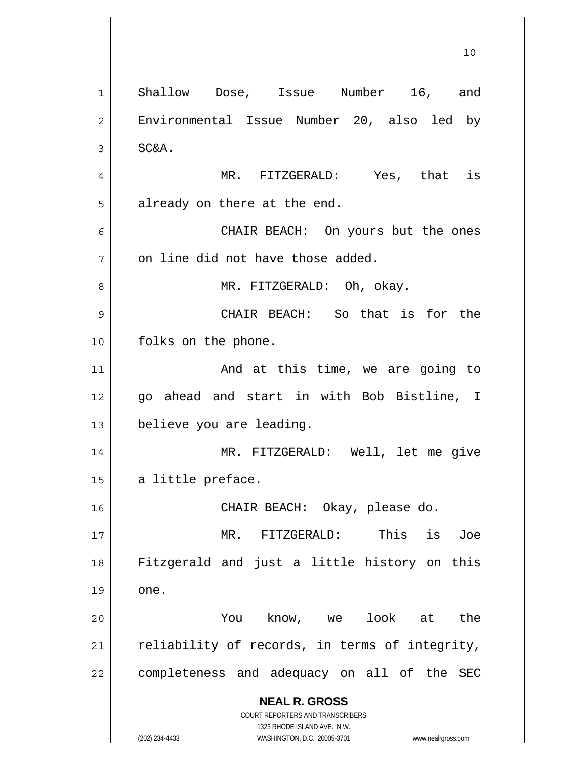Shallow Dose, Issue Number 16, and Environmental Issue Number 20, also led by SC&A.

MR. FITZGERALD: Yes, that is already on there at the end.

CHAIR BEACH: On yours but the ones on line did not have those added.

MR. FITZGERALD: Oh, okay.

CHAIR BEACH: So that is for the folks on the phone.

And at this time, we are going to go ahead and start in with Bob Bistline, I believe you are leading.

MR. FITZGERALD: Well, let me give a little preface.

CHAIR BEACH: Okay, please do.

MR. FITZGERALD: This is Joe Fitzgerald and just a little history on this one.

You know, we look at the reliability of records, in terms of integrity, completeness and adequacy on all of the SEC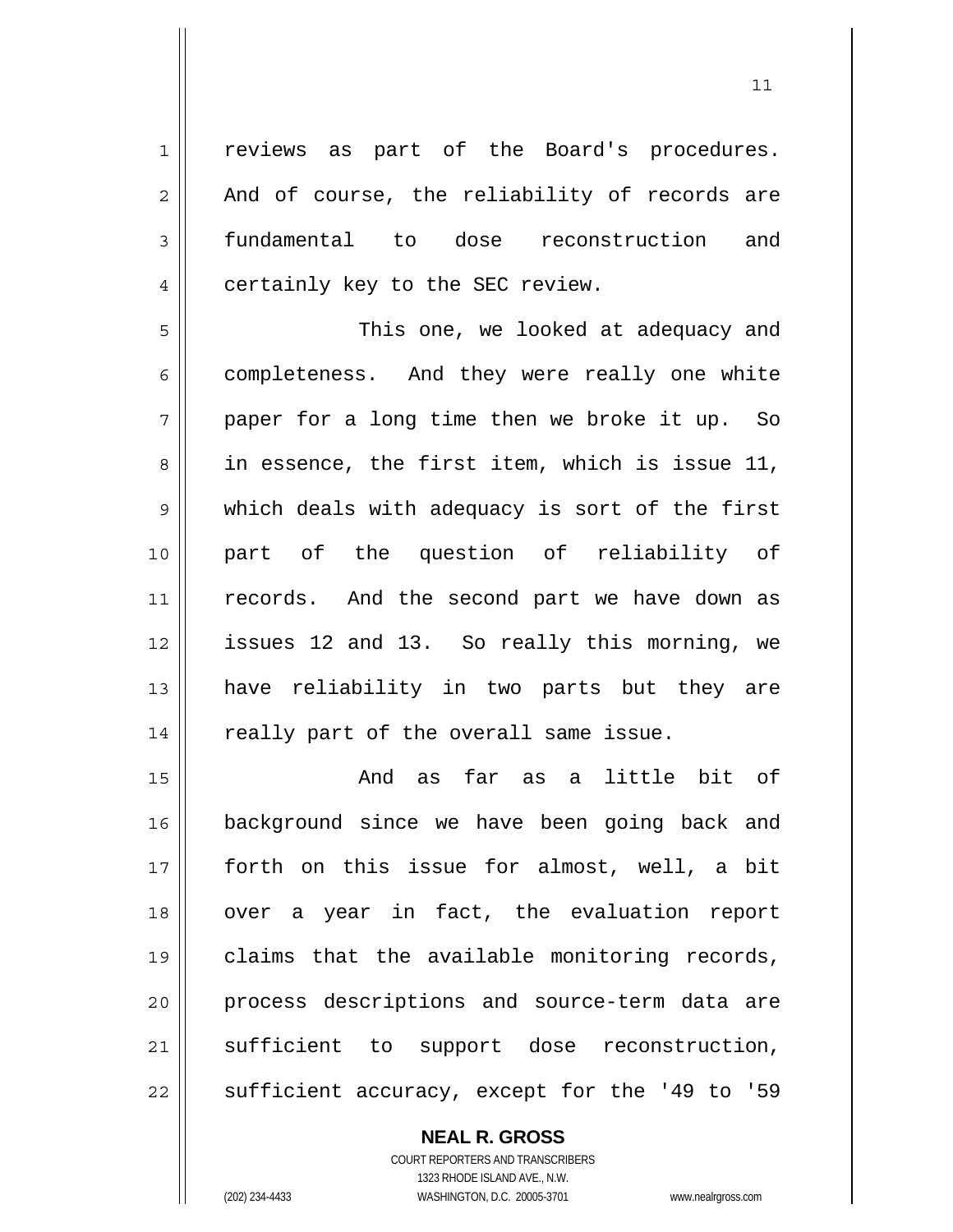reviews as part of the Board's procedures. And of course, the reliability of records are fundamental to dose reconstruction and certainly key to the SEC review.

This one, we looked at adequacy and completeness. And they were really one white paper for a long time then we broke it up. So in essence, the first item, which is issue 11, which deals with adequacy is sort of the first part of the question of reliability of records. And the second part we have down as issues 12 and 13. So really this morning, we have reliability in two parts but they are really part of the overall same issue.

And as far as a little bit of background since we have been going back and forth on this issue for almost, well, a bit over a year in fact, the evaluation report claims that the available monitoring records, process descriptions and source-term data are sufficient to support dose reconstruction, sufficient accuracy, except for the '49 to '59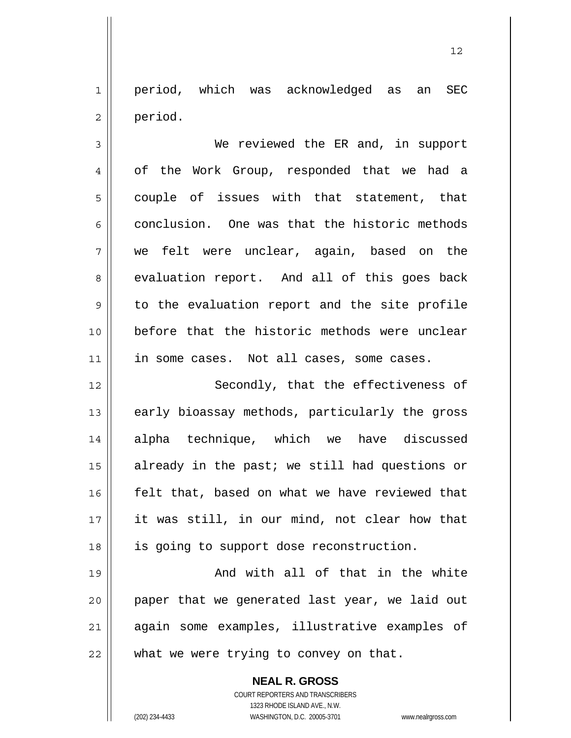period, which was acknowledged as an SEC period.

We reviewed the ER and, in support of the Work Group, responded that we had a couple of issues with that statement, that conclusion. One was that the historic methods we felt were unclear, again, based on the evaluation report. And all of this goes back to the evaluation report and the site profile before that the historic methods were unclear in some cases. Not all cases, some cases.

Secondly, that the effectiveness of early bioassay methods, particularly the gross alpha technique, which we have discussed already in the past; we still had questions or felt that, based on what we have reviewed that it was still, in our mind, not clear how that is going to support dose reconstruction.

And with all of that in the white paper that we generated last year, we laid out again some examples, illustrative examples of what we were trying to convey on that.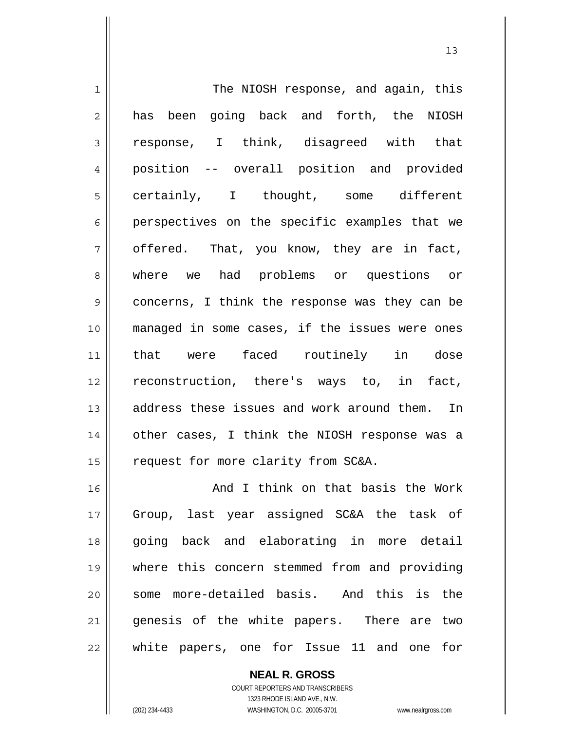The NIOSH response, and again, this has been going back and forth, the NIOSH response, I think, disagreed with that position -- overall position and provided certainly, I thought, some different perspectives on the specific examples that we offered. That, you know, they are in fact, where we had problems or questions or concerns, I think the response was they can be managed in some cases, if the issues were ones that were faced routinely in dose reconstruction, there's ways to, in fact, address these issues and work around them. In other cases, I think the NIOSH response was a request for more clarity from SC&A.

And I think on that basis the Work Group, last year assigned SC&A the task of going back and elaborating in more detail where this concern stemmed from and providing some more-detailed basis. And this is the genesis of the white papers. There are two white papers, one for Issue 11 and one for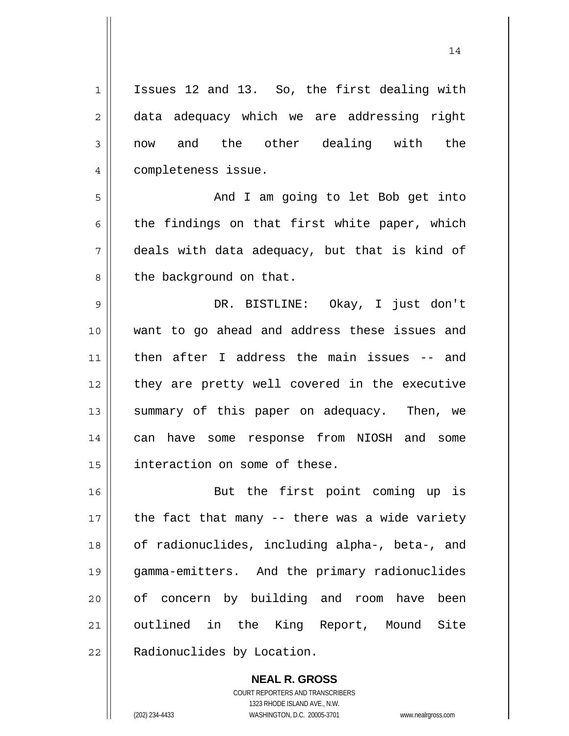Issues 12 and 13. So, the first dealing with data adequacy which we are addressing right now and the other dealing with the completeness issue.

And I am going to let Bob get into the findings on that first white paper, which deals with data adequacy, but that is kind of the background on that.

DR. BISTLINE: Okay, I just don't want to go ahead and address these issues and then after I address the main issues -- and they are pretty well covered in the executive summary of this paper on adequacy. Then, we can have some response from NIOSH and some interaction on some of these.

But the first point coming up is the fact that many -- there was a wide variety of radionuclides, including alpha-, beta-, and gamma-emitters. And the primary radionuclides of concern by building and room have been outlined in the King Report, Mound Site Radionuclides by Location.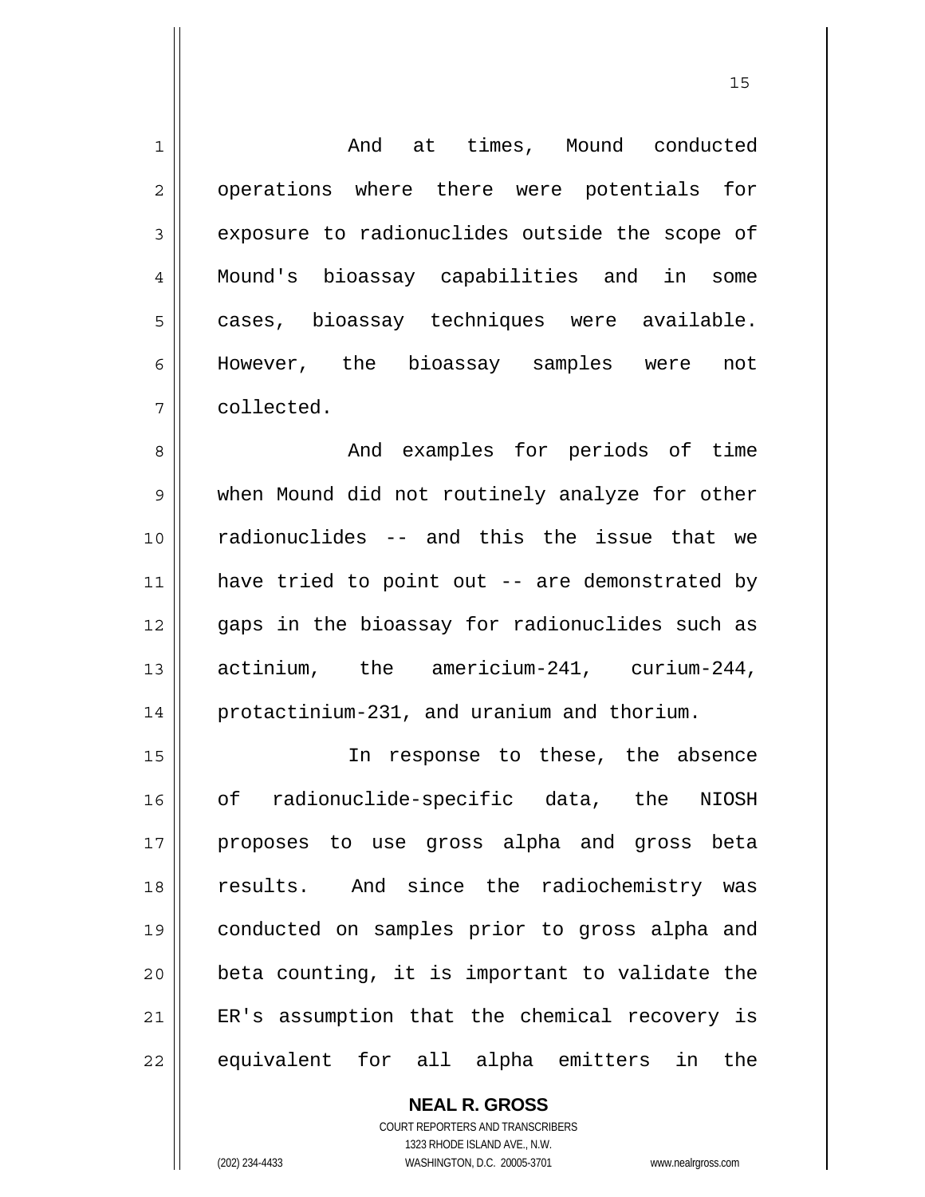And at times, Mound conducted operations where there were potentials for exposure to radionuclides outside the scope of Mound's bioassay capabilities and in some cases, bioassay techniques were available. However, the bioassay samples were not collected.

And examples for periods of time when Mound did not routinely analyze for other radionuclides -- and this the issue that we have tried to point out -- are demonstrated by gaps in the bioassay for radionuclides such as actinium, the americium-241, curium-244, protactinium-231, and uranium and thorium.

In response to these, the absence of radionuclide-specific data, the NIOSH proposes to use gross alpha and gross beta results. And since the radiochemistry was conducted on samples prior to gross alpha and beta counting, it is important to validate the ER's assumption that the chemical recovery is equivalent for all alpha emitters in the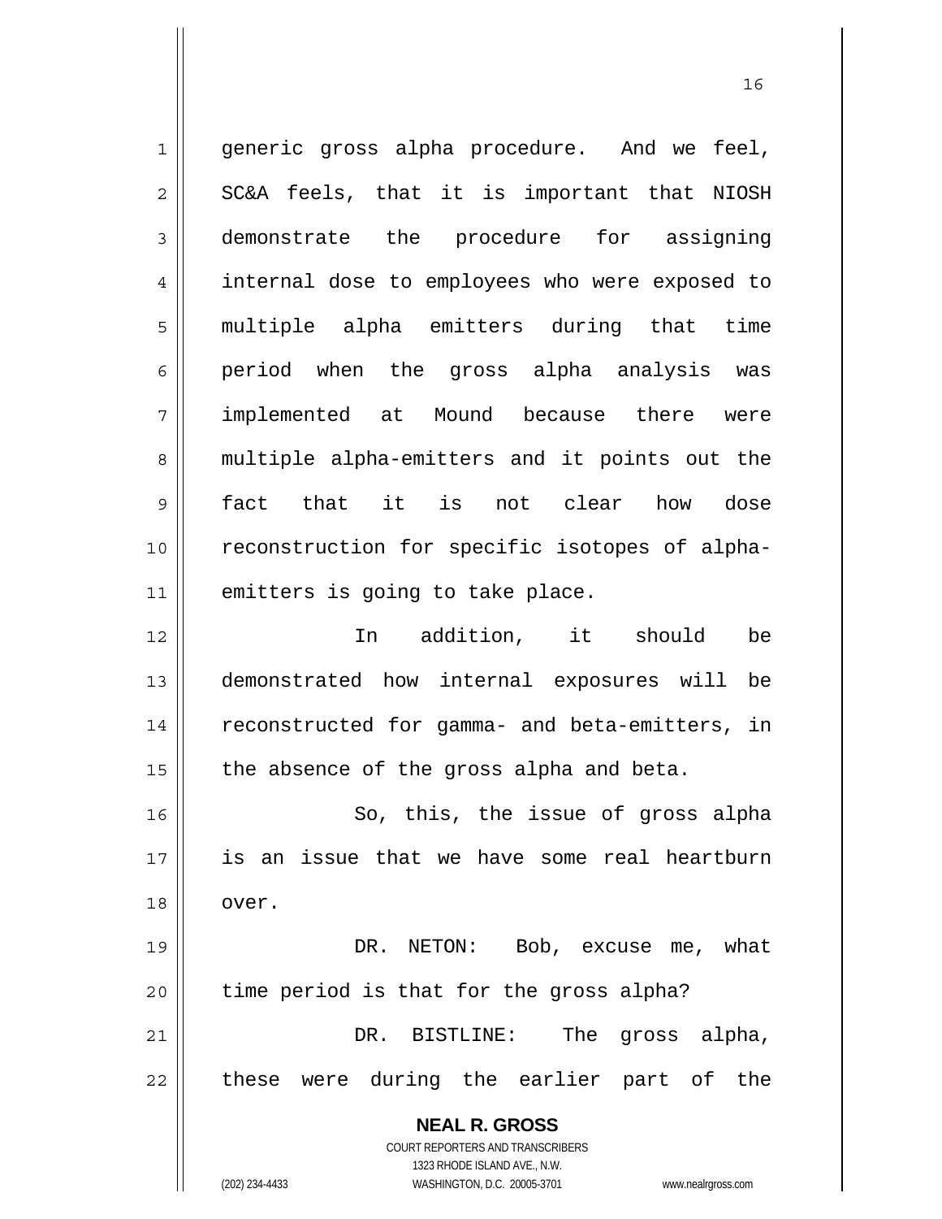generic gross alpha procedure. And we feel, SC&A feels, that it is important that NIOSH demonstrate the procedure for assigning internal dose to employees who were exposed to multiple alpha emitters during that time period when the gross alpha analysis was implemented at Mound because there were multiple alpha-emitters and it points out the fact that it is not clear how dose reconstruction for specific isotopes of alpha-emitters is going to take place.

In addition, it should be demonstrated how internal exposures will be reconstructed for gamma- and beta-emitters, in the absence of the gross alpha and beta.

So, this, the issue of gross alpha is an issue that we have some real heartburn over.

DR. NETON: Bob, excuse me, what time period is that for the gross alpha?

DR. BISTLINE: The gross alpha, these were during the earlier part of the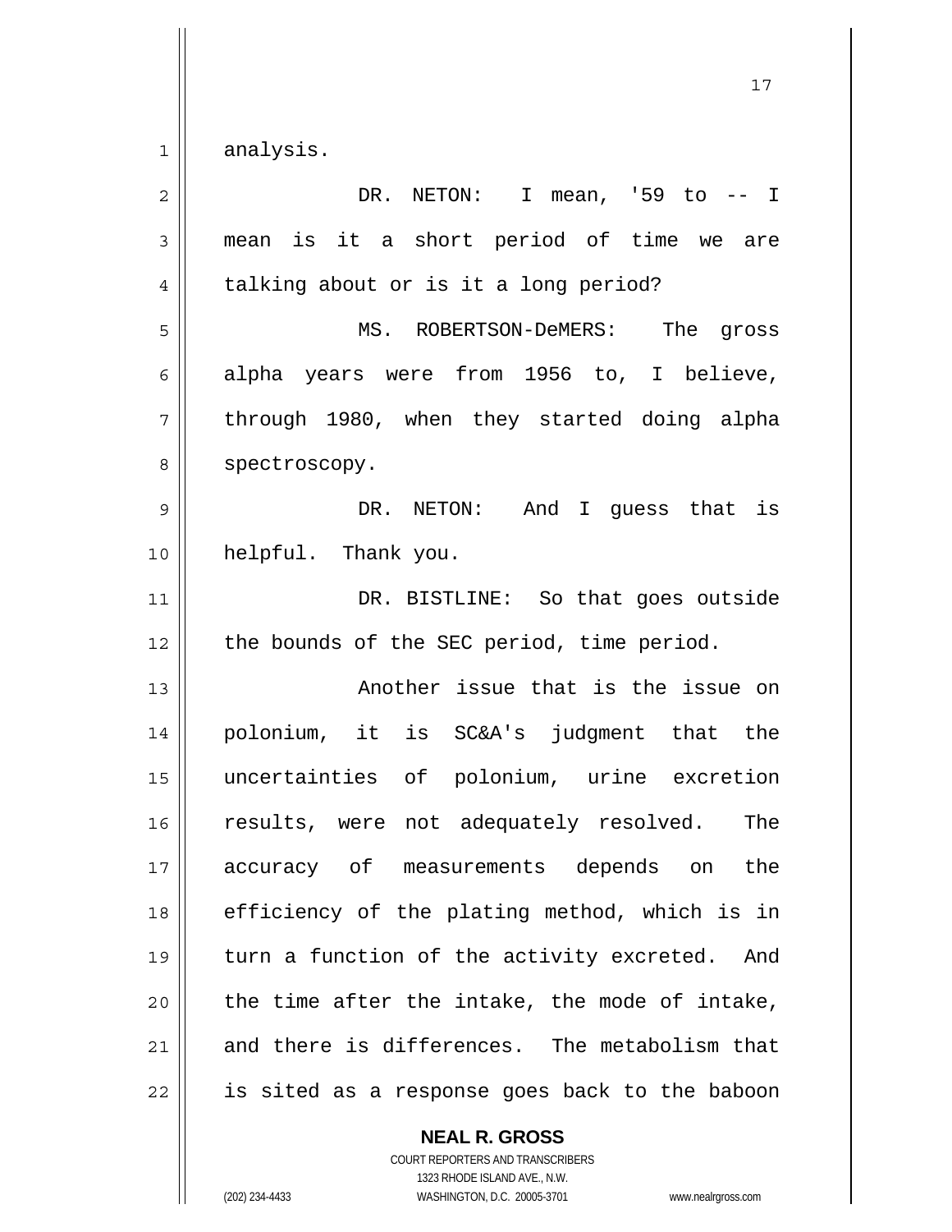analysis.

DR. NETON: I mean, '59 to -- I mean is it a short period of time we are talking about or is it a long period?

MS. ROBERTSON-DeMERS: The gross alpha years were from 1956 to, I believe, through 1980, when they started doing alpha spectroscopy.

DR. NETON: And I guess that is helpful. Thank you.

DR. BISTLINE: So that goes outside the bounds of the SEC period, time period.

Another issue that is the issue on polonium, it is SC&A's judgment that the uncertainties of polonium, urine excretion results, were not adequately resolved. The accuracy of measurements depends on the efficiency of the plating method, which is in turn a function of the activity excreted. And the time after the intake, the mode of intake, and there is differences. The metabolism that is sited as a response goes back to the baboon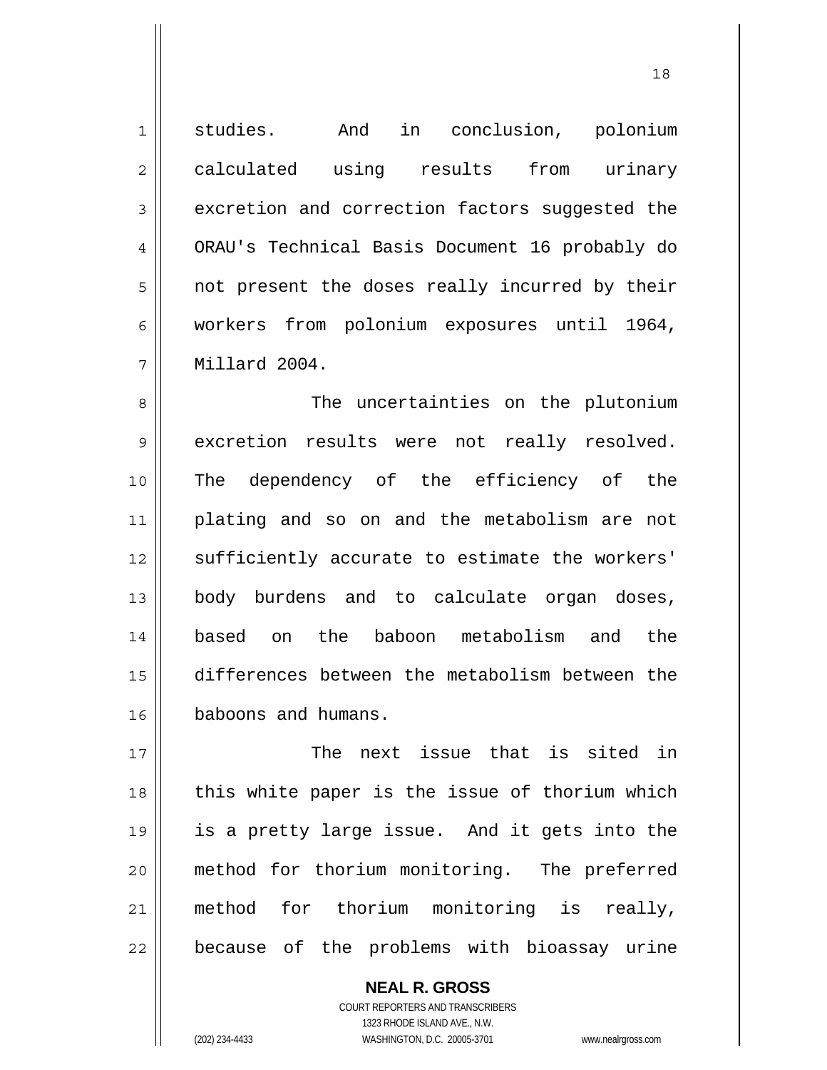studies. And in conclusion, polonium calculated using results from urinary excretion and correction factors suggested the ORAU's Technical Basis Document 16 probably do not present the doses really incurred by their workers from polonium exposures until 1964, Millard 2004.

The uncertainties on the plutonium excretion results were not really resolved. The dependency of the efficiency of the plating and so on and the metabolism are not sufficiently accurate to estimate the workers' body burdens and to calculate organ doses, based on the baboon metabolism and the differences between the metabolism between the baboons and humans.

The next issue that is sited in this white paper is the issue of thorium which is a pretty large issue. And it gets into the method for thorium monitoring. The preferred method for thorium monitoring is really, because of the problems with bioassay urine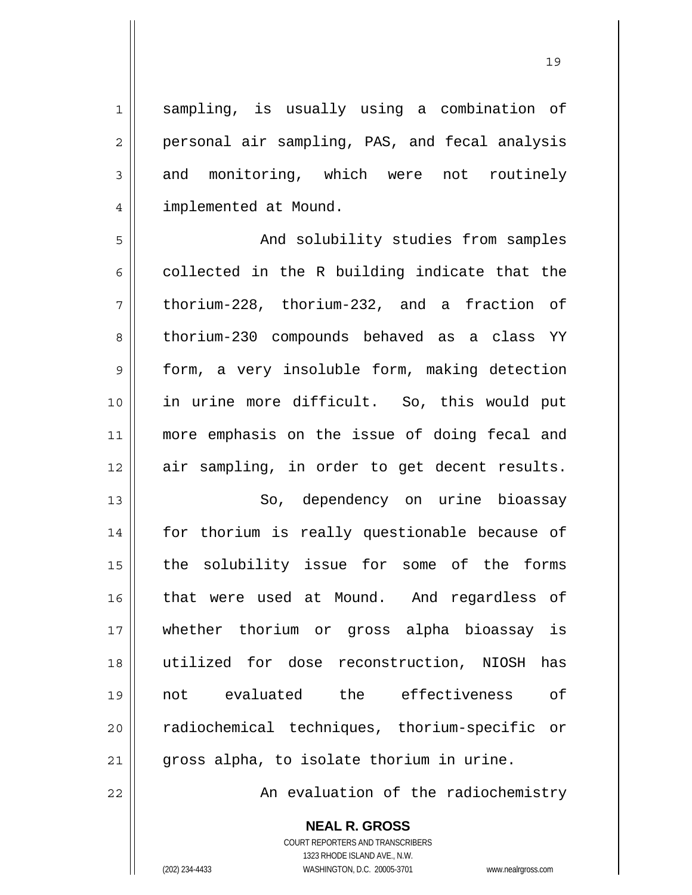sampling, is usually using a combination of personal air sampling, PAS, and fecal analysis and monitoring, which were not routinely implemented at Mound.

And solubility studies from samples collected in the R building indicate that the thorium-228, thorium-232, and a fraction of thorium-230 compounds behaved as a class YY form, a very insoluble form, making detection in urine more difficult. So, this would put more emphasis on the issue of doing fecal and air sampling, in order to get decent results.

So, dependency on urine bioassay for thorium is really questionable because of the solubility issue for some of the forms that were used at Mound. And regardless of whether thorium or gross alpha bioassay is utilized for dose reconstruction, NIOSH has not evaluated the effectiveness of radiochemical techniques, thorium-specific or gross alpha, to isolate thorium in urine.

An evaluation of the radiochemistry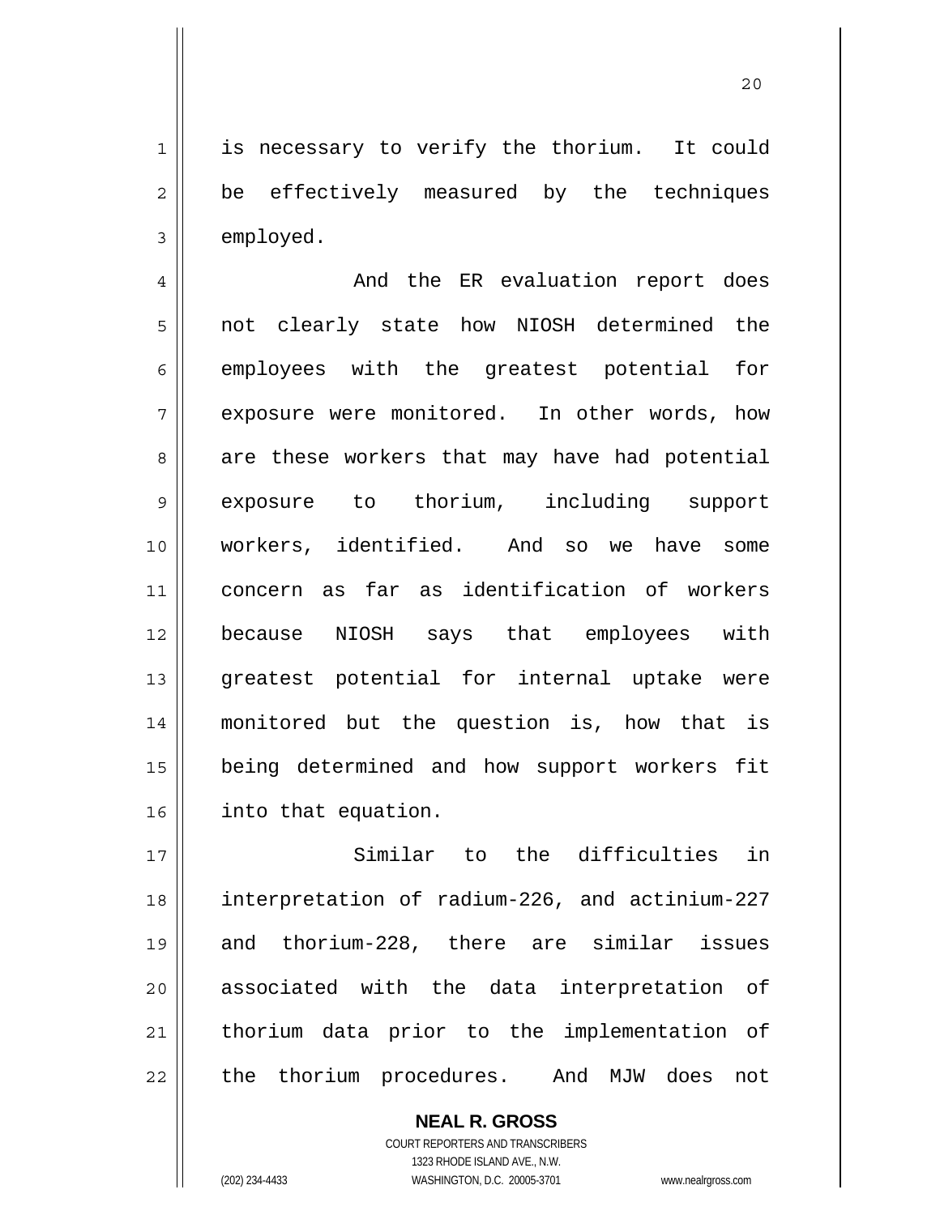is necessary to verify the thorium. It could be effectively measured by the techniques employed.

And the ER evaluation report does not clearly state how NIOSH determined the employees with the greatest potential for exposure were monitored. In other words, how are these workers that may have had potential exposure to thorium, including support workers, identified. And so we have some concern as far as identification of workers because NIOSH says that employees with greatest potential for internal uptake were monitored but the question is, how that is being determined and how support workers fit into that equation.

Similar to the difficulties in interpretation of radium-226, and actinium-227 and thorium-228, there are similar issues associated with the data interpretation of thorium data prior to the implementation of the thorium procedures. And MJW does not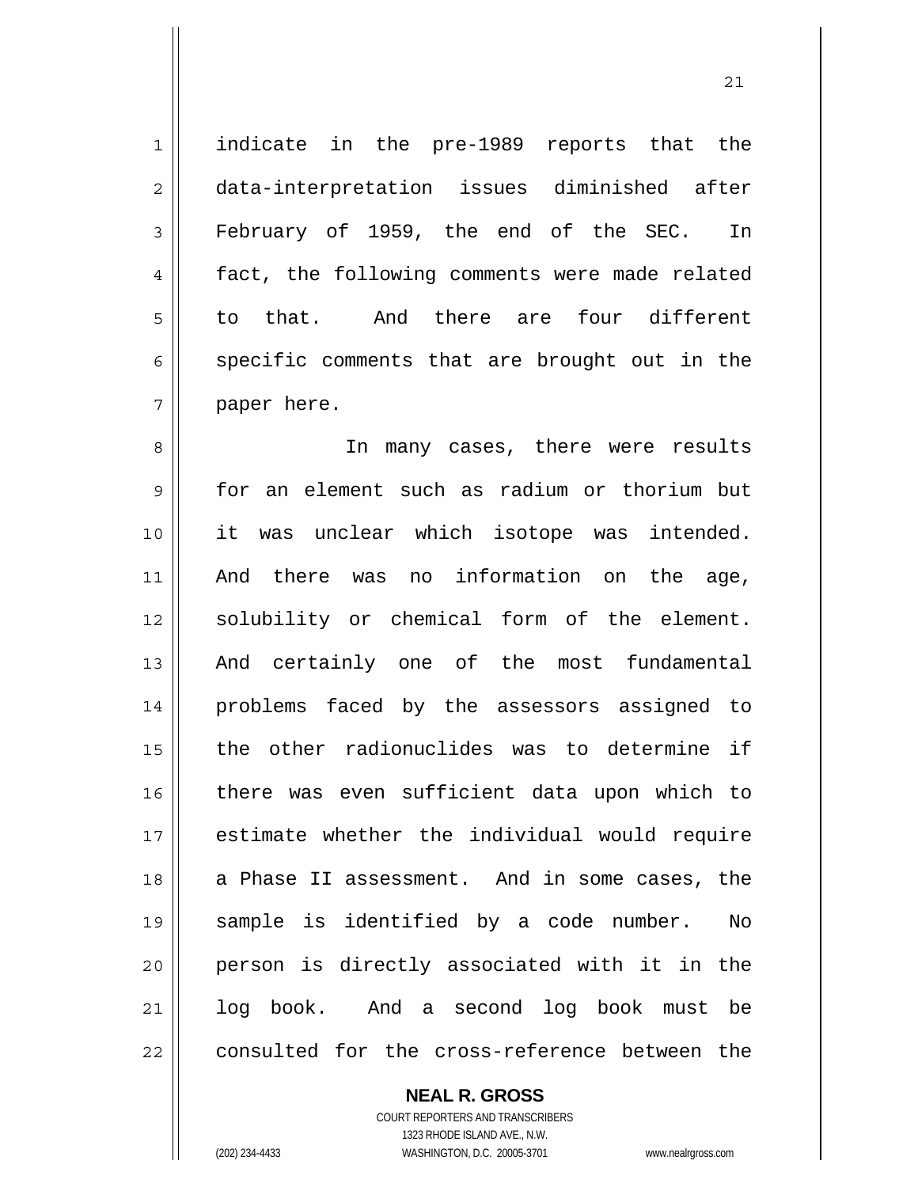indicate in the pre-1989 reports that the data-interpretation issues diminished after February of 1959, the end of the SEC. In fact, the following comments were made related to that. And there are four different specific comments that are brought out in the paper here.

In many cases, there were results for an element such as radium or thorium but it was unclear which isotope was intended. And there was no information on the age, solubility or chemical form of the element. And certainly one of the most fundamental problems faced by the assessors assigned to the other radionuclides was to determine if there was even sufficient data upon which to estimate whether the individual would require a Phase II assessment. And in some cases, the sample is identified by a code number. No person is directly associated with it in the log book. And a second log book must be consulted for the cross-reference between the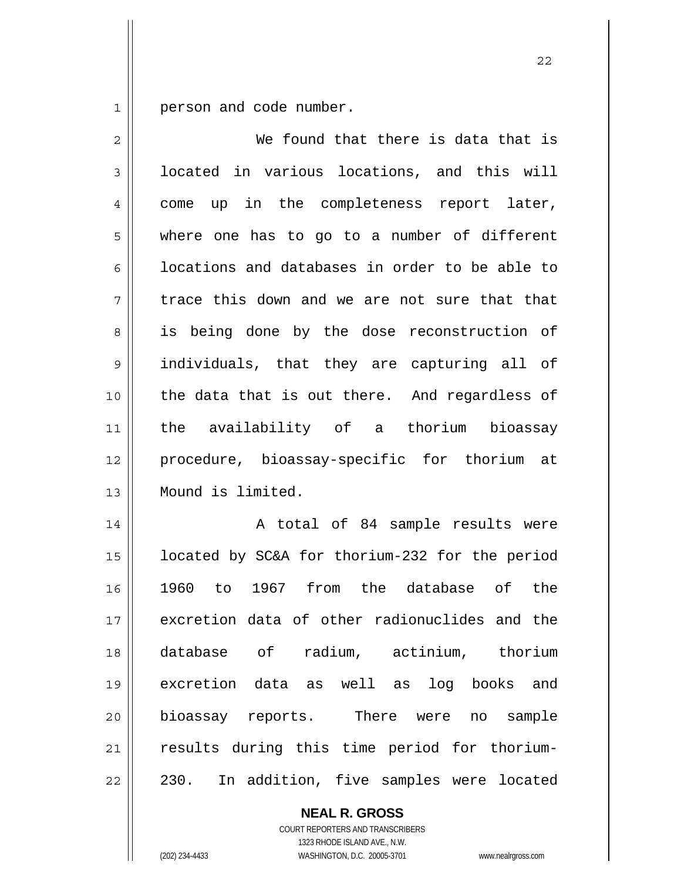person and code number.

We found that there is data that is located in various locations, and this will come up in the completeness report later, where one has to go to a number of different locations and databases in order to be able to trace this down and we are not sure that that is being done by the dose reconstruction of individuals, that they are capturing all of the data that is out there. And regardless of the availability of a thorium bioassay procedure, bioassay-specific for thorium at Mound is limited.

A total of 84 sample results were located by SC&A for thorium-232 for the period 1960 to 1967 from the database of the excretion data of other radionuclides and the database of radium, actinium, thorium excretion data as well as log books and bioassay reports. There were no sample results during this time period for thorium-230. In addition, five samples were located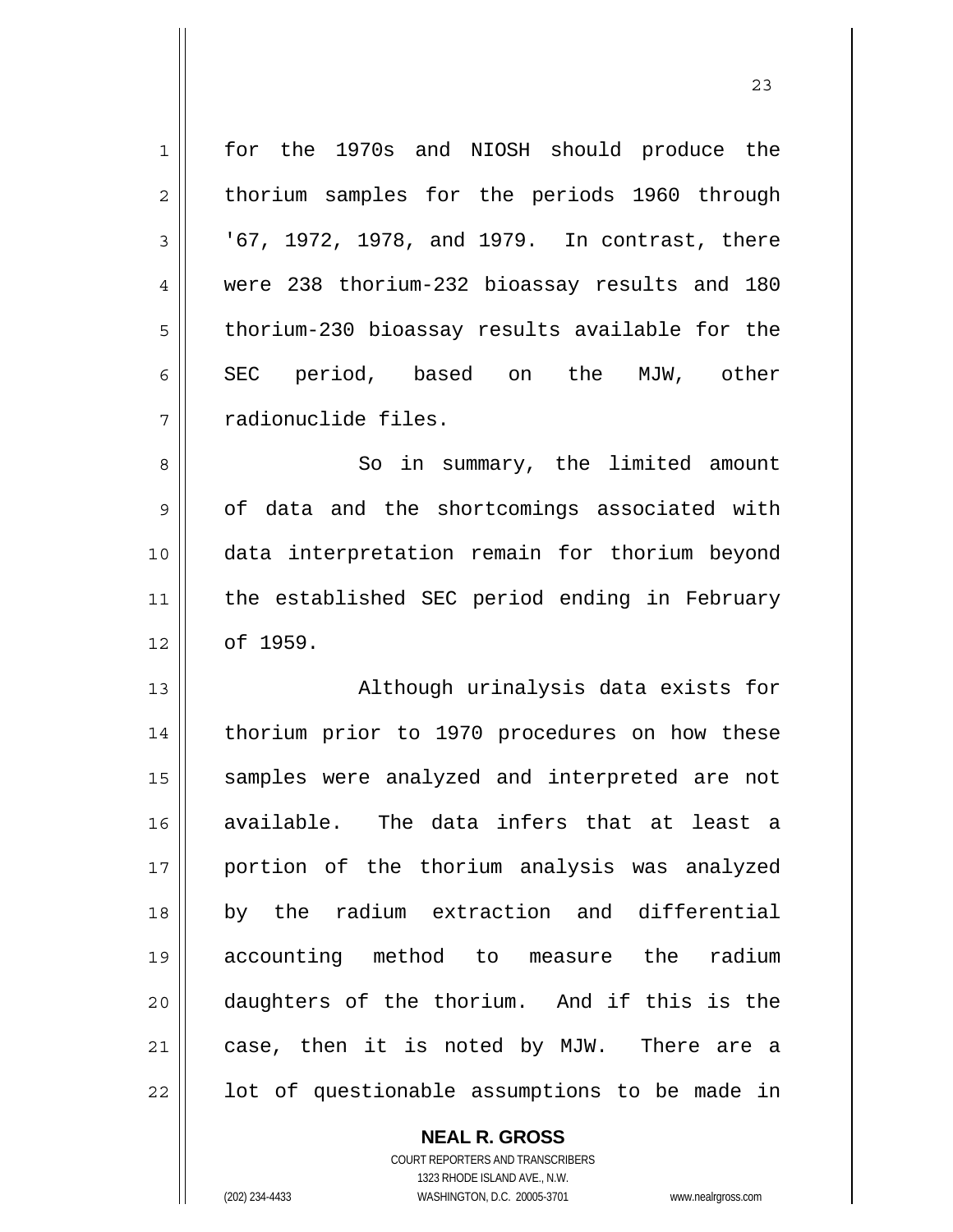for the 1970s and NIOSH should produce the thorium samples for the periods 1960 through '67, 1972, 1978, and 1979. In contrast, there were 238 thorium-232 bioassay results and 180 thorium-230 bioassay results available for the SEC period, based on the MJW, other radionuclide files.

So in summary, the limited amount of data and the shortcomings associated with data interpretation remain for thorium beyond the established SEC period ending in February of 1959.

Although urinalysis data exists for thorium prior to 1970 procedures on how these samples were analyzed and interpreted are not available. The data infers that at least a portion of the thorium analysis was analyzed by the radium extraction and differential accounting method to measure the radium daughters of the thorium. And if this is the case, then it is noted by MJW. There are a lot of questionable assumptions to be made in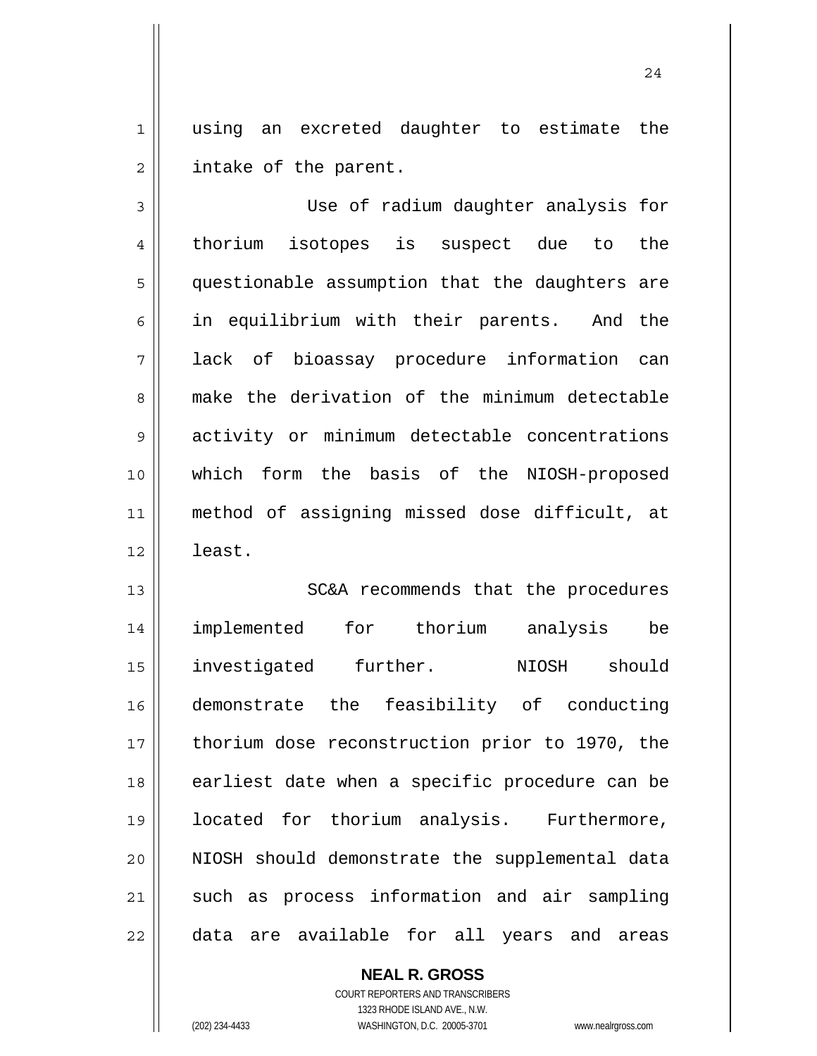using an excreted daughter to estimate the intake of the parent.

Use of radium daughter analysis for thorium isotopes is suspect due to the questionable assumption that the daughters are in equilibrium with their parents. And the lack of bioassay procedure information can make the derivation of the minimum detectable activity or minimum detectable concentrations which form the basis of the NIOSH-proposed method of assigning missed dose difficult, at least.

SC&A recommends that the procedures implemented for thorium analysis be investigated further. NIOSH should demonstrate the feasibility of conducting thorium dose reconstruction prior to 1970, the earliest date when a specific procedure can be located for thorium analysis. Furthermore, NIOSH should demonstrate the supplemental data such as process information and air sampling data are available for all years and areas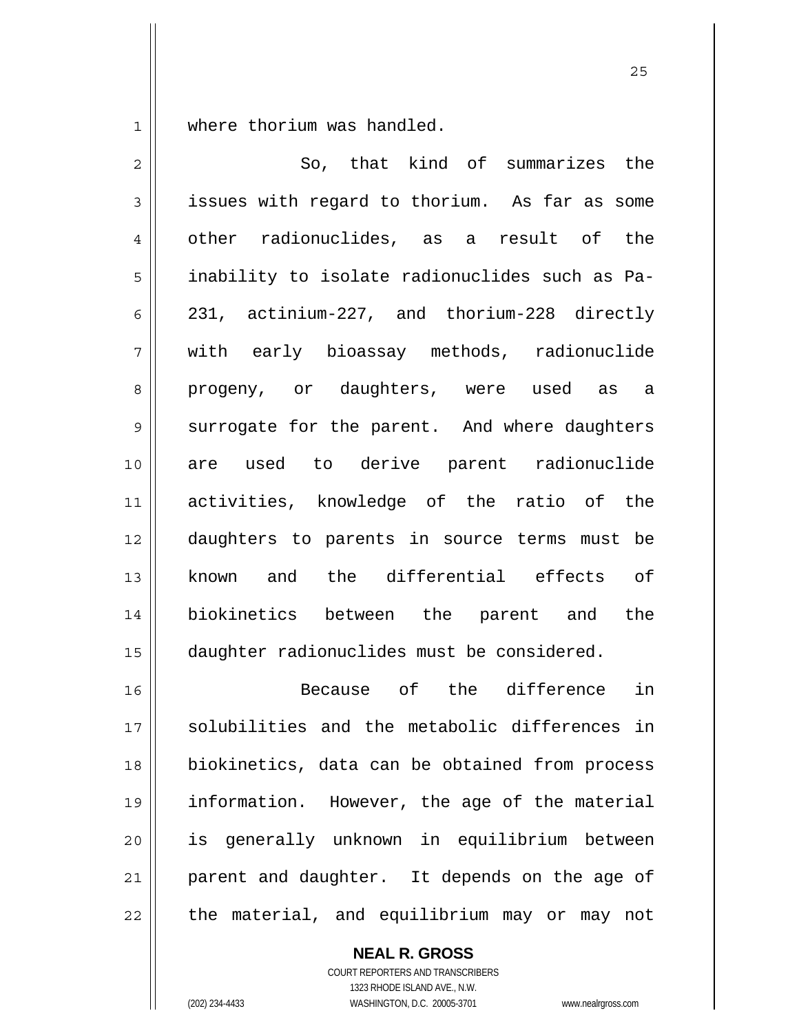where thorium was handled.

So, that kind of summarizes the issues with regard to thorium. As far as some other radionuclides, as a result of the inability to isolate radionuclides such as Pa-231, actinium-227, and thorium-228 directly with early bioassay methods, radionuclide progeny, or daughters, were used as a surrogate for the parent. And where daughters are used to derive parent radionuclide activities, knowledge of the ratio of the daughters to parents in source terms must be known and the differential effects of biokinetics between the parent and the daughter radionuclides must be considered.

Because of the difference in solubilities and the metabolic differences in biokinetics, data can be obtained from process information. However, the age of the material is generally unknown in equilibrium between parent and daughter. It depends on the age of the material, and equilibrium may or may not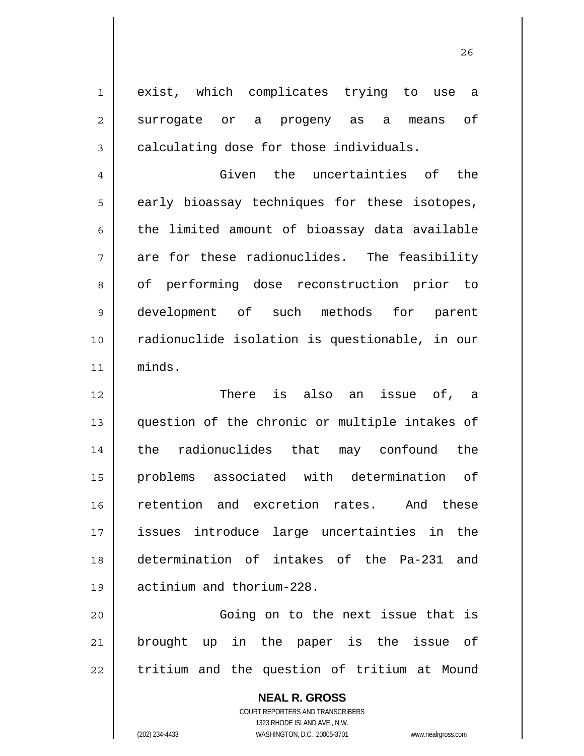exist, which complicates trying to use a surrogate or a progeny as a means of calculating dose for those individuals.

Given the uncertainties of the early bioassay techniques for these isotopes, the limited amount of bioassay data available are for these radionuclides. The feasibility of performing dose reconstruction prior to development of such methods for parent radionuclide isolation is questionable, in our minds.

There is also an issue of, a question of the chronic or multiple intakes of the radionuclides that may confound the problems associated with determination of retention and excretion rates. And these issues introduce large uncertainties in the determination of intakes of the Pa-231 and actinium and thorium-228.

Going on to the next issue that is brought up in the paper is the issue of tritium and the question of tritium at Mound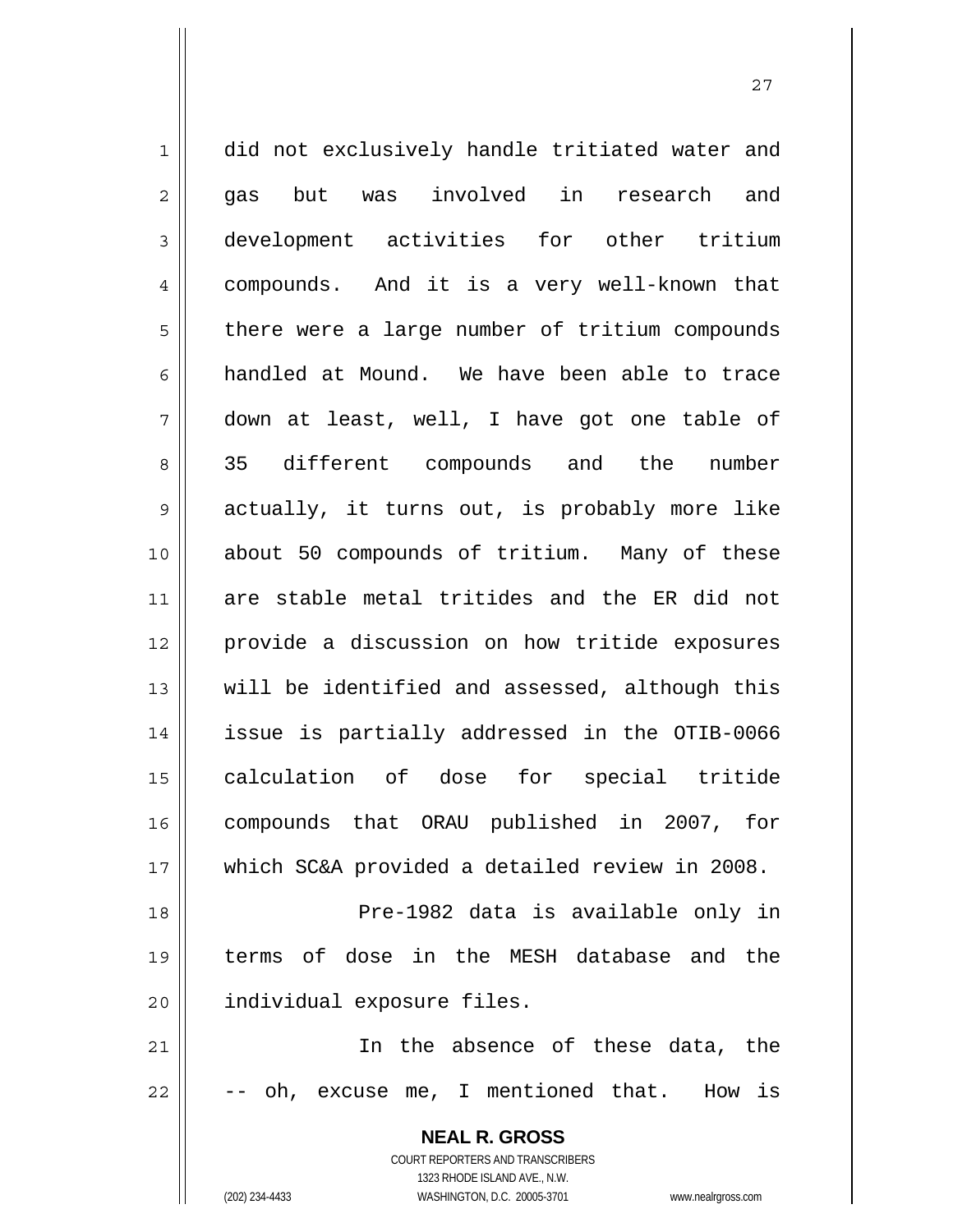did not exclusively handle tritiated water and gas but was involved in research and development activities for other tritium compounds. And it is a very well-known that there were a large number of tritium compounds handled at Mound. We have been able to trace down at least, well, I have got one table of 35 different compounds and the number actually, it turns out, is probably more like about 50 compounds of tritium. Many of these are stable metal tritides and the ER did not provide a discussion on how tritide exposures will be identified and assessed, although this issue is partially addressed in the OTIB-0066 calculation of dose for special tritide compounds that ORAU published in 2007, for which SC&A provided a detailed review in 2008.

Pre-1982 data is available only in terms of dose in the MESH database and the individual exposure files.

In the absence of these data, the -- oh, excuse me, I mentioned that. How is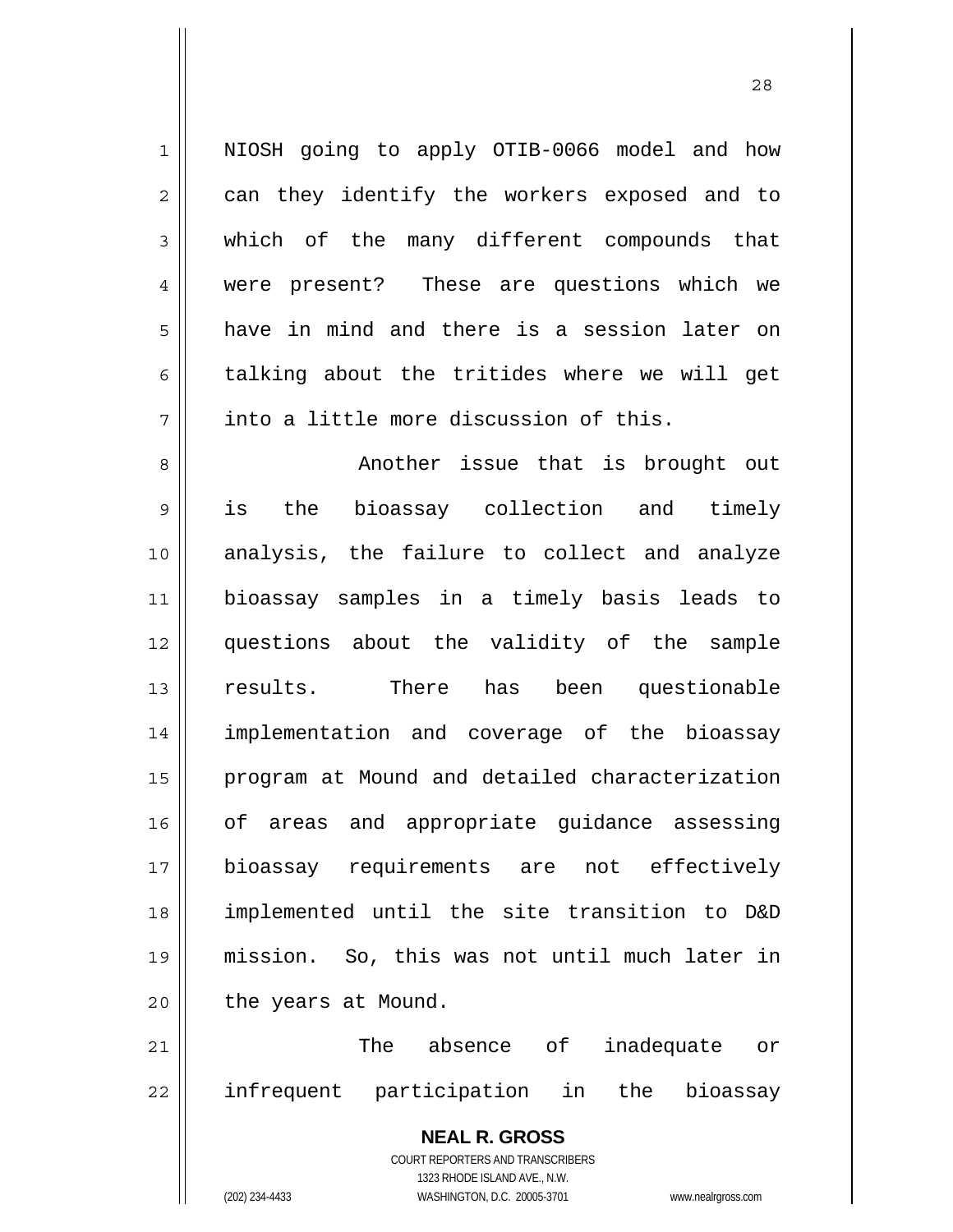NIOSH going to apply OTIB-0066 model and how can they identify the workers exposed and to which of the many different compounds that were present? These are questions which we have in mind and there is a session later on talking about the tritides where we will get into a little more discussion of this.

Another issue that is brought out is the bioassay collection and timely analysis, the failure to collect and analyze bioassay samples in a timely basis leads to questions about the validity of the sample results. There has been questionable implementation and coverage of the bioassay program at Mound and detailed characterization of areas and appropriate guidance assessing bioassay requirements are not effectively implemented until the site transition to D&D mission. So, this was not until much later in the years at Mound.

The absence of inadequate or infrequent participation in the bioassay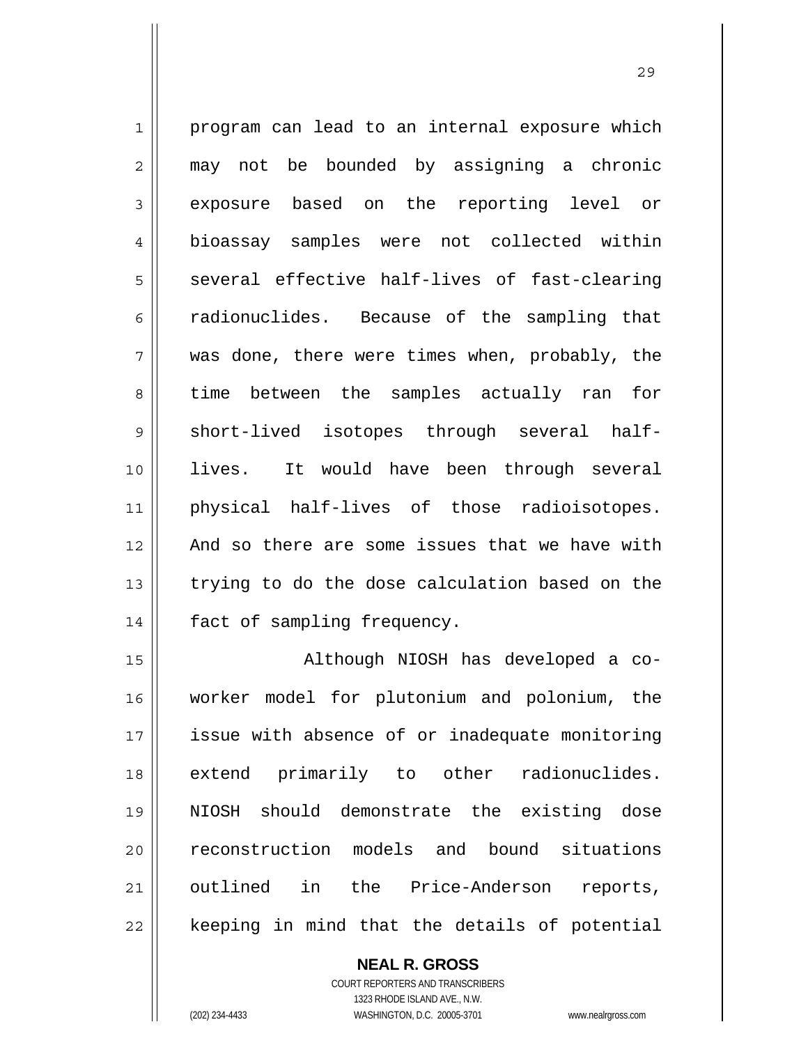program can lead to an internal exposure which may not be bounded by assigning a chronic exposure based on the reporting level or bioassay samples were not collected within several effective half-lives of fast-clearing radionuclides. Because of the sampling that was done, there were times when, probably, the time between the samples actually ran for short-lived isotopes through several half-lives. It would have been through several physical half-lives of those radioisotopes. And so there are some issues that we have with trying to do the dose calculation based on the fact of sampling frequency.

Although NIOSH has developed a co-worker model for plutonium and polonium, the issue with absence of or inadequate monitoring extend primarily to other radionuclides. NIOSH should demonstrate the existing dose reconstruction models and bound situations outlined in the Price-Anderson reports, keeping in mind that the details of potential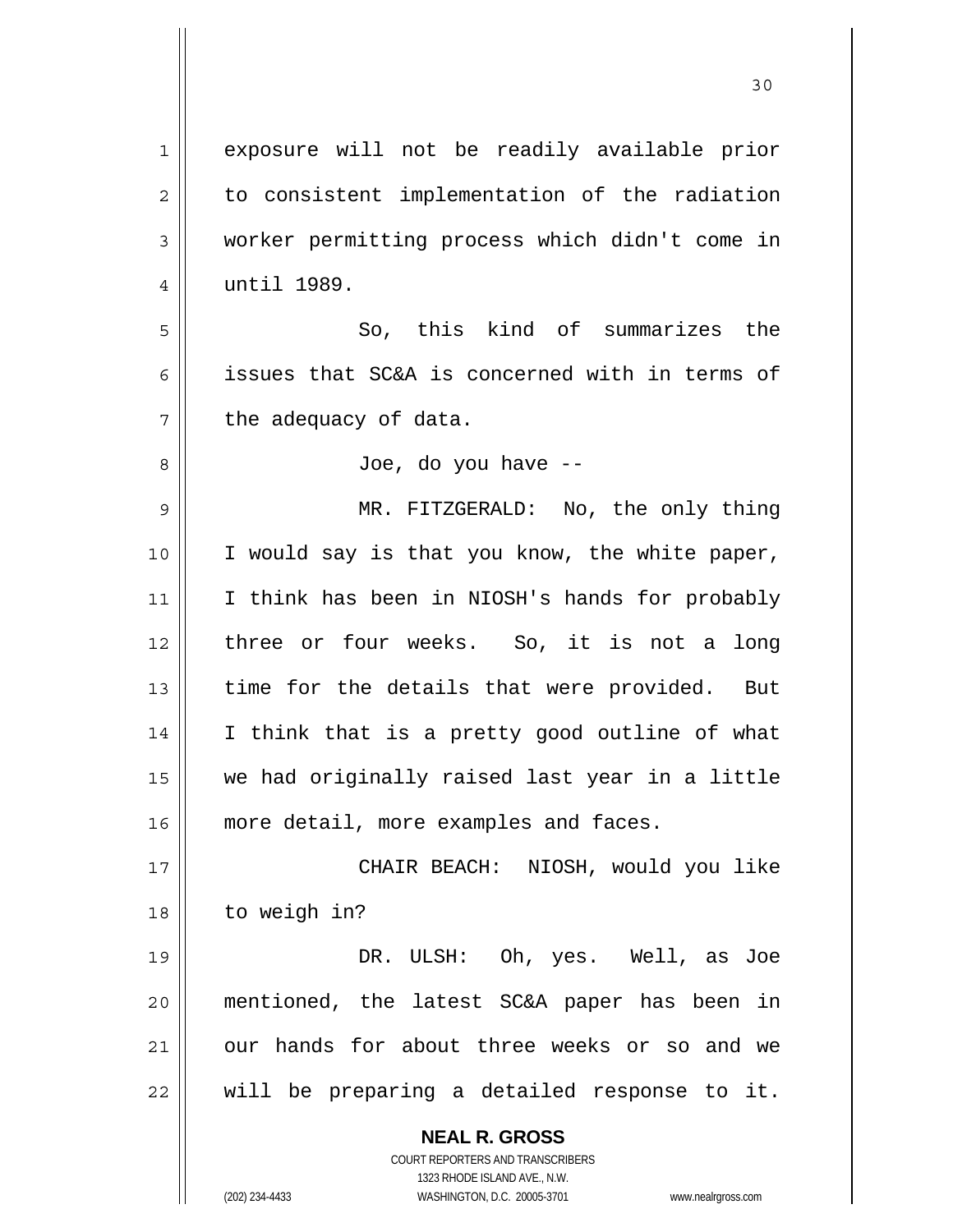exposure will not be readily available prior to consistent implementation of the radiation worker permitting process which didn't come in until 1989.

So, this kind of summarizes the issues that SC&A is concerned with in terms of the adequacy of data.

Joe, do you have --

MR. FITZGERALD: No, the only thing I would say is that you know, the white paper, I think has been in NIOSH's hands for probably three or four weeks. So, it is not a long time for the details that were provided. But I think that is a pretty good outline of what we had originally raised last year in a little more detail, more examples and faces.

CHAIR BEACH: NIOSH, would you like to weigh in?

DR. ULSH: Oh, yes. Well, as Joe mentioned, the latest SC&A paper has been in our hands for about three weeks or so and we will be preparing a detailed response to it.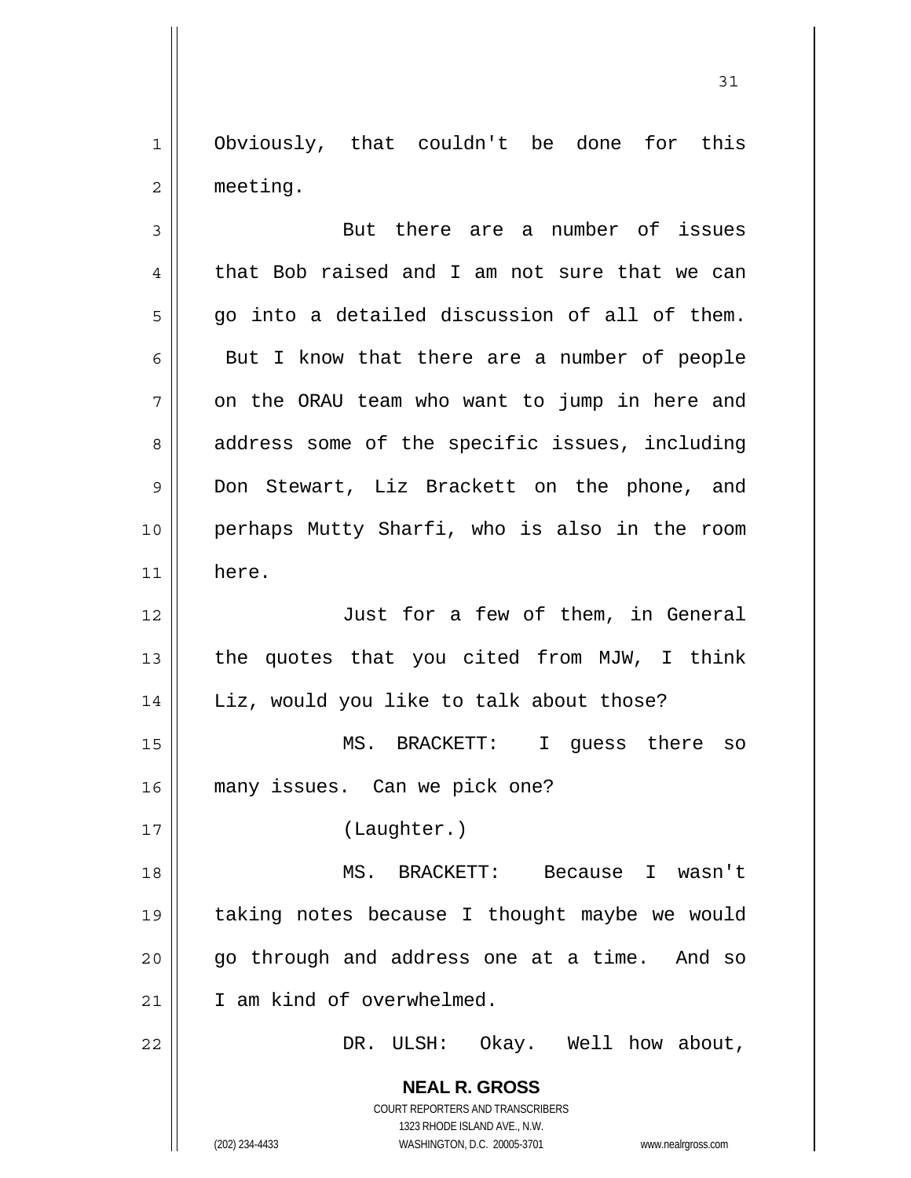Obviously, that couldn't be done for this meeting.

But there are a number of issues that Bob raised and I am not sure that we can go into a detailed discussion of all of them. But I know that there are a number of people on the ORAU team who want to jump in here and address some of the specific issues, including Don Stewart, Liz Brackett on the phone, and perhaps Mutty Sharfi, who is also in the room here.

Just for a few of them, in General the quotes that you cited from MJW, I think Liz, would you like to talk about those?

MS. BRACKETT: I guess there so many issues. Can we pick one?

(Laughter.)

MS. BRACKETT: Because I wasn't taking notes because I thought maybe we would go through and address one at a time. And so I am kind of overwhelmed.

DR. ULSH: Okay. Well how about,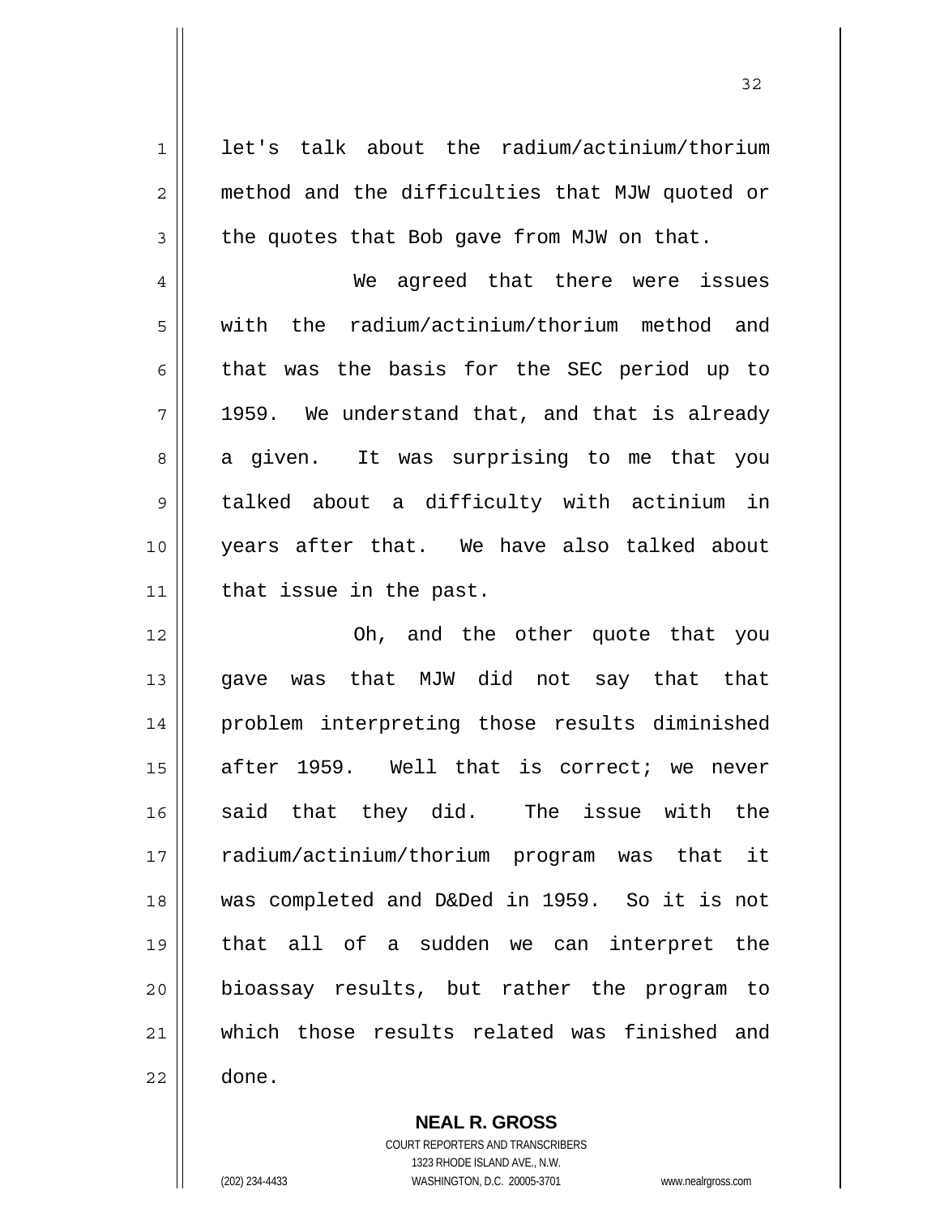let's talk about the radium/actinium/thorium method and the difficulties that MJW quoted or the quotes that Bob gave from MJW on that.

We agreed that there were issues with the radium/actinium/thorium method and that was the basis for the SEC period up to 1959. We understand that, and that is already a given. It was surprising to me that you talked about a difficulty with actinium in years after that. We have also talked about that issue in the past.

Oh, and the other quote that you gave was that MJW did not say that that problem interpreting those results diminished after 1959. Well that is correct; we never said that they did. The issue with the radium/actinium/thorium program was that it was completed and D&Ded in 1959. So it is not that all of a sudden we can interpret the bioassay results, but rather the program to which those results related was finished and done.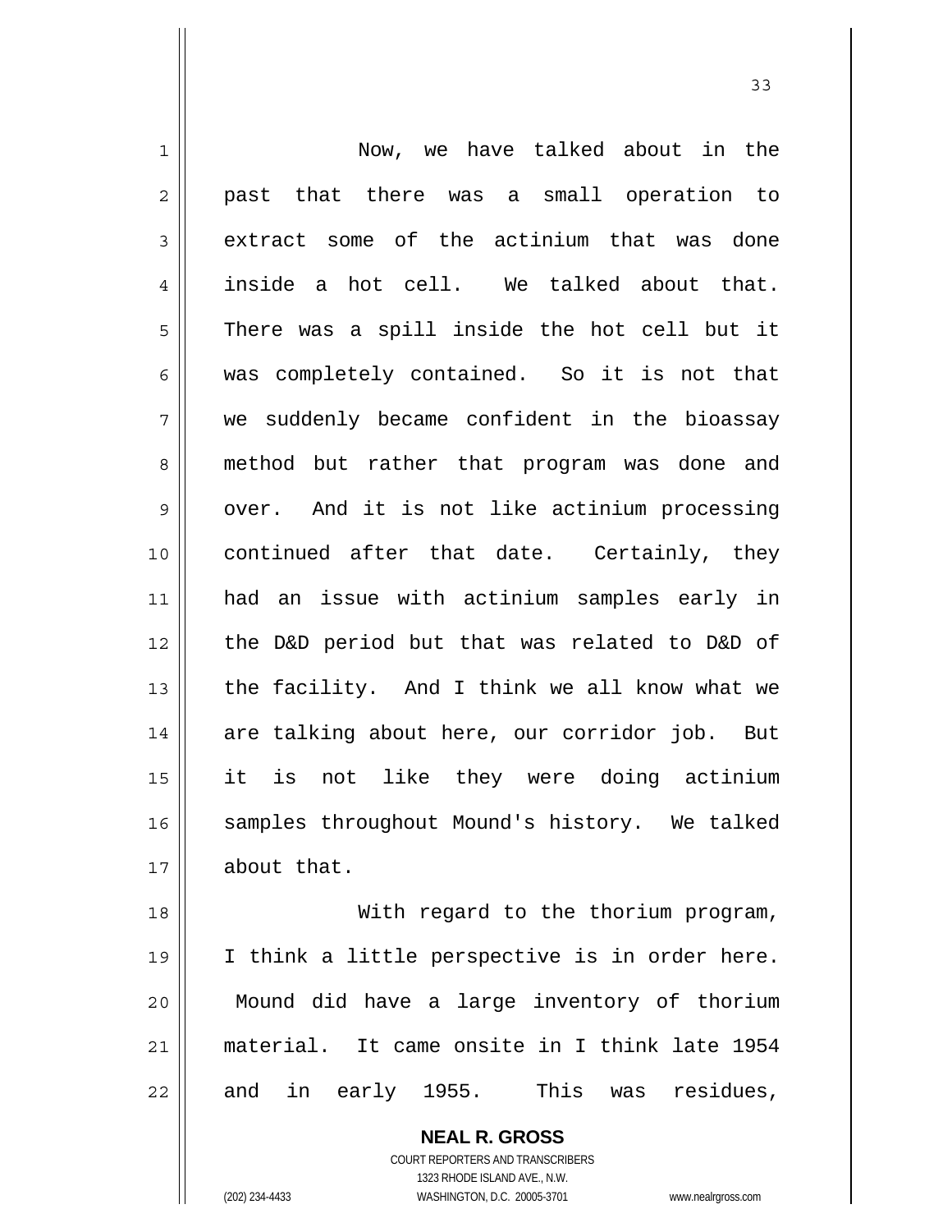Now, we have talked about in the past that there was a small operation to extract some of the actinium that was done inside a hot cell. We talked about that. There was a spill inside the hot cell but it was completely contained. So it is not that we suddenly became confident in the bioassay method but rather that program was done and over. And it is not like actinium processing continued after that date. Certainly, they had an issue with actinium samples early in the D&D period but that was related to D&D of the facility. And I think we all know what we are talking about here, our corridor job. But it is not like they were doing actinium samples throughout Mound's history. We talked about that.

With regard to the thorium program, I think a little perspective is in order here. Mound did have a large inventory of thorium material. It came onsite in I think late 1954 and in early 1955. This was residues,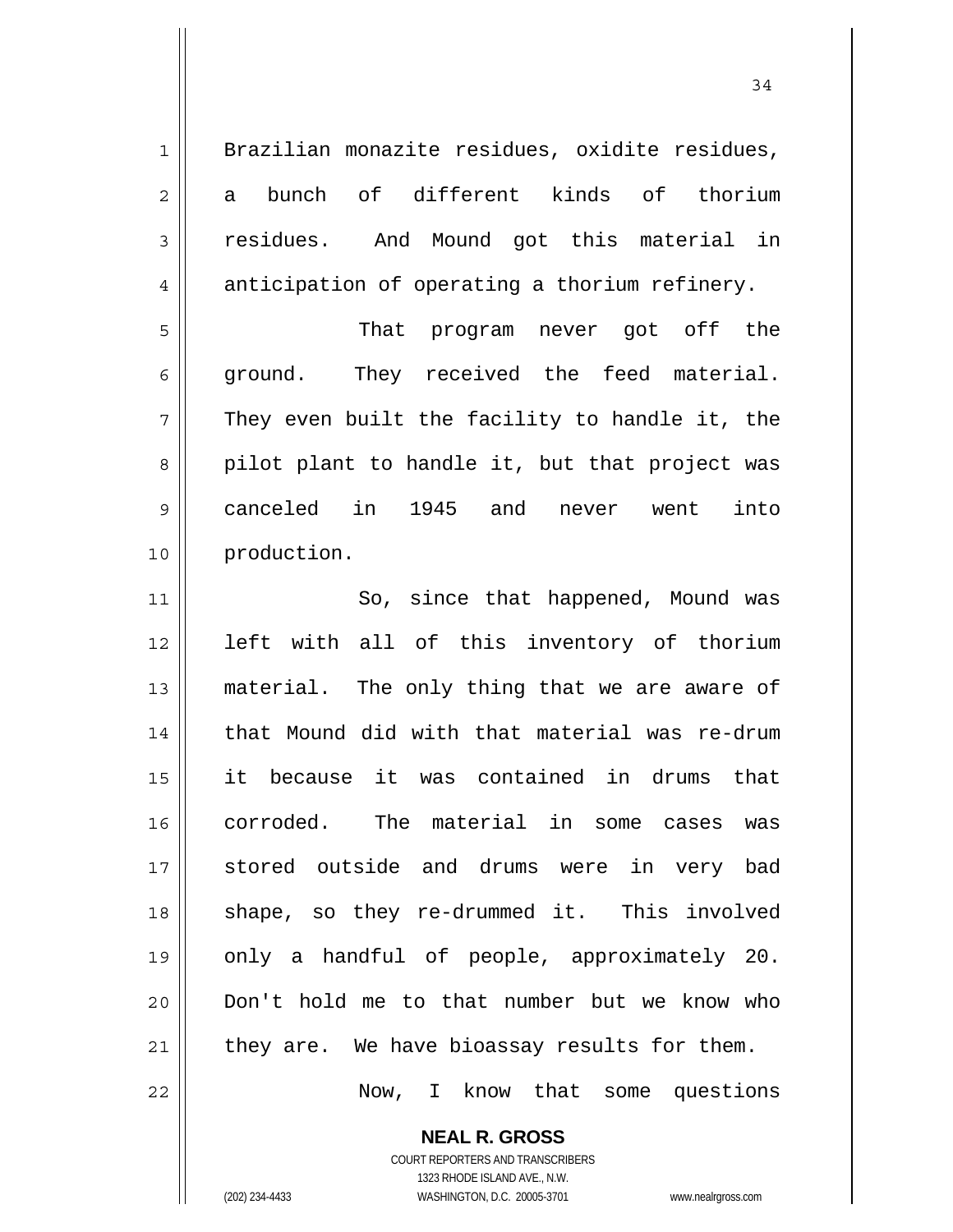Brazilian monazite residues, oxidite residues, a bunch of different kinds of thorium residues. And Mound got this material in anticipation of operating a thorium refinery.

That program never got off the ground. They received the feed material. They even built the facility to handle it, the pilot plant to handle it, but that project was canceled in 1945 and never went into production.

So, since that happened, Mound was left with all of this inventory of thorium material. The only thing that we are aware of that Mound did with that material was re-drum it because it was contained in drums that corroded. The material in some cases was stored outside and drums were in very bad shape, so they re-drummed it. This involved only a handful of people, approximately 20. Don't hold me to that number but we know who they are. We have bioassay results for them.

Now, I know that some questions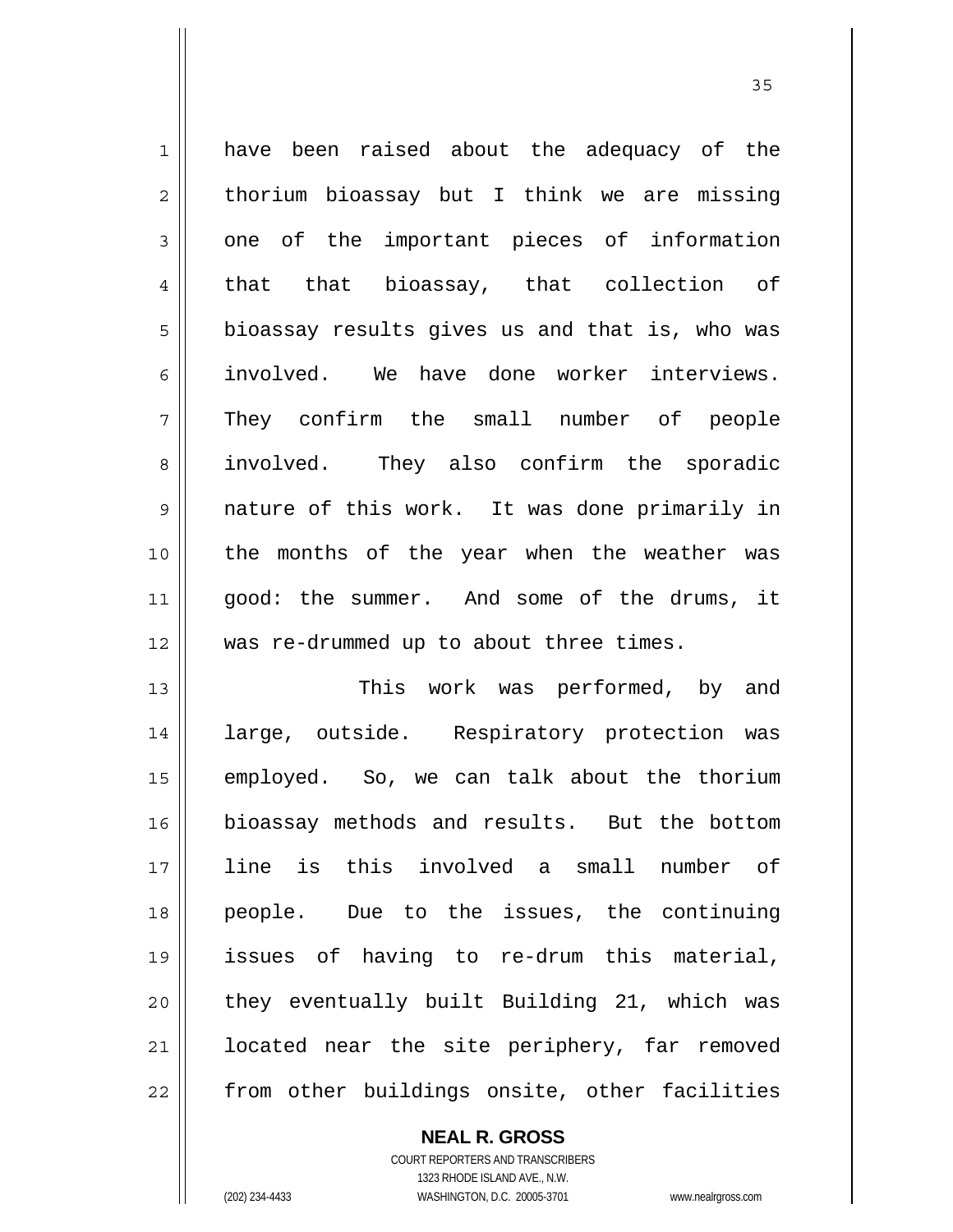have been raised about the adequacy of the thorium bioassay but I think we are missing one of the important pieces of information that that bioassay, that collection of bioassay results gives us and that is, who was involved. We have done worker interviews. They confirm the small number of people involved. They also confirm the sporadic nature of this work. It was done primarily in the months of the year when the weather was good: the summer. And some of the drums, it was re-drummed up to about three times.

This work was performed, by and large, outside. Respiratory protection was employed. So, we can talk about the thorium bioassay methods and results. But the bottom line is this involved a small number of people. Due to the issues, the continuing issues of having to re-drum this material, they eventually built Building 21, which was located near the site periphery, far removed from other buildings onsite, other facilities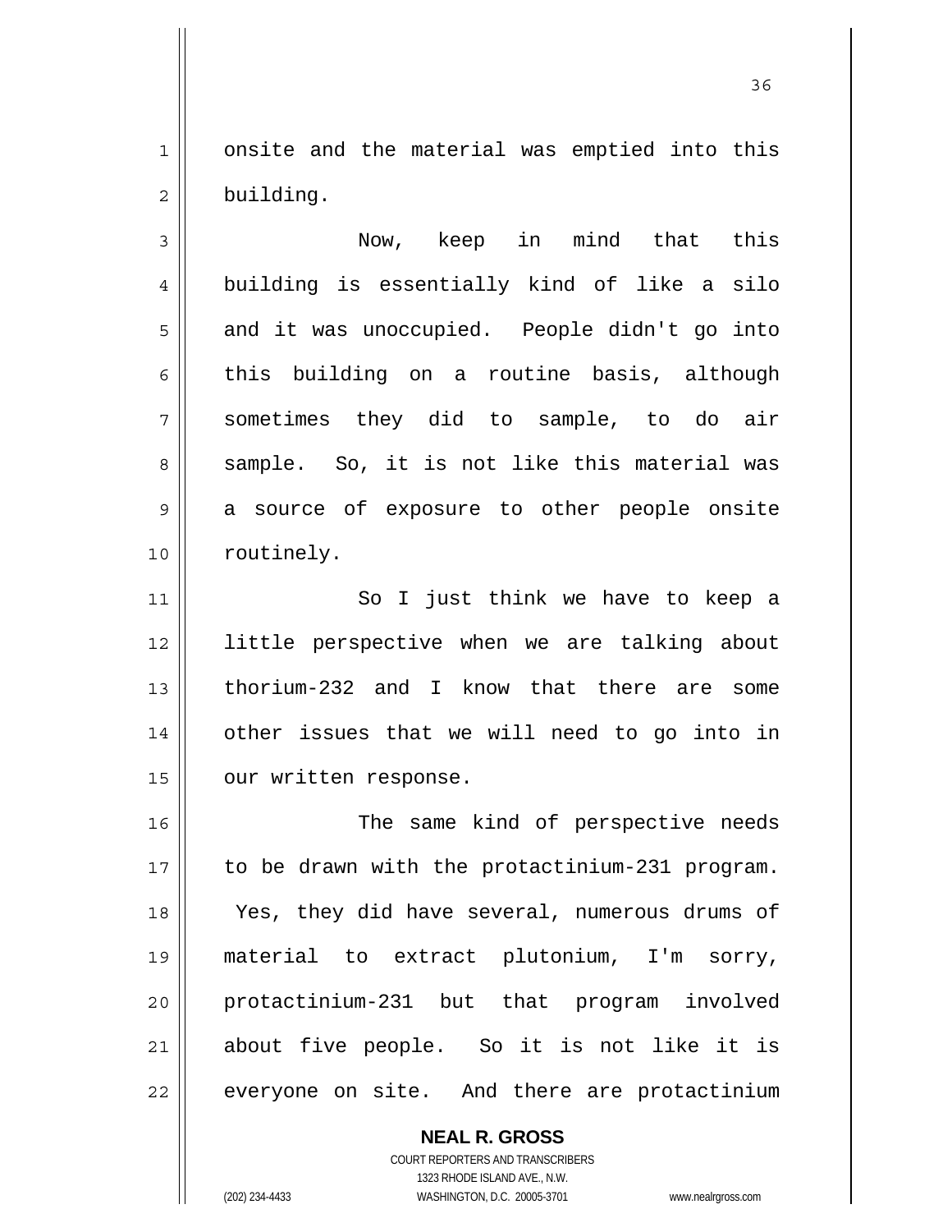onsite and the material was emptied into this building.

Now, keep in mind that this building is essentially kind of like a silo and it was unoccupied. People didn't go into this building on a routine basis, although sometimes they did to sample, to do air sample. So, it is not like this material was a source of exposure to other people onsite routinely.

So I just think we have to keep a little perspective when we are talking about thorium-232 and I know that there are some other issues that we will need to go into in our written response.

The same kind of perspective needs to be drawn with the protactinium-231 program. Yes, they did have several, numerous drums of material to extract plutonium, I'm sorry, protactinium-231 but that program involved about five people. So it is not like it is everyone on site. And there are protactinium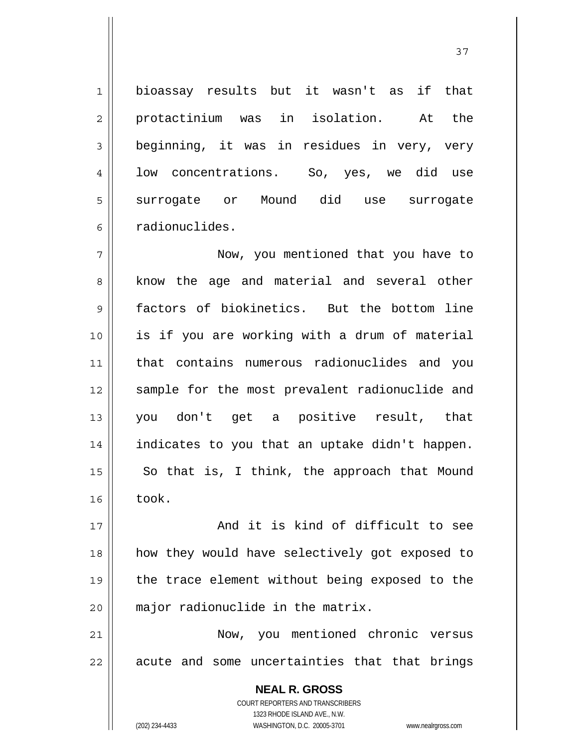bioassay results but it wasn't as if that protactinium was in isolation. At the beginning, it was in residues in very, very low concentrations. So, yes, we did use surrogate or Mound did use surrogate radionuclides.

Now, you mentioned that you have to know the age and material and several other factors of biokinetics. But the bottom line is if you are working with a drum of material that contains numerous radionuclides and you sample for the most prevalent radionuclide and you don't get a positive result, that indicates to you that an uptake didn't happen. So that is, I think, the approach that Mound took.

And it is kind of difficult to see how they would have selectively got exposed to the trace element without being exposed to the major radionuclide in the matrix.

Now, you mentioned chronic versus acute and some uncertainties that that brings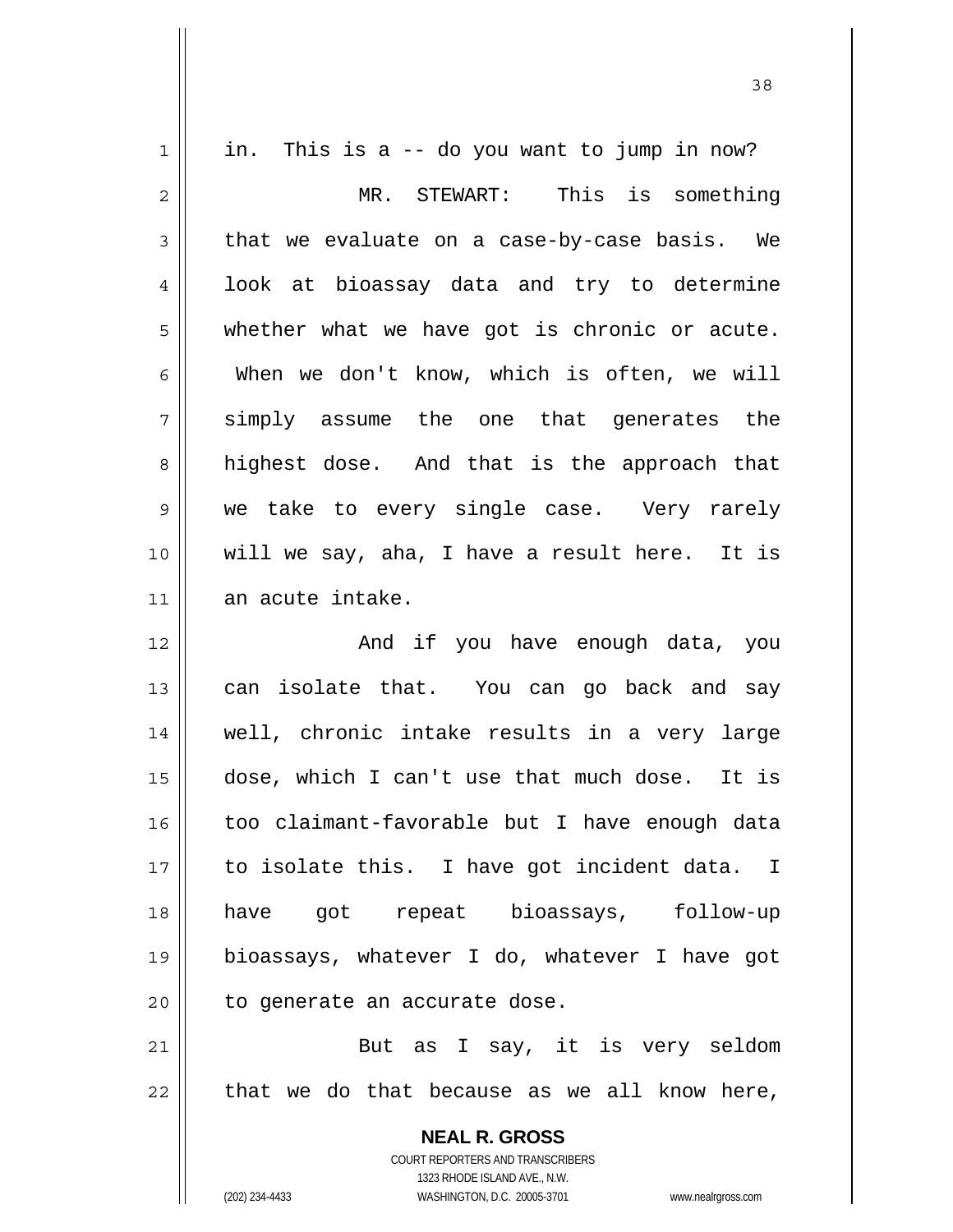in. This is a -- do you want to jump in now?

MR. STEWART: This is something that we evaluate on a case-by-case basis. We look at bioassay data and try to determine whether what we have got is chronic or acute. When we don't know, which is often, we will simply assume the one that generates the highest dose. And that is the approach that we take to every single case. Very rarely will we say, aha, I have a result here. It is an acute intake.

And if you have enough data, you can isolate that. You can go back and say well, chronic intake results in a very large dose, which I can't use that much dose. It is too claimant-favorable but I have enough data to isolate this. I have got incident data. I have got repeat bioassays, follow-up bioassays, whatever I do, whatever I have got to generate an accurate dose.

But as I say, it is very seldom that we do that because as we all know here,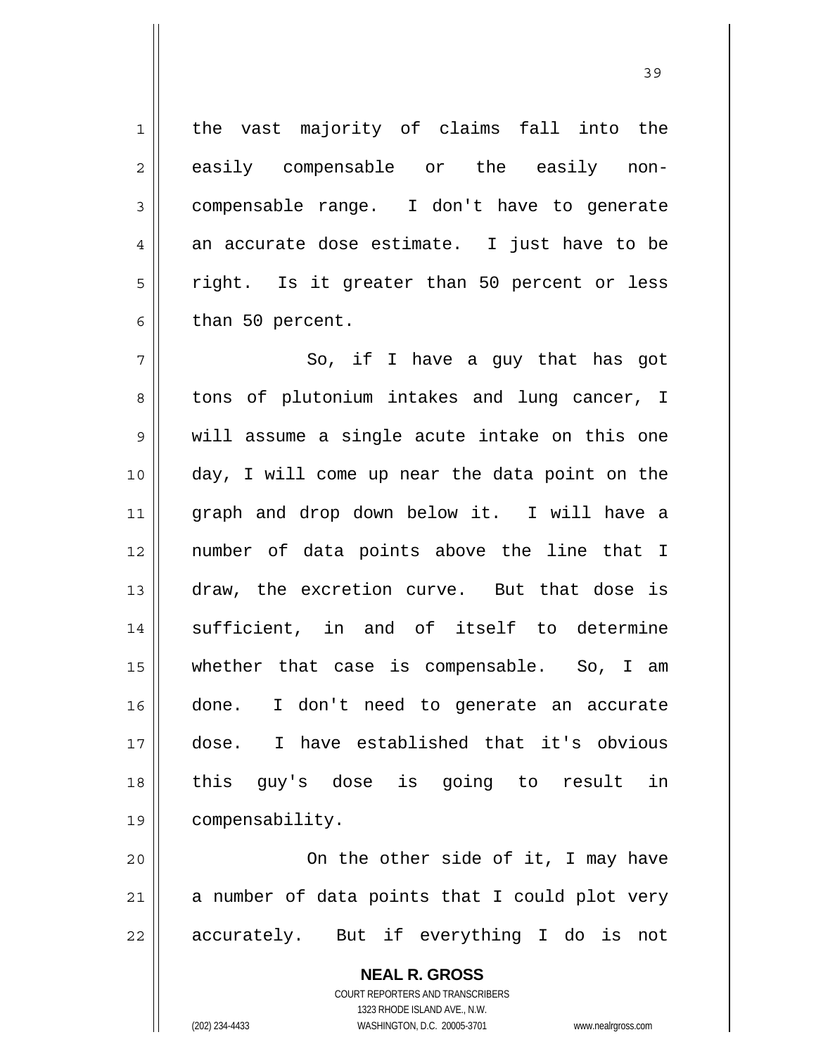the vast majority of claims fall into the easily compensable or the easily non-compensable range. I don't have to generate an accurate dose estimate. I just have to be right. Is it greater than 50 percent or less than 50 percent.

So, if I have a guy that has got tons of plutonium intakes and lung cancer, I will assume a single acute intake on this one day, I will come up near the data point on the graph and drop down below it. I will have a number of data points above the line that I draw, the excretion curve. But that dose is sufficient, in and of itself to determine whether that case is compensable. So, I am done. I don't need to generate an accurate dose. I have established that it's obvious this guy's dose is going to result in compensability.

On the other side of it, I may have a number of data points that I could plot very accurately. But if everything I do is not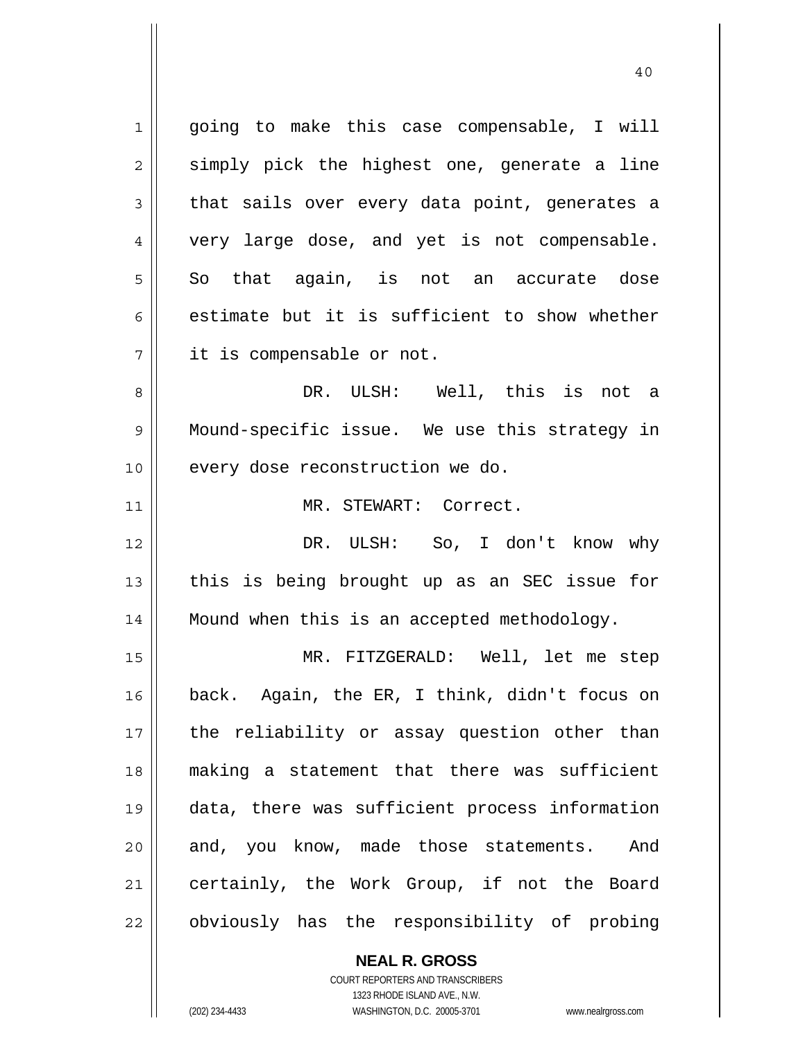going to make this case compensable, I will simply pick the highest one, generate a line that sails over every data point, generates a very large dose, and yet is not compensable. So that again, is not an accurate dose estimate but it is sufficient to show whether it is compensable or not.

DR. ULSH: Well, this is not a Mound-specific issue. We use this strategy in every dose reconstruction we do.

MR. STEWART: Correct.

DR. ULSH: So, I don't know why this is being brought up as an SEC issue for Mound when this is an accepted methodology.

MR. FITZGERALD: Well, let me step back. Again, the ER, I think, didn't focus on the reliability or assay question other than making a statement that there was sufficient data, there was sufficient process information and, you know, made those statements. And certainly, the Work Group, if not the Board obviously has the responsibility of probing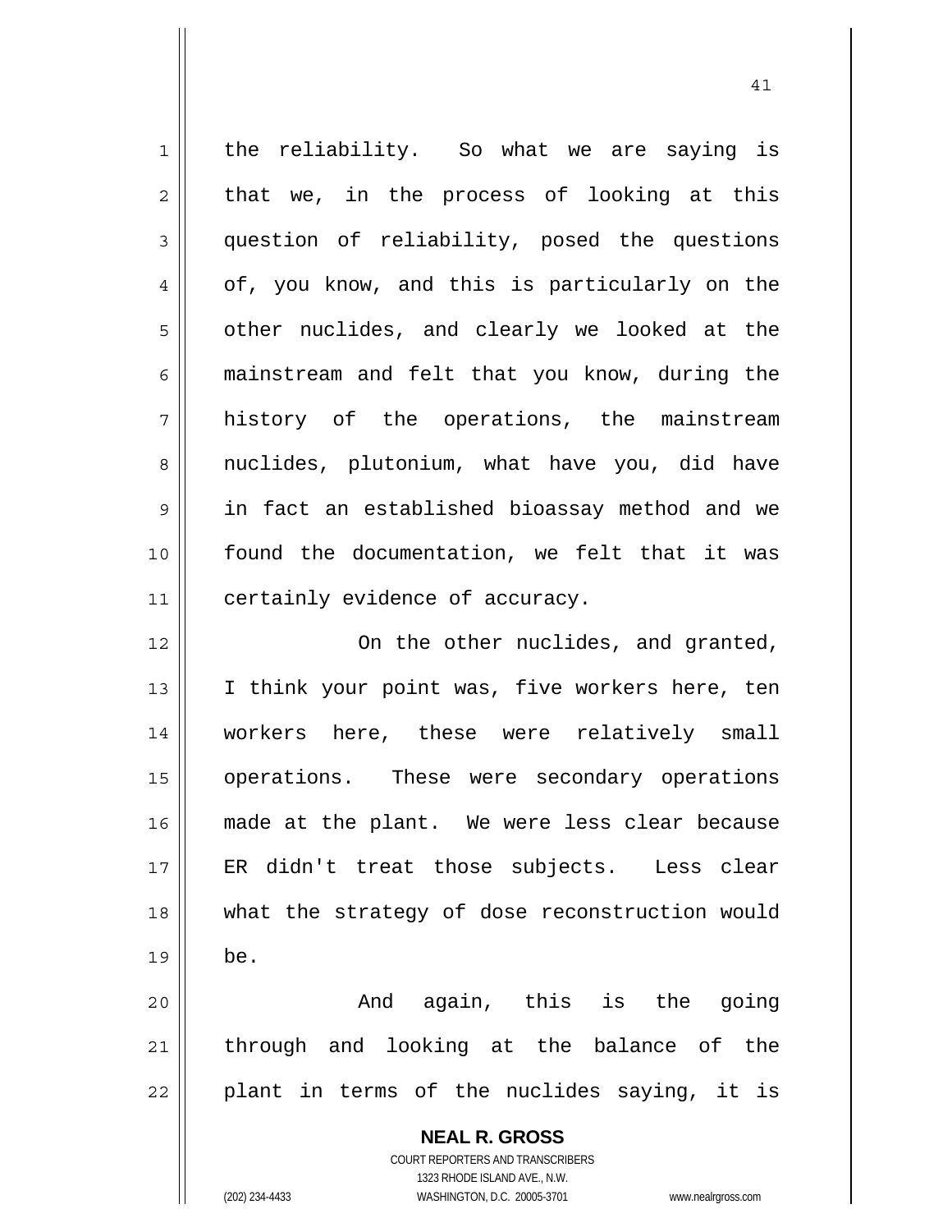the reliability. So what we are saying is that we, in the process of looking at this question of reliability, posed the questions of, you know, and this is particularly on the other nuclides, and clearly we looked at the mainstream and felt that you know, during the history of the operations, the mainstream nuclides, plutonium, what have you, did have in fact an established bioassay method and we found the documentation, we felt that it was certainly evidence of accuracy.

On the other nuclides, and granted, I think your point was, five workers here, ten workers here, these were relatively small operations. These were secondary operations made at the plant. We were less clear because ER didn't treat those subjects. Less clear what the strategy of dose reconstruction would be.

And again, this is the going through and looking at the balance of the plant in terms of the nuclides saying, it is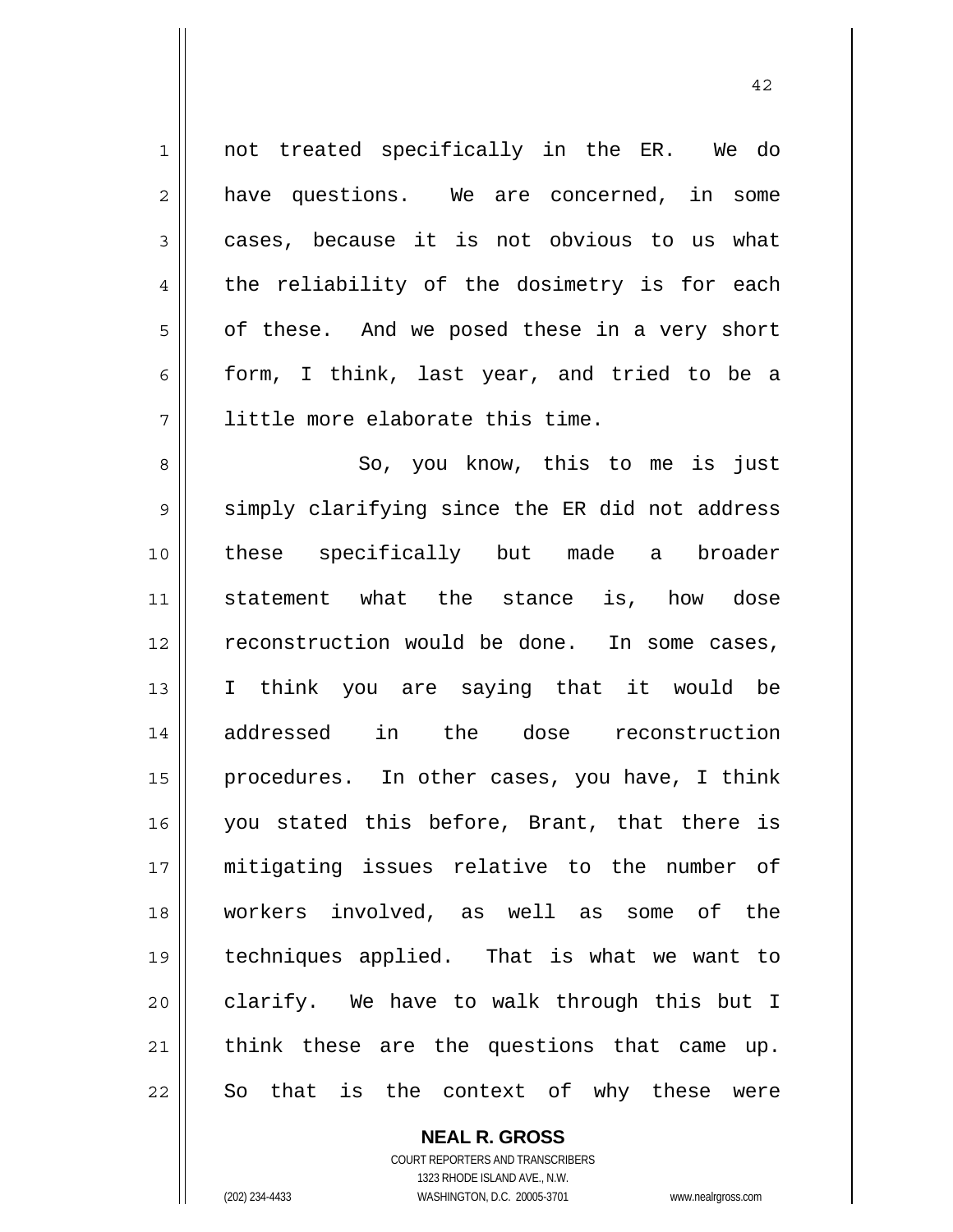not treated specifically in the ER. We do have questions. We are concerned, in some cases, because it is not obvious to us what the reliability of the dosimetry is for each of these. And we posed these in a very short form, I think, last year, and tried to be a little more elaborate this time.

So, you know, this to me is just simply clarifying since the ER did not address these specifically but made a broader statement what the stance is, how dose reconstruction would be done. In some cases, I think you are saying that it would be addressed in the dose reconstruction procedures. In other cases, you have, I think you stated this before, Brant, that there is mitigating issues relative to the number of workers involved, as well as some of the techniques applied. That is what we want to clarify. We have to walk through this but I think these are the questions that came up. So that is the context of why these were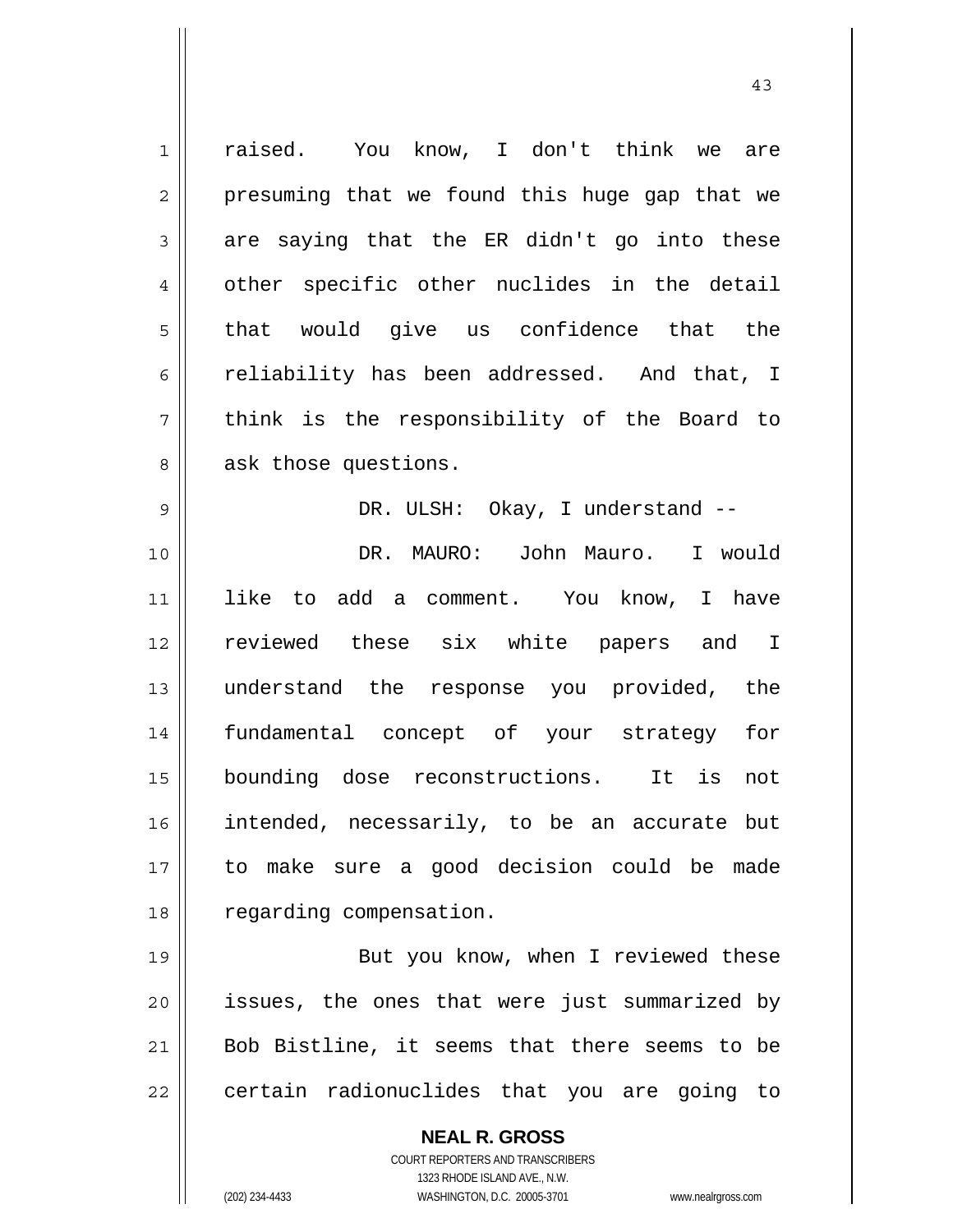raised. You know, I don't think we are presuming that we found this huge gap that we are saying that the ER didn't go into these other specific other nuclides in the detail that would give us confidence that the reliability has been addressed. And that, I think is the responsibility of the Board to ask those questions.

DR. ULSH: Okay, I understand --

DR. MAURO: John Mauro. I would like to add a comment. You know, I have reviewed these six white papers and I understand the response you provided, the fundamental concept of your strategy for bounding dose reconstructions. It is not intended, necessarily, to be an accurate but to make sure a good decision could be made regarding compensation.

But you know, when I reviewed these issues, the ones that were just summarized by Bob Bistline, it seems that there seems to be certain radionuclides that you are going to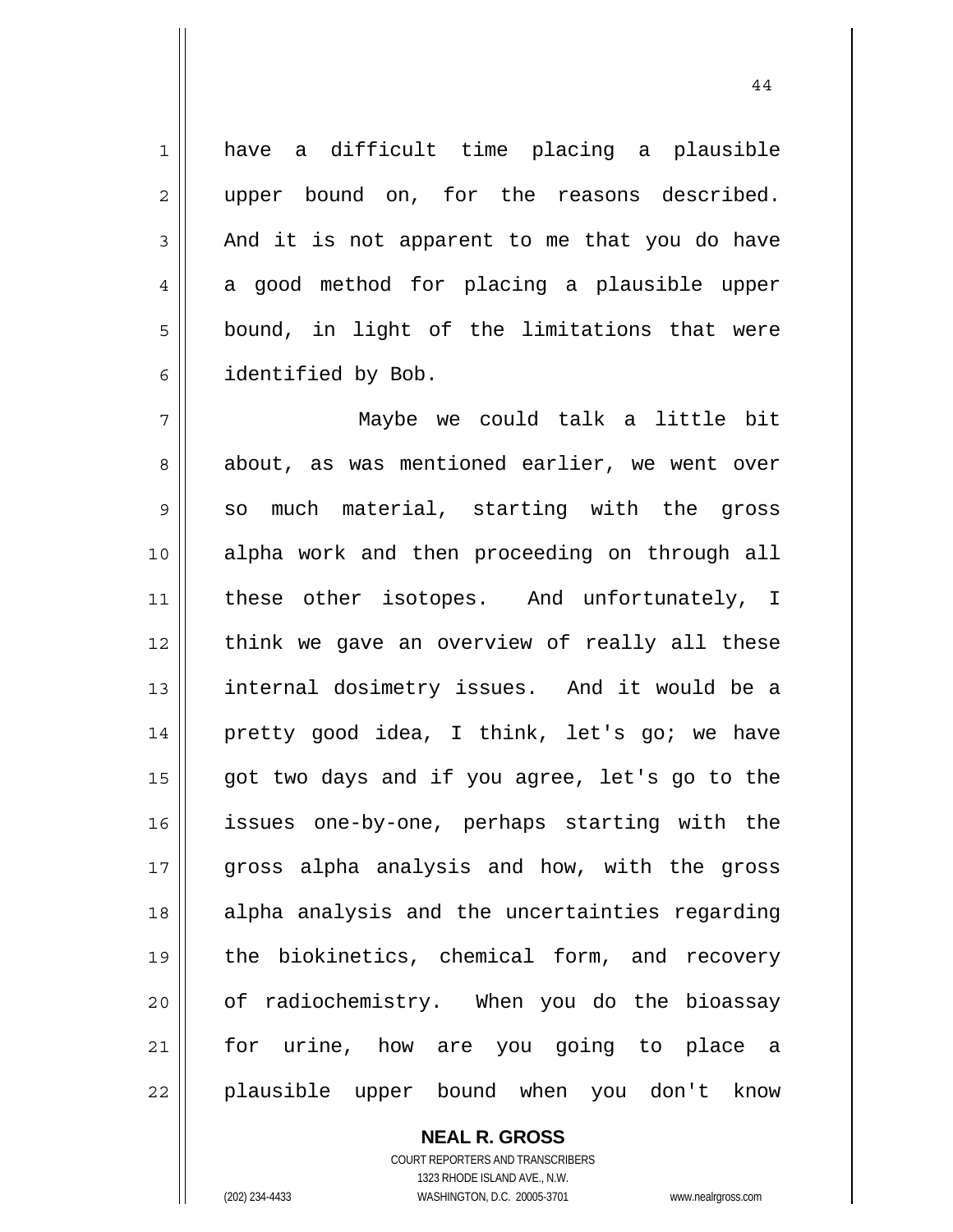have a difficult time placing a plausible upper bound on, for the reasons described. And it is not apparent to me that you do have a good method for placing a plausible upper bound, in light of the limitations that were identified by Bob.

Maybe we could talk a little bit about, as was mentioned earlier, we went over so much material, starting with the gross alpha work and then proceeding on through all these other isotopes. And unfortunately, I think we gave an overview of really all these internal dosimetry issues. And it would be a pretty good idea, I think, let's go; we have got two days and if you agree, let's go to the issues one-by-one, perhaps starting with the gross alpha analysis and how, with the gross alpha analysis and the uncertainties regarding the biokinetics, chemical form, and recovery of radiochemistry. When you do the bioassay for urine, how are you going to place a plausible upper bound when you don't know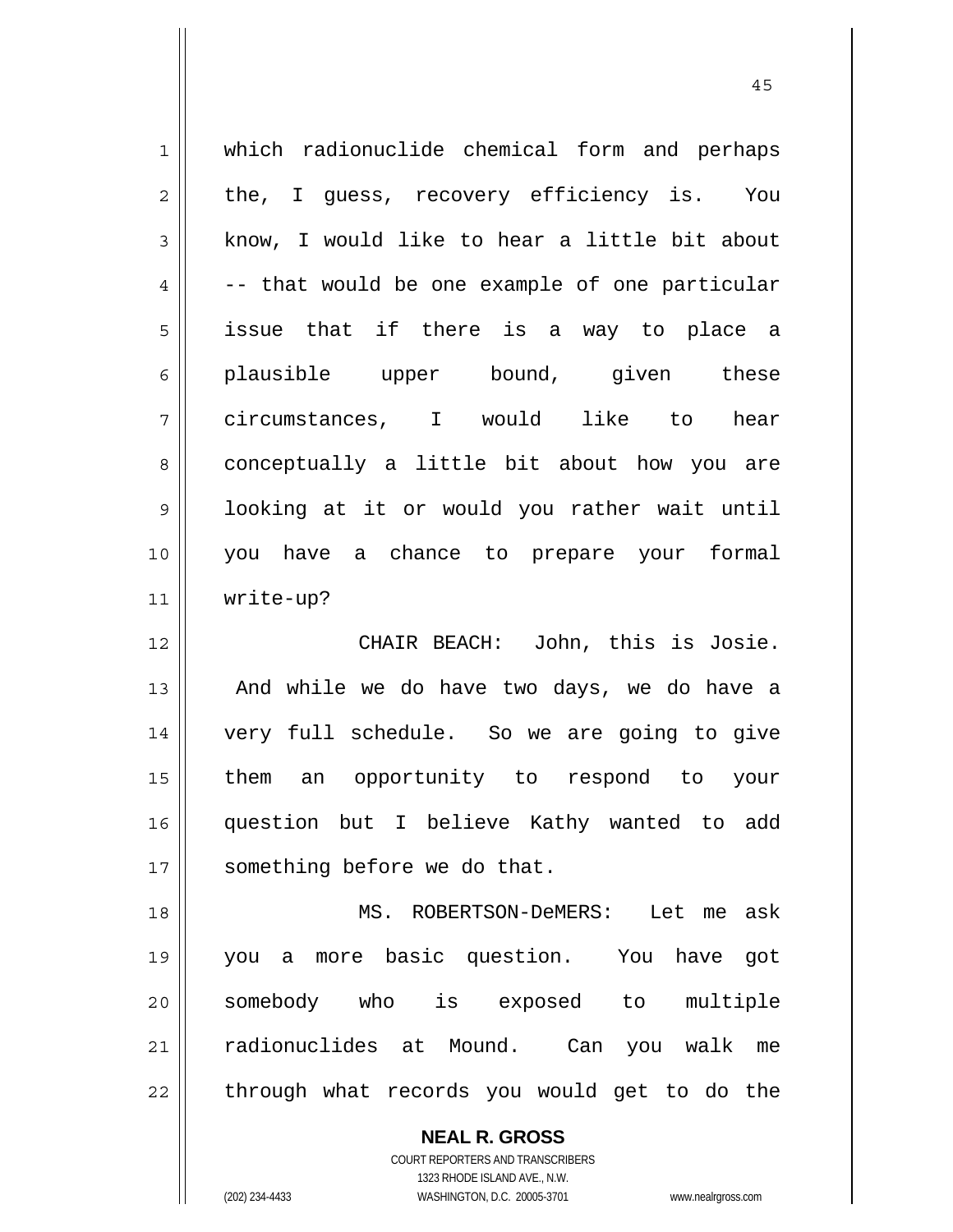which radionuclide chemical form and perhaps the, I guess, recovery efficiency is. You know, I would like to hear a little bit about -- that would be one example of one particular issue that if there is a way to place a plausible upper bound, given these circumstances, I would like to hear conceptually a little bit about how you are looking at it or would you rather wait until you have a chance to prepare your formal write-up?

CHAIR BEACH: John, this is Josie. And while we do have two days, we do have a very full schedule. So we are going to give them an opportunity to respond to your question but I believe Kathy wanted to add something before we do that.

MS. ROBERTSON-DeMERS: Let me ask you a more basic question. You have got somebody who is exposed to multiple radionuclides at Mound. Can you walk me through what records you would get to do the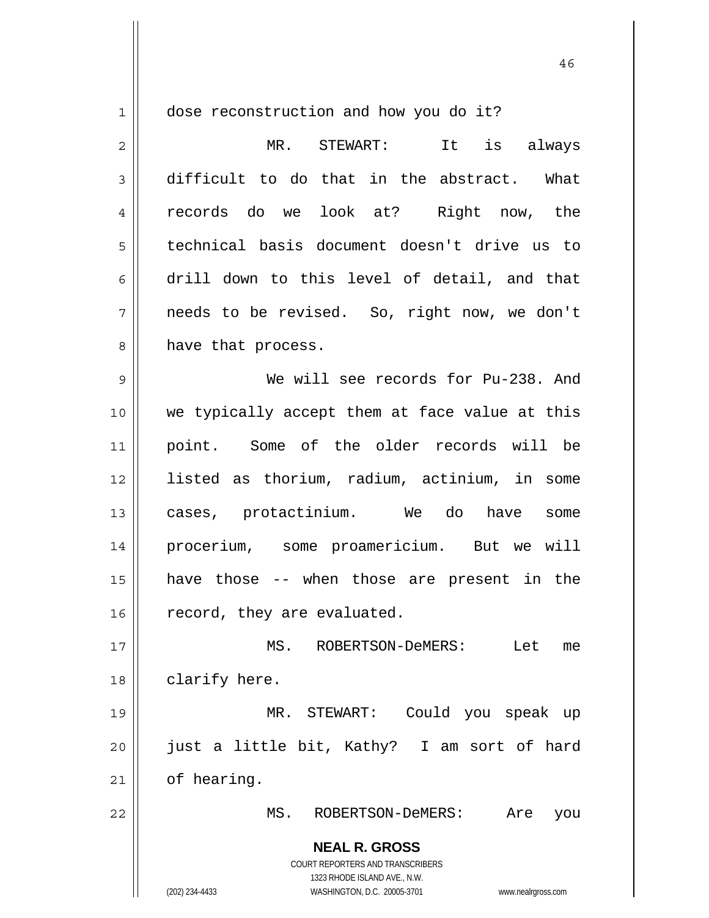dose reconstruction and how you do it?

MR. STEWART: It is always difficult to do that in the abstract. What records do we look at? Right now, the technical basis document doesn't drive us to drill down to this level of detail, and that needs to be revised. So, right now, we don't have that process.

We will see records for Pu-238. And we typically accept them at face value at this point. Some of the older records will be listed as thorium, radium, actinium, in some cases, protactinium. We do have some procerium, some proamericium. But we will have those -- when those are present in the record, they are evaluated.

MS. ROBERTSON-DeMERS: Let me clarify here.

MR. STEWART: Could you speak up just a little bit, Kathy? I am sort of hard of hearing.

MS. ROBERTSON-DeMERS: Are you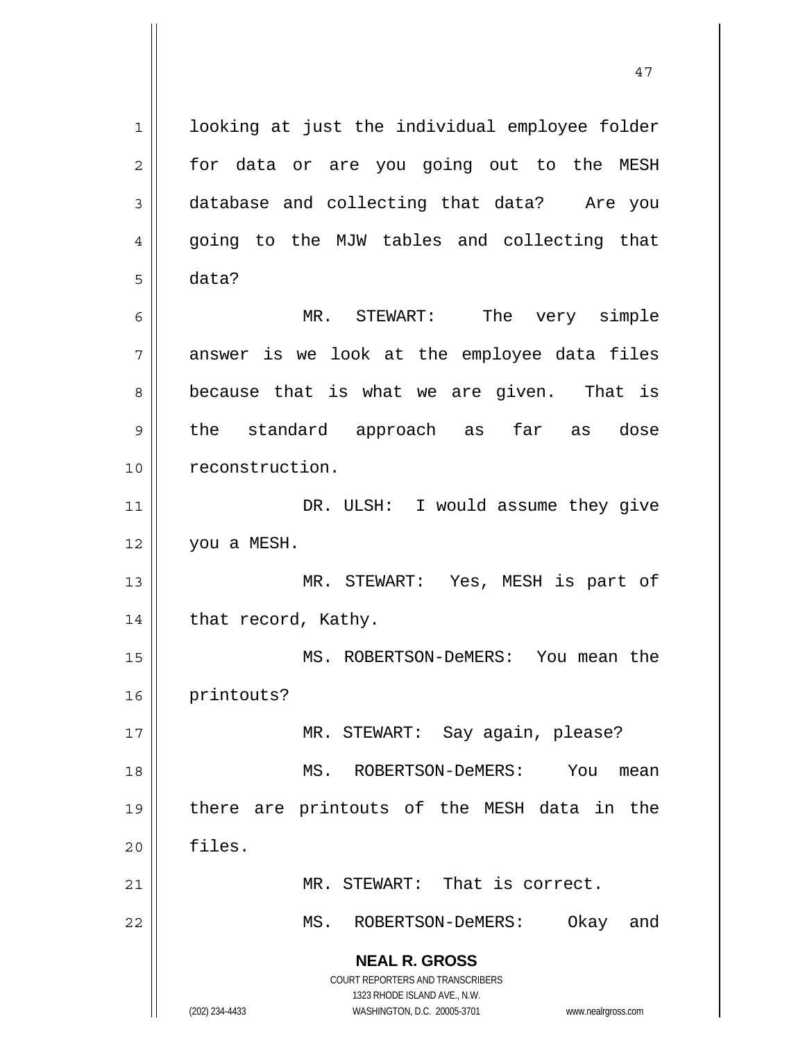looking at just the individual employee folder for data or are you going out to the MESH database and collecting that data? Are you going to the MJW tables and collecting that data?

MR. STEWART: The very simple answer is we look at the employee data files because that is what we are given. That is the standard approach as far as dose reconstruction.

DR. ULSH: I would assume they give you a MESH.

MR. STEWART: Yes, MESH is part of that record, Kathy.

MS. ROBERTSON-DeMERS: You mean the printouts?

MR. STEWART: Say again, please?

MS. ROBERTSON-DeMERS: You mean there are printouts of the MESH data in the files.

MR. STEWART: That is correct.

MS. ROBERTSON-DeMERS: Okay and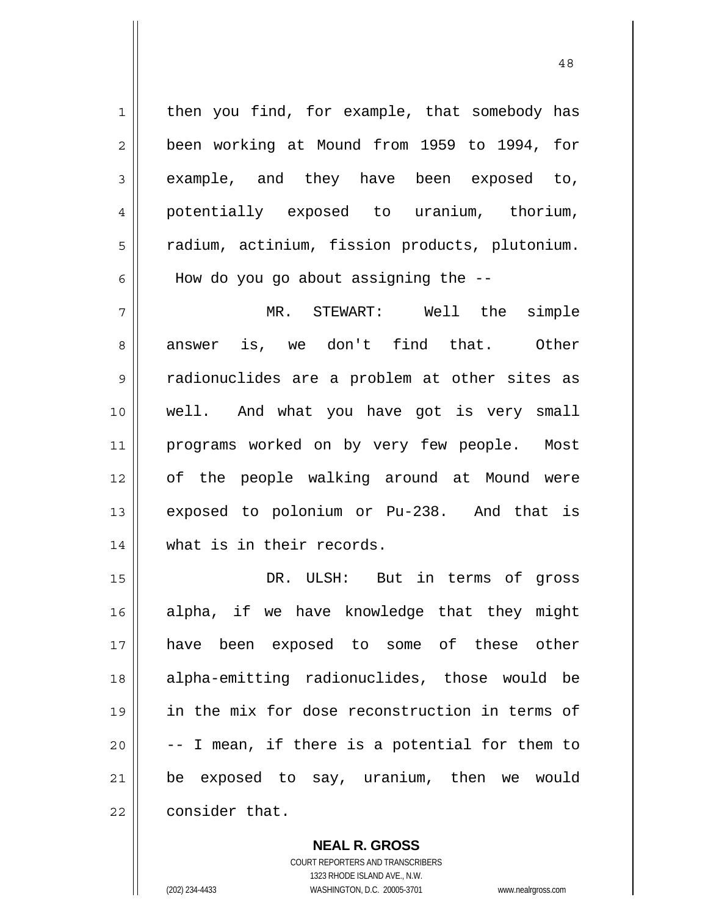then you find, for example, that somebody has been working at Mound from 1959 to 1994, for example, and they have been exposed to, potentially exposed to uranium, thorium, radium, actinium, fission products, plutonium. How do you go about assigning the --

MR. STEWART: Well the simple answer is, we don't find that. Other radionuclides are a problem at other sites as well. And what you have got is very small programs worked on by very few people. Most of the people walking around at Mound were exposed to polonium or Pu-238. And that is what is in their records.

DR. ULSH: But in terms of gross alpha, if we have knowledge that they might have been exposed to some of these other alpha-emitting radionuclides, those would be in the mix for dose reconstruction in terms of -- I mean, if there is a potential for them to be exposed to say, uranium, then we would consider that.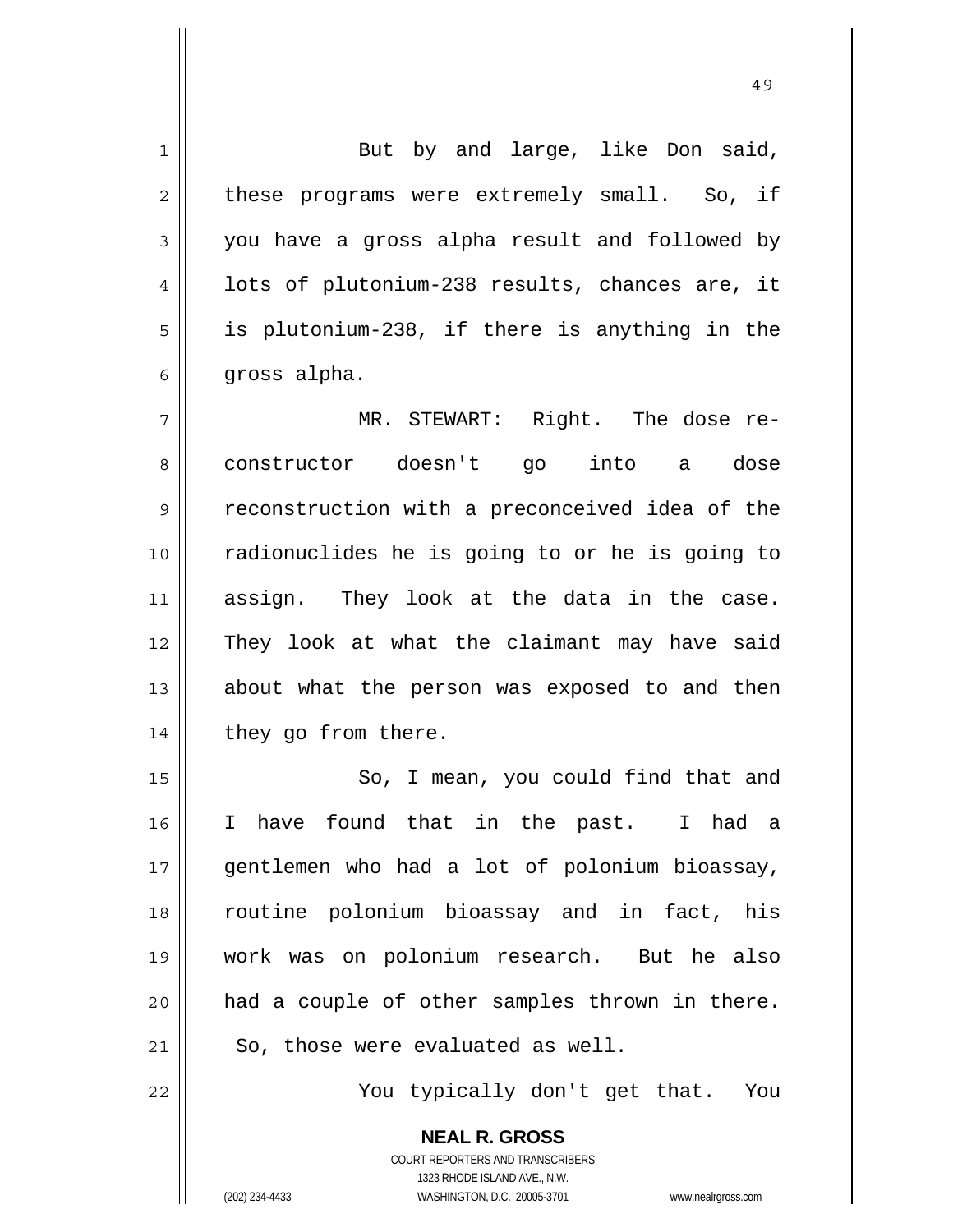But by and large, like Don said, these programs were extremely small. So, if you have a gross alpha result and followed by lots of plutonium-238 results, chances are, it is plutonium-238, if there is anything in the gross alpha.

MR. STEWART: Right. The dose re-constructor doesn't go into a dose reconstruction with a preconceived idea of the radionuclides he is going to or he is going to assign. They look at the data in the case. They look at what the claimant may have said about what the person was exposed to and then they go from there.

So, I mean, you could find that and I have found that in the past. I had a gentlemen who had a lot of polonium bioassay, routine polonium bioassay and in fact, his work was on polonium research. But he also had a couple of other samples thrown in there. So, those were evaluated as well.

You typically don't get that. You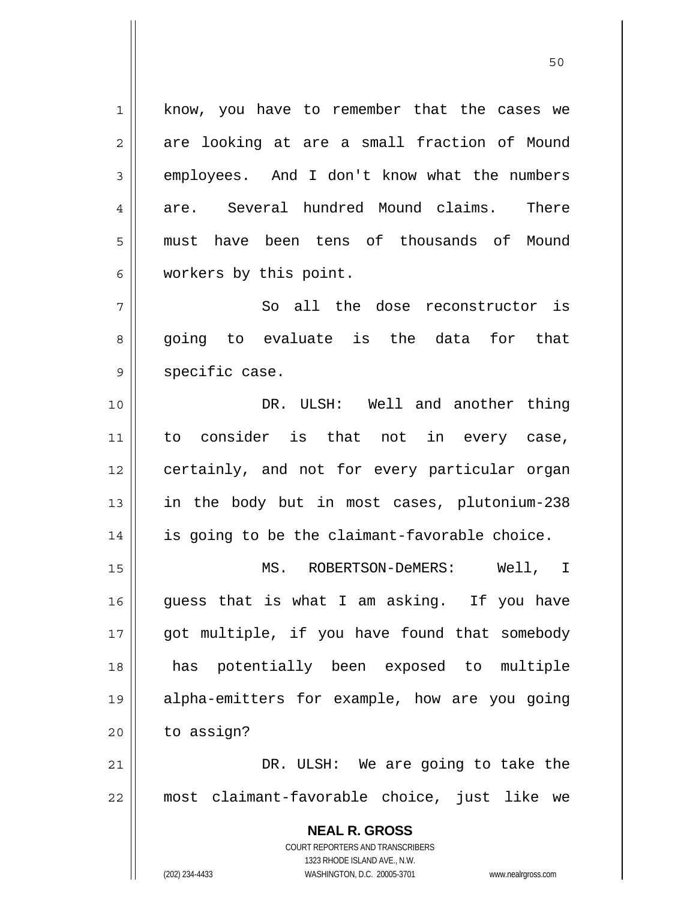know, you have to remember that the cases we are looking at are a small fraction of Mound employees. And I don't know what the numbers are. Several hundred Mound claims. There must have been tens of thousands of Mound workers by this point.

So all the dose reconstructor is going to evaluate is the data for that specific case.

DR. ULSH: Well and another thing to consider is that not in every case, certainly, and not for every particular organ in the body but in most cases, plutonium-238 is going to be the claimant-favorable choice.

MS. ROBERTSON-DeMERS: Well, I guess that is what I am asking. If you have got multiple, if you have found that somebody has potentially been exposed to multiple alpha-emitters for example, how are you going to assign?

DR. ULSH: We are going to take the most claimant-favorable choice, just like we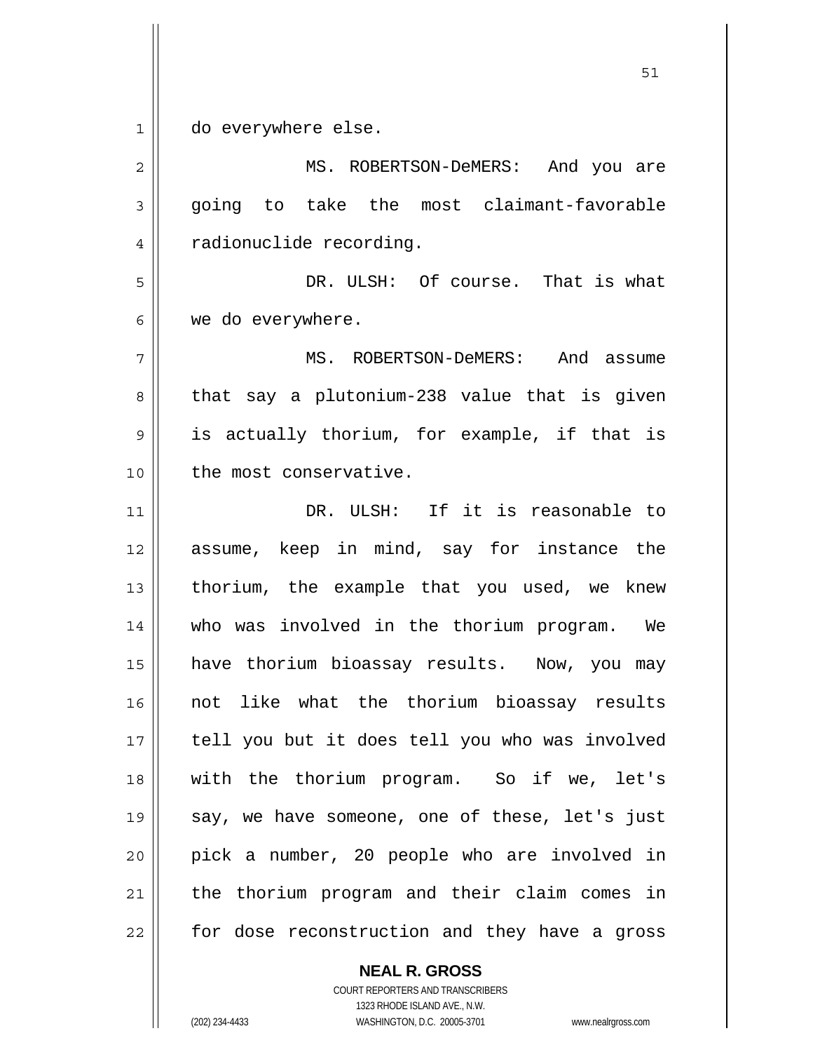do everywhere else.

MS. ROBERTSON-DeMERS: And you are going to take the most claimant-favorable radionuclide recording.

DR. ULSH: Of course. That is what we do everywhere.

MS. ROBERTSON-DeMERS: And assume that say a plutonium-238 value that is given is actually thorium, for example, if that is the most conservative.

DR. ULSH: If it is reasonable to assume, keep in mind, say for instance the thorium, the example that you used, we knew who was involved in the thorium program. We have thorium bioassay results. Now, you may not like what the thorium bioassay results tell you but it does tell you who was involved with the thorium program. So if we, let's say, we have someone, one of these, let's just pick a number, 20 people who are involved in the thorium program and their claim comes in for dose reconstruction and they have a gross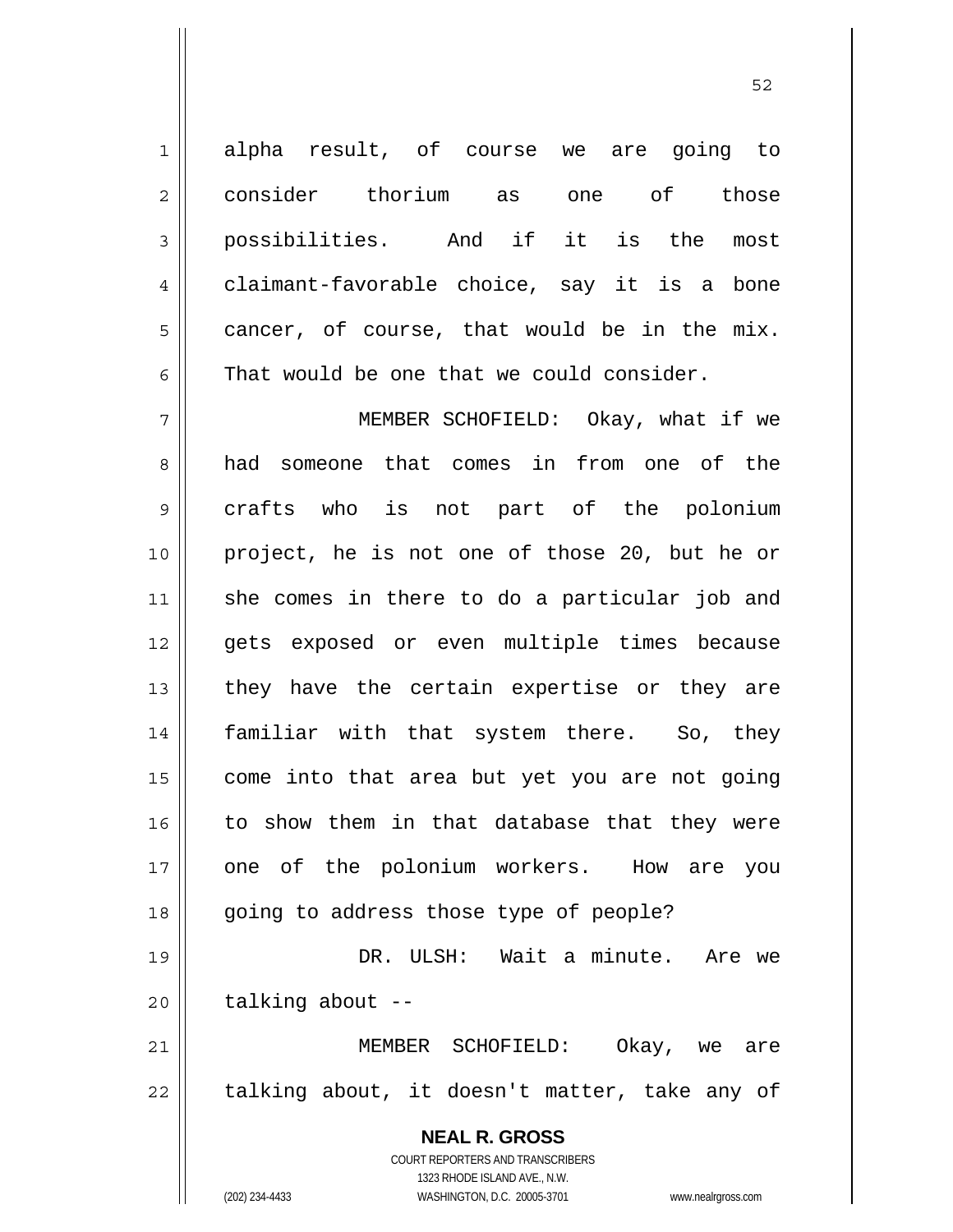alpha result, of course we are going to consider thorium as one of those possibilities. And if it is the most claimant-favorable choice, say it is a bone cancer, of course, that would be in the mix. That would be one that we could consider.

MEMBER SCHOFIELD: Okay, what if we had someone that comes in from one of the crafts who is not part of the polonium project, he is not one of those 20, but he or she comes in there to do a particular job and gets exposed or even multiple times because they have the certain expertise or they are familiar with that system there. So, they come into that area but yet you are not going to show them in that database that they were one of the polonium workers. How are you going to address those type of people?

DR. ULSH: Wait a minute. Are we talking about --

MEMBER SCHOFIELD: Okay, we are talking about, it doesn't matter, take any of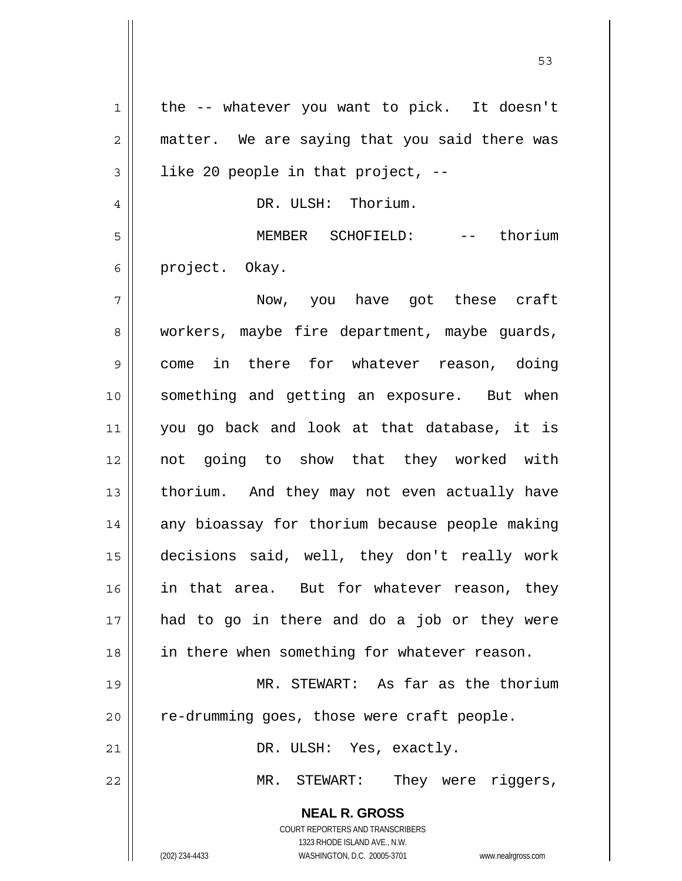the -- whatever you want to pick. It doesn't matter. We are saying that you said there was like 20 people in that project, --

DR. ULSH: Thorium.

MEMBER SCHOFIELD: -- thorium project. Okay.

Now, you have got these craft workers, maybe fire department, maybe guards, come in there for whatever reason, doing something and getting an exposure. But when you go back and look at that database, it is not going to show that they worked with thorium. And they may not even actually have any bioassay for thorium because people making decisions said, well, they don't really work in that area. But for whatever reason, they had to go in there and do a job or they were in there when something for whatever reason.

MR. STEWART: As far as the thorium re-drumming goes, those were craft people.

DR. ULSH: Yes, exactly.

MR. STEWART: They were riggers,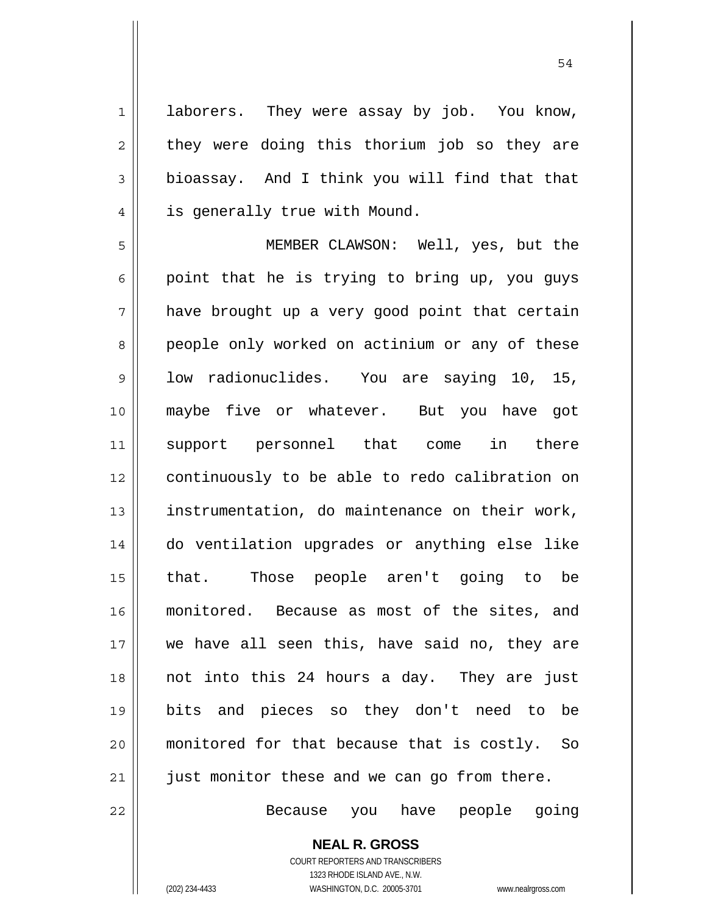laborers. They were assay by job. You know, they were doing this thorium job so they are bioassay. And I think you will find that that is generally true with Mound.

MEMBER CLAWSON: Well, yes, but the point that he is trying to bring up, you guys have brought up a very good point that certain people only worked on actinium or any of these low radionuclides. You are saying 10, 15, maybe five or whatever. But you have got support personnel that come in there continuously to be able to redo calibration on instrumentation, do maintenance on their work, do ventilation upgrades or anything else like that. Those people aren't going to be monitored. Because as most of the sites, and we have all seen this, have said no, they are not into this 24 hours a day. They are just bits and pieces so they don't need to be monitored for that because that is costly. So just monitor these and we can go from there.

Because you have people going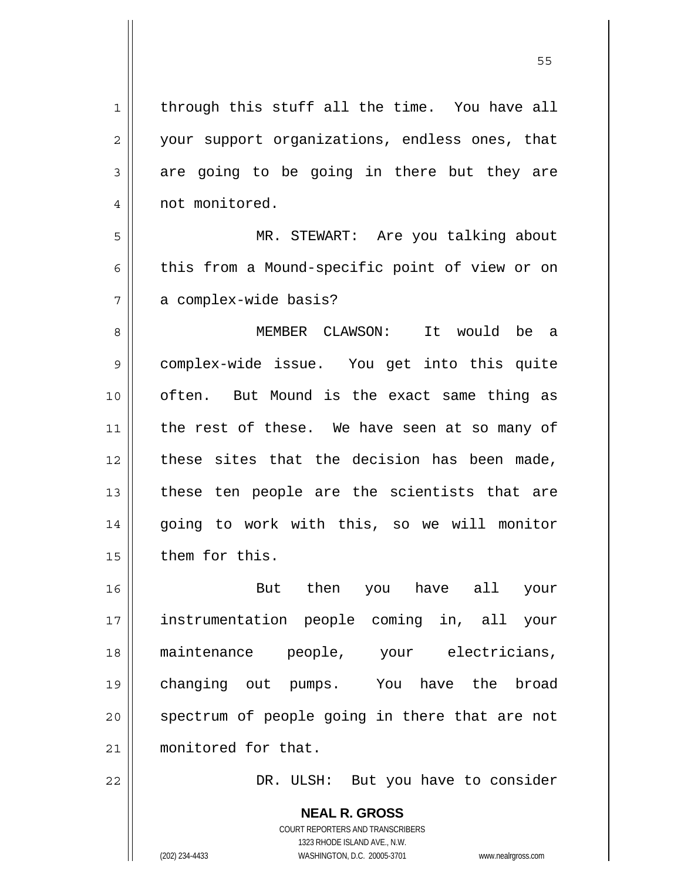through this stuff all the time. You have all your support organizations, endless ones, that are going to be going in there but they are not monitored.

MR. STEWART: Are you talking about this from a Mound-specific point of view or on a complex-wide basis?

MEMBER CLAWSON: It would be a complex-wide issue. You get into this quite often. But Mound is the exact same thing as the rest of these. We have seen at so many of these sites that the decision has been made, these ten people are the scientists that are going to work with this, so we will monitor them for this.

But then you have all your instrumentation people coming in, all your maintenance people, your electricians, changing out pumps. You have the broad spectrum of people going in there that are not monitored for that.

DR. ULSH: But you have to consider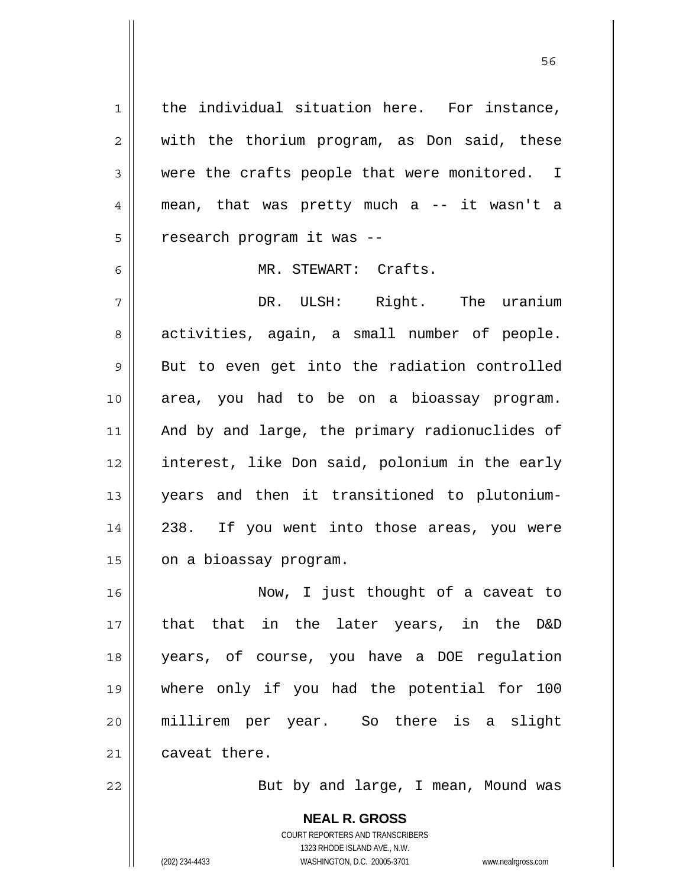the individual situation here. For instance, with the thorium program, as Don said, these were the crafts people that were monitored. I mean, that was pretty much a -- it wasn't a research program it was --

MR. STEWART: Crafts.

DR. ULSH: Right. The uranium activities, again, a small number of people. But to even get into the radiation controlled area, you had to be on a bioassay program. And by and large, the primary radionuclides of interest, like Don said, polonium in the early years and then it transitioned to plutonium-238. If you went into those areas, you were on a bioassay program.

Now, I just thought of a caveat to that that in the later years, in the D&D years, of course, you have a DOE regulation where only if you had the potential for 100 millirem per year. So there is a slight caveat there.

But by and large, I mean, Mound was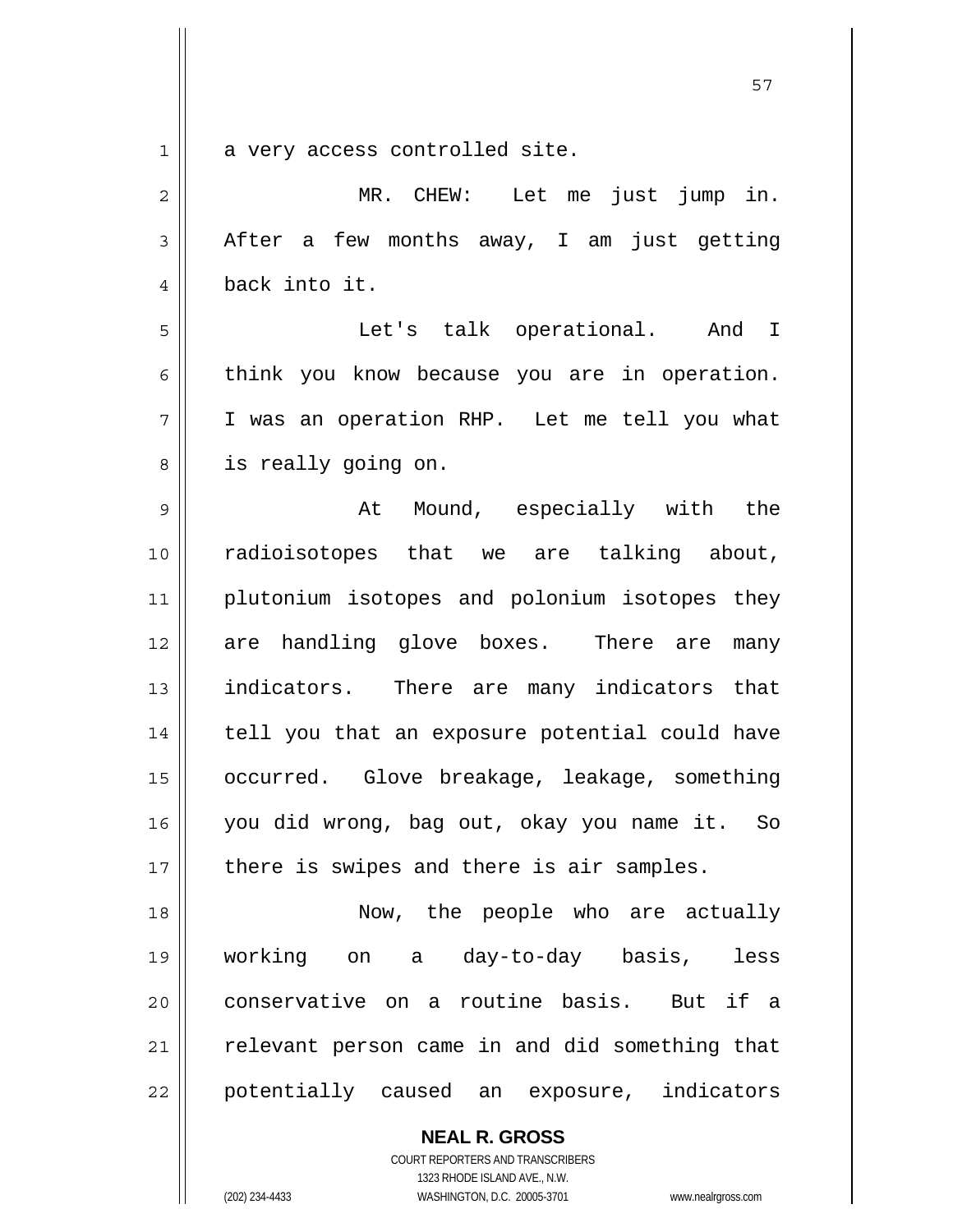a very access controlled site.

MR. CHEW: Let me just jump in. After a few months away, I am just getting back into it.

Let's talk operational. And I think you know because you are in operation. I was an operation RHP. Let me tell you what is really going on.

At Mound, especially with the radioisotopes that we are talking about, plutonium isotopes and polonium isotopes they are handling glove boxes. There are many indicators. There are many indicators that tell you that an exposure potential could have occurred. Glove breakage, leakage, something you did wrong, bag out, okay you name it. So there is swipes and there is air samples.

Now, the people who are actually working on a day-to-day basis, less conservative on a routine basis. But if a relevant person came in and did something that potentially caused an exposure, indicators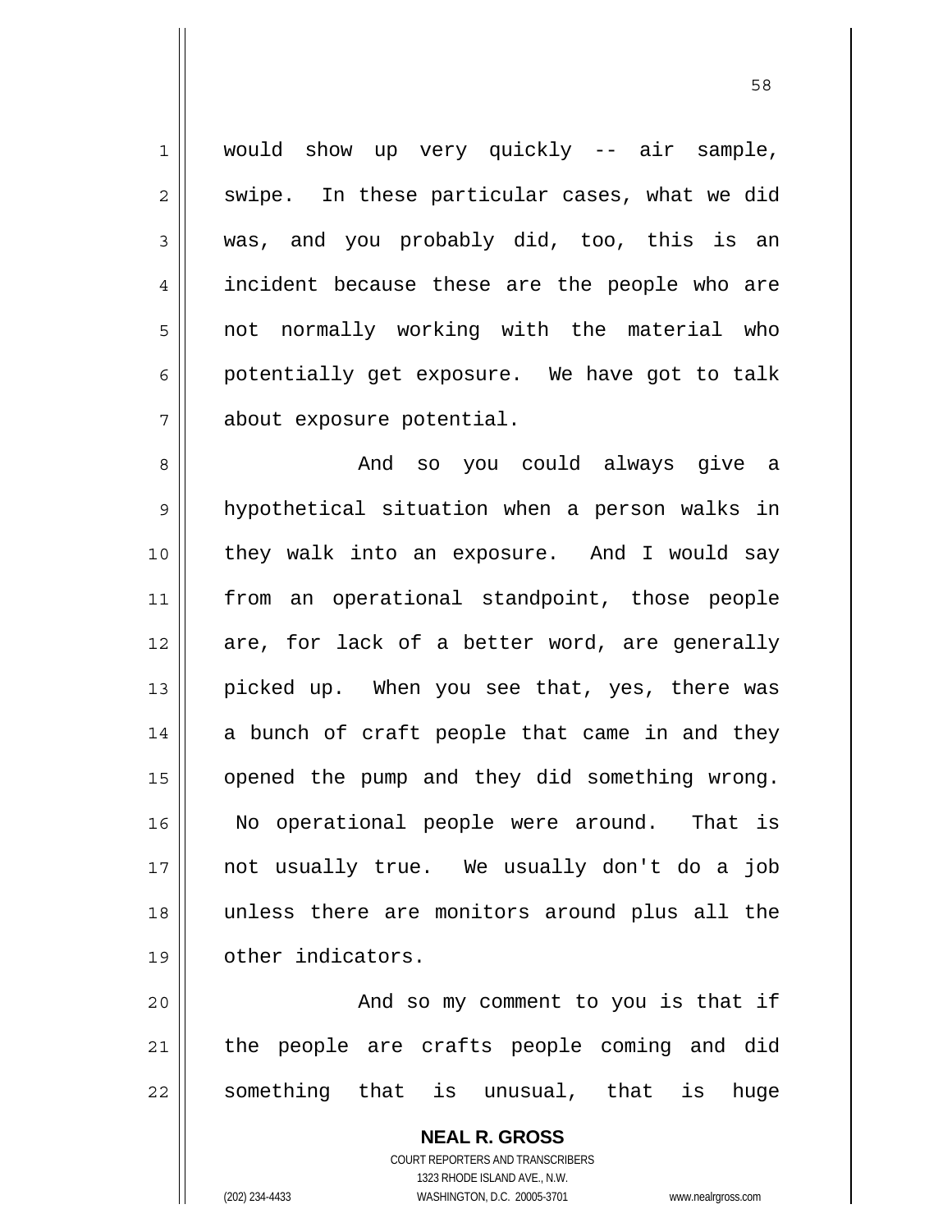would show up very quickly -- air sample, swipe. In these particular cases, what we did was, and you probably did, too, this is an incident because these are the people who are not normally working with the material who potentially get exposure. We have got to talk about exposure potential.

And so you could always give a hypothetical situation when a person walks in they walk into an exposure. And I would say from an operational standpoint, those people are, for lack of a better word, are generally picked up. When you see that, yes, there was a bunch of craft people that came in and they opened the pump and they did something wrong. No operational people were around. That is not usually true. We usually don't do a job unless there are monitors around plus all the other indicators.

And so my comment to you is that if the people are crafts people coming and did something that is unusual, that is huge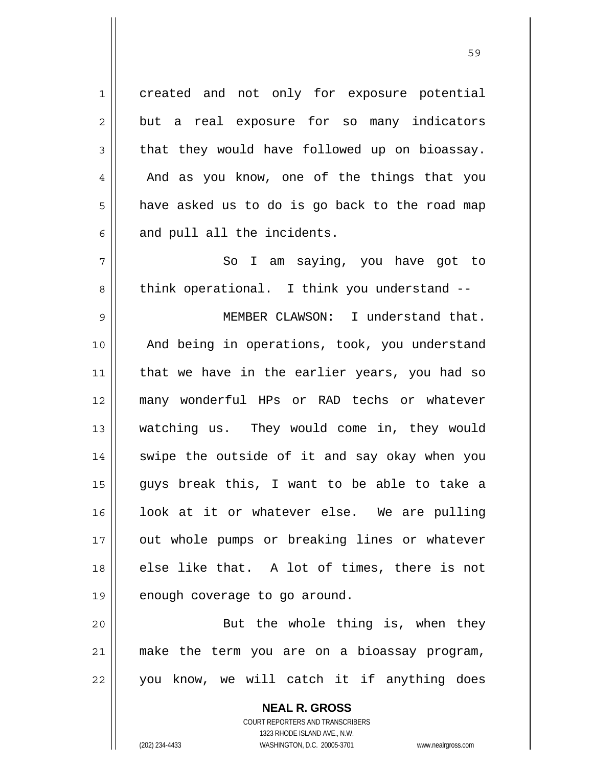created and not only for exposure potential but a real exposure for so many indicators that they would have followed up on bioassay. And as you know, one of the things that you have asked us to do is go back to the road map and pull all the incidents.

So I am saying, you have got to think operational. I think you understand --

MEMBER CLAWSON: I understand that. And being in operations, took, you understand that we have in the earlier years, you had so many wonderful HPs or RAD techs or whatever watching us. They would come in, they would swipe the outside of it and say okay when you guys break this, I want to be able to take a look at it or whatever else. We are pulling out whole pumps or breaking lines or whatever else like that. A lot of times, there is not enough coverage to go around.

But the whole thing is, when they make the term you are on a bioassay program, you know, we will catch it if anything does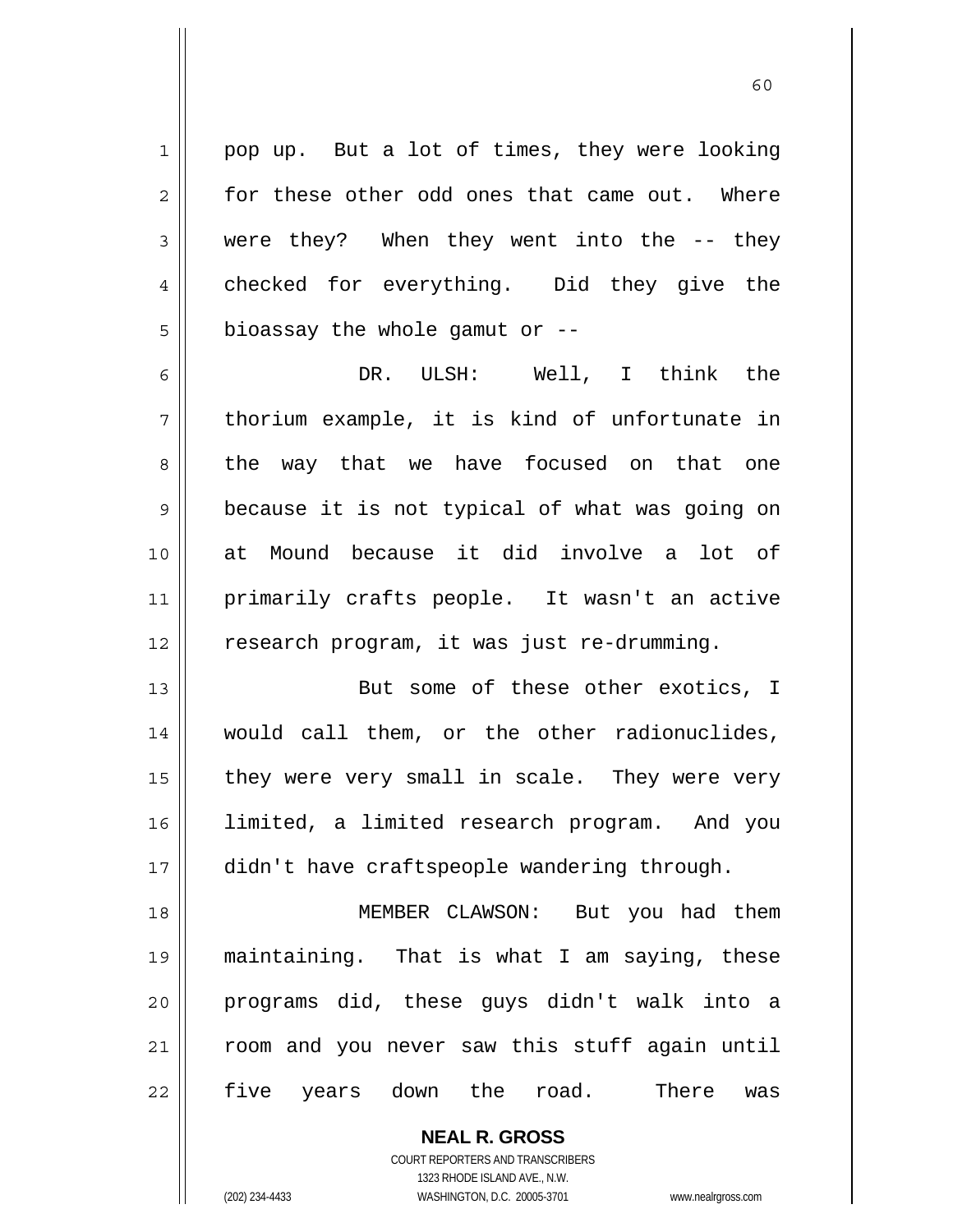pop up. But a lot of times, they were looking for these other odd ones that came out. Where were they? When they went into the -- they checked for everything. Did they give the bioassay the whole gamut or --

DR. ULSH: Well, I think the thorium example, it is kind of unfortunate in the way that we have focused on that one because it is not typical of what was going on at Mound because it did involve a lot of primarily crafts people. It wasn't an active research program, it was just re-drumming.

But some of these other exotics, I would call them, or the other radionuclides, they were very small in scale. They were very limited, a limited research program. And you didn't have craftspeople wandering through.

MEMBER CLAWSON: But you had them maintaining. That is what I am saying, these programs did, these guys didn't walk into a room and you never saw this stuff again until five years down the road. There was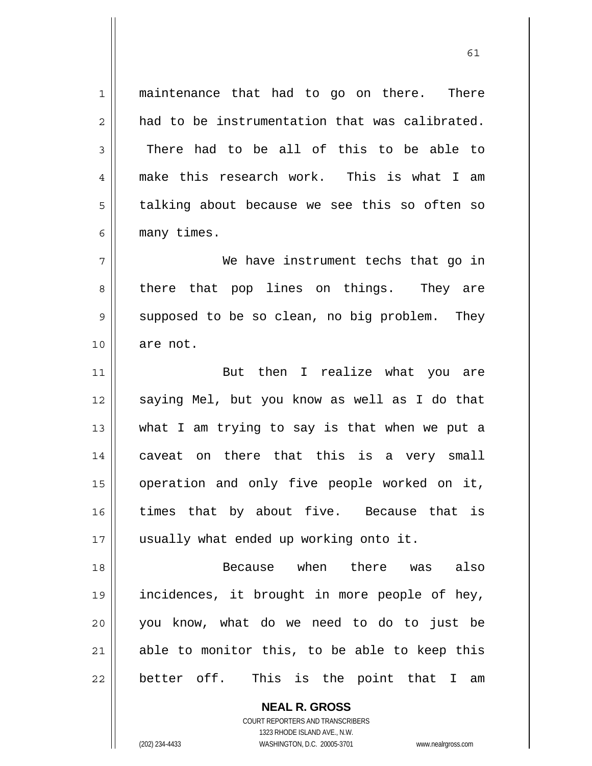maintenance that had to go on there. There had to be instrumentation that was calibrated. There had to be all of this to be able to make this research work. This is what I am talking about because we see this so often so many times.

We have instrument techs that go in there that pop lines on things. They are supposed to be so clean, no big problem. They are not.

But then I realize what you are saying Mel, but you know as well as I do that what I am trying to say is that when we put a caveat on there that this is a very small operation and only five people worked on it, times that by about five. Because that is usually what ended up working onto it.

Because when there was also incidences, it brought in more people of hey, you know, what do we need to do to just be able to monitor this, to be able to keep this better off. This is the point that I am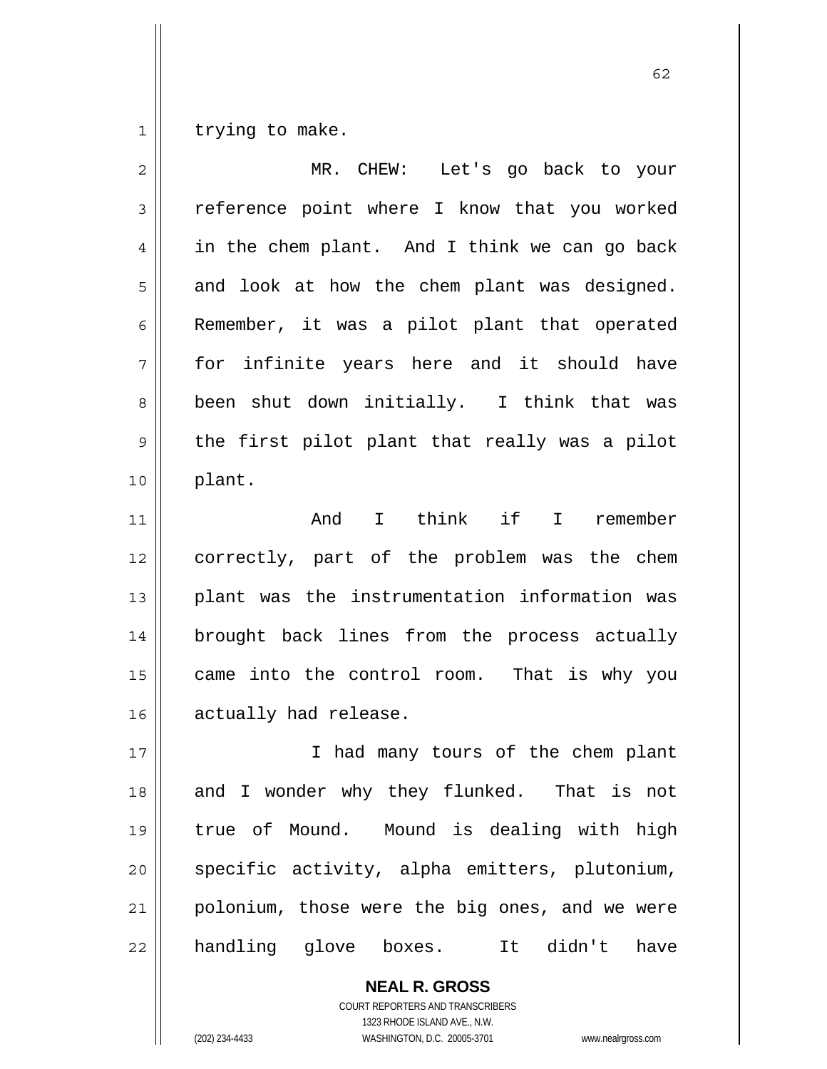trying to make.

MR. CHEW: Let's go back to your reference point where I know that you worked in the chem plant. And I think we can go back and look at how the chem plant was designed. Remember, it was a pilot plant that operated for infinite years here and it should have been shut down initially. I think that was the first pilot plant that really was a pilot plant.

And I think if I remember correctly, part of the problem was the chem plant was the instrumentation information was brought back lines from the process actually came into the control room. That is why you actually had release.

I had many tours of the chem plant and I wonder why they flunked. That is not true of Mound. Mound is dealing with high specific activity, alpha emitters, plutonium, polonium, those were the big ones, and we were handling glove boxes. It didn't have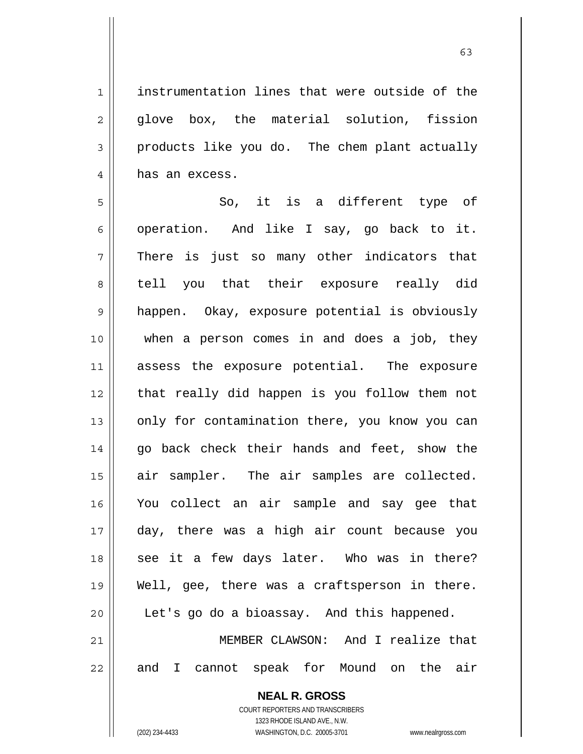instrumentation lines that were outside of the glove box, the material solution, fission products like you do. The chem plant actually has an excess.

So, it is a different type of operation. And like I say, go back to it. There is just so many other indicators that tell you that their exposure really did happen. Okay, exposure potential is obviously when a person comes in and does a job, they assess the exposure potential. The exposure that really did happen is you follow them not only for contamination there, you know you can go back check their hands and feet, show the air sampler. The air samples are collected. You collect an air sample and say gee that day, there was a high air count because you see it a few days later. Who was in there? Well, gee, there was a craftsperson in there. Let's go do a bioassay. And this happened.

MEMBER CLAWSON: And I realize that and I cannot speak for Mound on the air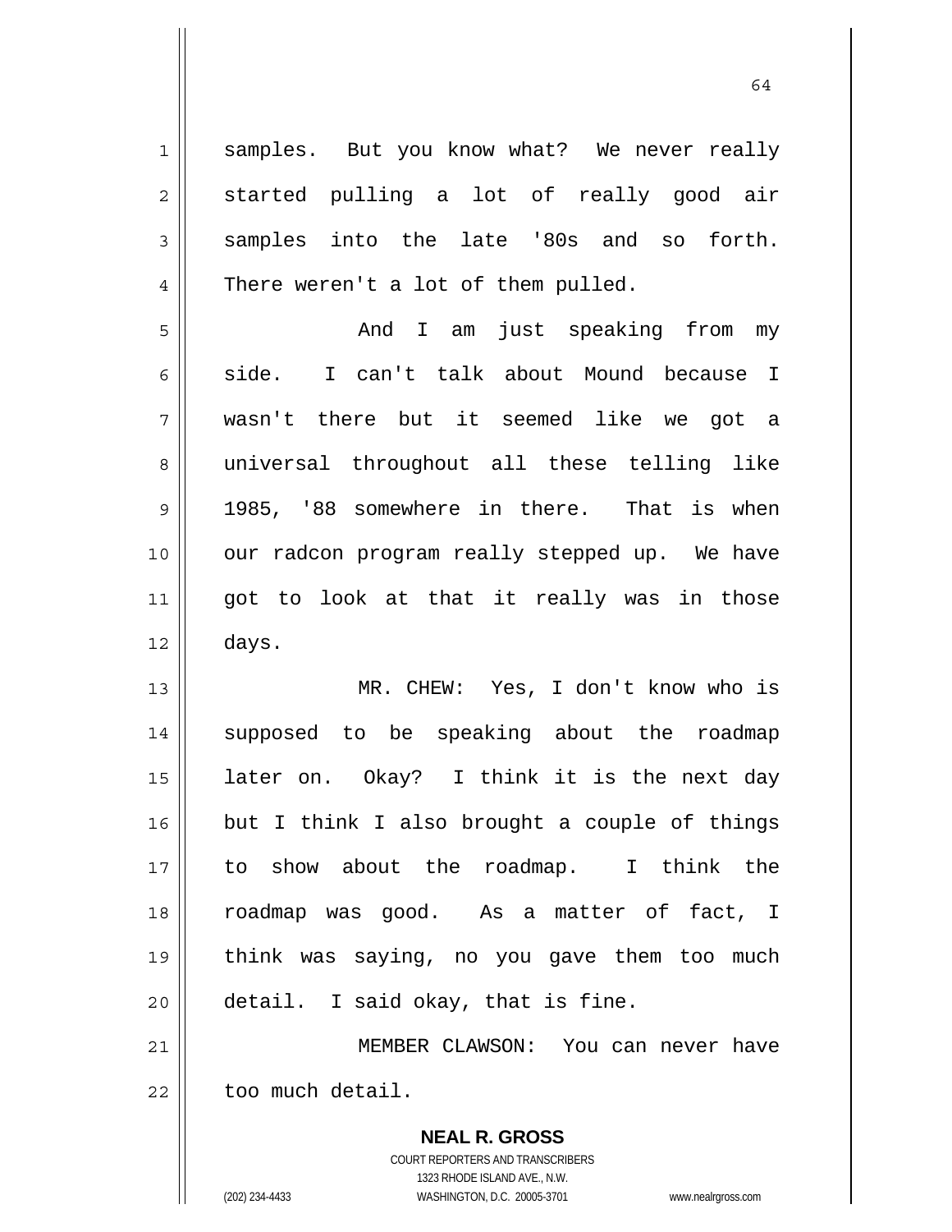samples. But you know what? We never really started pulling a lot of really good air samples into the late '80s and so forth. There weren't a lot of them pulled.

And I am just speaking from my side. I can't talk about Mound because I wasn't there but it seemed like we got a universal throughout all these telling like 1985, '88 somewhere in there. That is when our radcon program really stepped up. We have got to look at that it really was in those days.

MR. CHEW: Yes, I don't know who is supposed to be speaking about the roadmap later on. Okay? I think it is the next day but I think I also brought a couple of things to show about the roadmap. I think the roadmap was good. As a matter of fact, I think was saying, no you gave them too much detail. I said okay, that is fine.

MEMBER CLAWSON: You can never have too much detail.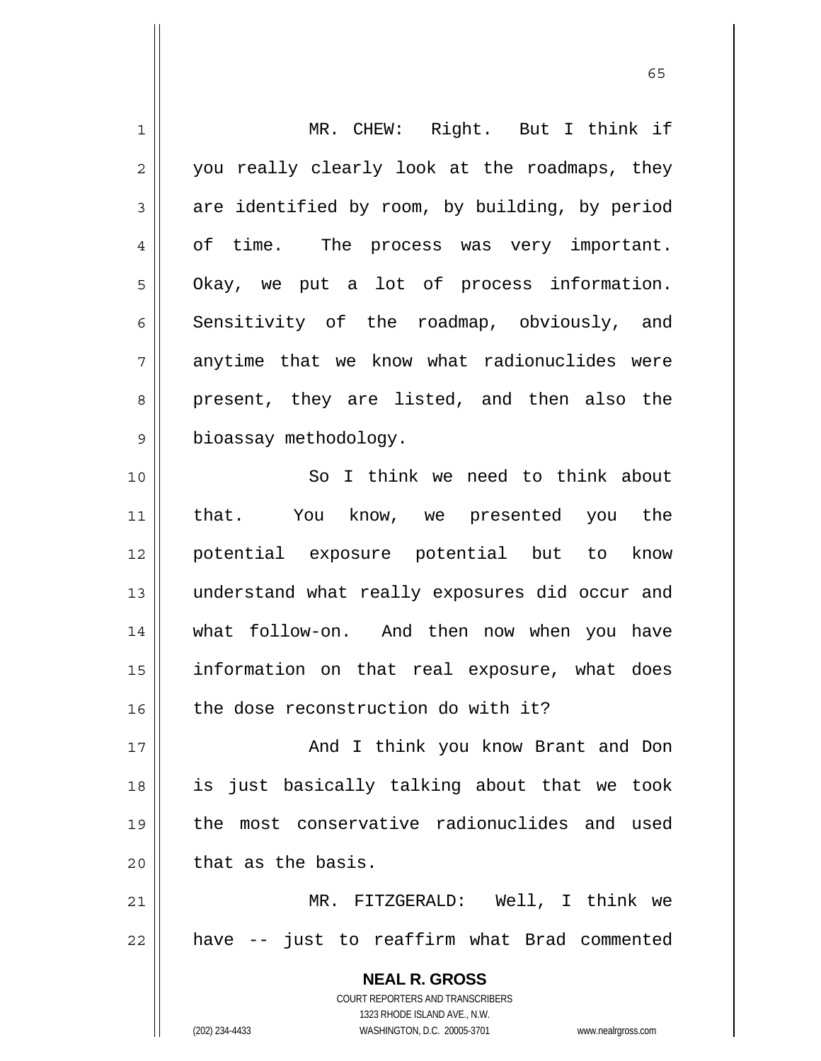MR. CHEW: Right. But I think if you really clearly look at the roadmaps, they are identified by room, by building, by period of time. The process was very important. Okay, we put a lot of process information. Sensitivity of the roadmap, obviously, and anytime that we know what radionuclides were present, they are listed, and then also the bioassay methodology.

So I think we need to think about that. You know, we presented you the potential exposure potential but to know understand what really exposures did occur and what follow-on. And then now when you have information on that real exposure, what does the dose reconstruction do with it?

And I think you know Brant and Don is just basically talking about that we took the most conservative radionuclides and used that as the basis.

MR. FITZGERALD: Well, I think we have -- just to reaffirm what Brad commented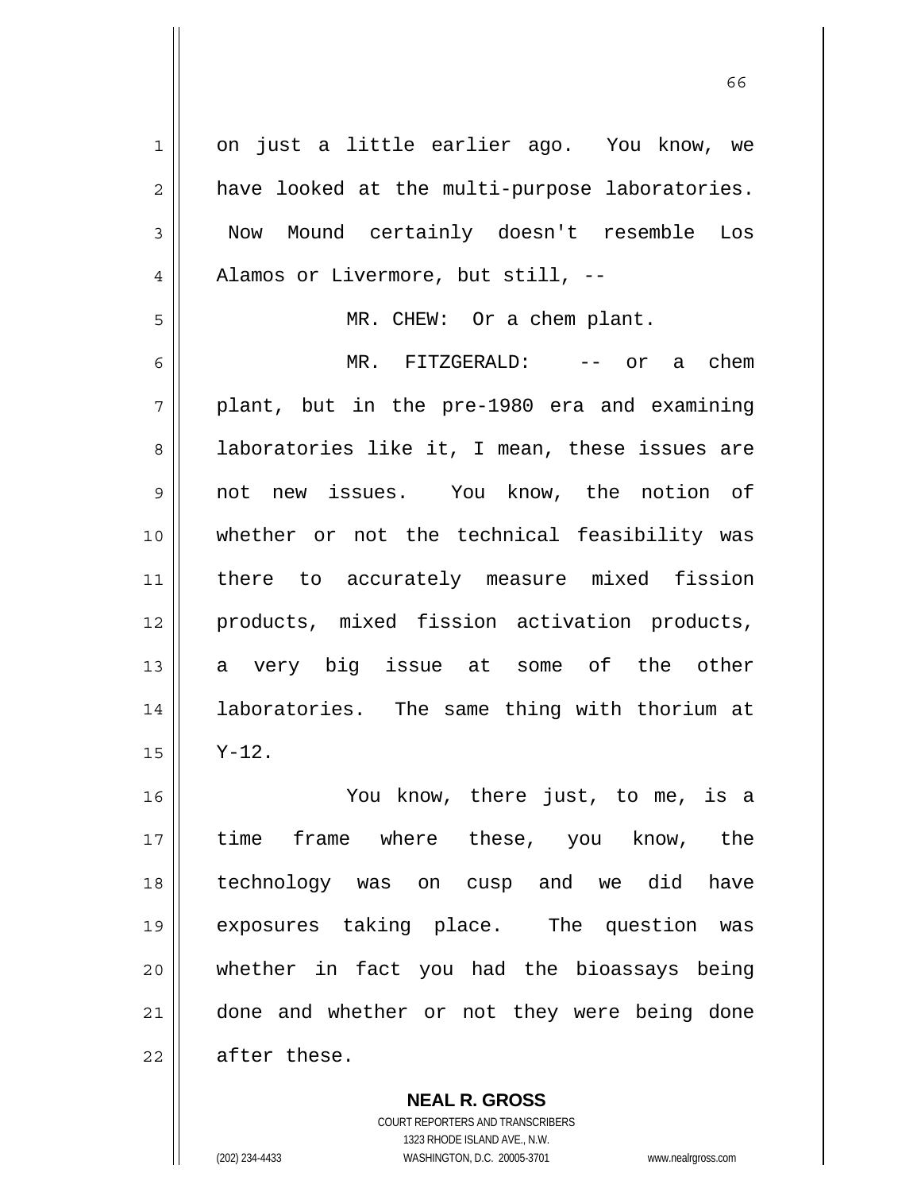on just a little earlier ago. You know, we have looked at the multi-purpose laboratories. Now Mound certainly doesn't resemble Los Alamos or Livermore, but still, --

MR. CHEW: Or a chem plant.

MR. FITZGERALD: -- or a chem plant, but in the pre-1980 era and examining laboratories like it, I mean, these issues are not new issues. You know, the notion of whether or not the technical feasibility was there to accurately measure mixed fission products, mixed fission activation products, a very big issue at some of the other laboratories. The same thing with thorium at Y-12.

You know, there just, to me, is a time frame where these, you know, the technology was on cusp and we did have exposures taking place. The question was whether in fact you had the bioassays being done and whether or not they were being done after these.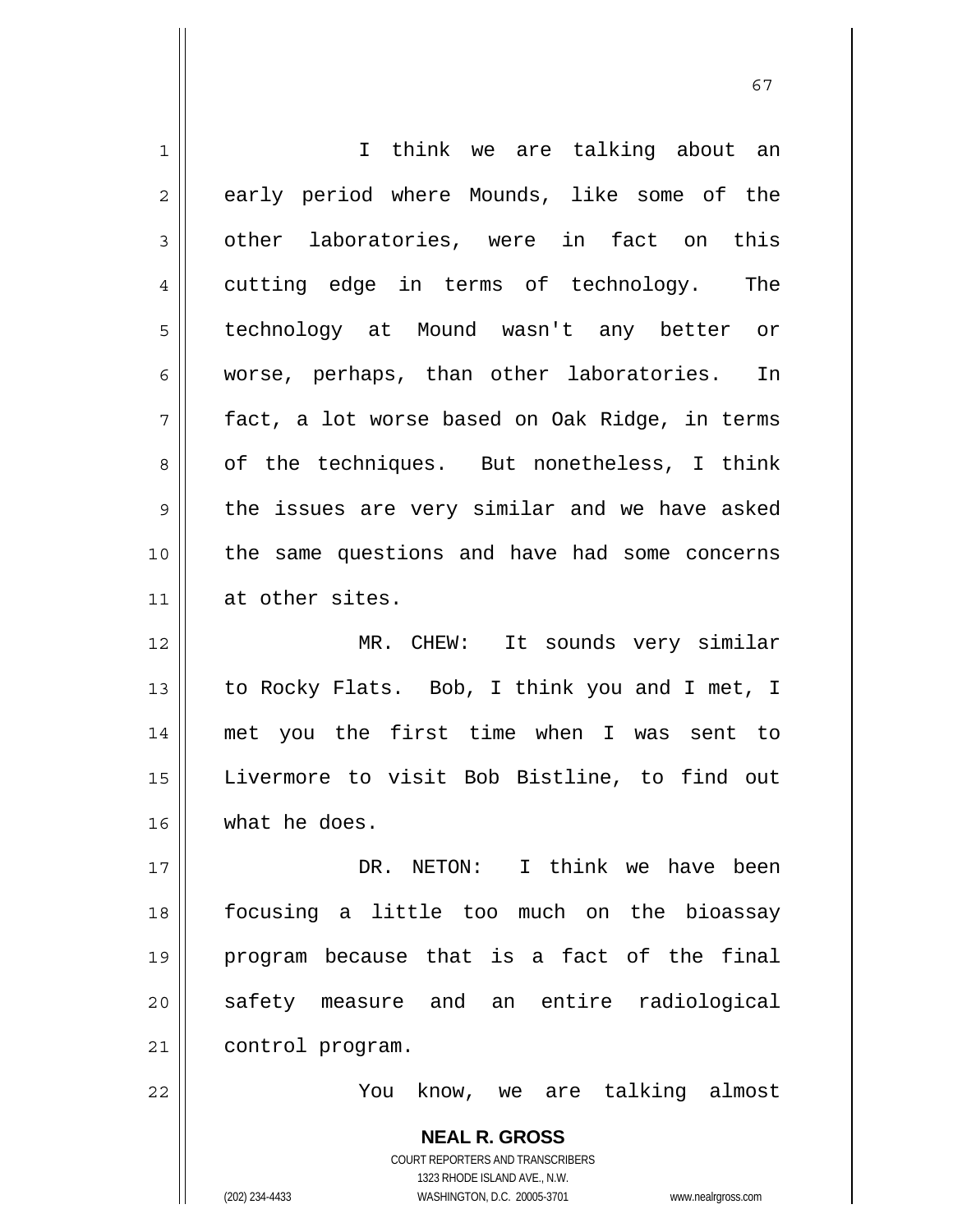I think we are talking about an early period where Mounds, like some of the other laboratories, were in fact on this cutting edge in terms of technology. The technology at Mound wasn't any better or worse, perhaps, than other laboratories. In fact, a lot worse based on Oak Ridge, in terms of the techniques. But nonetheless, I think the issues are very similar and we have asked the same questions and have had some concerns at other sites.

MR. CHEW: It sounds very similar to Rocky Flats. Bob, I think you and I met, I met you the first time when I was sent to Livermore to visit Bob Bistline, to find out what he does.

DR. NETON: I think we have been focusing a little too much on the bioassay program because that is a fact of the final safety measure and an entire radiological control program.

You know, we are talking almost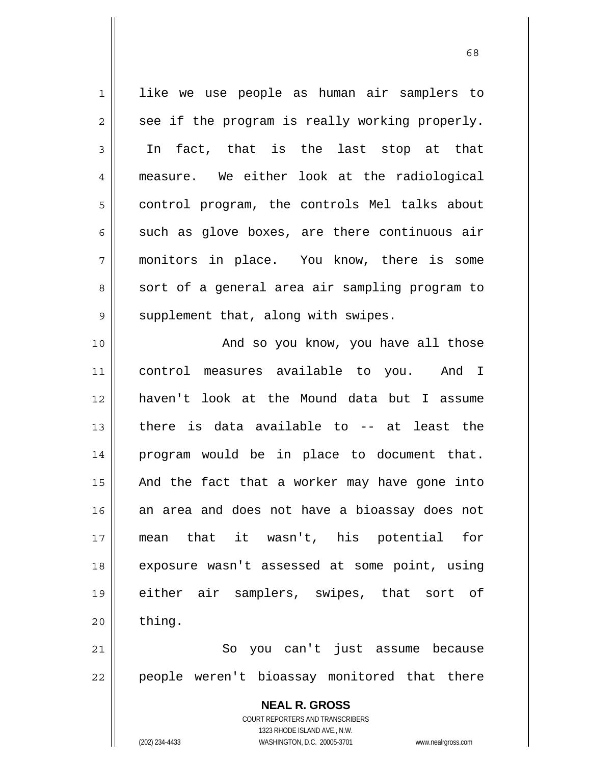like we use people as human air samplers to see if the program is really working properly. In fact, that is the last stop at that measure. We either look at the radiological control program, the controls Mel talks about such as glove boxes, are there continuous air monitors in place. You know, there is some sort of a general area air sampling program to supplement that, along with swipes.

And so you know, you have all those control measures available to you. And I haven't look at the Mound data but I assume there is data available to -- at least the program would be in place to document that. And the fact that a worker may have gone into an area and does not have a bioassay does not mean that it wasn't, his potential for exposure wasn't assessed at some point, using either air samplers, swipes, that sort of thing.

So you can't just assume because people weren't bioassay monitored that there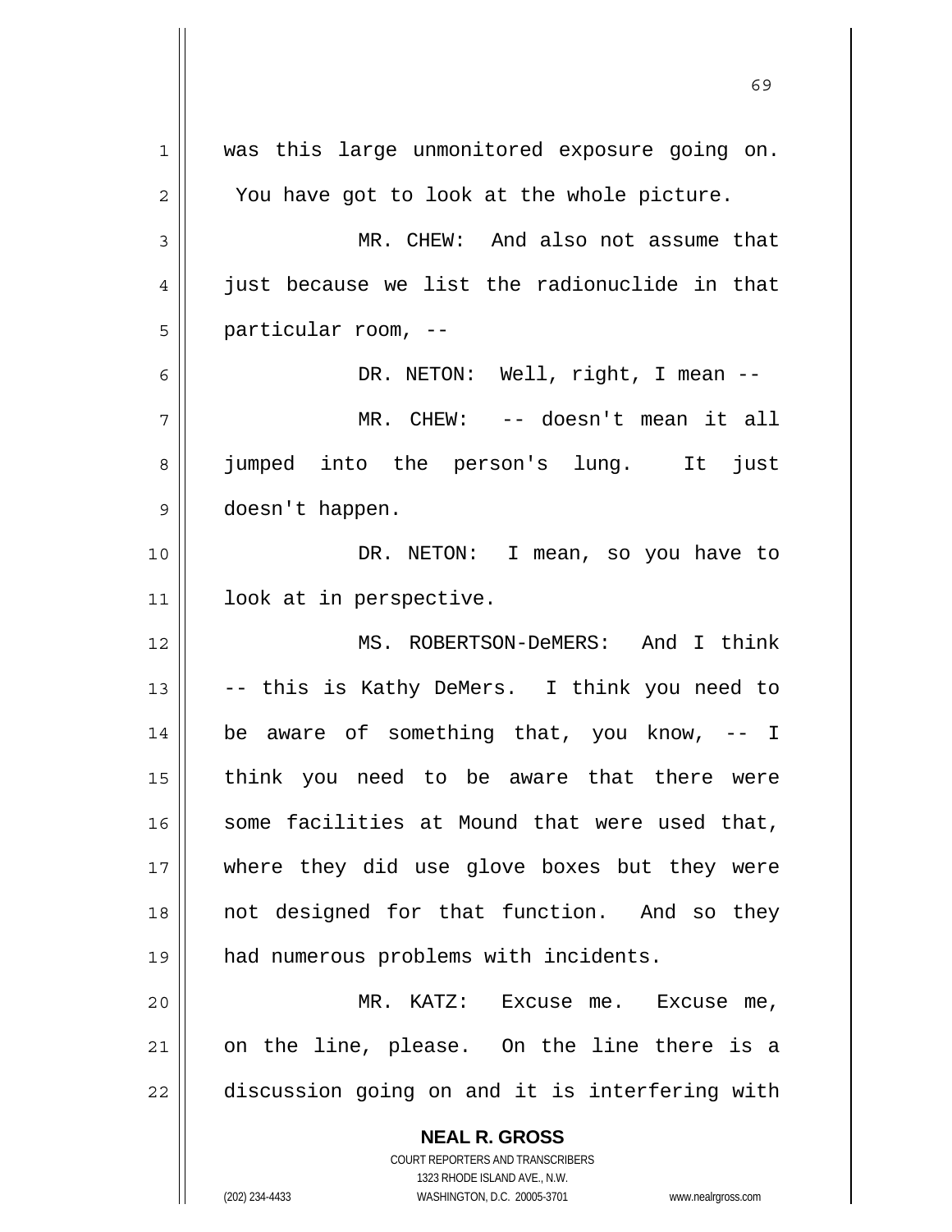was this large unmonitored exposure going on. You have got to look at the whole picture.

MR. CHEW: And also not assume that just because we list the radionuclide in that particular room, --

DR. NETON: Well, right, I mean --

MR. CHEW: -- doesn't mean it all jumped into the person's lung. It just doesn't happen.

DR. NETON: I mean, so you have to look at in perspective.

MS. ROBERTSON-DeMERS: And I think -- this is Kathy DeMers. I think you need to be aware of something that, you know, -- I think you need to be aware that there were some facilities at Mound that were used that, where they did use glove boxes but they were not designed for that function. And so they had numerous problems with incidents.

MR. KATZ: Excuse me. Excuse me, on the line, please. On the line there is a discussion going on and it is interfering with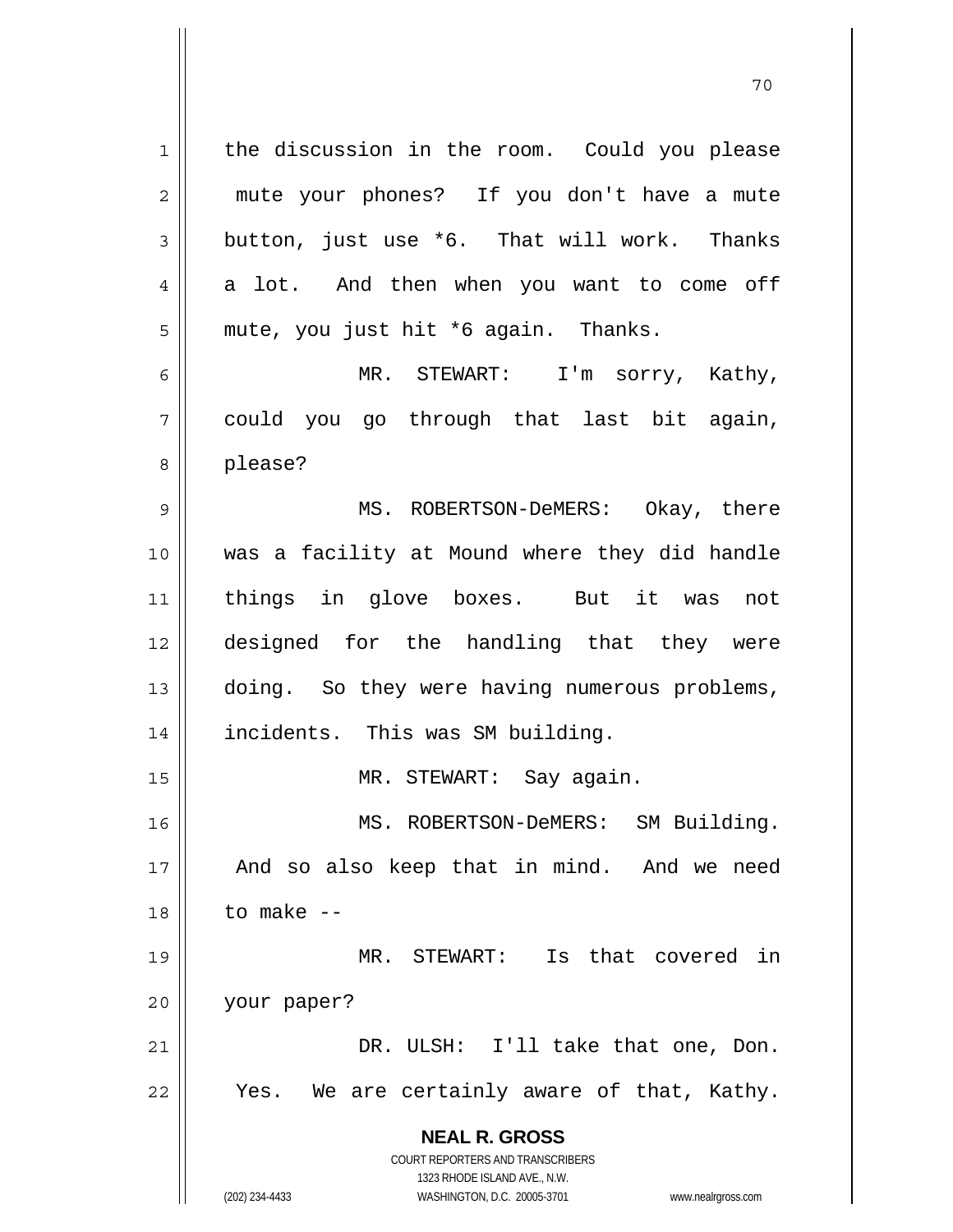the discussion in the room. Could you please mute your phones? If you don't have a mute button, just use *6. That will work. Thanks a lot. And then when you want to come off mute, you just hit *6 again. Thanks.

MR. STEWART: I'm sorry, Kathy, could you go through that last bit again, please?

MS. ROBERTSON-DeMERS: Okay, there was a facility at Mound where they did handle things in glove boxes. But it was not designed for the handling that they were doing. So they were having numerous problems, incidents. This was SM building.

MR. STEWART: Say again.

MS. ROBERTSON-DeMERS: SM Building. And so also keep that in mind. And we need to make --

MR. STEWART: Is that covered in your paper?

DR. ULSH: I'll take that one, Don. Yes. We are certainly aware of that, Kathy.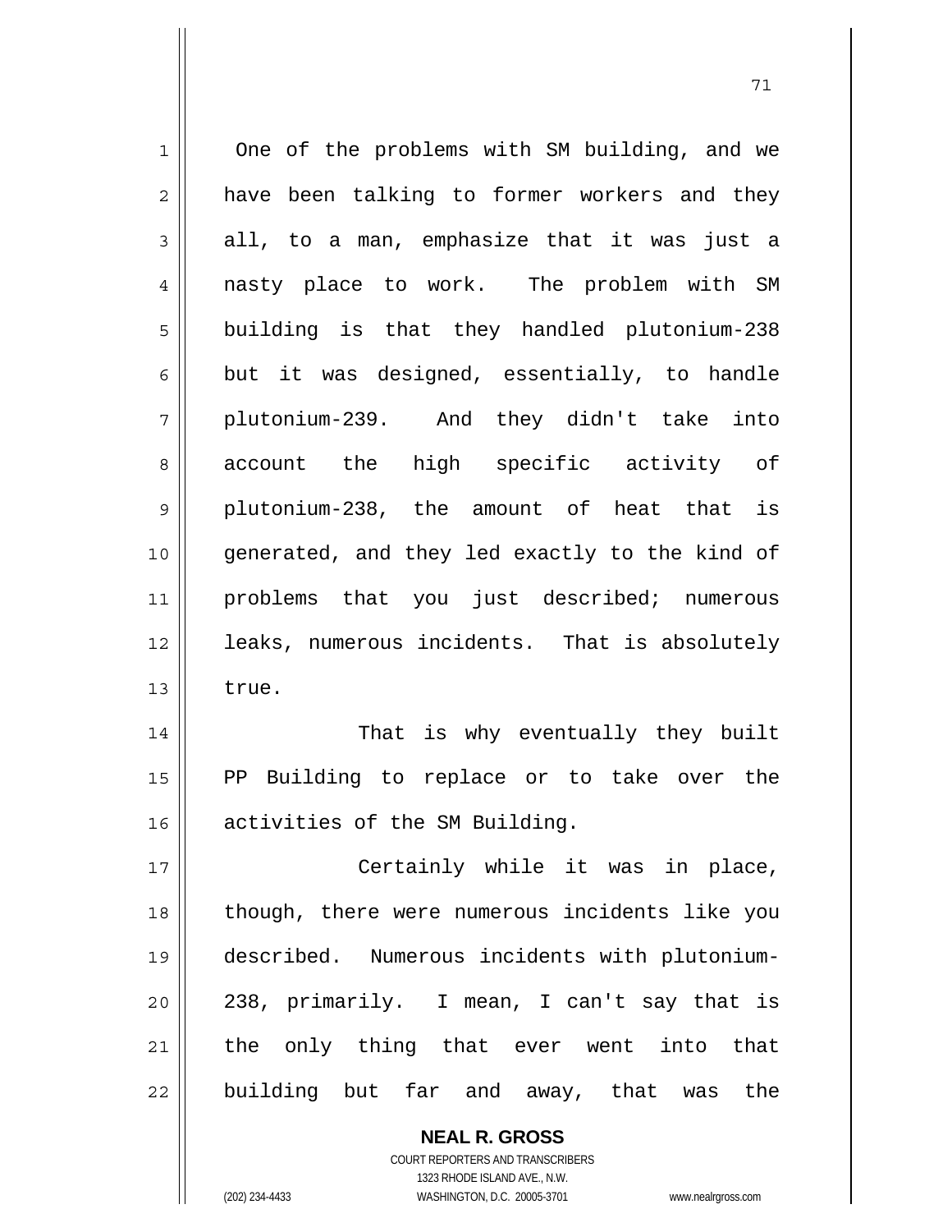One of the problems with SM building, and we have been talking to former workers and they all, to a man, emphasize that it was just a nasty place to work. The problem with SM building is that they handled plutonium-238 but it was designed, essentially, to handle plutonium-239. And they didn't take into account the high specific activity of plutonium-238, the amount of heat that is generated, and they led exactly to the kind of problems that you just described; numerous leaks, numerous incidents. That is absolutely true.

That is why eventually they built PP Building to replace or to take over the activities of the SM Building.

Certainly while it was in place, though, there were numerous incidents like you described. Numerous incidents with plutonium-238, primarily. I mean, I can't say that is the only thing that ever went into that building but far and away, that was the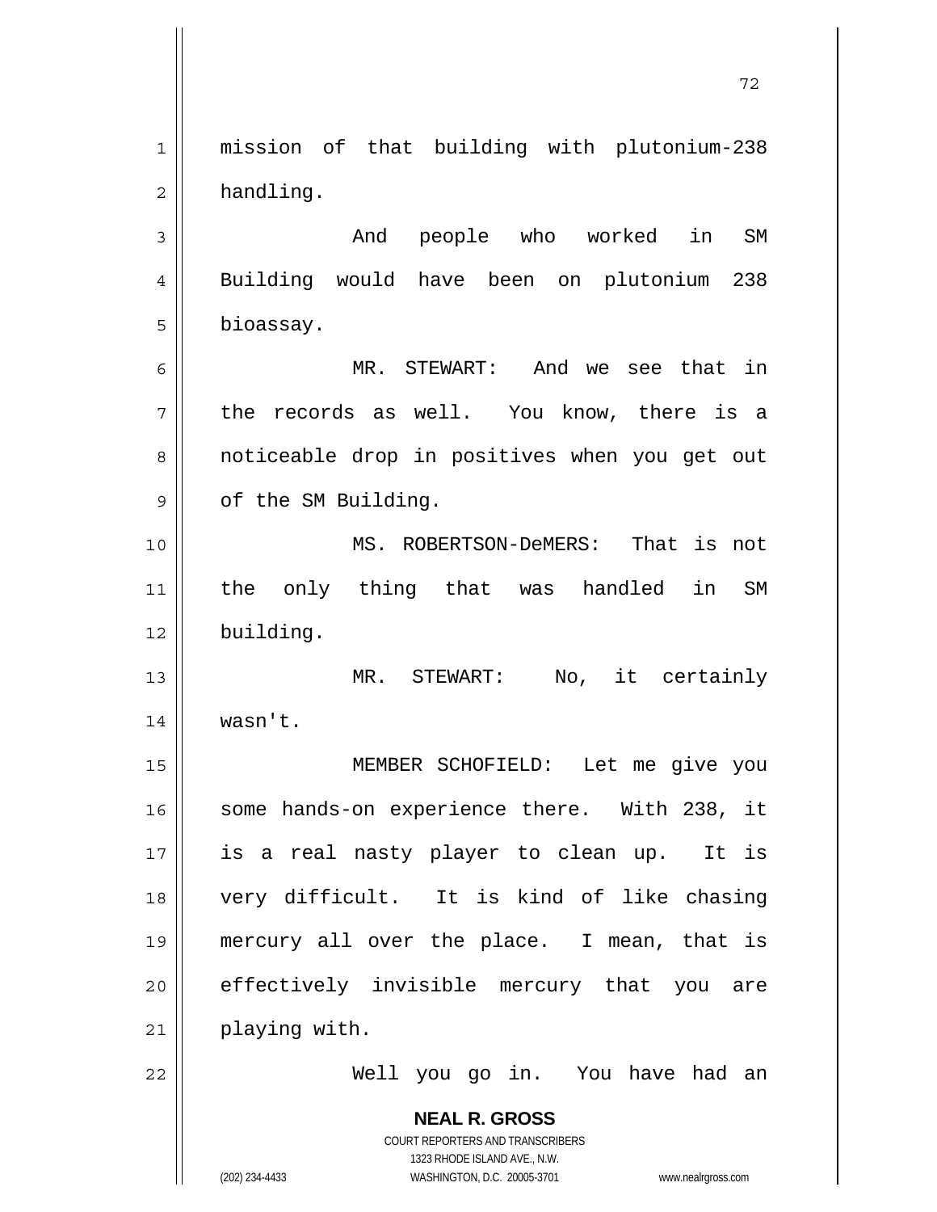mission of that building with plutonium-238 handling.

And people who worked in SM Building would have been on plutonium 238 bioassay.

MR. STEWART: And we see that in the records as well. You know, there is a noticeable drop in positives when you get out of the SM Building.

MS. ROBERTSON-DeMERS: That is not the only thing that was handled in SM building.

MR. STEWART: No, it certainly wasn't.

MEMBER SCHOFIELD: Let me give you some hands-on experience there. With 238, it is a real nasty player to clean up. It is very difficult. It is kind of like chasing mercury all over the place. I mean, that is effectively invisible mercury that you are playing with.

Well you go in. You have had an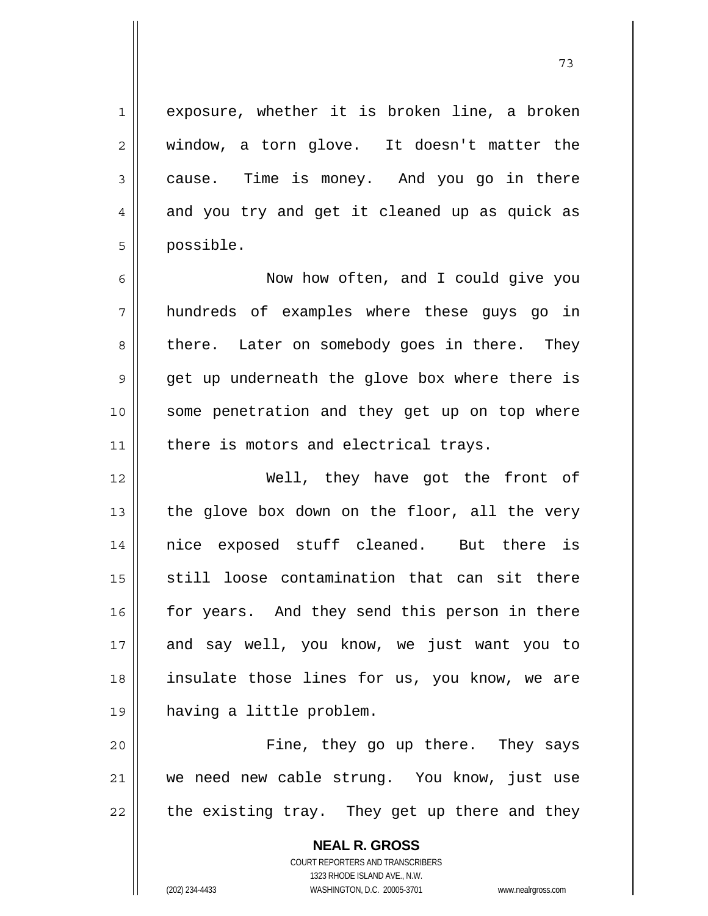exposure, whether it is broken line, a broken window, a torn glove. It doesn't matter the cause. Time is money. And you go in there and you try and get it cleaned up as quick as possible.

Now how often, and I could give you hundreds of examples where these guys go in there. Later on somebody goes in there. They get up underneath the glove box where there is some penetration and they get up on top where there is motors and electrical trays.

Well, they have got the front of the glove box down on the floor, all the very nice exposed stuff cleaned. But there is still loose contamination that can sit there for years. And they send this person in there and say well, you know, we just want you to insulate those lines for us, you know, we are having a little problem.

Fine, they go up there. They says we need new cable strung. You know, just use the existing tray. They get up there and they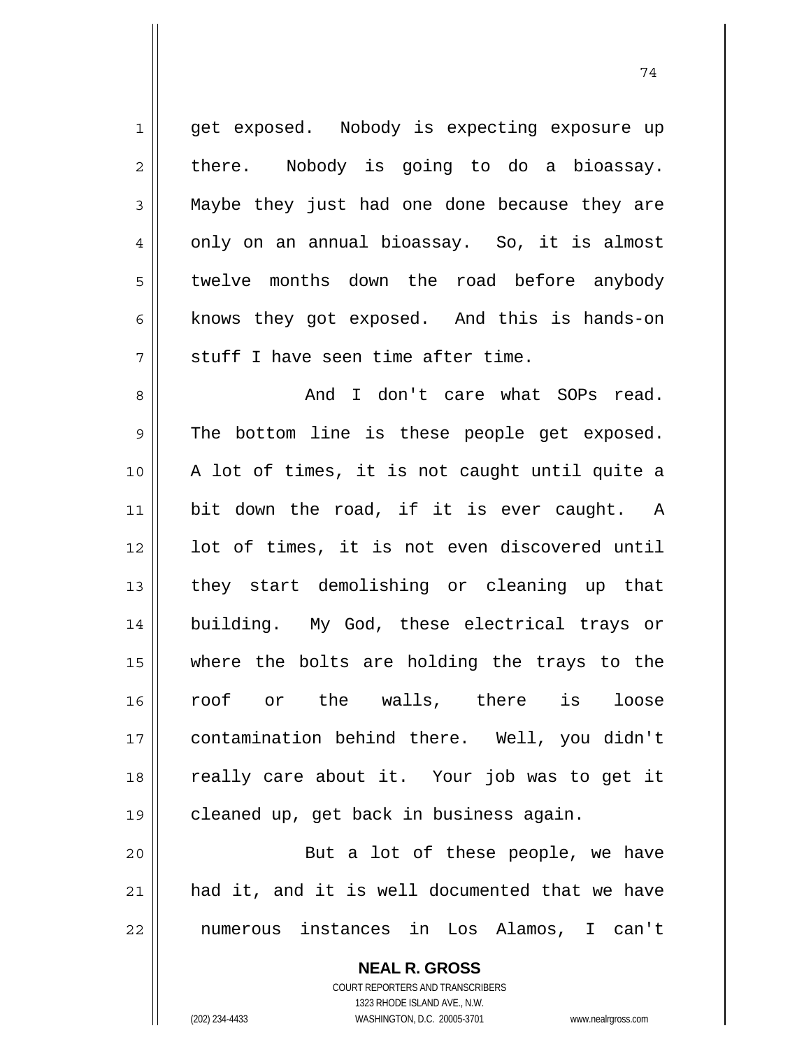get exposed. Nobody is expecting exposure up there. Nobody is going to do a bioassay. Maybe they just had one done because they are only on an annual bioassay. So, it is almost twelve months down the road before anybody knows they got exposed. And this is hands-on stuff I have seen time after time.

And I don't care what SOPs read. The bottom line is these people get exposed. A lot of times, it is not caught until quite a bit down the road, if it is ever caught. A lot of times, it is not even discovered until they start demolishing or cleaning up that building. My God, these electrical trays or where the bolts are holding the trays to the roof or the walls, there is loose contamination behind there. Well, you didn't really care about it. Your job was to get it cleaned up, get back in business again.

But a lot of these people, we have had it, and it is well documented that we have numerous instances in Los Alamos, I can't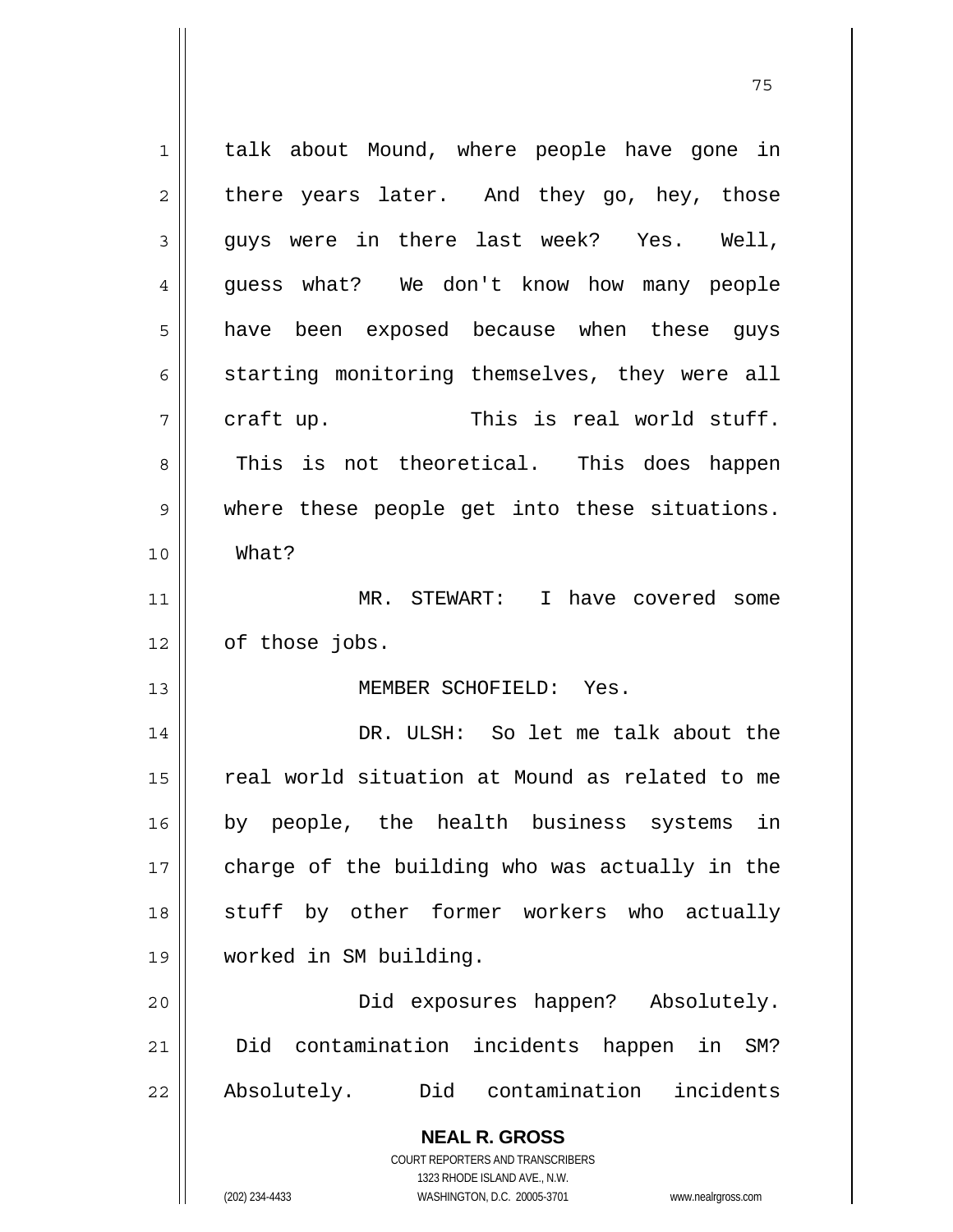talk about Mound, where people have gone in there years later. And they go, hey, those guys were in there last week? Yes. Well, guess what? We don't know how many people have been exposed because when these guys starting monitoring themselves, they were all craft up. This is real world stuff. This is not theoretical. This does happen where these people get into these situations. What?

MR. STEWART: I have covered some of those jobs.

MEMBER SCHOFIELD: Yes.

DR. ULSH: So let me talk about the real world situation at Mound as related to me by people, the health business systems in charge of the building who was actually in the stuff by other former workers who actually worked in SM building.

Did exposures happen? Absolutely. Did contamination incidents happen in SM? Absolutely. Did contamination incidents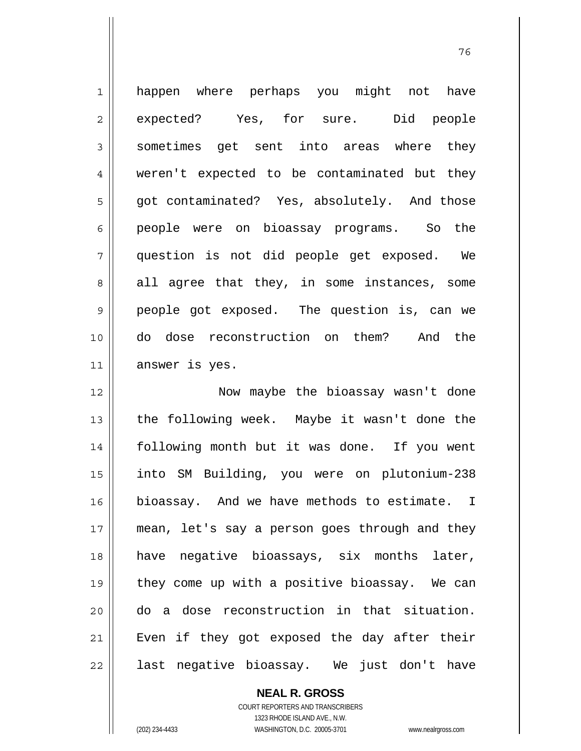happen where perhaps you might not have expected? Yes, for sure. Did people sometimes get sent into areas where they weren't expected to be contaminated but they got contaminated? Yes, absolutely. And those people were on bioassay programs. So the question is not did people get exposed. We all agree that they, in some instances, some people got exposed. The question is, can we do dose reconstruction on them? And the answer is yes.

Now maybe the bioassay wasn't done the following week. Maybe it wasn't done the following month but it was done. If you went into SM Building, you were on plutonium-238 bioassay. And we have methods to estimate. I mean, let's say a person goes through and they have negative bioassays, six months later, they come up with a positive bioassay. We can do a dose reconstruction in that situation. Even if they got exposed the day after their last negative bioassay. We just don't have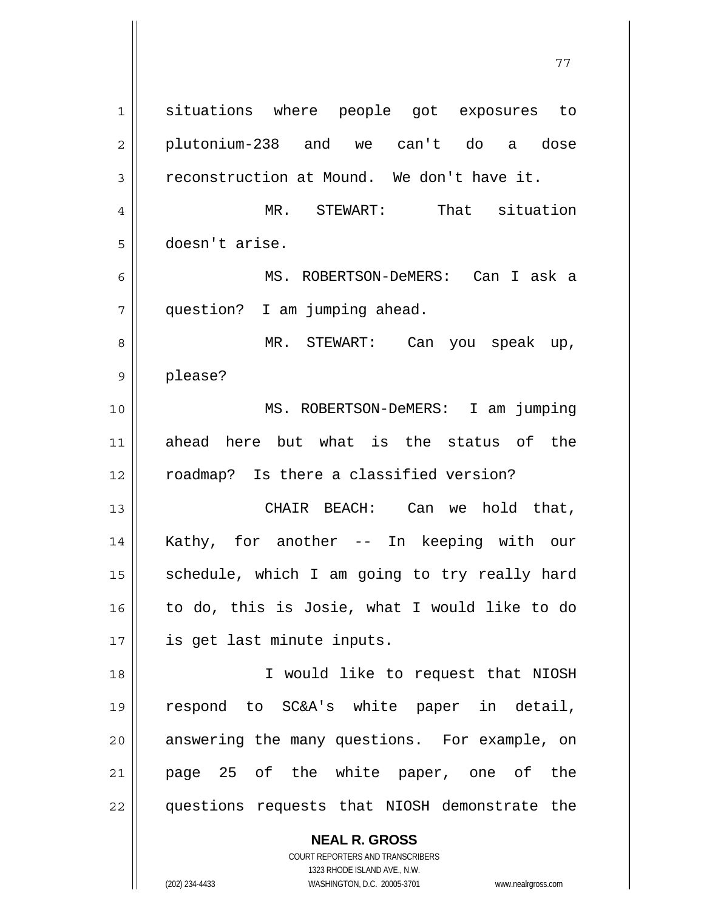situations where people got exposures to plutonium-238 and we can't do a dose reconstruction at Mound. We don't have it.

MR. STEWART: That situation doesn't arise.

MS. ROBERTSON-DeMERS: Can I ask a question? I am jumping ahead.

MR. STEWART: Can you speak up, please?

MS. ROBERTSON-DeMERS: I am jumping ahead here but what is the status of the roadmap? Is there a classified version?

CHAIR BEACH: Can we hold that, Kathy, for another -- In keeping with our schedule, which I am going to try really hard to do, this is Josie, what I would like to do is get last minute inputs.

I would like to request that NIOSH respond to SC&A's white paper in detail, answering the many questions. For example, on page 25 of the white paper, one of the questions requests that NIOSH demonstrate the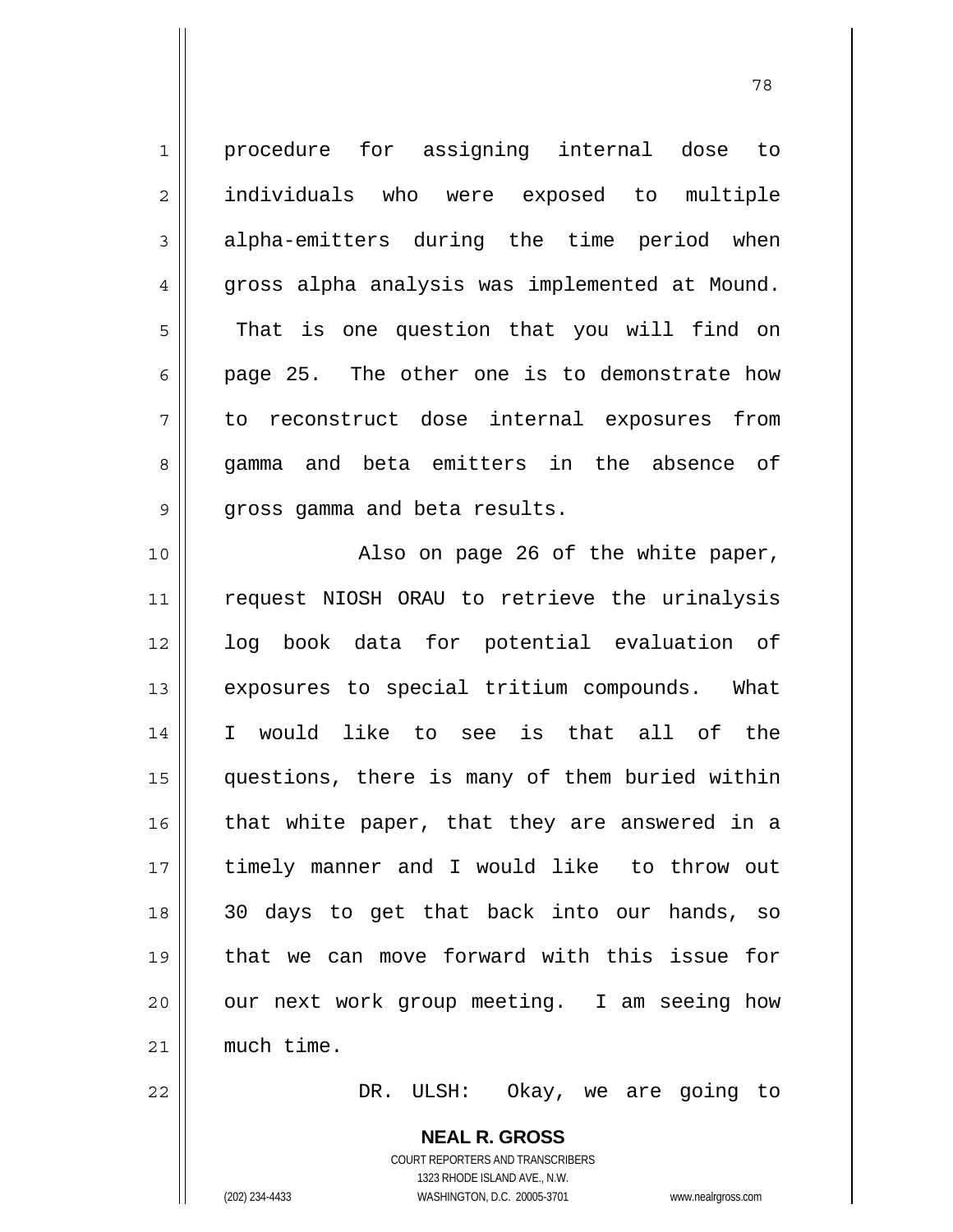procedure for assigning internal dose to individuals who were exposed to multiple alpha-emitters during the time period when gross alpha analysis was implemented at Mound. That is one question that you will find on page 25. The other one is to demonstrate how to reconstruct dose internal exposures from gamma and beta emitters in the absence of gross gamma and beta results.

Also on page 26 of the white paper, request NIOSH ORAU to retrieve the urinalysis log book data for potential evaluation of exposures to special tritium compounds. What I would like to see is that all of the questions, there is many of them buried within that white paper, that they are answered in a timely manner and I would like to throw out 30 days to get that back into our hands, so that we can move forward with this issue for our next work group meeting. I am seeing how much time.

DR. ULSH: Okay, we are going to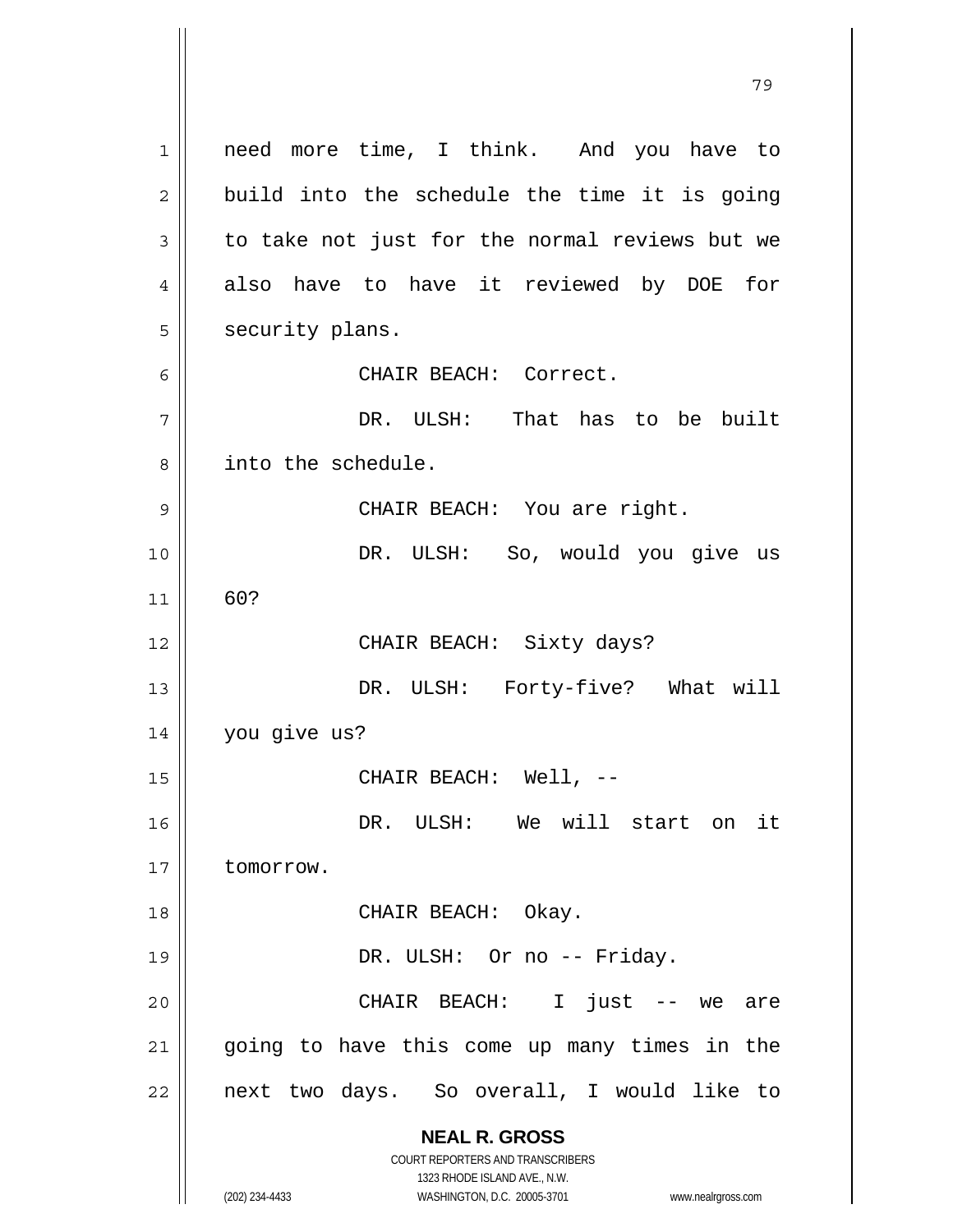need more time, I think. And you have to build into the schedule the time it is going to take not just for the normal reviews but we also have to have it reviewed by DOE for security plans.

CHAIR BEACH: Correct.

DR. ULSH: That has to be built into the schedule.

CHAIR BEACH: You are right.

DR. ULSH: So, would you give us 60?

CHAIR BEACH: Sixty days?

DR. ULSH: Forty-five? What will you give us?

CHAIR BEACH: Well, --

DR. ULSH: We will start on it tomorrow.

CHAIR BEACH: Okay.

DR. ULSH: Or no -- Friday.

CHAIR BEACH: I just -- we are going to have this come up many times in the next two days. So overall, I would like to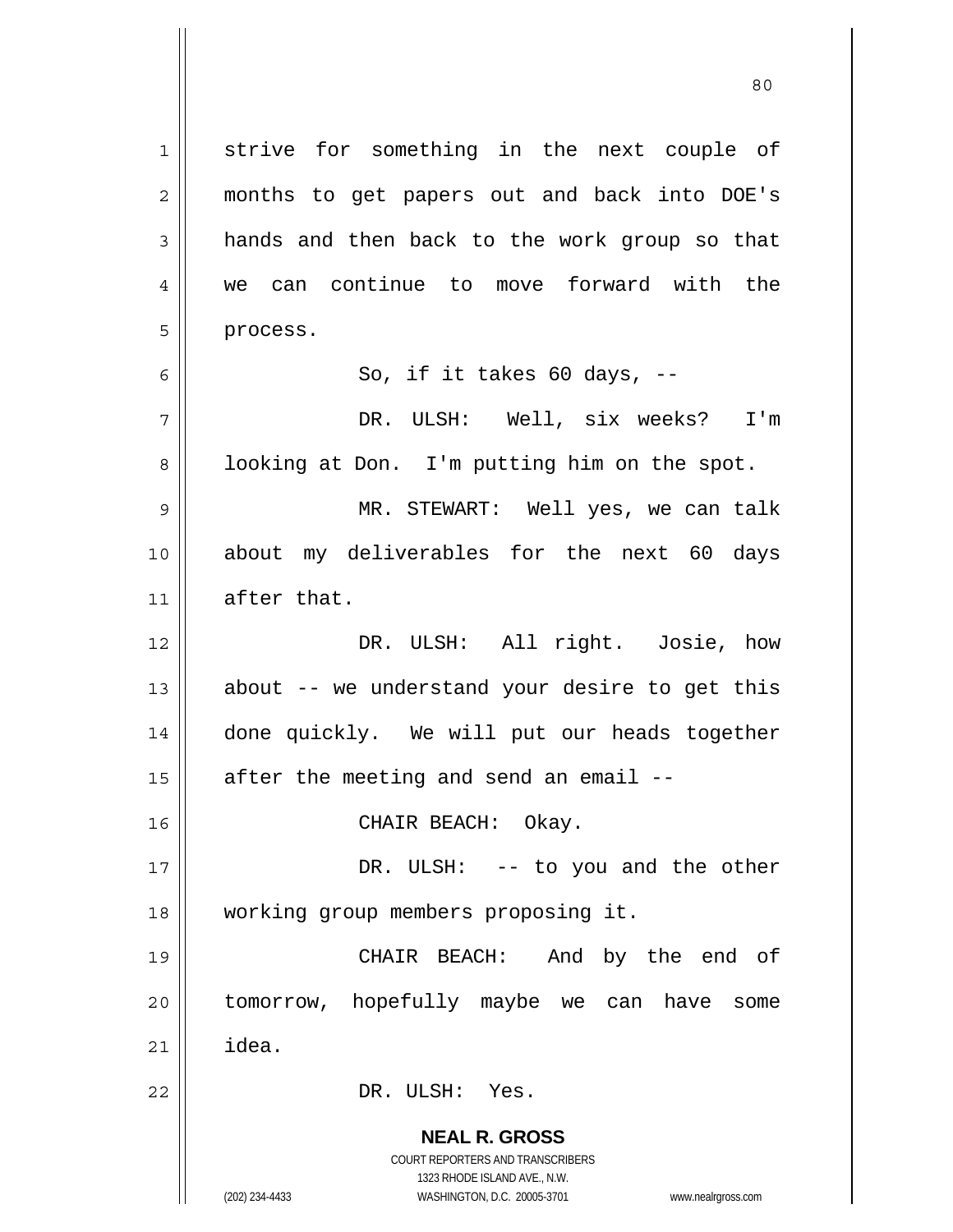strive for something in the next couple of months to get papers out and back into DOE's hands and then back to the work group so that we can continue to move forward with the process.

So, if it takes 60 days, --

DR. ULSH: Well, six weeks? I'm looking at Don. I'm putting him on the spot.

MR. STEWART: Well yes, we can talk about my deliverables for the next 60 days after that.

DR. ULSH: All right. Josie, how about -- we understand your desire to get this done quickly. We will put our heads together after the meeting and send an email --

CHAIR BEACH: Okay.

DR. ULSH: -- to you and the other working group members proposing it.

CHAIR BEACH: And by the end of tomorrow, hopefully maybe we can have some idea.

DR. ULSH: Yes.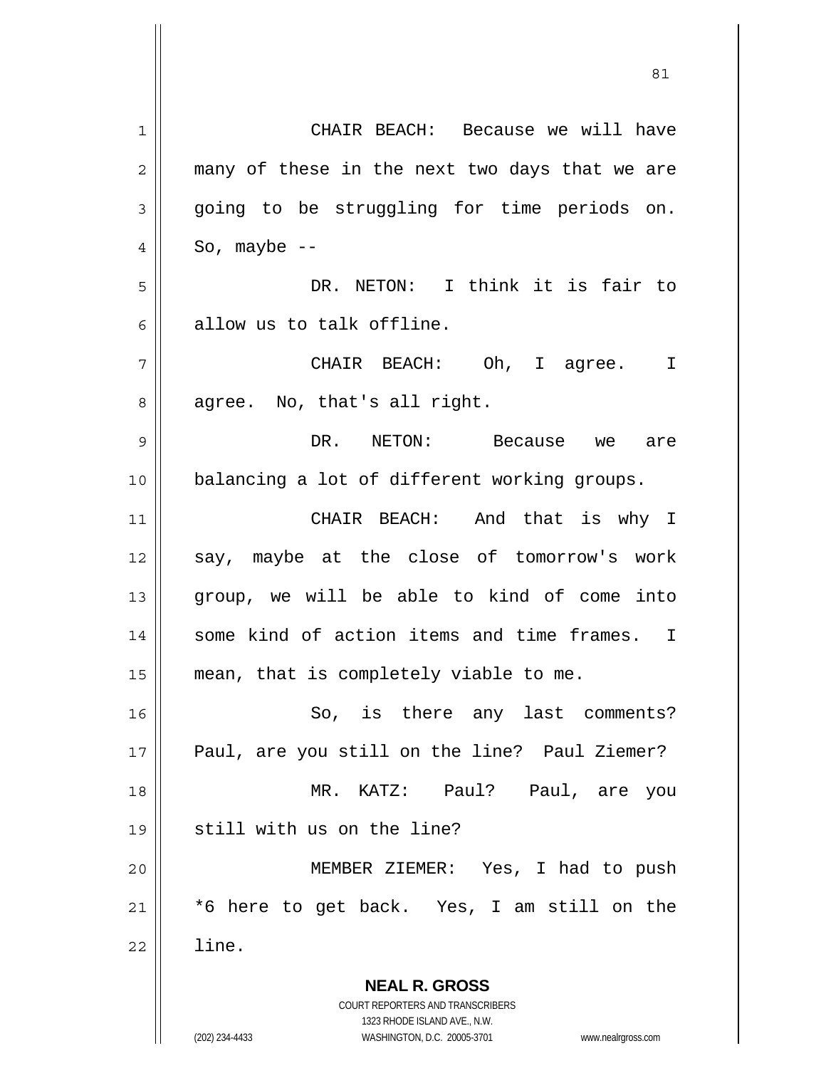CHAIR BEACH: Because we will have many of these in the next two days that we are going to be struggling for time periods on. So, maybe --

DR. NETON: I think it is fair to allow us to talk offline.

CHAIR BEACH: Oh, I agree. I agree. No, that's all right.

DR. NETON: Because we are balancing a lot of different working groups.

CHAIR BEACH: And that is why I say, maybe at the close of tomorrow's work group, we will be able to kind of come into some kind of action items and time frames. I mean, that is completely viable to me.

So, is there any last comments? Paul, are you still on the line? Paul Ziemer?

MR. KATZ: Paul? Paul, are you still with us on the line?

MEMBER ZIEMER: Yes, I had to push *6 here to get back. Yes, I am still on the line.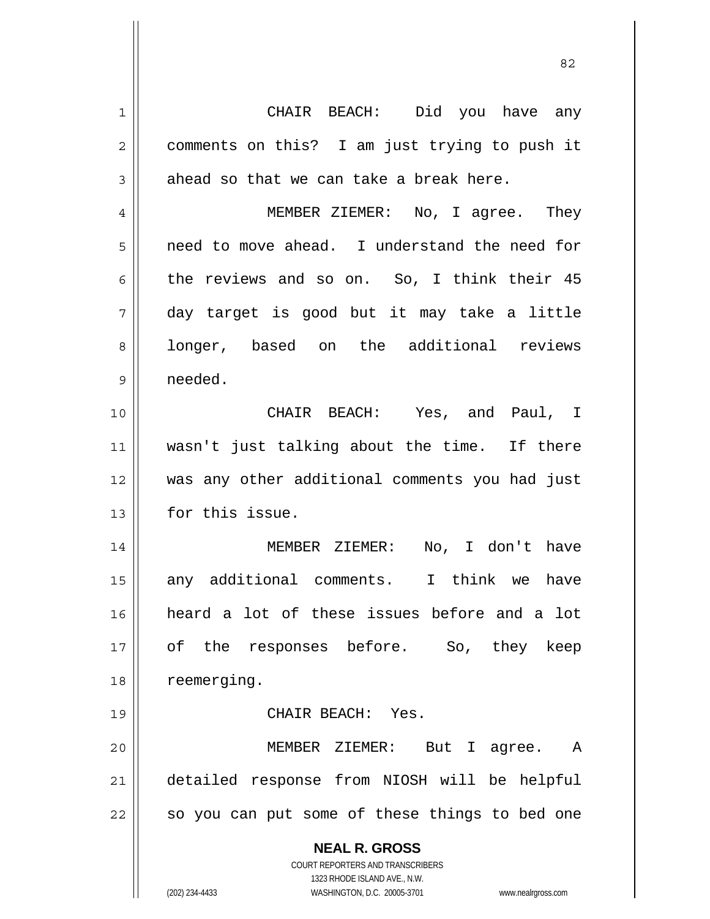CHAIR BEACH: Did you have any comments on this? I am just trying to push it ahead so that we can take a break here.

MEMBER ZIEMER: No, I agree. They need to move ahead. I understand the need for the reviews and so on. So, I think their 45 day target is good but it may take a little longer, based on the additional reviews needed.

CHAIR BEACH: Yes, and Paul, I wasn't just talking about the time. If there was any other additional comments you had just for this issue.

MEMBER ZIEMER: No, I don't have any additional comments. I think we have heard a lot of these issues before and a lot of the responses before. So, they keep reemerging.

CHAIR BEACH: Yes.

MEMBER ZIEMER: But I agree. A detailed response from NIOSH will be helpful so you can put some of these things to bed one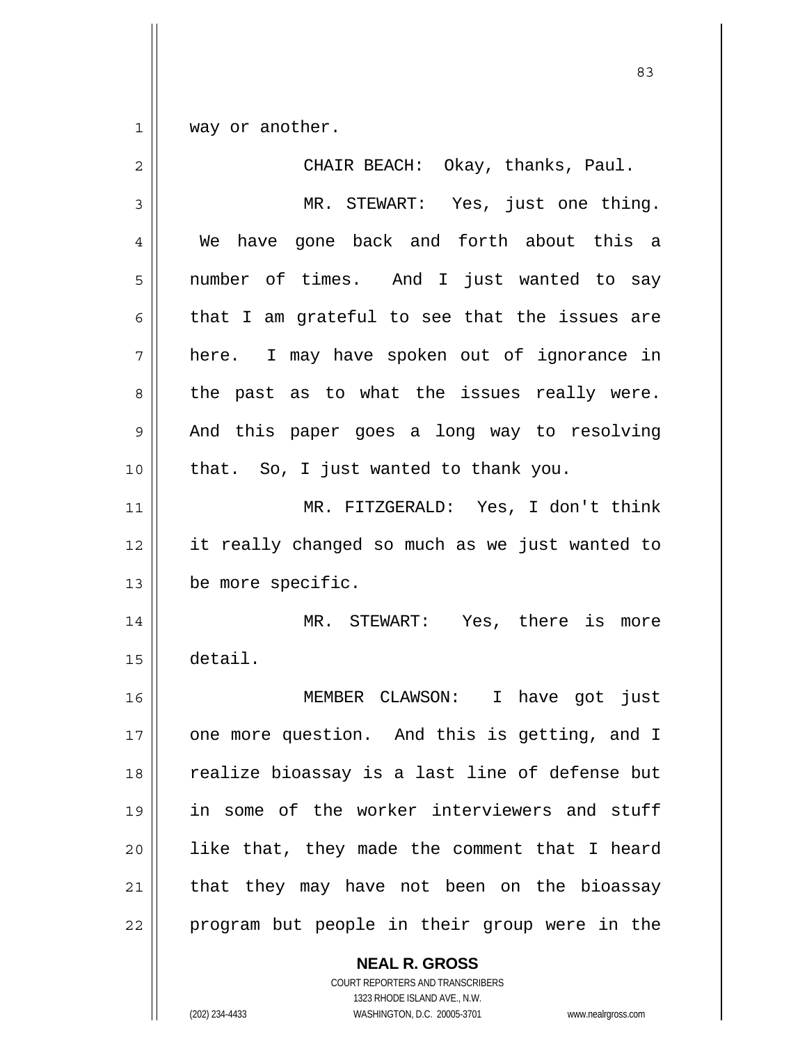way or another.

CHAIR BEACH: Okay, thanks, Paul.

MR. STEWART: Yes, just one thing. We have gone back and forth about this a number of times. And I just wanted to say that I am grateful to see that the issues are here. I may have spoken out of ignorance in the past as to what the issues really were. And this paper goes a long way to resolving that. So, I just wanted to thank you.

MR. FITZGERALD: Yes, I don't think it really changed so much as we just wanted to be more specific.

MR. STEWART: Yes, there is more detail.

MEMBER CLAWSON: I have got just one more question. And this is getting, and I realize bioassay is a last line of defense but in some of the worker interviewers and stuff like that, they made the comment that I heard that they may have not been on the bioassay program but people in their group were in the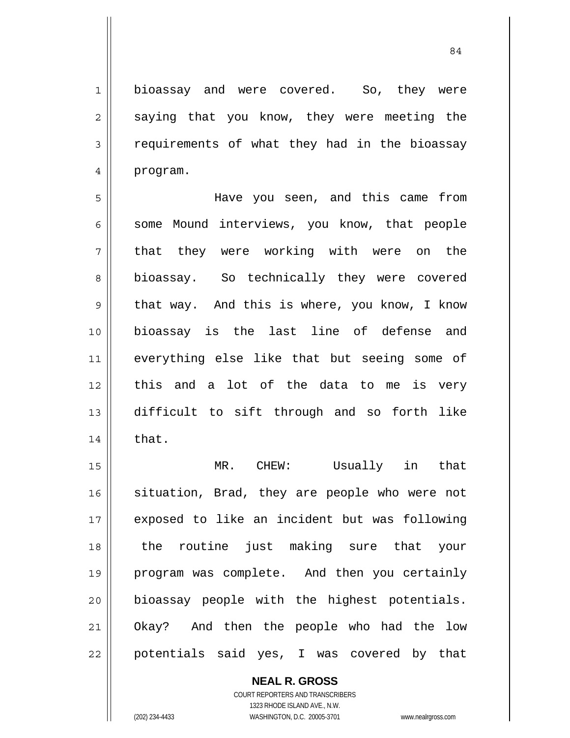bioassay and were covered. So, they were saying that you know, they were meeting the requirements of what they had in the bioassay program.

Have you seen, and this came from some Mound interviews, you know, that people that they were working with were on the bioassay. So technically they were covered that way. And this is where, you know, I know bioassay is the last line of defense and everything else like that but seeing some of this and a lot of the data to me is very difficult to sift through and so forth like that.

MR. CHEW: Usually in that situation, Brad, they are people who were not exposed to like an incident but was following the routine just making sure that your program was complete. And then you certainly bioassay people with the highest potentials. Okay? And then the people who had the low potentials said yes, I was covered by that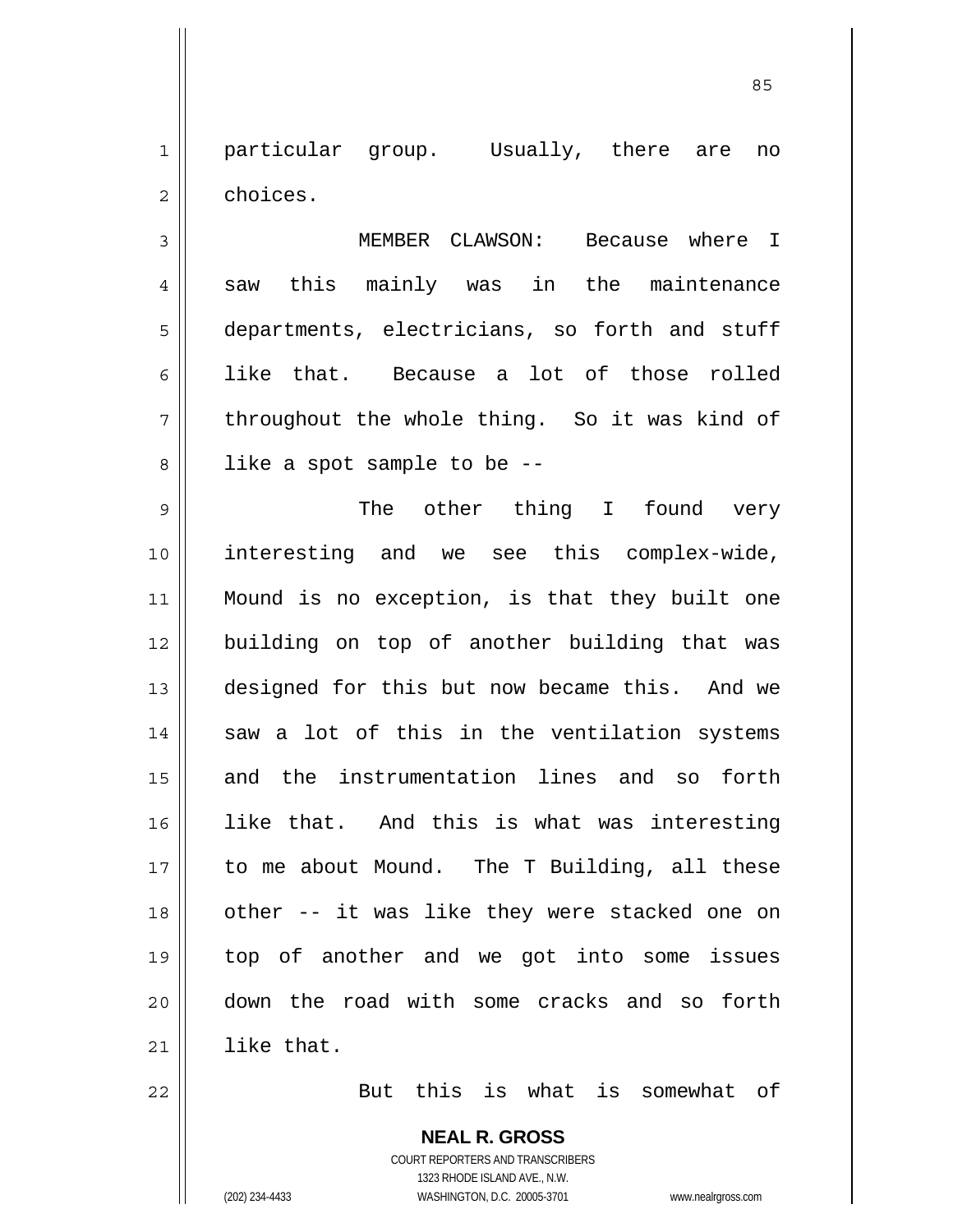particular group. Usually, there are no choices.

MEMBER CLAWSON: Because where I saw this mainly was in the maintenance departments, electricians, so forth and stuff like that. Because a lot of those rolled throughout the whole thing. So it was kind of like a spot sample to be --

The other thing I found very interesting and we see this complex-wide, Mound is no exception, is that they built one building on top of another building that was designed for this but now became this. And we saw a lot of this in the ventilation systems and the instrumentation lines and so forth like that. And this is what was interesting to me about Mound. The T Building, all these other -- it was like they were stacked one on top of another and we got into some issues down the road with some cracks and so forth like that.

But this is what is somewhat of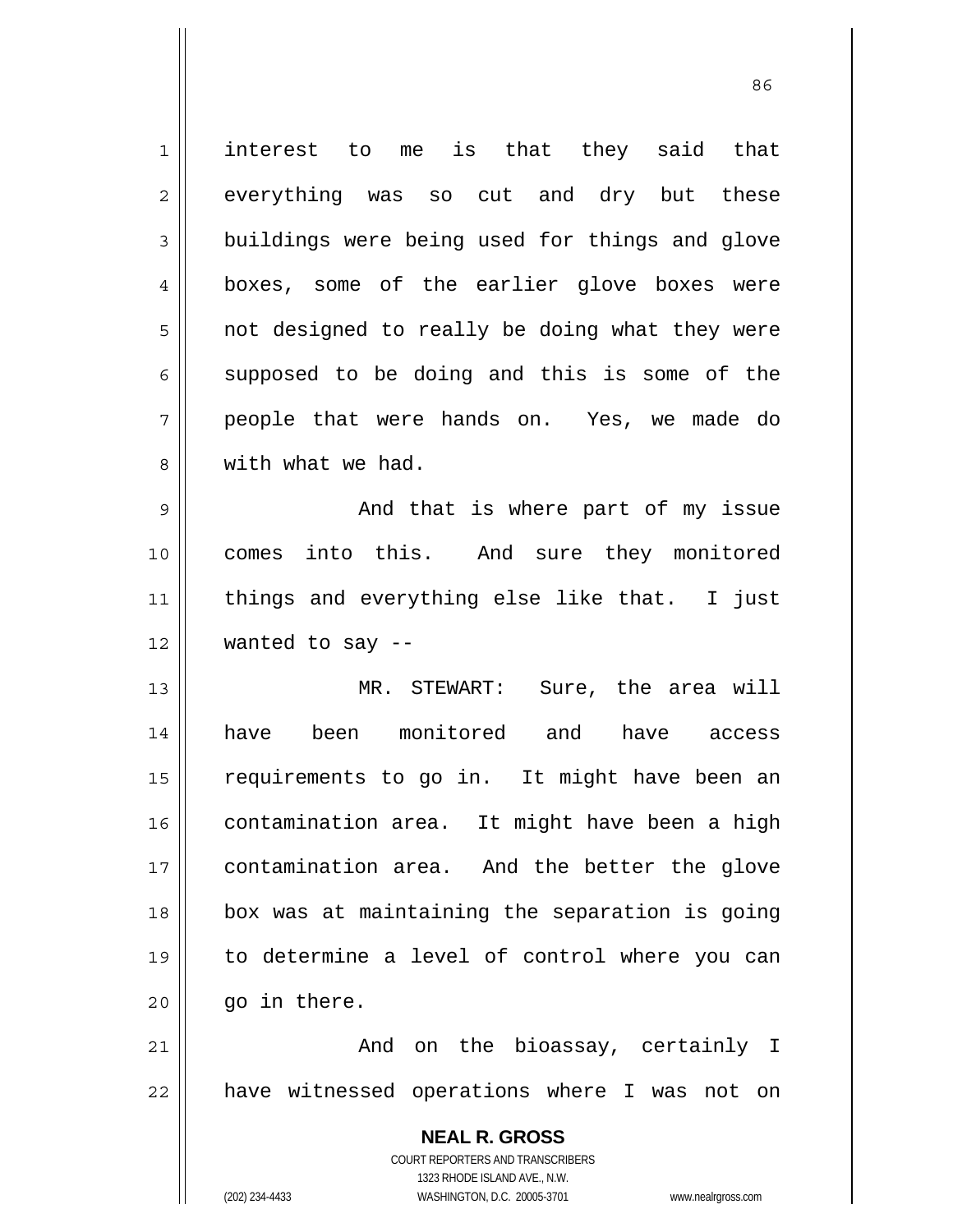interest to me is that they said that everything was so cut and dry but these buildings were being used for things and glove boxes, some of the earlier glove boxes were not designed to really be doing what they were supposed to be doing and this is some of the people that were hands on. Yes, we made do with what we had.

And that is where part of my issue comes into this. And sure they monitored things and everything else like that. I just wanted to say --

MR. STEWART: Sure, the area will have been monitored and have access requirements to go in. It might have been an contamination area. It might have been a high contamination area. And the better the glove box was at maintaining the separation is going to determine a level of control where you can go in there.

And on the bioassay, certainly I have witnessed operations where I was not on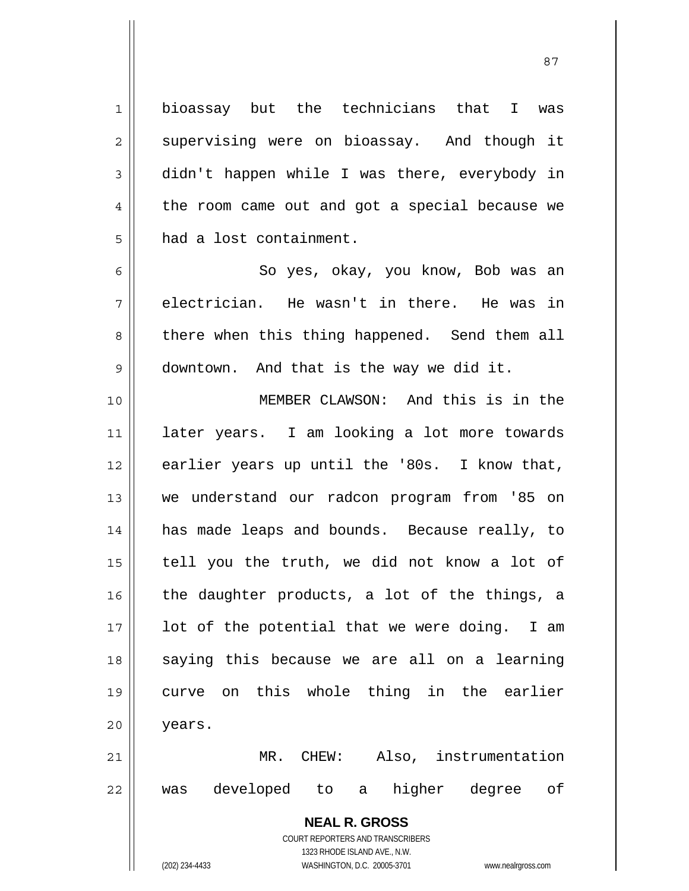bioassay but the technicians that I was supervising were on bioassay. And though it didn't happen while I was there, everybody in the room came out and got a special because we had a lost containment.

So yes, okay, you know, Bob was an electrician. He wasn't in there. He was in there when this thing happened. Send them all downtown. And that is the way we did it.

MEMBER CLAWSON: And this is in the later years. I am looking a lot more towards earlier years up until the '80s. I know that, we understand our radcon program from '85 on has made leaps and bounds. Because really, to tell you the truth, we did not know a lot of the daughter products, a lot of the things, a lot of the potential that we were doing. I am saying this because we are all on a learning curve on this whole thing in the earlier years.

MR. CHEW: Also, instrumentation was developed to a higher degree of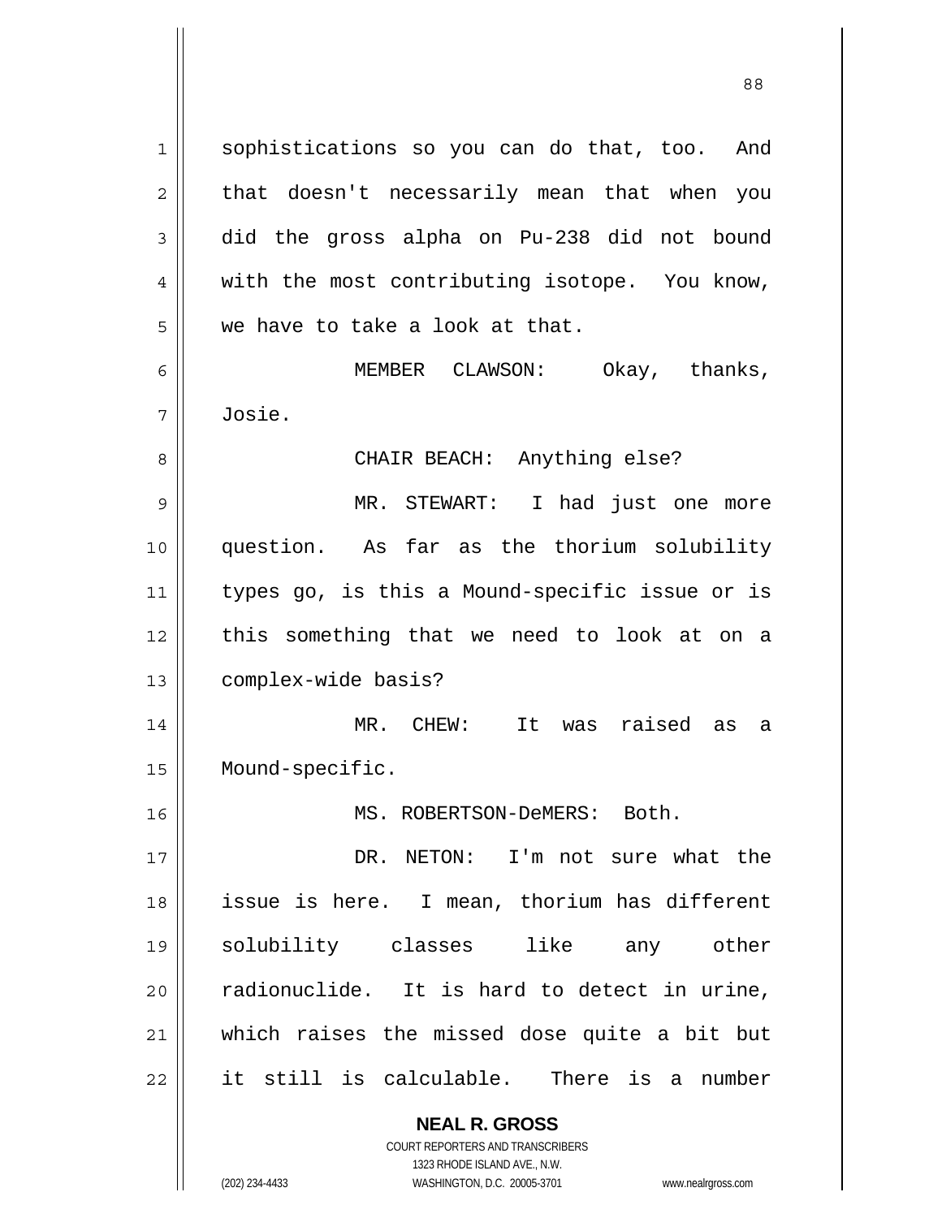sophistications so you can do that, too. And that doesn't necessarily mean that when you did the gross alpha on Pu-238 did not bound with the most contributing isotope. You know, we have to take a look at that.

MEMBER CLAWSON: Okay, thanks, Josie.

CHAIR BEACH: Anything else?

MR. STEWART: I had just one more question. As far as the thorium solubility types go, is this a Mound-specific issue or is this something that we need to look at on a complex-wide basis?

MR. CHEW: It was raised as a Mound-specific.

MS. ROBERTSON-DeMERS: Both.

DR. NETON: I'm not sure what the issue is here. I mean, thorium has different solubility classes like any other radionuclide. It is hard to detect in urine, which raises the missed dose quite a bit but it still is calculable. There is a number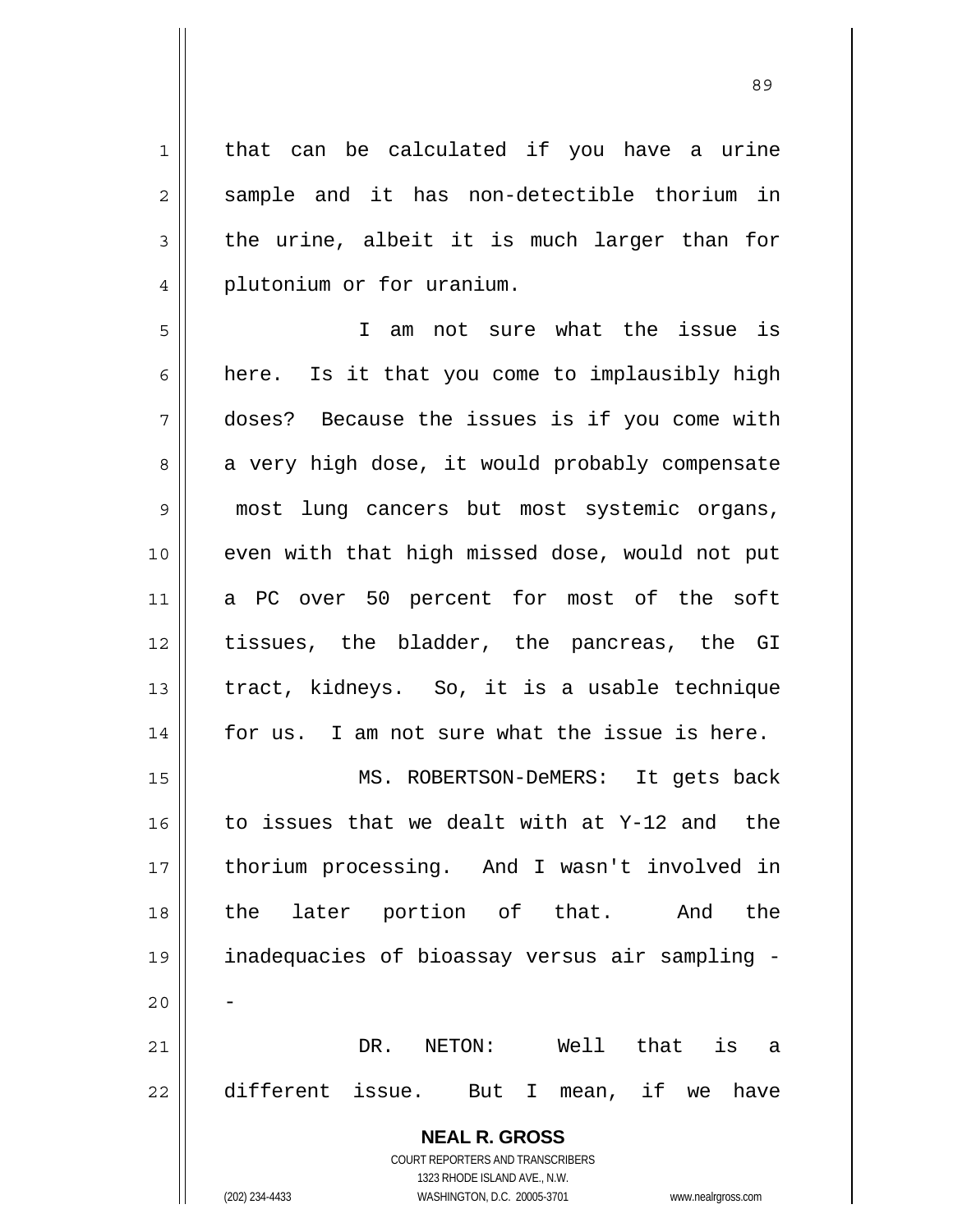that can be calculated if you have a urine sample and it has non-detectible thorium in the urine, albeit it is much larger than for plutonium or for uranium.

I am not sure what the issue is here. Is it that you come to implausibly high doses? Because the issues is if you come with a very high dose, it would probably compensate most lung cancers but most systemic organs, even with that high missed dose, would not put a PC over 50 percent for most of the soft tissues, the bladder, the pancreas, the GI tract, kidneys. So, it is a usable technique for us. I am not sure what the issue is here.

MS. ROBERTSON-DeMERS: It gets back to issues that we dealt with at Y-12 and the thorium processing. And I wasn't involved in the later portion of that. And the inadequacies of bioassay versus air sampling --

DR. NETON: Well that is a different issue. But I mean, if we have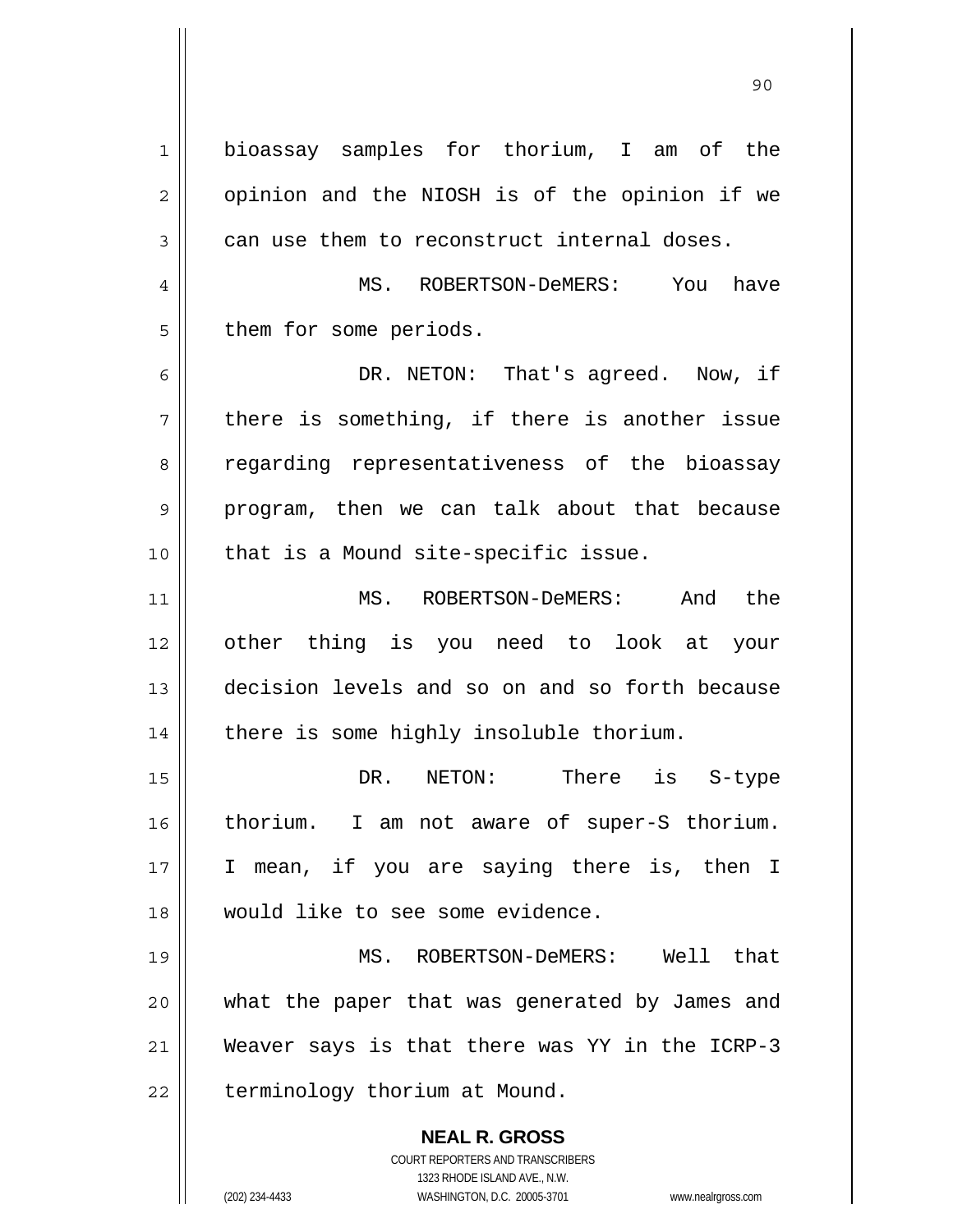bioassay samples for thorium, I am of the opinion and the NIOSH is of the opinion if we can use them to reconstruct internal doses.

MS. ROBERTSON-DeMERS: You have them for some periods.

DR. NETON: That's agreed. Now, if there is something, if there is another issue regarding representativeness of the bioassay program, then we can talk about that because that is a Mound site-specific issue.

MS. ROBERTSON-DeMERS: And the other thing is you need to look at your decision levels and so on and so forth because there is some highly insoluble thorium.

DR. NETON: There is S-type thorium. I am not aware of super-S thorium. I mean, if you are saying there is, then I would like to see some evidence.

MS. ROBERTSON-DeMERS: Well that what the paper that was generated by James and Weaver says is that there was YY in the ICRP-3 terminology thorium at Mound.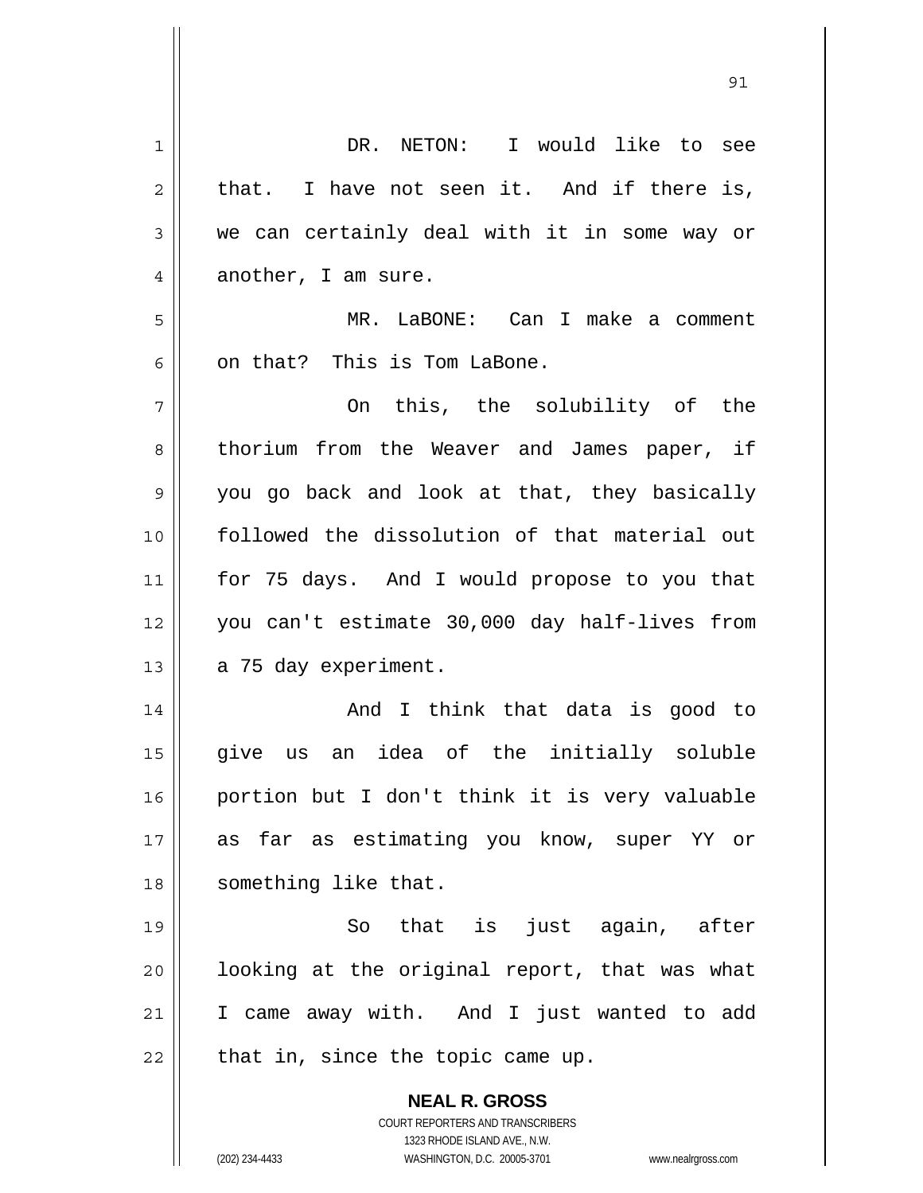DR. NETON: I would like to see that. I have not seen it. And if there is, we can certainly deal with it in some way or another, I am sure.

MR. LaBONE: Can I make a comment on that? This is Tom LaBone.

On this, the solubility of the thorium from the Weaver and James paper, if you go back and look at that, they basically followed the dissolution of that material out for 75 days. And I would propose to you that you can't estimate 30,000 day half-lives from a 75 day experiment.

And I think that data is good to give us an idea of the initially soluble portion but I don't think it is very valuable as far as estimating you know, super YY or something like that.

So that is just again, after looking at the original report, that was what I came away with. And I just wanted to add that in, since the topic came up.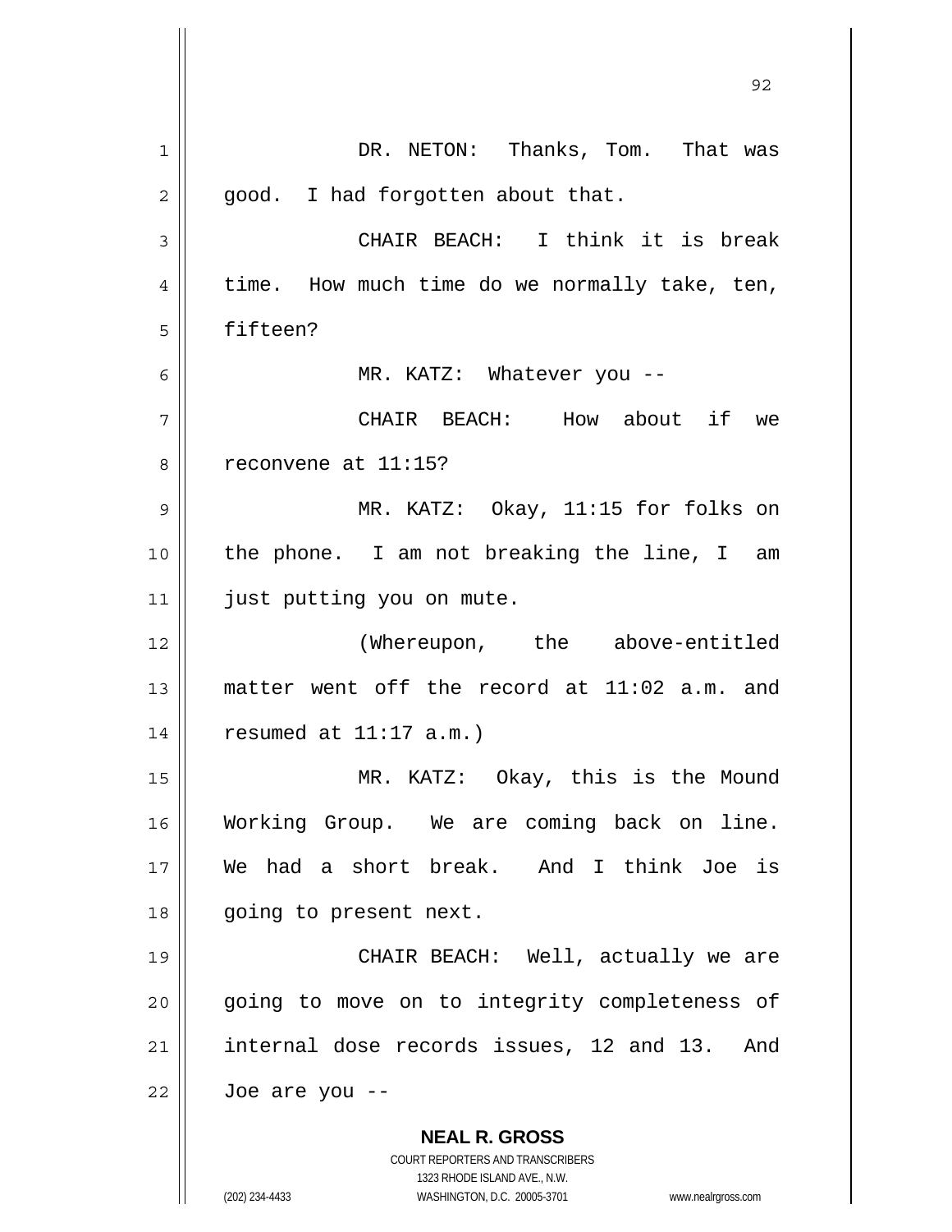DR. NETON: Thanks, Tom. That was good. I had forgotten about that.

CHAIR BEACH: I think it is break time. How much time do we normally take, ten, fifteen?

MR. KATZ: Whatever you --

CHAIR BEACH: How about if we reconvene at 11:15?

MR. KATZ: Okay, 11:15 for folks on the phone. I am not breaking the line, I am just putting you on mute.

(Whereupon, the above-entitled matter went off the record at 11:02 a.m. and resumed at 11:17 a.m.)

MR. KATZ: Okay, this is the Mound Working Group. We are coming back on line. We had a short break. And I think Joe is going to present next.

CHAIR BEACH: Well, actually we are going to move on to integrity completeness of internal dose records issues, 12 and 13. And Joe are you --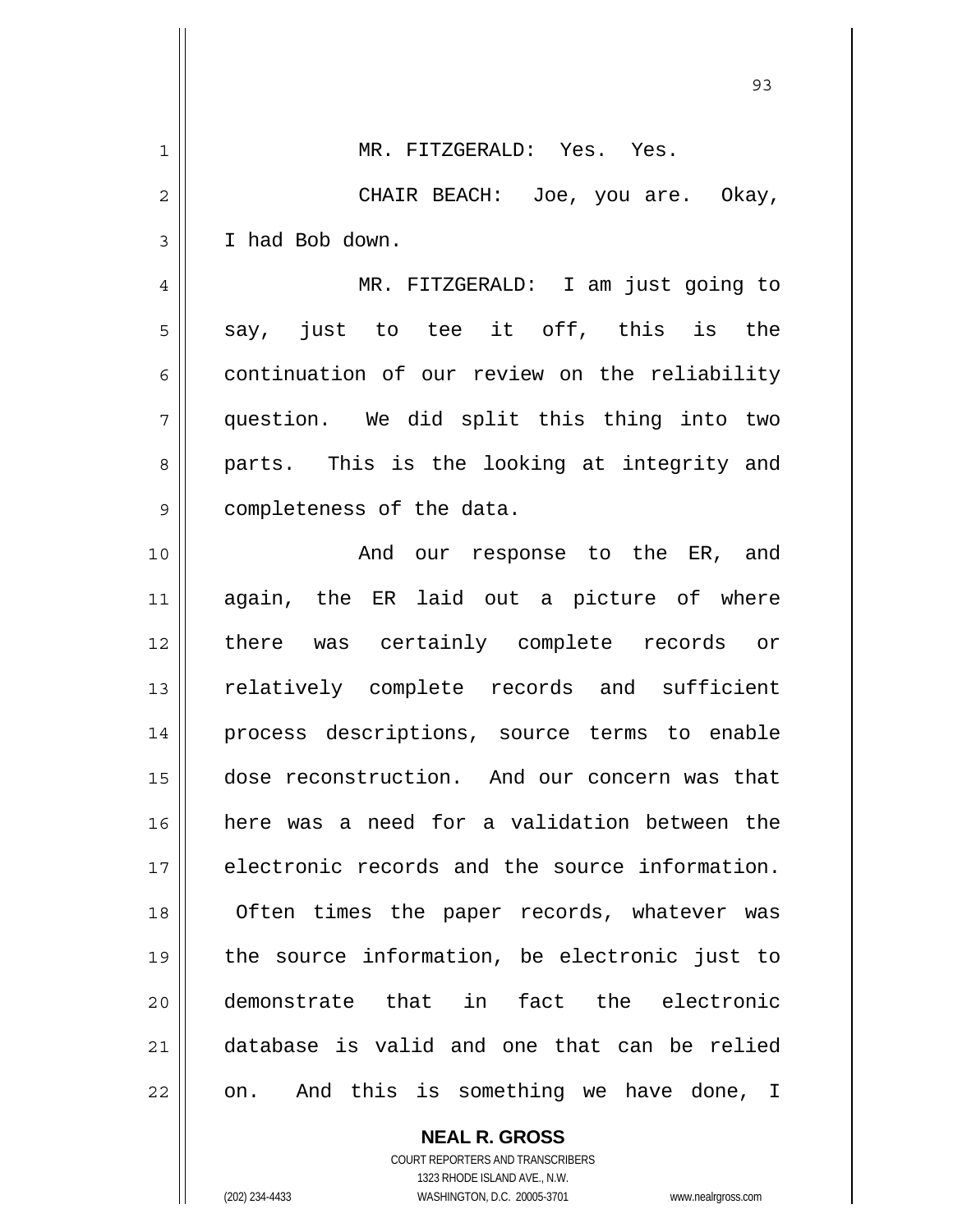MR. FITZGERALD: Yes. Yes.

CHAIR BEACH: Joe, you are. Okay, I had Bob down.

MR. FITZGERALD: I am just going to say, just to tee it off, this is the continuation of our review on the reliability question. We did split this thing into two parts. This is the looking at integrity and completeness of the data.

And our response to the ER, and again, the ER laid out a picture of where there was certainly complete records or relatively complete records and sufficient process descriptions, source terms to enable dose reconstruction. And our concern was that here was a need for a validation between the electronic records and the source information. Often times the paper records, whatever was the source information, be electronic just to demonstrate that in fact the electronic database is valid and one that can be relied on. And this is something we have done, I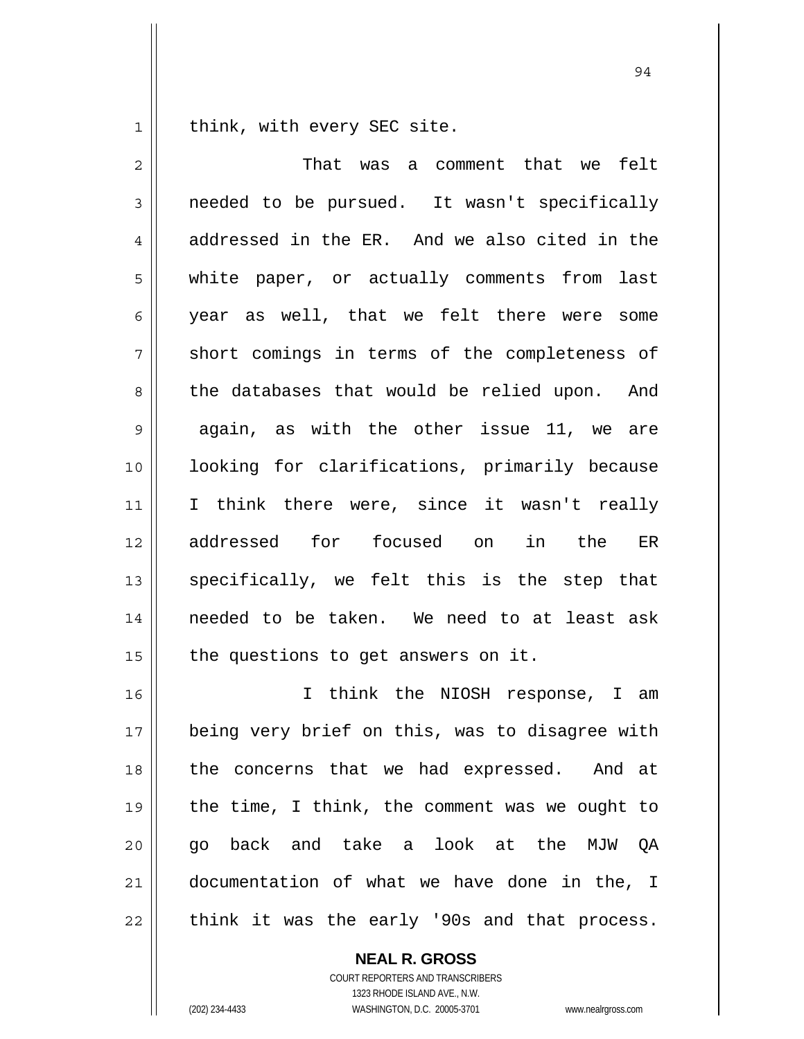think, with every SEC site.

That was a comment that we felt needed to be pursued. It wasn't specifically addressed in the ER. And we also cited in the white paper, or actually comments from last year as well, that we felt there were some short comings in terms of the completeness of the databases that would be relied upon. And again, as with the other issue 11, we are looking for clarifications, primarily because I think there were, since it wasn't really addressed for focused on in the ER specifically, we felt this is the step that needed to be taken. We need to at least ask the questions to get answers on it.

I think the NIOSH response, I am being very brief on this, was to disagree with the concerns that we had expressed. And at the time, I think, the comment was we ought to go back and take a look at the MJW QA documentation of what we have done in the, I think it was the early '90s and that process.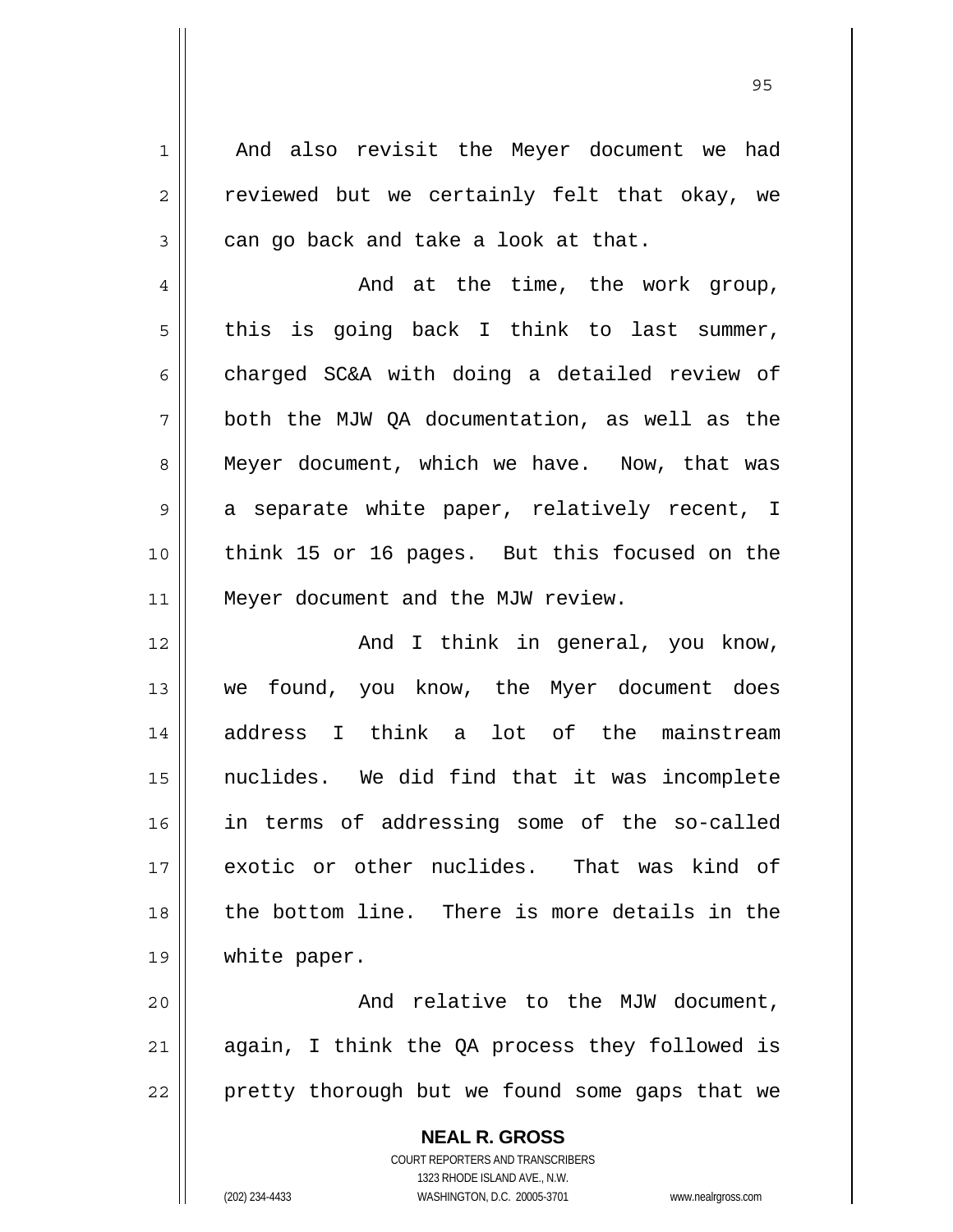And also revisit the Meyer document we had reviewed but we certainly felt that okay, we can go back and take a look at that.

And at the time, the work group, this is going back I think to last summer, charged SC&A with doing a detailed review of both the MJW QA documentation, as well as the Meyer document, which we have. Now, that was a separate white paper, relatively recent, I think 15 or 16 pages. But this focused on the Meyer document and the MJW review.

And I think in general, you know, we found, you know, the Myer document does address I think a lot of the mainstream nuclides. We did find that it was incomplete in terms of addressing some of the so-called exotic or other nuclides. That was kind of the bottom line. There is more details in the white paper.

And relative to the MJW document, again, I think the QA process they followed is pretty thorough but we found some gaps that we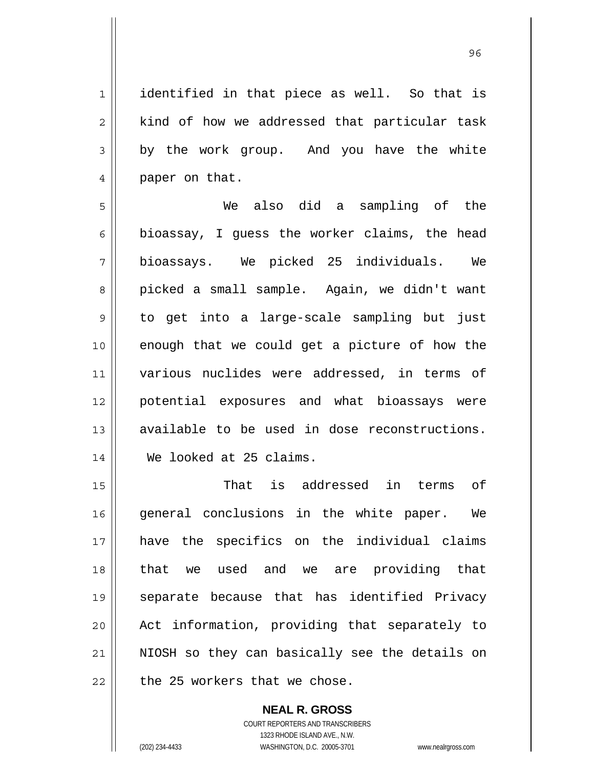identified in that piece as well. So that is kind of how we addressed that particular task by the work group. And you have the white paper on that.

We also did a sampling of the bioassay, I guess the worker claims, the head bioassays. We picked 25 individuals. We picked a small sample. Again, we didn't want to get into a large-scale sampling but just enough that we could get a picture of how the various nuclides were addressed, in terms of potential exposures and what bioassays were available to be used in dose reconstructions. We looked at 25 claims.

That is addressed in terms of general conclusions in the white paper. We have the specifics on the individual claims that we used and we are providing that separate because that has identified Privacy Act information, providing that separately to NIOSH so they can basically see the details on the 25 workers that we chose.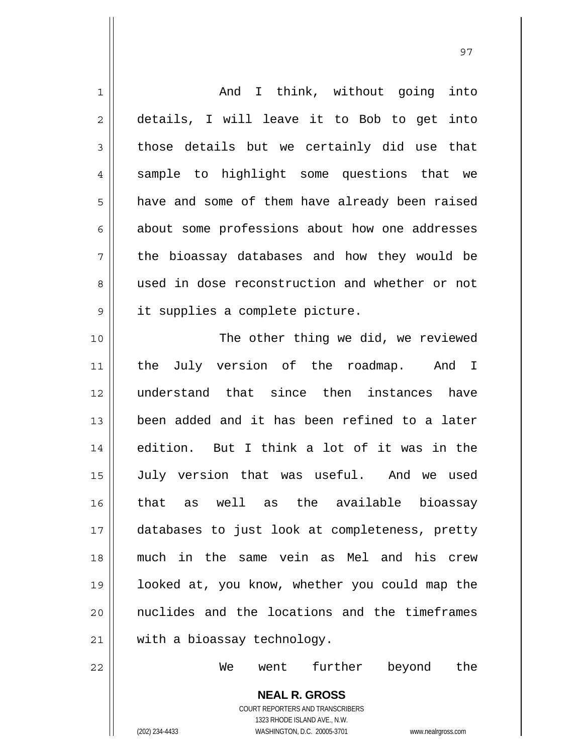And I think, without going into details, I will leave it to Bob to get into those details but we certainly did use that sample to highlight some questions that we have and some of them have already been raised about some professions about how one addresses the bioassay databases and how they would be used in dose reconstruction and whether or not it supplies a complete picture.

The other thing we did, we reviewed the July version of the roadmap. And I understand that since then instances have been added and it has been refined to a later edition. But I think a lot of it was in the July version that was useful. And we used that as well as the available bioassay databases to just look at completeness, pretty much in the same vein as Mel and his crew looked at, you know, whether you could map the nuclides and the locations and the timeframes with a bioassay technology.

We went further beyond the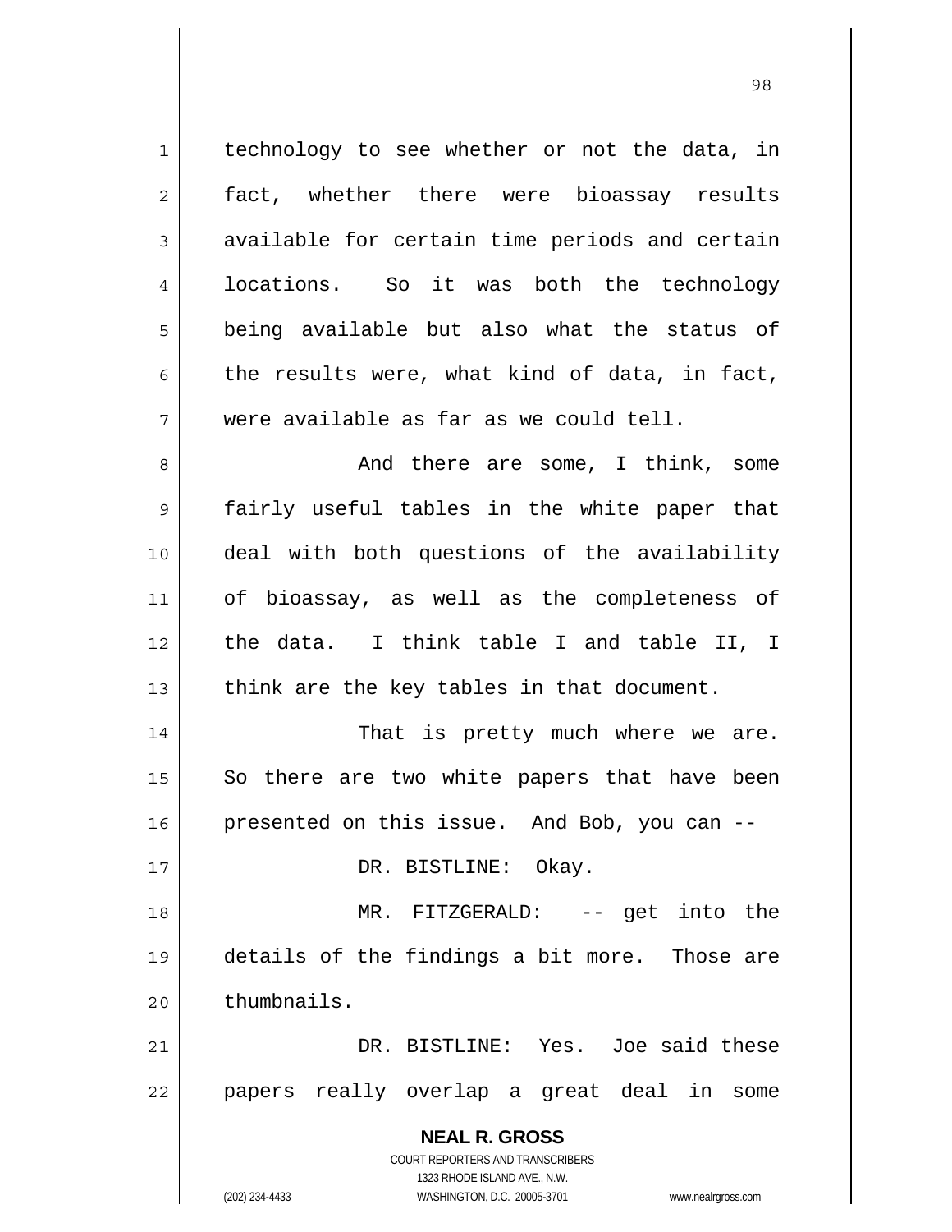technology to see whether or not the data, in fact, whether there were bioassay results available for certain time periods and certain locations. So it was both the technology being available but also what the status of the results were, what kind of data, in fact, were available as far as we could tell.

And there are some, I think, some fairly useful tables in the white paper that deal with both questions of the availability of bioassay, as well as the completeness of the data. I think table I and table II, I think are the key tables in that document.

That is pretty much where we are. So there are two white papers that have been presented on this issue. And Bob, you can --

DR. BISTLINE: Okay.

MR. FITZGERALD: -- get into the details of the findings a bit more. Those are thumbnails.

DR. BISTLINE: Yes. Joe said these papers really overlap a great deal in some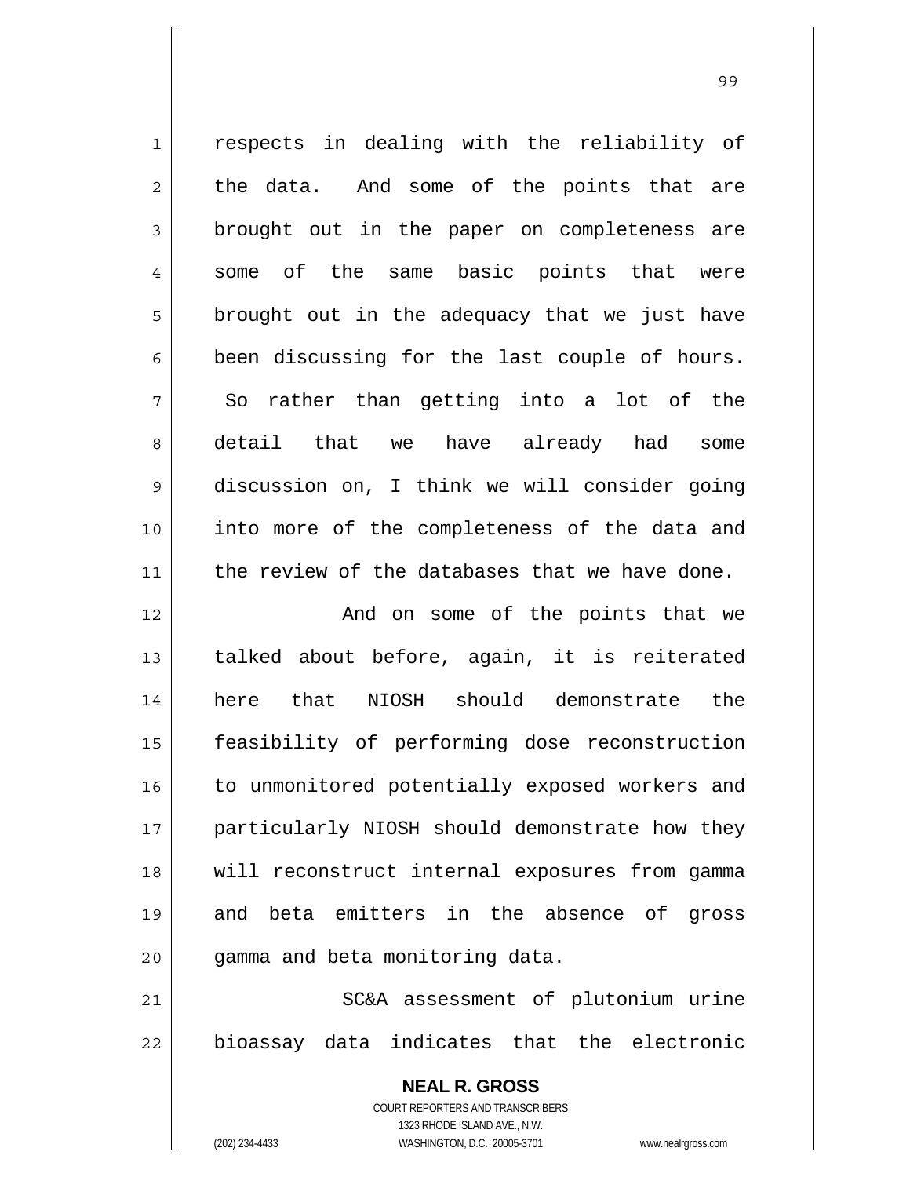respects in dealing with the reliability of the data. And some of the points that are brought out in the paper on completeness are some of the same basic points that were brought out in the adequacy that we just have been discussing for the last couple of hours. So rather than getting into a lot of the detail that we have already had some discussion on, I think we will consider going into more of the completeness of the data and the review of the databases that we have done.

And on some of the points that we talked about before, again, it is reiterated here that NIOSH should demonstrate the feasibility of performing dose reconstruction to unmonitored potentially exposed workers and particularly NIOSH should demonstrate how they will reconstruct internal exposures from gamma and beta emitters in the absence of gross gamma and beta monitoring data.

SC&A assessment of plutonium urine bioassay data indicates that the electronic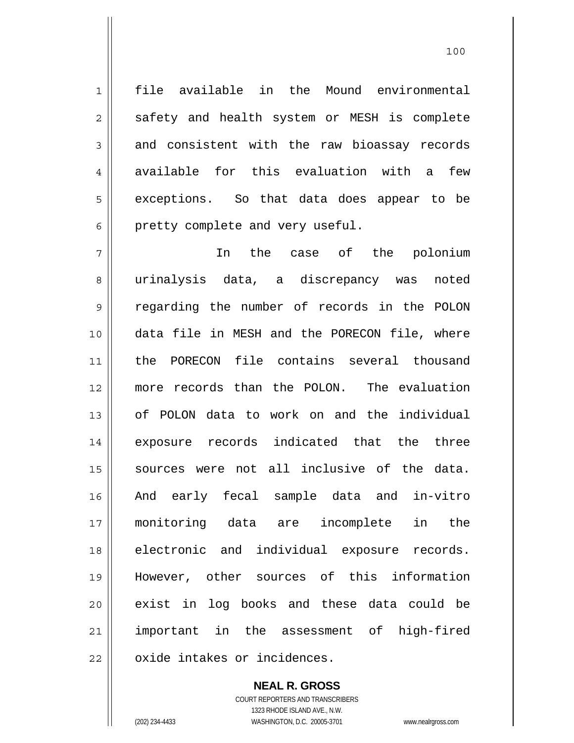file available in the Mound environmental safety and health system or MESH is complete and consistent with the raw bioassay records available for this evaluation with a few exceptions. So that data does appear to be pretty complete and very useful.

In the case of the polonium urinalysis data, a discrepancy was noted regarding the number of records in the POLON data file in MESH and the PORECON file, where the PORECON file contains several thousand more records than the POLON. The evaluation of POLON data to work on and the individual exposure records indicated that the three sources were not all inclusive of the data. And early fecal sample data and in-vitro monitoring data are incomplete in the electronic and individual exposure records. However, other sources of this information exist in log books and these data could be important in the assessment of high-fired oxide intakes or incidences.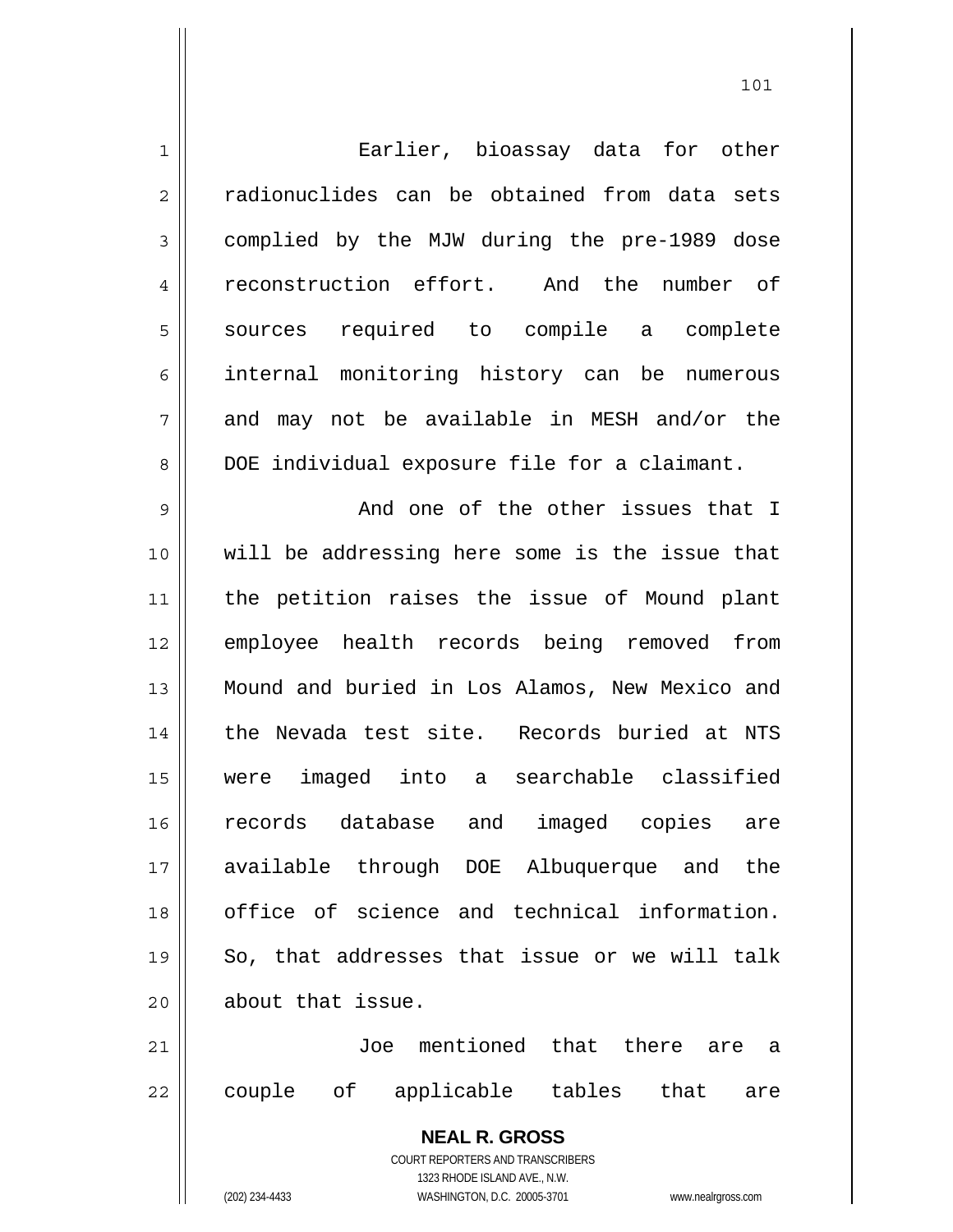Earlier, bioassay data for other radionuclides can be obtained from data sets complied by the MJW during the pre-1989 dose reconstruction effort. And the number of sources required to compile a complete internal monitoring history can be numerous and may not be available in MESH and/or the DOE individual exposure file for a claimant.

And one of the other issues that I will be addressing here some is the issue that the petition raises the issue of Mound plant employee health records being removed from Mound and buried in Los Alamos, New Mexico and the Nevada test site. Records buried at NTS were imaged into a searchable classified records database and imaged copies are available through DOE Albuquerque and the office of science and technical information. So, that addresses that issue or we will talk about that issue.

Joe mentioned that there are a couple of applicable tables that are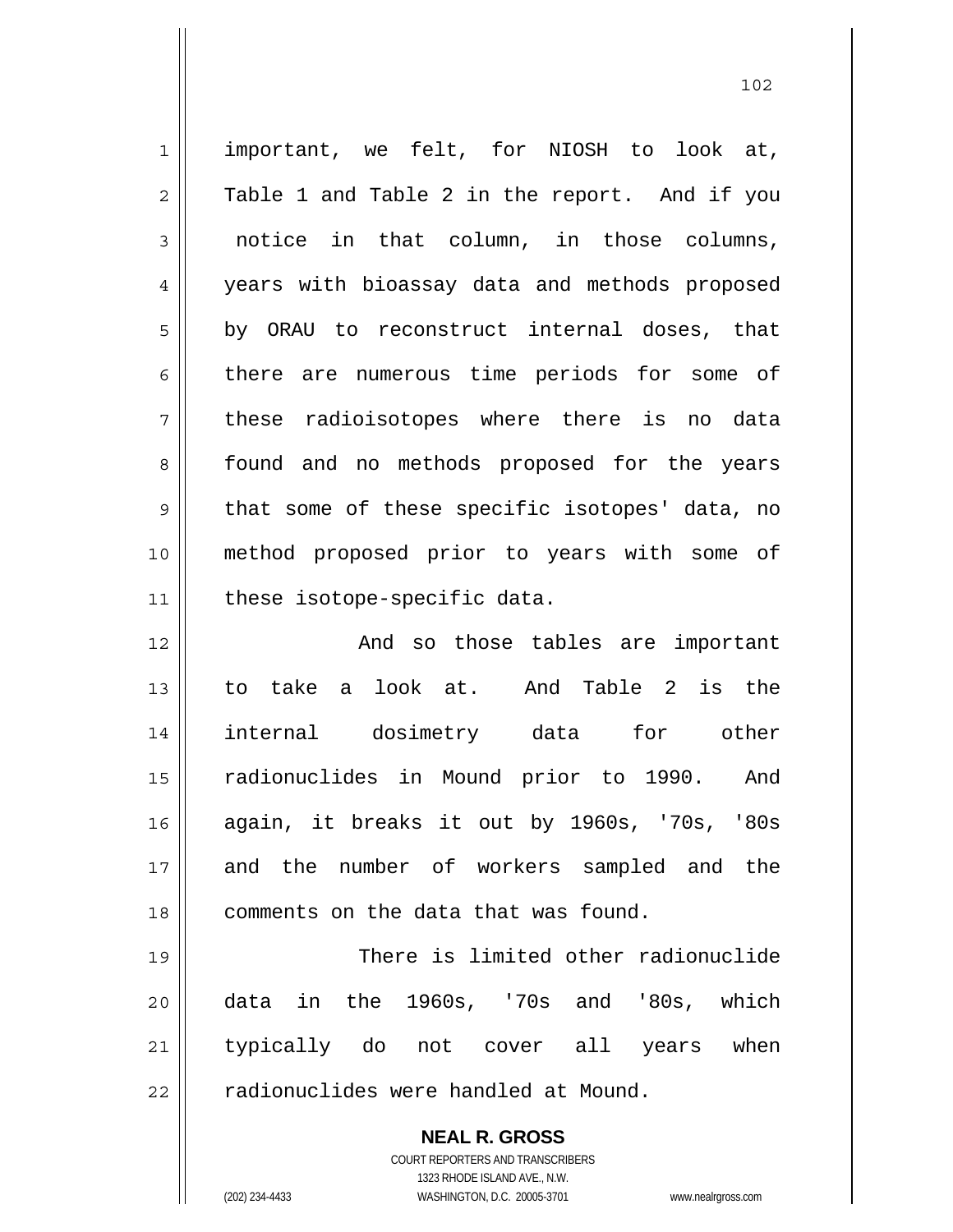important, we felt, for NIOSH to look at, Table 1 and Table 2 in the report. And if you notice in that column, in those columns, years with bioassay data and methods proposed by ORAU to reconstruct internal doses, that there are numerous time periods for some of these radioisotopes where there is no data found and no methods proposed for the years that some of these specific isotopes' data, no method proposed prior to years with some of these isotope-specific data.

And so those tables are important to take a look at. And Table 2 is the internal dosimetry data for other radionuclides in Mound prior to 1990. And again, it breaks it out by 1960s, '70s, '80s and the number of workers sampled and the comments on the data that was found.

There is limited other radionuclide data in the 1960s, '70s and '80s, which typically do not cover all years when radionuclides were handled at Mound.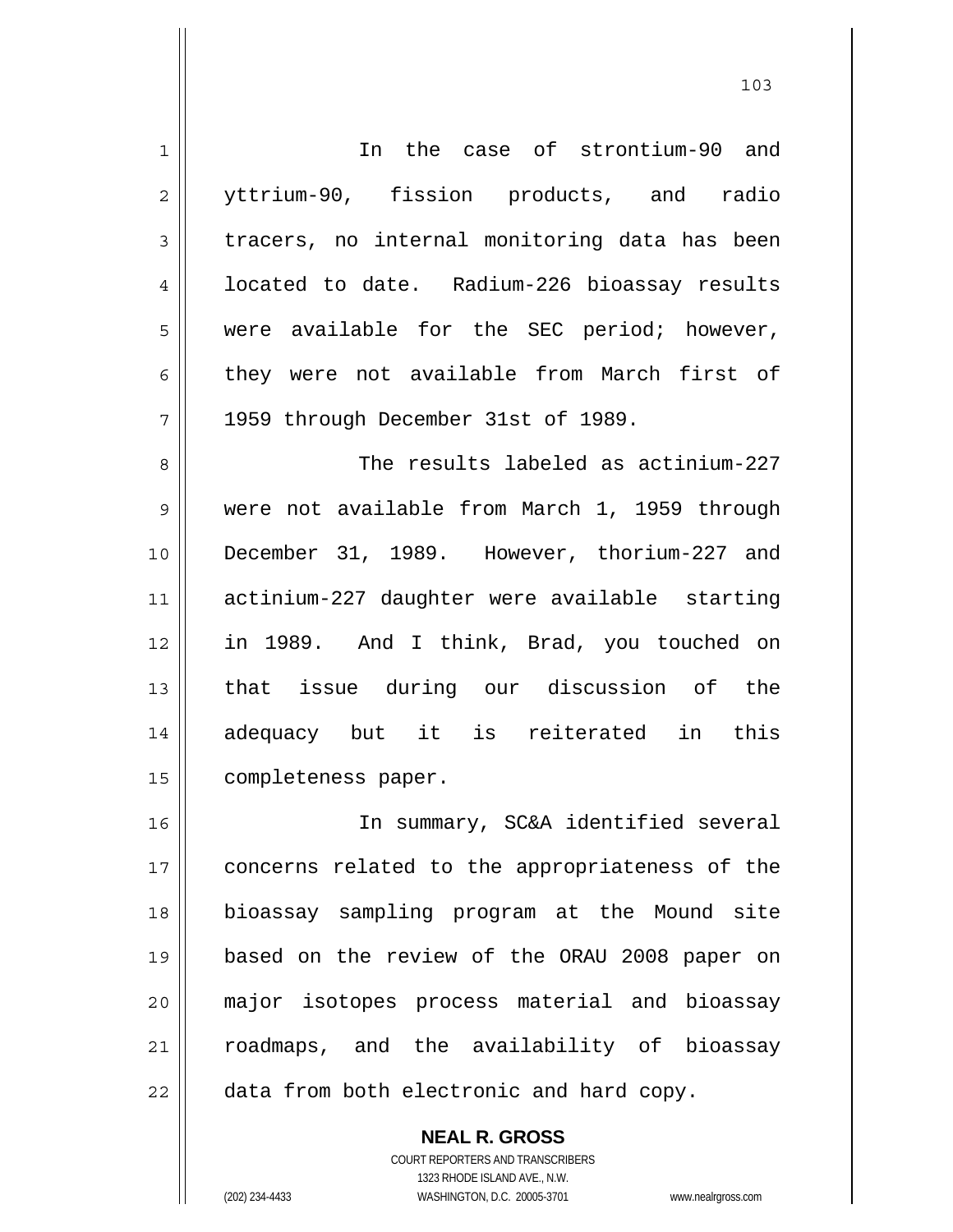In the case of strontium-90 and yttrium-90, fission products, and radio tracers, no internal monitoring data has been located to date. Radium-226 bioassay results were available for the SEC period; however, they were not available from March first of 1959 through December 31st of 1989.

The results labeled as actinium-227 were not available from March 1, 1959 through December 31, 1989. However, thorium-227 and actinium-227 daughter were available starting in 1989. And I think, Brad, you touched on that issue during our discussion of the adequacy but it is reiterated in this completeness paper.

In summary, SC&A identified several concerns related to the appropriateness of the bioassay sampling program at the Mound site based on the review of the ORAU 2008 paper on major isotopes process material and bioassay roadmaps, and the availability of bioassay data from both electronic and hard copy.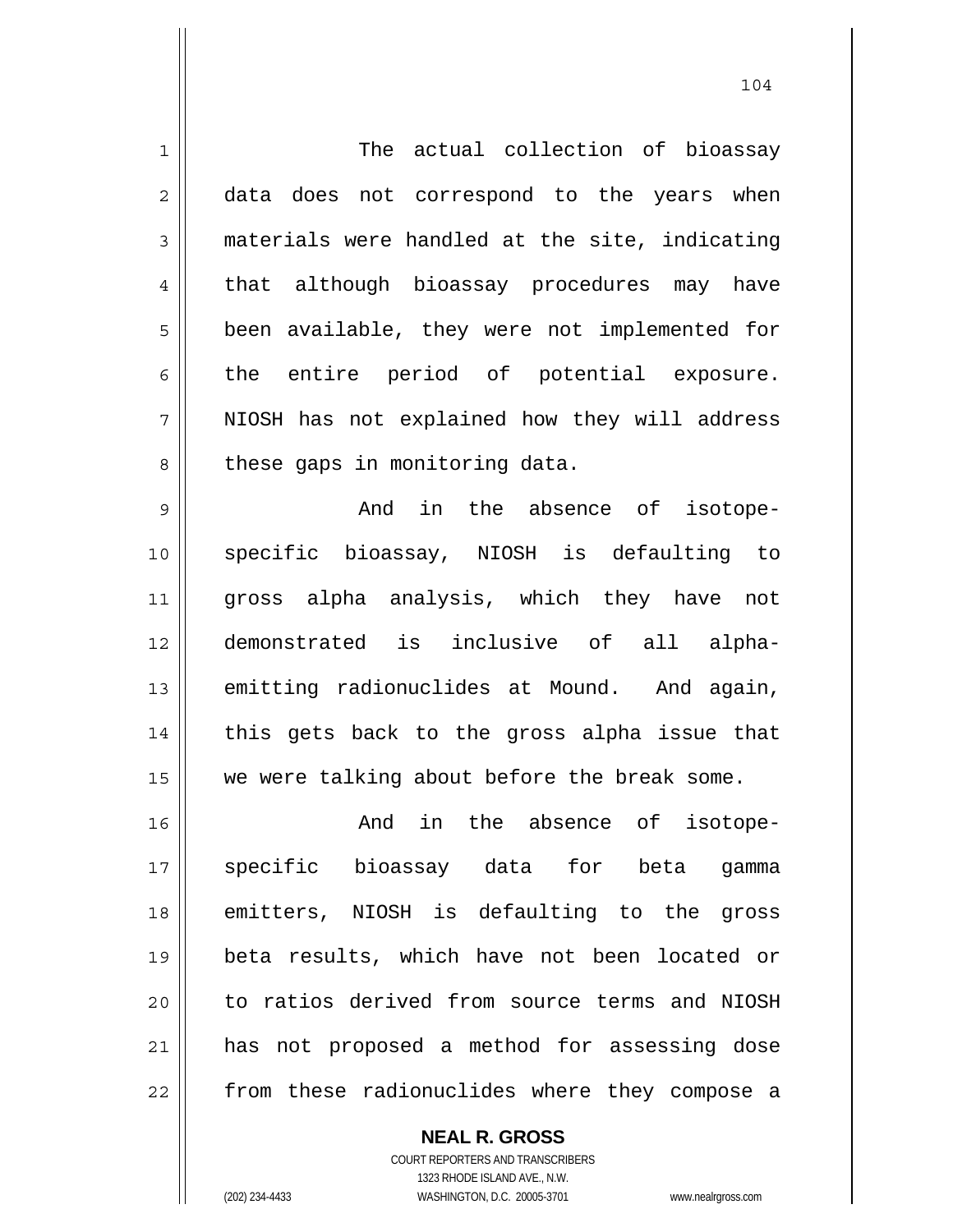The actual collection of bioassay data does not correspond to the years when materials were handled at the site, indicating that although bioassay procedures may have been available, they were not implemented for the entire period of potential exposure. NIOSH has not explained how they will address these gaps in monitoring data.

And in the absence of isotope-specific bioassay, NIOSH is defaulting to gross alpha analysis, which they have not demonstrated is inclusive of all alpha-emitting radionuclides at Mound. And again, this gets back to the gross alpha issue that we were talking about before the break some.

And in the absence of isotope-specific bioassay data for beta gamma emitters, NIOSH is defaulting to the gross beta results, which have not been located or to ratios derived from source terms and NIOSH has not proposed a method for assessing dose from these radionuclides where they compose a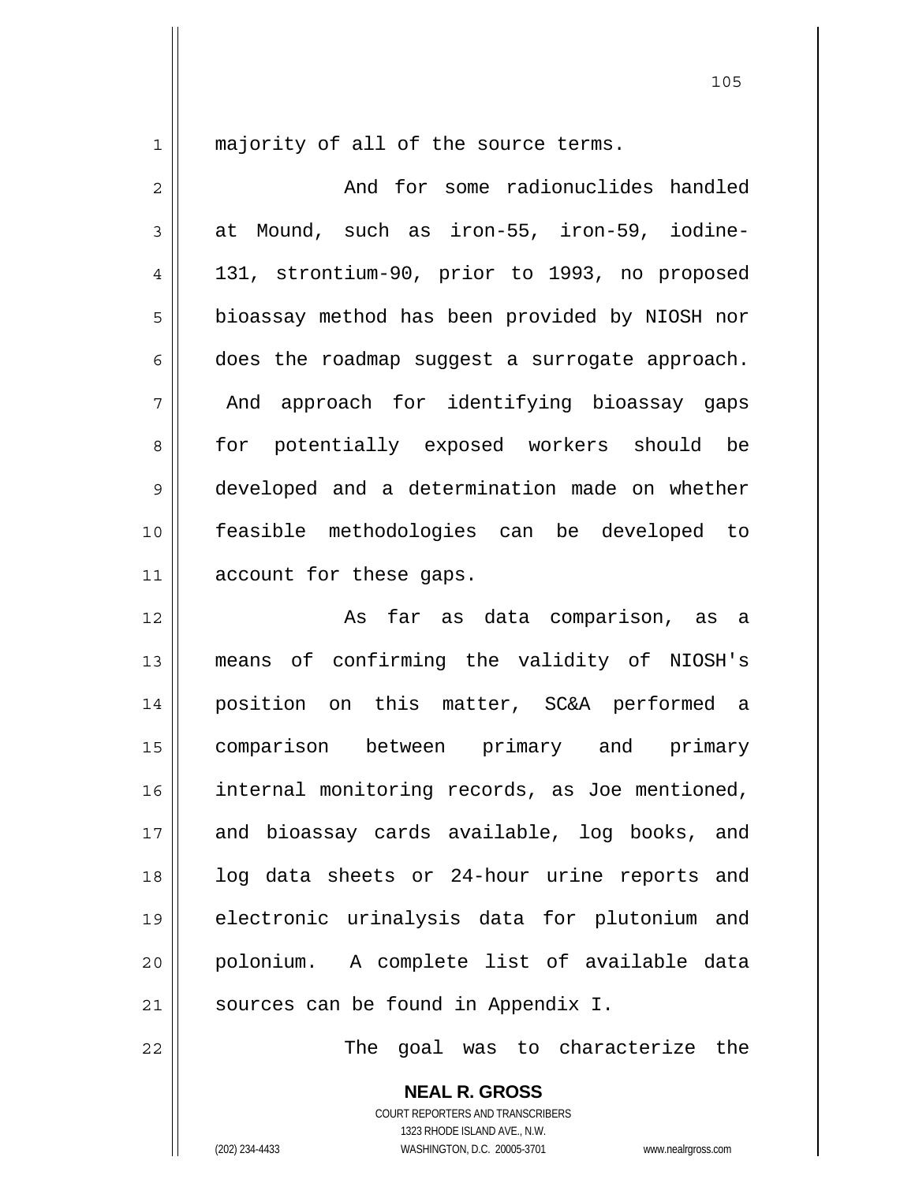majority of all of the source terms.

And for some radionuclides handled at Mound, such as iron-55, iron-59, iodine-131, strontium-90, prior to 1993, no proposed bioassay method has been provided by NIOSH nor does the roadmap suggest a surrogate approach. And approach for identifying bioassay gaps for potentially exposed workers should be developed and a determination made on whether feasible methodologies can be developed to account for these gaps.

As far as data comparison, as a means of confirming the validity of NIOSH's position on this matter, SC&A performed a comparison between primary and primary internal monitoring records, as Joe mentioned, and bioassay cards available, log books, and log data sheets or 24-hour urine reports and electronic urinalysis data for plutonium and polonium. A complete list of available data sources can be found in Appendix I.

The goal was to characterize the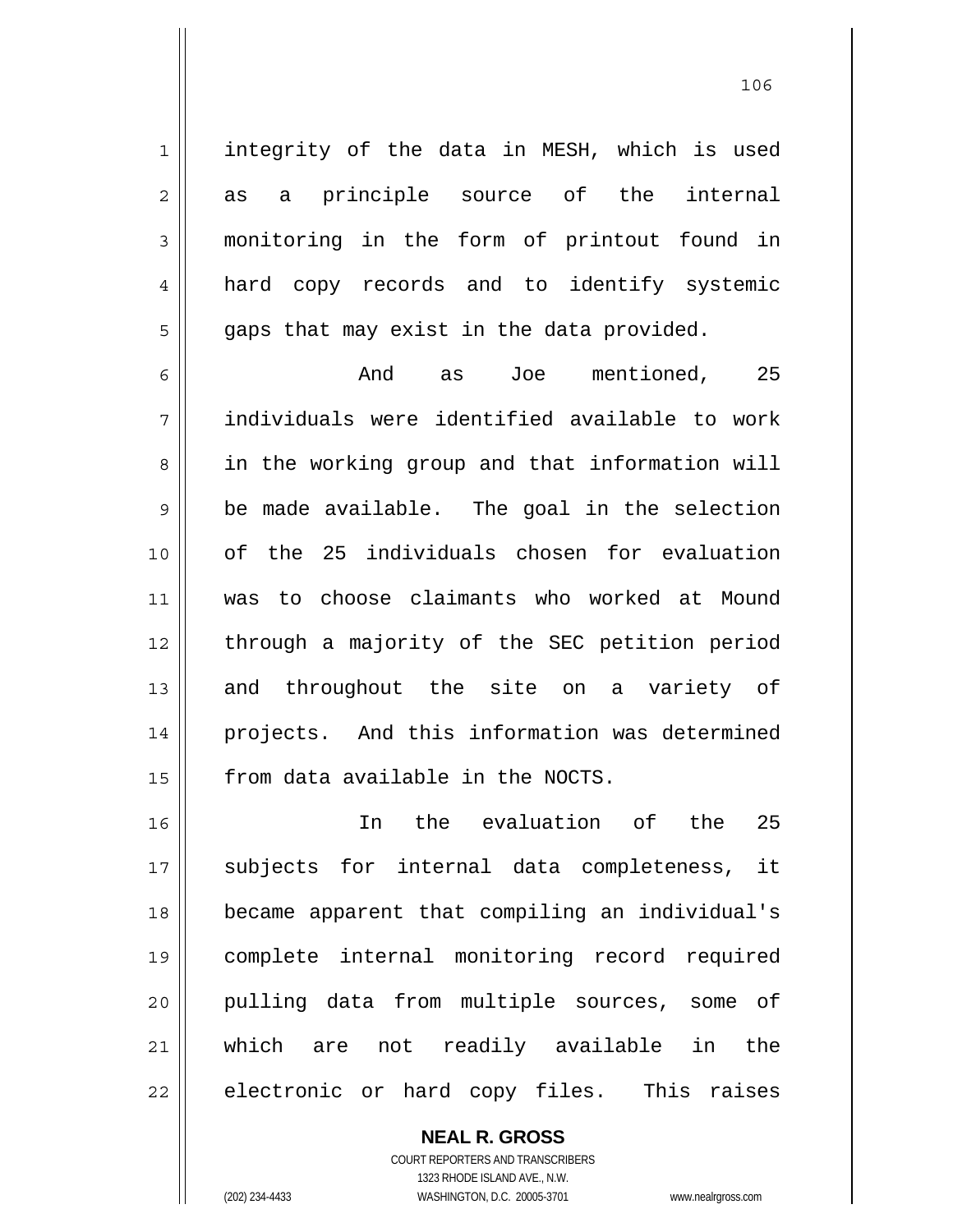integrity of the data in MESH, which is used as a principle source of the internal monitoring in the form of printout found in hard copy records and to identify systemic gaps that may exist in the data provided.

And as Joe mentioned, 25 individuals were identified available to work in the working group and that information will be made available. The goal in the selection of the 25 individuals chosen for evaluation was to choose claimants who worked at Mound through a majority of the SEC petition period and throughout the site on a variety of projects. And this information was determined from data available in the NOCTS.

In the evaluation of the 25 subjects for internal data completeness, it became apparent that compiling an individual's complete internal monitoring record required pulling data from multiple sources, some of which are not readily available in the electronic or hard copy files. This raises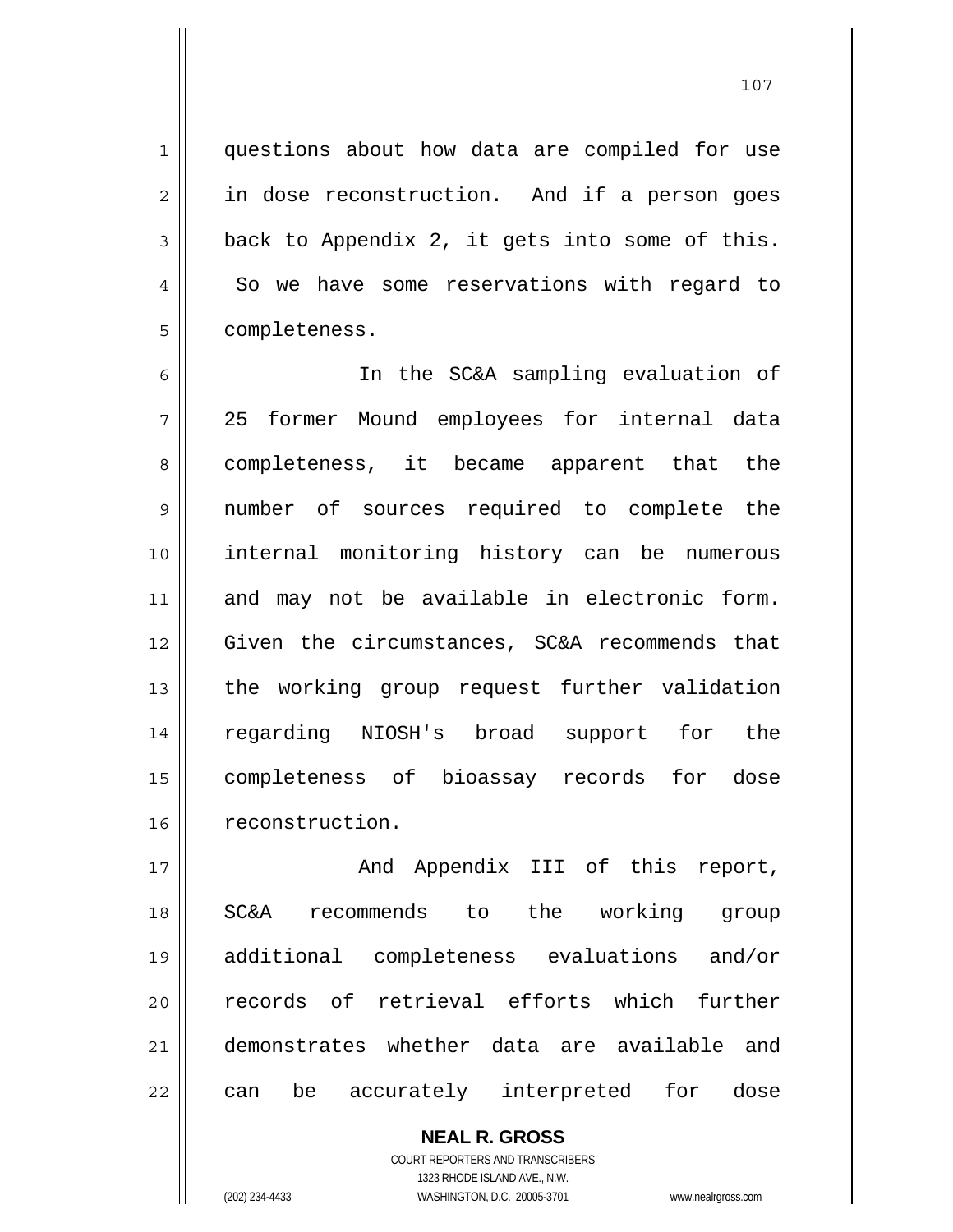questions about how data are compiled for use in dose reconstruction. And if a person goes back to Appendix 2, it gets into some of this. So we have some reservations with regard to completeness.

In the SC&A sampling evaluation of 25 former Mound employees for internal data completeness, it became apparent that the number of sources required to complete the internal monitoring history can be numerous and may not be available in electronic form. Given the circumstances, SC&A recommends that the working group request further validation regarding NIOSH's broad support for the completeness of bioassay records for dose reconstruction.

And Appendix III of this report, SC&A recommends to the working group additional completeness evaluations and/or records of retrieval efforts which further demonstrates whether data are available and can be accurately interpreted for dose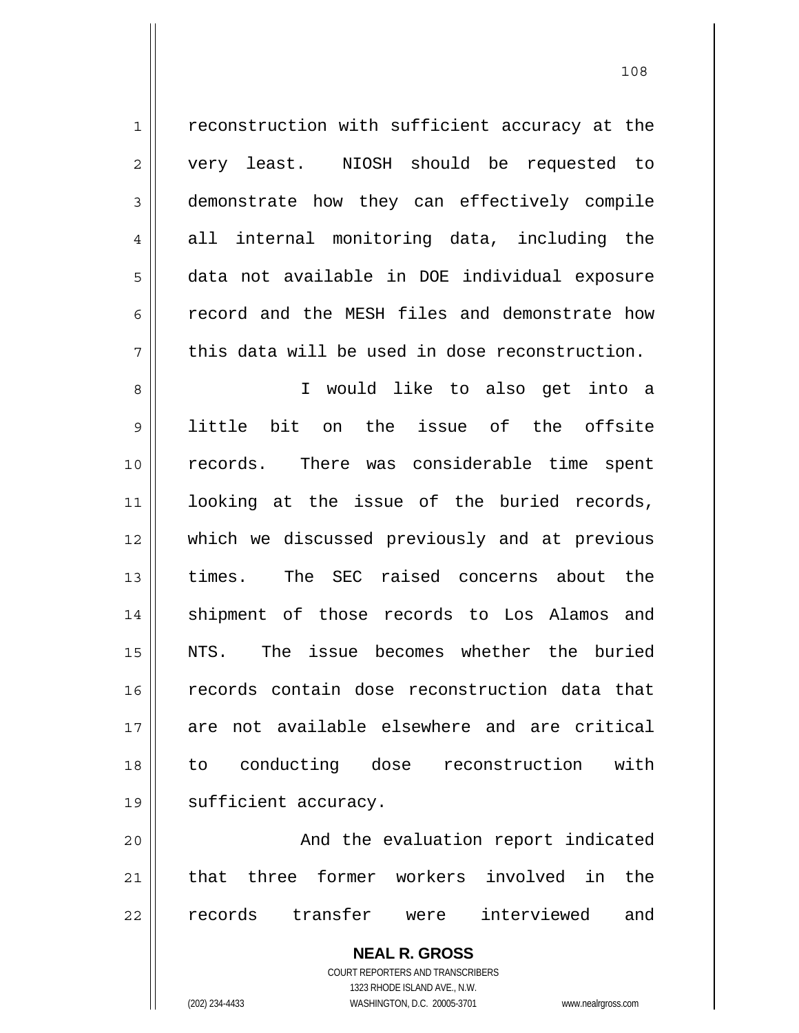reconstruction with sufficient accuracy at the very least. NIOSH should be requested to demonstrate how they can effectively compile all internal monitoring data, including the data not available in DOE individual exposure record and the MESH files and demonstrate how this data will be used in dose reconstruction.

I would like to also get into a little bit on the issue of the offsite records. There was considerable time spent looking at the issue of the buried records, which we discussed previously and at previous times. The SEC raised concerns about the shipment of those records to Los Alamos and NTS. The issue becomes whether the buried records contain dose reconstruction data that are not available elsewhere and are critical to conducting dose reconstruction with sufficient accuracy.

And the evaluation report indicated that three former workers involved in the records transfer were interviewed and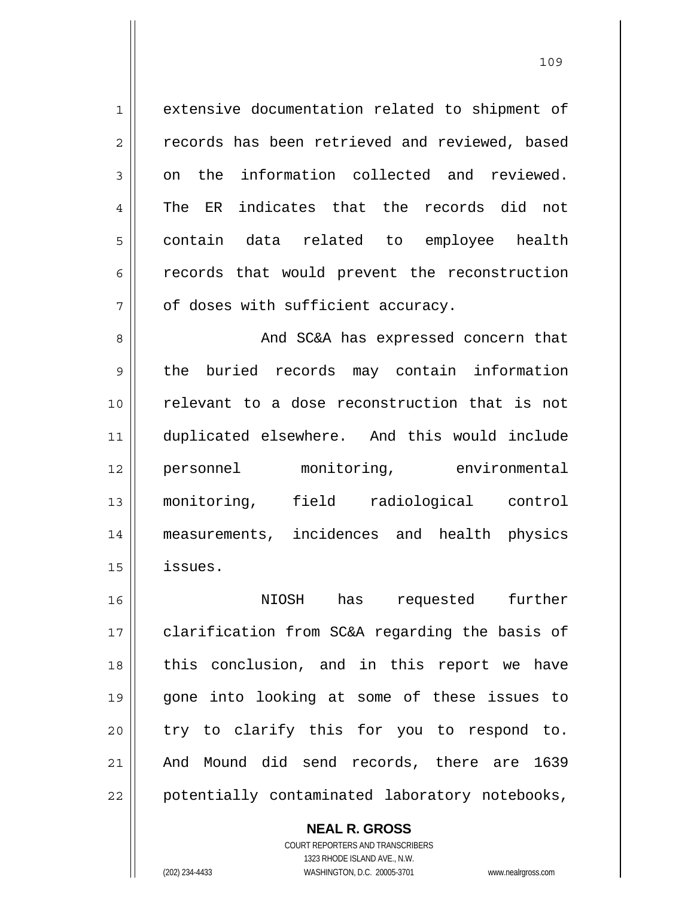extensive documentation related to shipment of records has been retrieved and reviewed, based on the information collected and reviewed. The ER indicates that the records did not contain data related to employee health records that would prevent the reconstruction of doses with sufficient accuracy.

And SC&A has expressed concern that the buried records may contain information relevant to a dose reconstruction that is not duplicated elsewhere. And this would include personnel monitoring, environmental monitoring, field radiological control measurements, incidences and health physics issues.

NIOSH has requested further clarification from SC&A regarding the basis of this conclusion, and in this report we have gone into looking at some of these issues to try to clarify this for you to respond to. And Mound did send records, there are 1639 potentially contaminated laboratory notebooks,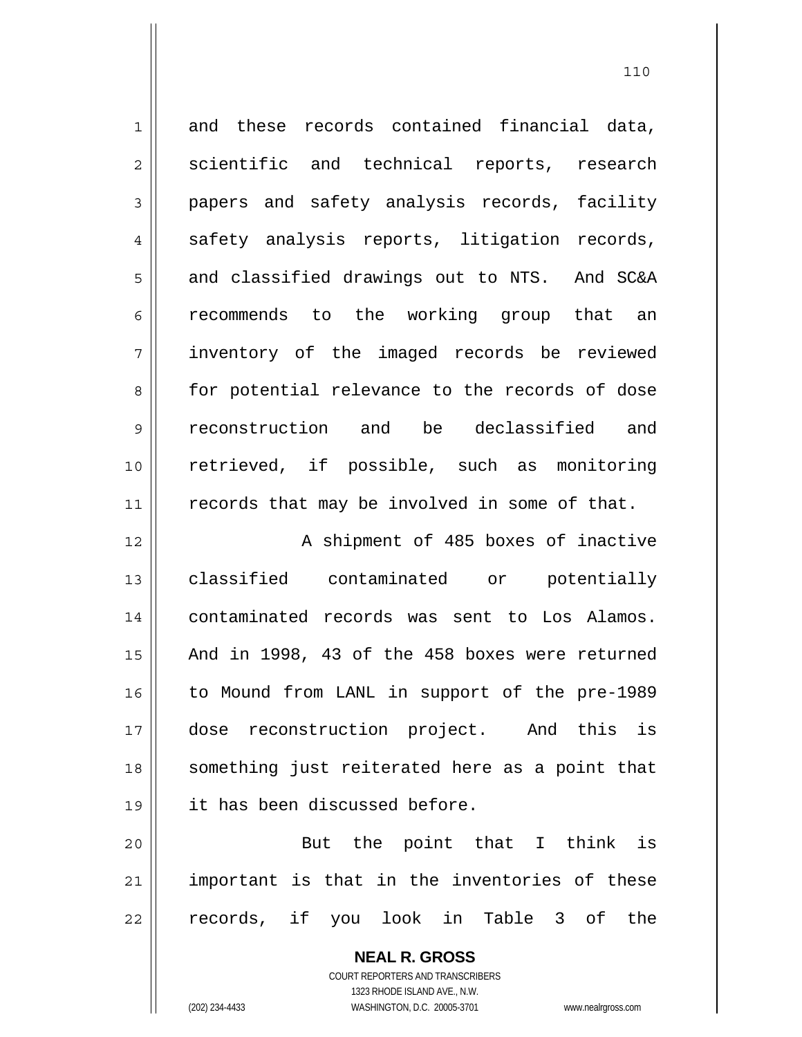and these records contained financial data, scientific and technical reports, research papers and safety analysis records, facility safety analysis reports, litigation records, and classified drawings out to NTS. And SC&A recommends to the working group that an inventory of the imaged records be reviewed for potential relevance to the records of dose reconstruction and be declassified and retrieved, if possible, such as monitoring records that may be involved in some of that.

A shipment of 485 boxes of inactive classified contaminated or potentially contaminated records was sent to Los Alamos. And in 1998, 43 of the 458 boxes were returned to Mound from LANL in support of the pre-1989 dose reconstruction project. And this is something just reiterated here as a point that it has been discussed before.

But the point that I think is important is that in the inventories of these records, if you look in Table 3 of the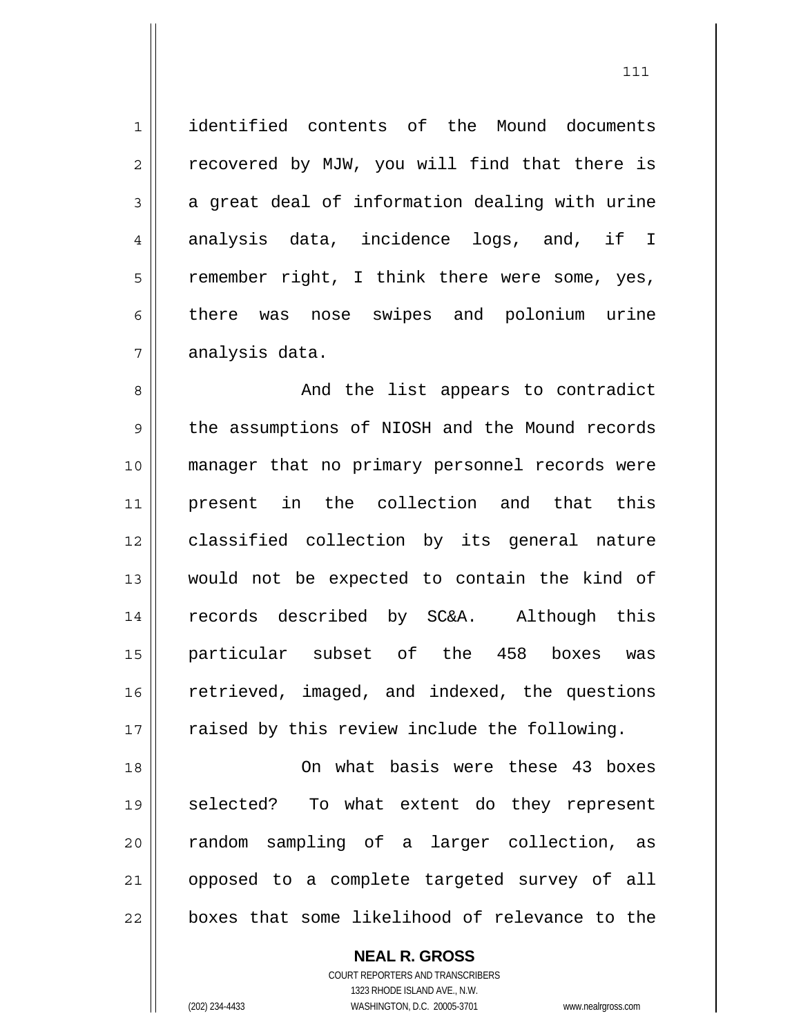identified contents of the Mound documents recovered by MJW, you will find that there is a great deal of information dealing with urine analysis data, incidence logs, and, if I remember right, I think there were some, yes, there was nose swipes and polonium urine analysis data.

And the list appears to contradict the assumptions of NIOSH and the Mound records manager that no primary personnel records were present in the collection and that this classified collection by its general nature would not be expected to contain the kind of records described by SC&A. Although this particular subset of the 458 boxes was retrieved, imaged, and indexed, the questions raised by this review include the following.

On what basis were these 43 boxes selected? To what extent do they represent random sampling of a larger collection, as opposed to a complete targeted survey of all boxes that some likelihood of relevance to the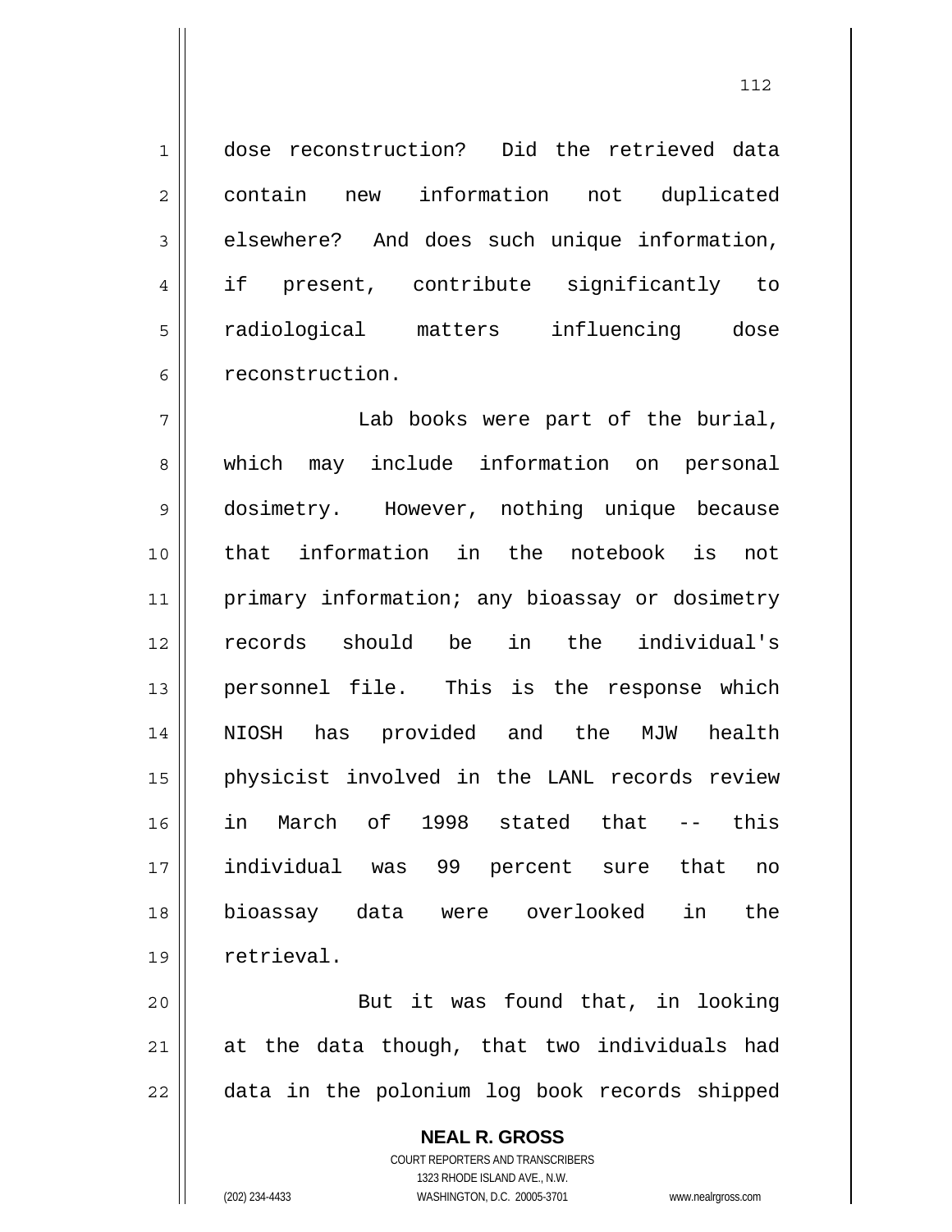dose reconstruction? Did the retrieved data contain new information not duplicated elsewhere? And does such unique information, if present, contribute significantly to radiological matters influencing dose reconstruction.

Lab books were part of the burial, which may include information on personal dosimetry. However, nothing unique because that information in the notebook is not primary information; any bioassay or dosimetry records should be in the individual's personnel file. This is the response which NIOSH has provided and the MJW health physicist involved in the LANL records review in March of 1998 stated that -- this individual was 99 percent sure that no bioassay data were overlooked in the retrieval.

But it was found that, in looking at the data though, that two individuals had data in the polonium log book records shipped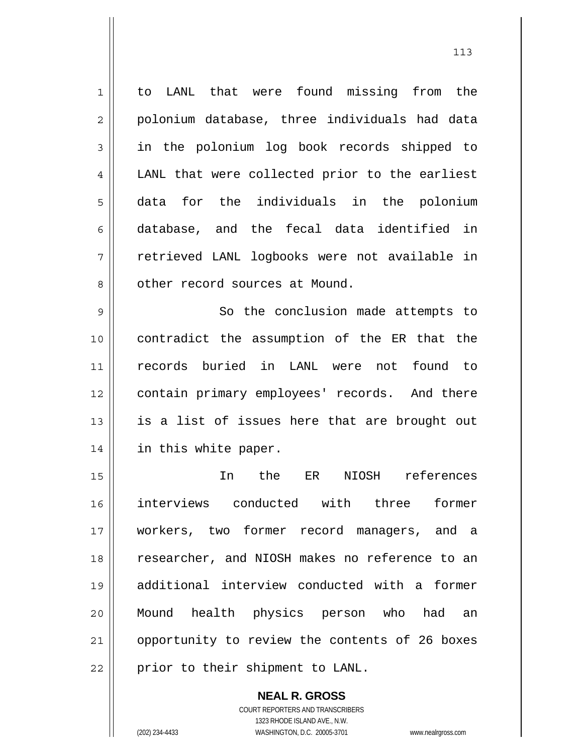to LANL that were found missing from the polonium database, three individuals had data in the polonium log book records shipped to LANL that were collected prior to the earliest data for the individuals in the polonium database, and the fecal data identified in retrieved LANL logbooks were not available in other record sources at Mound.

So the conclusion made attempts to contradict the assumption of the ER that the records buried in LANL were not found to contain primary employees' records. And there is a list of issues here that are brought out in this white paper.

In the ER NIOSH references interviews conducted with three former workers, two former record managers, and a researcher, and NIOSH makes no reference to an additional interview conducted with a former Mound health physics person who had an opportunity to review the contents of 26 boxes prior to their shipment to LANL.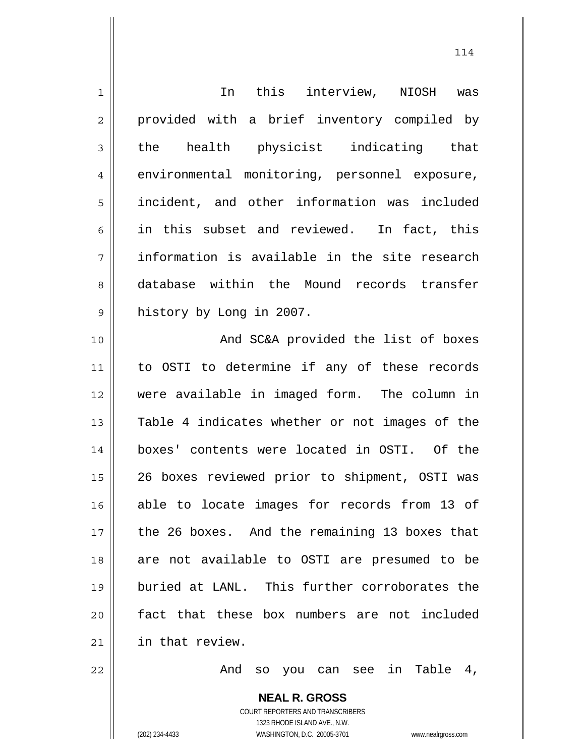In this interview, NIOSH was provided with a brief inventory compiled by the health physicist indicating that environmental monitoring, personnel exposure, incident, and other information was included in this subset and reviewed. In fact, this information is available in the site research database within the Mound records transfer history by Long in 2007.

And SC&A provided the list of boxes to OSTI to determine if any of these records were available in imaged form. The column in Table 4 indicates whether or not images of the boxes' contents were located in OSTI. Of the 26 boxes reviewed prior to shipment, OSTI was able to locate images for records from 13 of the 26 boxes. And the remaining 13 boxes that are not available to OSTI are presumed to be buried at LANL. This further corroborates the fact that these box numbers are not included in that review.

And so you can see in Table 4,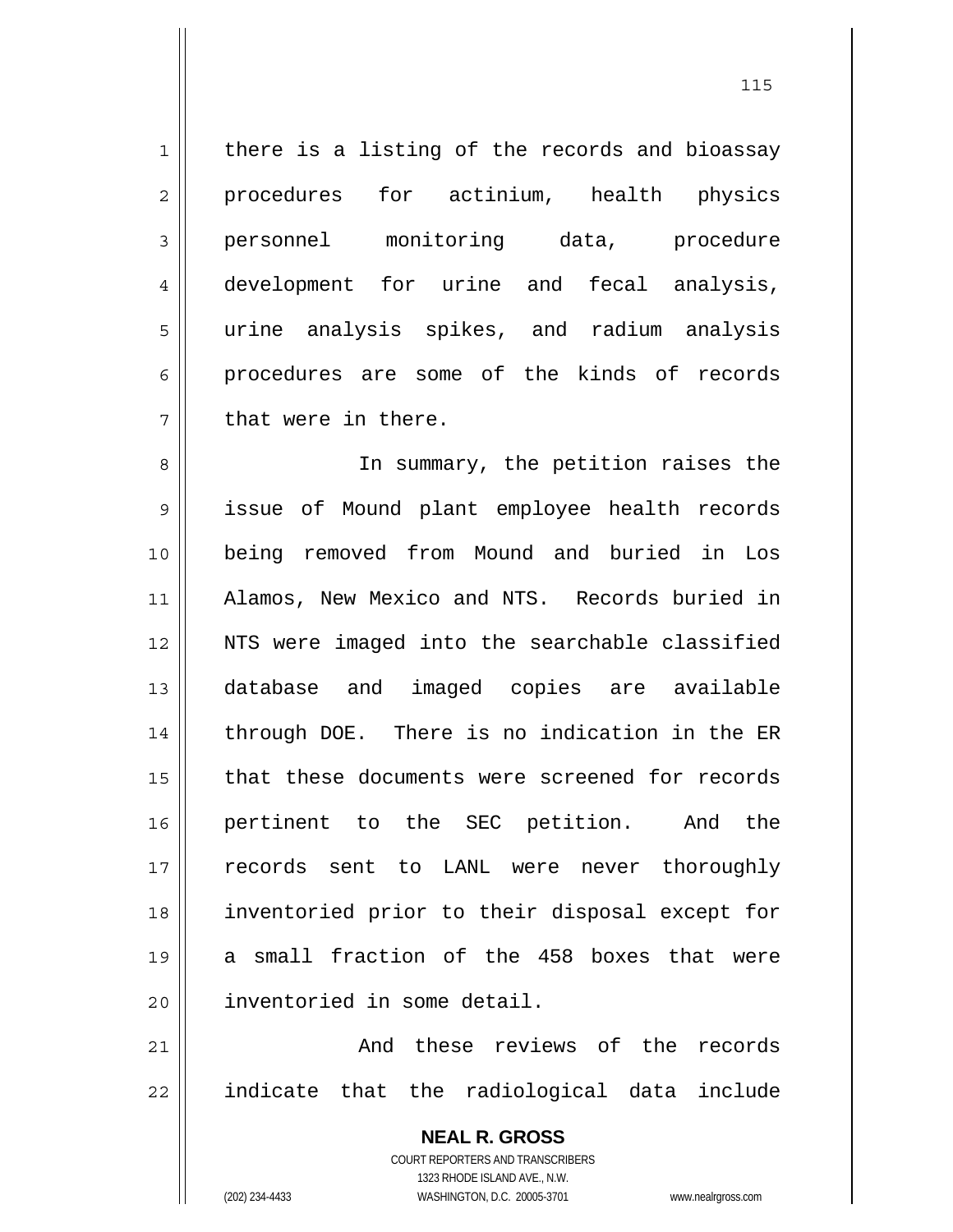there is a listing of the records and bioassay procedures for actinium, health physics personnel monitoring data, procedure development for urine and fecal analysis, urine analysis spikes, and radium analysis procedures are some of the kinds of records that were in there.

In summary, the petition raises the issue of Mound plant employee health records being removed from Mound and buried in Los Alamos, New Mexico and NTS. Records buried in NTS were imaged into the searchable classified database and imaged copies are available through DOE. There is no indication in the ER that these documents were screened for records pertinent to the SEC petition. And the records sent to LANL were never thoroughly inventoried prior to their disposal except for a small fraction of the 458 boxes that were inventoried in some detail.

And these reviews of the records indicate that the radiological data include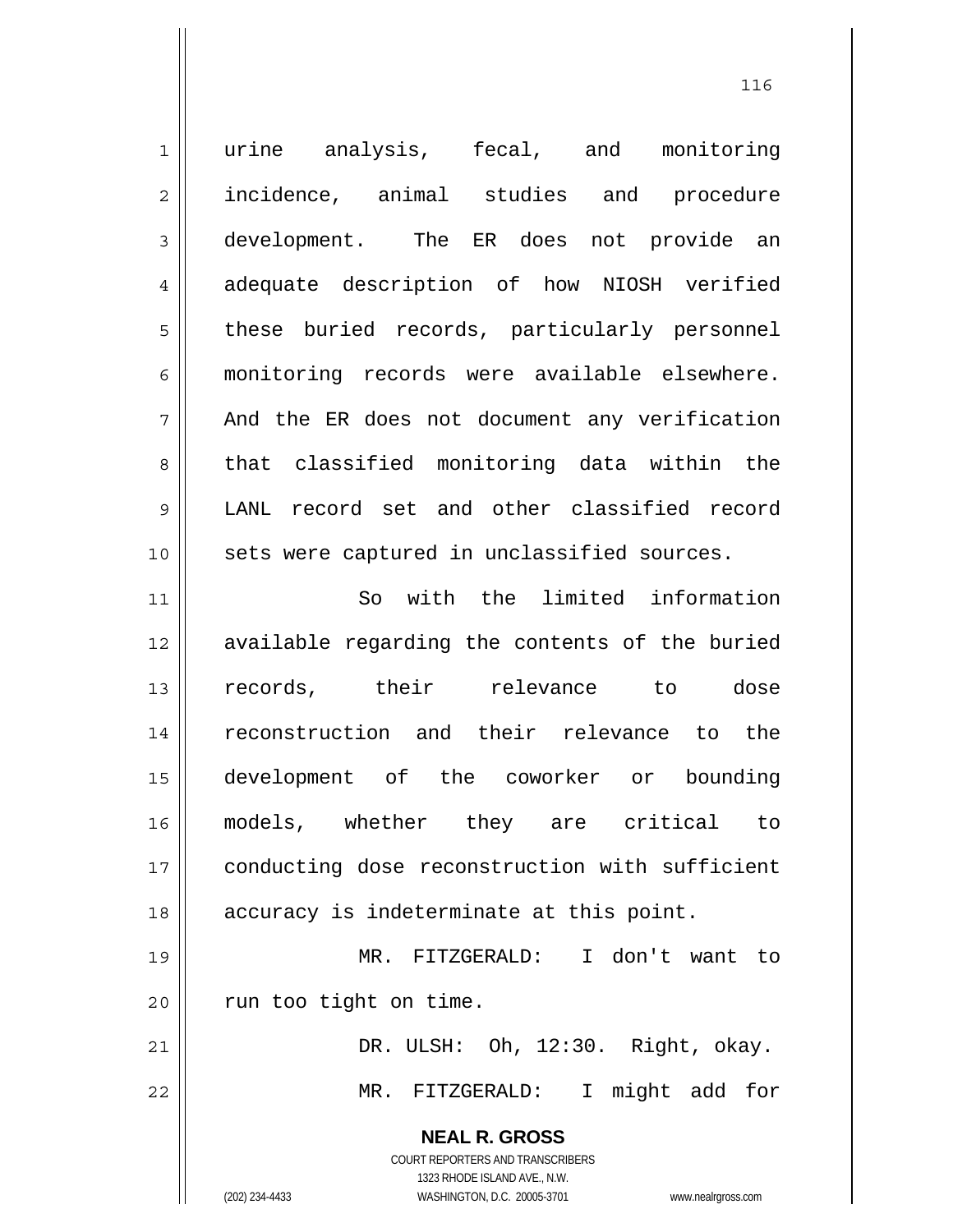urine analysis, fecal, and monitoring incidence, animal studies and procedure development. The ER does not provide an adequate description of how NIOSH verified these buried records, particularly personnel monitoring records were available elsewhere. And the ER does not document any verification that classified monitoring data within the LANL record set and other classified record sets were captured in unclassified sources.

So with the limited information available regarding the contents of the buried records, their relevance to dose reconstruction and their relevance to the development of the coworker or bounding models, whether they are critical to conducting dose reconstruction with sufficient accuracy is indeterminate at this point.

MR. FITZGERALD: I don't want to run too tight on time.

DR. ULSH: Oh, 12:30. Right, okay.

MR. FITZGERALD: I might add for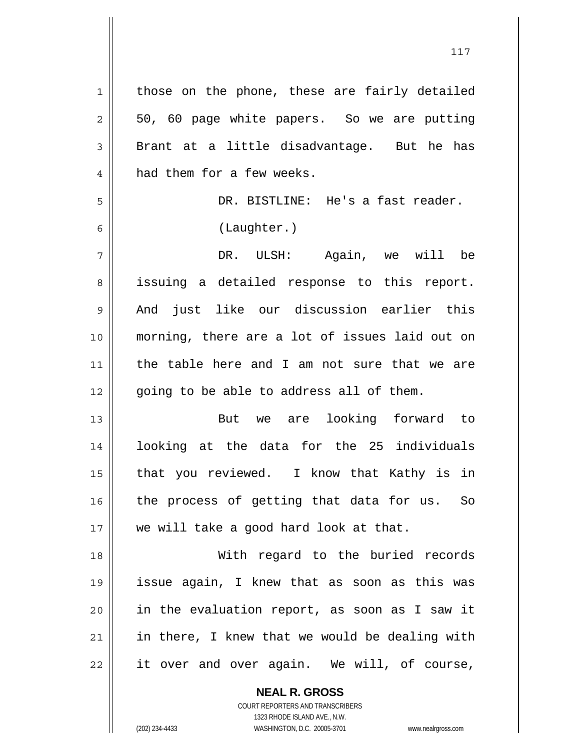those on the phone, these are fairly detailed 50, 60 page white papers. So we are putting Brant at a little disadvantage. But he has had them for a few weeks.

DR. BISTLINE: He's a fast reader.

(Laughter.)

DR. ULSH: Again, we will be issuing a detailed response to this report. And just like our discussion earlier this morning, there are a lot of issues laid out on the table here and I am not sure that we are going to be able to address all of them.

But we are looking forward to looking at the data for the 25 individuals that you reviewed. I know that Kathy is in the process of getting that data for us. So we will take a good hard look at that.

With regard to the buried records issue again, I knew that as soon as this was in the evaluation report, as soon as I saw it in there, I knew that we would be dealing with it over and over again. We will, of course,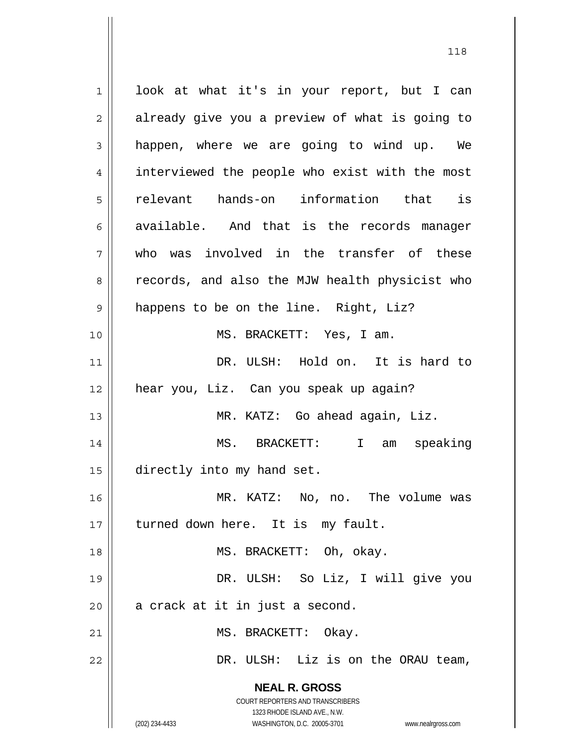look at what it's in your report, but I can already give you a preview of what is going to happen, where we are going to wind up. We interviewed the people who exist with the most relevant hands-on information that is available. And that is the records manager who was involved in the transfer of these records, and also the MJW health physicist who happens to be on the line. Right, Liz?

MS. BRACKETT: Yes, I am.

DR. ULSH: Hold on. It is hard to hear you, Liz. Can you speak up again?

MR. KATZ: Go ahead again, Liz.

MS. BRACKETT: I am speaking directly into my hand set.

MR. KATZ: No, no. The volume was turned down here. It is my fault.

MS. BRACKETT: Oh, okay.

DR. ULSH: So Liz, I will give you a crack at it in just a second.

MS. BRACKETT: Okay.

DR. ULSH: Liz is on the ORAU team,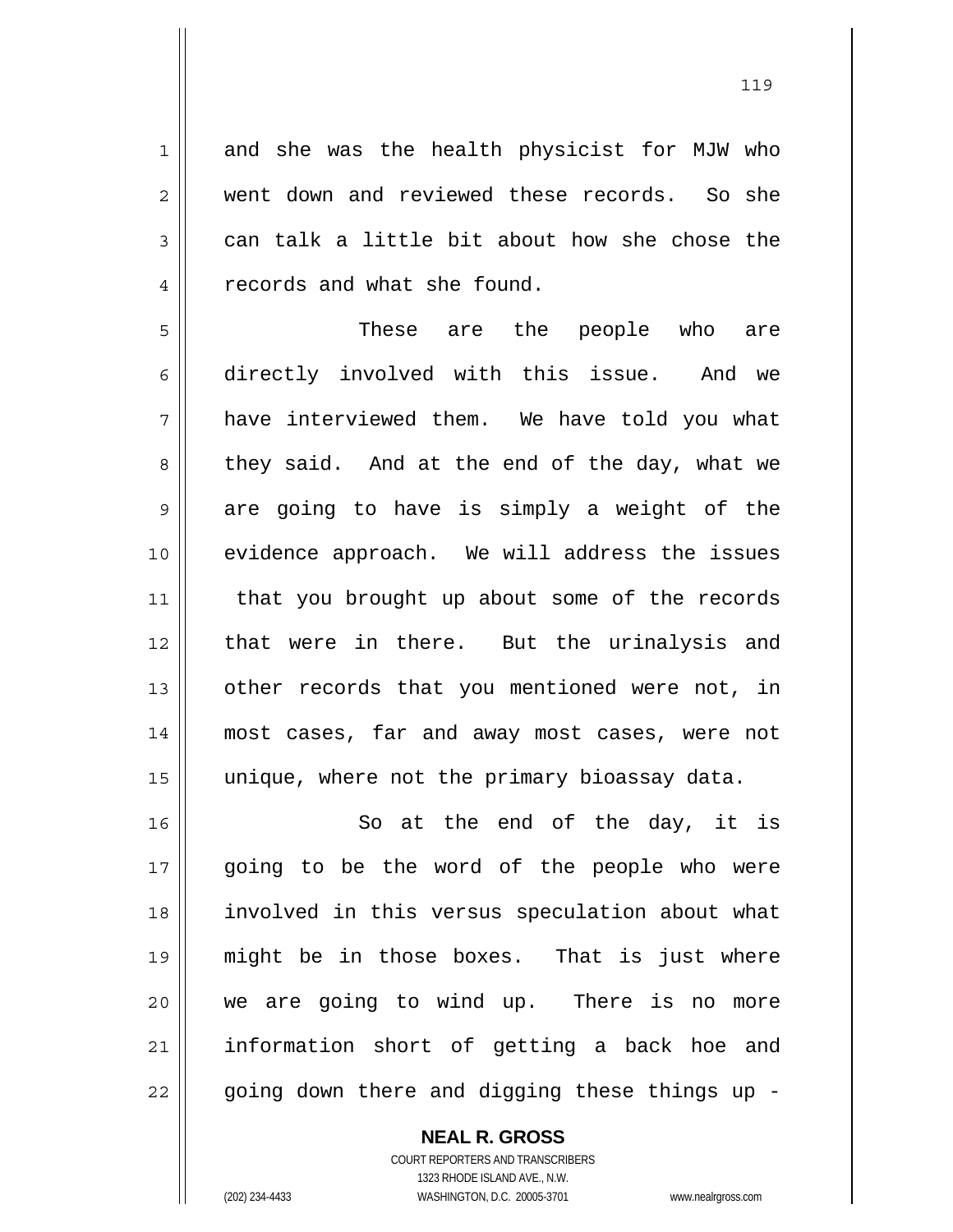and she was the health physicist for MJW who went down and reviewed these records. So she can talk a little bit about how she chose the records and what she found.

These are the people who are directly involved with this issue. And we have interviewed them. We have told you what they said. And at the end of the day, what we are going to have is simply a weight of the evidence approach. We will address the issues that you brought up about some of the records that were in there. But the urinalysis and other records that you mentioned were not, in most cases, far and away most cases, were not unique, where not the primary bioassay data.

So at the end of the day, it is going to be the word of the people who were involved in this versus speculation about what might be in those boxes. That is just where we are going to wind up. There is no more information short of getting a back hoe and going down there and digging these things up -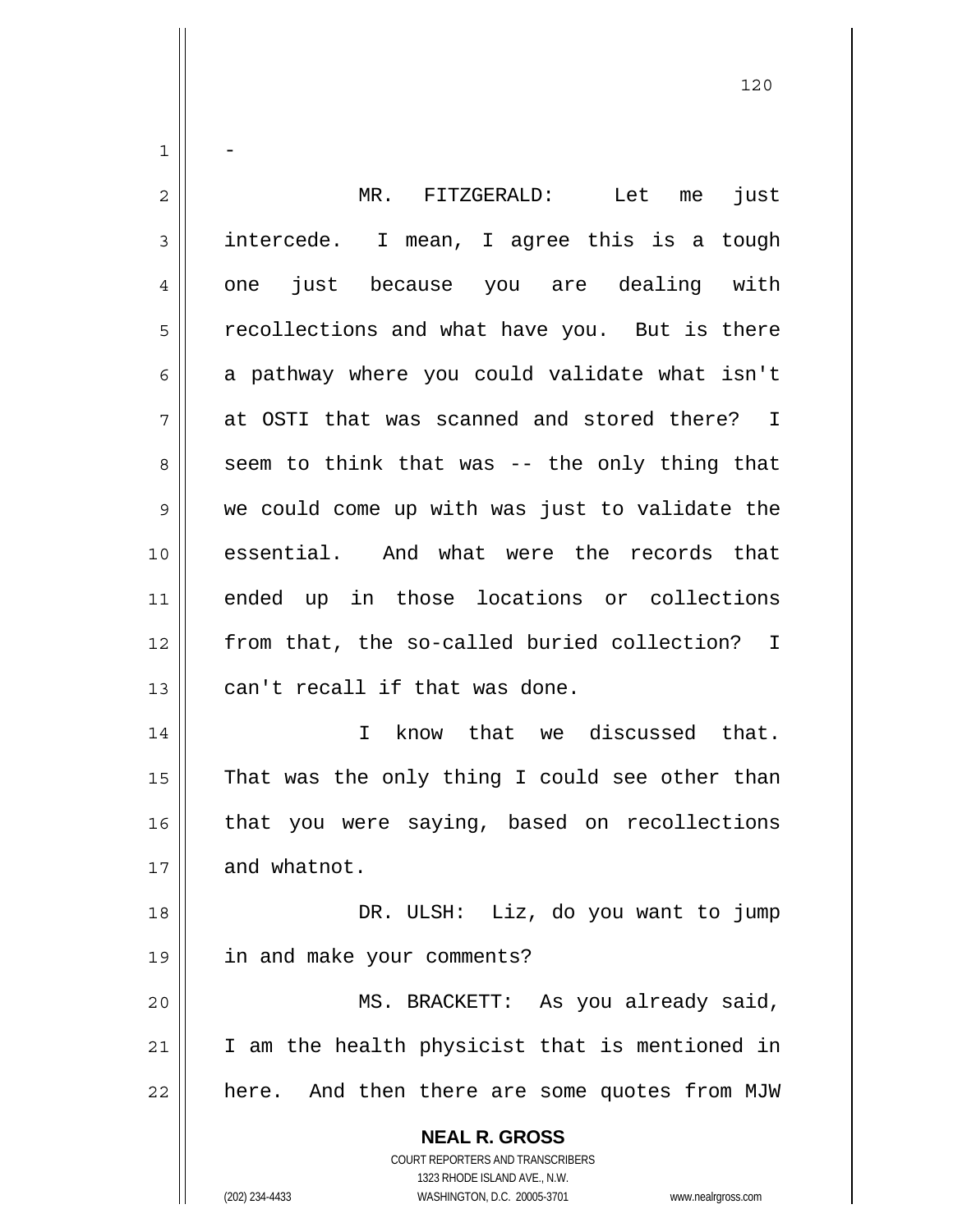-

MR. FITZGERALD: Let me just intercede. I mean, I agree this is a tough one just because you are dealing with recollections and what have you. But is there a pathway where you could validate what isn't at OSTI that was scanned and stored there? I seem to think that was -- the only thing that we could come up with was just to validate the essential. And what were the records that ended up in those locations or collections from that, the so-called buried collection? I can't recall if that was done.

I know that we discussed that. That was the only thing I could see other than that you were saying, based on recollections and whatnot.

DR. ULSH: Liz, do you want to jump in and make your comments?

MS. BRACKETT: As you already said, I am the health physicist that is mentioned in here. And then there are some quotes from MJW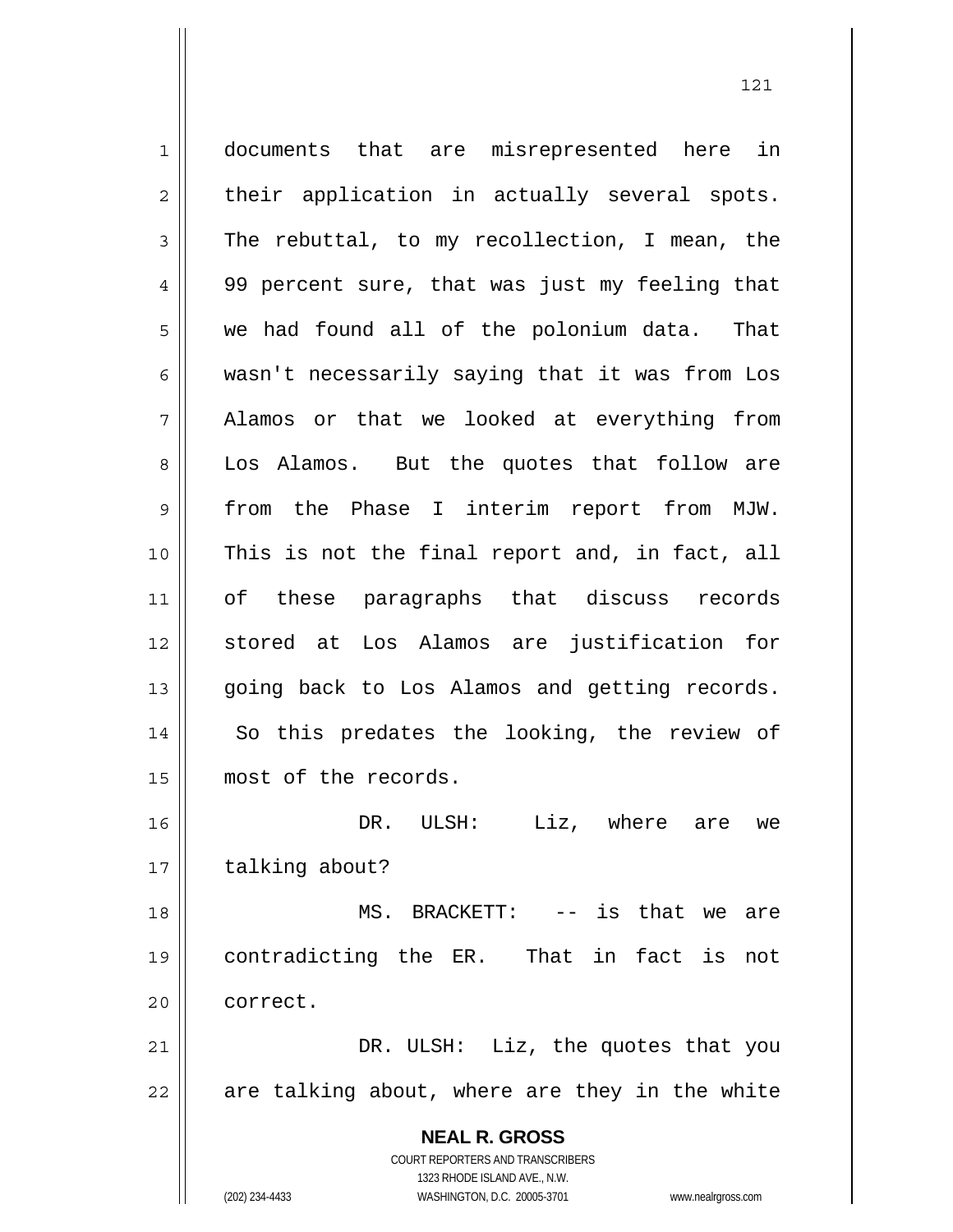documents that are misrepresented here in their application in actually several spots. The rebuttal, to my recollection, I mean, the 99 percent sure, that was just my feeling that we had found all of the polonium data. That wasn't necessarily saying that it was from Los Alamos or that we looked at everything from Los Alamos. But the quotes that follow are from the Phase I interim report from MJW. This is not the final report and, in fact, all of these paragraphs that discuss records stored at Los Alamos are justification for going back to Los Alamos and getting records. So this predates the looking, the review of most of the records.

DR. ULSH: Liz, where are we talking about?

MS. BRACKETT: -- is that we are contradicting the ER. That in fact is not correct.

DR. ULSH: Liz, the quotes that you are talking about, where are they in the white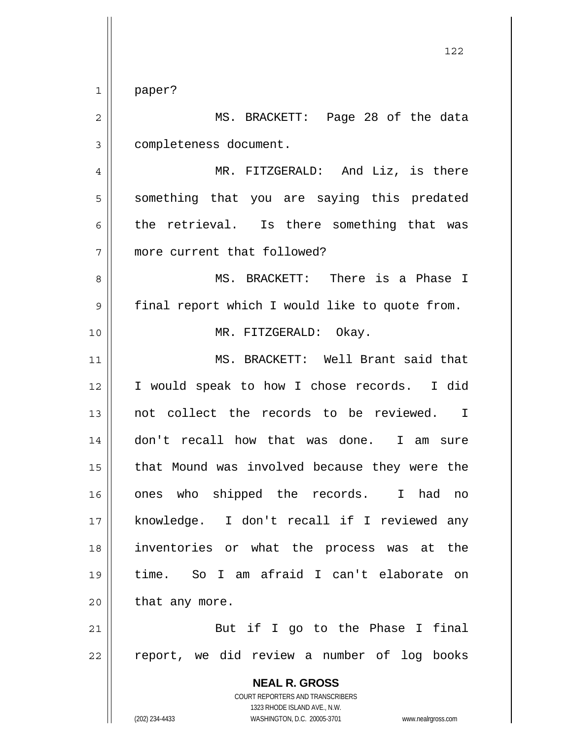paper?

MS. BRACKETT: Page 28 of the data completeness document.

MR. FITZGERALD: And Liz, is there something that you are saying this predated the retrieval. Is there something that was more current that followed?

MS. BRACKETT: There is a Phase I final report which I would like to quote from.

MR. FITZGERALD: Okay.

MS. BRACKETT: Well Brant said that I would speak to how I chose records. I did not collect the records to be reviewed. I don't recall how that was done. I am sure that Mound was involved because they were the ones who shipped the records. I had no knowledge. I don't recall if I reviewed any inventories or what the process was at the time. So I am afraid I can't elaborate on that any more.

But if I go to the Phase I final report, we did review a number of log books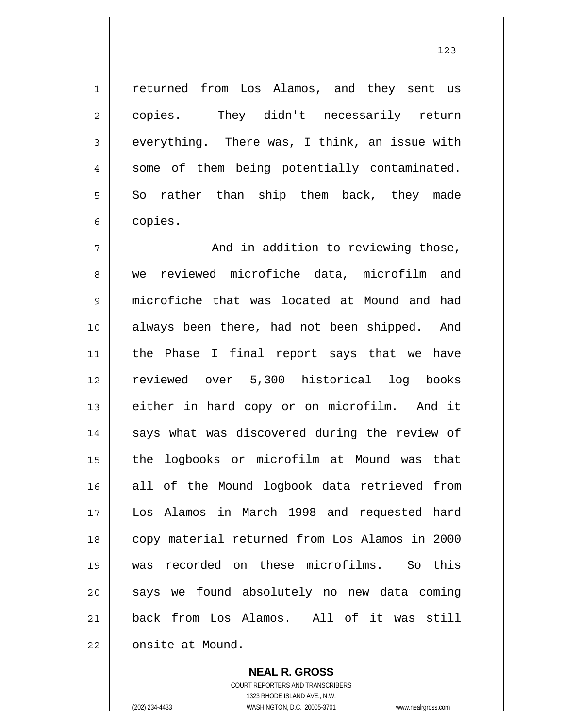returned from Los Alamos, and they sent us copies. They didn't necessarily return everything. There was, I think, an issue with some of them being potentially contaminated. So rather than ship them back, they made copies.

And in addition to reviewing those, we reviewed microfiche data, microfilm and microfiche that was located at Mound and had always been there, had not been shipped. And the Phase I final report says that we have reviewed over 5,300 historical log books either in hard copy or on microfilm. And it says what was discovered during the review of the logbooks or microfilm at Mound was that all of the Mound logbook data retrieved from Los Alamos in March 1998 and requested hard copy material returned from Los Alamos in 2000 was recorded on these microfilms. So this says we found absolutely no new data coming back from Los Alamos. All of it was still onsite at Mound.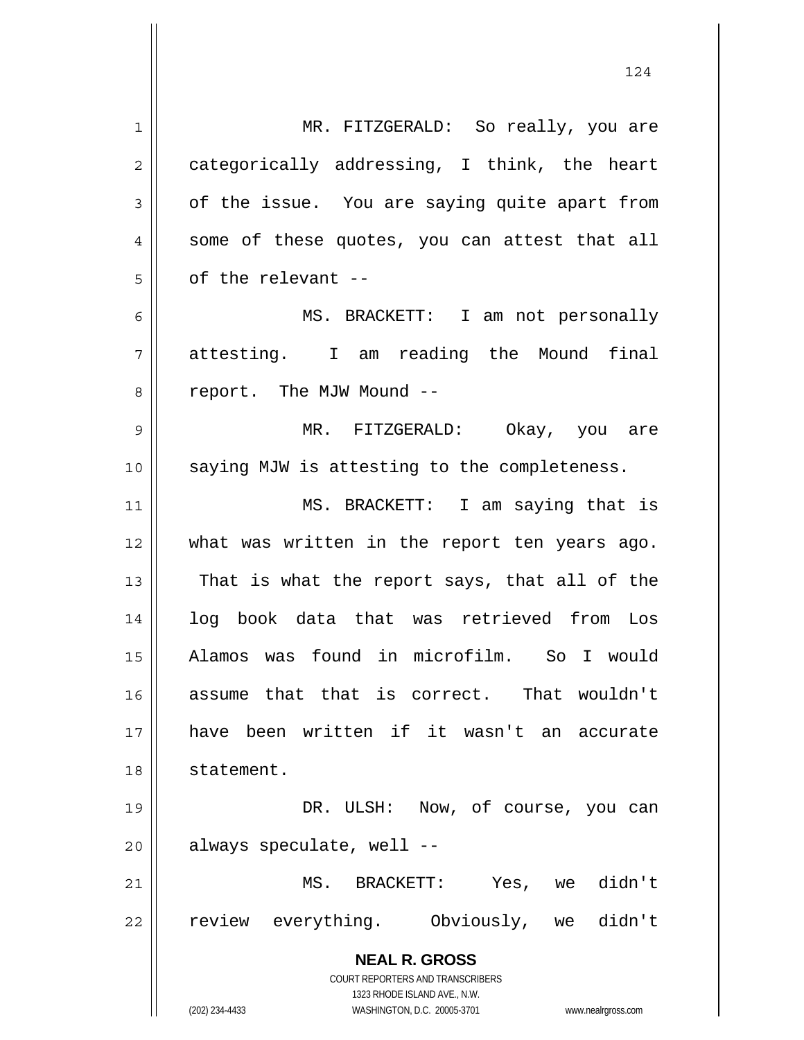MR. FITZGERALD: So really, you are categorically addressing, I think, the heart of the issue. You are saying quite apart from some of these quotes, you can attest that all of the relevant --

MS. BRACKETT: I am not personally attesting. I am reading the Mound final report. The MJW Mound --

MR. FITZGERALD: Okay, you are saying MJW is attesting to the completeness.

MS. BRACKETT: I am saying that is what was written in the report ten years ago. That is what the report says, that all of the log book data that was retrieved from Los Alamos was found in microfilm. So I would assume that that is correct. That wouldn't have been written if it wasn't an accurate statement.

DR. ULSH: Now, of course, you can always speculate, well --

MS. BRACKETT: Yes, we didn't review everything. Obviously, we didn't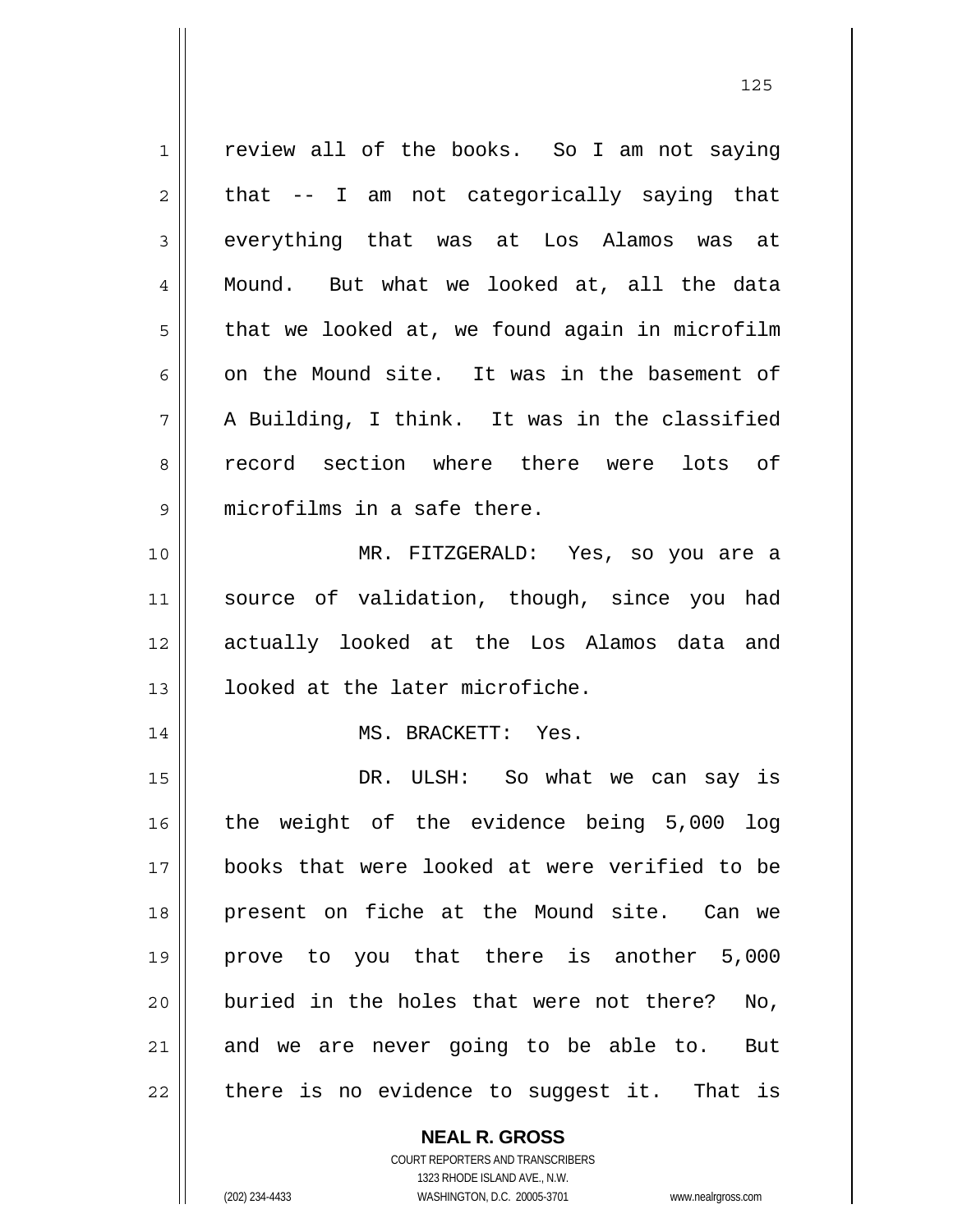review all of the books. So I am not saying that -- I am not categorically saying that everything that was at Los Alamos was at Mound. But what we looked at, all the data that we looked at, we found again in microfilm on the Mound site. It was in the basement of A Building, I think. It was in the classified record section where there were lots of microfilms in a safe there.

MR. FITZGERALD: Yes, so you are a source of validation, though, since you had actually looked at the Los Alamos data and looked at the later microfiche.

MS. BRACKETT: Yes.

DR. ULSH: So what we can say is the weight of the evidence being 5,000 log books that were looked at were verified to be present on fiche at the Mound site. Can we prove to you that there is another 5,000 buried in the holes that were not there? No, and we are never going to be able to. But there is no evidence to suggest it. That is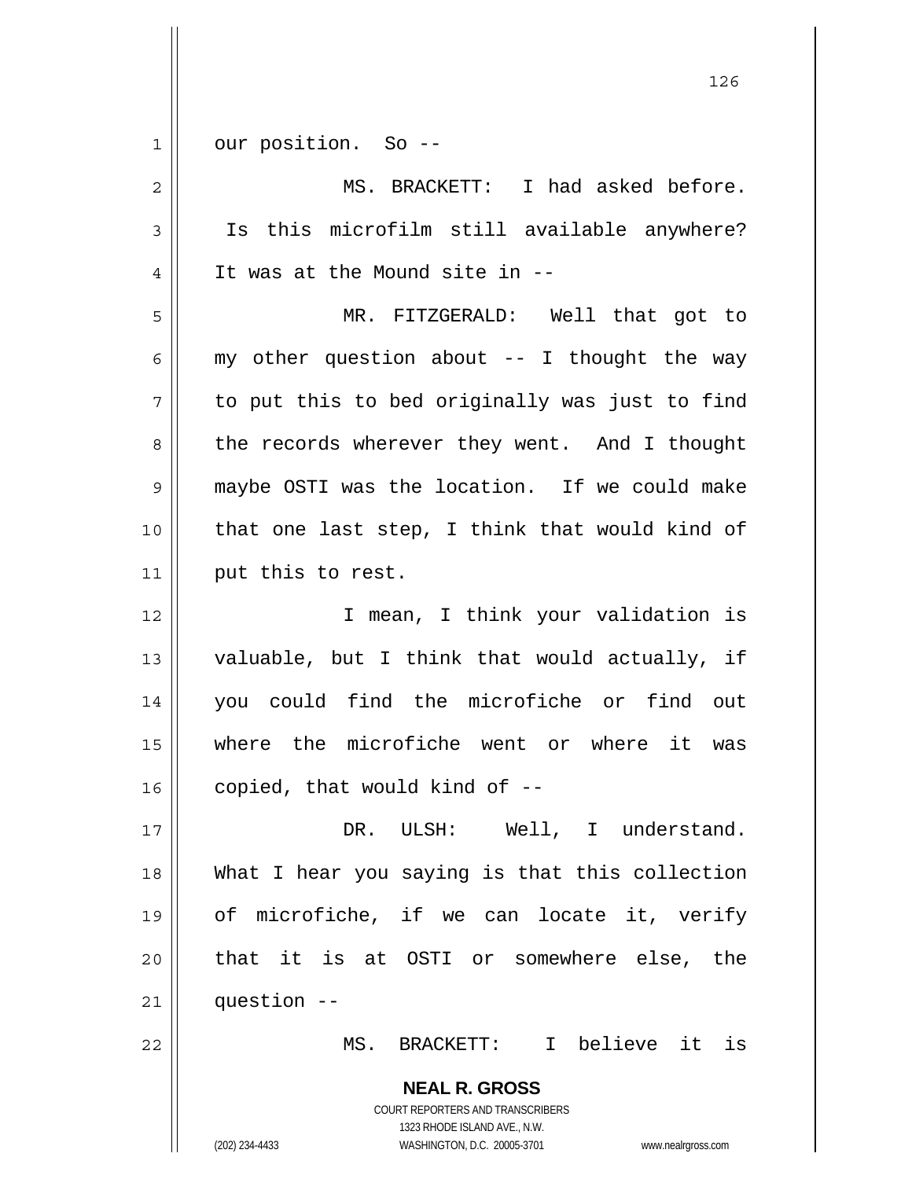our position. So --

MS. BRACKETT: I had asked before. Is this microfilm still available anywhere? It was at the Mound site in --

MR. FITZGERALD: Well that got to my other question about -- I thought the way to put this to bed originally was just to find the records wherever they went. And I thought maybe OSTI was the location. If we could make that one last step, I think that would kind of put this to rest.

I mean, I think your validation is valuable, but I think that would actually, if you could find the microfiche or find out where the microfiche went or where it was copied, that would kind of --

DR. ULSH: Well, I understand. What I hear you saying is that this collection of microfiche, if we can locate it, verify that it is at OSTI or somewhere else, the question --

MS. BRACKETT: I believe it is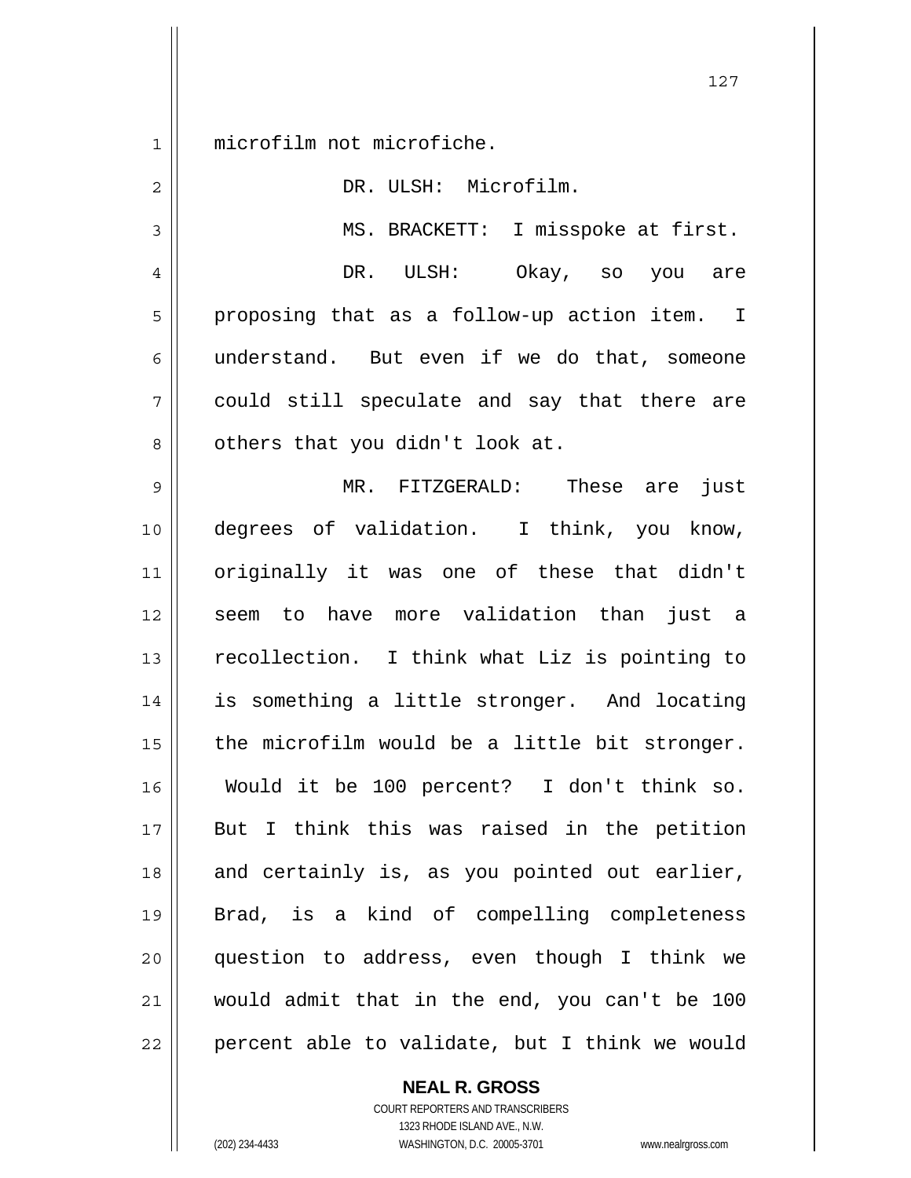microfilm not microfiche.

DR. ULSH: Microfilm.

MS. BRACKETT: I misspoke at first.

DR. ULSH: Okay, so you are proposing that as a follow-up action item. I understand. But even if we do that, someone could still speculate and say that there are others that you didn't look at.

MR. FITZGERALD: These are just degrees of validation. I think, you know, originally it was one of these that didn't seem to have more validation than just a recollection. I think what Liz is pointing to is something a little stronger. And locating the microfilm would be a little bit stronger. Would it be 100 percent? I don't think so. But I think this was raised in the petition and certainly is, as you pointed out earlier, Brad, is a kind of compelling completeness question to address, even though I think we would admit that in the end, you can't be 100 percent able to validate, but I think we would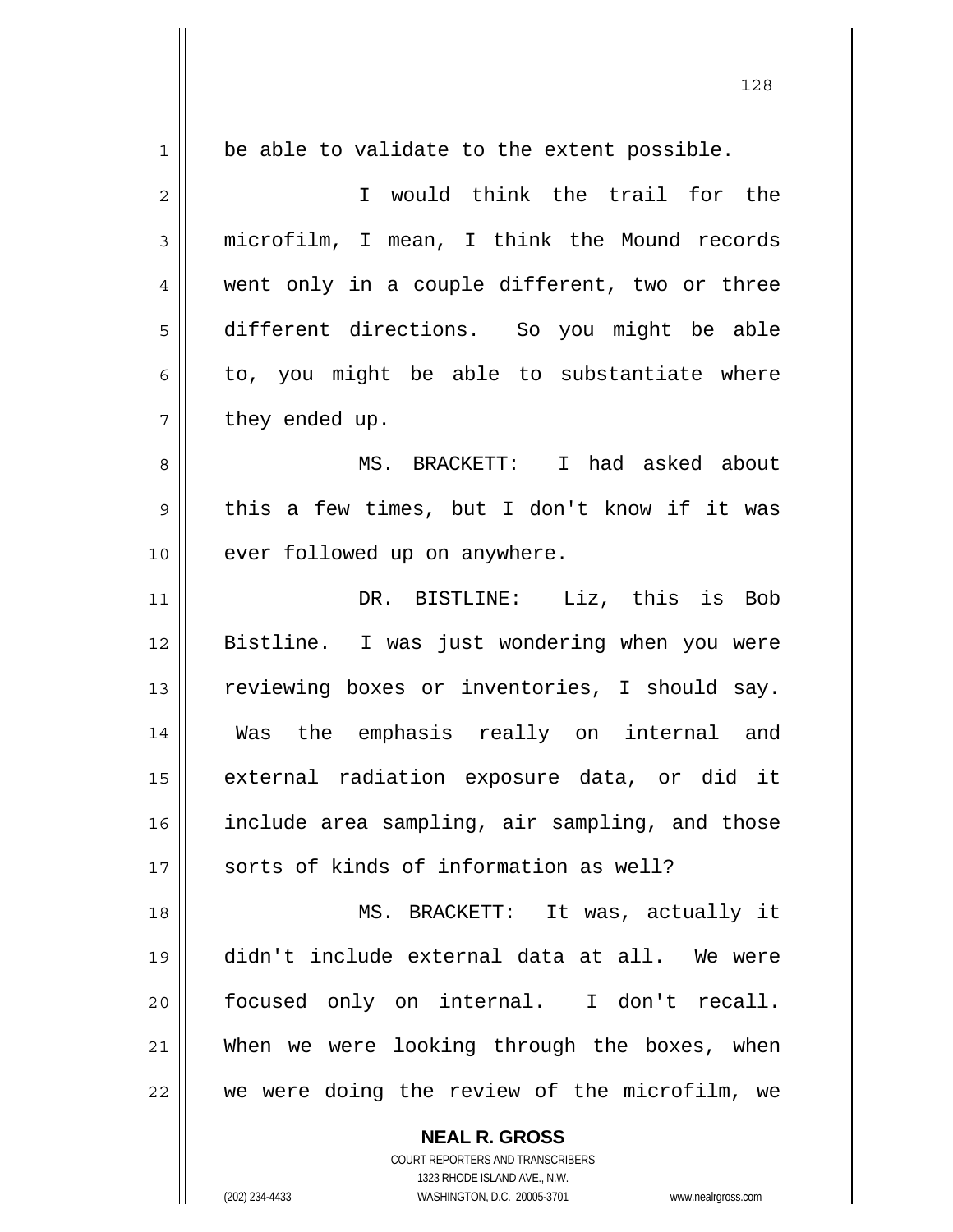be able to validate to the extent possible.

I would think the trail for the microfilm, I mean, I think the Mound records went only in a couple different, two or three different directions. So you might be able to, you might be able to substantiate where they ended up.

MS. BRACKETT: I had asked about this a few times, but I don't know if it was ever followed up on anywhere.

DR. BISTLINE: Liz, this is Bob Bistline. I was just wondering when you were reviewing boxes or inventories, I should say. Was the emphasis really on internal and external radiation exposure data, or did it include area sampling, air sampling, and those sorts of kinds of information as well?

MS. BRACKETT: It was, actually it didn't include external data at all. We were focused only on internal. I don't recall. When we were looking through the boxes, when we were doing the review of the microfilm, we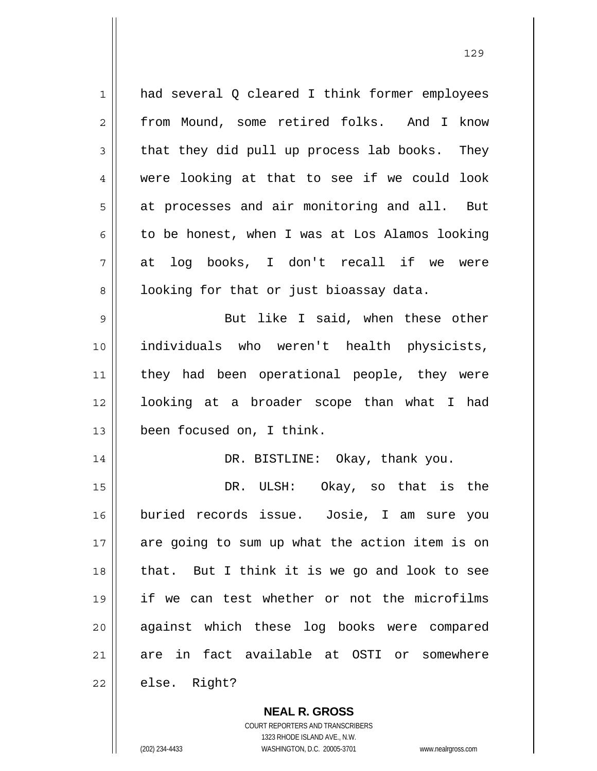had several Q cleared I think former employees from Mound, some retired folks. And I know that they did pull up process lab books. They were looking at that to see if we could look at processes and air monitoring and all. But to be honest, when I was at Los Alamos looking at log books, I don't recall if we were looking for that or just bioassay data.

But like I said, when these other individuals who weren't health physicists, they had been operational people, they were looking at a broader scope than what I had been focused on, I think.

DR. BISTLINE: Okay, thank you.

DR. ULSH: Okay, so that is the buried records issue. Josie, I am sure you are going to sum up what the action item is on that. But I think it is we go and look to see if we can test whether or not the microfilms against which these log books were compared are in fact available at OSTI or somewhere else. Right?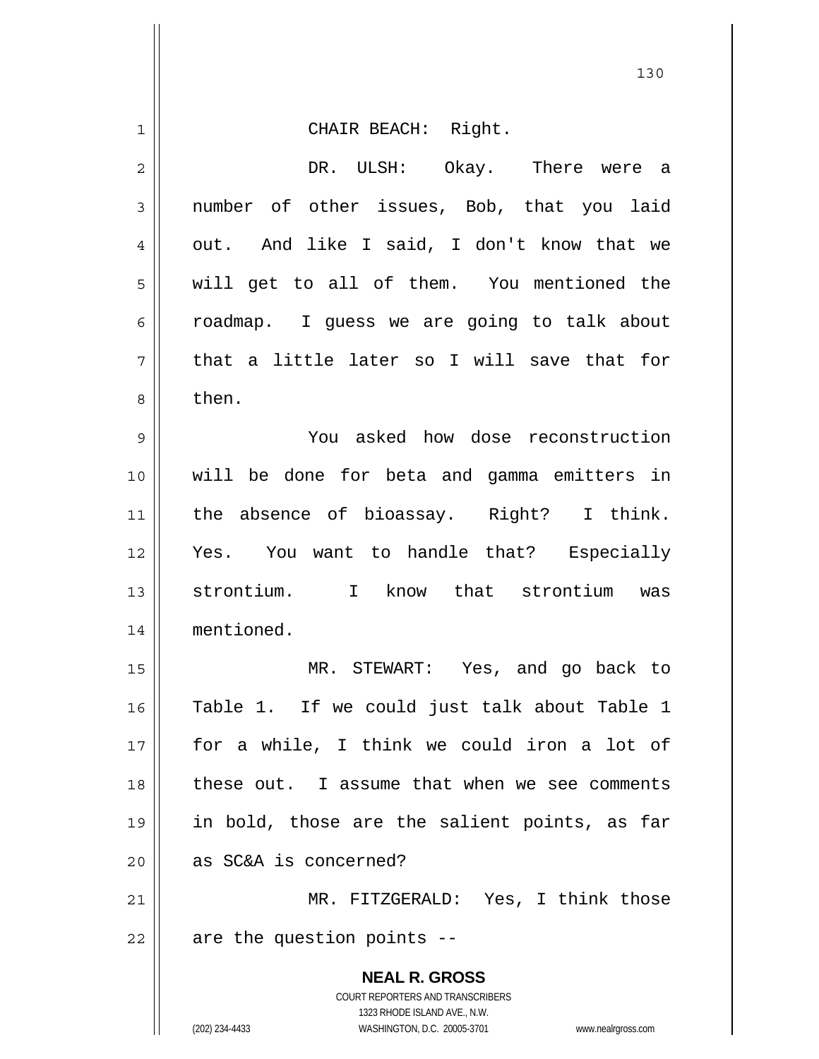CHAIR BEACH: Right.

DR. ULSH: Okay. There were a number of other issues, Bob, that you laid out. And like I said, I don't know that we will get to all of them. You mentioned the roadmap. I guess we are going to talk about that a little later so I will save that for then.

You asked how dose reconstruction will be done for beta and gamma emitters in the absence of bioassay. Right? I think. Yes. You want to handle that? Especially strontium. I know that strontium was mentioned.

MR. STEWART: Yes, and go back to Table 1. If we could just talk about Table 1 for a while, I think we could iron a lot of these out. I assume that when we see comments in bold, those are the salient points, as far as SC&A is concerned?

MR. FITZGERALD: Yes, I think those are the question points --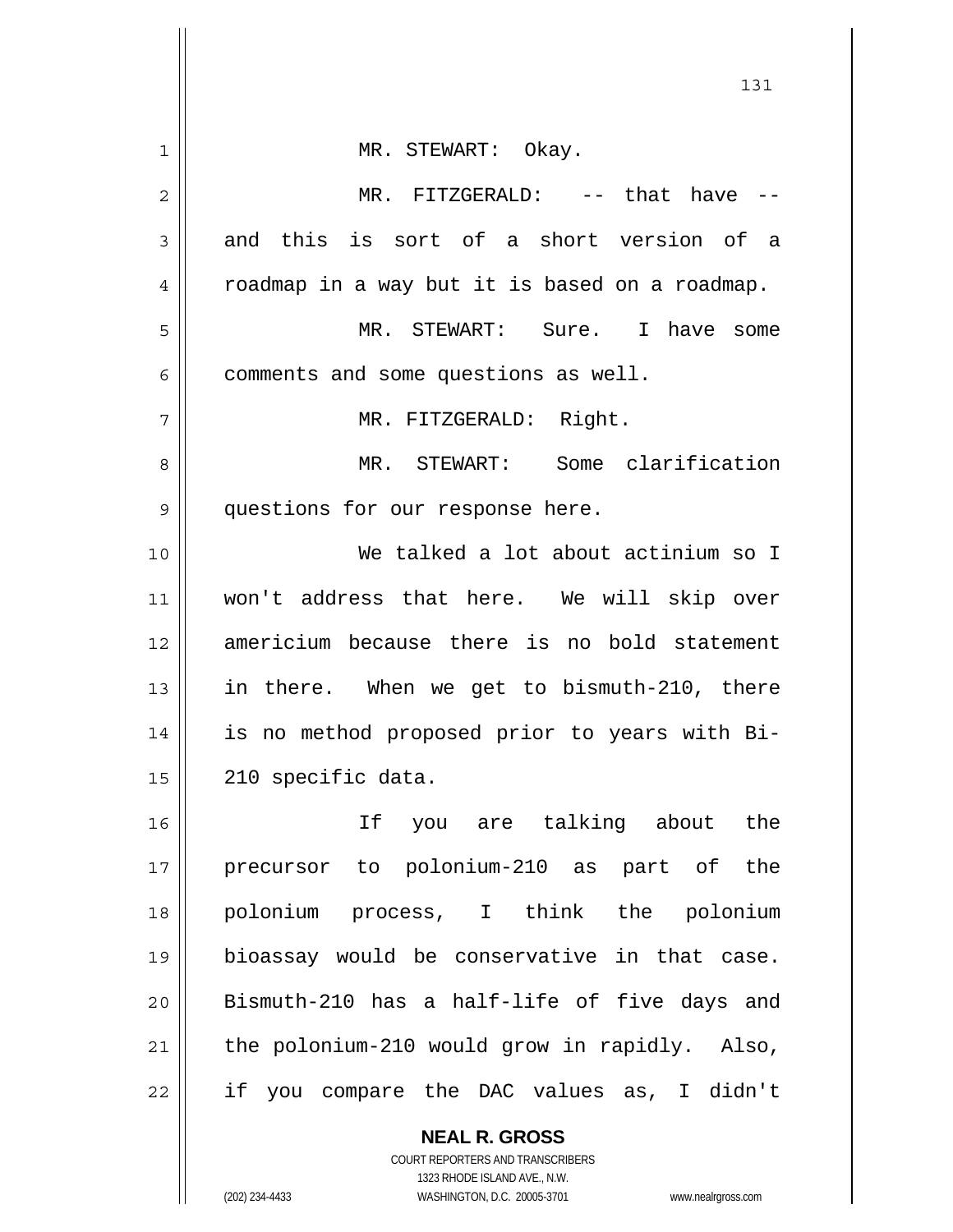MR. STEWART: Okay.

MR. FITZGERALD: -- that have -- and this is sort of a short version of a roadmap in a way but it is based on a roadmap.

MR. STEWART: Sure. I have some comments and some questions as well.

MR. FITZGERALD: Right.

MR. STEWART: Some clarification questions for our response here.

We talked a lot about actinium so I won't address that here. We will skip over americium because there is no bold statement in there. When we get to bismuth-210, there is no method proposed prior to years with Bi-210 specific data.

If you are talking about the precursor to polonium-210 as part of the polonium process, I think the polonium bioassay would be conservative in that case. Bismuth-210 has a half-life of five days and the polonium-210 would grow in rapidly. Also, if you compare the DAC values as, I didn't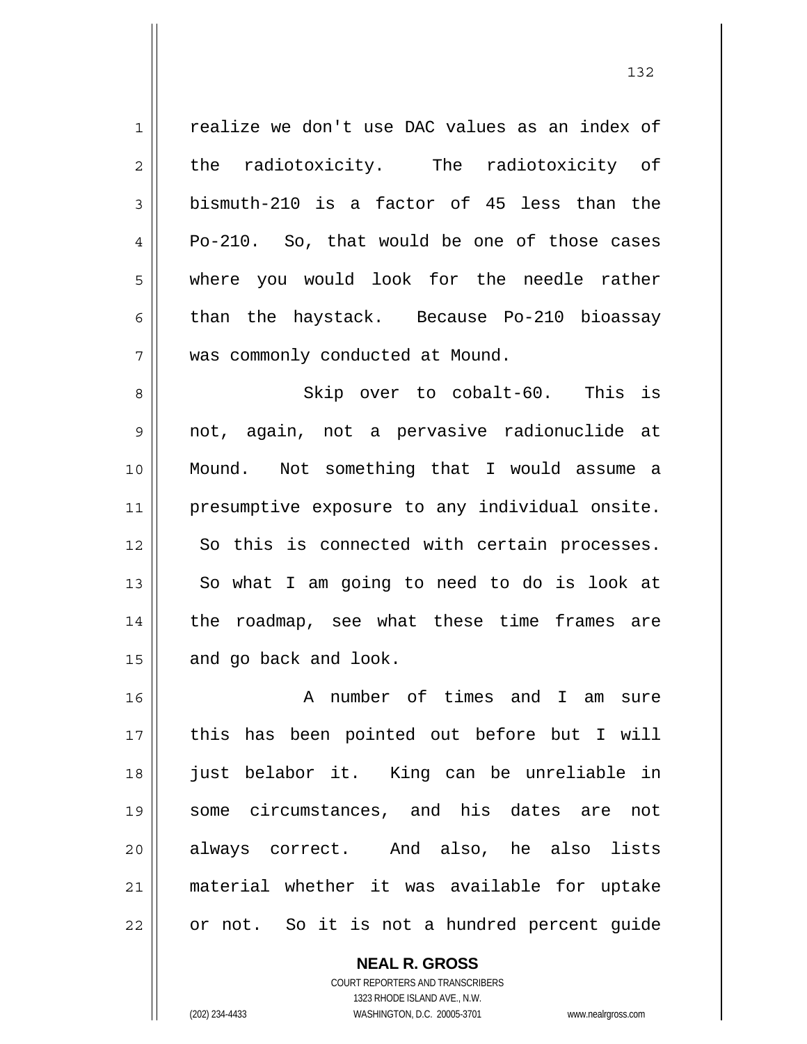realize we don't use DAC values as an index of the radiotoxicity. The radiotoxicity of bismuth-210 is a factor of 45 less than the Po-210. So, that would be one of those cases where you would look for the needle rather than the haystack. Because Po-210 bioassay was commonly conducted at Mound.

Skip over to cobalt-60. This is not, again, not a pervasive radionuclide at Mound. Not something that I would assume a presumptive exposure to any individual onsite. So this is connected with certain processes. So what I am going to need to do is look at the roadmap, see what these time frames are and go back and look.

A number of times and I am sure this has been pointed out before but I will just belabor it. King can be unreliable in some circumstances, and his dates are not always correct. And also, he also lists material whether it was available for uptake or not. So it is not a hundred percent guide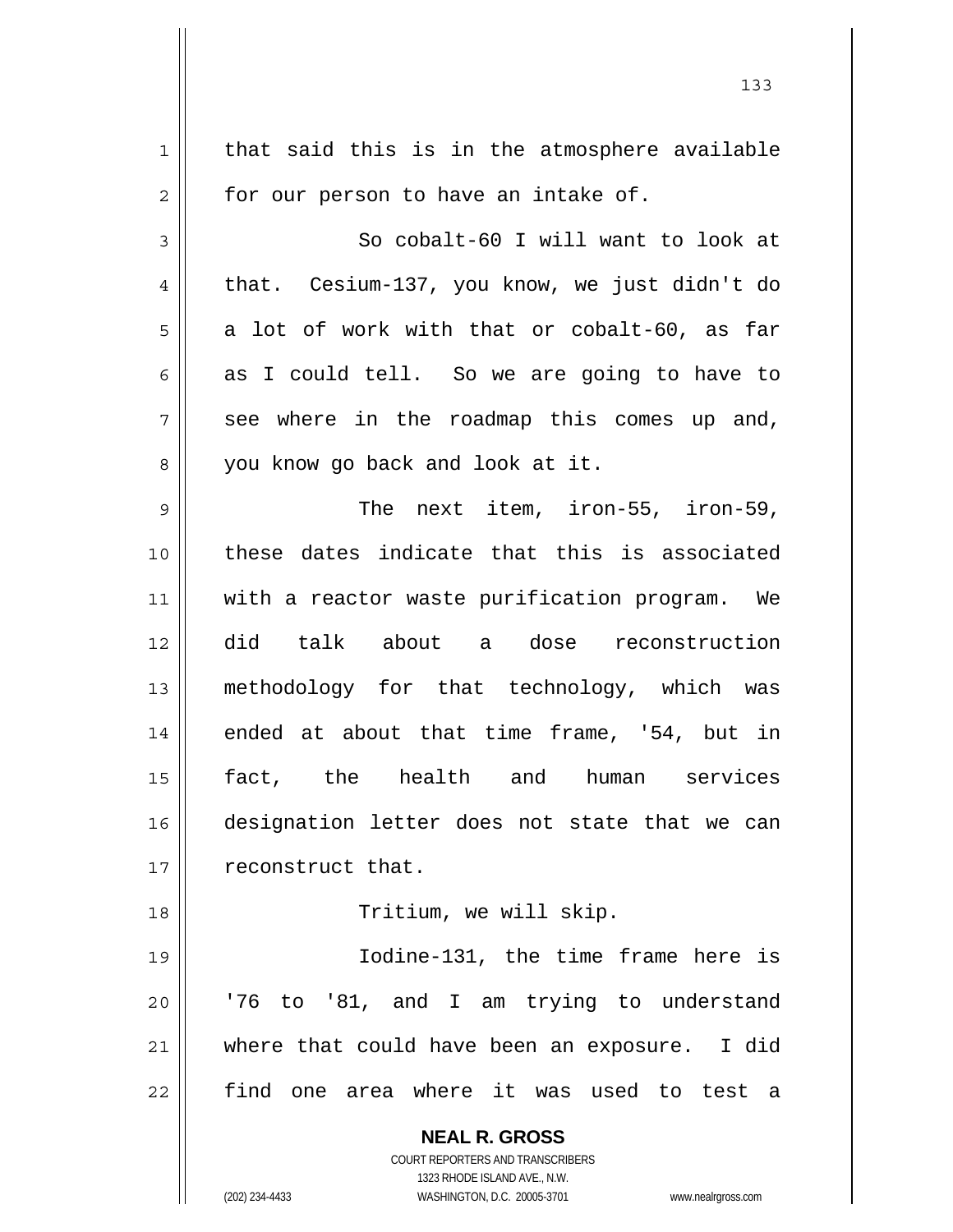that said this is in the atmosphere available for our person to have an intake of.

So cobalt-60 I will want to look at that. Cesium-137, you know, we just didn't do a lot of work with that or cobalt-60, as far as I could tell. So we are going to have to see where in the roadmap this comes up and, you know go back and look at it.

The next item, iron-55, iron-59, these dates indicate that this is associated with a reactor waste purification program. We did talk about a dose reconstruction methodology for that technology, which was ended at about that time frame, '54, but in fact, the health and human services designation letter does not state that we can reconstruct that.

Tritium, we will skip.

Iodine-131, the time frame here is '76 to '81, and I am trying to understand where that could have been an exposure. I did find one area where it was used to test a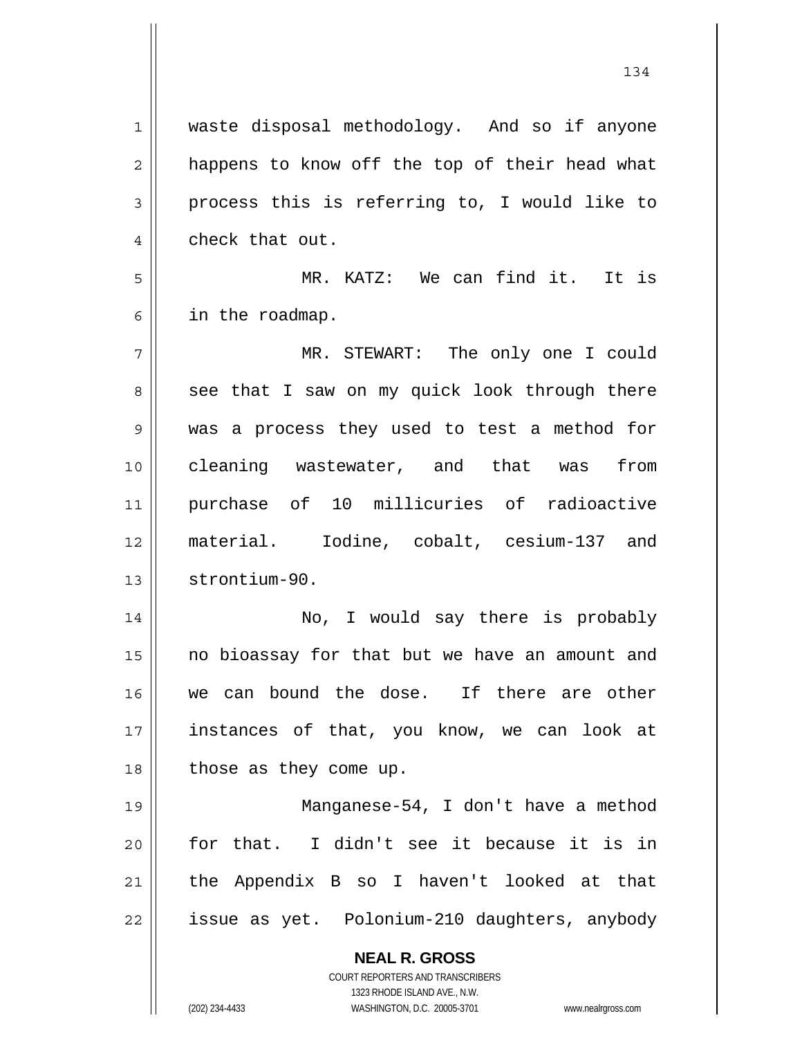waste disposal methodology. And so if anyone happens to know off the top of their head what process this is referring to, I would like to check that out.

MR. KATZ: We can find it. It is in the roadmap.

MR. STEWART: The only one I could see that I saw on my quick look through there was a process they used to test a method for cleaning wastewater, and that was from purchase of 10 millicuries of radioactive material. Iodine, cobalt, cesium-137 and strontium-90.

No, I would say there is probably no bioassay for that but we have an amount and we can bound the dose. If there are other instances of that, you know, we can look at those as they come up.

Manganese-54, I don't have a method for that. I didn't see it because it is in the Appendix B so I haven't looked at that issue as yet. Polonium-210 daughters, anybody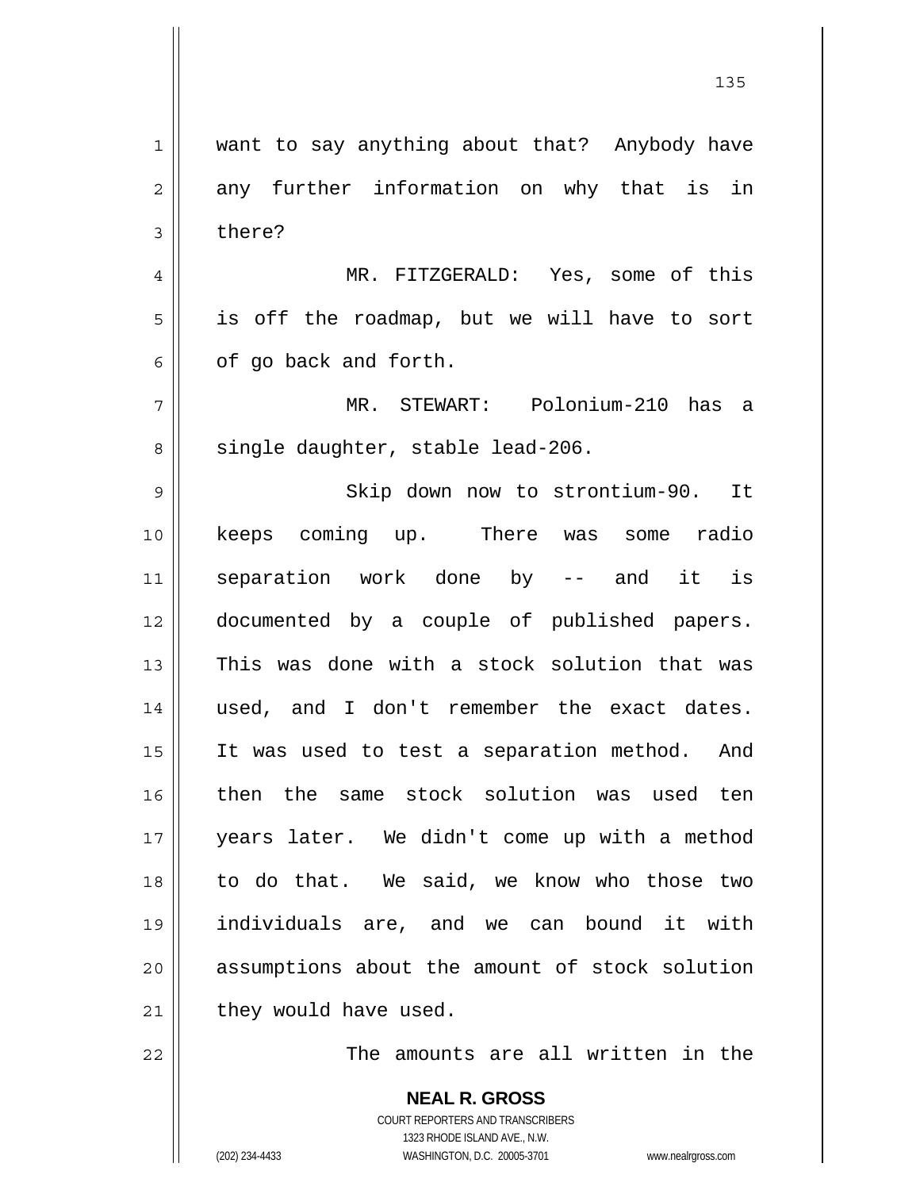want to say anything about that? Anybody have any further information on why that is in there?

MR. FITZGERALD: Yes, some of this is off the roadmap, but we will have to sort of go back and forth.

MR. STEWART: Polonium-210 has a single daughter, stable lead-206.

Skip down now to strontium-90. It keeps coming up. There was some radio separation work done by -- and it is documented by a couple of published papers. This was done with a stock solution that was used, and I don't remember the exact dates. It was used to test a separation method. And then the same stock solution was used ten years later. We didn't come up with a method to do that. We said, we know who those two individuals are, and we can bound it with assumptions about the amount of stock solution they would have used.

The amounts are all written in the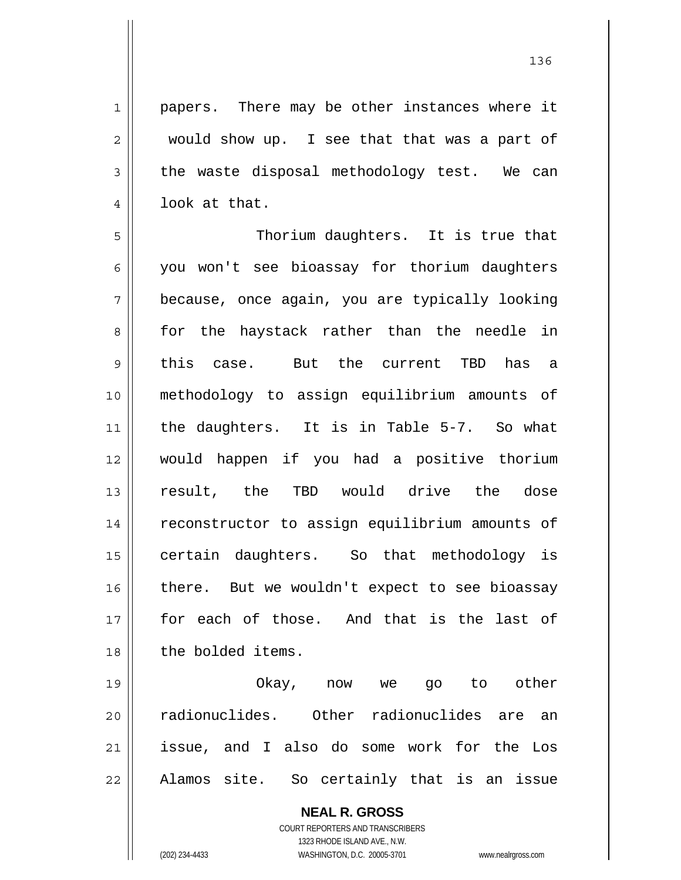papers. There may be other instances where it would show up. I see that that was a part of the waste disposal methodology test. We can look at that.

Thorium daughters. It is true that you won't see bioassay for thorium daughters because, once again, you are typically looking for the haystack rather than the needle in this case. But the current TBD has a methodology to assign equilibrium amounts of the daughters. It is in Table 5-7. So what would happen if you had a positive thorium result, the TBD would drive the dose reconstructor to assign equilibrium amounts of certain daughters. So that methodology is there. But we wouldn't expect to see bioassay for each of those. And that is the last of the bolded items.

Okay, now we go to other radionuclides. Other radionuclides are an issue, and I also do some work for the Los Alamos site. So certainly that is an issue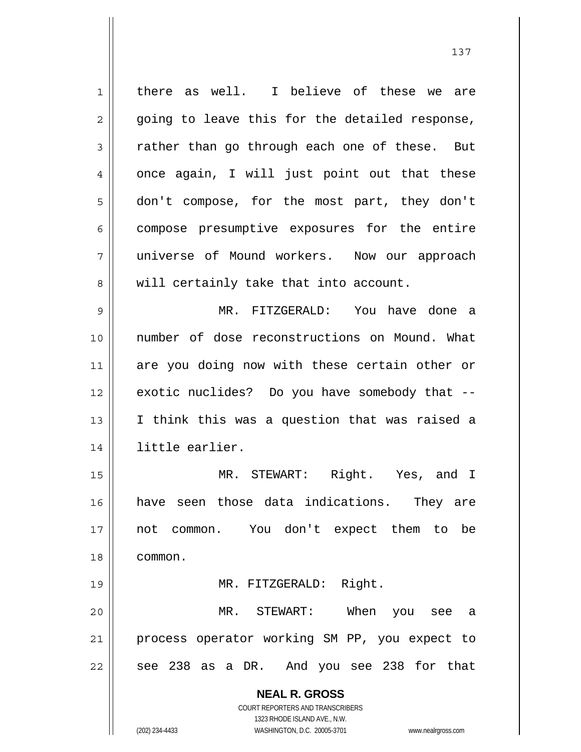there as well. I believe of these we are going to leave this for the detailed response, rather than go through each one of these. But once again, I will just point out that these don't compose, for the most part, they don't compose presumptive exposures for the entire universe of Mound workers. Now our approach will certainly take that into account.

MR. FITZGERALD: You have done a number of dose reconstructions on Mound. What are you doing now with these certain other or exotic nuclides? Do you have somebody that -- I think this was a question that was raised a little earlier.

MR. STEWART: Right. Yes, and I have seen those data indications. They are not common. You don't expect them to be common.

MR. FITZGERALD: Right.

MR. STEWART: When you see a process operator working SM PP, you expect to see 238 as a DR. And you see 238 for that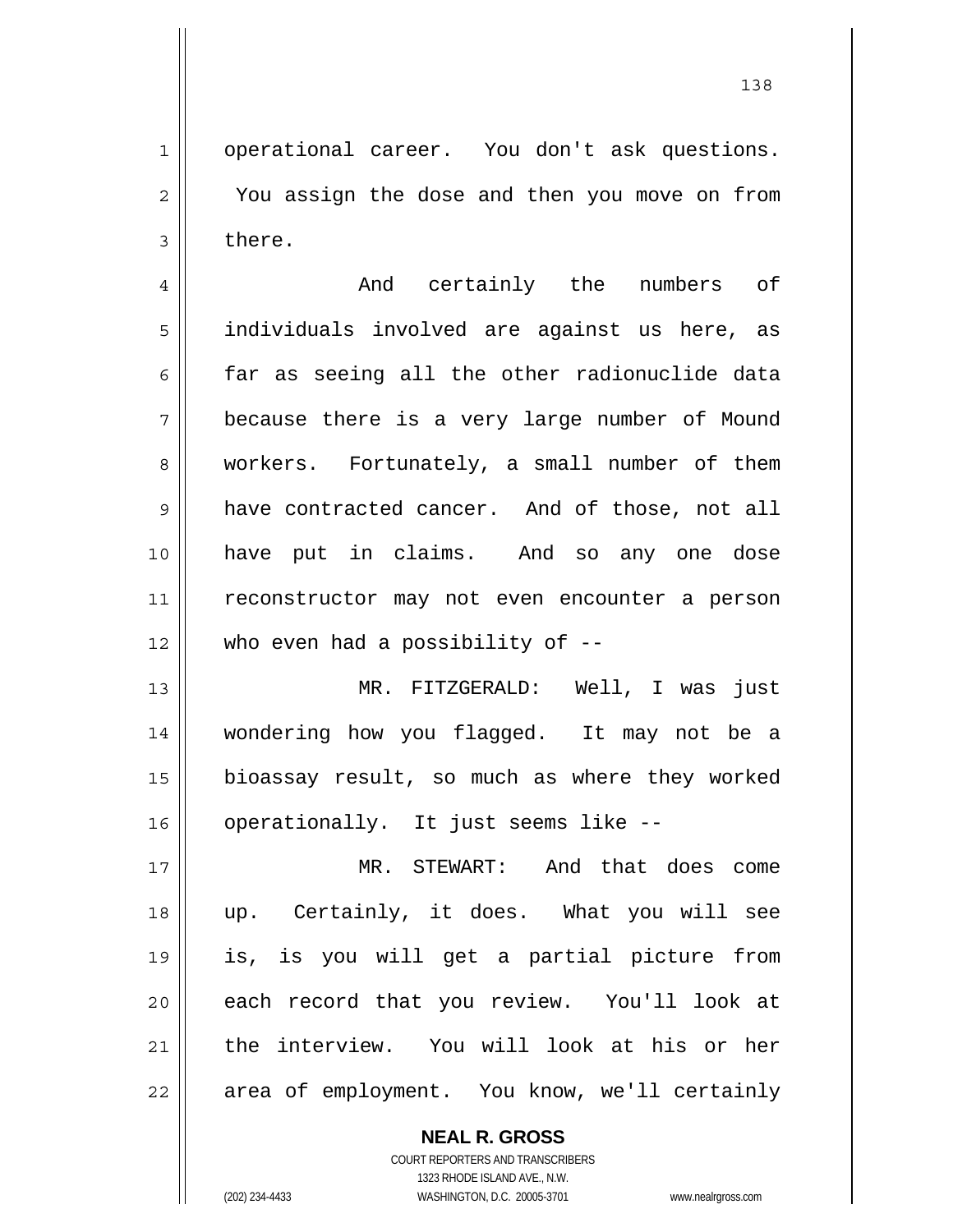operational career. You don't ask questions. You assign the dose and then you move on from there.

And certainly the numbers of individuals involved are against us here, as far as seeing all the other radionuclide data because there is a very large number of Mound workers. Fortunately, a small number of them have contracted cancer. And of those, not all have put in claims. And so any one dose reconstructor may not even encounter a person who even had a possibility of --

MR. FITZGERALD: Well, I was just wondering how you flagged. It may not be a bioassay result, so much as where they worked operationally. It just seems like --

MR. STEWART: And that does come up. Certainly, it does. What you will see is, is you will get a partial picture from each record that you review. You'll look at the interview. You will look at his or her area of employment. You know, we'll certainly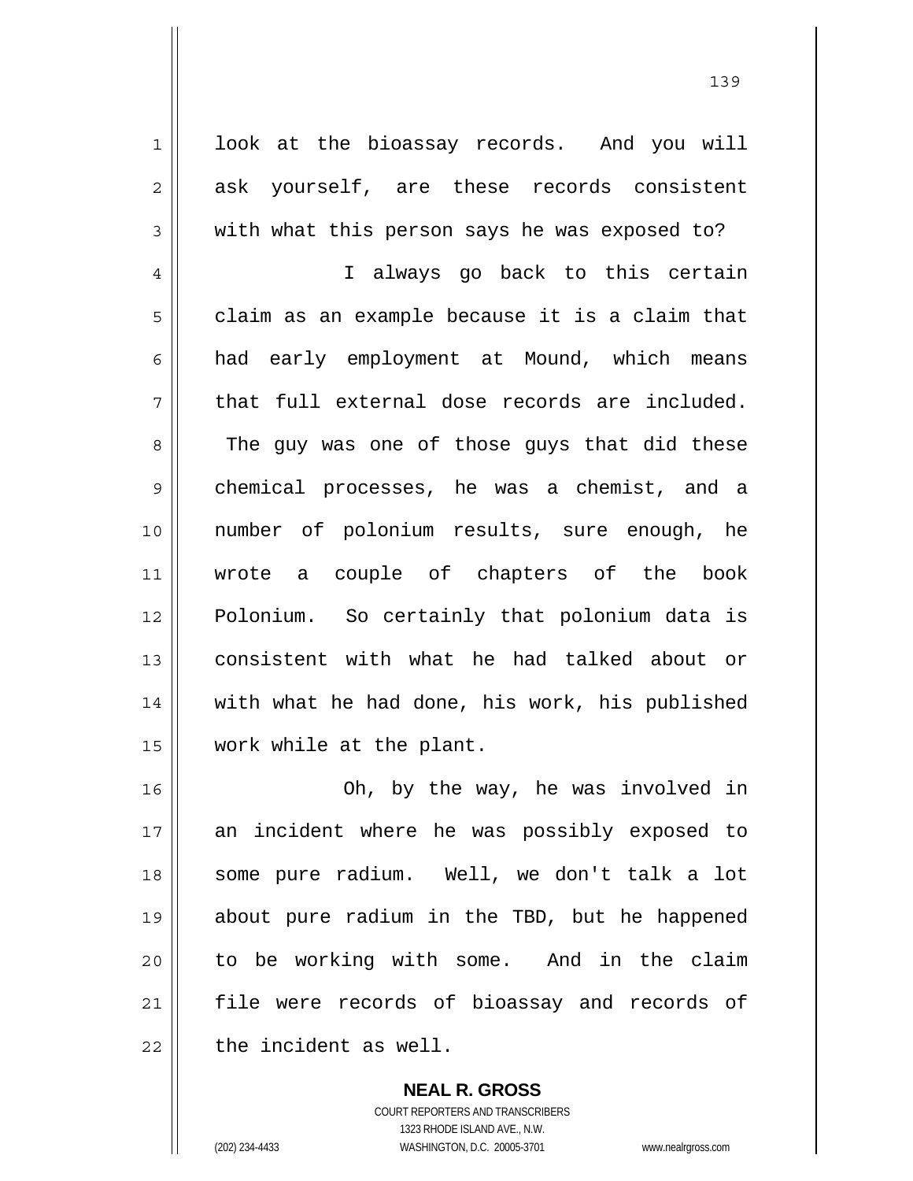look at the bioassay records. And you will ask yourself, are these records consistent with what this person says he was exposed to?

I always go back to this certain claim as an example because it is a claim that had early employment at Mound, which means that full external dose records are included. The guy was one of those guys that did these chemical processes, he was a chemist, and a number of polonium results, sure enough, he wrote a couple of chapters of the book Polonium. So certainly that polonium data is consistent with what he had talked about or with what he had done, his work, his published work while at the plant.

Oh, by the way, he was involved in an incident where he was possibly exposed to some pure radium. Well, we don't talk a lot about pure radium in the TBD, but he happened to be working with some. And in the claim file were records of bioassay and records of the incident as well.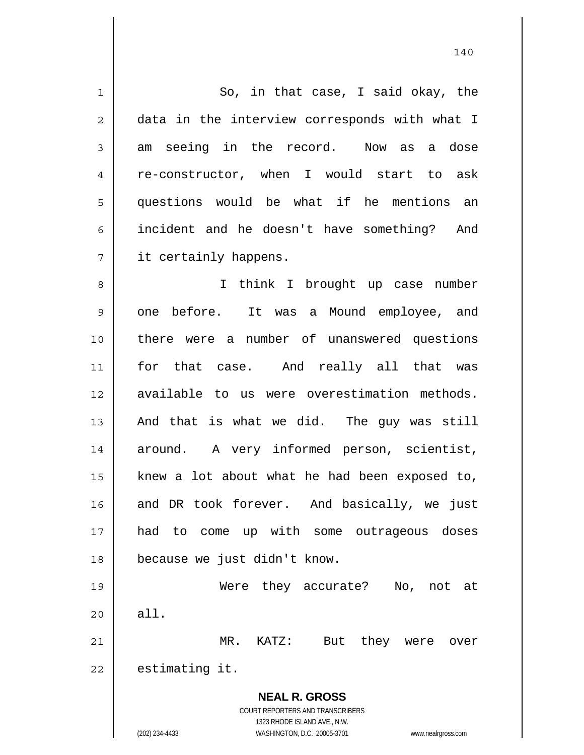So, in that case, I said okay, the data in the interview corresponds with what I am seeing in the record. Now as a dose re-constructor, when I would start to ask questions would be what if he mentions an incident and he doesn't have something? And it certainly happens.

I think I brought up case number one before. It was a Mound employee, and there were a number of unanswered questions for that case. And really all that was available to us were overestimation methods. And that is what we did. The guy was still around. A very informed person, scientist, knew a lot about what he had been exposed to, and DR took forever. And basically, we just had to come up with some outrageous doses because we just didn't know.

Were they accurate? No, not at all.

MR. KATZ: But they were over estimating it.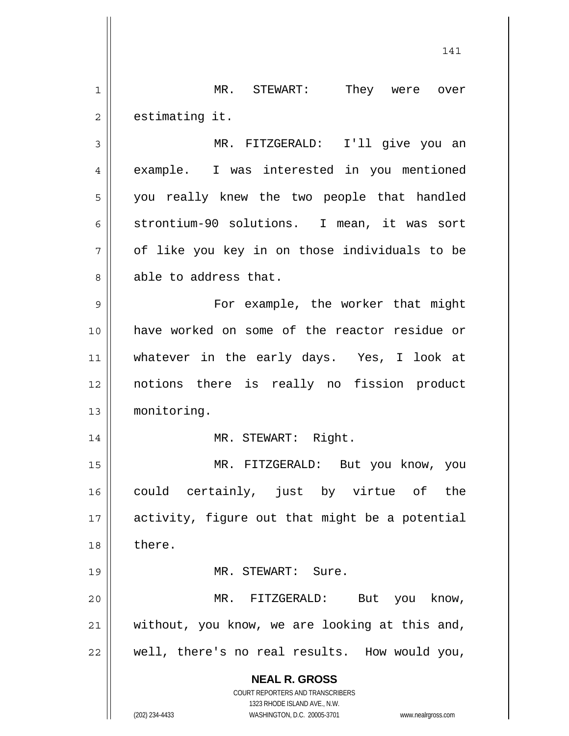MR. STEWART: They were over estimating it.

MR. FITZGERALD: I'll give you an example. I was interested in you mentioned you really knew the two people that handled strontium-90 solutions. I mean, it was sort of like you key in on those individuals to be able to address that.

For example, the worker that might have worked on some of the reactor residue or whatever in the early days. Yes, I look at notions there is really no fission product monitoring.

MR. STEWART: Right.

MR. FITZGERALD: But you know, you could certainly, just by virtue of the activity, figure out that might be a potential there.

MR. STEWART: Sure.

MR. FITZGERALD: But you know, without, you know, we are looking at this and, well, there's no real results. How would you,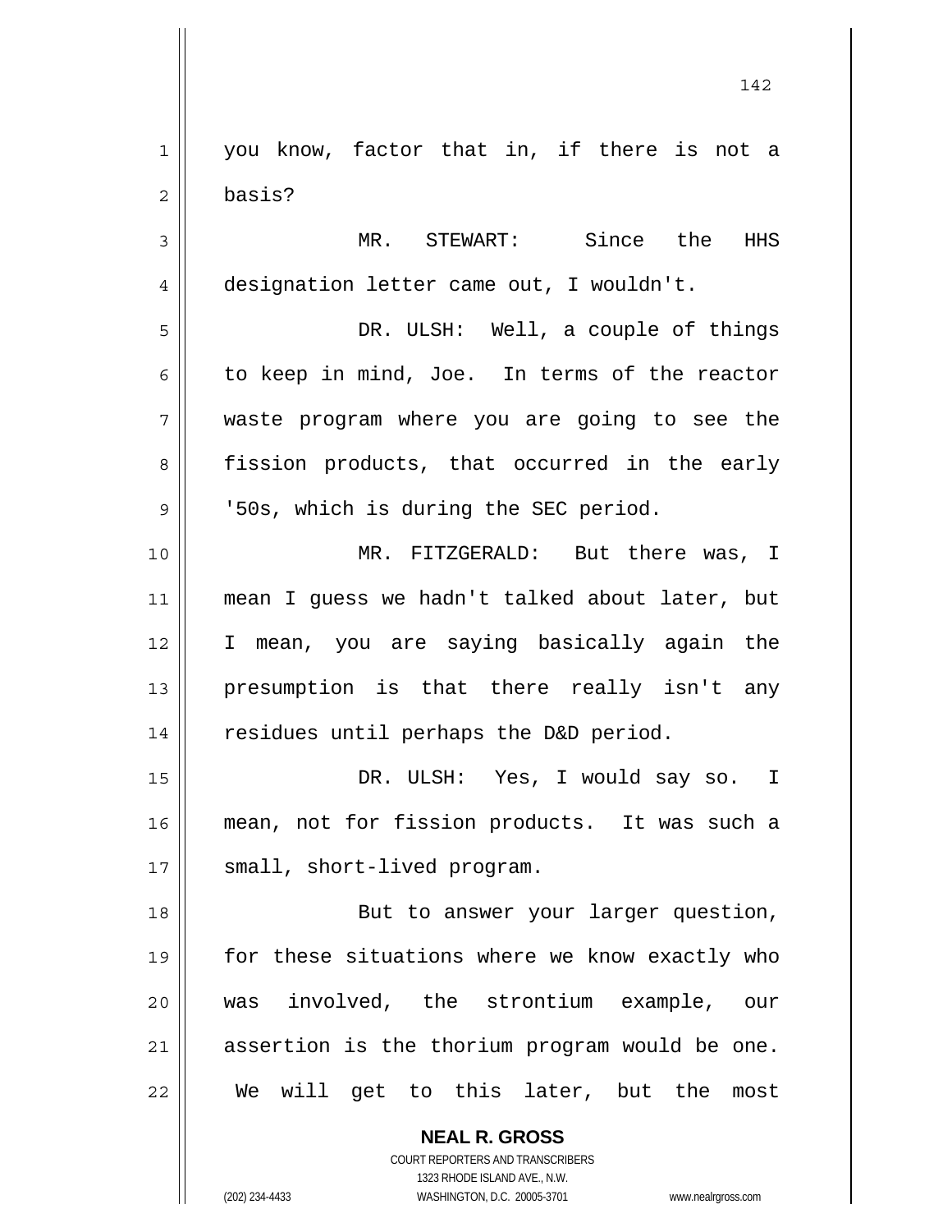you know, factor that in, if there is not a basis?

MR. STEWART: Since the HHS designation letter came out, I wouldn't.

DR. ULSH: Well, a couple of things to keep in mind, Joe. In terms of the reactor waste program where you are going to see the fission products, that occurred in the early '50s, which is during the SEC period.

MR. FITZGERALD: But there was, I mean I guess we hadn't talked about later, but I mean, you are saying basically again the presumption is that there really isn't any residues until perhaps the D&D period.

DR. ULSH: Yes, I would say so. I mean, not for fission products. It was such a small, short-lived program.

But to answer your larger question, for these situations where we know exactly who was involved, the strontium example, our assertion is the thorium program would be one. We will get to this later, but the most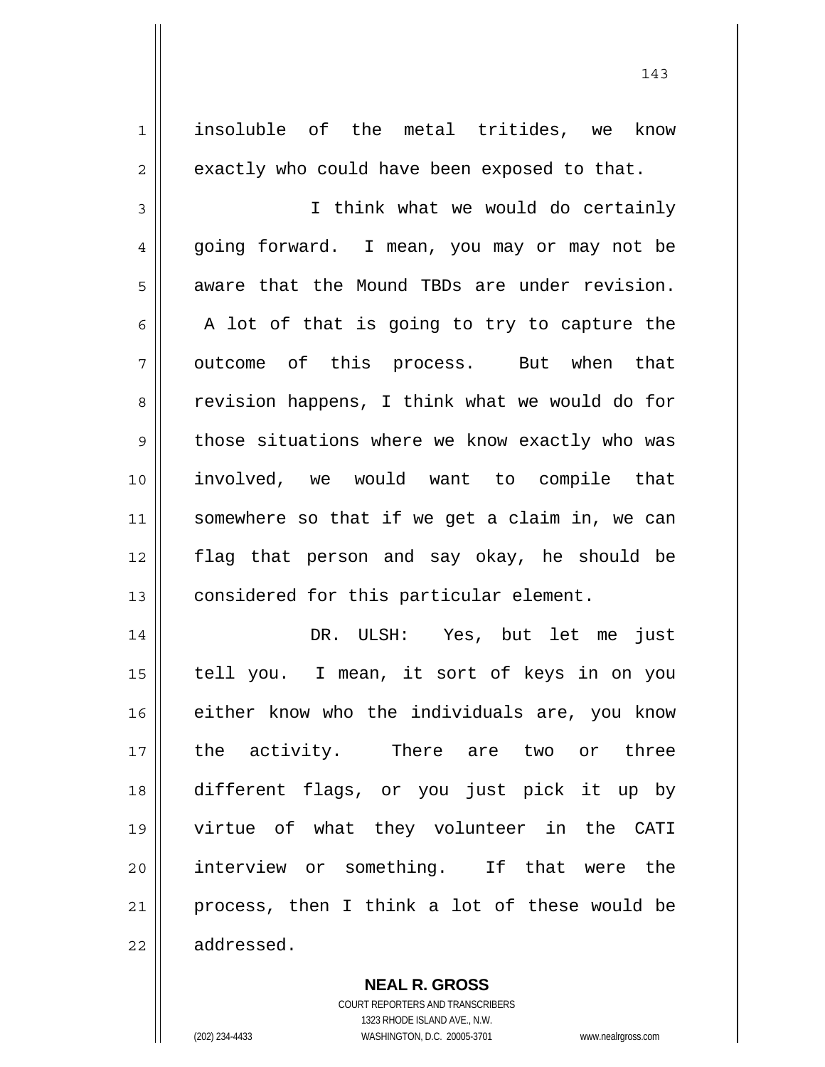insoluble of the metal tritides, we know exactly who could have been exposed to that.

I think what we would do certainly going forward. I mean, you may or may not be aware that the Mound TBDs are under revision. A lot of that is going to try to capture the outcome of this process. But when that revision happens, I think what we would do for those situations where we know exactly who was involved, we would want to compile that somewhere so that if we get a claim in, we can flag that person and say okay, he should be considered for this particular element.

DR. ULSH: Yes, but let me just tell you. I mean, it sort of keys in on you either know who the individuals are, you know the activity. There are two or three different flags, or you just pick it up by virtue of what they volunteer in the CATI interview or something. If that were the process, then I think a lot of these would be addressed.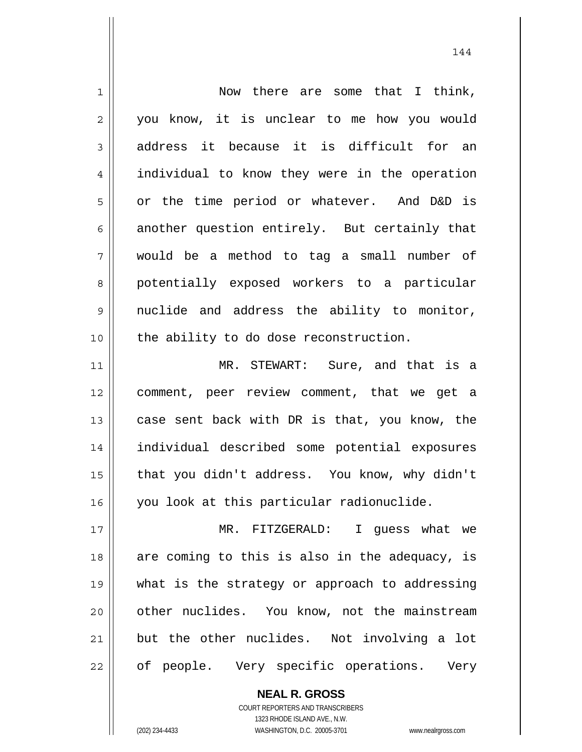Now there are some that I think, you know, it is unclear to me how you would address it because it is difficult for an individual to know they were in the operation or the time period or whatever. And D&D is another question entirely. But certainly that would be a method to tag a small number of potentially exposed workers to a particular nuclide and address the ability to monitor, the ability to do dose reconstruction.

MR. STEWART: Sure, and that is a comment, peer review comment, that we get a case sent back with DR is that, you know, the individual described some potential exposures that you didn't address. You know, why didn't you look at this particular radionuclide.

MR. FITZGERALD: I guess what we are coming to this is also in the adequacy, is what is the strategy or approach to addressing other nuclides. You know, not the mainstream but the other nuclides. Not involving a lot of people. Very specific operations. Very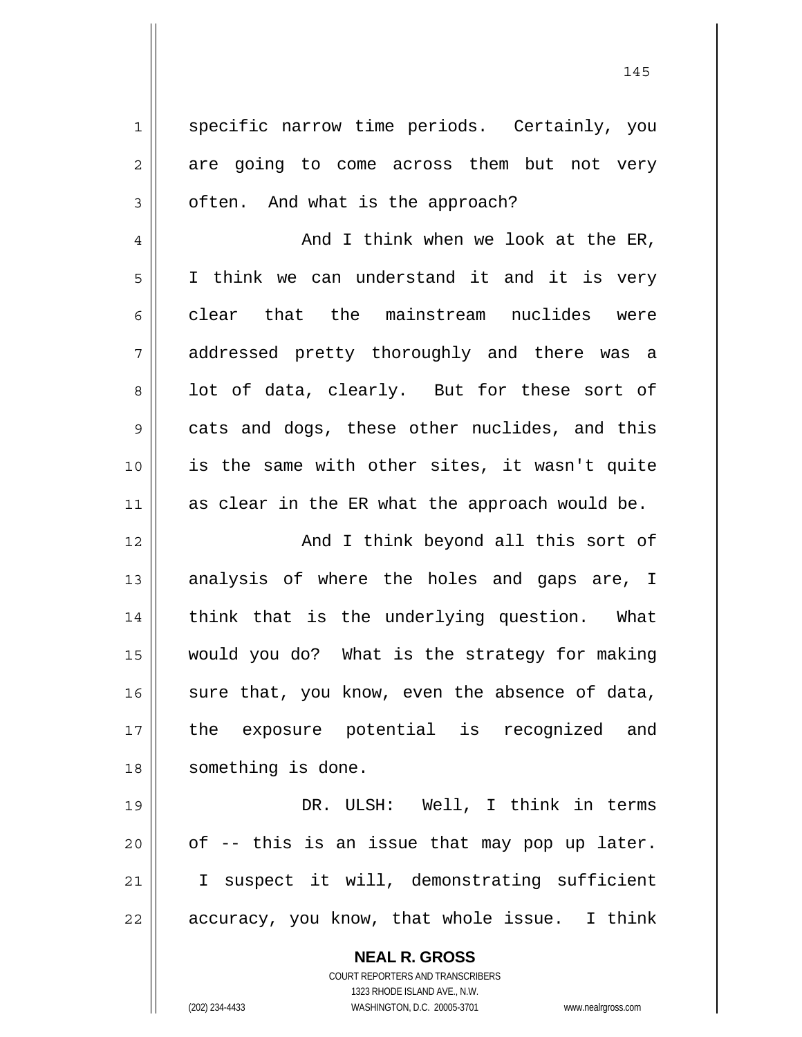specific narrow time periods. Certainly, you are going to come across them but not very often. And what is the approach?

And I think when we look at the ER, I think we can understand it and it is very clear that the mainstream nuclides were addressed pretty thoroughly and there was a lot of data, clearly. But for these sort of cats and dogs, these other nuclides, and this is the same with other sites, it wasn't quite as clear in the ER what the approach would be.

And I think beyond all this sort of analysis of where the holes and gaps are, I think that is the underlying question. What would you do? What is the strategy for making sure that, you know, even the absence of data, the exposure potential is recognized and something is done.

DR. ULSH: Well, I think in terms of -- this is an issue that may pop up later. I suspect it will, demonstrating sufficient accuracy, you know, that whole issue. I think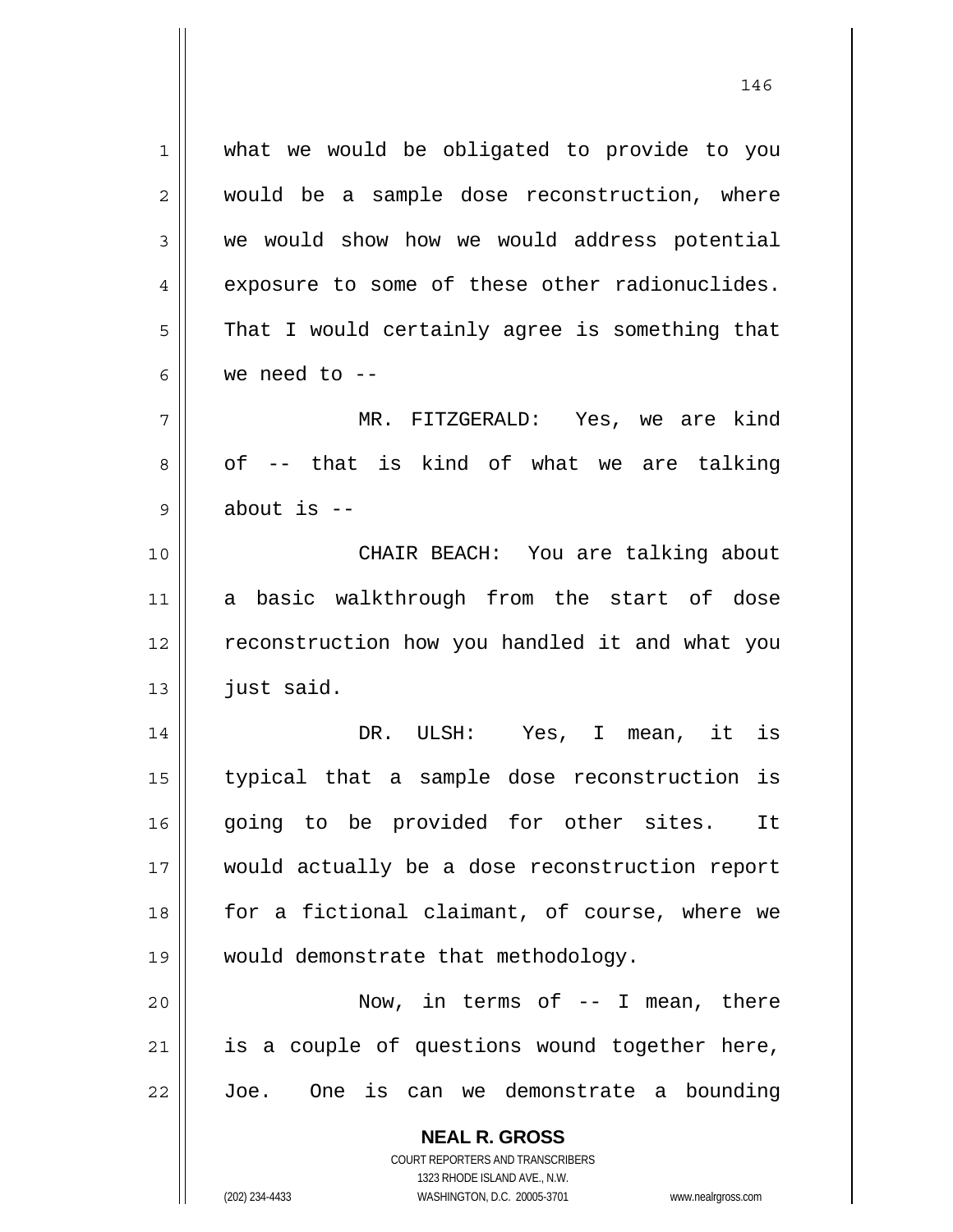what we would be obligated to provide to you would be a sample dose reconstruction, where we would show how we would address potential exposure to some of these other radionuclides. That I would certainly agree is something that we need to --

MR. FITZGERALD: Yes, we are kind of -- that is kind of what we are talking about is --

CHAIR BEACH: You are talking about a basic walkthrough from the start of dose reconstruction how you handled it and what you just said.

DR. ULSH: Yes, I mean, it is typical that a sample dose reconstruction is going to be provided for other sites. It would actually be a dose reconstruction report for a fictional claimant, of course, where we would demonstrate that methodology.

Now, in terms of -- I mean, there is a couple of questions wound together here, Joe. One is can we demonstrate a bounding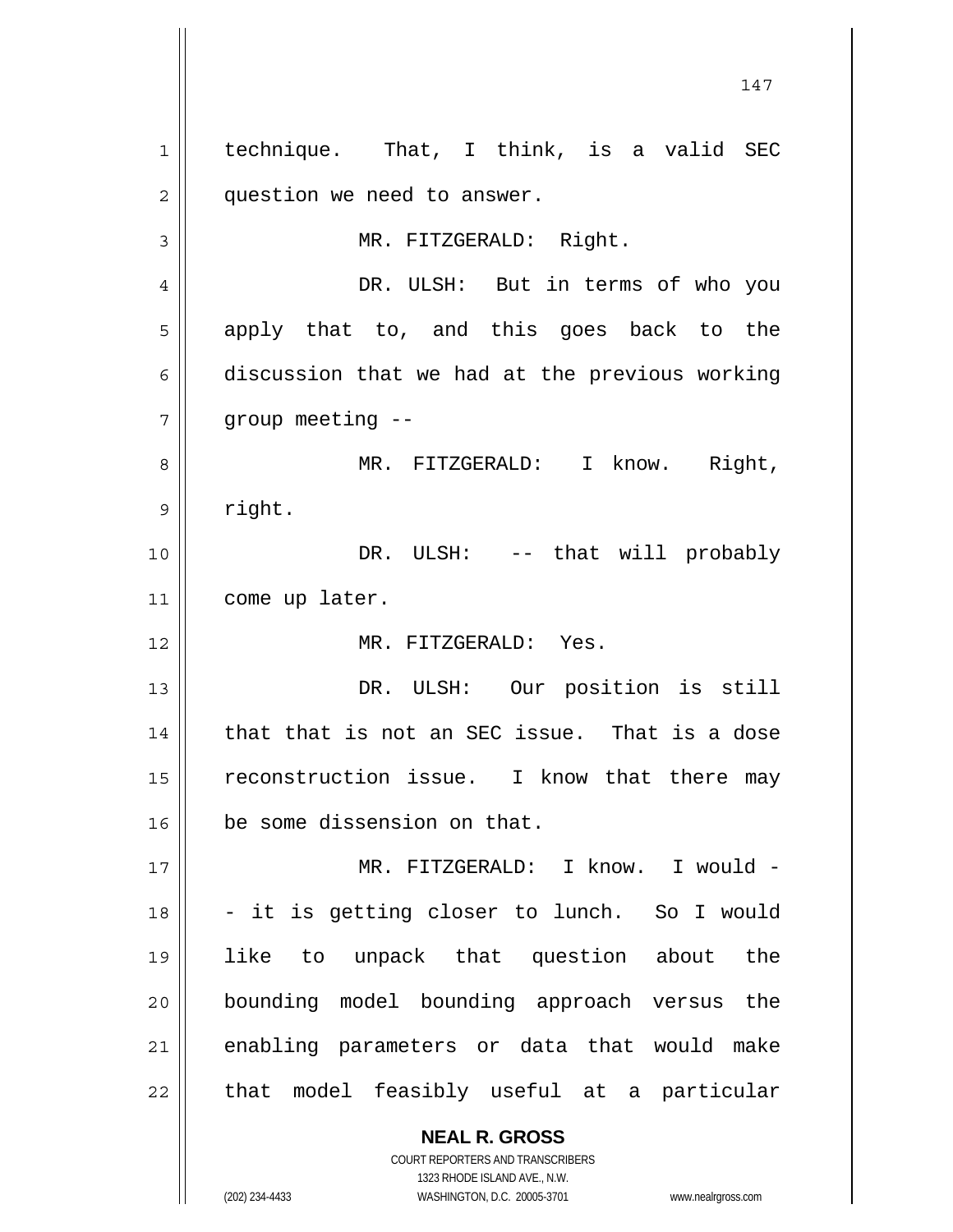technique. That, I think, is a valid SEC question we need to answer.

MR. FITZGERALD: Right.

DR. ULSH: But in terms of who you apply that to, and this goes back to the discussion that we had at the previous working group meeting --

MR. FITZGERALD: I know. Right, right.

DR. ULSH: -- that will probably come up later.

MR. FITZGERALD: Yes.

DR. ULSH: Our position is still that that is not an SEC issue. That is a dose reconstruction issue. I know that there may be some dissension on that.

MR. FITZGERALD: I know. I would -- it is getting closer to lunch. So I would like to unpack that question about the bounding model bounding approach versus the enabling parameters or data that would make that model feasibly useful at a particular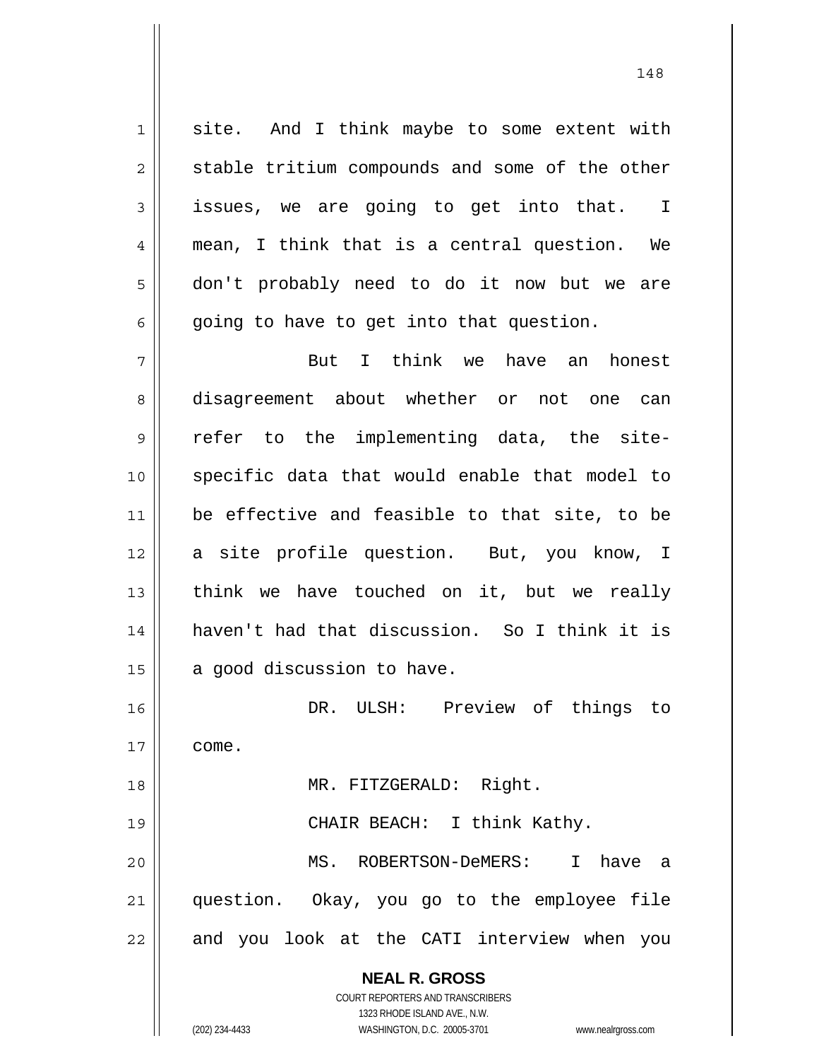site. And I think maybe to some extent with stable tritium compounds and some of the other issues, we are going to get into that. I mean, I think that is a central question. We don't probably need to do it now but we are going to have to get into that question.

But I think we have an honest disagreement about whether or not one can refer to the implementing data, the site-specific data that would enable that model to be effective and feasible to that site, to be a site profile question. But, you know, I think we have touched on it, but we really haven't had that discussion. So I think it is a good discussion to have.

DR. ULSH: Preview of things to come.

MR. FITZGERALD: Right.

CHAIR BEACH: I think Kathy.

MS. ROBERTSON-DeMERS: I have a question. Okay, you go to the employee file and you look at the CATI interview when you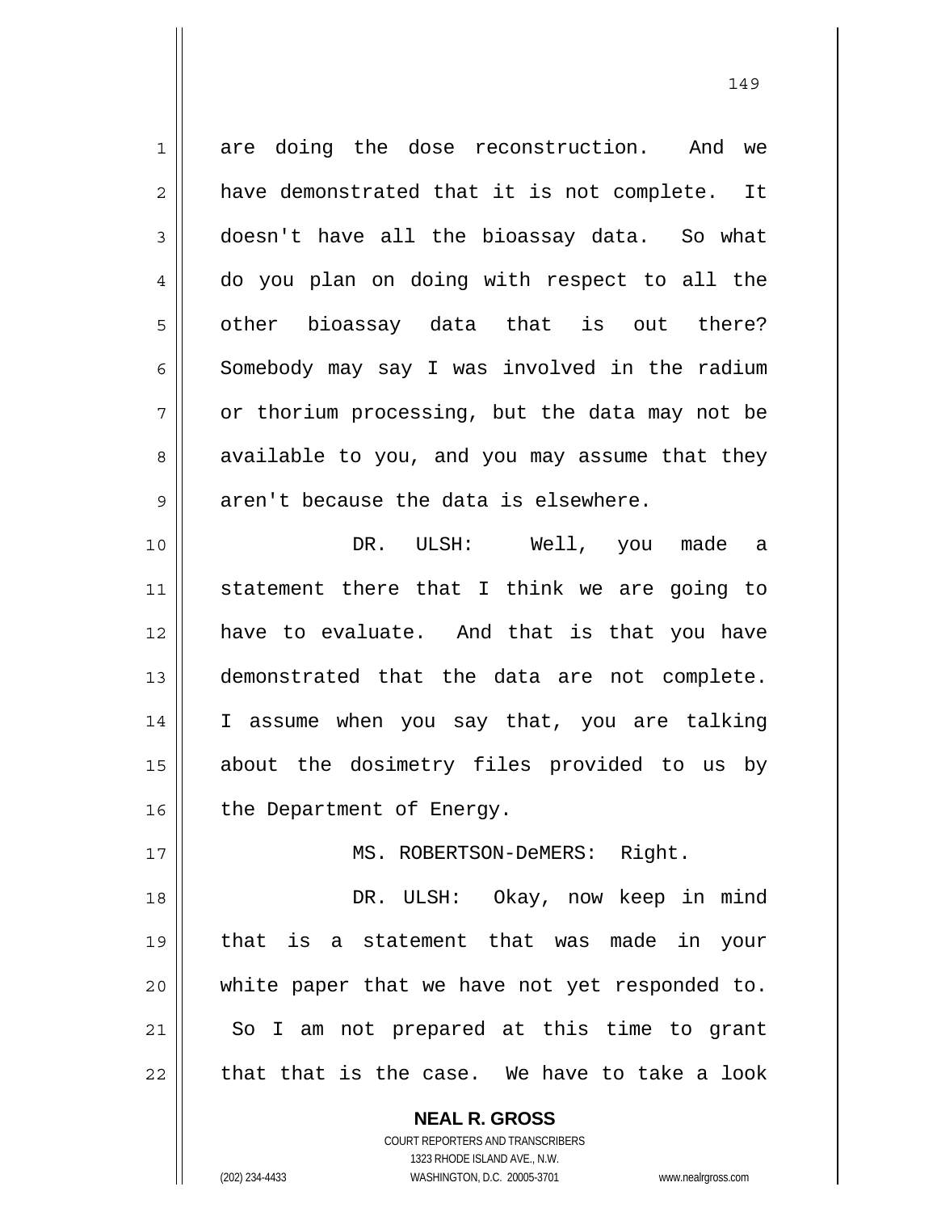are doing the dose reconstruction. And we have demonstrated that it is not complete. It doesn't have all the bioassay data. So what do you plan on doing with respect to all the other bioassay data that is out there? Somebody may say I was involved in the radium or thorium processing, but the data may not be available to you, and you may assume that they aren't because the data is elsewhere.

DR. ULSH: Well, you made a statement there that I think we are going to have to evaluate. And that is that you have demonstrated that the data are not complete. I assume when you say that, you are talking about the dosimetry files provided to us by the Department of Energy.

MS. ROBERTSON-DeMERS: Right.

DR. ULSH: Okay, now keep in mind that is a statement that was made in your white paper that we have not yet responded to. So I am not prepared at this time to grant that that is the case. We have to take a look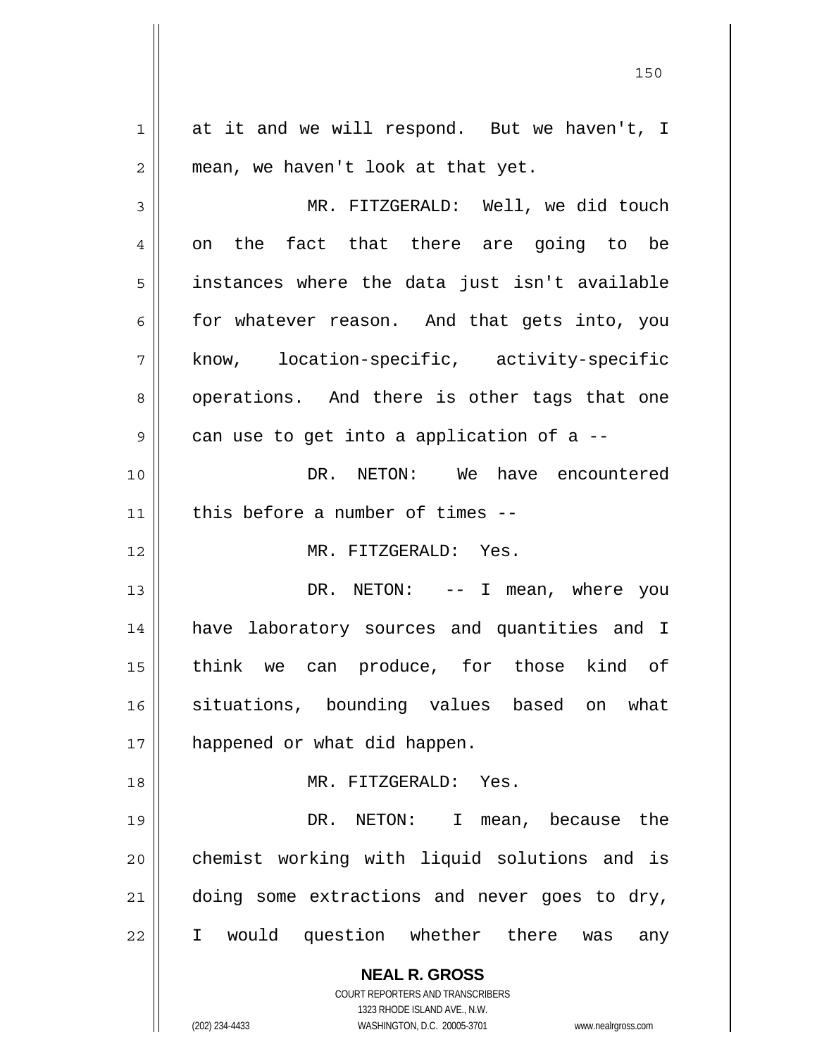at it and we will respond. But we haven't, I mean, we haven't look at that yet.

MR. FITZGERALD: Well, we did touch on the fact that there are going to be instances where the data just isn't available for whatever reason. And that gets into, you know, location-specific, activity-specific operations. And there is other tags that one can use to get into a application of a --

DR. NETON: We have encountered this before a number of times --

MR. FITZGERALD: Yes.

DR. NETON: -- I mean, where you have laboratory sources and quantities and I think we can produce, for those kind of situations, bounding values based on what happened or what did happen.

MR. FITZGERALD: Yes.

DR. NETON: I mean, because the chemist working with liquid solutions and is doing some extractions and never goes to dry, I would question whether there was any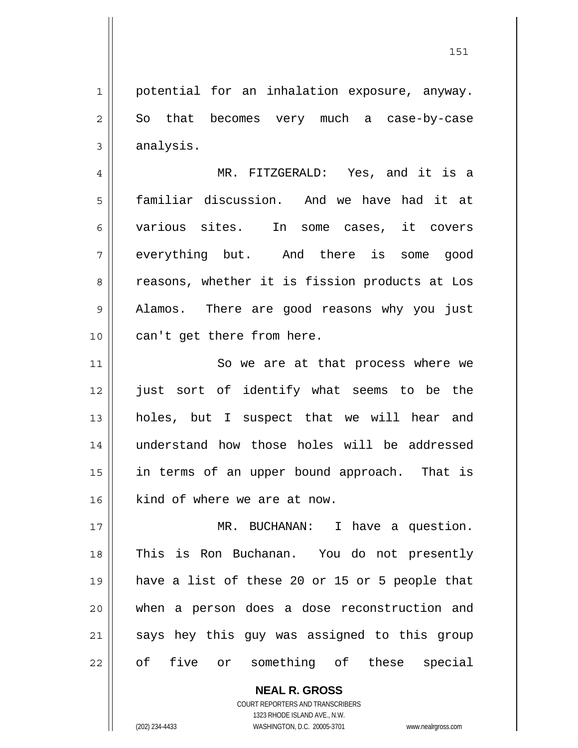potential for an inhalation exposure, anyway. So that becomes very much a case-by-case analysis.

MR. FITZGERALD: Yes, and it is a familiar discussion. And we have had it at various sites. In some cases, it covers everything but. And there is some good reasons, whether it is fission products at Los Alamos. There are good reasons why you just can't get there from here.

So we are at that process where we just sort of identify what seems to be the holes, but I suspect that we will hear and understand how those holes will be addressed in terms of an upper bound approach. That is kind of where we are at now.

MR. BUCHANAN: I have a question. This is Ron Buchanan. You do not presently have a list of these 20 or 15 or 5 people that when a person does a dose reconstruction and says hey this guy was assigned to this group of five or something of these special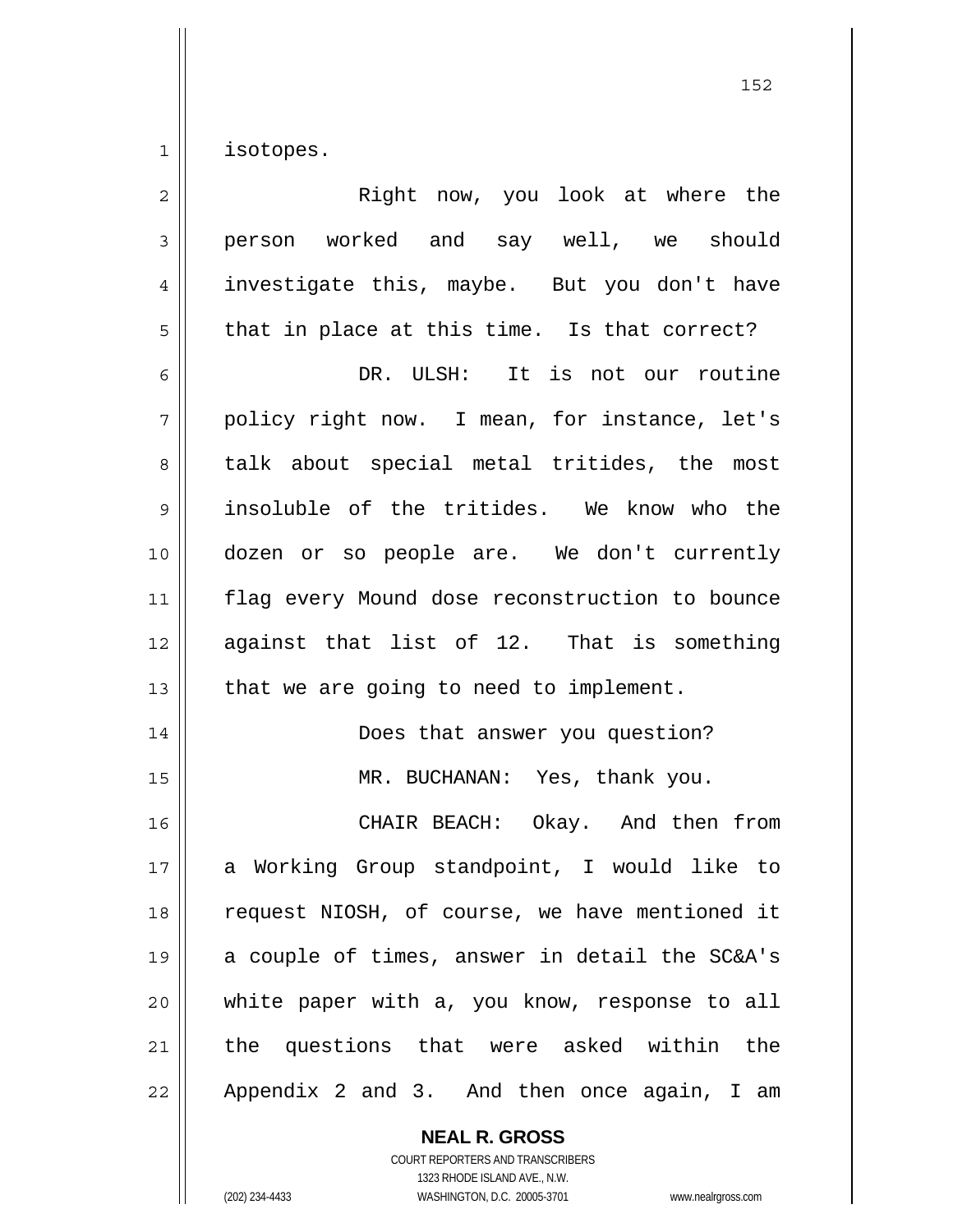isotopes.

Right now, you look at where the person worked and say well, we should investigate this, maybe. But you don't have that in place at this time. Is that correct?

DR. ULSH: It is not our routine policy right now. I mean, for instance, let's talk about special metal tritides, the most insoluble of the tritides. We know who the dozen or so people are. We don't currently flag every Mound dose reconstruction to bounce against that list of 12. That is something that we are going to need to implement.

Does that answer you question?

MR. BUCHANAN: Yes, thank you.

CHAIR BEACH: Okay. And then from a Working Group standpoint, I would like to request NIOSH, of course, we have mentioned it a couple of times, answer in detail the SC&A's white paper with a, you know, response to all the questions that were asked within the Appendix 2 and 3. And then once again, I am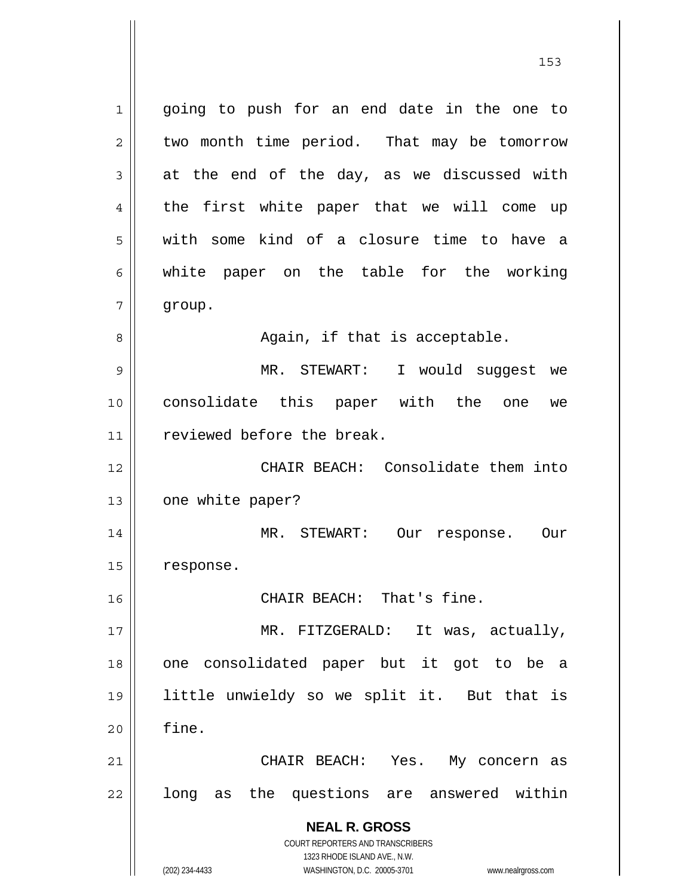going to push for an end date in the one to two month time period. That may be tomorrow at the end of the day, as we discussed with the first white paper that we will come up with some kind of a closure time to have a white paper on the table for the working group.

Again, if that is acceptable.

MR. STEWART: I would suggest we consolidate this paper with the one we reviewed before the break.

CHAIR BEACH: Consolidate them into one white paper?

MR. STEWART: Our response. Our response.

CHAIR BEACH: That's fine.

MR. FITZGERALD: It was, actually, one consolidated paper but it got to be a little unwieldy so we split it. But that is fine.

CHAIR BEACH: Yes. My concern as long as the questions are answered within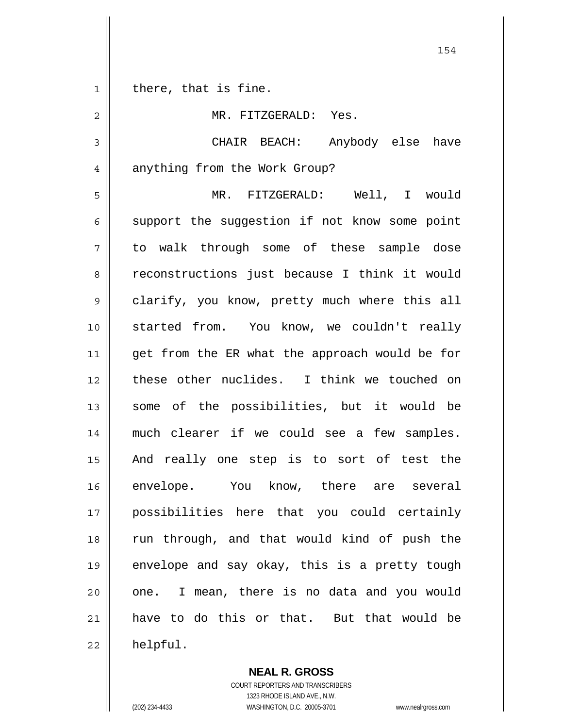there, that is fine.

MR. FITZGERALD: Yes.

CHAIR BEACH: Anybody else have anything from the Work Group?

MR. FITZGERALD: Well, I would support the suggestion if not know some point to walk through some of these sample dose reconstructions just because I think it would clarify, you know, pretty much where this all started from. You know, we couldn't really get from the ER what the approach would be for these other nuclides. I think we touched on some of the possibilities, but it would be much clearer if we could see a few samples. And really one step is to sort of test the envelope. You know, there are several possibilities here that you could certainly run through, and that would kind of push the envelope and say okay, this is a pretty tough one. I mean, there is no data and you would have to do this or that. But that would be helpful.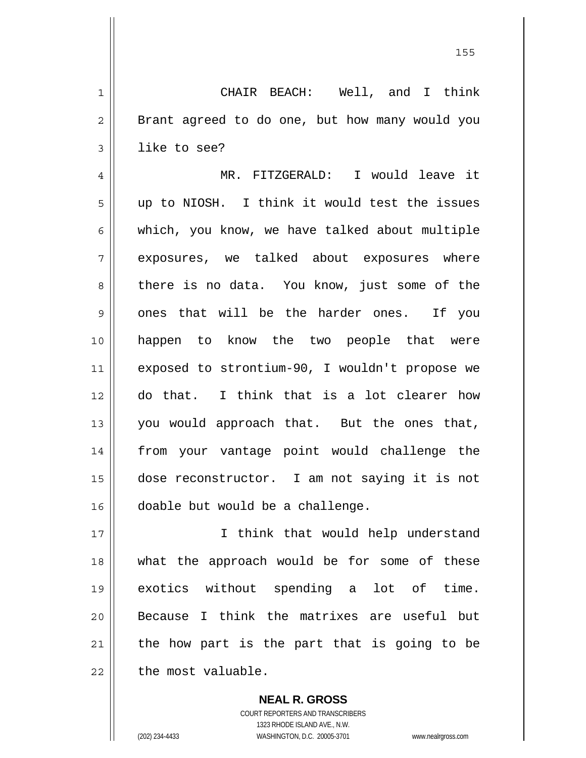CHAIR BEACH: Well, and I think Brant agreed to do one, but how many would you like to see?

MR. FITZGERALD: I would leave it up to NIOSH. I think it would test the issues which, you know, we have talked about multiple exposures, we talked about exposures where there is no data. You know, just some of the ones that will be the harder ones. If you happen to know the two people that were exposed to strontium-90, I wouldn't propose we do that. I think that is a lot clearer how you would approach that. But the ones that, from your vantage point would challenge the dose reconstructor. I am not saying it is not doable but would be a challenge.

I think that would help understand what the approach would be for some of these exotics without spending a lot of time. Because I think the matrixes are useful but the how part is the part that is going to be the most valuable.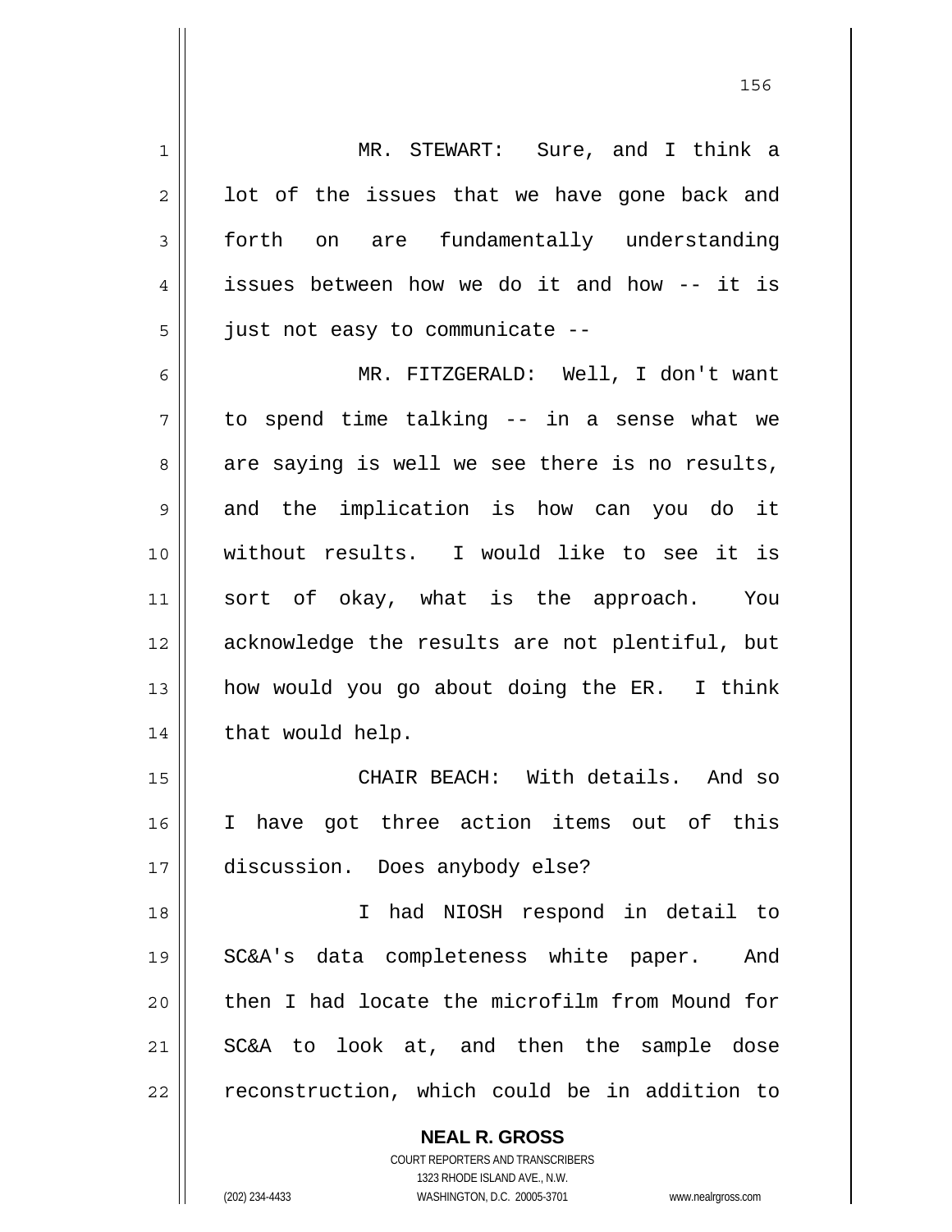MR. STEWART: Sure, and I think a lot of the issues that we have gone back and forth on are fundamentally understanding issues between how we do it and how -- it is just not easy to communicate --

MR. FITZGERALD: Well, I don't want to spend time talking -- in a sense what we are saying is well we see there is no results, and the implication is how can you do it without results. I would like to see it is sort of okay, what is the approach. You acknowledge the results are not plentiful, but how would you go about doing the ER. I think that would help.

CHAIR BEACH: With details. And so I have got three action items out of this discussion. Does anybody else?

I had NIOSH respond in detail to SC&A's data completeness white paper. And then I had locate the microfilm from Mound for SC&A to look at, and then the sample dose reconstruction, which could be in addition to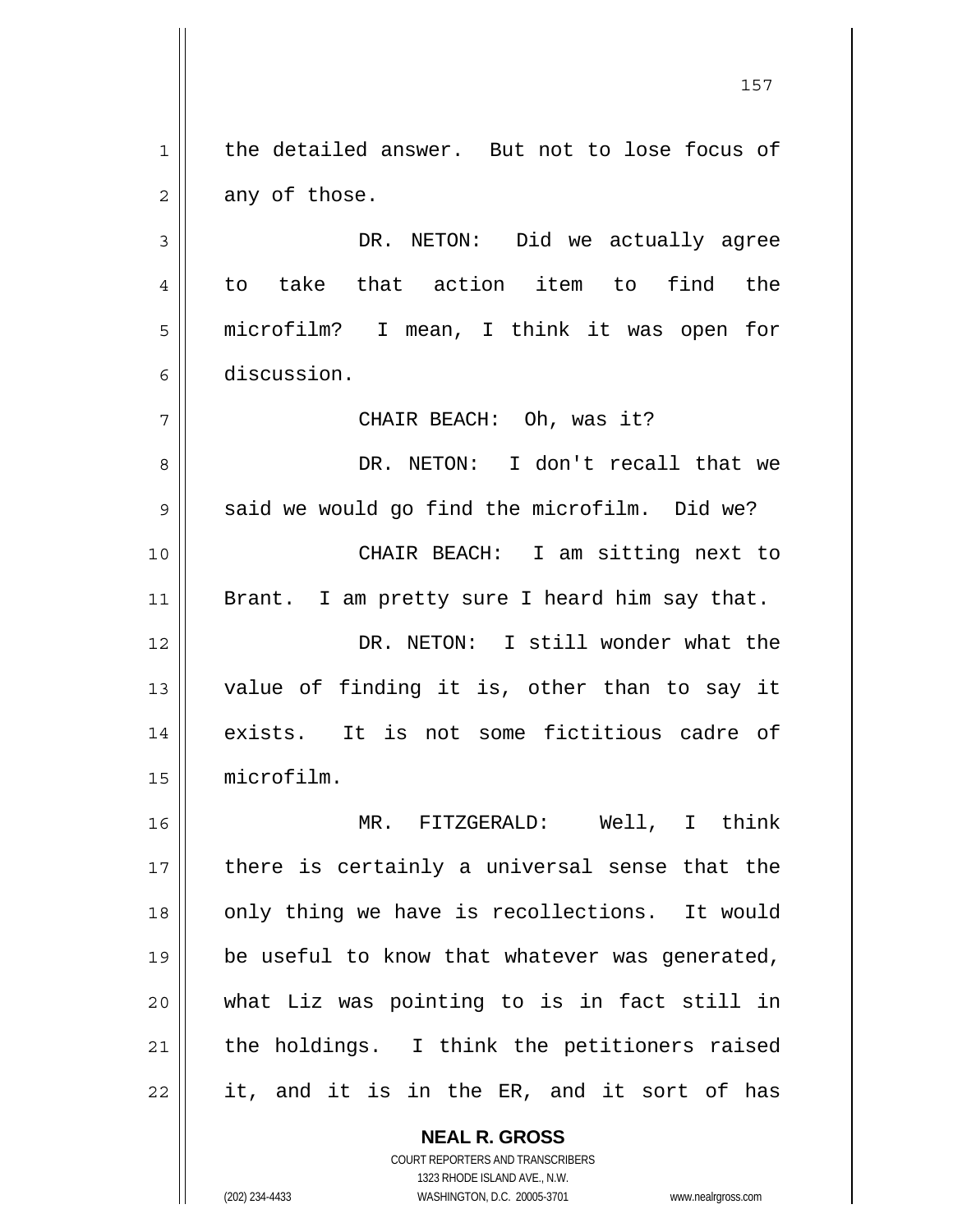the detailed answer. But not to lose focus of any of those.

DR. NETON: Did we actually agree to take that action item to find the microfilm? I mean, I think it was open for discussion.

CHAIR BEACH: Oh, was it?

DR. NETON: I don't recall that we said we would go find the microfilm. Did we?

CHAIR BEACH: I am sitting next to Brant. I am pretty sure I heard him say that.

DR. NETON: I still wonder what the value of finding it is, other than to say it exists. It is not some fictitious cadre of microfilm.

MR. FITZGERALD: Well, I think there is certainly a universal sense that the only thing we have is recollections. It would be useful to know that whatever was generated, what Liz was pointing to is in fact still in the holdings. I think the petitioners raised it, and it is in the ER, and it sort of has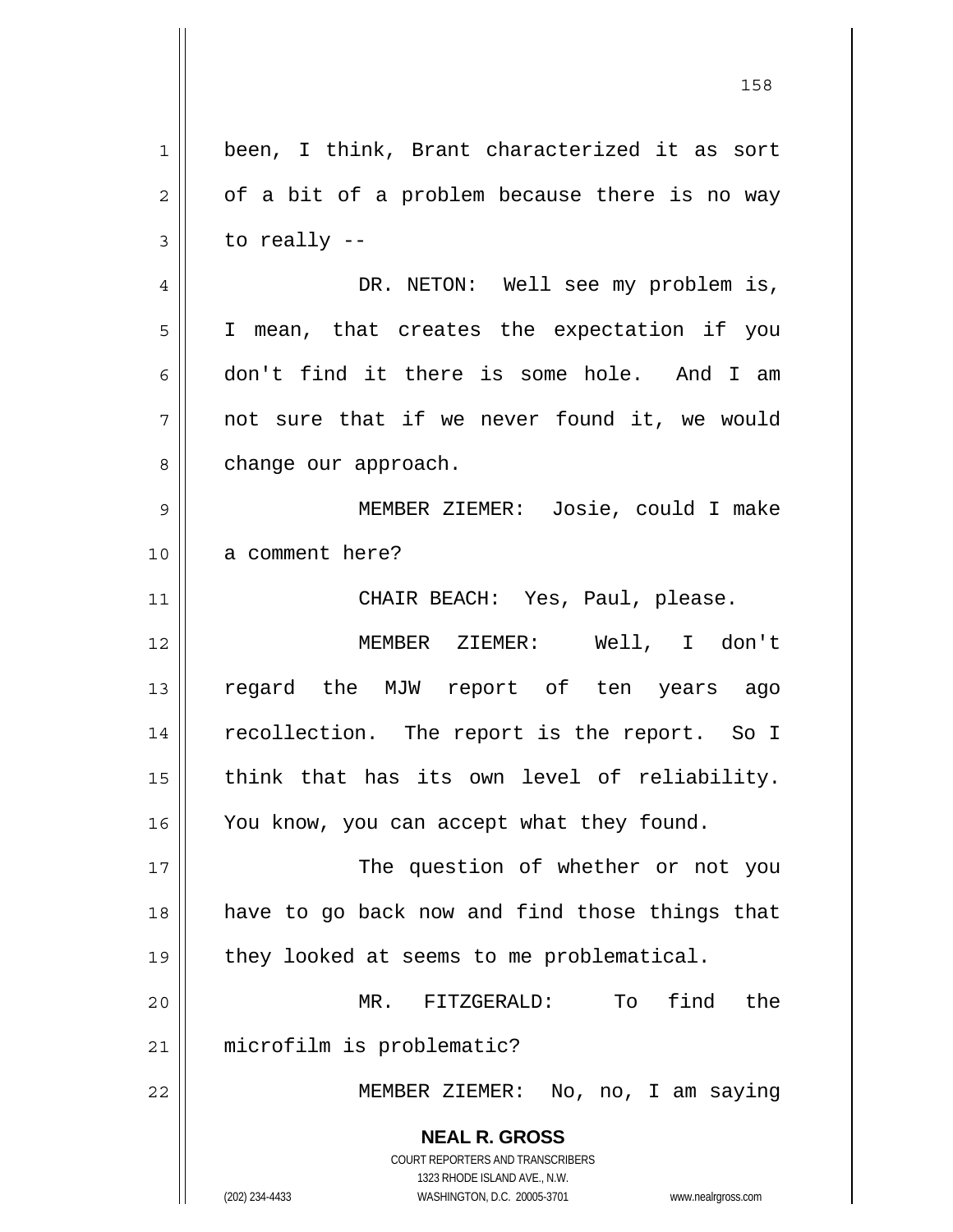been, I think, Brant characterized it as sort of a bit of a problem because there is no way to really --

DR. NETON: Well see my problem is, I mean, that creates the expectation if you don't find it there is some hole. And I am not sure that if we never found it, we would change our approach.

MEMBER ZIEMER: Josie, could I make a comment here?

CHAIR BEACH: Yes, Paul, please.

MEMBER ZIEMER: Well, I don't regard the MJW report of ten years ago recollection. The report is the report. So I think that has its own level of reliability. You know, you can accept what they found.

The question of whether or not you have to go back now and find those things that they looked at seems to me problematical.

MR. FITZGERALD: To find the microfilm is problematic?

MEMBER ZIEMER: No, no, I am saying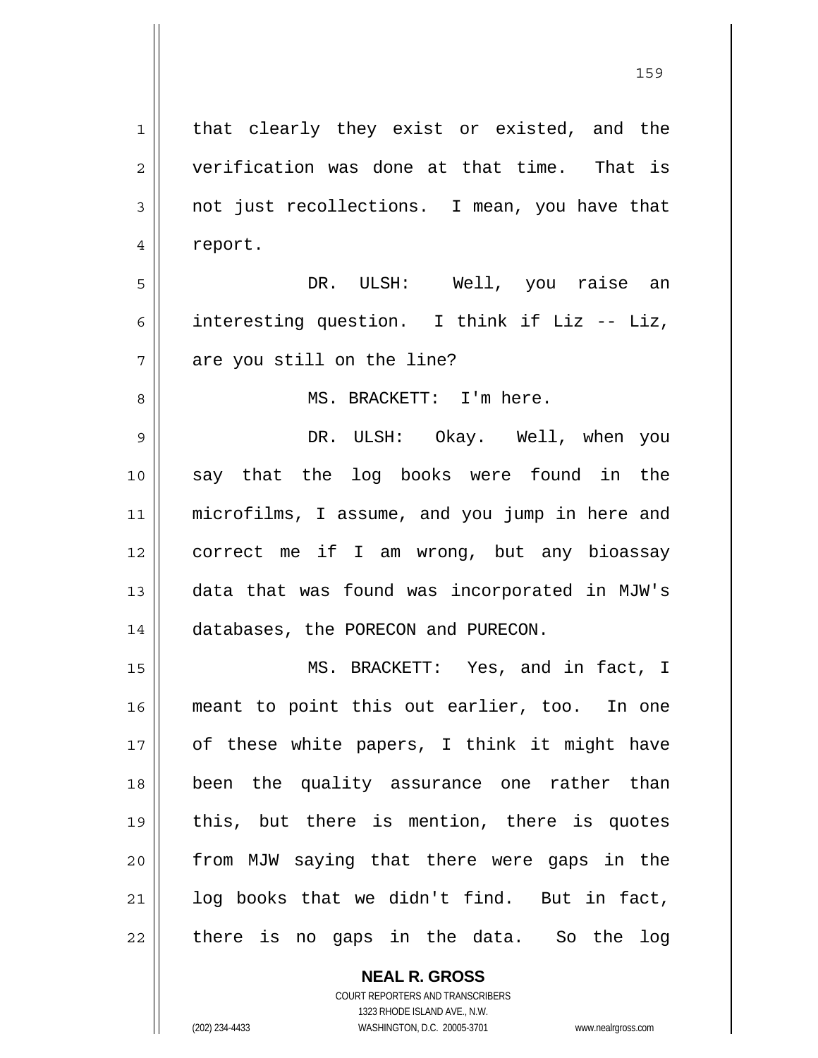that clearly they exist or existed, and the verification was done at that time. That is not just recollections. I mean, you have that report.

DR. ULSH: Well, you raise an interesting question. I think if Liz -- Liz, are you still on the line?

MS. BRACKETT: I'm here.

DR. ULSH: Okay. Well, when you say that the log books were found in the microfilms, I assume, and you jump in here and correct me if I am wrong, but any bioassay data that was found was incorporated in MJW's databases, the PORECON and PURECON.

MS. BRACKETT: Yes, and in fact, I meant to point this out earlier, too. In one of these white papers, I think it might have been the quality assurance one rather than this, but there is mention, there is quotes from MJW saying that there were gaps in the log books that we didn't find. But in fact, there is no gaps in the data. So the log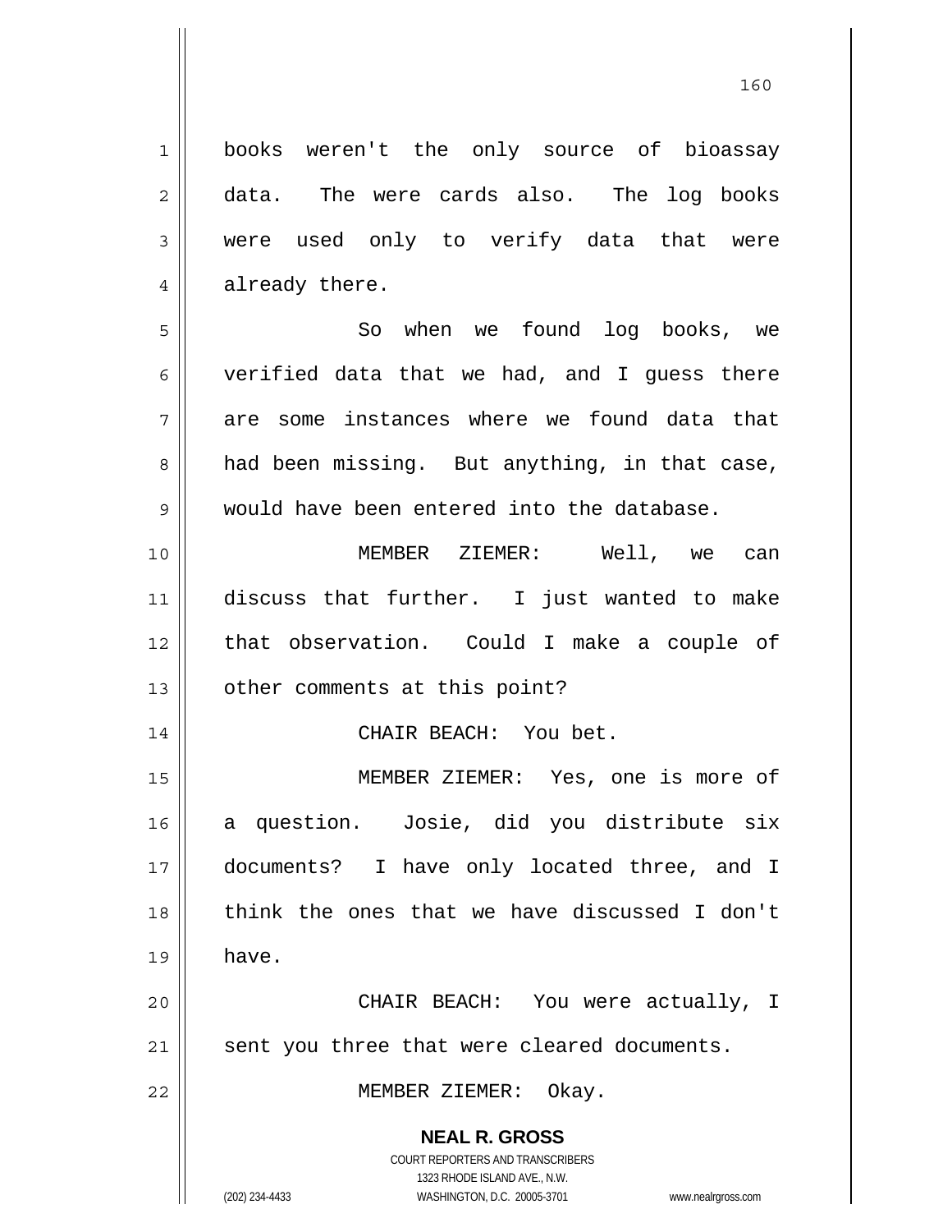books weren't the only source of bioassay data. The were cards also. The log books were used only to verify data that were already there.

So when we found log books, we verified data that we had, and I guess there are some instances where we found data that had been missing. But anything, in that case, would have been entered into the database.

MEMBER ZIEMER: Well, we can discuss that further. I just wanted to make that observation. Could I make a couple of other comments at this point?

CHAIR BEACH: You bet.

MEMBER ZIEMER: Yes, one is more of a question. Josie, did you distribute six documents? I have only located three, and I think the ones that we have discussed I don't have.

CHAIR BEACH: You were actually, I sent you three that were cleared documents.

MEMBER ZIEMER: Okay.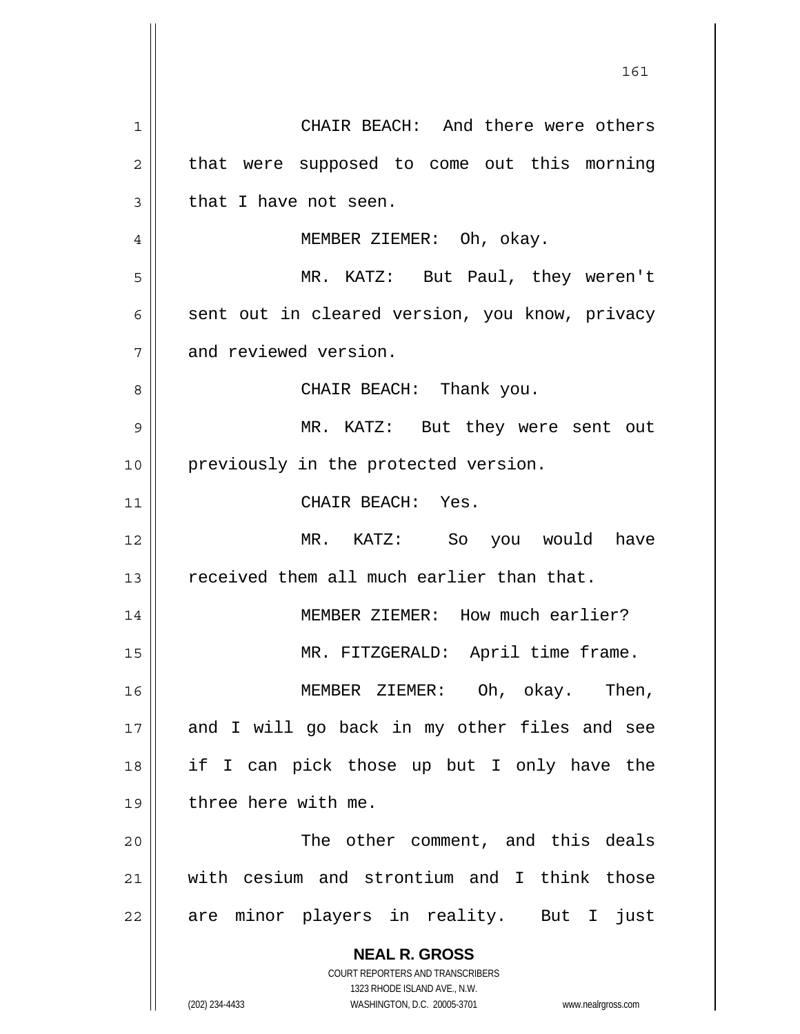CHAIR BEACH: And there were others that were supposed to come out this morning that I have not seen.

MEMBER ZIEMER: Oh, okay.

MR. KATZ: But Paul, they weren't sent out in cleared version, you know, privacy and reviewed version.

CHAIR BEACH: Thank you.

MR. KATZ: But they were sent out previously in the protected version.

CHAIR BEACH: Yes.

MR. KATZ: So you would have received them all much earlier than that.

MEMBER ZIEMER: How much earlier?

MR. FITZGERALD: April time frame.

MEMBER ZIEMER: Oh, okay. Then, and I will go back in my other files and see if I can pick those up but I only have the three here with me.

The other comment, and this deals with cesium and strontium and I think those are minor players in reality. But I just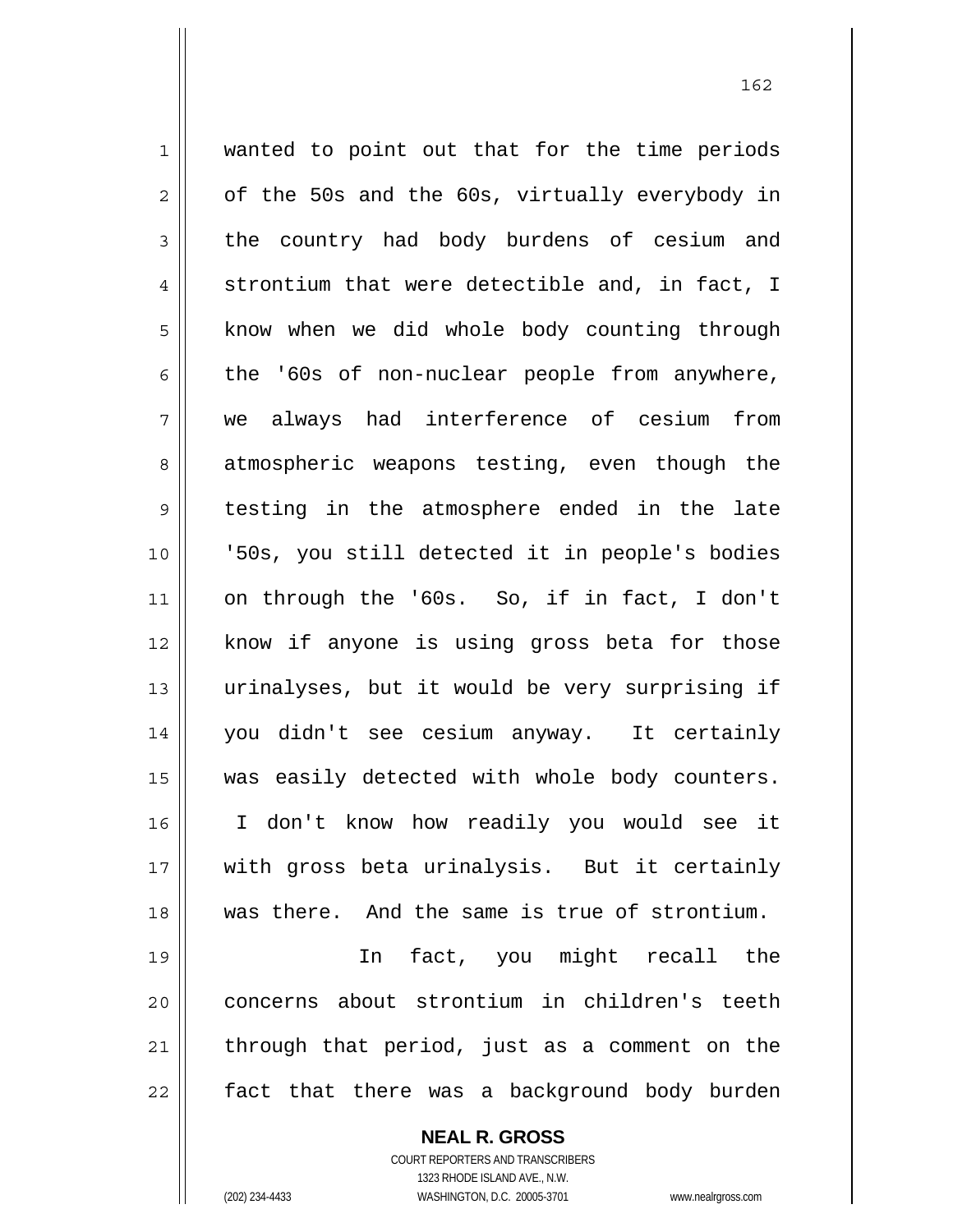wanted to point out that for the time periods of the 50s and the 60s, virtually everybody in the country had body burdens of cesium and strontium that were detectible and, in fact, I know when we did whole body counting through the '60s of non-nuclear people from anywhere, we always had interference of cesium from atmospheric weapons testing, even though the testing in the atmosphere ended in the late '50s, you still detected it in people's bodies on through the '60s. So, if in fact, I don't know if anyone is using gross beta for those urinalyses, but it would be very surprising if you didn't see cesium anyway. It certainly was easily detected with whole body counters. I don't know how readily you would see it with gross beta urinalysis. But it certainly was there. And the same is true of strontium.

In fact, you might recall the concerns about strontium in children's teeth through that period, just as a comment on the fact that there was a background body burden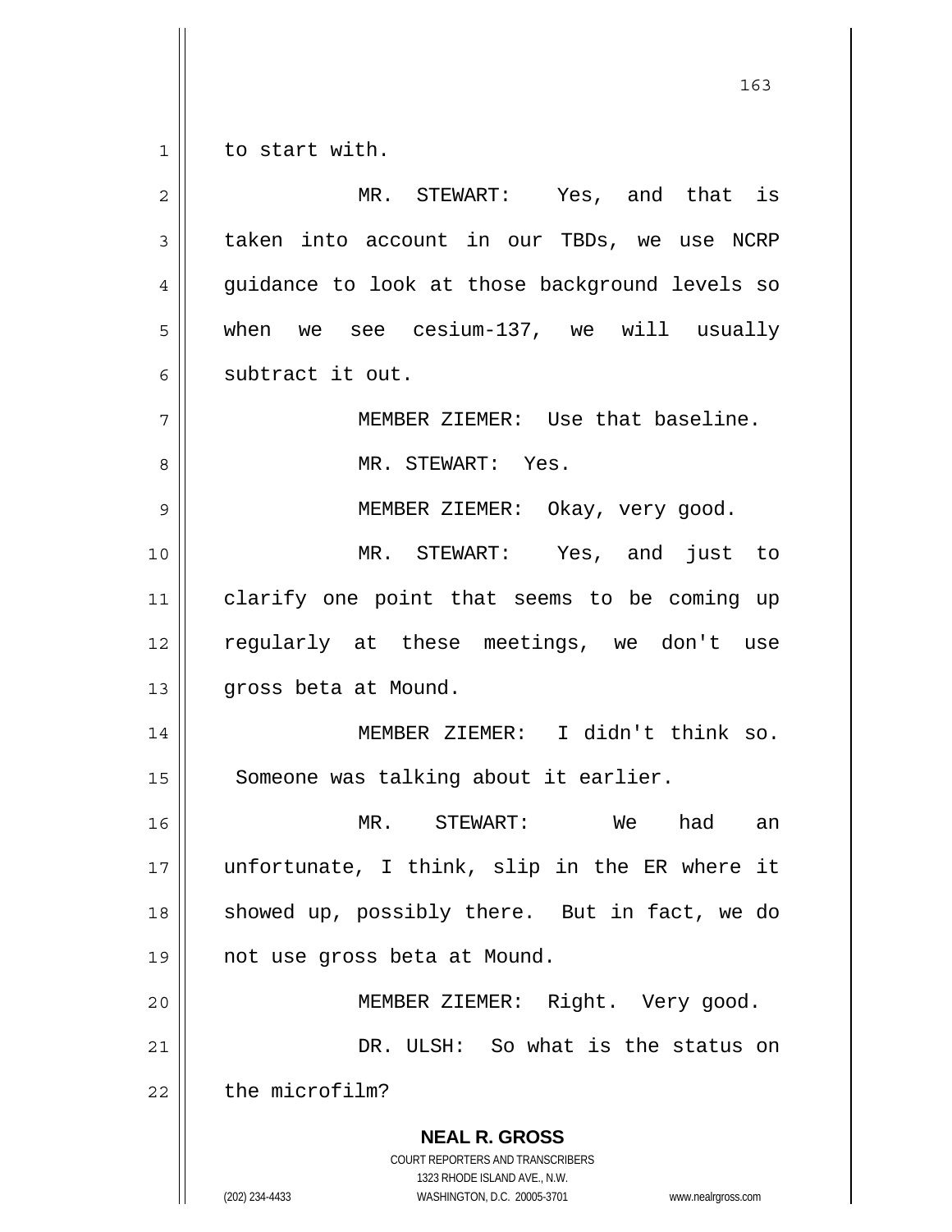to start with.

MR. STEWART: Yes, and that is taken into account in our TBDs, we use NCRP guidance to look at those background levels so when we see cesium-137, we will usually subtract it out.

MEMBER ZIEMER: Use that baseline.

MR. STEWART: Yes.

MEMBER ZIEMER: Okay, very good.

MR. STEWART: Yes, and just to clarify one point that seems to be coming up regularly at these meetings, we don't use gross beta at Mound.

MEMBER ZIEMER: I didn't think so. Someone was talking about it earlier.

MR. STEWART: We had an unfortunate, I think, slip in the ER where it showed up, possibly there. But in fact, we do not use gross beta at Mound.

MEMBER ZIEMER: Right. Very good.

DR. ULSH: So what is the status on the microfilm?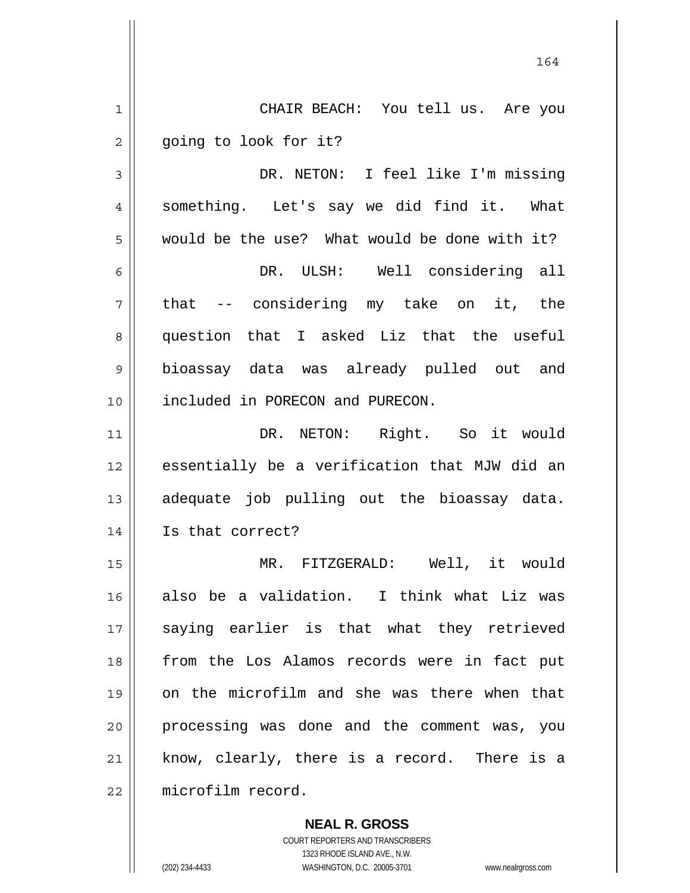CHAIR BEACH: You tell us. Are you going to look for it?

DR. NETON: I feel like I'm missing something. Let's say we did find it. What would be the use? What would be done with it?

DR. ULSH: Well considering all that -- considering my take on it, the question that I asked Liz that the useful bioassay data was already pulled out and included in PORECON and PURECON.

DR. NETON: Right. So it would essentially be a verification that MJW did an adequate job pulling out the bioassay data. Is that correct?

MR. FITZGERALD: Well, it would also be a validation. I think what Liz was saying earlier is that what they retrieved from the Los Alamos records were in fact put on the microfilm and she was there when that processing was done and the comment was, you know, clearly, there is a record. There is a microfilm record.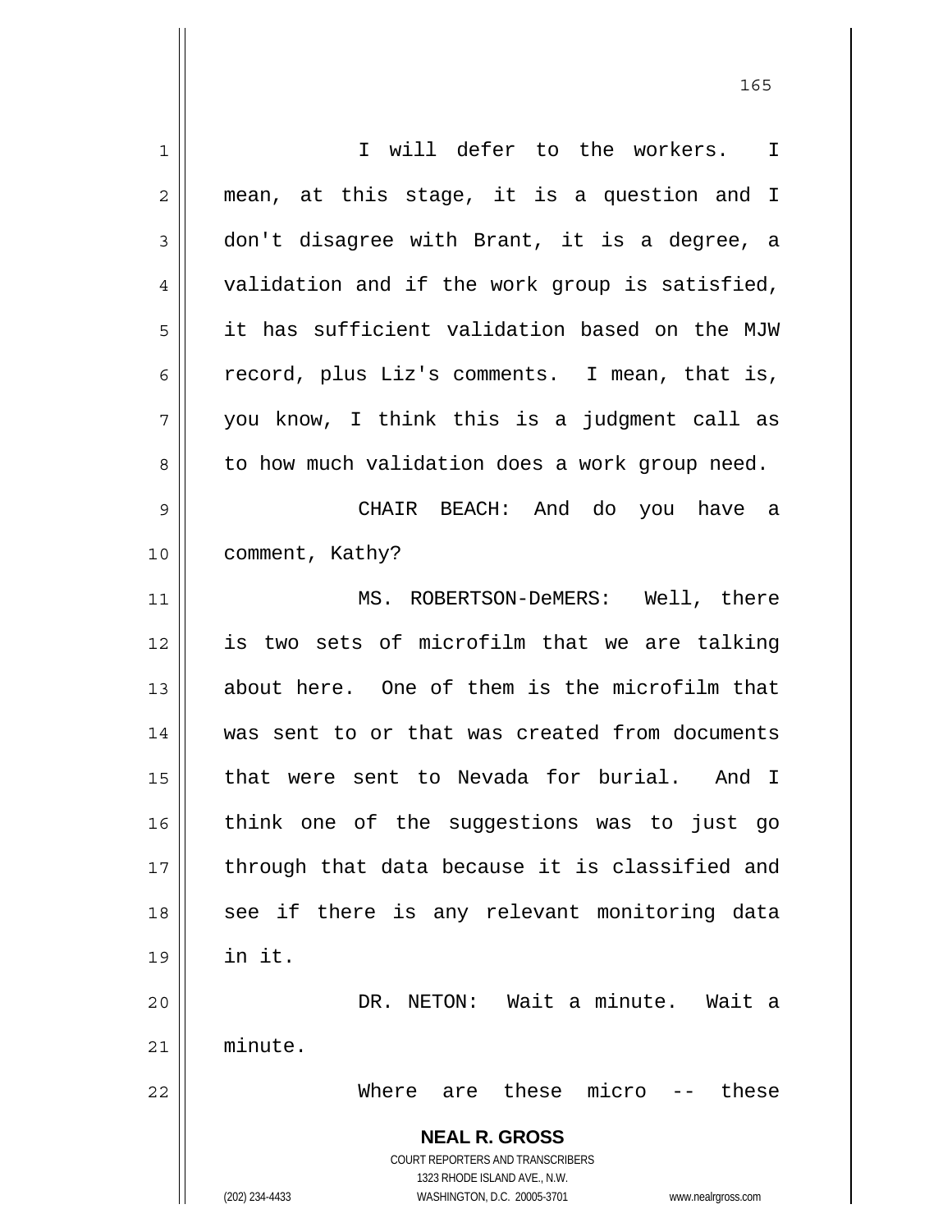I will defer to the workers. I mean, at this stage, it is a question and I don't disagree with Brant, it is a degree, a validation and if the work group is satisfied, it has sufficient validation based on the MJW record, plus Liz's comments. I mean, that is, you know, I think this is a judgment call as to how much validation does a work group need.

CHAIR BEACH: And do you have a comment, Kathy?

MS. ROBERTSON-DeMERS: Well, there is two sets of microfilm that we are talking about here. One of them is the microfilm that was sent to or that was created from documents that were sent to Nevada for burial. And I think one of the suggestions was to just go through that data because it is classified and see if there is any relevant monitoring data in it.

DR. NETON: Wait a minute. Wait a minute.

Where are these micro -- these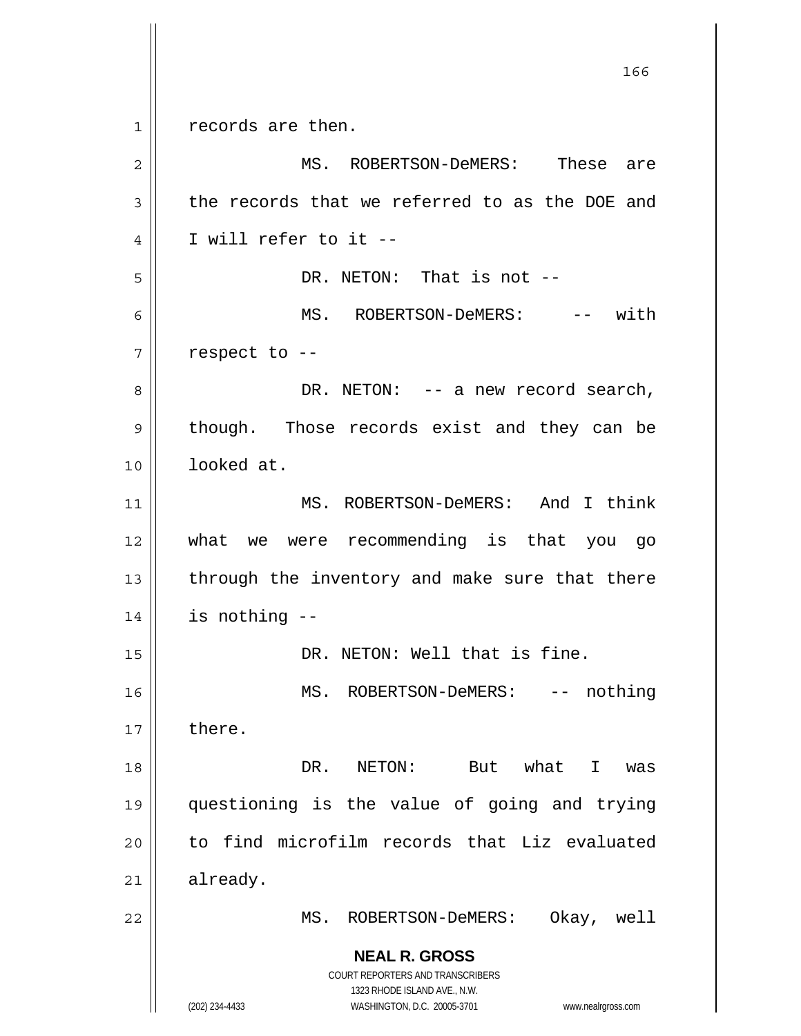records are then.

MS. ROBERTSON-DeMERS: These are the records that we referred to as the DOE and I will refer to it --

DR. NETON: That is not --

MS. ROBERTSON-DeMERS: -- with respect to --

DR. NETON: -- a new record search, though. Those records exist and they can be looked at.

MS. ROBERTSON-DeMERS: And I think what we were recommending is that you go through the inventory and make sure that there is nothing --

DR. NETON: Well that is fine.

MS. ROBERTSON-DeMERS: -- nothing there.

DR. NETON: But what I was questioning is the value of going and trying to find microfilm records that Liz evaluated already.

MS. ROBERTSON-DeMERS: Okay, well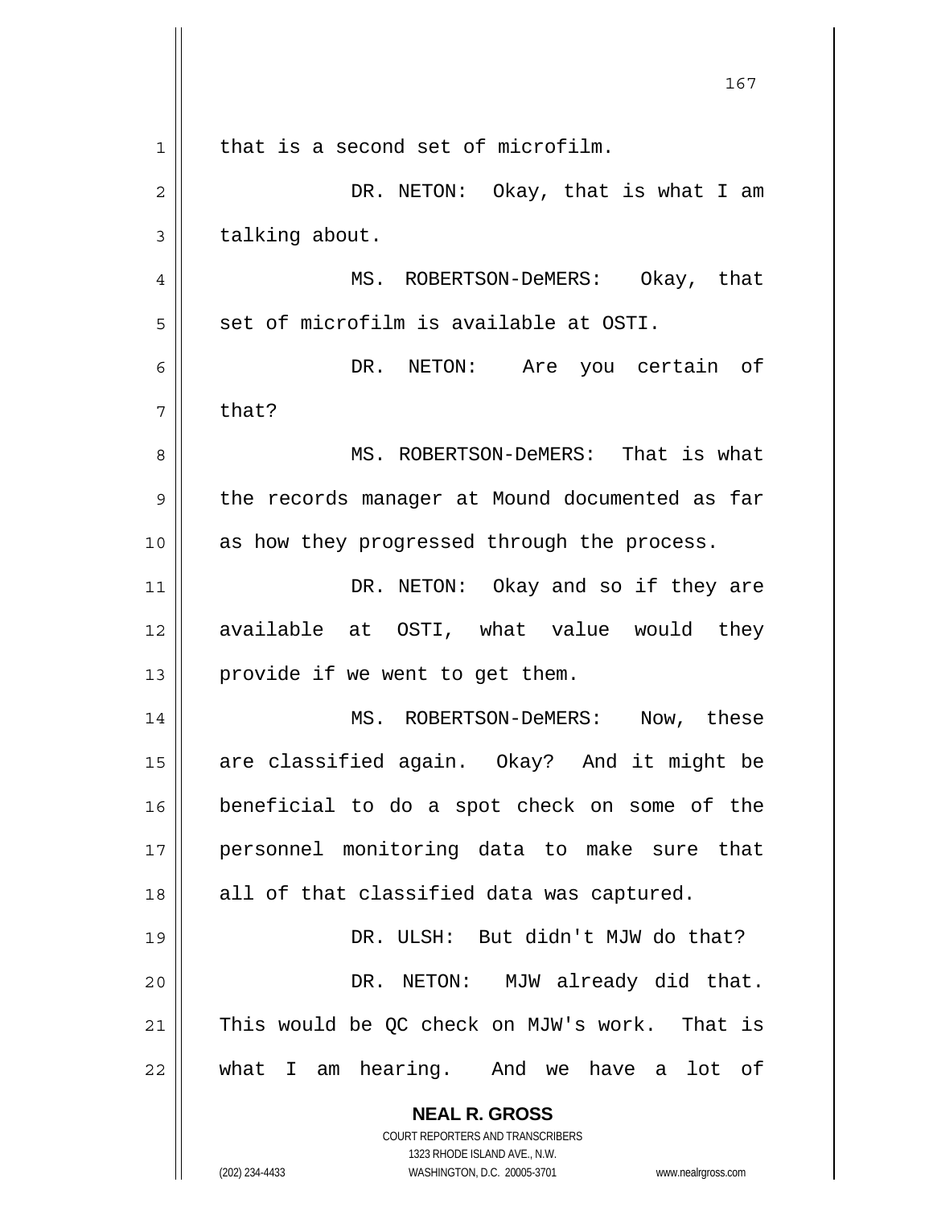that is a second set of microfilm.

DR. NETON: Okay, that is what I am talking about.

MS. ROBERTSON-DeMERS: Okay, that set of microfilm is available at OSTI.

DR. NETON: Are you certain of that?

MS. ROBERTSON-DeMERS: That is what the records manager at Mound documented as far as how they progressed through the process.

DR. NETON: Okay and so if they are available at OSTI, what value would they provide if we went to get them.

MS. ROBERTSON-DeMERS: Now, these are classified again. Okay? And it might be beneficial to do a spot check on some of the personnel monitoring data to make sure that all of that classified data was captured.

DR. ULSH: But didn't MJW do that?

DR. NETON: MJW already did that. This would be QC check on MJW's work. That is what I am hearing. And we have a lot of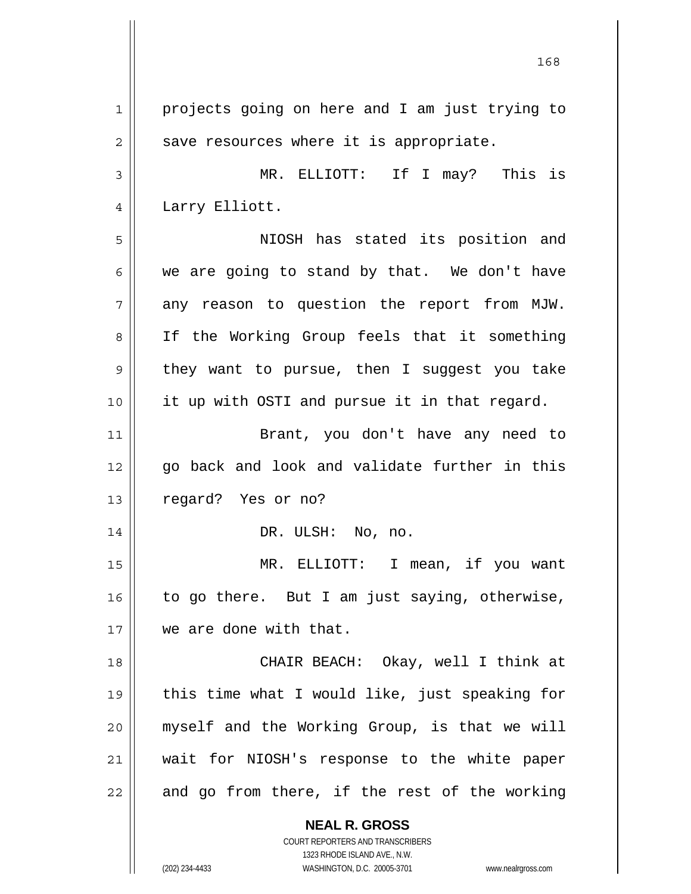projects going on here and I am just trying to save resources where it is appropriate.

MR. ELLIOTT: If I may? This is Larry Elliott.

NIOSH has stated its position and we are going to stand by that. We don't have any reason to question the report from MJW. If the Working Group feels that it something they want to pursue, then I suggest you take it up with OSTI and pursue it in that regard.

Brant, you don't have any need to go back and look and validate further in this regard? Yes or no?

DR. ULSH: No, no.

MR. ELLIOTT: I mean, if you want to go there. But I am just saying, otherwise, we are done with that.

CHAIR BEACH: Okay, well I think at this time what I would like, just speaking for myself and the Working Group, is that we will wait for NIOSH's response to the white paper and go from there, if the rest of the working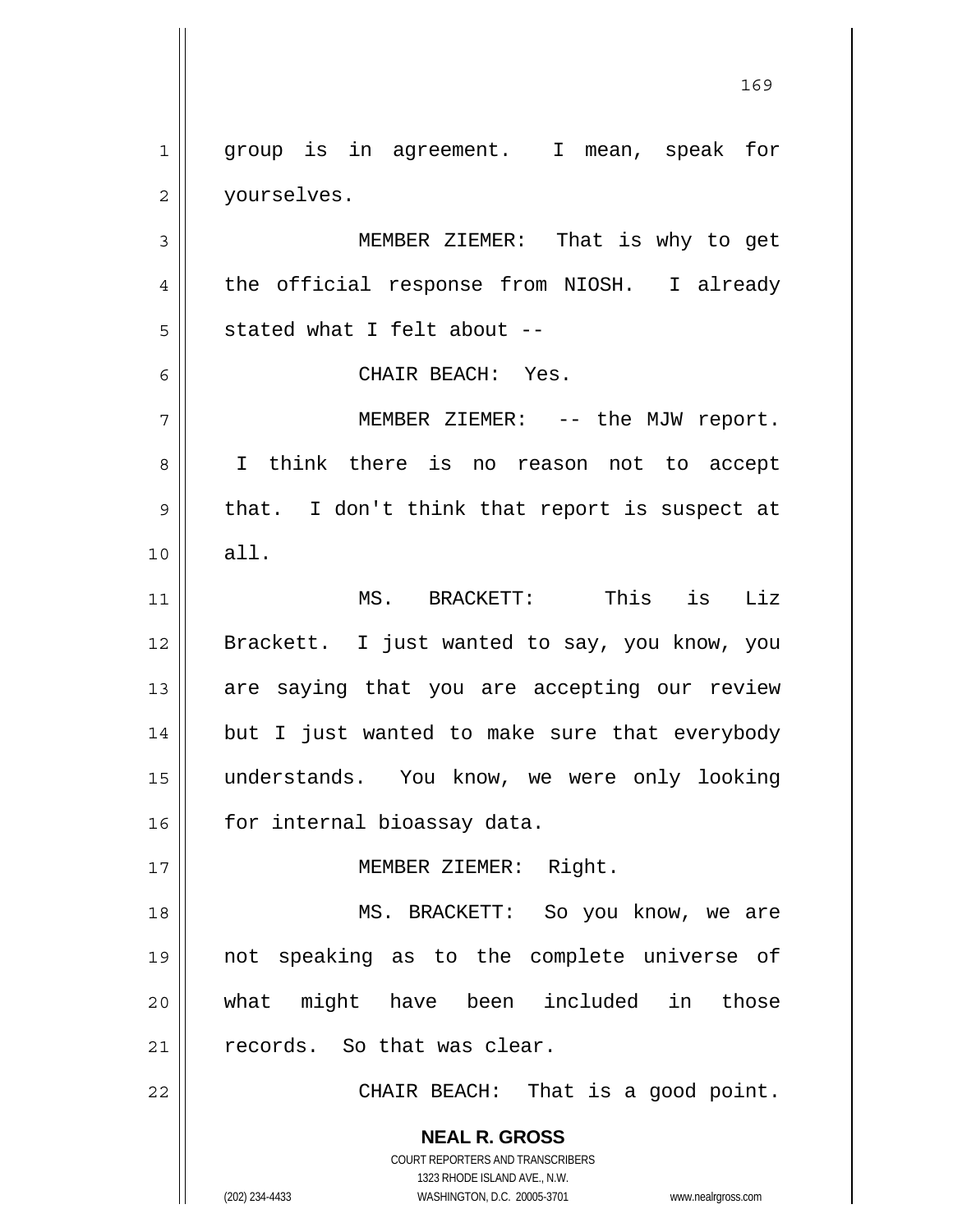group is in agreement. I mean, speak for yourselves.

MEMBER ZIEMER: That is why to get the official response from NIOSH. I already stated what I felt about --

CHAIR BEACH: Yes.

MEMBER ZIEMER: -- the MJW report. I think there is no reason not to accept that. I don't think that report is suspect at all.

MS. BRACKETT: This is Liz Brackett. I just wanted to say, you know, you are saying that you are accepting our review but I just wanted to make sure that everybody understands. You know, we were only looking for internal bioassay data.

MEMBER ZIEMER: Right.

MS. BRACKETT: So you know, we are not speaking as to the complete universe of what might have been included in those records. So that was clear.

CHAIR BEACH: That is a good point.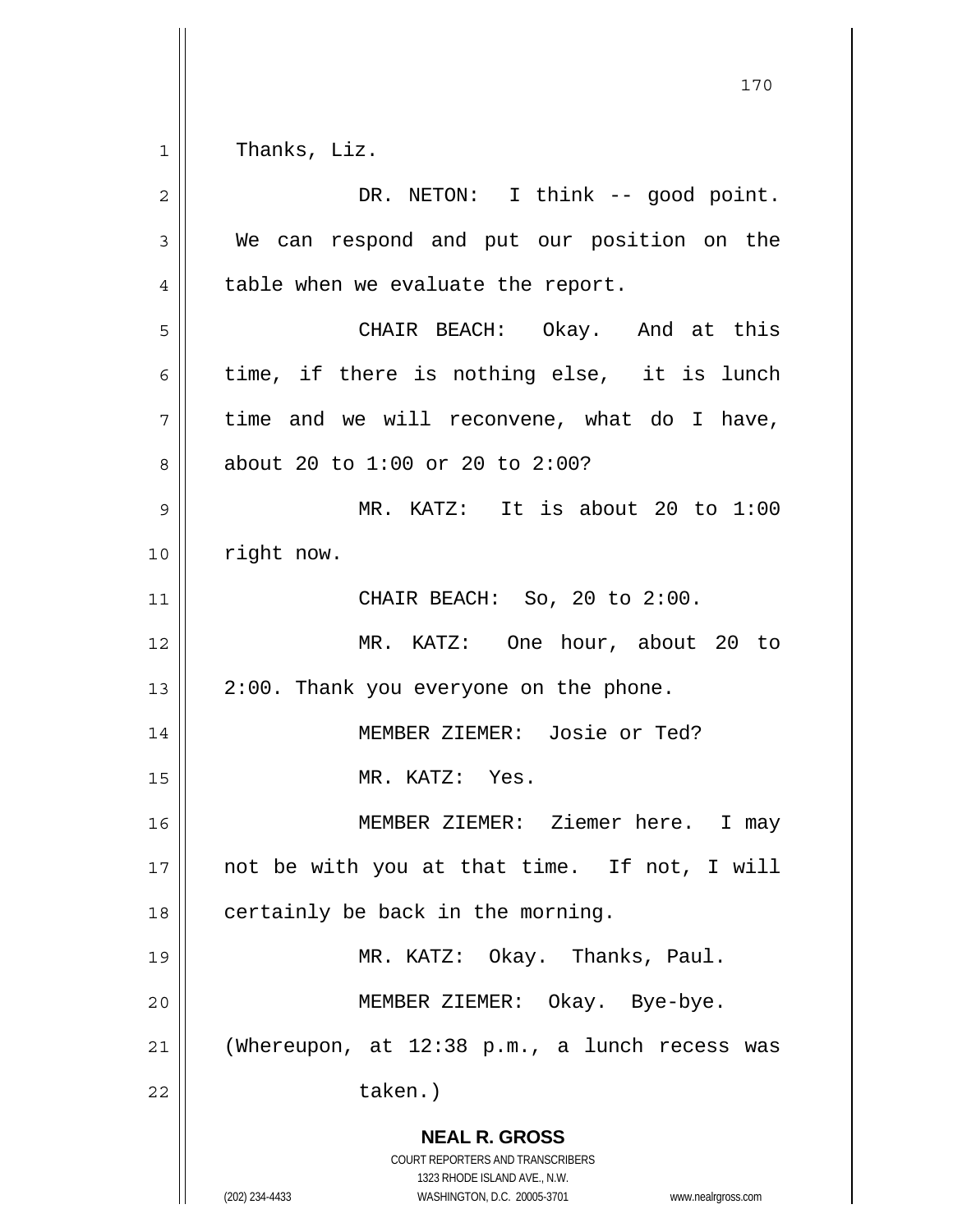Thanks, Liz.

DR. NETON: I think -- good point. We can respond and put our position on the table when we evaluate the report.

CHAIR BEACH: Okay. And at this time, if there is nothing else, it is lunch time and we will reconvene, what do I have, about 20 to 1:00 or 20 to 2:00?

MR. KATZ: It is about 20 to 1:00 right now.

CHAIR BEACH: So, 20 to 2:00.

MR. KATZ: One hour, about 20 to 2:00. Thank you everyone on the phone.

MEMBER ZIEMER: Josie or Ted?

MR. KATZ: Yes.

MEMBER ZIEMER: Ziemer here. I may not be with you at that time. If not, I will certainly be back in the morning.

MR. KATZ: Okay. Thanks, Paul.

MEMBER ZIEMER: Okay. Bye-bye.

(Whereupon, at 12:38 p.m., a lunch recess was taken.)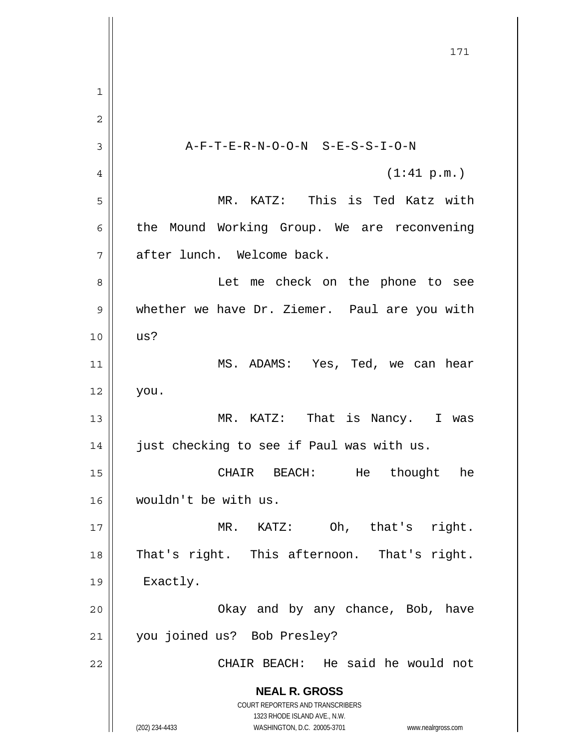A-F-T-E-R-N-O-O-N S-E-S-S-I-O-N

(1:41 p.m.)

MR. KATZ: This is Ted Katz with the Mound Working Group. We are reconvening after lunch. Welcome back.

Let me check on the phone to see whether we have Dr. Ziemer. Paul are you with us?

MS. ADAMS: Yes, Ted, we can hear you.

MR. KATZ: That is Nancy. I was just checking to see if Paul was with us.

CHAIR BEACH: He thought he wouldn't be with us.

MR. KATZ: Oh, that's right. That's right. This afternoon. That's right. Exactly.

Okay and by any chance, Bob, have you joined us? Bob Presley?

CHAIR BEACH: He said he would not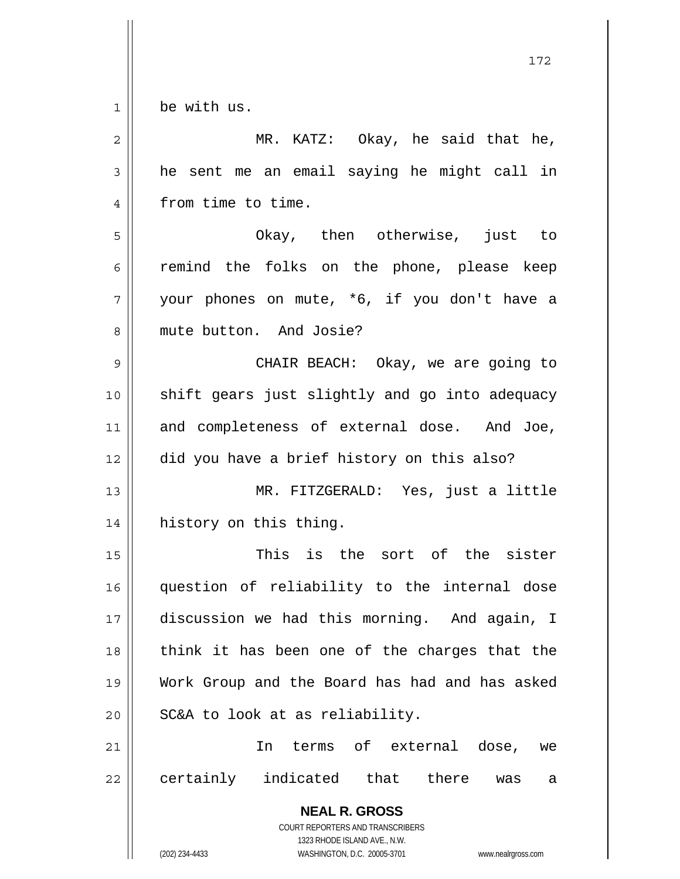be with us.

MR. KATZ: Okay, he said that he, he sent me an email saying he might call in from time to time.

Okay, then otherwise, just to remind the folks on the phone, please keep your phones on mute, *6, if you don't have a mute button. And Josie?

CHAIR BEACH: Okay, we are going to shift gears just slightly and go into adequacy and completeness of external dose. And Joe, did you have a brief history on this also?

MR. FITZGERALD: Yes, just a little history on this thing.

This is the sort of the sister question of reliability to the internal dose discussion we had this morning. And again, I think it has been one of the charges that the Work Group and the Board has had and has asked SC&A to look at as reliability.

In terms of external dose, we certainly indicated that there was a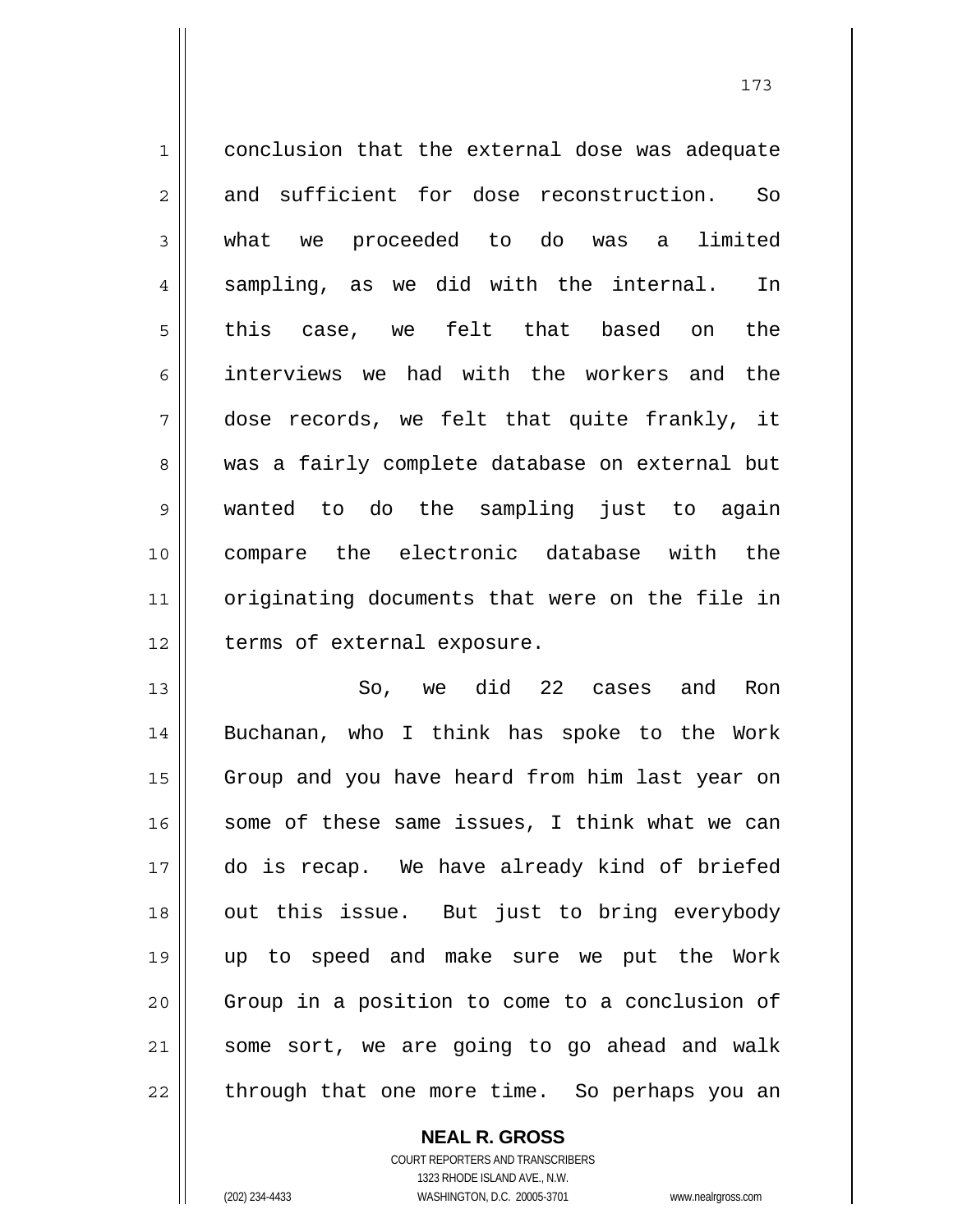conclusion that the external dose was adequate and sufficient for dose reconstruction. So what we proceeded to do was a limited sampling, as we did with the internal. In this case, we felt that based on the interviews we had with the workers and the dose records, we felt that quite frankly, it was a fairly complete database on external but wanted to do the sampling just to again compare the electronic database with the originating documents that were on the file in terms of external exposure.

So, we did 22 cases and Ron Buchanan, who I think has spoke to the Work Group and you have heard from him last year on some of these same issues, I think what we can do is recap. We have already kind of briefed out this issue. But just to bring everybody up to speed and make sure we put the Work Group in a position to come to a conclusion of some sort, we are going to go ahead and walk through that one more time. So perhaps you an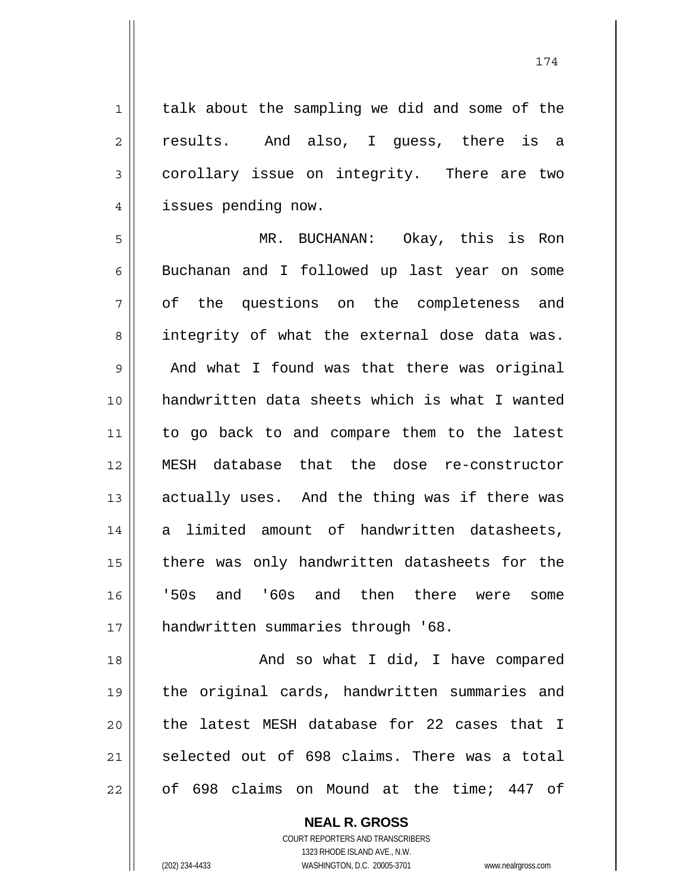talk about the sampling we did and some of the results. And also, I guess, there is a corollary issue on integrity. There are two issues pending now.

MR. BUCHANAN: Okay, this is Ron Buchanan and I followed up last year on some of the questions on the completeness and integrity of what the external dose data was. And what I found was that there was original handwritten data sheets which is what I wanted to go back to and compare them to the latest MESH database that the dose re-constructor actually uses. And the thing was if there was a limited amount of handwritten datasheets, there was only handwritten datasheets for the '50s and '60s and then there were some handwritten summaries through '68.

And so what I did, I have compared the original cards, handwritten summaries and the latest MESH database for 22 cases that I selected out of 698 claims. There was a total of 698 claims on Mound at the time; 447 of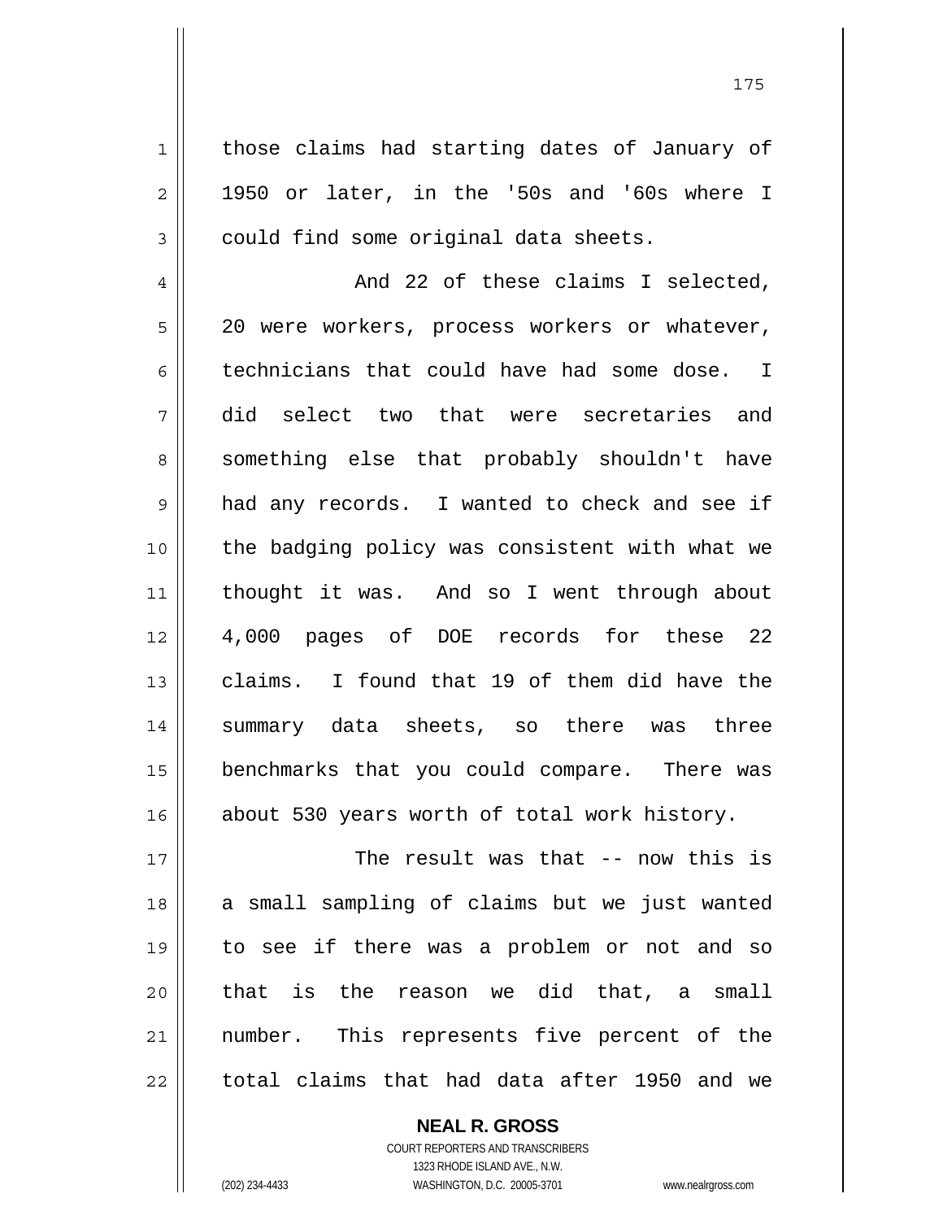those claims had starting dates of January of 1950 or later, in the '50s and '60s where I could find some original data sheets.

And 22 of these claims I selected, 20 were workers, process workers or whatever, technicians that could have had some dose. I did select two that were secretaries and something else that probably shouldn't have had any records. I wanted to check and see if the badging policy was consistent with what we thought it was. And so I went through about 4,000 pages of DOE records for these 22 claims. I found that 19 of them did have the summary data sheets, so there was three benchmarks that you could compare. There was about 530 years worth of total work history.

The result was that -- now this is a small sampling of claims but we just wanted to see if there was a problem or not and so that is the reason we did that, a small number. This represents five percent of the total claims that had data after 1950 and we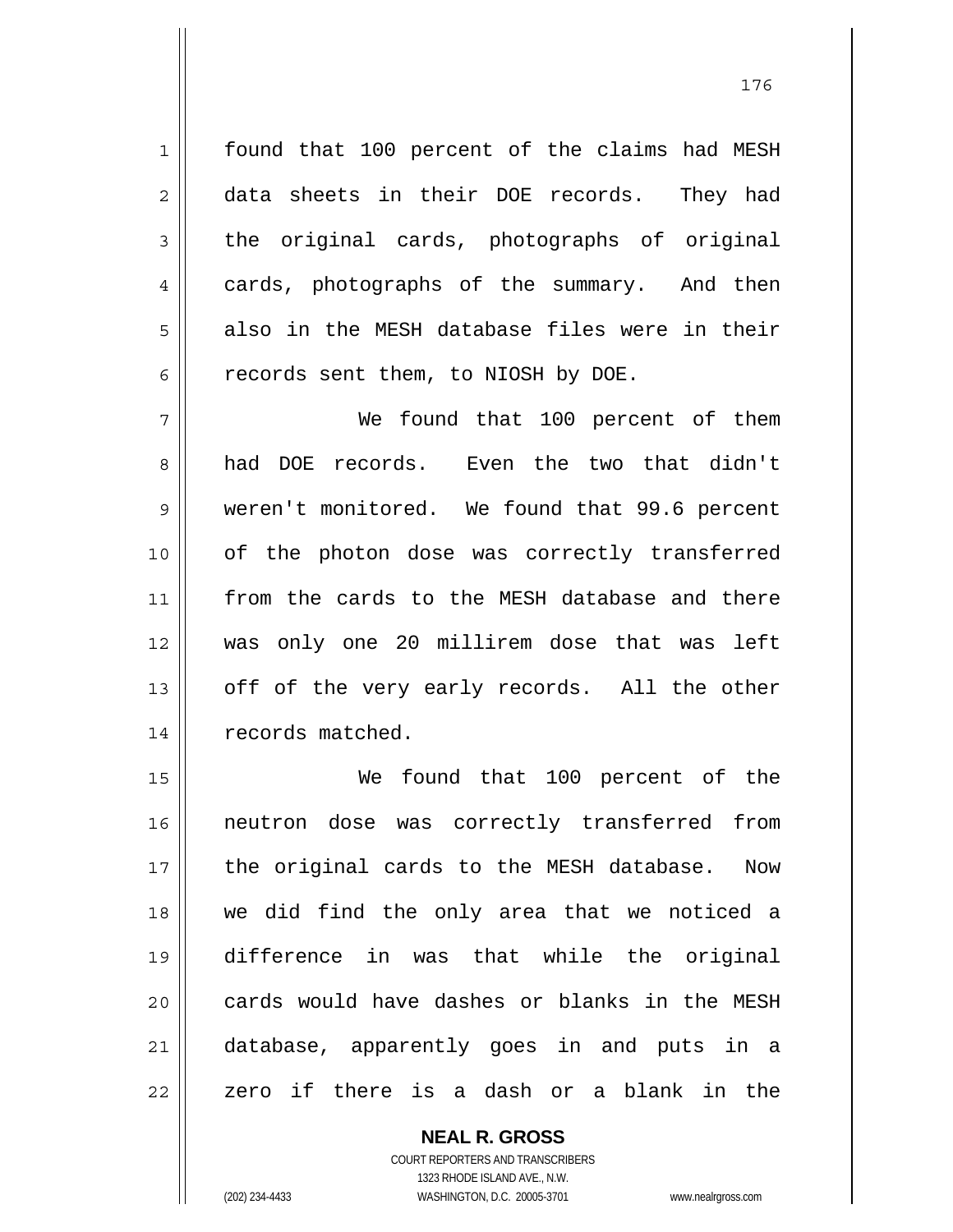found that 100 percent of the claims had MESH data sheets in their DOE records. They had the original cards, photographs of original cards, photographs of the summary. And then also in the MESH database files were in their records sent them, to NIOSH by DOE.

We found that 100 percent of them had DOE records. Even the two that didn't weren't monitored. We found that 99.6 percent of the photon dose was correctly transferred from the cards to the MESH database and there was only one 20 millirem dose that was left off of the very early records. All the other records matched.

We found that 100 percent of the neutron dose was correctly transferred from the original cards to the MESH database. Now we did find the only area that we noticed a difference in was that while the original cards would have dashes or blanks in the MESH database, apparently goes in and puts in a zero if there is a dash or a blank in the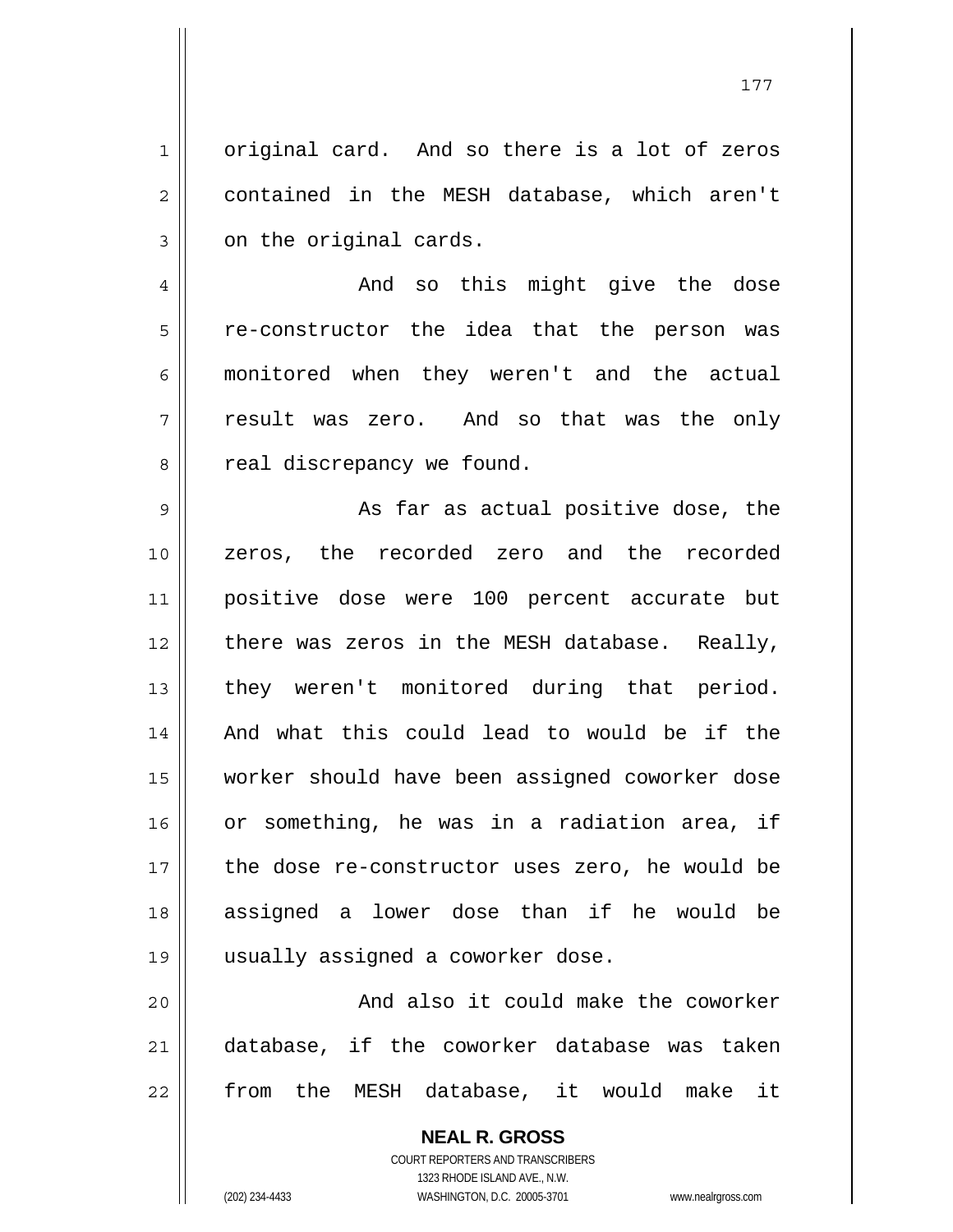original card. And so there is a lot of zeros contained in the MESH database, which aren't on the original cards.

And so this might give the dose re-constructor the idea that the person was monitored when they weren't and the actual result was zero. And so that was the only real discrepancy we found.

As far as actual positive dose, the zeros, the recorded zero and the recorded positive dose were 100 percent accurate but there was zeros in the MESH database. Really, they weren't monitored during that period. And what this could lead to would be if the worker should have been assigned coworker dose or something, he was in a radiation area, if the dose re-constructor uses zero, he would be assigned a lower dose than if he would be usually assigned a coworker dose.

And also it could make the coworker database, if the coworker database was taken from the MESH database, it would make it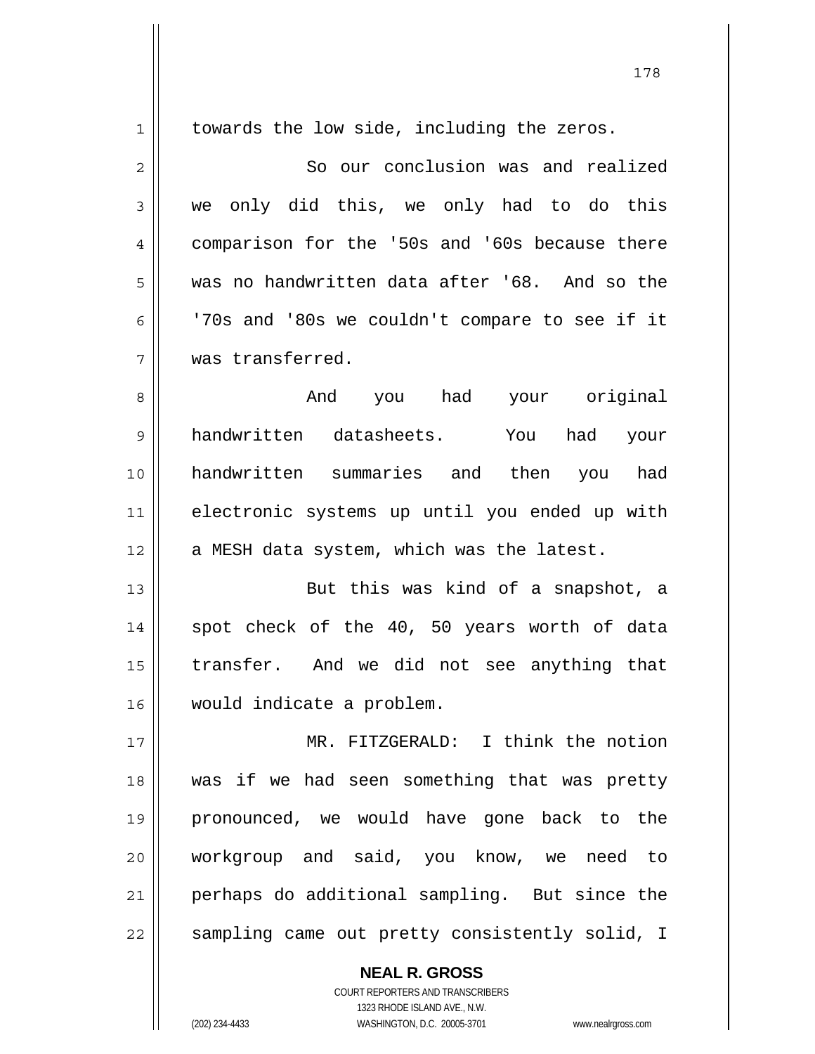towards the low side, including the zeros.

So our conclusion was and realized we only did this, we only had to do this comparison for the '50s and '60s because there was no handwritten data after '68. And so the '70s and '80s we couldn't compare to see if it was transferred.

And you had your original handwritten datasheets. You had your handwritten summaries and then you had electronic systems up until you ended up with a MESH data system, which was the latest.

But this was kind of a snapshot, a spot check of the 40, 50 years worth of data transfer. And we did not see anything that would indicate a problem.

MR. FITZGERALD: I think the notion was if we had seen something that was pretty pronounced, we would have gone back to the workgroup and said, you know, we need to perhaps do additional sampling. But since the sampling came out pretty consistently solid, I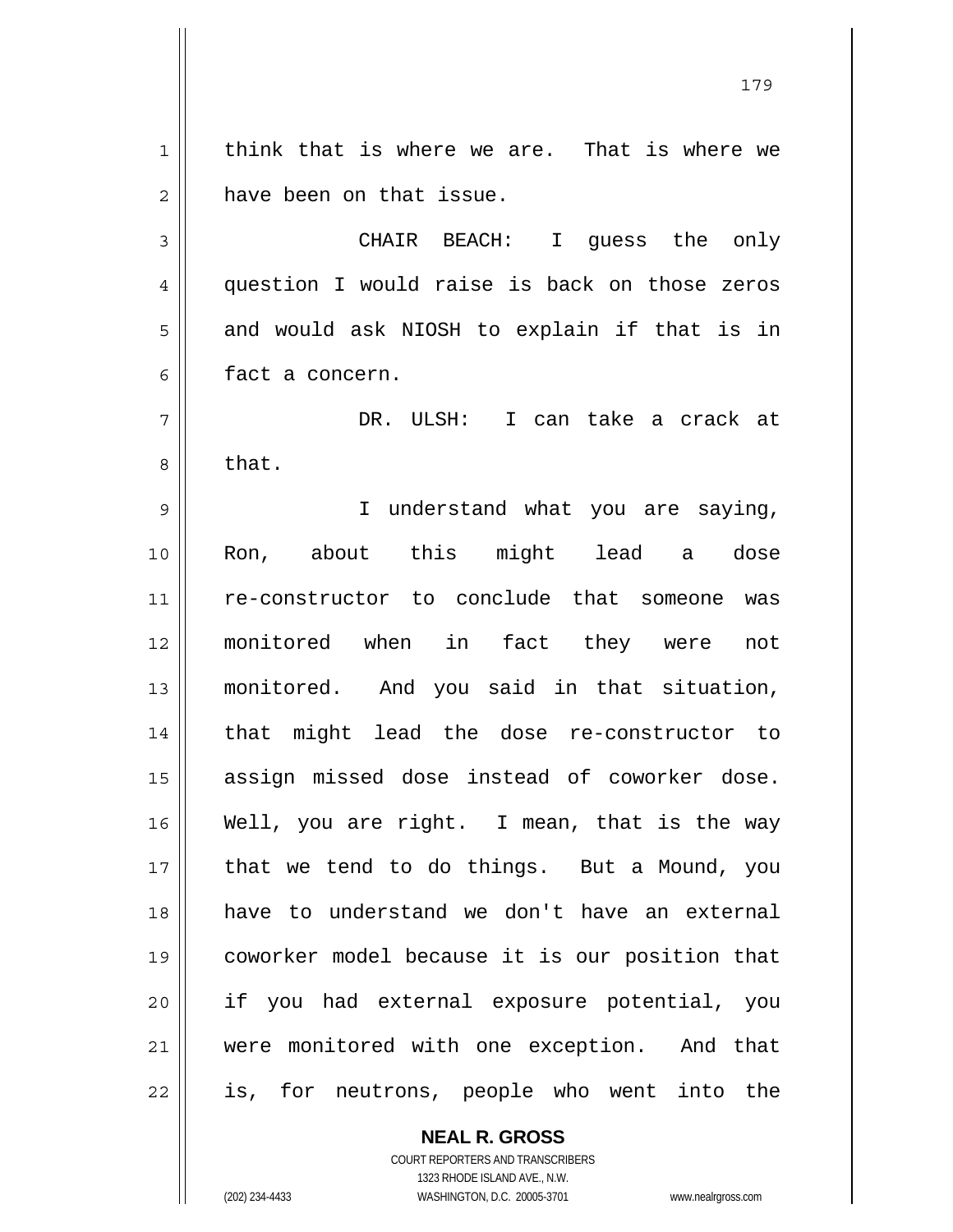think that is where we are. That is where we have been on that issue.

CHAIR BEACH: I guess the only question I would raise is back on those zeros and would ask NIOSH to explain if that is in fact a concern.

DR. ULSH: I can take a crack at that.

I understand what you are saying, Ron, about this might lead a dose re-constructor to conclude that someone was monitored when in fact they were not monitored. And you said in that situation, that might lead the dose re-constructor to assign missed dose instead of coworker dose. Well, you are right. I mean, that is the way that we tend to do things. But a Mound, you have to understand we don't have an external coworker model because it is our position that if you had external exposure potential, you were monitored with one exception. And that is, for neutrons, people who went into the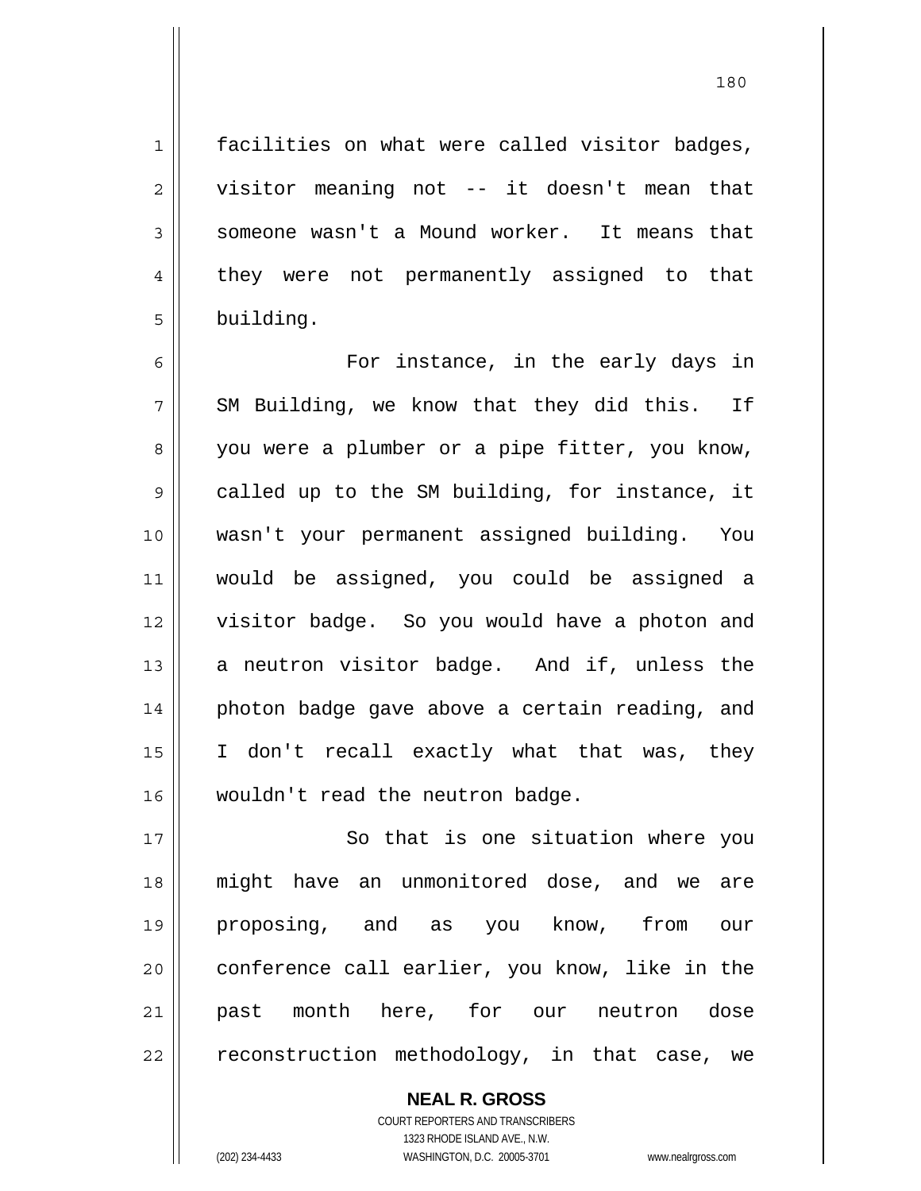facilities on what were called visitor badges, visitor meaning not -- it doesn't mean that someone wasn't a Mound worker. It means that they were not permanently assigned to that building.

For instance, in the early days in SM Building, we know that they did this. If you were a plumber or a pipe fitter, you know, called up to the SM building, for instance, it wasn't your permanent assigned building. You would be assigned, you could be assigned a visitor badge. So you would have a photon and a neutron visitor badge. And if, unless the photon badge gave above a certain reading, and I don't recall exactly what that was, they wouldn't read the neutron badge.

So that is one situation where you might have an unmonitored dose, and we are proposing, and as you know, from our conference call earlier, you know, like in the past month here, for our neutron dose reconstruction methodology, in that case, we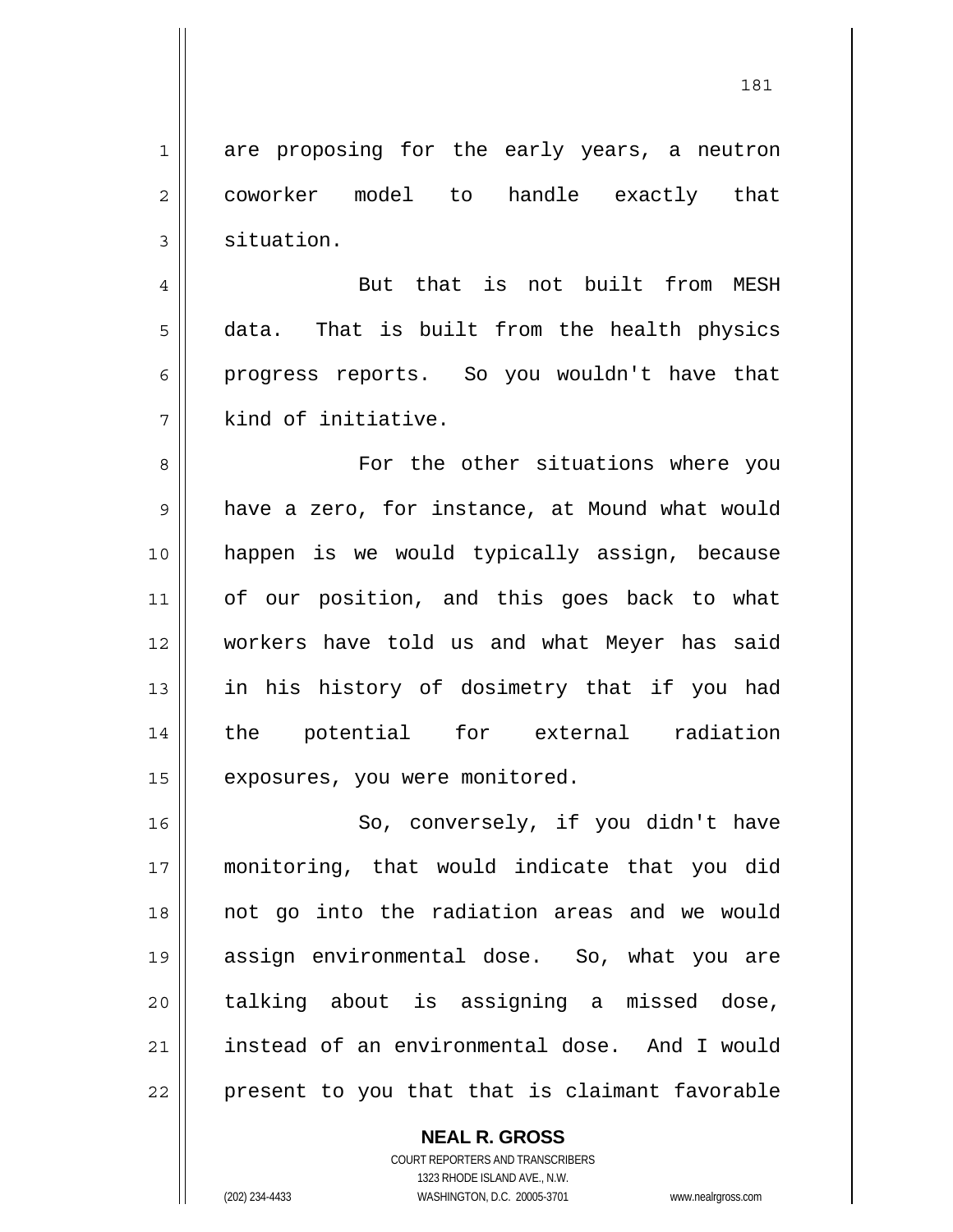are proposing for the early years, a neutron coworker model to handle exactly that situation.

But that is not built from MESH data. That is built from the health physics progress reports. So you wouldn't have that kind of initiative.

For the other situations where you have a zero, for instance, at Mound what would happen is we would typically assign, because of our position, and this goes back to what workers have told us and what Meyer has said in his history of dosimetry that if you had the potential for external radiation exposures, you were monitored.

So, conversely, if you didn't have monitoring, that would indicate that you did not go into the radiation areas and we would assign environmental dose. So, what you are talking about is assigning a missed dose, instead of an environmental dose. And I would present to you that that is claimant favorable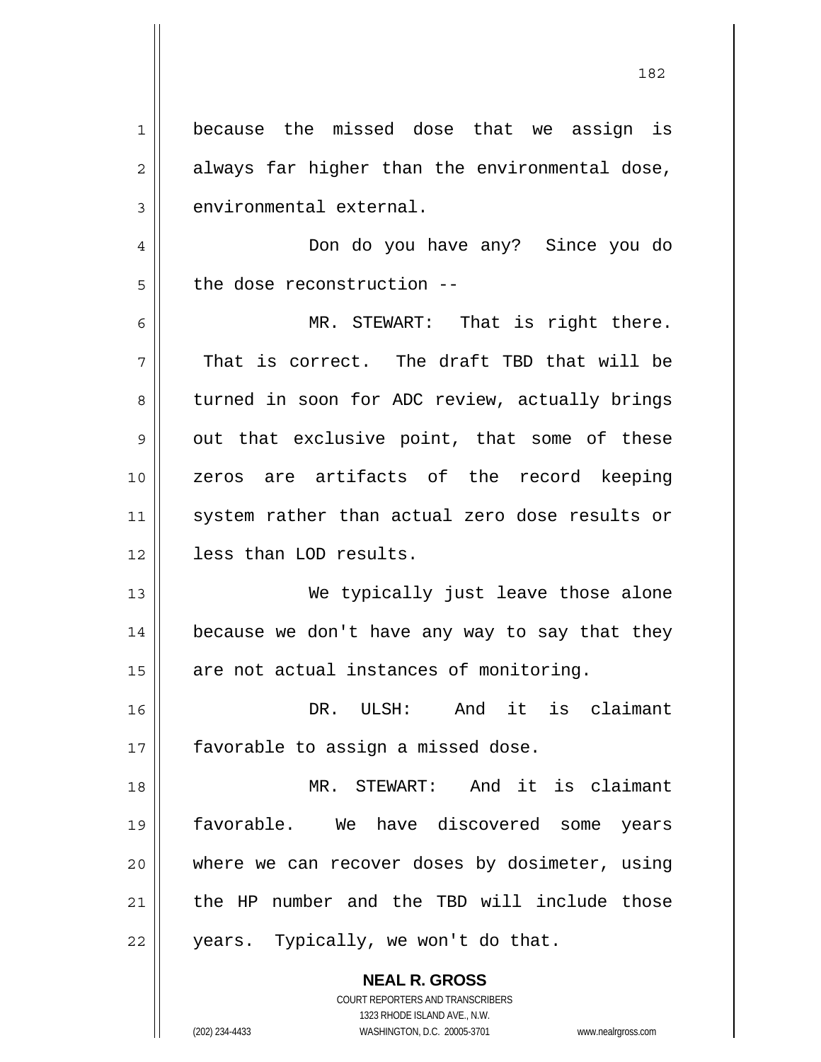because the missed dose that we assign is always far higher than the environmental dose, environmental external.

Don do you have any? Since you do the dose reconstruction --

MR. STEWART: That is right there. That is correct. The draft TBD that will be turned in soon for ADC review, actually brings out that exclusive point, that some of these zeros are artifacts of the record keeping system rather than actual zero dose results or less than LOD results.

We typically just leave those alone because we don't have any way to say that they are not actual instances of monitoring.

DR. ULSH: And it is claimant favorable to assign a missed dose.

MR. STEWART: And it is claimant favorable. We have discovered some years where we can recover doses by dosimeter, using the HP number and the TBD will include those years. Typically, we won't do that.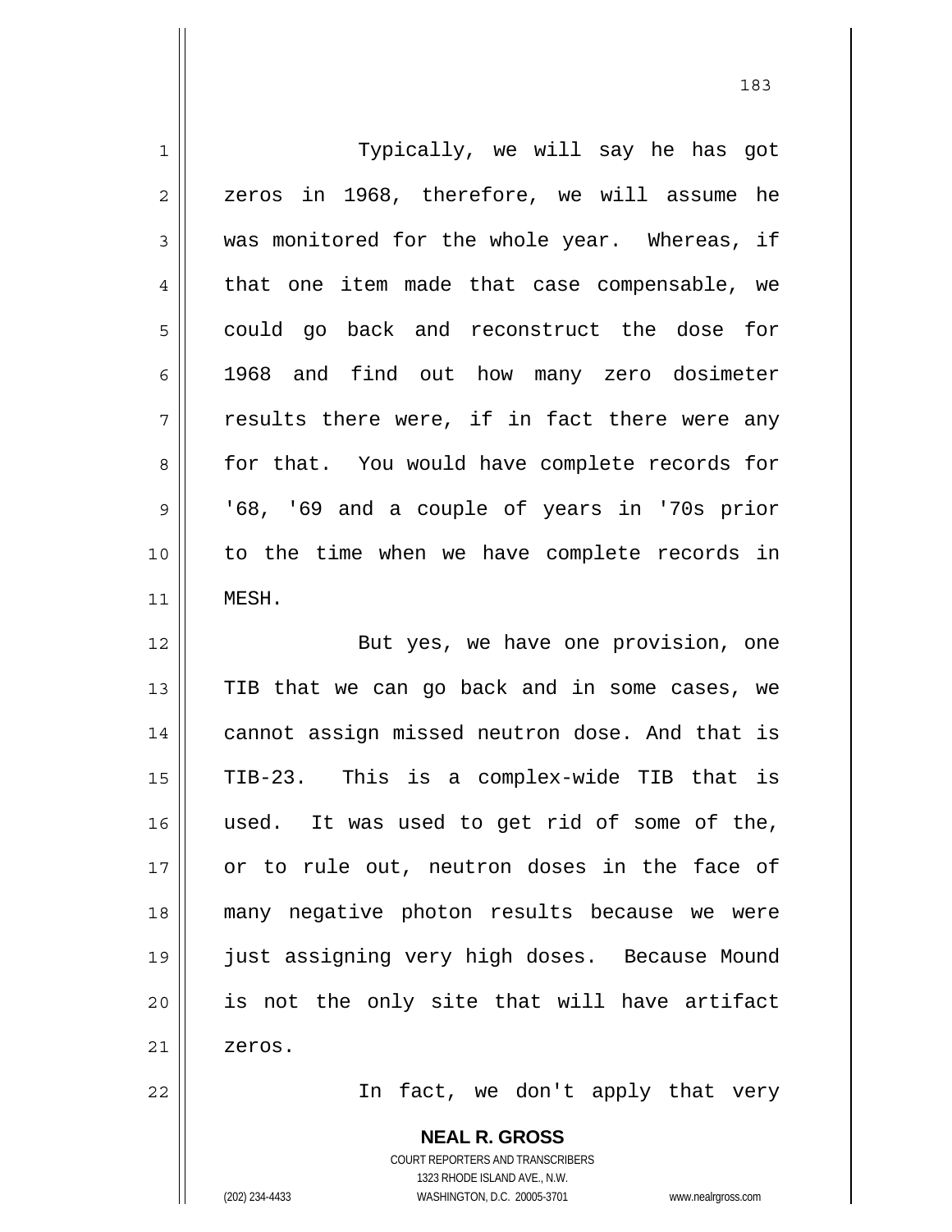Typically, we will say he has got zeros in 1968, therefore, we will assume he was monitored for the whole year. Whereas, if that one item made that case compensable, we could go back and reconstruct the dose for 1968 and find out how many zero dosimeter results there were, if in fact there were any for that. You would have complete records for '68, '69 and a couple of years in '70s prior to the time when we have complete records in MESH.

But yes, we have one provision, one TIB that we can go back and in some cases, we cannot assign missed neutron dose. And that is TIB-23. This is a complex-wide TIB that is used. It was used to get rid of some of the, or to rule out, neutron doses in the face of many negative photon results because we were just assigning very high doses. Because Mound is not the only site that will have artifact zeros.

In fact, we don't apply that very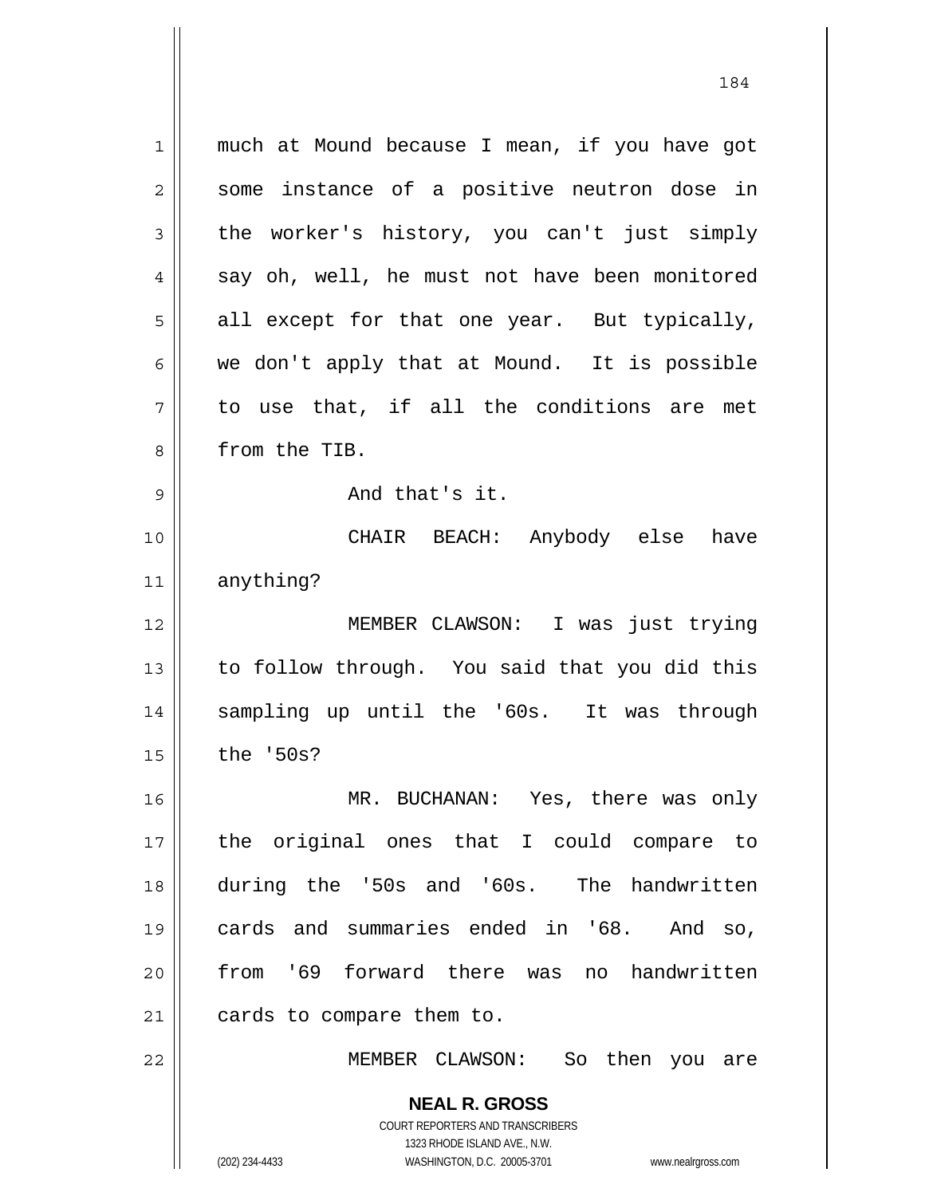much at Mound because I mean, if you have got some instance of a positive neutron dose in the worker's history, you can't just simply say oh, well, he must not have been monitored all except for that one year. But typically, we don't apply that at Mound. It is possible to use that, if all the conditions are met from the TIB.

And that's it.

CHAIR BEACH: Anybody else have anything?

MEMBER CLAWSON: I was just trying to follow through. You said that you did this sampling up until the '60s. It was through the '50s?

MR. BUCHANAN: Yes, there was only the original ones that I could compare to during the '50s and '60s. The handwritten cards and summaries ended in '68. And so, from '69 forward there was no handwritten cards to compare them to.

MEMBER CLAWSON: So then you are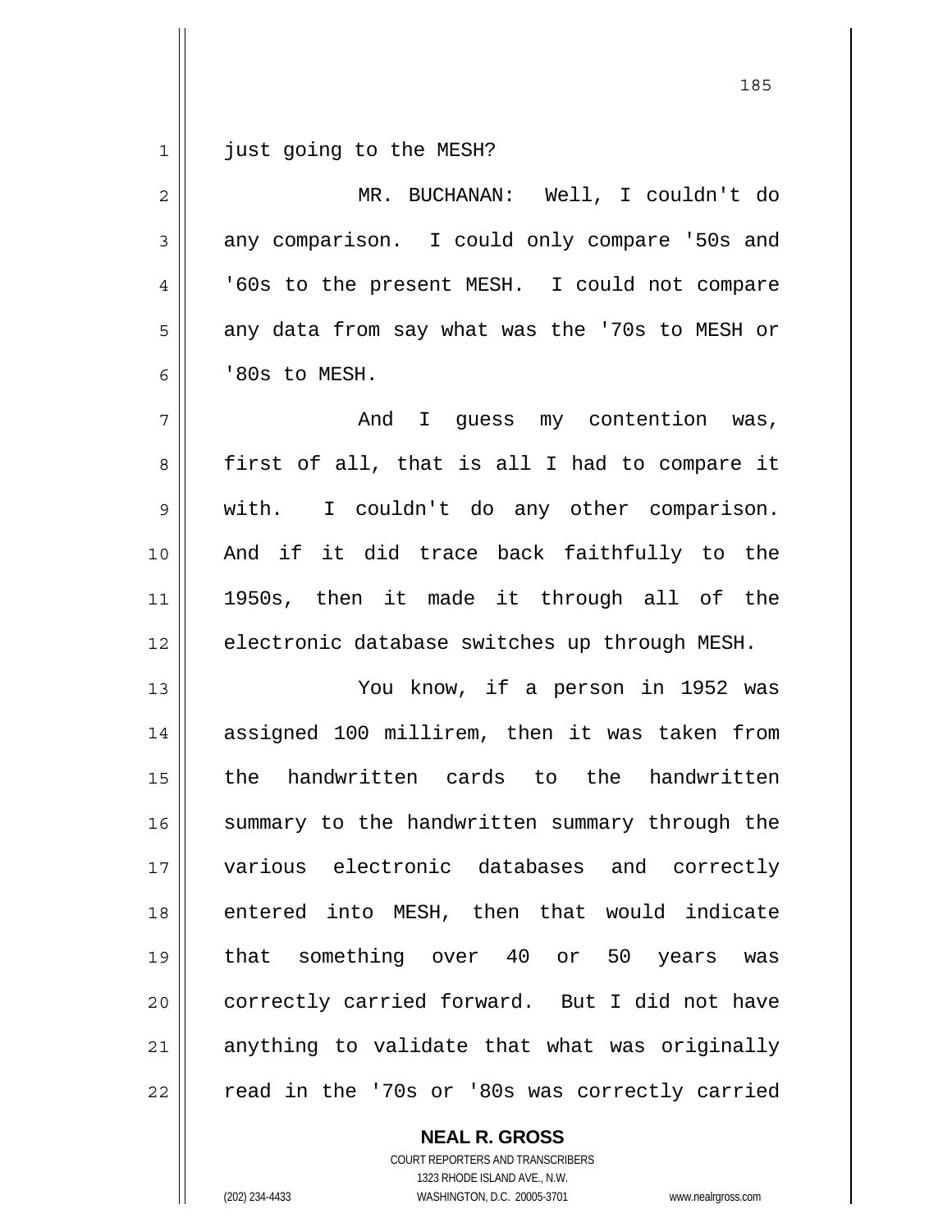just going to the MESH?

MR. BUCHANAN: Well, I couldn't do any comparison. I could only compare '50s and '60s to the present MESH. I could not compare any data from say what was the '70s to MESH or '80s to MESH.

And I guess my contention was, first of all, that is all I had to compare it with. I couldn't do any other comparison. And if it did trace back faithfully to the 1950s, then it made it through all of the electronic database switches up through MESH.

You know, if a person in 1952 was assigned 100 millirem, then it was taken from the handwritten cards to the handwritten summary to the handwritten summary through the various electronic databases and correctly entered into MESH, then that would indicate that something over 40 or 50 years was correctly carried forward. But I did not have anything to validate that what was originally read in the '70s or '80s was correctly carried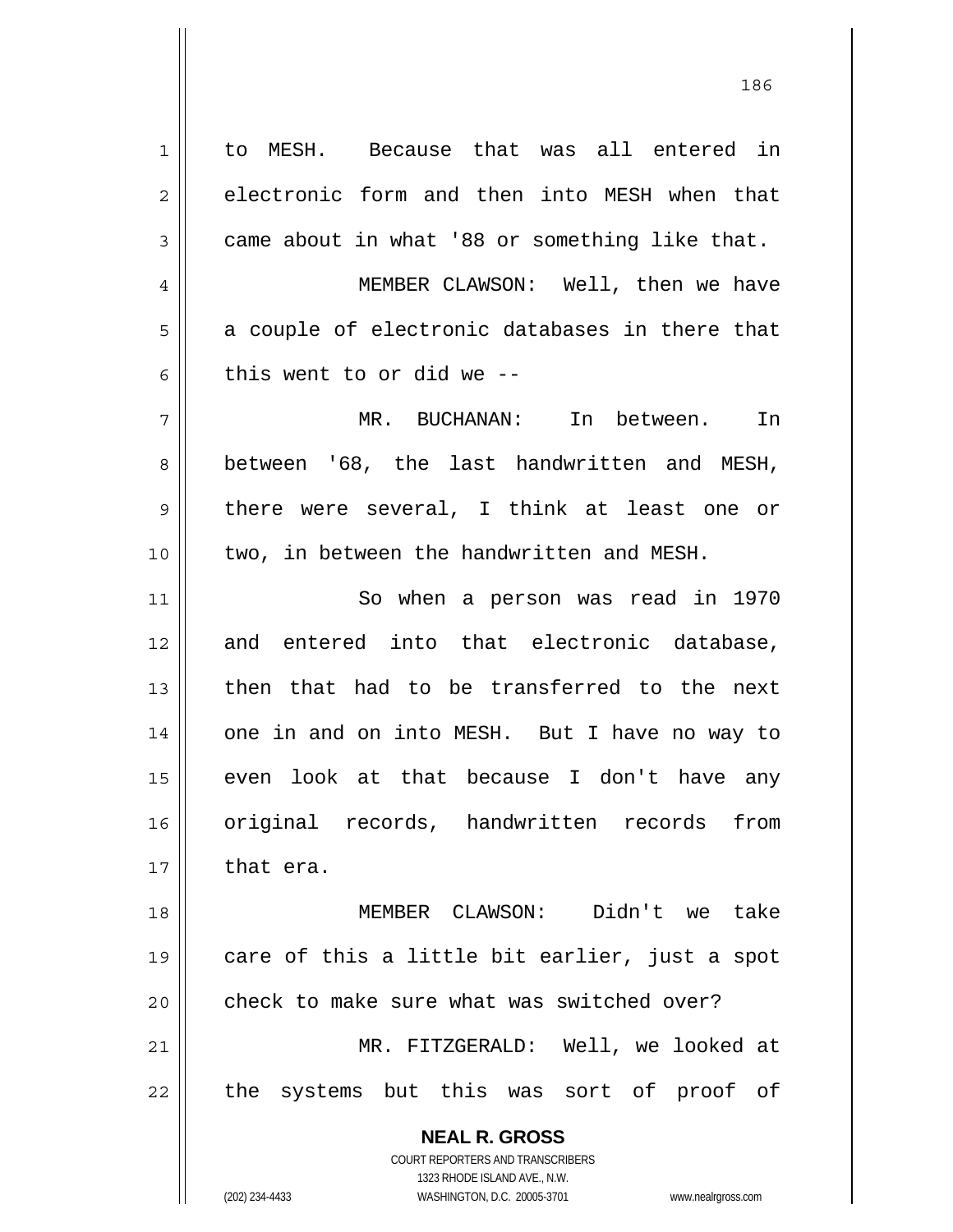to MESH. Because that was all entered in electronic form and then into MESH when that came about in what '88 or something like that.

MEMBER CLAWSON: Well, then we have a couple of electronic databases in there that this went to or did we --

MR. BUCHANAN: In between. In between '68, the last handwritten and MESH, there were several, I think at least one or two, in between the handwritten and MESH.

So when a person was read in 1970 and entered into that electronic database, then that had to be transferred to the next one in and on into MESH. But I have no way to even look at that because I don't have any original records, handwritten records from that era.

MEMBER CLAWSON: Didn't we take care of this a little bit earlier, just a spot check to make sure what was switched over?

MR. FITZGERALD: Well, we looked at the systems but this was sort of proof of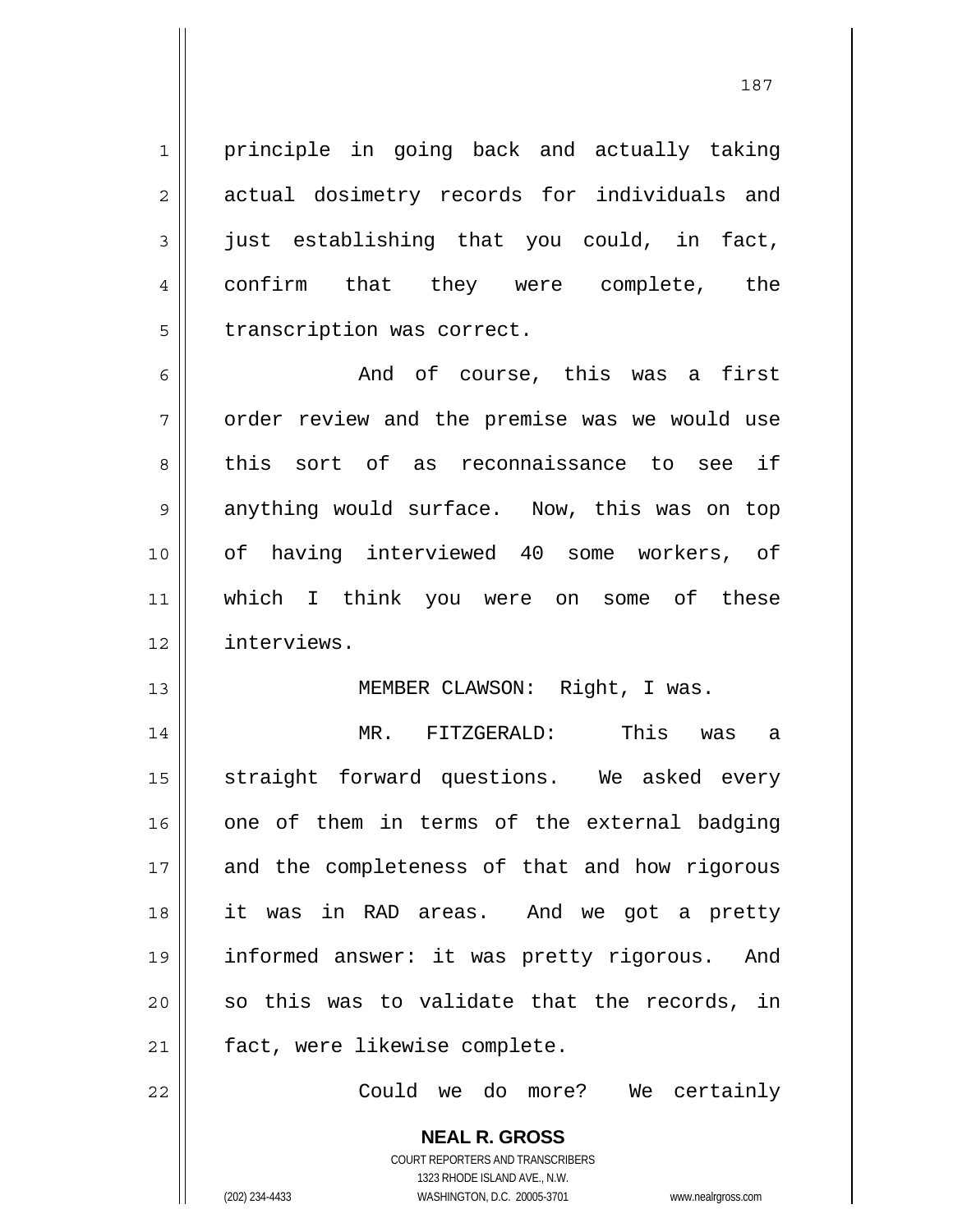principle in going back and actually taking actual dosimetry records for individuals and just establishing that you could, in fact, confirm that they were complete, the transcription was correct.

And of course, this was a first order review and the premise was we would use this sort of as reconnaissance to see if anything would surface. Now, this was on top of having interviewed 40 some workers, of which I think you were on some of these interviews.

MEMBER CLAWSON: Right, I was.

MR. FITZGERALD: This was a straight forward questions. We asked every one of them in terms of the external badging and the completeness of that and how rigorous it was in RAD areas. And we got a pretty informed answer: it was pretty rigorous. And so this was to validate that the records, in fact, were likewise complete.

Could we do more? We certainly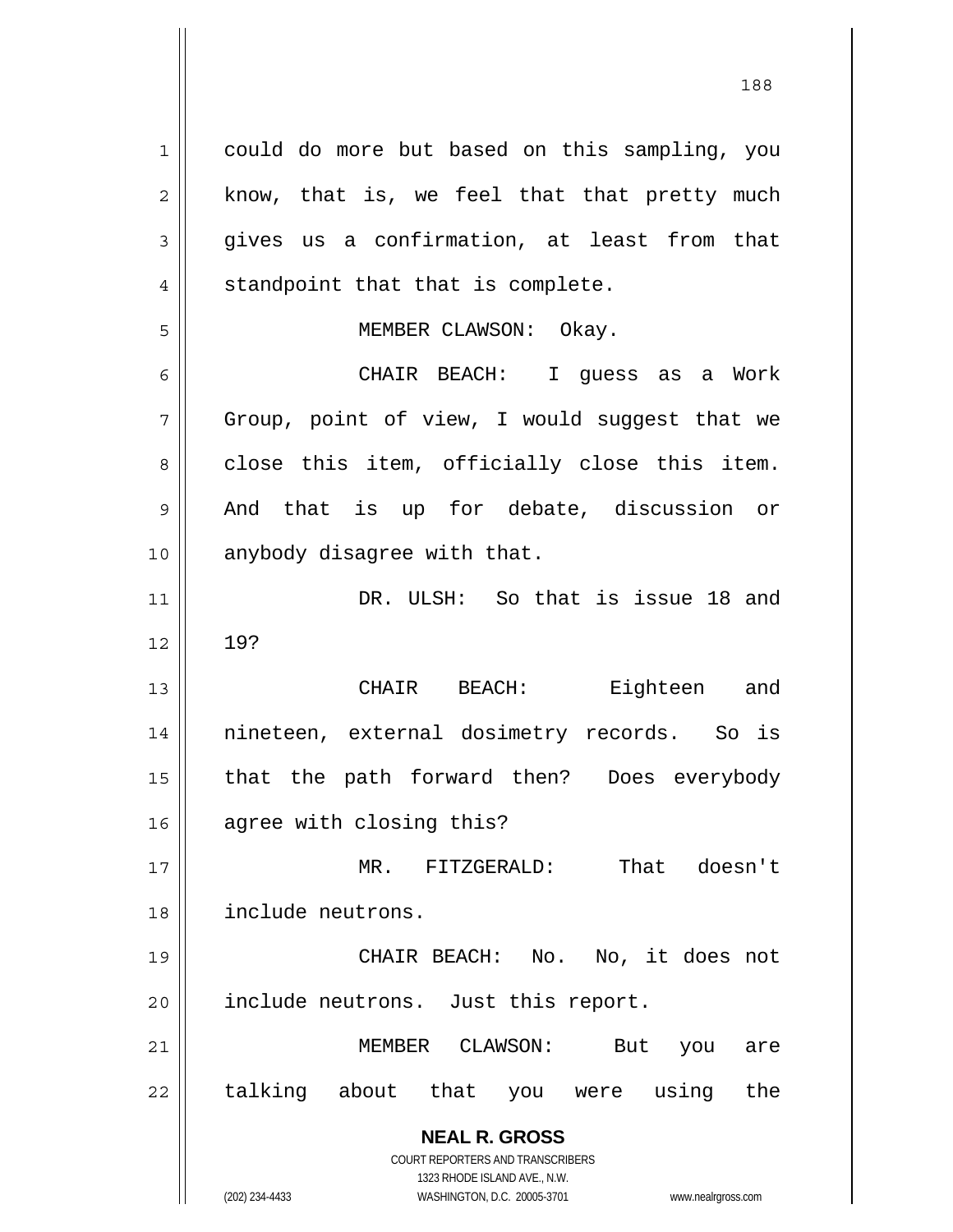could do more but based on this sampling, you know, that is, we feel that that pretty much gives us a confirmation, at least from that standpoint that that is complete.

MEMBER CLAWSON: Okay.

CHAIR BEACH: I guess as a Work Group, point of view, I would suggest that we close this item, officially close this item. And that is up for debate, discussion or anybody disagree with that.

DR. ULSH: So that is issue 18 and 19?

CHAIR BEACH: Eighteen and nineteen, external dosimetry records. So is that the path forward then? Does everybody agree with closing this?

MR. FITZGERALD: That doesn't include neutrons.

CHAIR BEACH: No. No, it does not include neutrons. Just this report.

MEMBER CLAWSON: But you are talking about that you were using the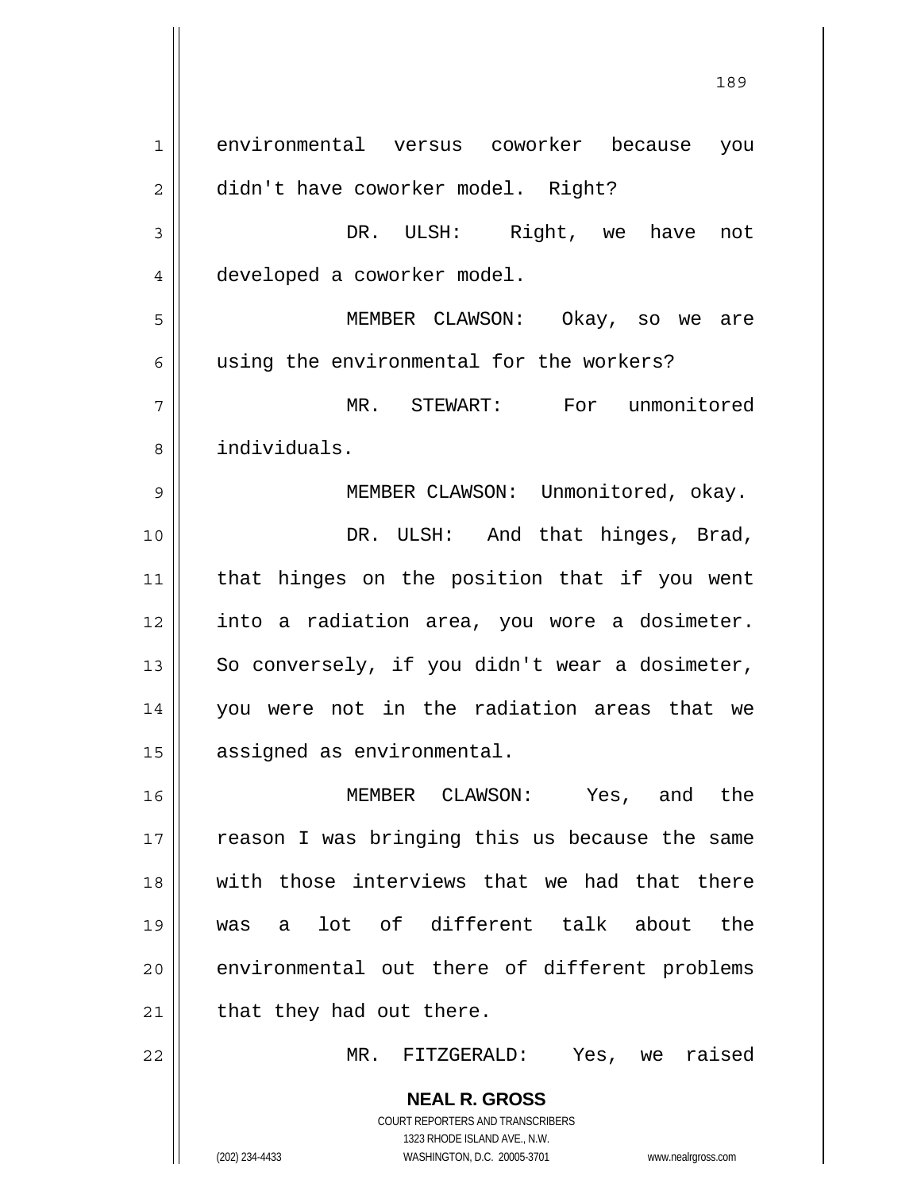environmental versus coworker because you didn't have coworker model. Right?

DR. ULSH: Right, we have not developed a coworker model.

MEMBER CLAWSON: Okay, so we are using the environmental for the workers?

MR. STEWART: For unmonitored individuals.

MEMBER CLAWSON: Unmonitored, okay.

DR. ULSH: And that hinges, Brad, that hinges on the position that if you went into a radiation area, you wore a dosimeter. So conversely, if you didn't wear a dosimeter, you were not in the radiation areas that we assigned as environmental.

MEMBER CLAWSON: Yes, and the reason I was bringing this us because the same with those interviews that we had that there was a lot of different talk about the environmental out there of different problems that they had out there.

MR. FITZGERALD: Yes, we raised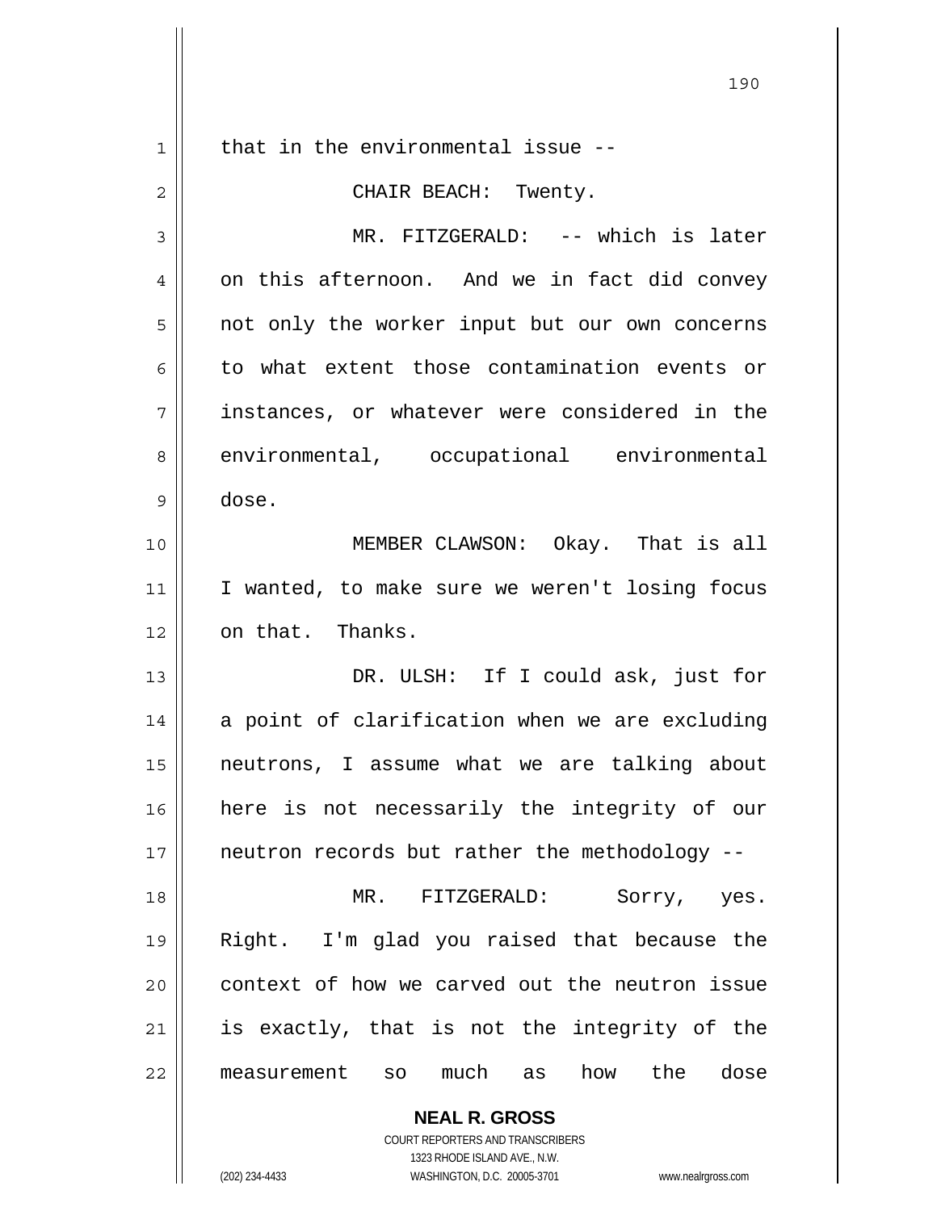that in the environmental issue --

CHAIR BEACH: Twenty.

MR. FITZGERALD: -- which is later on this afternoon. And we in fact did convey not only the worker input but our own concerns to what extent those contamination events or instances, or whatever were considered in the environmental, occupational environmental dose.

MEMBER CLAWSON: Okay. That is all I wanted, to make sure we weren't losing focus on that. Thanks.

DR. ULSH: If I could ask, just for a point of clarification when we are excluding neutrons, I assume what we are talking about here is not necessarily the integrity of our neutron records but rather the methodology --

MR. FITZGERALD: Sorry, yes. Right. I'm glad you raised that because the context of how we carved out the neutron issue is exactly, that is not the integrity of the measurement so much as how the dose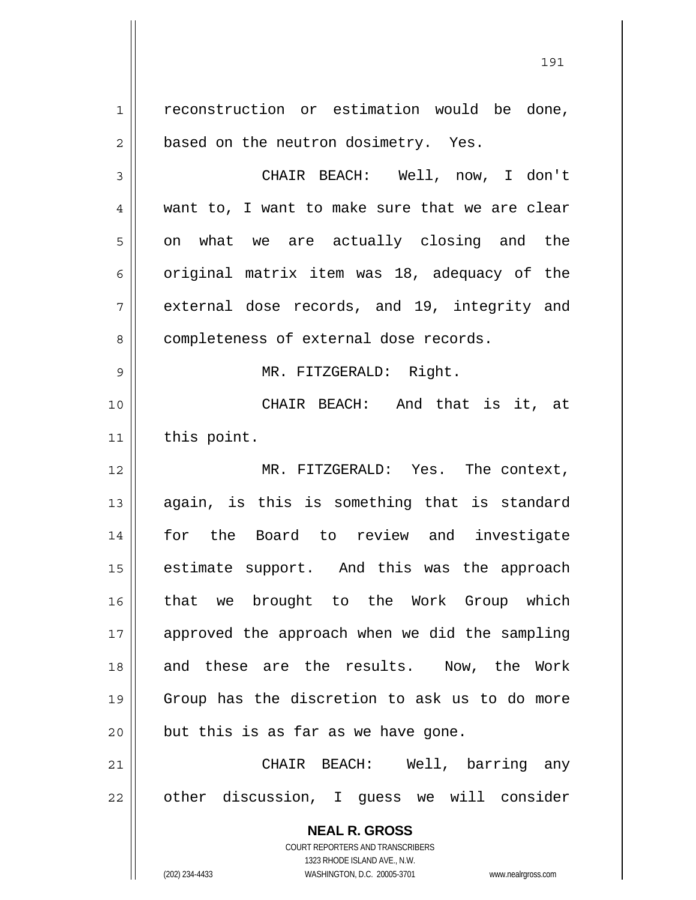reconstruction or estimation would be done, based on the neutron dosimetry. Yes.

CHAIR BEACH: Well, now, I don't want to, I want to make sure that we are clear on what we are actually closing and the original matrix item was 18, adequacy of the external dose records, and 19, integrity and completeness of external dose records.

MR. FITZGERALD: Right.

CHAIR BEACH: And that is it, at this point.

MR. FITZGERALD: Yes. The context, again, is this is something that is standard for the Board to review and investigate estimate support. And this was the approach that we brought to the Work Group which approved the approach when we did the sampling and these are the results. Now, the Work Group has the discretion to ask us to do more but this is as far as we have gone.

CHAIR BEACH: Well, barring any other discussion, I guess we will consider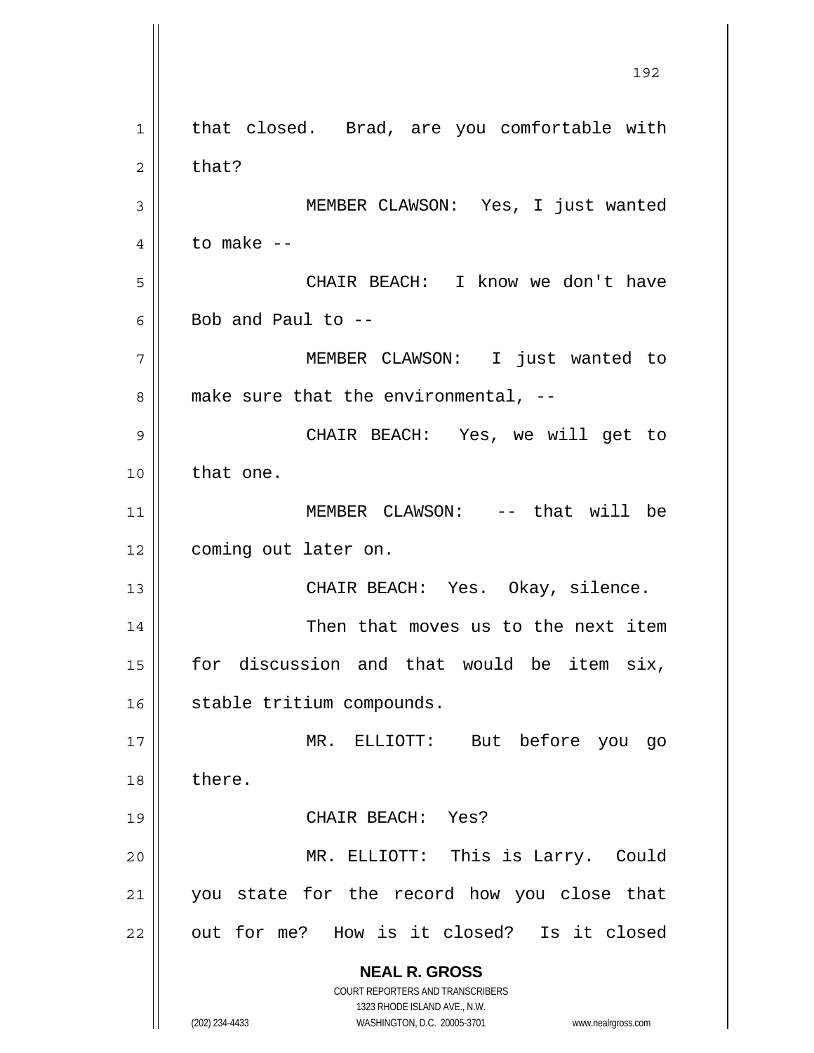that closed. Brad, are you comfortable with that?

MEMBER CLAWSON: Yes, I just wanted to make --

CHAIR BEACH: I know we don't have Bob and Paul to --

MEMBER CLAWSON: I just wanted to make sure that the environmental, --

CHAIR BEACH: Yes, we will get to that one.

MEMBER CLAWSON: -- that will be coming out later on.

CHAIR BEACH: Yes. Okay, silence.

Then that moves us to the next item for discussion and that would be item six, stable tritium compounds.

MR. ELLIOTT: But before you go there.

CHAIR BEACH: Yes?

MR. ELLIOTT: This is Larry. Could you state for the record how you close that out for me? How is it closed? Is it closed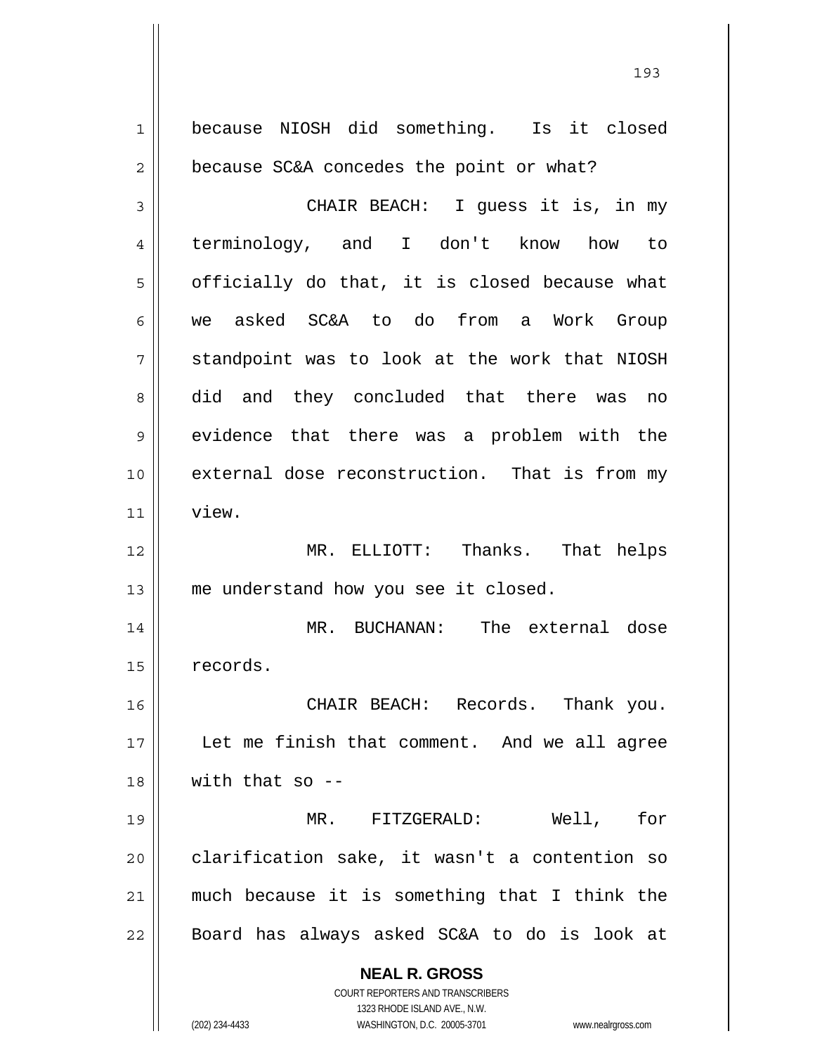because NIOSH did something. Is it closed because SC&A concedes the point or what?

CHAIR BEACH: I guess it is, in my terminology, and I don't know how to officially do that, it is closed because what we asked SC&A to do from a Work Group standpoint was to look at the work that NIOSH did and they concluded that there was no evidence that there was a problem with the external dose reconstruction. That is from my view.

MR. ELLIOTT: Thanks. That helps me understand how you see it closed.

MR. BUCHANAN: The external dose records.

CHAIR BEACH: Records. Thank you. Let me finish that comment. And we all agree with that so --

MR. FITZGERALD: Well, for clarification sake, it wasn't a contention so much because it is something that I think the Board has always asked SC&A to do is look at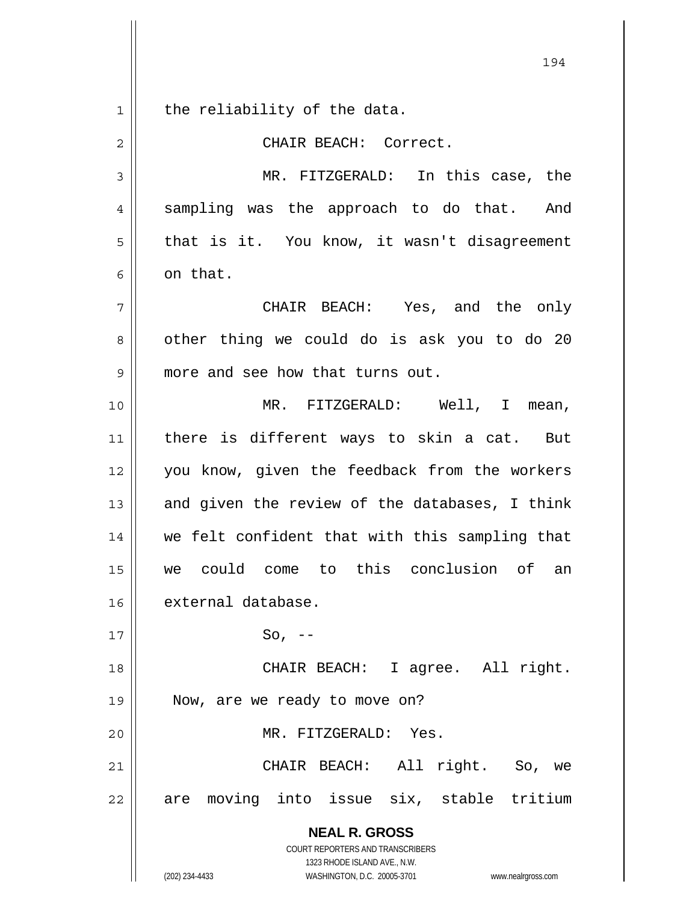the reliability of the data.

CHAIR BEACH: Correct.

MR. FITZGERALD: In this case, the sampling was the approach to do that. And that is it. You know, it wasn't disagreement on that.

CHAIR BEACH: Yes, and the only other thing we could do is ask you to do 20 more and see how that turns out.

MR. FITZGERALD: Well, I mean, there is different ways to skin a cat. But you know, given the feedback from the workers and given the review of the databases, I think we felt confident that with this sampling that we could come to this conclusion of an external database.

So, --

CHAIR BEACH: I agree. All right. Now, are we ready to move on?

MR. FITZGERALD: Yes.

CHAIR BEACH: All right. So, we are moving into issue six, stable tritium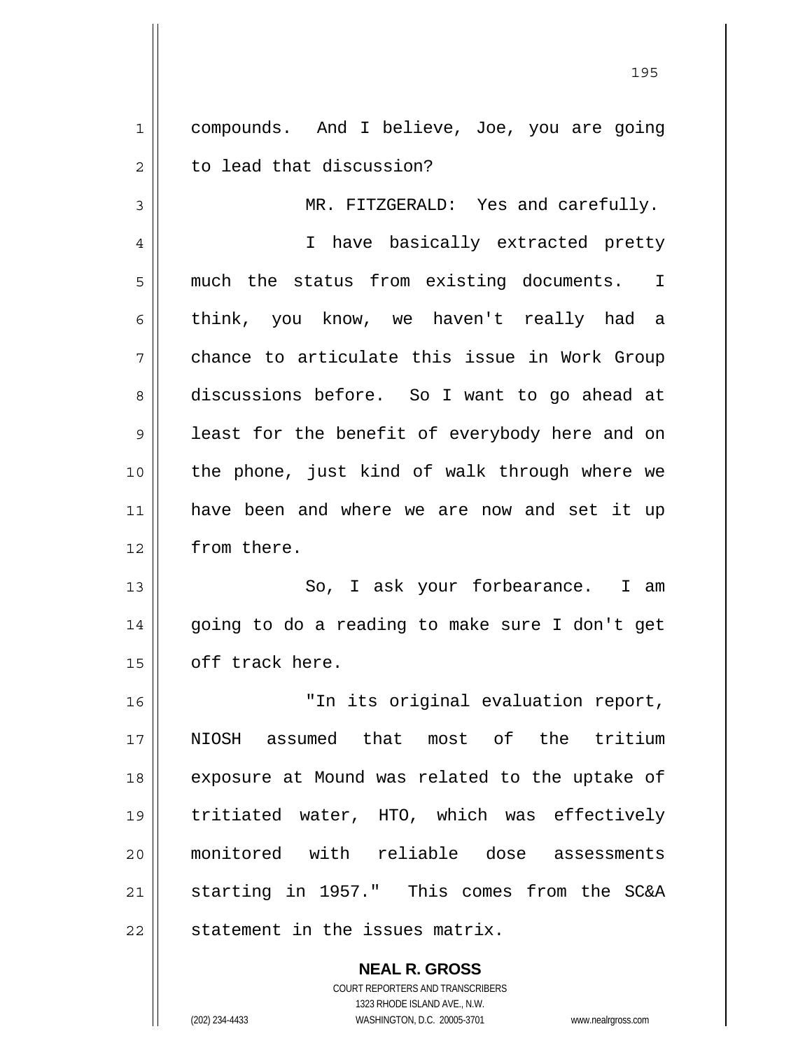compounds. And I believe, Joe, you are going to lead that discussion?

MR. FITZGERALD: Yes and carefully.

I have basically extracted pretty much the status from existing documents. I think, you know, we haven't really had a chance to articulate this issue in Work Group discussions before. So I want to go ahead at least for the benefit of everybody here and on the phone, just kind of walk through where we have been and where we are now and set it up from there.

So, I ask your forbearance. I am going to do a reading to make sure I don't get off track here.

"In its original evaluation report, NIOSH assumed that most of the tritium exposure at Mound was related to the uptake of tritiated water, HTO, which was effectively monitored with reliable dose assessments starting in 1957." This comes from the SC&A statement in the issues matrix.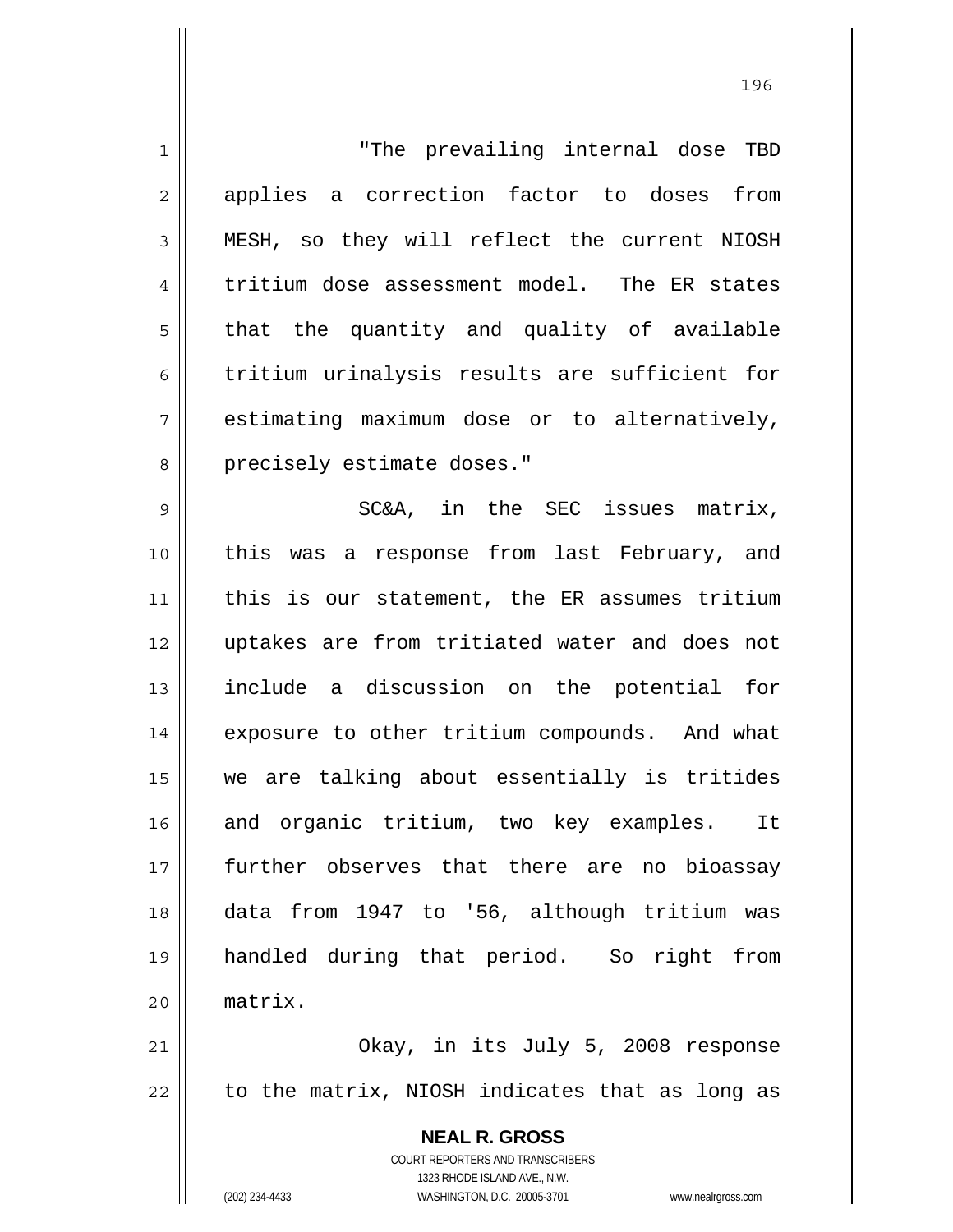"The prevailing internal dose TBD applies a correction factor to doses from MESH, so they will reflect the current NIOSH tritium dose assessment model. The ER states that the quantity and quality of available tritium urinalysis results are sufficient for estimating maximum dose or to alternatively, precisely estimate doses."

SC&A, in the SEC issues matrix, this was a response from last February, and this is our statement, the ER assumes tritium uptakes are from tritiated water and does not include a discussion on the potential for exposure to other tritium compounds. And what we are talking about essentially is tritides and organic tritium, two key examples. It further observes that there are no bioassay data from 1947 to '56, although tritium was handled during that period. So right from matrix.

Okay, in its July 5, 2008 response to the matrix, NIOSH indicates that as long as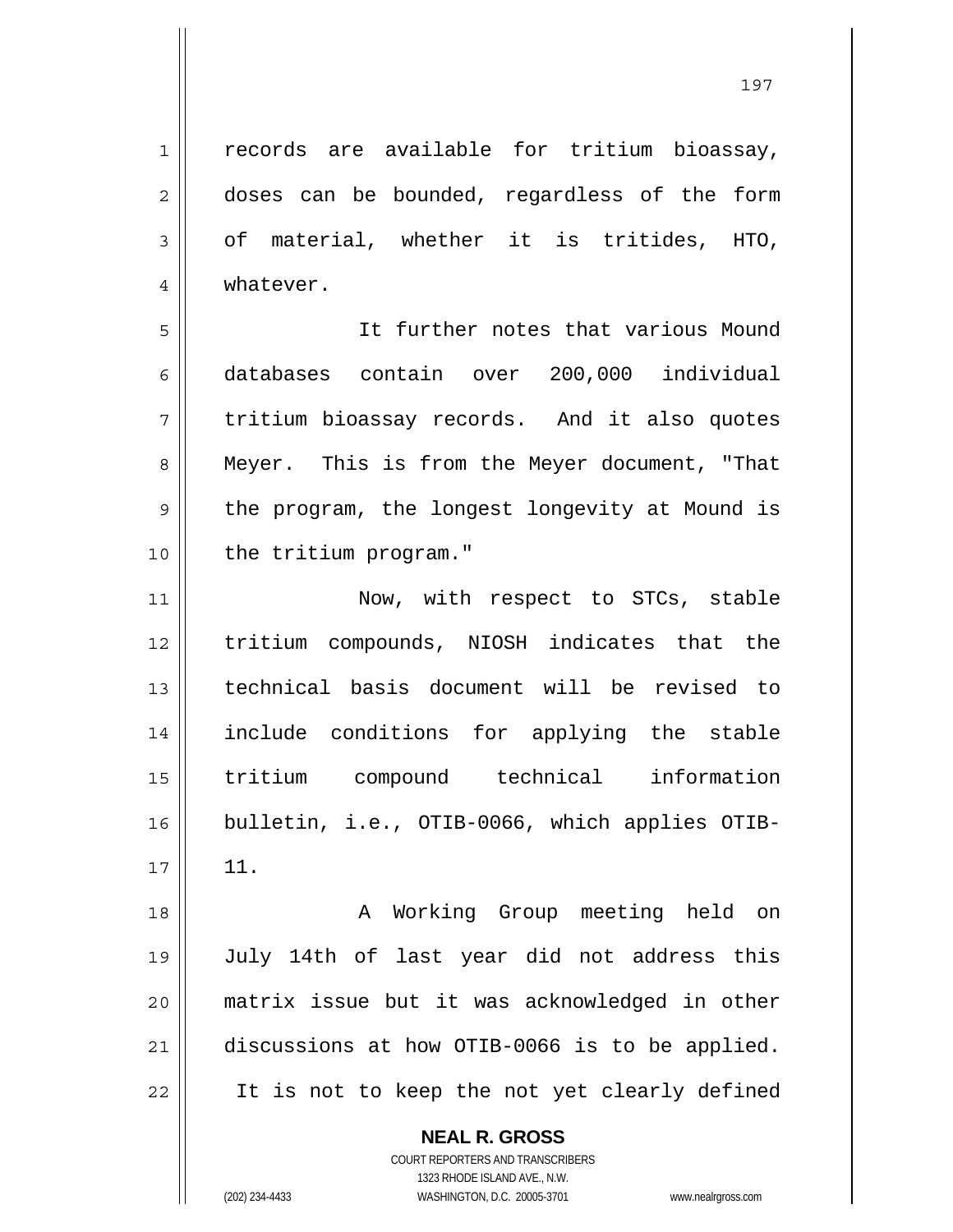records are available for tritium bioassay, doses can be bounded, regardless of the form of material, whether it is tritides, HTO, whatever.

It further notes that various Mound databases contain over 200,000 individual tritium bioassay records. And it also quotes Meyer. This is from the Meyer document, "That the program, the longest longevity at Mound is the tritium program."

Now, with respect to STCs, stable tritium compounds, NIOSH indicates that the technical basis document will be revised to include conditions for applying the stable tritium compound technical information bulletin, i.e., OTIB-0066, which applies OTIB-11.

A Working Group meeting held on July 14th of last year did not address this matrix issue but it was acknowledged in other discussions at how OTIB-0066 is to be applied. It is not to keep the not yet clearly defined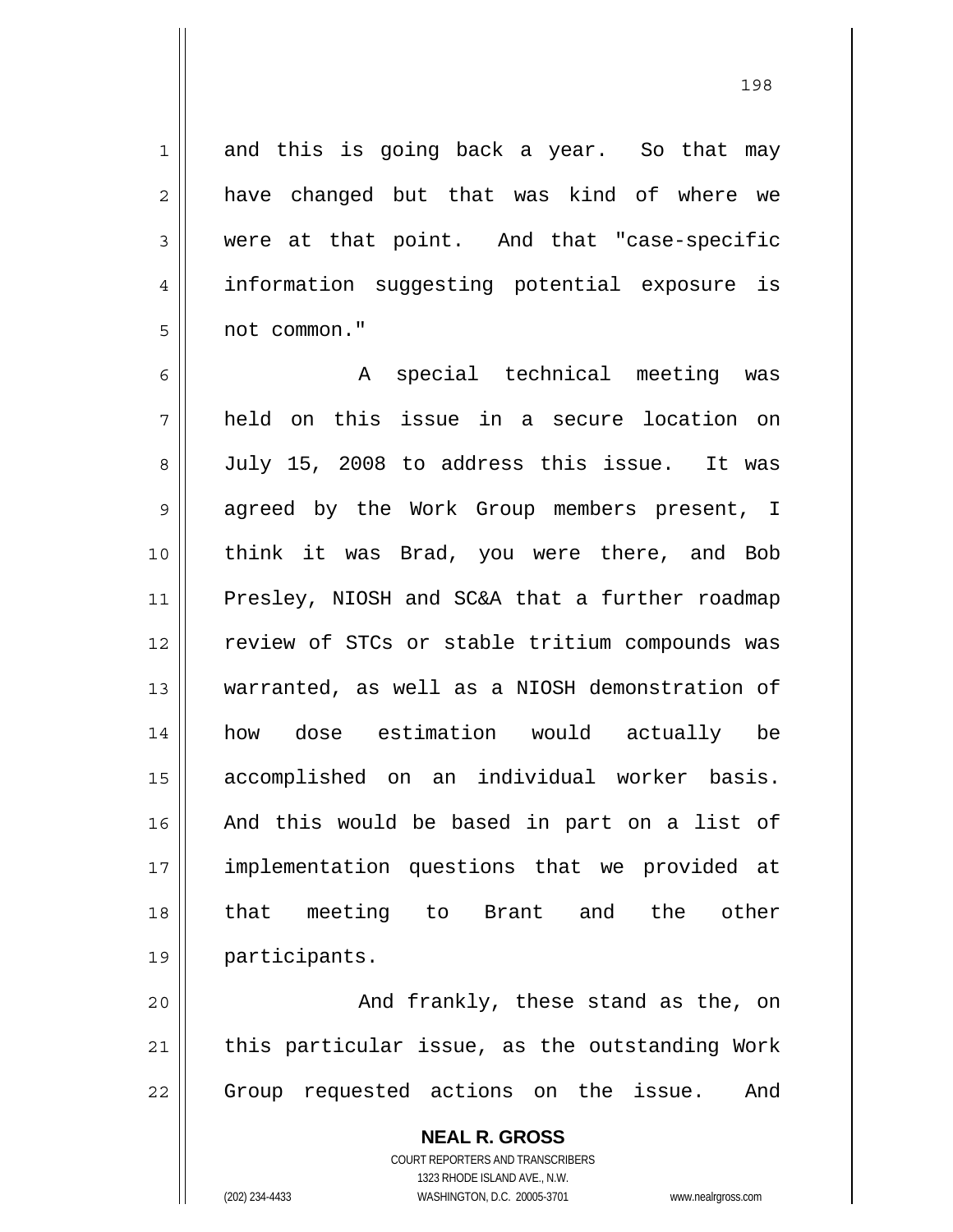and this is going back a year. So that may have changed but that was kind of where we were at that point. And that "case-specific information suggesting potential exposure is not common."

A special technical meeting was held on this issue in a secure location on July 15, 2008 to address this issue. It was agreed by the Work Group members present, I think it was Brad, you were there, and Bob Presley, NIOSH and SC&A that a further roadmap review of STCs or stable tritium compounds was warranted, as well as a NIOSH demonstration of how dose estimation would actually be accomplished on an individual worker basis. And this would be based in part on a list of implementation questions that we provided at that meeting to Brant and the other participants.

And frankly, these stand as the, on this particular issue, as the outstanding Work Group requested actions on the issue. And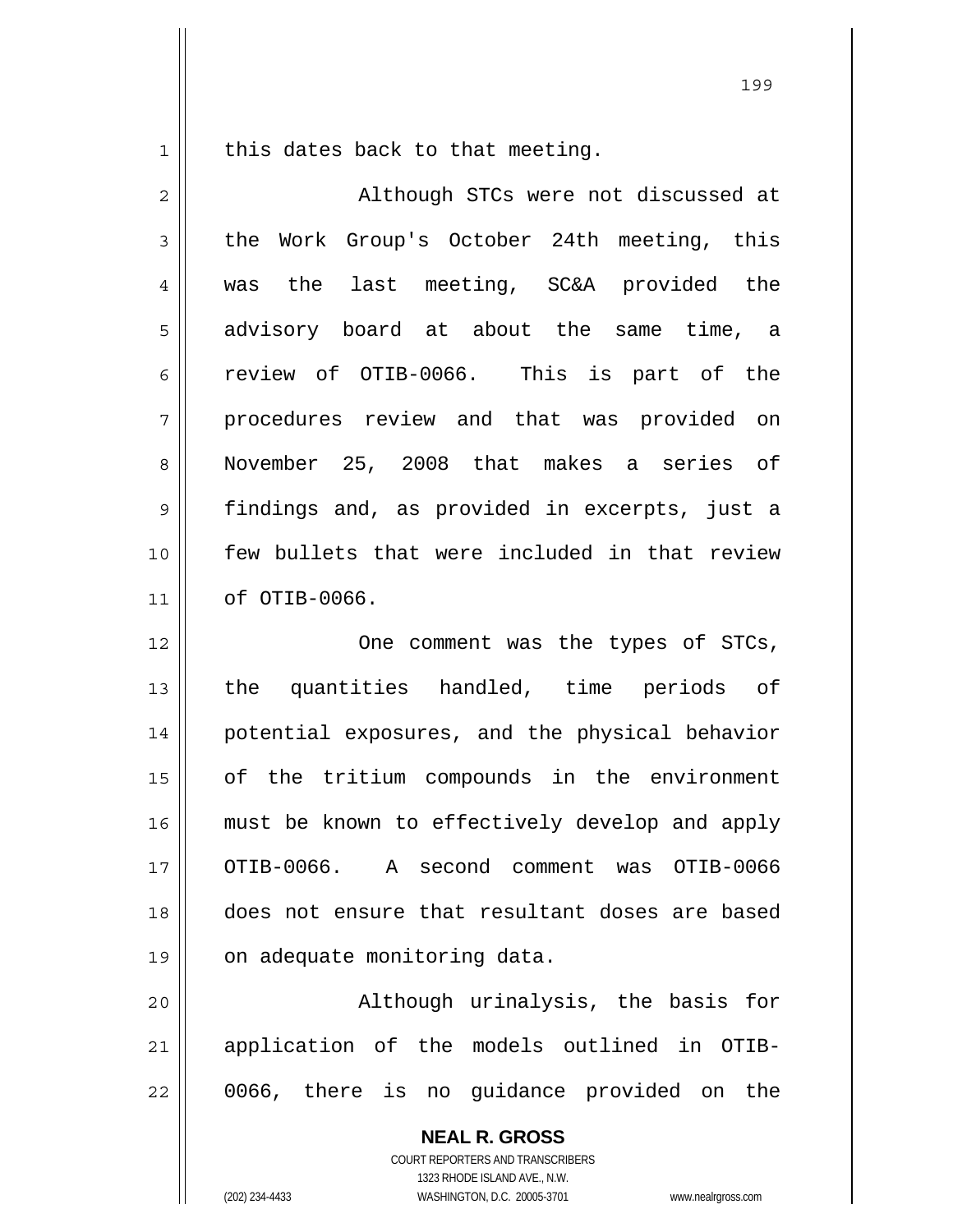this dates back to that meeting.

Although STCs were not discussed at the Work Group's October 24th meeting, this was the last meeting, SC&A provided the advisory board at about the same time, a review of OTIB-0066. This is part of the procedures review and that was provided on November 25, 2008 that makes a series of findings and, as provided in excerpts, just a few bullets that were included in that review of OTIB-0066.

One comment was the types of STCs, the quantities handled, time periods of potential exposures, and the physical behavior of the tritium compounds in the environment must be known to effectively develop and apply OTIB-0066. A second comment was OTIB-0066 does not ensure that resultant doses are based on adequate monitoring data.

Although urinalysis, the basis for application of the models outlined in OTIB-0066, there is no guidance provided on the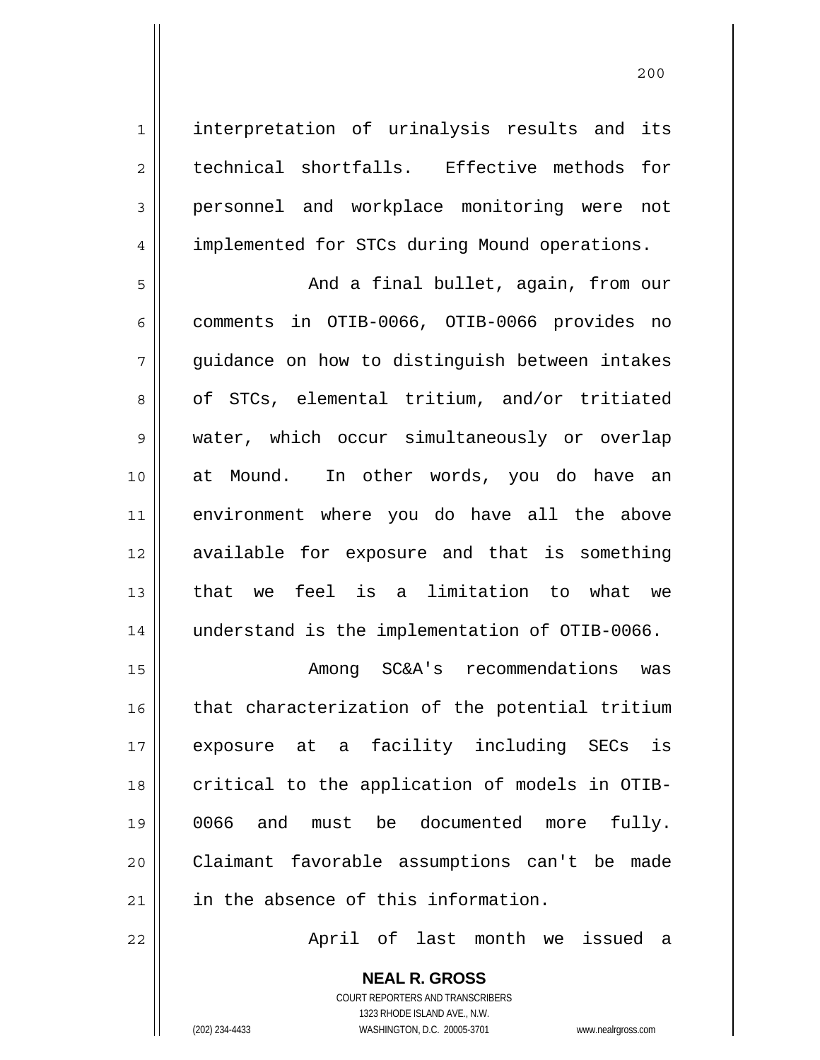interpretation of urinalysis results and its technical shortfalls. Effective methods for personnel and workplace monitoring were not implemented for STCs during Mound operations.

And a final bullet, again, from our comments in OTIB-0066, OTIB-0066 provides no guidance on how to distinguish between intakes of STCs, elemental tritium, and/or tritiated water, which occur simultaneously or overlap at Mound. In other words, you do have an environment where you do have all the above available for exposure and that is something that we feel is a limitation to what we understand is the implementation of OTIB-0066.

Among SC&A's recommendations was that characterization of the potential tritium exposure at a facility including SECs is critical to the application of models in OTIB-0066 and must be documented more fully. Claimant favorable assumptions can't be made in the absence of this information.

April of last month we issued a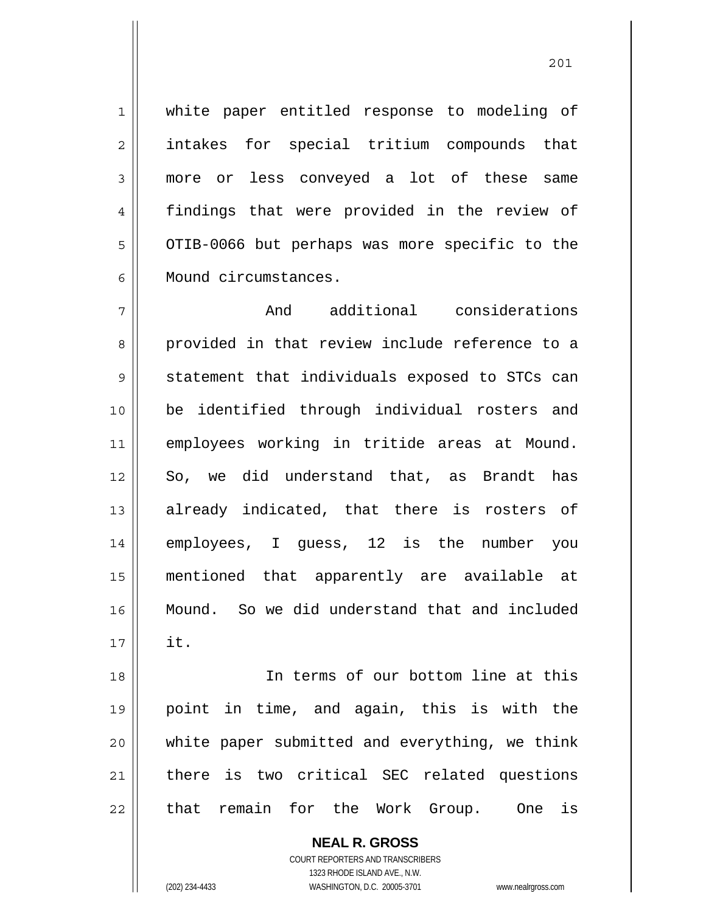white paper entitled response to modeling of intakes for special tritium compounds that more or less conveyed a lot of these same findings that were provided in the review of OTIB-0066 but perhaps was more specific to the Mound circumstances.

And additional considerations provided in that review include reference to a statement that individuals exposed to STCs can be identified through individual rosters and employees working in tritide areas at Mound. So, we did understand that, as Brandt has already indicated, that there is rosters of employees, I guess, 12 is the number you mentioned that apparently are available at Mound. So we did understand that and included it.

In terms of our bottom line at this point in time, and again, this is with the white paper submitted and everything, we think there is two critical SEC related questions that remain for the Work Group. One is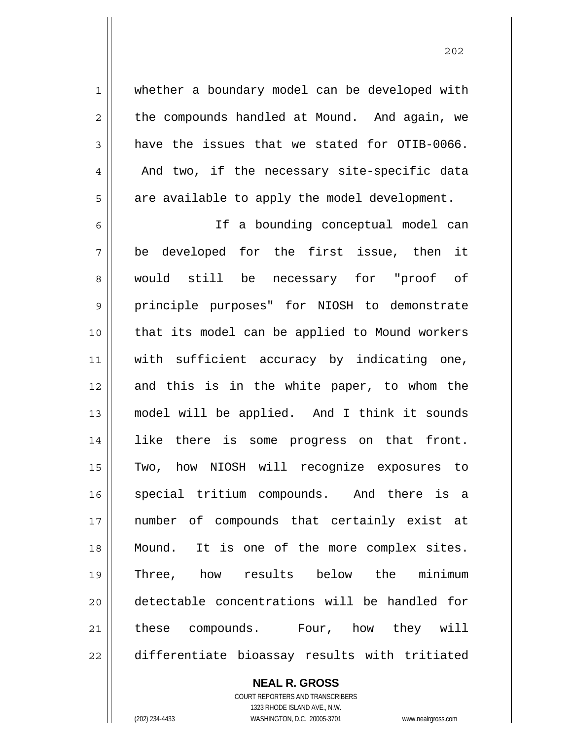whether a boundary model can be developed with the compounds handled at Mound. And again, we have the issues that we stated for OTIB-0066. And two, if the necessary site-specific data are available to apply the model development.

If a bounding conceptual model can be developed for the first issue, then it would still be necessary for "proof of principle purposes" for NIOSH to demonstrate that its model can be applied to Mound workers with sufficient accuracy by indicating one, and this is in the white paper, to whom the model will be applied. And I think it sounds like there is some progress on that front. Two, how NIOSH will recognize exposures to special tritium compounds. And there is a number of compounds that certainly exist at Mound. It is one of the more complex sites. Three, how results below the minimum detectable concentrations will be handled for these compounds. Four, how they will differentiate bioassay results with tritiated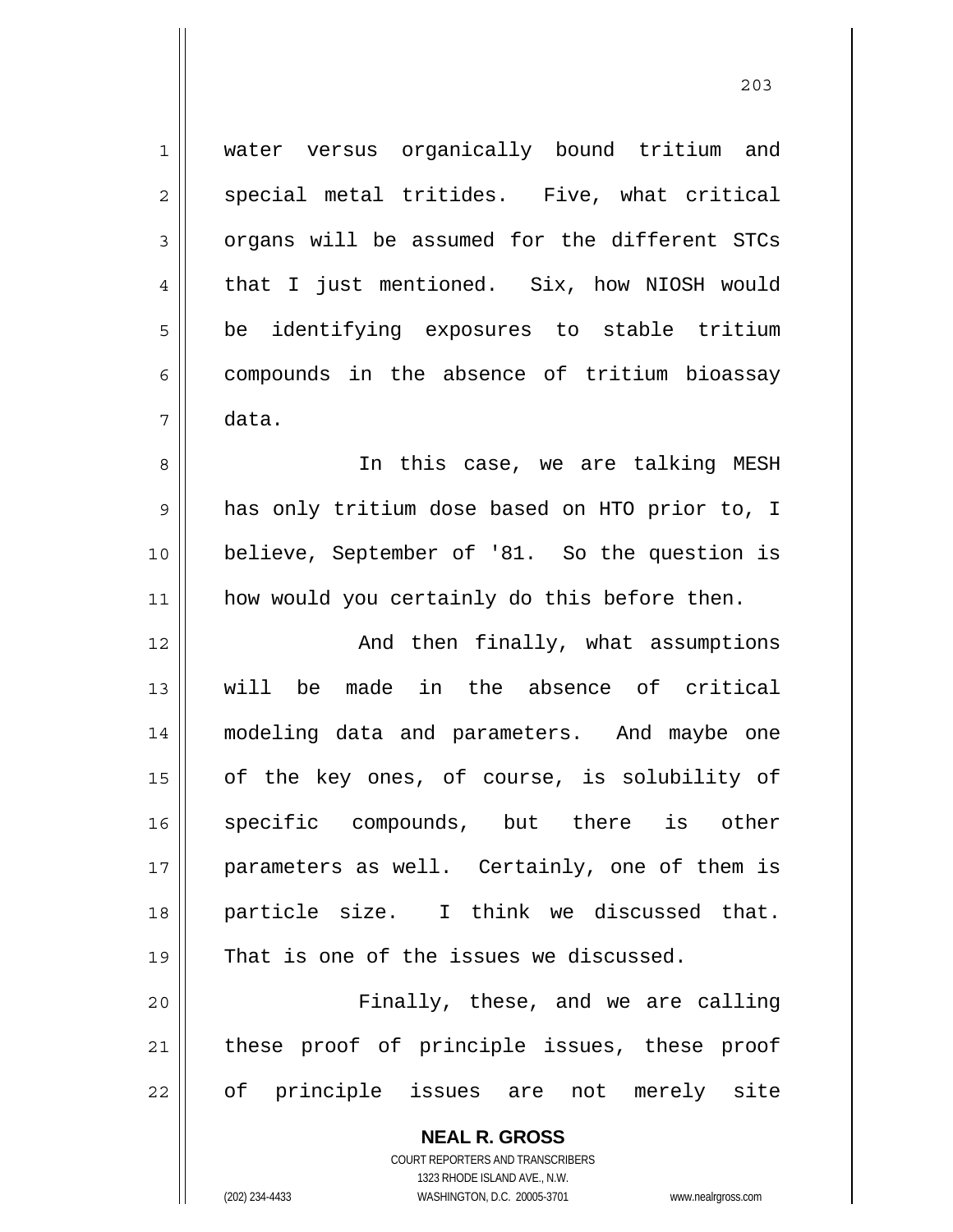water versus organically bound tritium and special metal tritides. Five, what critical organs will be assumed for the different STCs that I just mentioned. Six, how NIOSH would be identifying exposures to stable tritium compounds in the absence of tritium bioassay data.

In this case, we are talking MESH has only tritium dose based on HTO prior to, I believe, September of '81. So the question is how would you certainly do this before then.

And then finally, what assumptions will be made in the absence of critical modeling data and parameters. And maybe one of the key ones, of course, is solubility of specific compounds, but there is other parameters as well. Certainly, one of them is particle size. I think we discussed that. That is one of the issues we discussed.

Finally, these, and we are calling these proof of principle issues, these proof of principle issues are not merely site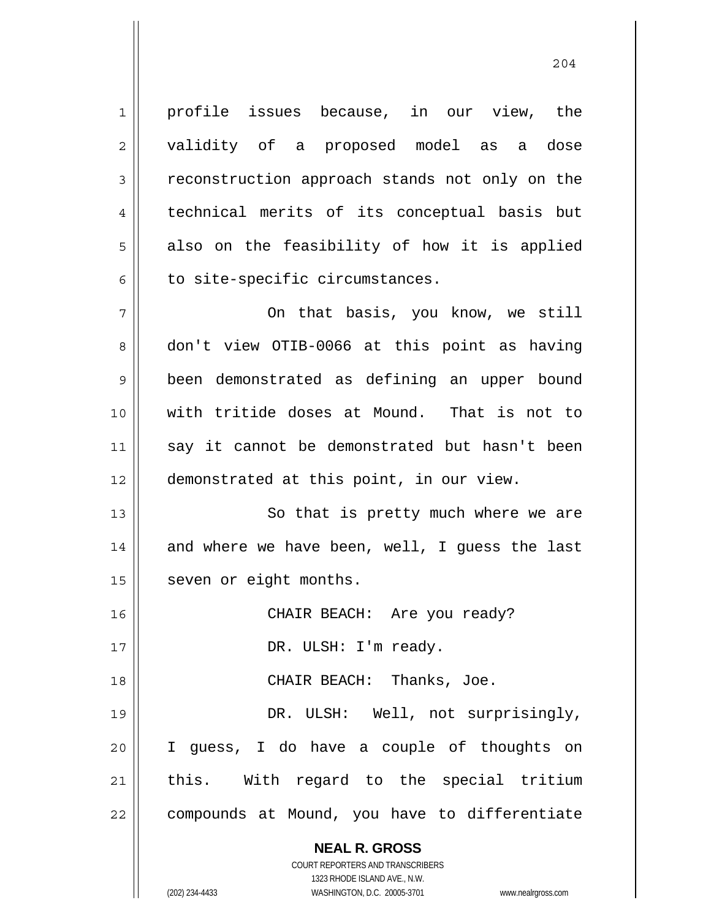profile issues because, in our view, the validity of a proposed model as a dose reconstruction approach stands not only on the technical merits of its conceptual basis but also on the feasibility of how it is applied to site-specific circumstances.

On that basis, you know, we still don't view OTIB-0066 at this point as having been demonstrated as defining an upper bound with tritide doses at Mound. That is not to say it cannot be demonstrated but hasn't been demonstrated at this point, in our view.

So that is pretty much where we are and where we have been, well, I guess the last seven or eight months.

CHAIR BEACH: Are you ready?

DR. ULSH: I'm ready.

CHAIR BEACH: Thanks, Joe.

DR. ULSH: Well, not surprisingly, I guess, I do have a couple of thoughts on this. With regard to the special tritium compounds at Mound, you have to differentiate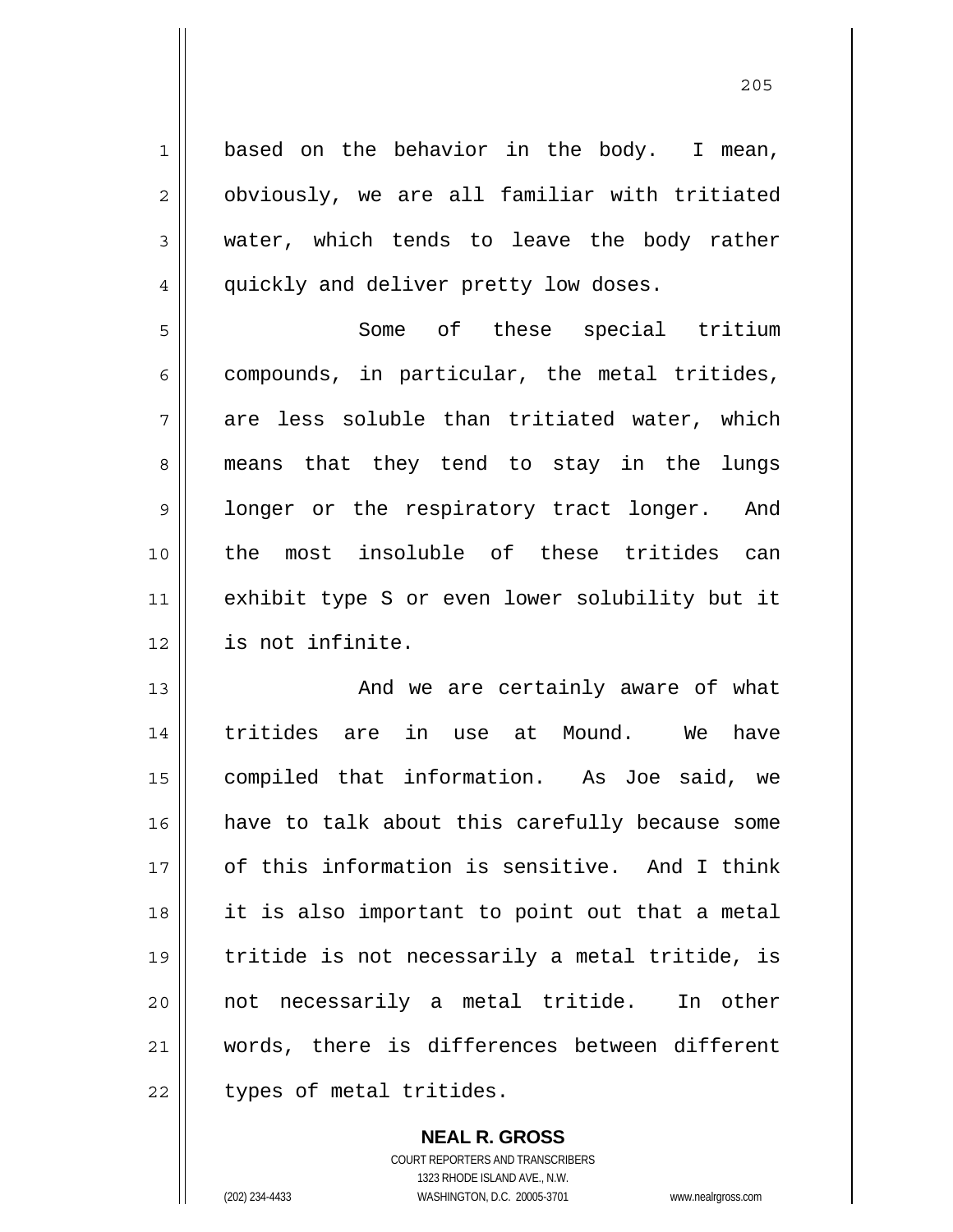based on the behavior in the body. I mean, obviously, we are all familiar with tritiated water, which tends to leave the body rather quickly and deliver pretty low doses.

Some of these special tritium compounds, in particular, the metal tritides, are less soluble than tritiated water, which means that they tend to stay in the lungs longer or the respiratory tract longer. And the most insoluble of these tritides can exhibit type S or even lower solubility but it is not infinite.

And we are certainly aware of what tritides are in use at Mound. We have compiled that information. As Joe said, we have to talk about this carefully because some of this information is sensitive. And I think it is also important to point out that a metal tritide is not necessarily a metal tritide, is not necessarily a metal tritide. In other words, there is differences between different types of metal tritides.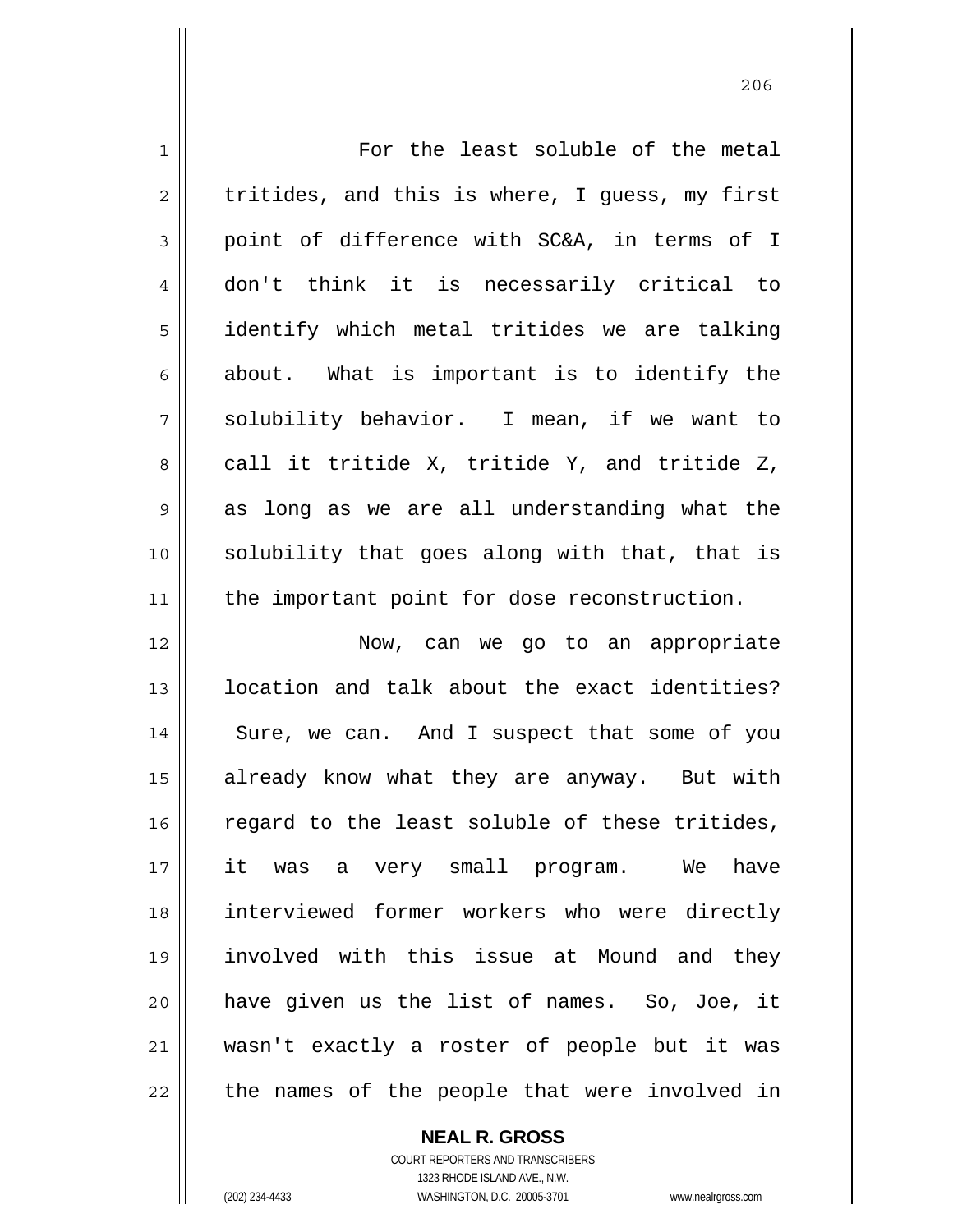For the least soluble of the metal tritides, and this is where, I guess, my first point of difference with SC&A, in terms of I don't think it is necessarily critical to identify which metal tritides we are talking about. What is important is to identify the solubility behavior. I mean, if we want to call it tritide X, tritide Y, and tritide Z, as long as we are all understanding what the solubility that goes along with that, that is the important point for dose reconstruction.

Now, can we go to an appropriate location and talk about the exact identities? Sure, we can. And I suspect that some of you already know what they are anyway. But with regard to the least soluble of these tritides, it was a very small program. We have interviewed former workers who were directly involved with this issue at Mound and they have given us the list of names. So, Joe, it wasn't exactly a roster of people but it was the names of the people that were involved in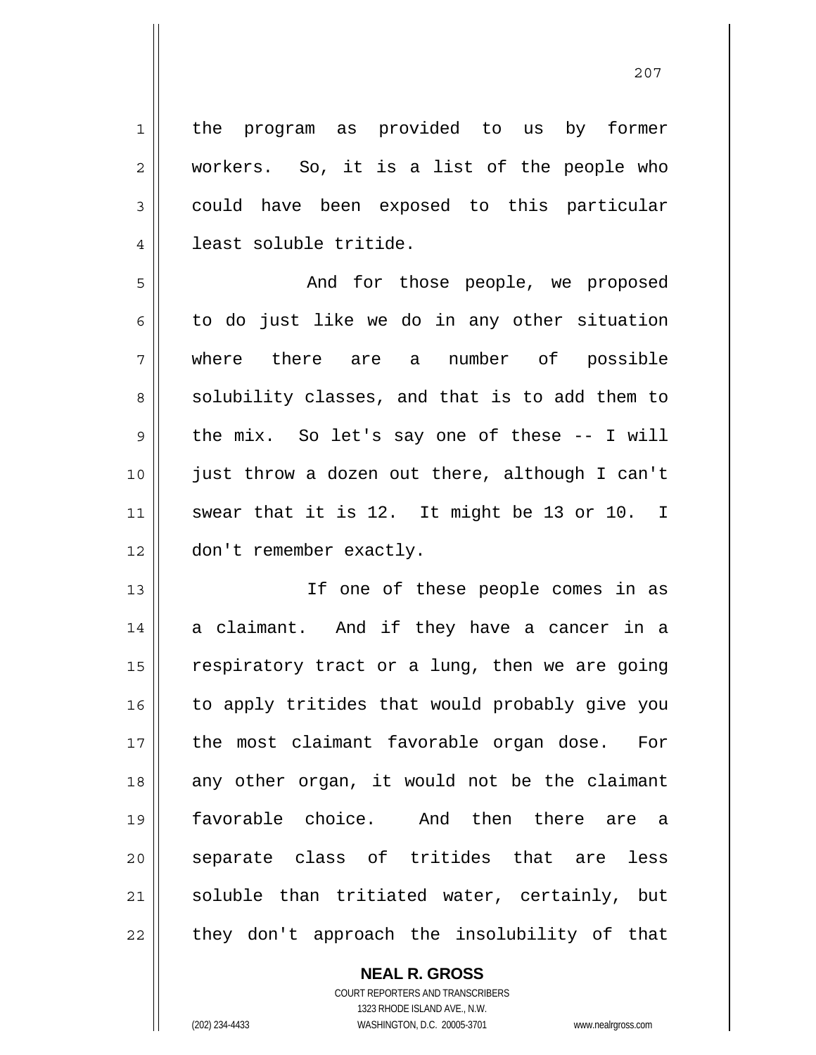the program as provided to us by former workers. So, it is a list of the people who could have been exposed to this particular least soluble tritide.

And for those people, we proposed to do just like we do in any other situation where there are a number of possible solubility classes, and that is to add them to the mix. So let's say one of these -- I will just throw a dozen out there, although I can't swear that it is 12. It might be 13 or 10. I don't remember exactly.

If one of these people comes in as a claimant. And if they have a cancer in a respiratory tract or a lung, then we are going to apply tritides that would probably give you the most claimant favorable organ dose. For any other organ, it would not be the claimant favorable choice. And then there are a separate class of tritides that are less soluble than tritiated water, certainly, but they don't approach the insolubility of that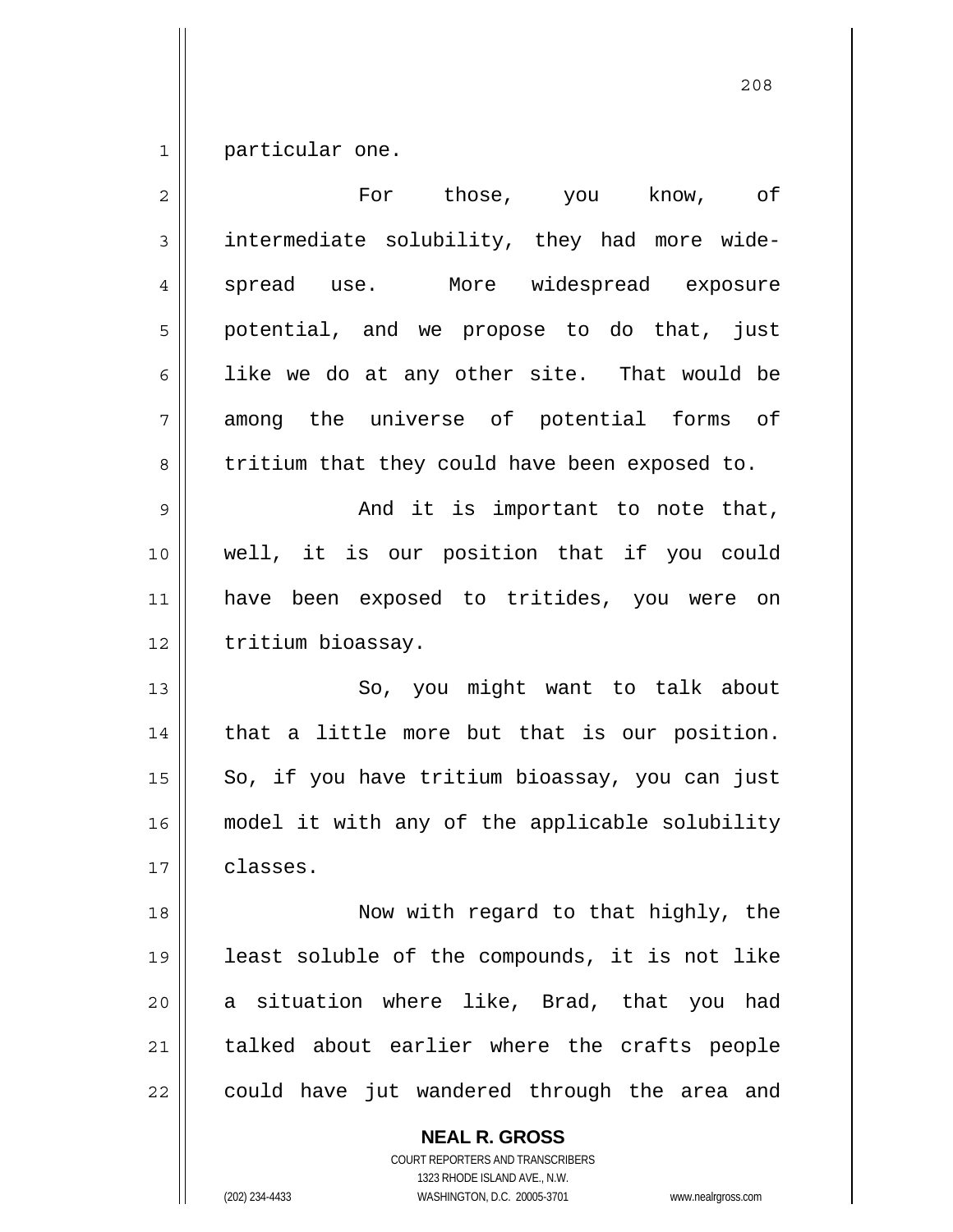particular one.

For those, you know, of intermediate solubility, they had more wide-spread use. More widespread exposure potential, and we propose to do that, just like we do at any other site. That would be among the universe of potential forms of tritium that they could have been exposed to.

And it is important to note that, well, it is our position that if you could have been exposed to tritides, you were on tritium bioassay.

So, you might want to talk about that a little more but that is our position. So, if you have tritium bioassay, you can just model it with any of the applicable solubility classes.

Now with regard to that highly, the least soluble of the compounds, it is not like a situation where like, Brad, that you had talked about earlier where the crafts people could have jut wandered through the area and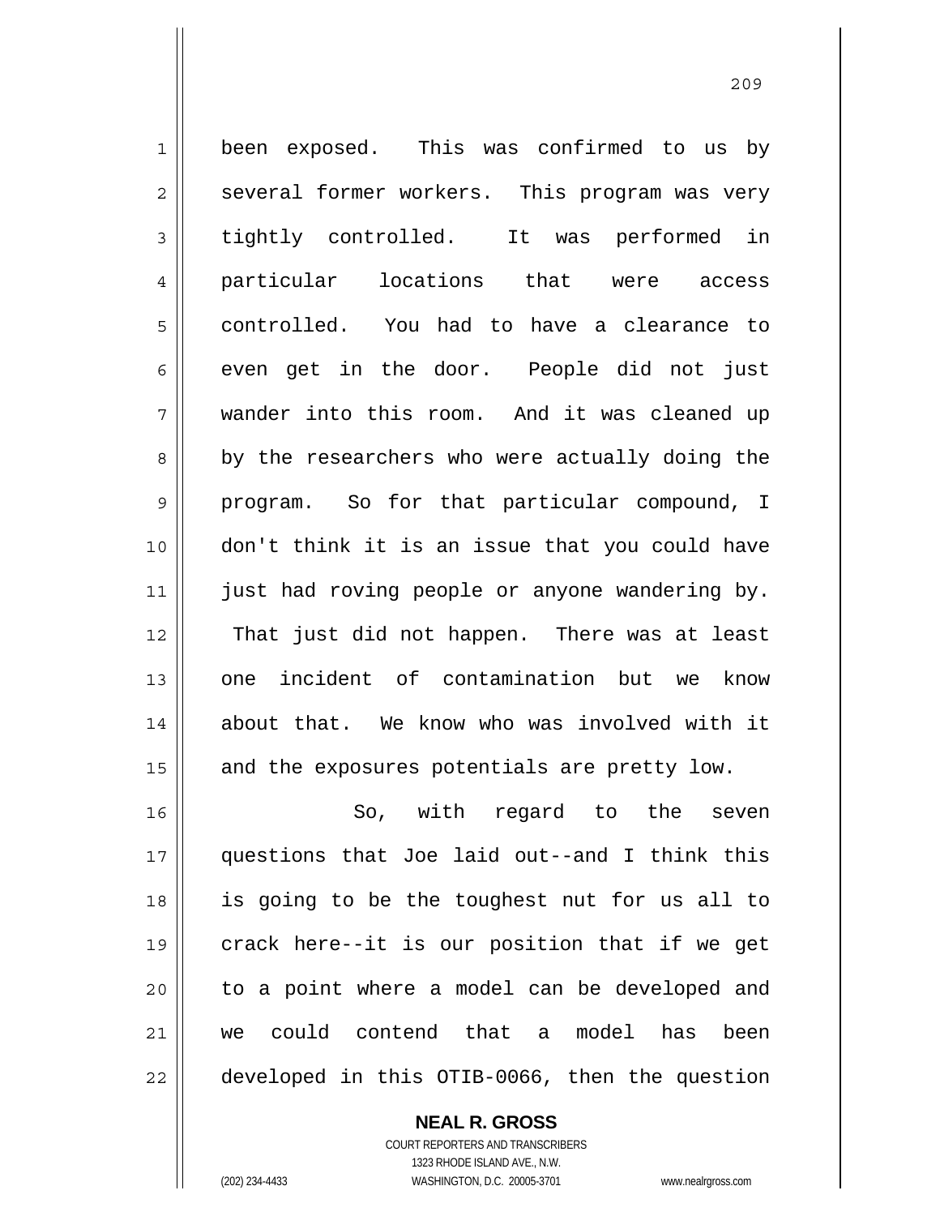been exposed. This was confirmed to us by several former workers. This program was very tightly controlled. It was performed in particular locations that were access controlled. You had to have a clearance to even get in the door. People did not just wander into this room. And it was cleaned up by the researchers who were actually doing the program. So for that particular compound, I don't think it is an issue that you could have just had roving people or anyone wandering by. That just did not happen. There was at least one incident of contamination but we know about that. We know who was involved with it and the exposures potentials are pretty low.

So, with regard to the seven questions that Joe laid out--and I think this is going to be the toughest nut for us all to crack here--it is our position that if we get to a point where a model can be developed and we could contend that a model has been developed in this OTIB-0066, then the question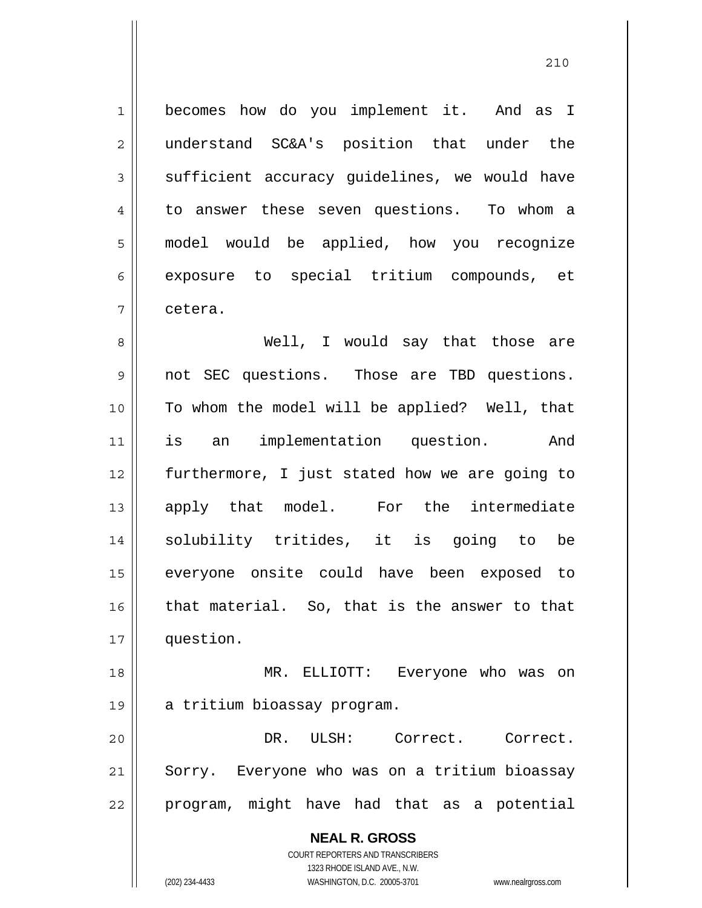becomes how do you implement it. And as I understand SC&A's position that under the sufficient accuracy guidelines, we would have to answer these seven questions. To whom a model would be applied, how you recognize exposure to special tritium compounds, et cetera.

Well, I would say that those are not SEC questions. Those are TBD questions. To whom the model will be applied? Well, that is an implementation question. And furthermore, I just stated how we are going to apply that model. For the intermediate solubility tritides, it is going to be everyone onsite could have been exposed to that material. So, that is the answer to that question.

MR. ELLIOTT: Everyone who was on a tritium bioassay program.

DR. ULSH: Correct. Correct. Sorry. Everyone who was on a tritium bioassay program, might have had that as a potential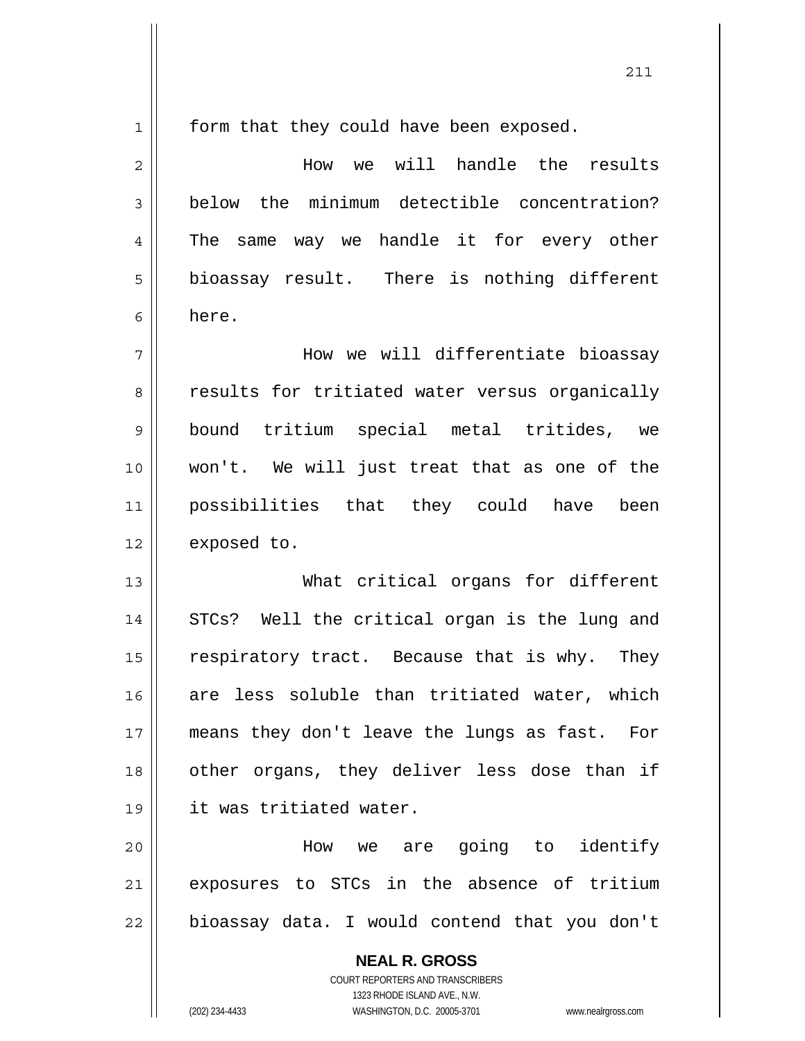form that they could have been exposed.

How we will handle the results below the minimum detectible concentration? The same way we handle it for every other bioassay result. There is nothing different here.

How we will differentiate bioassay results for tritiated water versus organically bound tritium special metal tritides, we won't. We will just treat that as one of the possibilities that they could have been exposed to.

What critical organs for different STCs? Well the critical organ is the lung and respiratory tract. Because that is why. They are less soluble than tritiated water, which means they don't leave the lungs as fast. For other organs, they deliver less dose than if it was tritiated water.

How we are going to identify exposures to STCs in the absence of tritium bioassay data. I would contend that you don't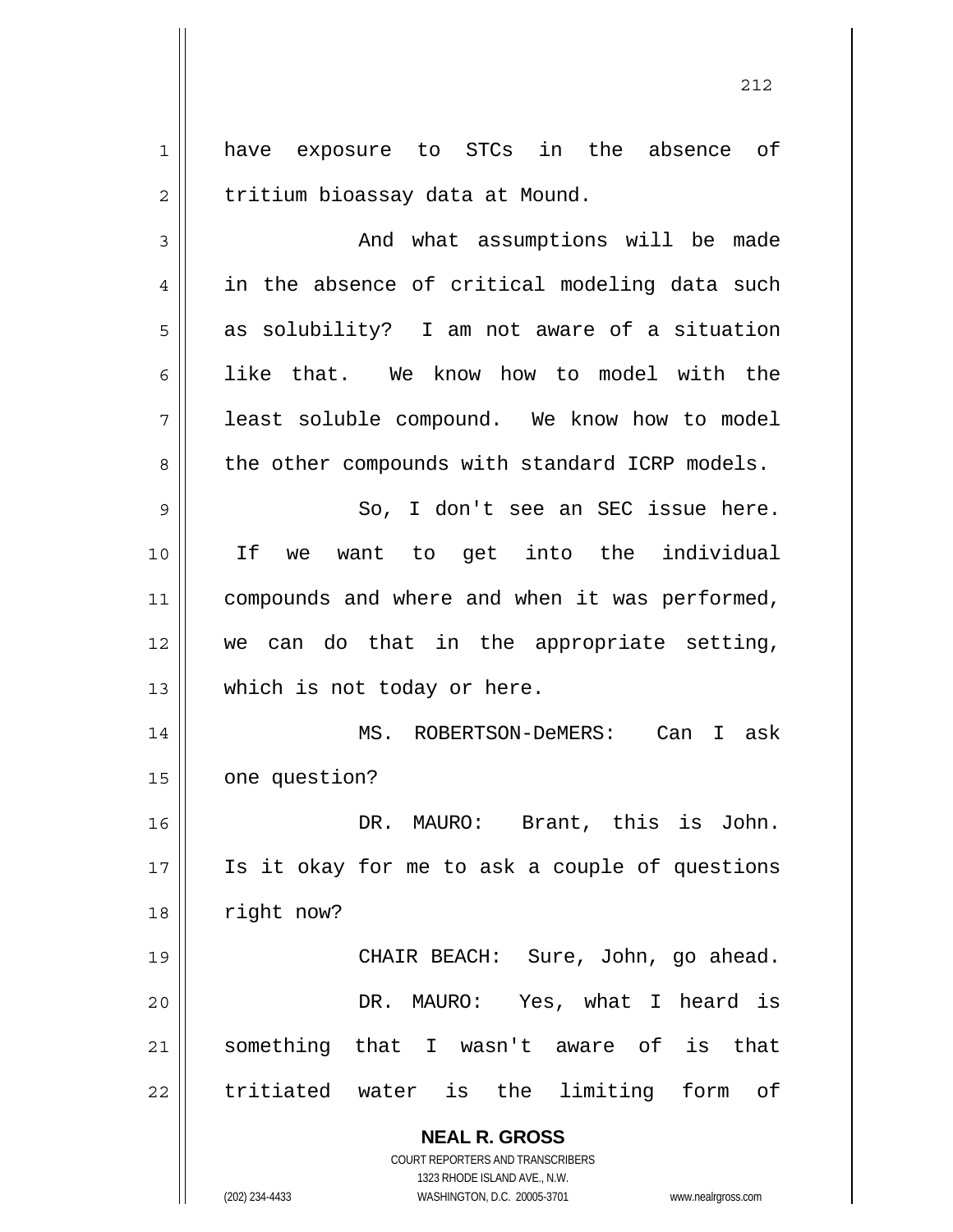have exposure to STCs in the absence of tritium bioassay data at Mound.

And what assumptions will be made in the absence of critical modeling data such as solubility? I am not aware of a situation like that. We know how to model with the least soluble compound. We know how to model the other compounds with standard ICRP models.

So, I don't see an SEC issue here. If we want to get into the individual compounds and where and when it was performed, we can do that in the appropriate setting, which is not today or here.

MS. ROBERTSON-DeMERS: Can I ask one question?

DR. MAURO: Brant, this is John. Is it okay for me to ask a couple of questions right now?

CHAIR BEACH: Sure, John, go ahead.

DR. MAURO: Yes, what I heard is something that I wasn't aware of is that tritiated water is the limiting form of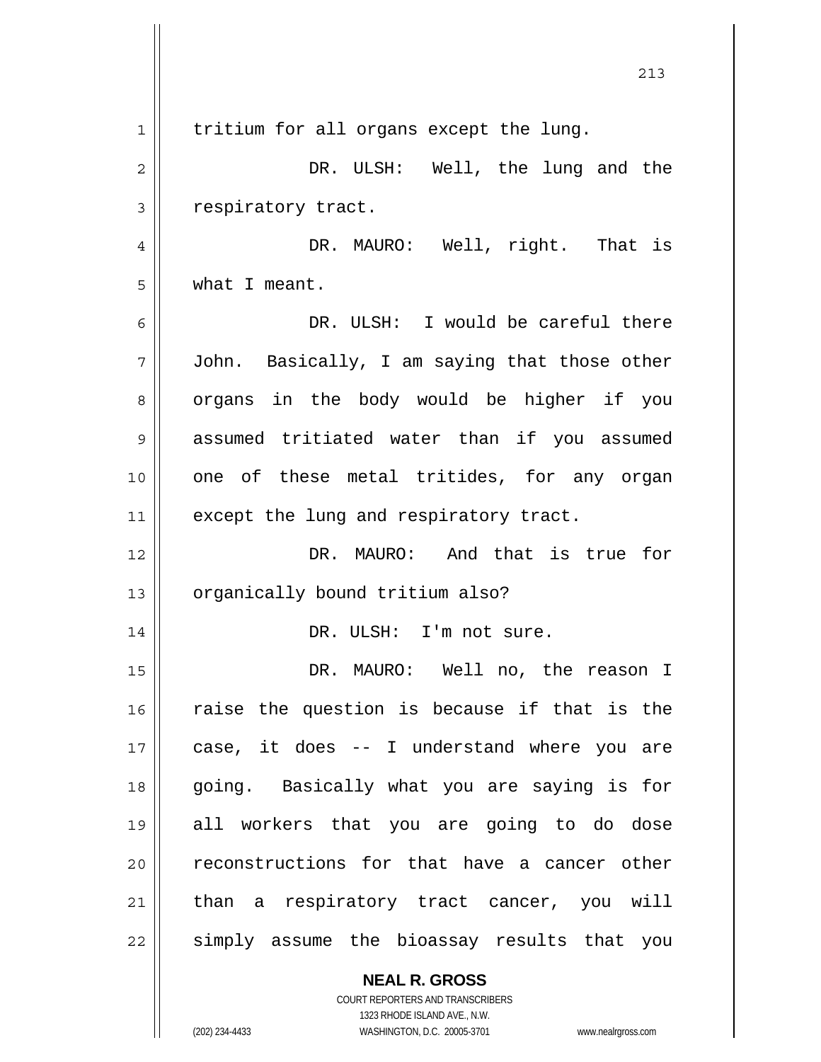tritium for all organs except the lung.

DR. ULSH: Well, the lung and the respiratory tract.

DR. MAURO: Well, right. That is what I meant.

DR. ULSH: I would be careful there John. Basically, I am saying that those other organs in the body would be higher if you assumed tritiated water than if you assumed one of these metal tritides, for any organ except the lung and respiratory tract.

DR. MAURO: And that is true for organically bound tritium also?

DR. ULSH: I'm not sure.

DR. MAURO: Well no, the reason I raise the question is because if that is the case, it does -- I understand where you are going. Basically what you are saying is for all workers that you are going to do dose reconstructions for that have a cancer other than a respiratory tract cancer, you will simply assume the bioassay results that you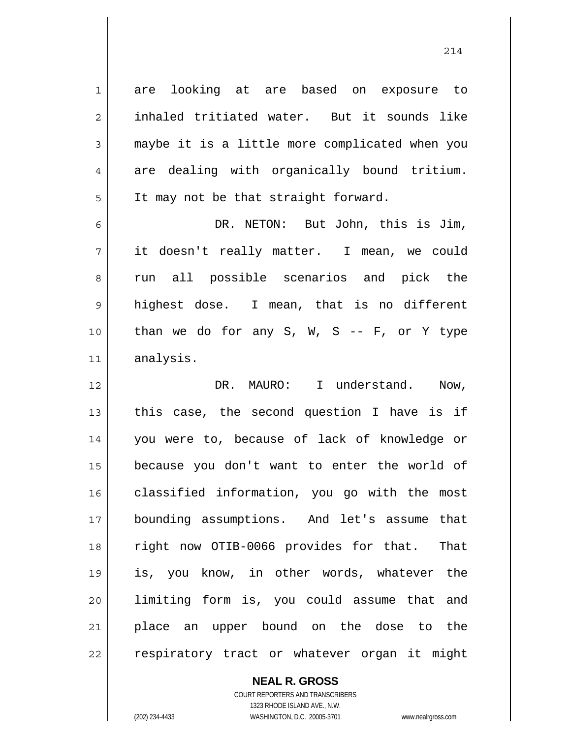are looking at are based on exposure to inhaled tritiated water. But it sounds like maybe it is a little more complicated when you are dealing with organically bound tritium. It may not be that straight forward.

DR. NETON: But John, this is Jim, it doesn't really matter. I mean, we could run all possible scenarios and pick the highest dose. I mean, that is no different than we do for any S, W, S -- F, or Y type analysis.

DR. MAURO: I understand. Now, this case, the second question I have is if you were to, because of lack of knowledge or because you don't want to enter the world of classified information, you go with the most bounding assumptions. And let's assume that right now OTIB-0066 provides for that. That is, you know, in other words, whatever the limiting form is, you could assume that and place an upper bound on the dose to the respiratory tract or whatever organ it might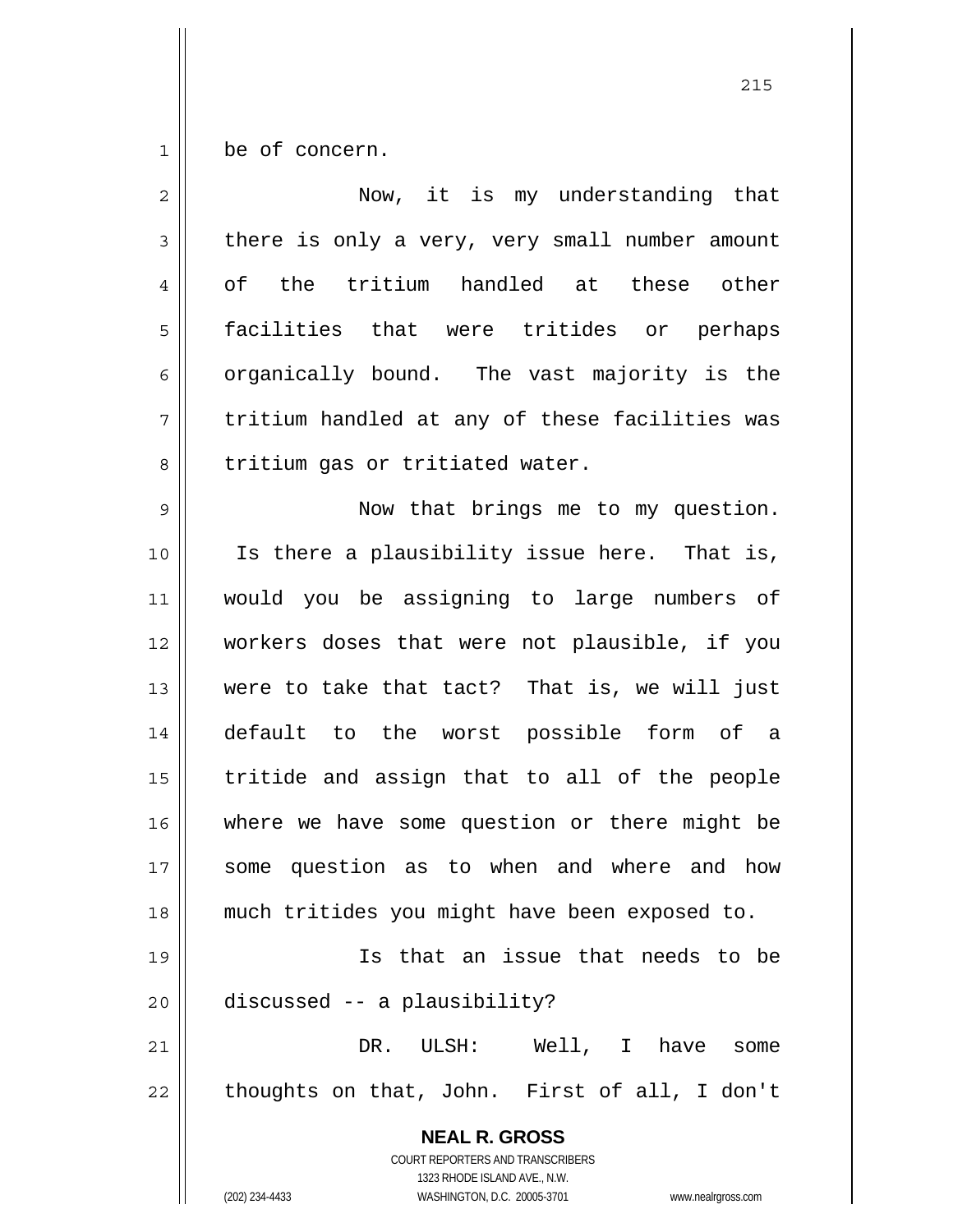be of concern.

Now, it is my understanding that there is only a very, very small number amount of the tritium handled at these other facilities that were tritides or perhaps organically bound. The vast majority is the tritium handled at any of these facilities was tritium gas or tritiated water.

Now that brings me to my question. Is there a plausibility issue here. That is, would you be assigning to large numbers of workers doses that were not plausible, if you were to take that tact? That is, we will just default to the worst possible form of a tritide and assign that to all of the people where we have some question or there might be some question as to when and where and how much tritides you might have been exposed to.

Is that an issue that needs to be discussed -- a plausibility?

DR. ULSH: Well, I have some thoughts on that, John. First of all, I don't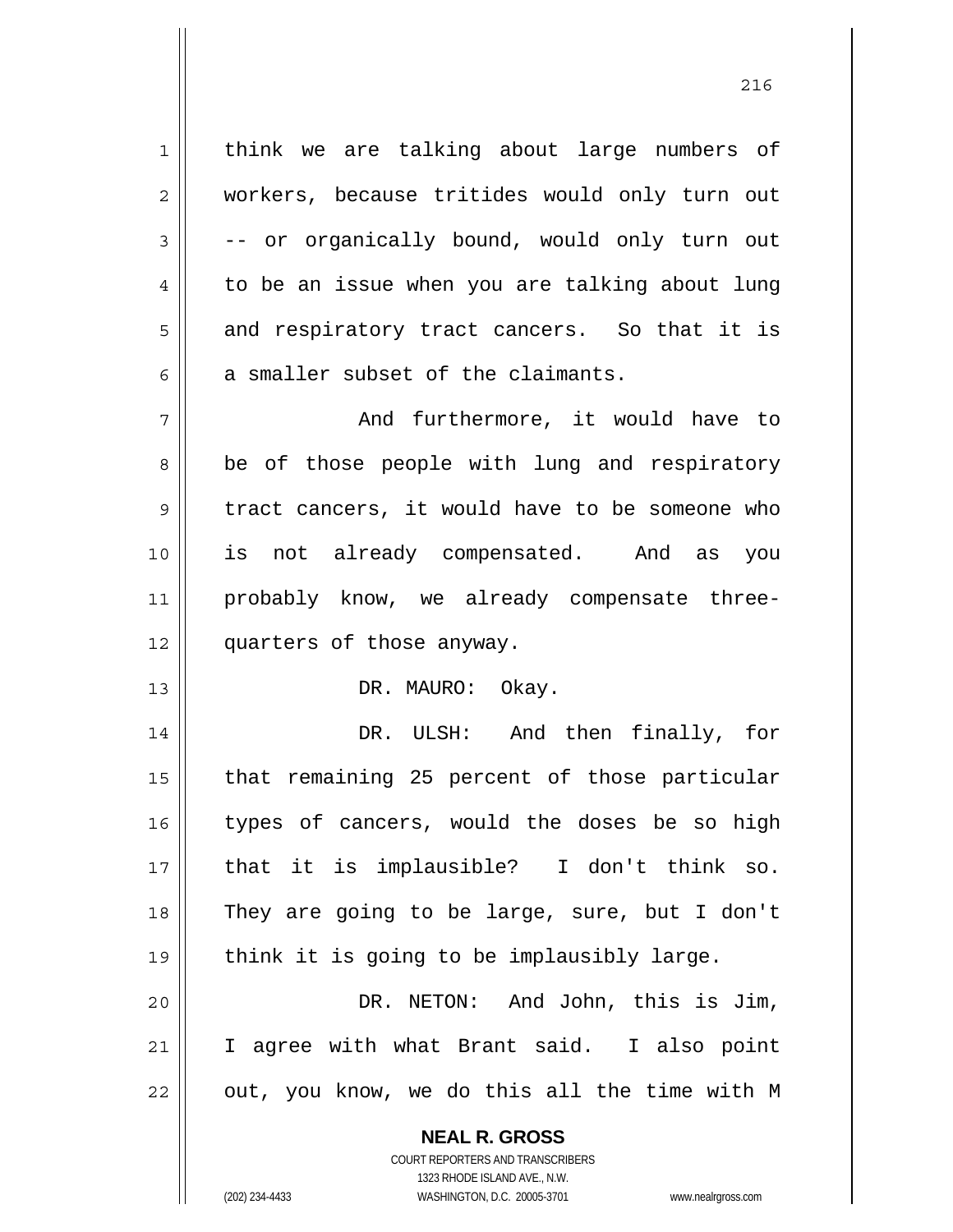think we are talking about large numbers of workers, because tritides would only turn out -- or organically bound, would only turn out to be an issue when you are talking about lung and respiratory tract cancers. So that it is a smaller subset of the claimants.

And furthermore, it would have to be of those people with lung and respiratory tract cancers, it would have to be someone who is not already compensated. And as you probably know, we already compensate three-quarters of those anyway.

DR. MAURO: Okay.

DR. ULSH: And then finally, for that remaining 25 percent of those particular types of cancers, would the doses be so high that it is implausible? I don't think so. They are going to be large, sure, but I don't think it is going to be implausibly large.

DR. NETON: And John, this is Jim, I agree with what Brant said. I also point out, you know, we do this all the time with M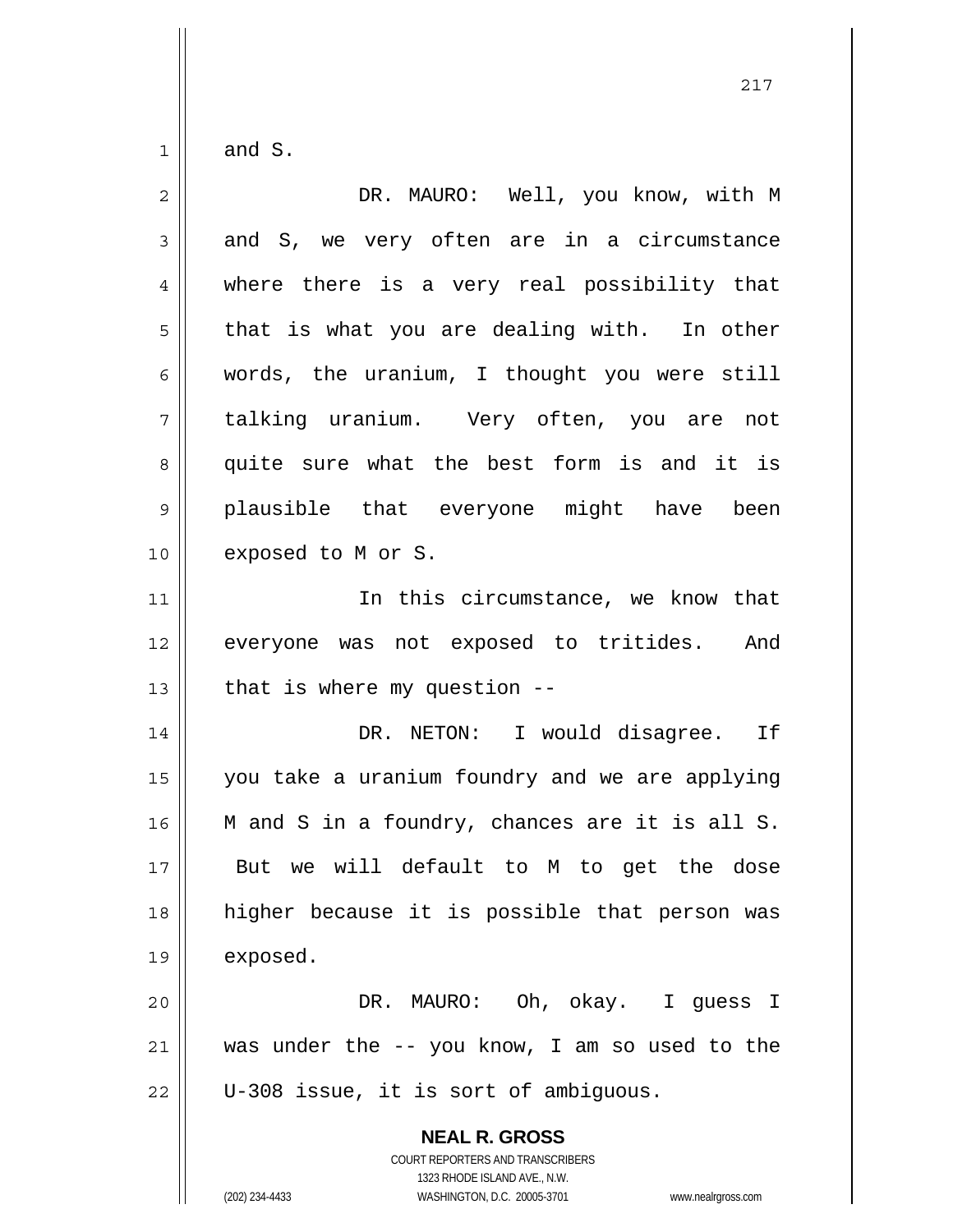and S.

DR. MAURO: Well, you know, with M and S, we very often are in a circumstance where there is a very real possibility that that is what you are dealing with. In other words, the uranium, I thought you were still talking uranium. Very often, you are not quite sure what the best form is and it is plausible that everyone might have been exposed to M or S.

In this circumstance, we know that everyone was not exposed to tritides. And that is where my question --

DR. NETON: I would disagree. If you take a uranium foundry and we are applying M and S in a foundry, chances are it is all S. But we will default to M to get the dose higher because it is possible that person was exposed.

DR. MAURO: Oh, okay. I guess I was under the -- you know, I am so used to the U-308 issue, it is sort of ambiguous.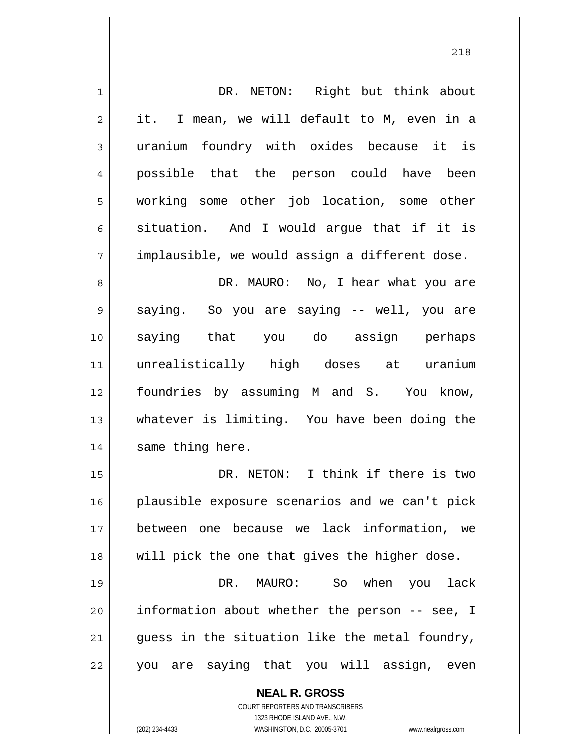DR. NETON: Right but think about it. I mean, we will default to M, even in a uranium foundry with oxides because it is possible that the person could have been working some other job location, some other situation. And I would argue that if it is implausible, we would assign a different dose.

DR. MAURO: No, I hear what you are saying. So you are saying -- well, you are saying that you do assign perhaps unrealistically high doses at uranium foundries by assuming M and S. You know, whatever is limiting. You have been doing the same thing here.

DR. NETON: I think if there is two plausible exposure scenarios and we can't pick between one because we lack information, we will pick the one that gives the higher dose.

DR. MAURO: So when you lack information about whether the person -- see, I guess in the situation like the metal foundry, you are saying that you will assign, even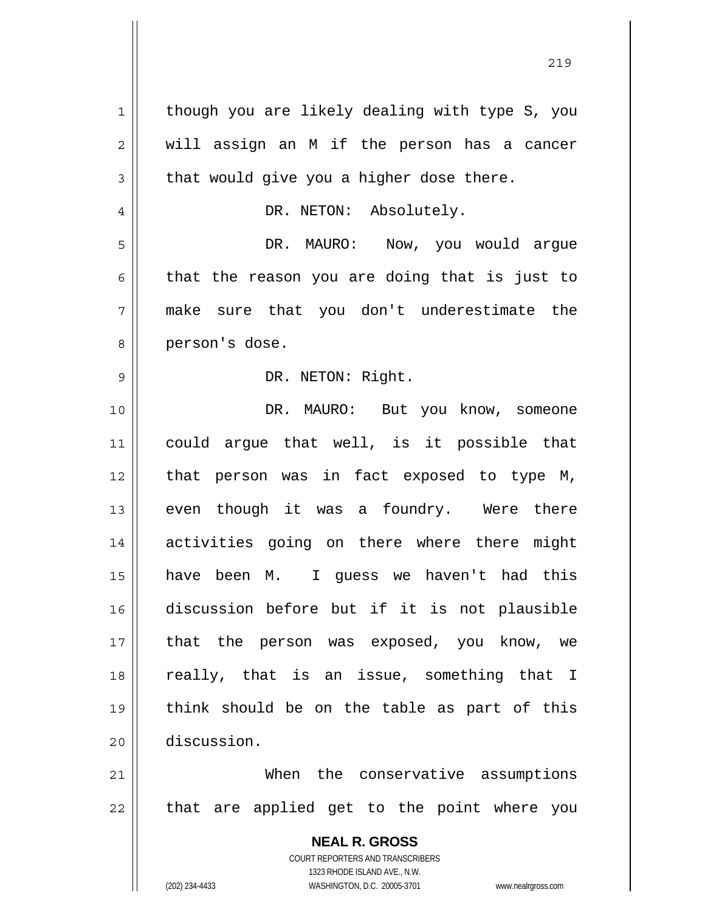though you are likely dealing with type S, you will assign an M if the person has a cancer that would give you a higher dose there.

DR. NETON: Absolutely.

DR. MAURO: Now, you would argue that the reason you are doing that is just to make sure that you don't underestimate the person's dose.

DR. NETON: Right.

DR. MAURO: But you know, someone could argue that well, is it possible that that person was in fact exposed to type M, even though it was a foundry. Were there activities going on there where there might have been M. I guess we haven't had this discussion before but if it is not plausible that the person was exposed, you know, we really, that is an issue, something that I think should be on the table as part of this discussion.

When the conservative assumptions that are applied get to the point where you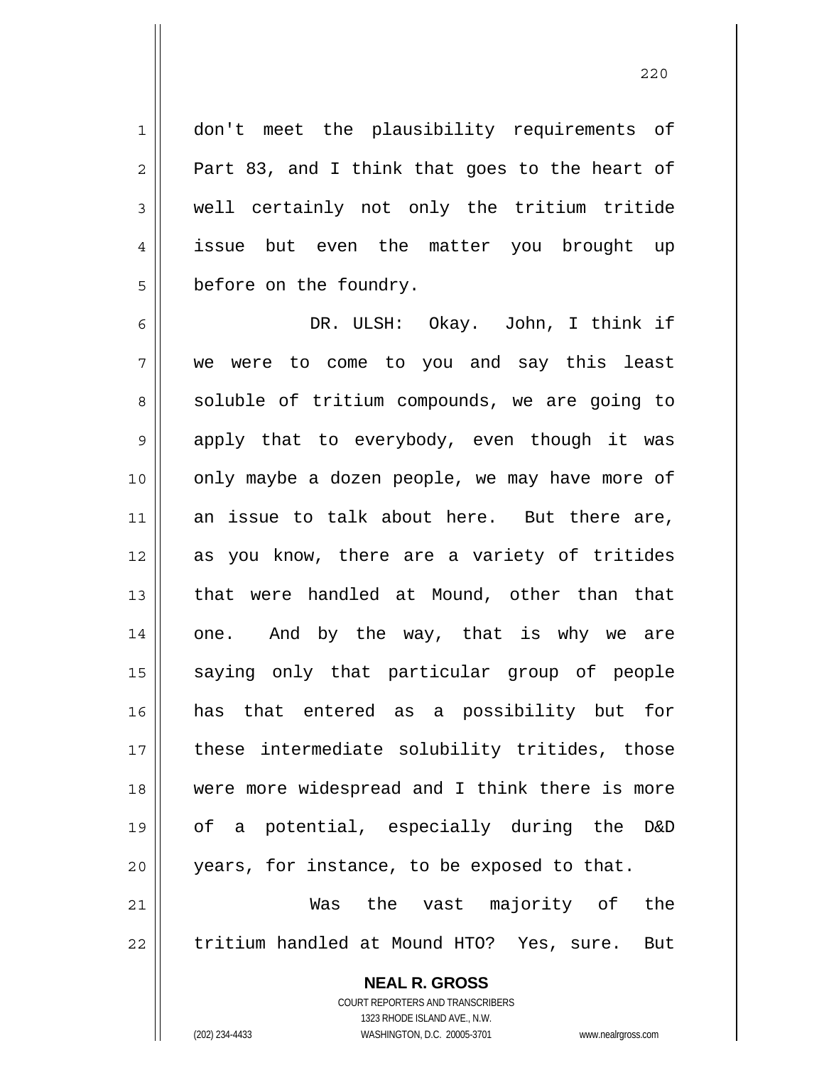don't meet the plausibility requirements of Part 83, and I think that goes to the heart of well certainly not only the tritium tritide issue but even the matter you brought up before on the foundry.

DR. ULSH: Okay. John, I think if we were to come to you and say this least soluble of tritium compounds, we are going to apply that to everybody, even though it was only maybe a dozen people, we may have more of an issue to talk about here. But there are, as you know, there are a variety of tritides that were handled at Mound, other than that one. And by the way, that is why we are saying only that particular group of people has that entered as a possibility but for these intermediate solubility tritides, those were more widespread and I think there is more of a potential, especially during the D&D years, for instance, to be exposed to that.

Was the vast majority of the tritium handled at Mound HTO? Yes, sure. But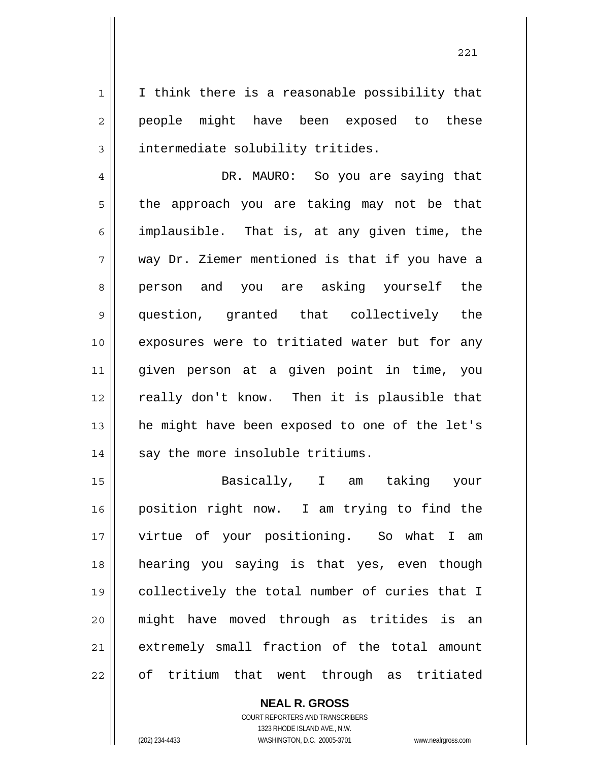I think there is a reasonable possibility that people might have been exposed to these intermediate solubility tritides.

DR. MAURO: So you are saying that the approach you are taking may not be that implausible. That is, at any given time, the way Dr. Ziemer mentioned is that if you have a person and you are asking yourself the question, granted that collectively the exposures were to tritiated water but for any given person at a given point in time, you really don't know. Then it is plausible that he might have been exposed to one of the let's say the more insoluble tritiums.

Basically, I am taking your position right now. I am trying to find the virtue of your positioning. So what I am hearing you saying is that yes, even though collectively the total number of curies that I might have moved through as tritides is an extremely small fraction of the total amount of tritium that went through as tritiated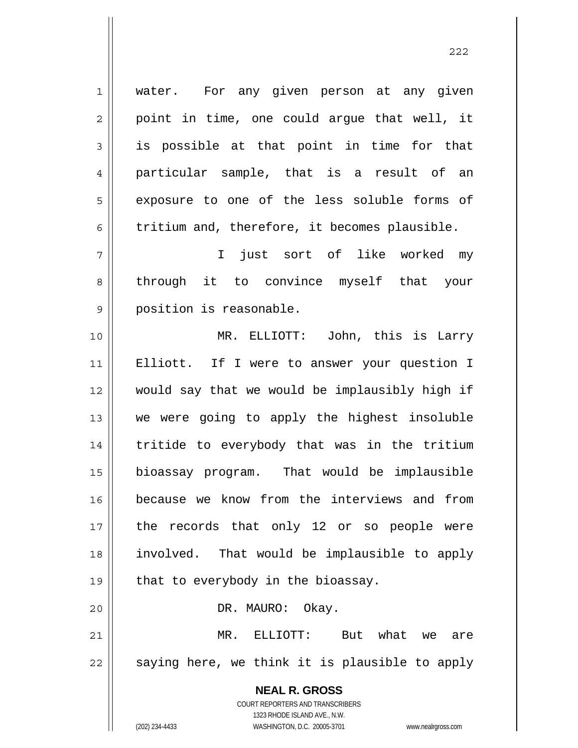water. For any given person at any given point in time, one could argue that well, it is possible at that point in time for that particular sample, that is a result of an exposure to one of the less soluble forms of tritium and, therefore, it becomes plausible.

I just sort of like worked my through it to convince myself that your position is reasonable.

MR. ELLIOTT: John, this is Larry Elliott. If I were to answer your question I would say that we would be implausibly high if we were going to apply the highest insoluble tritide to everybody that was in the tritium bioassay program. That would be implausible because we know from the interviews and from the records that only 12 or so people were involved. That would be implausible to apply that to everybody in the bioassay.

DR. MAURO: Okay.

MR. ELLIOTT: But what we are saying here, we think it is plausible to apply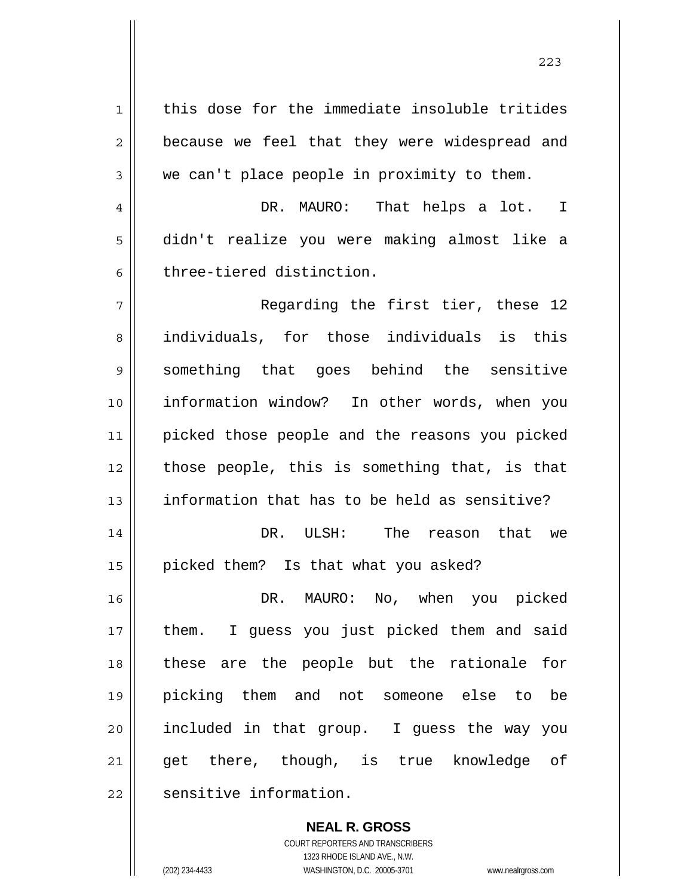this dose for the immediate insoluble tritides because we feel that they were widespread and we can't place people in proximity to them.

DR. MAURO: That helps a lot. I didn't realize you were making almost like a three-tiered distinction.

Regarding the first tier, these 12 individuals, for those individuals is this something that goes behind the sensitive information window? In other words, when you picked those people and the reasons you picked those people, this is something that, is that information that has to be held as sensitive?

DR. ULSH: The reason that we picked them? Is that what you asked?

DR. MAURO: No, when you picked them. I guess you just picked them and said these are the people but the rationale for picking them and not someone else to be included in that group. I guess the way you get there, though, is true knowledge of sensitive information.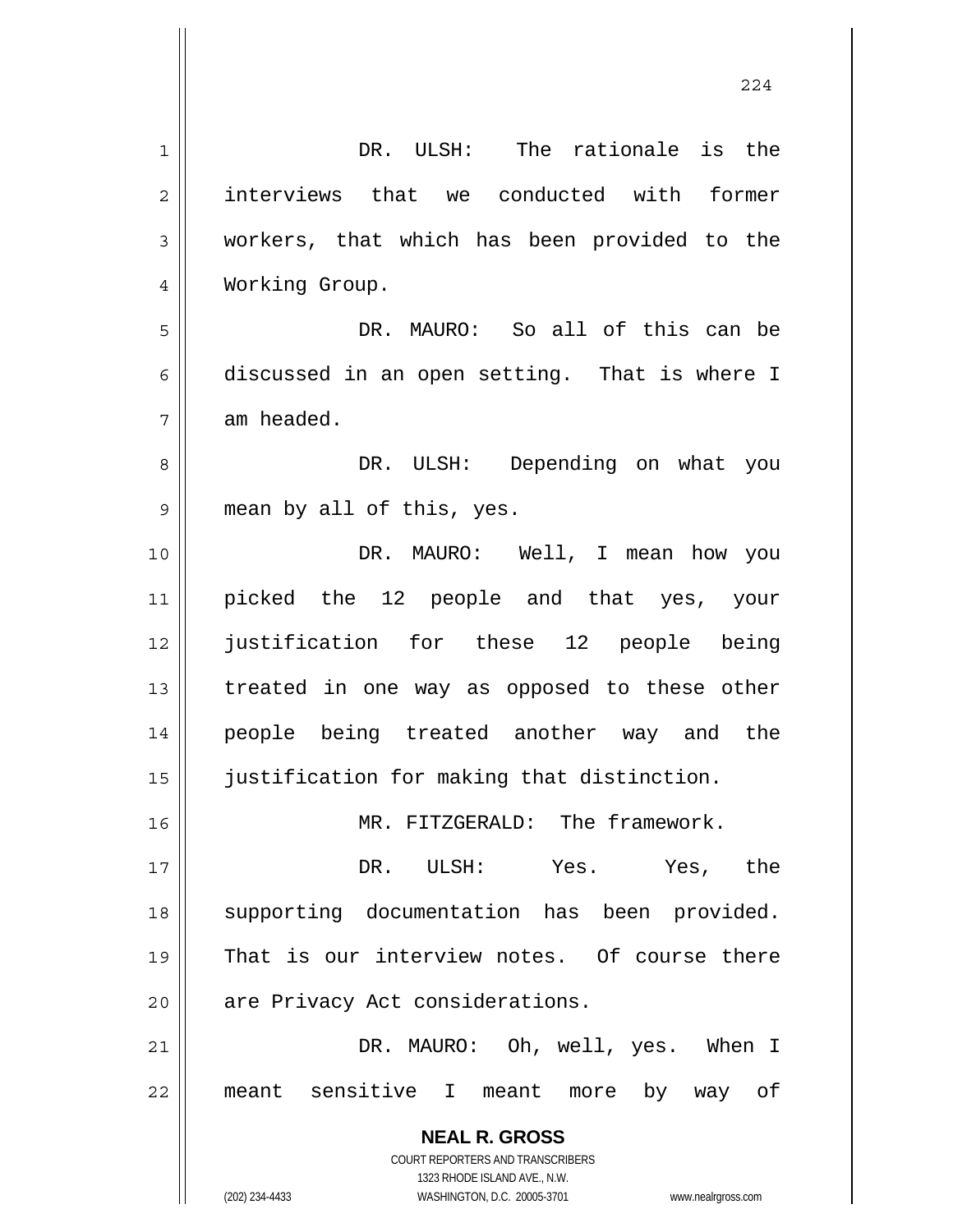DR. ULSH: The rationale is the interviews that we conducted with former workers, that which has been provided to the Working Group.

DR. MAURO: So all of this can be discussed in an open setting. That is where I am headed.

DR. ULSH: Depending on what you mean by all of this, yes.

DR. MAURO: Well, I mean how you picked the 12 people and that yes, your justification for these 12 people being treated in one way as opposed to these other people being treated another way and the justification for making that distinction.

MR. FITZGERALD: The framework.

DR. ULSH: Yes. Yes, the supporting documentation has been provided. That is our interview notes. Of course there are Privacy Act considerations.

DR. MAURO: Oh, well, yes. When I meant sensitive I meant more by way of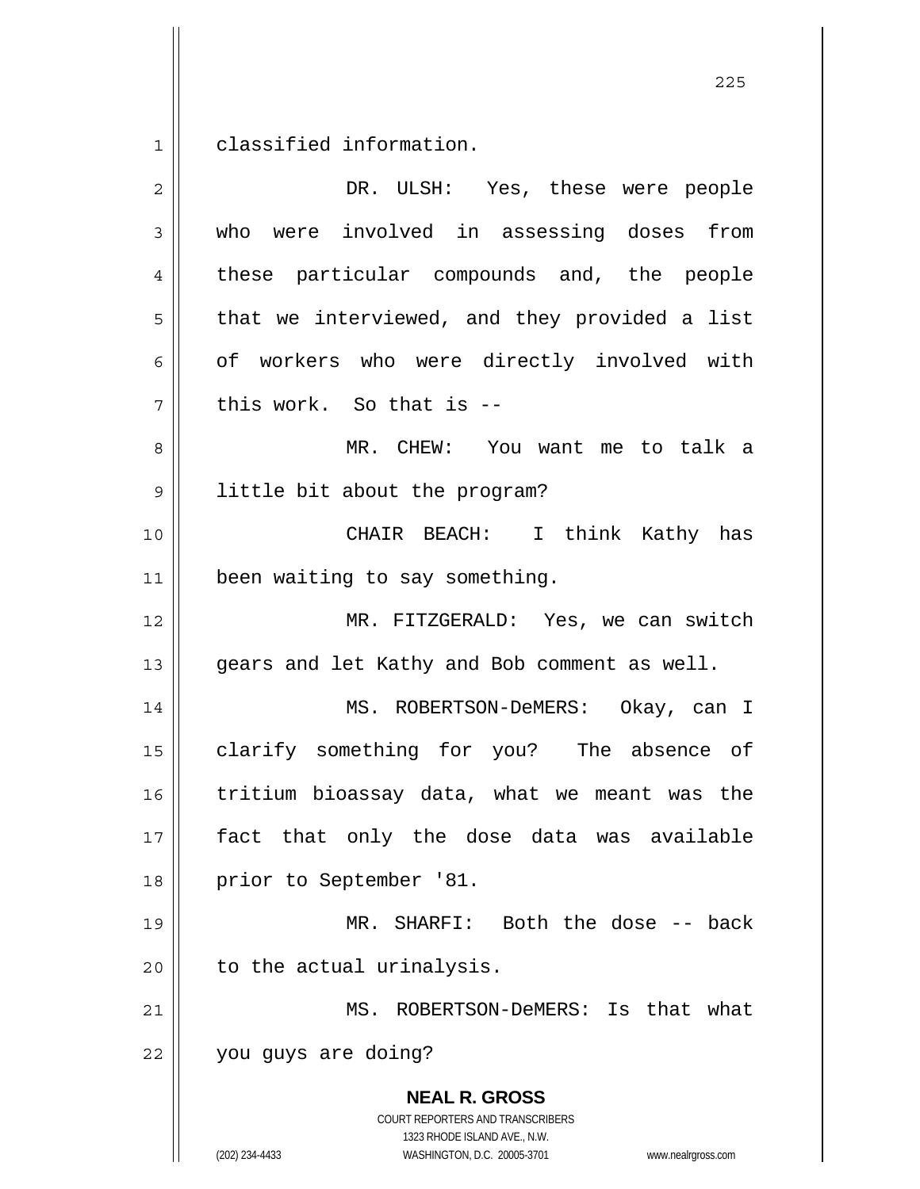classified information.

DR. ULSH: Yes, these were people who were involved in assessing doses from these particular compounds and, the people that we interviewed, and they provided a list of workers who were directly involved with this work. So that is --

MR. CHEW: You want me to talk a little bit about the program?

CHAIR BEACH: I think Kathy has been waiting to say something.

MR. FITZGERALD: Yes, we can switch gears and let Kathy and Bob comment as well.

MS. ROBERTSON-DeMERS: Okay, can I clarify something for you? The absence of tritium bioassay data, what we meant was the fact that only the dose data was available prior to September '81.

MR. SHARFI: Both the dose -- back to the actual urinalysis.

MS. ROBERTSON-DeMERS: Is that what you guys are doing?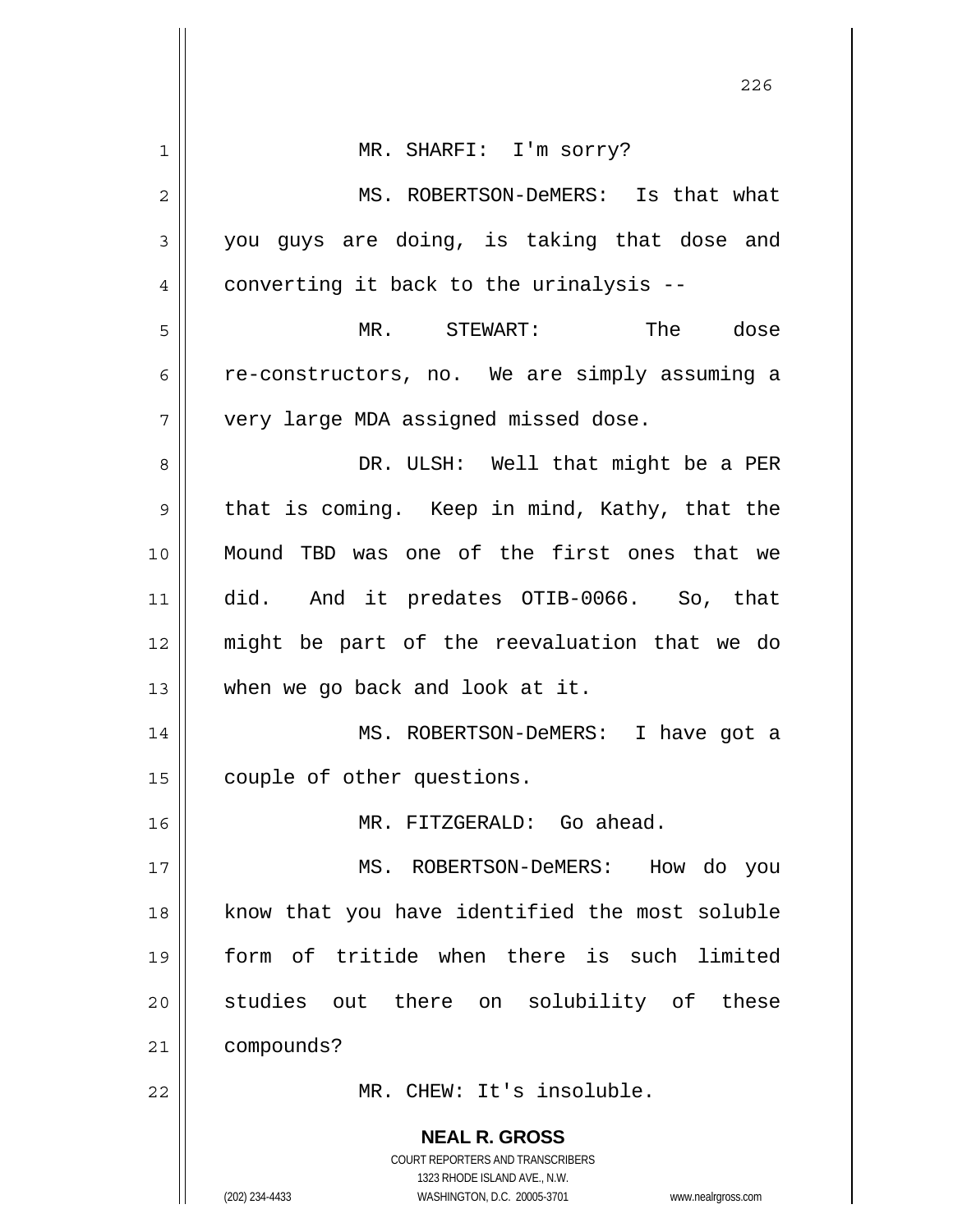MR. SHARFI: I'm sorry?

MS. ROBERTSON-DeMERS: Is that what you guys are doing, is taking that dose and converting it back to the urinalysis --

MR. STEWART: The dose re-constructors, no. We are simply assuming a very large MDA assigned missed dose.

DR. ULSH: Well that might be a PER that is coming. Keep in mind, Kathy, that the Mound TBD was one of the first ones that we did. And it predates OTIB-0066. So, that might be part of the reevaluation that we do when we go back and look at it.

MS. ROBERTSON-DeMERS: I have got a couple of other questions.

MR. FITZGERALD: Go ahead.

MS. ROBERTSON-DeMERS: How do you know that you have identified the most soluble form of tritide when there is such limited studies out there on solubility of these compounds?

MR. CHEW: It's insoluble.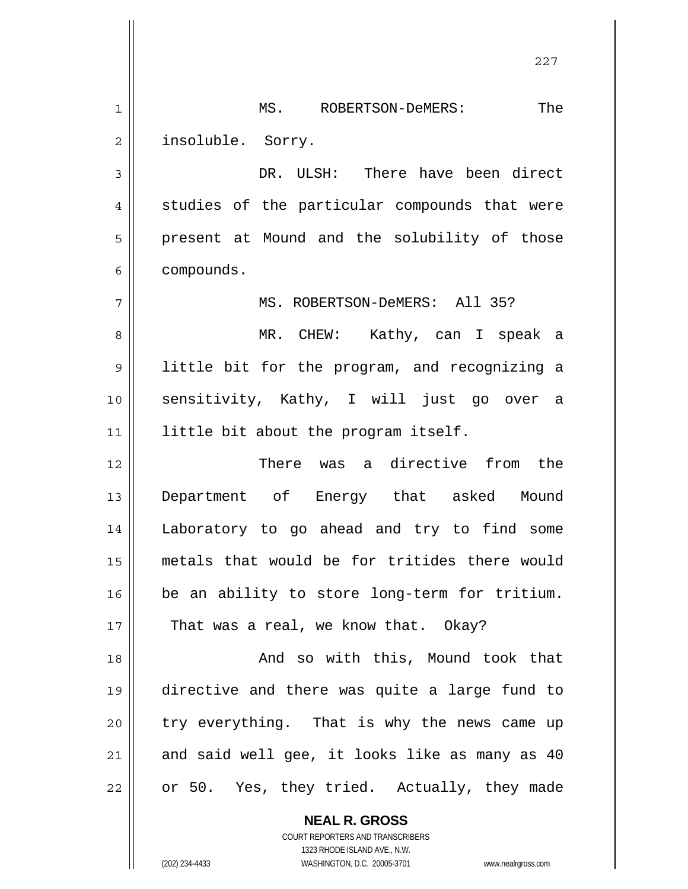MS. ROBERTSON-DeMERS: The insoluble. Sorry.

DR. ULSH: There have been direct studies of the particular compounds that were present at Mound and the solubility of those compounds.

MS. ROBERTSON-DeMERS: All 35?

MR. CHEW: Kathy, can I speak a little bit for the program, and recognizing a sensitivity, Kathy, I will just go over a little bit about the program itself.

There was a directive from the Department of Energy that asked Mound Laboratory to go ahead and try to find some metals that would be for tritides there would be an ability to store long-term for tritium. That was a real, we know that. Okay?

And so with this, Mound took that directive and there was quite a large fund to try everything. That is why the news came up and said well gee, it looks like as many as 40 or 50. Yes, they tried. Actually, they made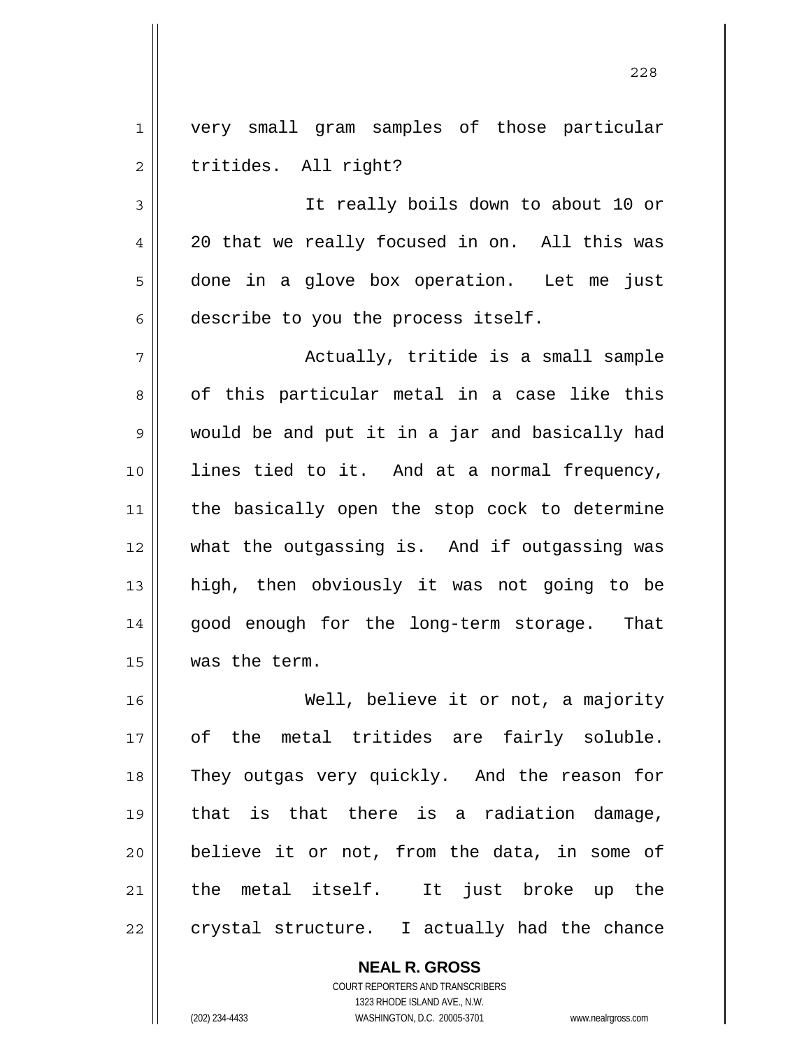very small gram samples of those particular tritides. All right?

It really boils down to about 10 or 20 that we really focused in on. All this was done in a glove box operation. Let me just describe to you the process itself.

Actually, tritide is a small sample of this particular metal in a case like this would be and put it in a jar and basically had lines tied to it. And at a normal frequency, the basically open the stop cock to determine what the outgassing is. And if outgassing was high, then obviously it was not going to be good enough for the long-term storage. That was the term.

Well, believe it or not, a majority of the metal tritides are fairly soluble. They outgas very quickly. And the reason for that is that there is a radiation damage, believe it or not, from the data, in some of the metal itself. It just broke up the crystal structure. I actually had the chance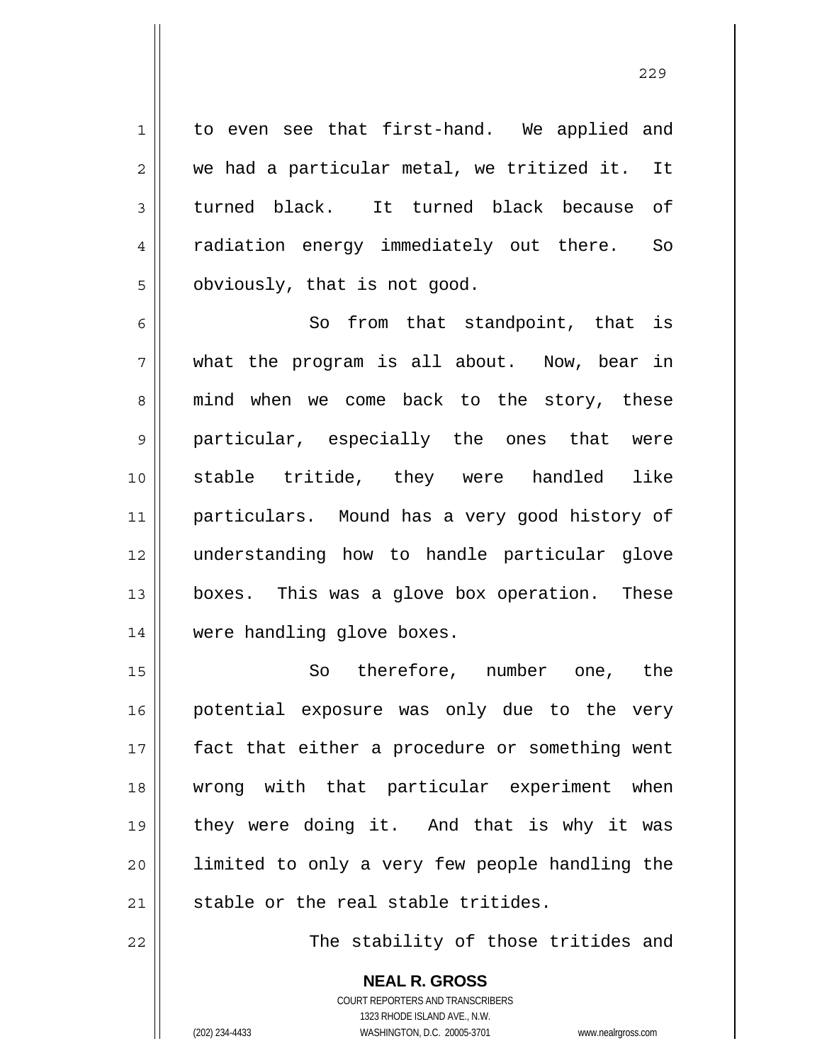to even see that first-hand. We applied and we had a particular metal, we tritized it. It turned black. It turned black because of radiation energy immediately out there. So obviously, that is not good.

So from that standpoint, that is what the program is all about. Now, bear in mind when we come back to the story, these particular, especially the ones that were stable tritide, they were handled like particulars. Mound has a very good history of understanding how to handle particular glove boxes. This was a glove box operation. These were handling glove boxes.

So therefore, number one, the potential exposure was only due to the very fact that either a procedure or something went wrong with that particular experiment when they were doing it. And that is why it was limited to only a very few people handling the stable or the real stable tritides.

The stability of those tritides and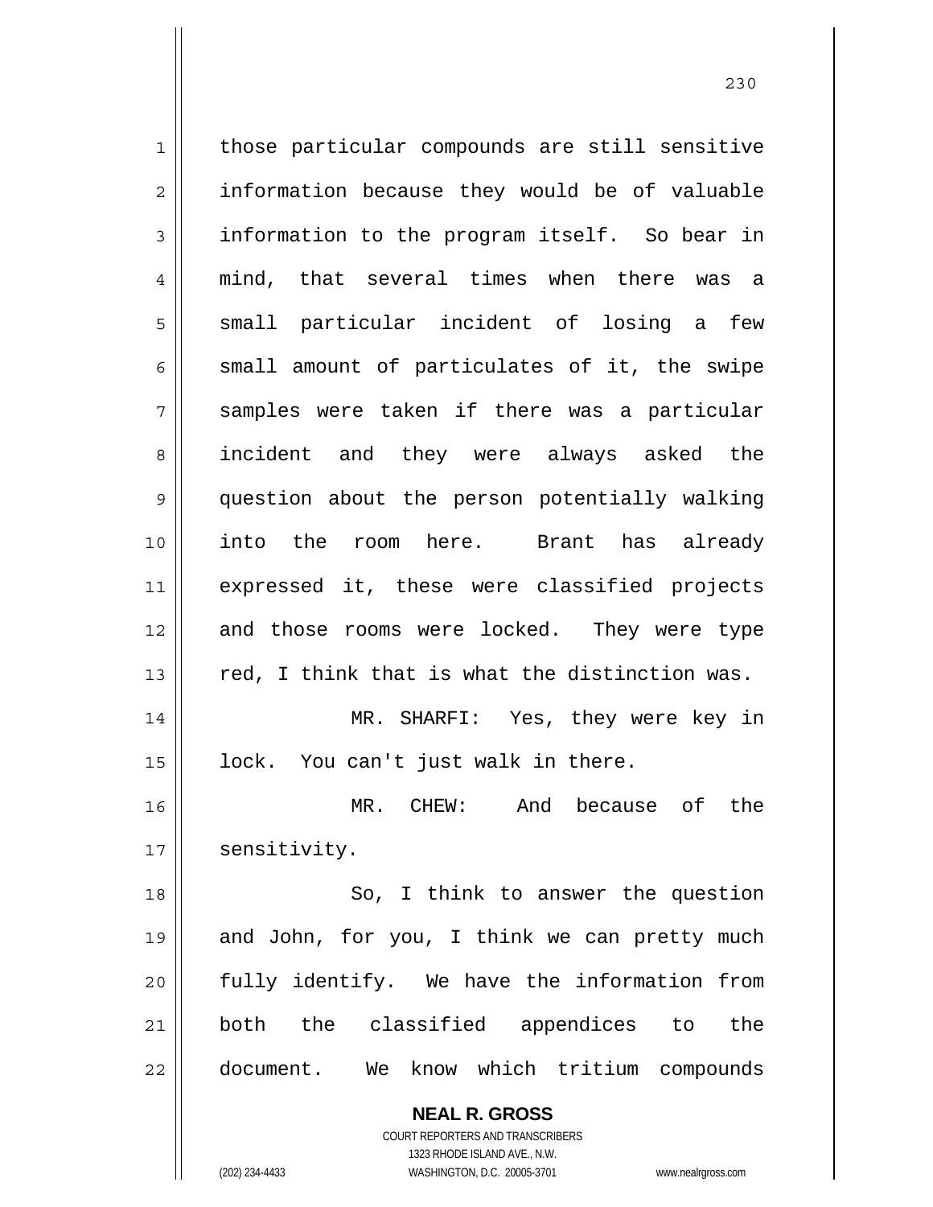those particular compounds are still sensitive information because they would be of valuable information to the program itself. So bear in mind, that several times when there was a small particular incident of losing a few small amount of particulates of it, the swipe samples were taken if there was a particular incident and they were always asked the question about the person potentially walking into the room here. Brant has already expressed it, these were classified projects and those rooms were locked. They were type red, I think that is what the distinction was.

MR. SHARFI: Yes, they were key in lock. You can't just walk in there.

MR. CHEW: And because of the sensitivity.

So, I think to answer the question and John, for you, I think we can pretty much fully identify. We have the information from both the classified appendices to the document. We know which tritium compounds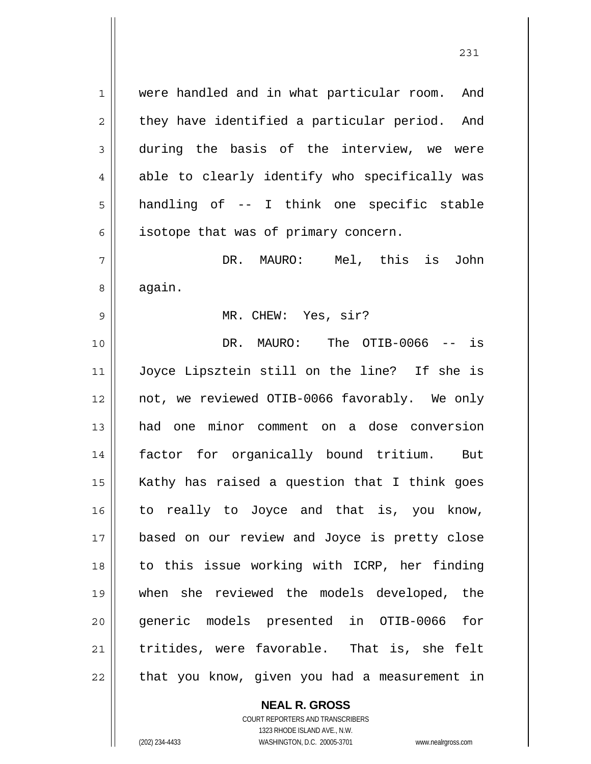were handled and in what particular room. And they have identified a particular period. And during the basis of the interview, we were able to clearly identify who specifically was handling of -- I think one specific stable isotope that was of primary concern.

DR. MAURO: Mel, this is John again.

MR. CHEW: Yes, sir?

DR. MAURO: The OTIB-0066 -- is Joyce Lipsztein still on the line? If she is not, we reviewed OTIB-0066 favorably. We only had one minor comment on a dose conversion factor for organically bound tritium. But Kathy has raised a question that I think goes to really to Joyce and that is, you know, based on our review and Joyce is pretty close to this issue working with ICRP, her finding when she reviewed the models developed, the generic models presented in OTIB-0066 for tritides, were favorable. That is, she felt that you know, given you had a measurement in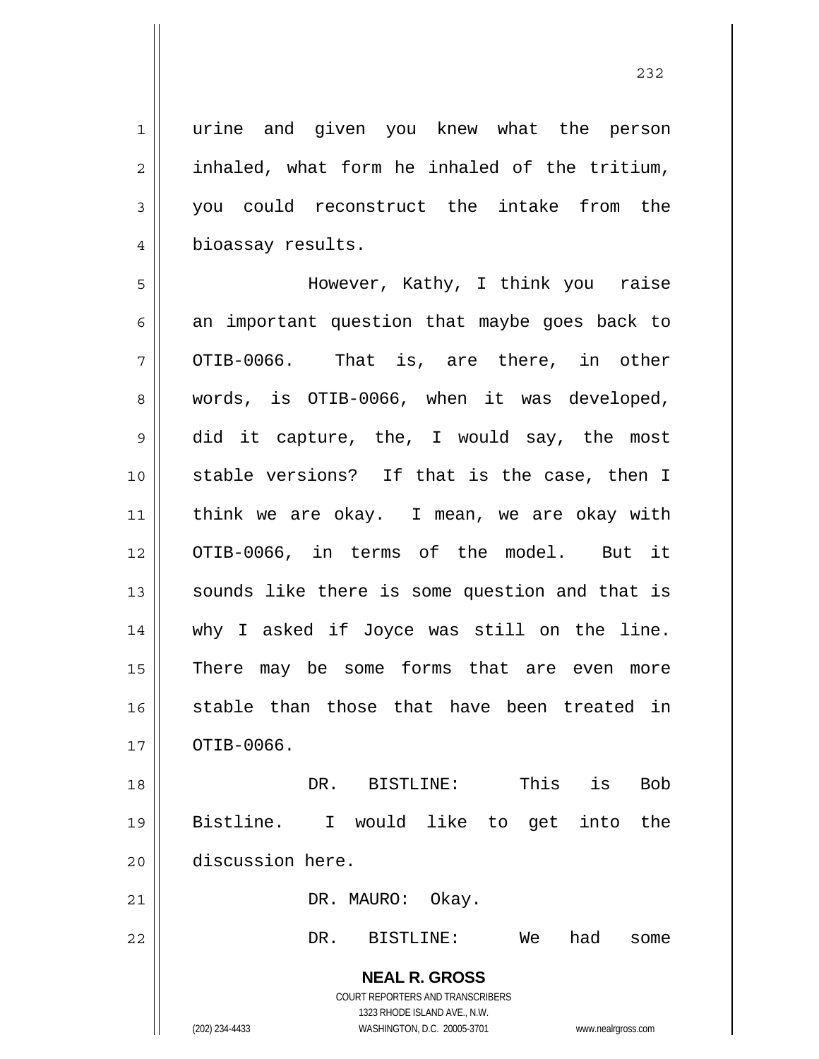urine and given you knew what the person inhaled, what form he inhaled of the tritium, you could reconstruct the intake from the bioassay results.

However, Kathy, I think you raise an important question that maybe goes back to OTIB-0066. That is, are there, in other words, is OTIB-0066, when it was developed, did it capture, the, I would say, the most stable versions? If that is the case, then I think we are okay. I mean, we are okay with OTIB-0066, in terms of the model. But it sounds like there is some question and that is why I asked if Joyce was still on the line. There may be some forms that are even more stable than those that have been treated in OTIB-0066.

DR. BISTLINE: This is Bob Bistline. I would like to get into the discussion here.

DR. MAURO: Okay.

DR. BISTLINE: We had some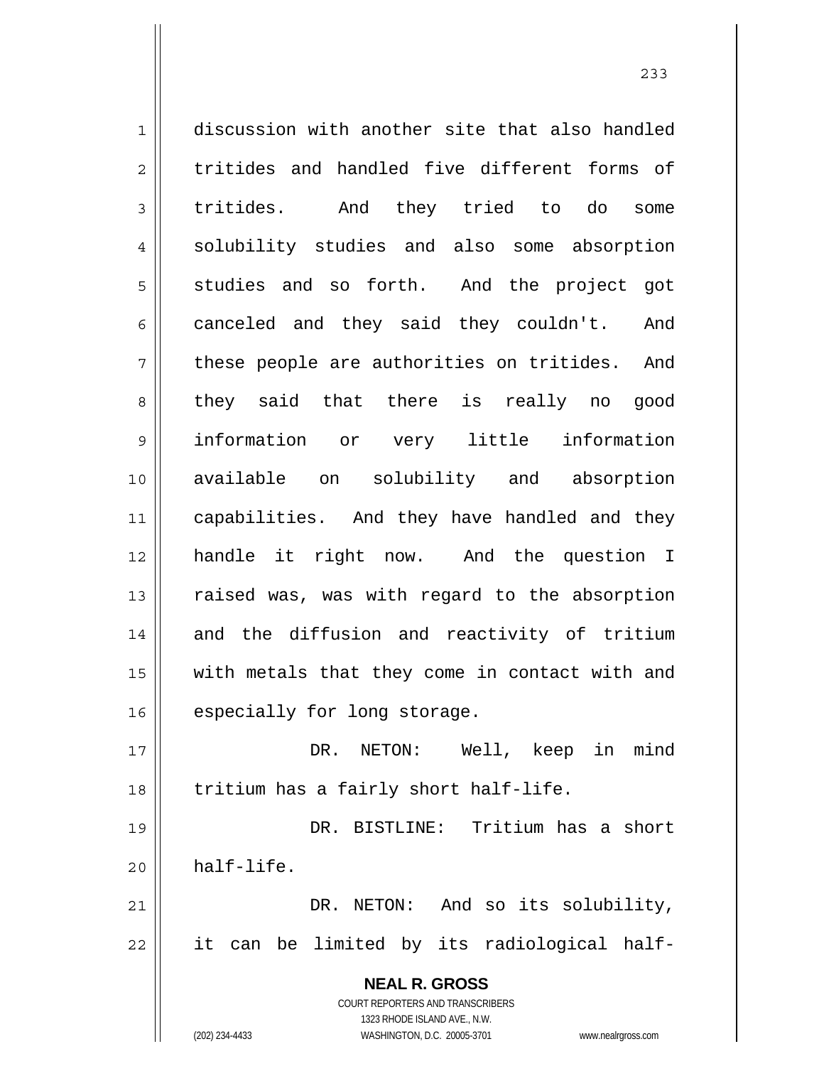discussion with another site that also handled tritides and handled five different forms of tritides. And they tried to do some solubility studies and also some absorption studies and so forth. And the project got canceled and they said they couldn't. And these people are authorities on tritides. And they said that there is really no good information or very little information available on solubility and absorption capabilities. And they have handled and they handle it right now. And the question I raised was, was with regard to the absorption and the diffusion and reactivity of tritium with metals that they come in contact with and especially for long storage.

DR. NETON: Well, keep in mind tritium has a fairly short half-life.

DR. BISTLINE: Tritium has a short half-life.

DR. NETON: And so its solubility, it can be limited by its radiological half-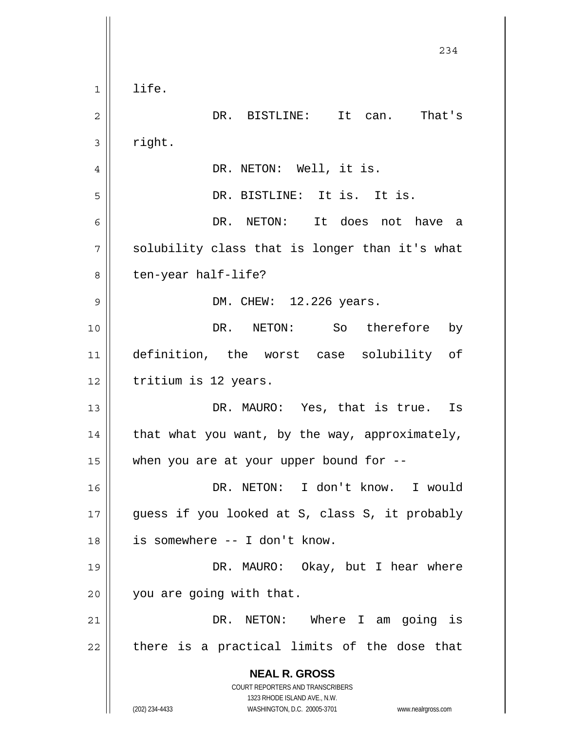life.

DR. BISTLINE: It can. That's right.

DR. NETON: Well, it is.

DR. BISTLINE: It is. It is.

DR. NETON: It does not have a solubility class that is longer than it's what ten-year half-life?

DM. CHEW: 12.226 years.

DR. NETON: So therefore by definition, the worst case solubility of tritium is 12 years.

DR. MAURO: Yes, that is true. Is that what you want, by the way, approximately, when you are at your upper bound for --

DR. NETON: I don't know. I would guess if you looked at S, class S, it probably is somewhere -- I don't know.

DR. MAURO: Okay, but I hear where you are going with that.

DR. NETON: Where I am going is there is a practical limits of the dose that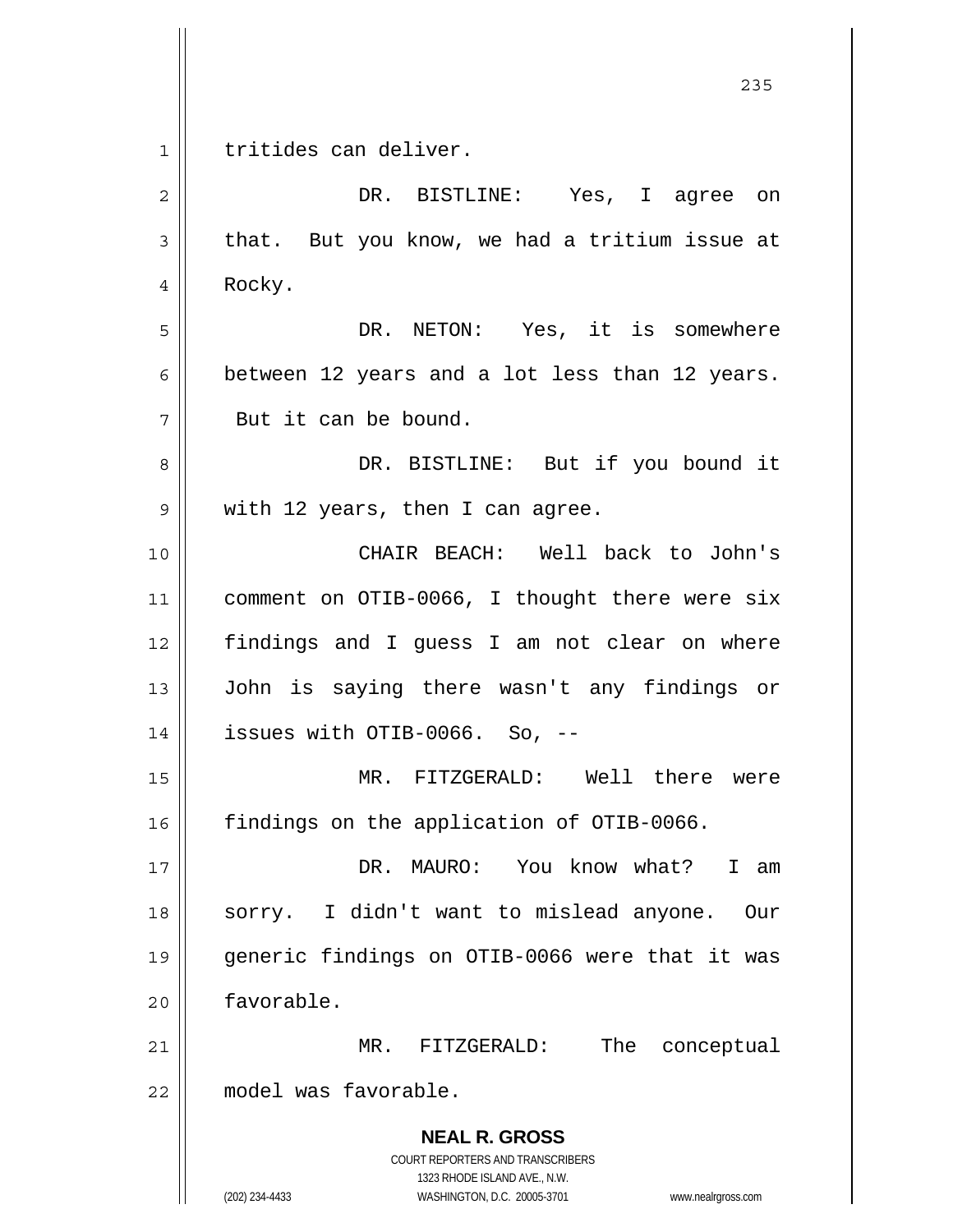tritides can deliver.

DR. BISTLINE: Yes, I agree on that. But you know, we had a tritium issue at Rocky.

DR. NETON: Yes, it is somewhere between 12 years and a lot less than 12 years. But it can be bound.

DR. BISTLINE: But if you bound it with 12 years, then I can agree.

CHAIR BEACH: Well back to John's comment on OTIB-0066, I thought there were six findings and I guess I am not clear on where John is saying there wasn't any findings or issues with OTIB-0066. So, --

MR. FITZGERALD: Well there were findings on the application of OTIB-0066.

DR. MAURO: You know what? I am sorry. I didn't want to mislead anyone. Our generic findings on OTIB-0066 were that it was favorable.

MR. FITZGERALD: The conceptual model was favorable.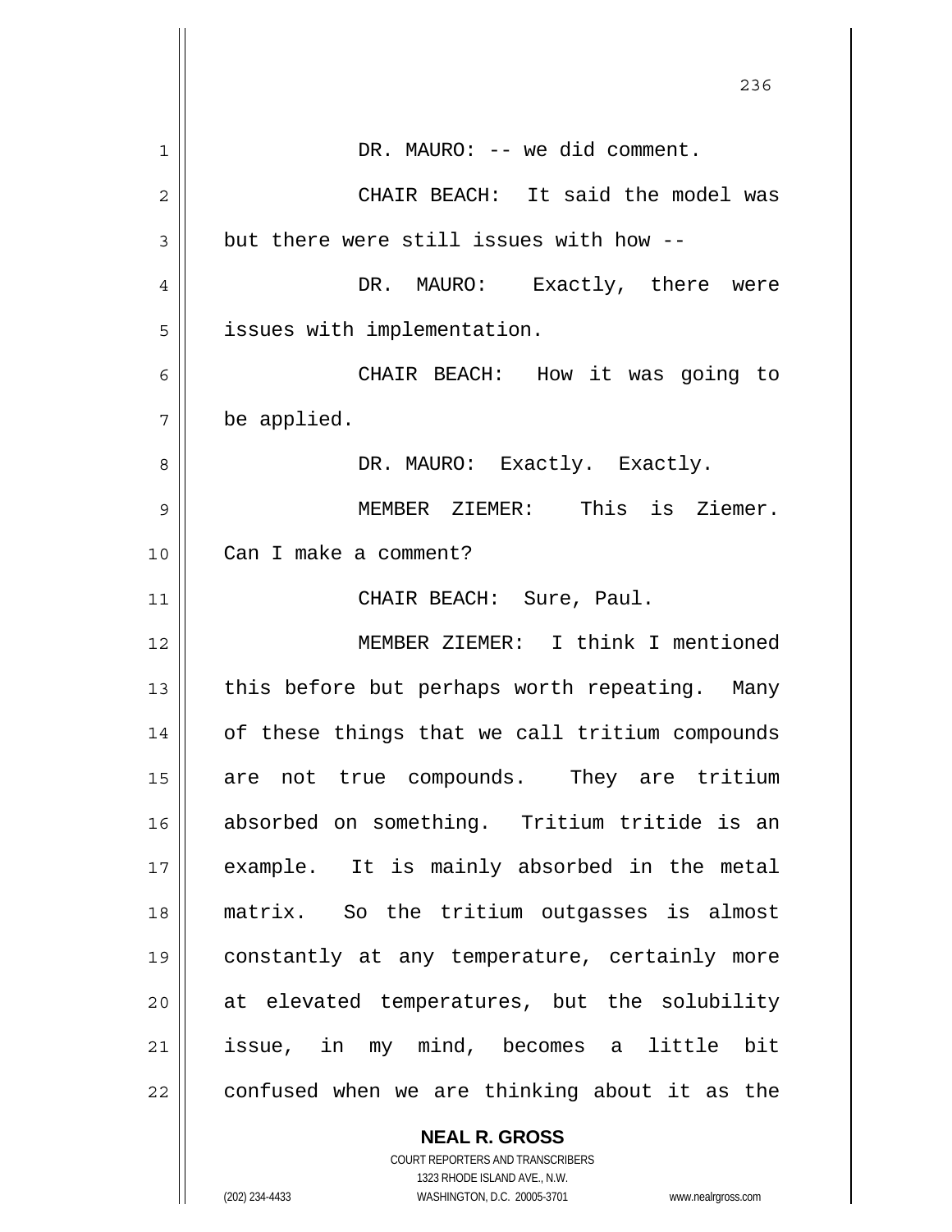DR. MAURO: -- we did comment.

CHAIR BEACH: It said the model was but there were still issues with how --

DR. MAURO: Exactly, there were issues with implementation.

CHAIR BEACH: How it was going to be applied.

DR. MAURO: Exactly. Exactly.

MEMBER ZIEMER: This is Ziemer. Can I make a comment?

CHAIR BEACH: Sure, Paul.

MEMBER ZIEMER: I think I mentioned this before but perhaps worth repeating. Many of these things that we call tritium compounds are not true compounds. They are tritium absorbed on something. Tritium tritide is an example. It is mainly absorbed in the metal matrix. So the tritium outgasses is almost constantly at any temperature, certainly more at elevated temperatures, but the solubility issue, in my mind, becomes a little bit confused when we are thinking about it as the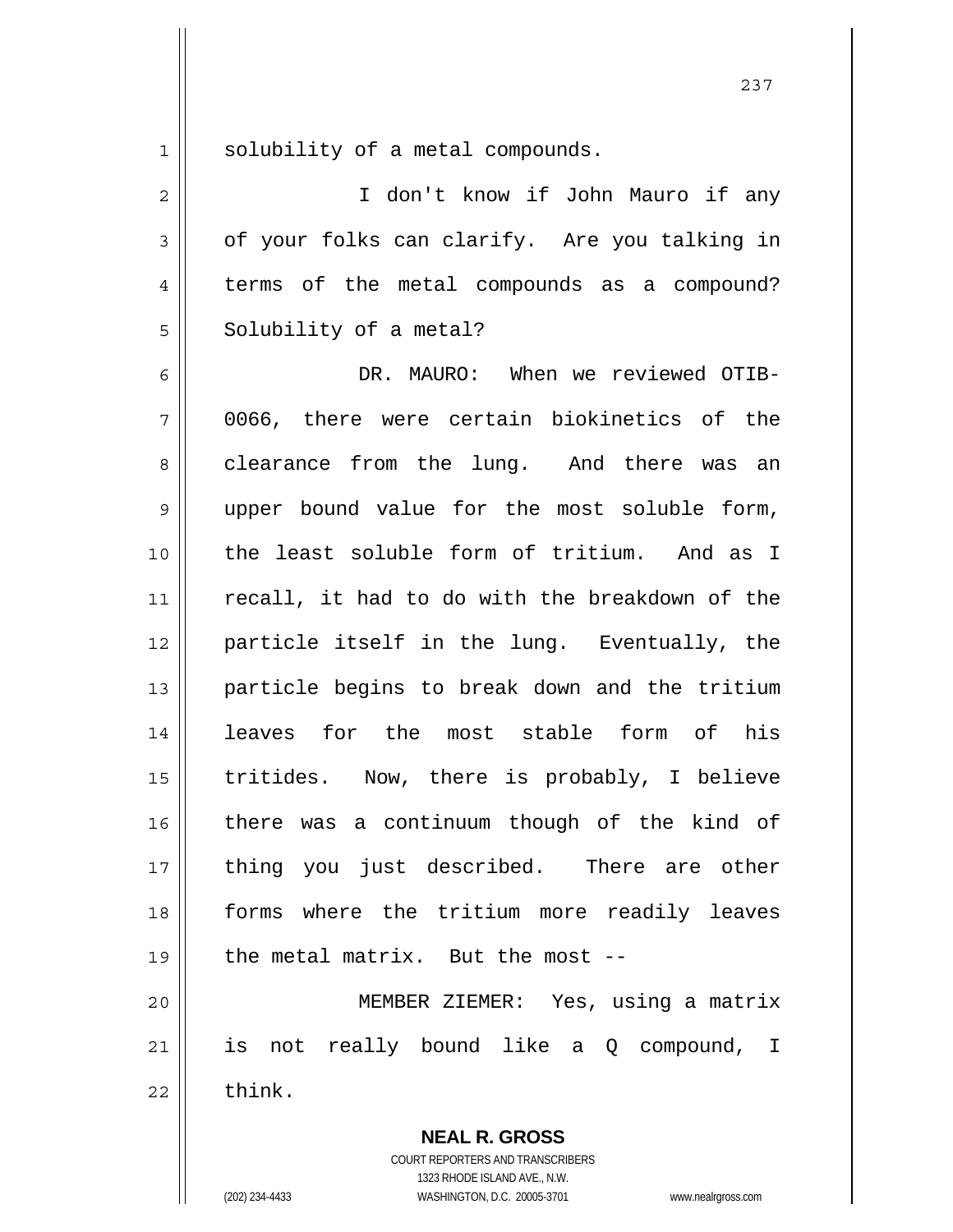solubility of a metal compounds.

I don't know if John Mauro if any of your folks can clarify. Are you talking in terms of the metal compounds as a compound? Solubility of a metal?

DR. MAURO: When we reviewed OTIB-0066, there were certain biokinetics of the clearance from the lung. And there was an upper bound value for the most soluble form, the least soluble form of tritium. And as I recall, it had to do with the breakdown of the particle itself in the lung. Eventually, the particle begins to break down and the tritium leaves for the most stable form of his tritides. Now, there is probably, I believe there was a continuum though of the kind of thing you just described. There are other forms where the tritium more readily leaves the metal matrix. But the most --

MEMBER ZIEMER: Yes, using a matrix is not really bound like a Q compound, I think.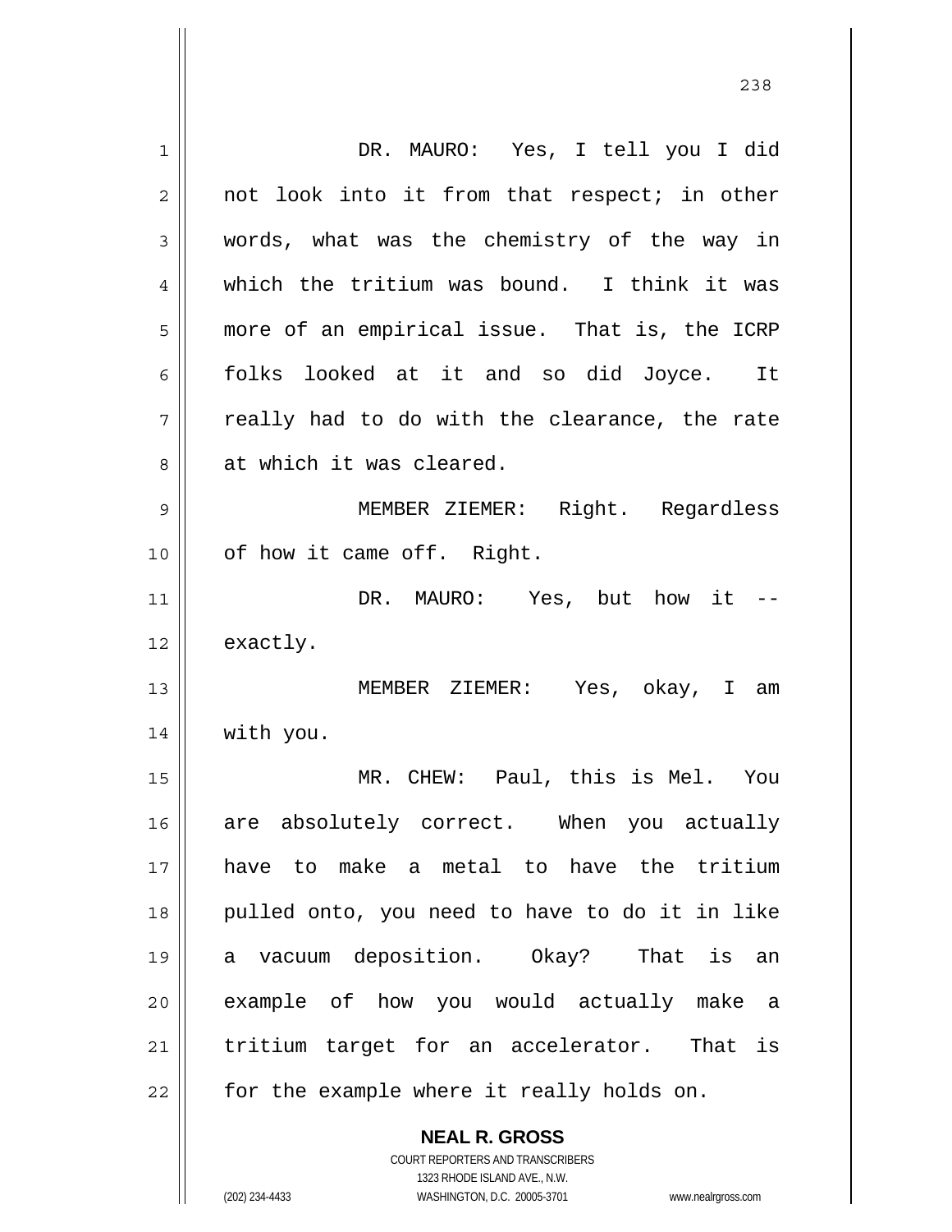DR. MAURO: Yes, I tell you I did not look into it from that respect; in other words, what was the chemistry of the way in which the tritium was bound. I think it was more of an empirical issue. That is, the ICRP folks looked at it and so did Joyce. It really had to do with the clearance, the rate at which it was cleared.

MEMBER ZIEMER: Right. Regardless of how it came off. Right.

DR. MAURO: Yes, but how it -- exactly.

MEMBER ZIEMER: Yes, okay, I am with you.

MR. CHEW: Paul, this is Mel. You are absolutely correct. When you actually have to make a metal to have the tritium pulled onto, you need to have to do it in like a vacuum deposition. Okay? That is an example of how you would actually make a tritium target for an accelerator. That is for the example where it really holds on.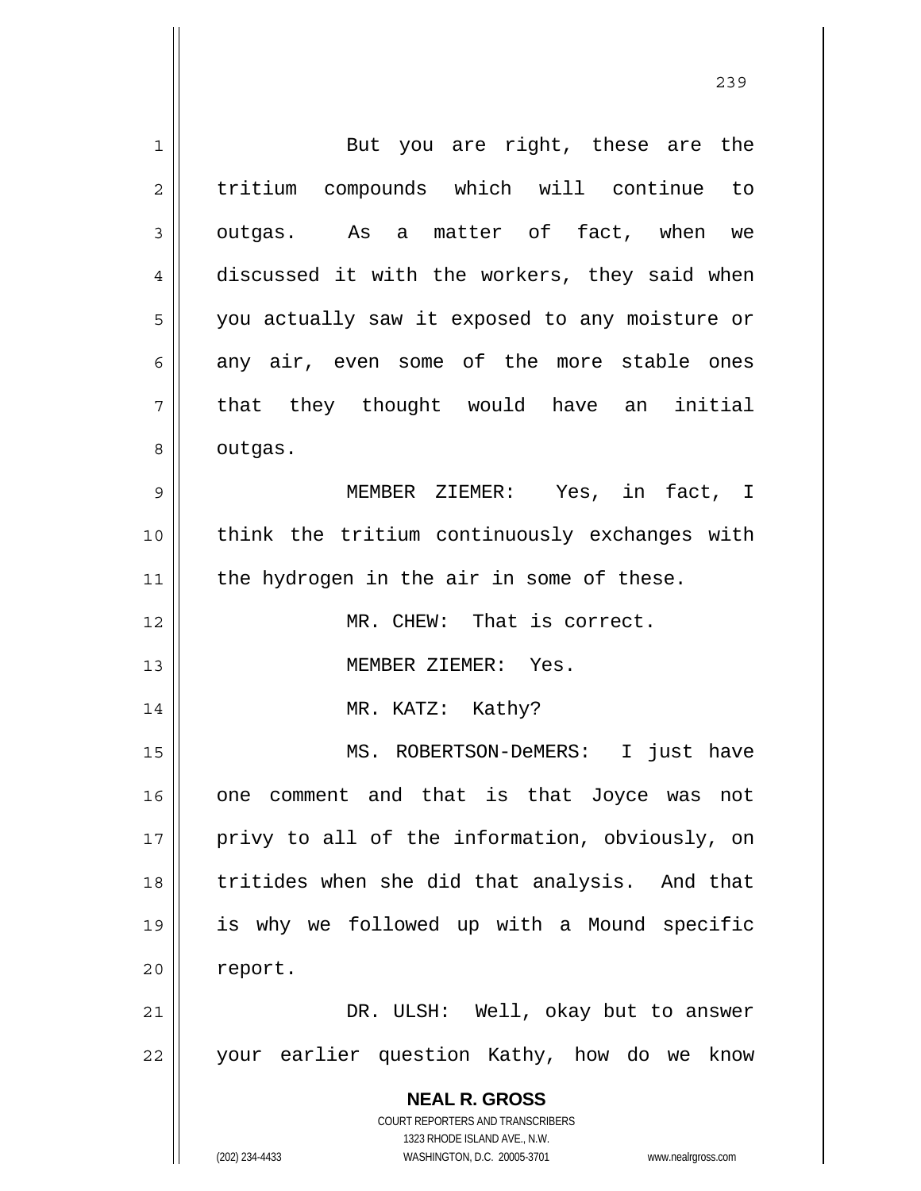But you are right, these are the tritium compounds which will continue to outgas. As a matter of fact, when we discussed it with the workers, they said when you actually saw it exposed to any moisture or any air, even some of the more stable ones that they thought would have an initial outgas.

MEMBER ZIEMER: Yes, in fact, I think the tritium continuously exchanges with the hydrogen in the air in some of these.

MR. CHEW: That is correct.

MEMBER ZIEMER: Yes.

MR. KATZ: Kathy?

MS. ROBERTSON-DeMERS: I just have one comment and that is that Joyce was not privy to all of the information, obviously, on tritides when she did that analysis. And that is why we followed up with a Mound specific report.

DR. ULSH: Well, okay but to answer your earlier question Kathy, how do we know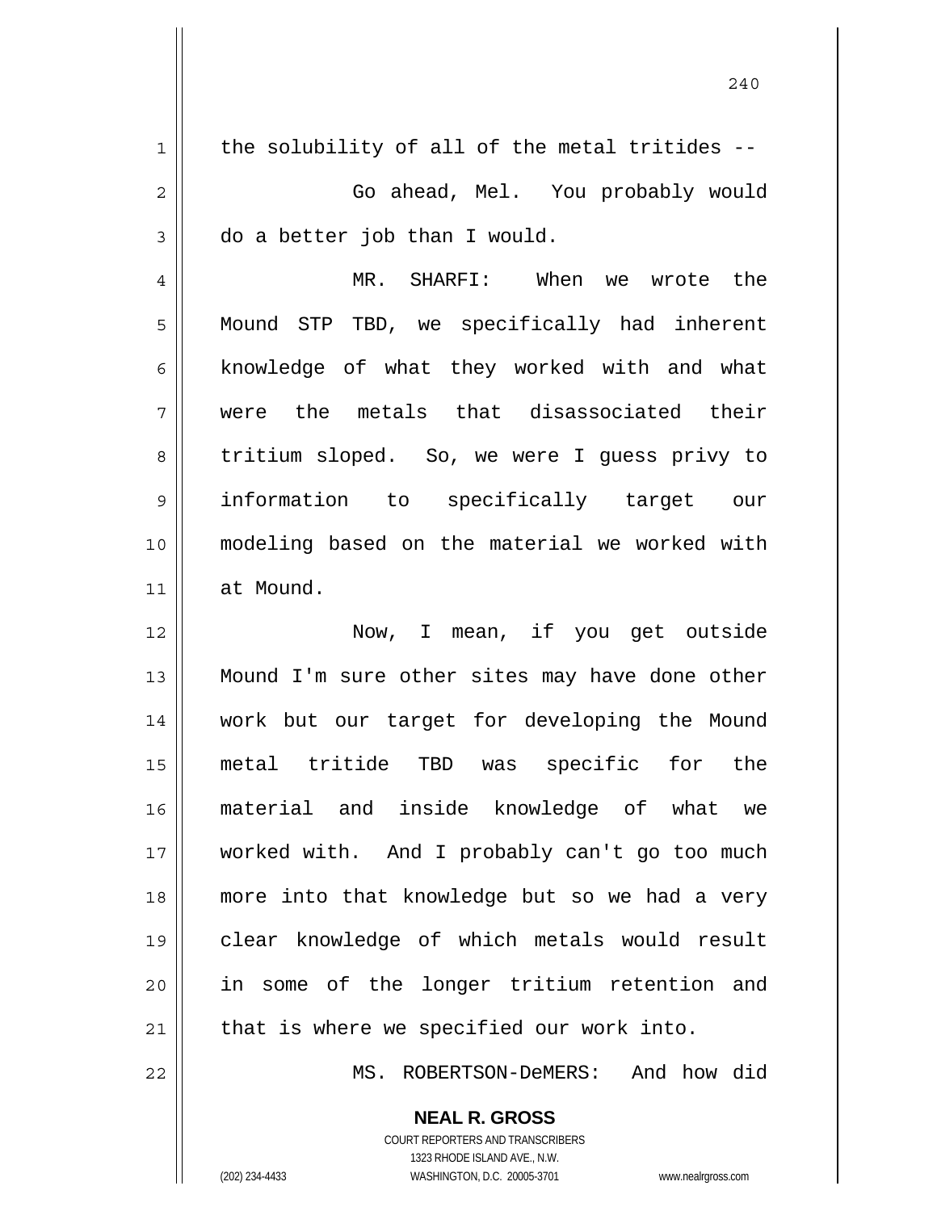the solubility of all of the metal tritides --

Go ahead, Mel. You probably would do a better job than I would.

MR. SHARFI: When we wrote the Mound STP TBD, we specifically had inherent knowledge of what they worked with and what were the metals that disassociated their tritium sloped. So, we were I guess privy to information to specifically target our modeling based on the material we worked with at Mound.

Now, I mean, if you get outside Mound I'm sure other sites may have done other work but our target for developing the Mound metal tritide TBD was specific for the material and inside knowledge of what we worked with. And I probably can't go too much more into that knowledge but so we had a very clear knowledge of which metals would result in some of the longer tritium retention and that is where we specified our work into.

MS. ROBERTSON-DeMERS: And how did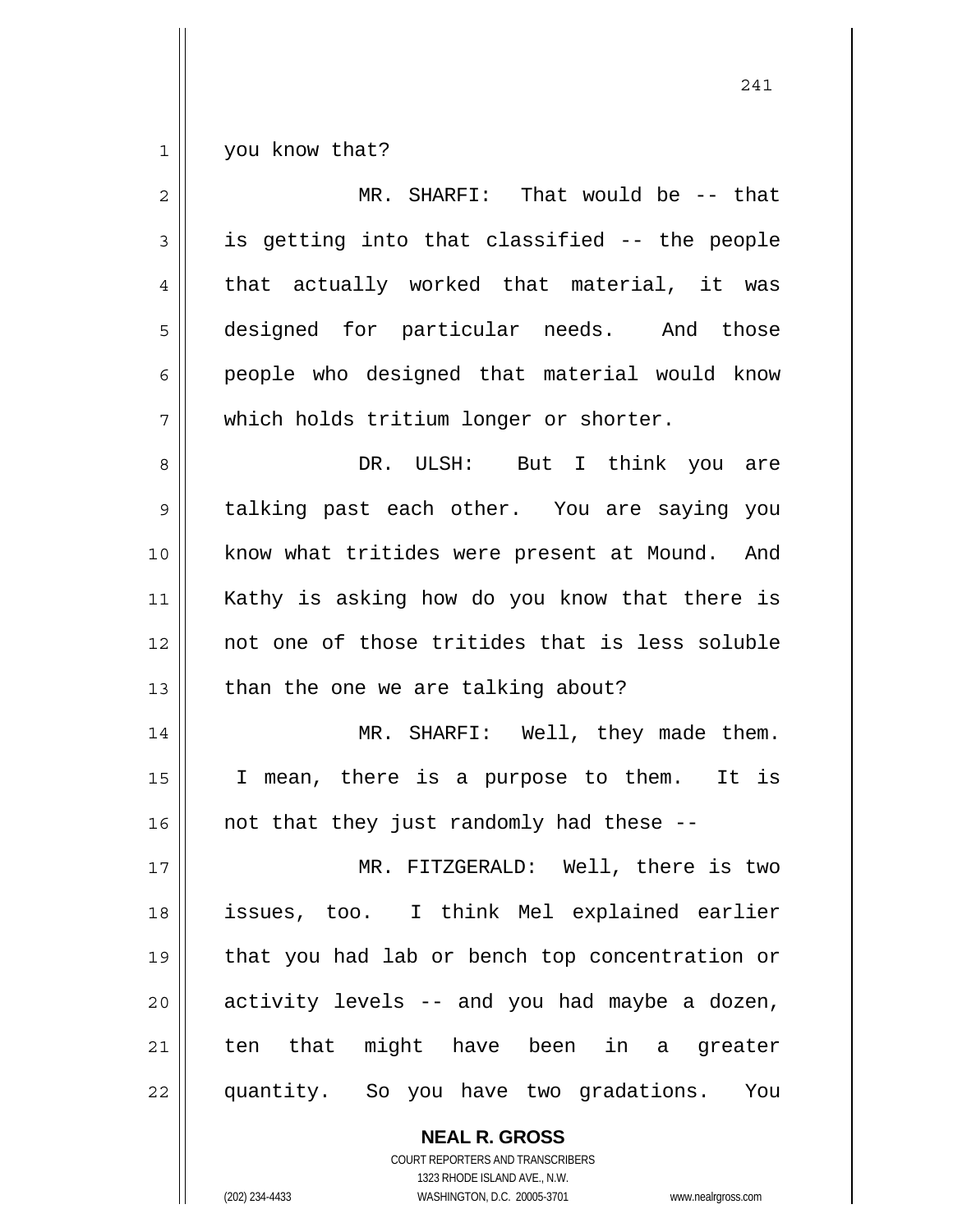you know that?

MR. SHARFI: That would be -- that is getting into that classified -- the people that actually worked that material, it was designed for particular needs. And those people who designed that material would know which holds tritium longer or shorter.

DR. ULSH: But I think you are talking past each other. You are saying you know what tritides were present at Mound. And Kathy is asking how do you know that there is not one of those tritides that is less soluble than the one we are talking about?

MR. SHARFI: Well, they made them. I mean, there is a purpose to them. It is not that they just randomly had these --

MR. FITZGERALD: Well, there is two issues, too. I think Mel explained earlier that you had lab or bench top concentration or activity levels -- and you had maybe a dozen, ten that might have been in a greater quantity. So you have two gradations. You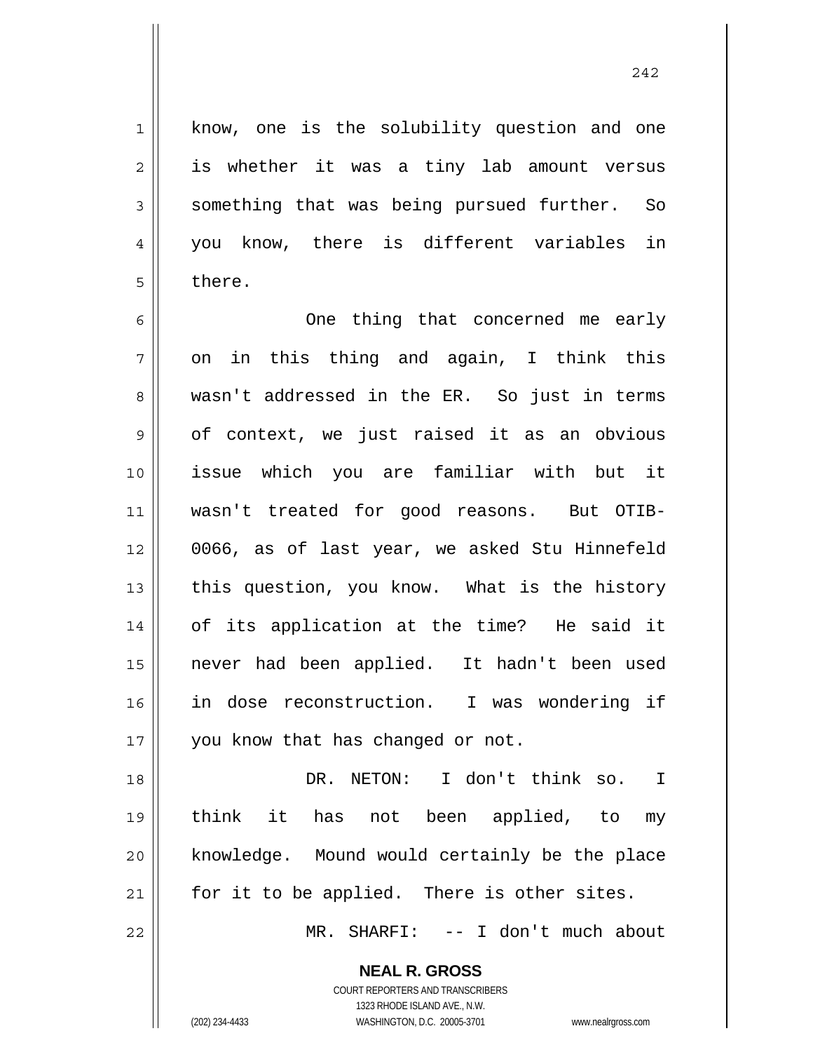know, one is the solubility question and one is whether it was a tiny lab amount versus something that was being pursued further. So you know, there is different variables in there.

One thing that concerned me early on in this thing and again, I think this wasn't addressed in the ER. So just in terms of context, we just raised it as an obvious issue which you are familiar with but it wasn't treated for good reasons. But OTIB-0066, as of last year, we asked Stu Hinnefeld this question, you know. What is the history of its application at the time? He said it never had been applied. It hadn't been used in dose reconstruction. I was wondering if you know that has changed or not.

DR. NETON: I don't think so. I think it has not been applied, to my knowledge. Mound would certainly be the place for it to be applied. There is other sites.

MR. SHARFI: -- I don't much about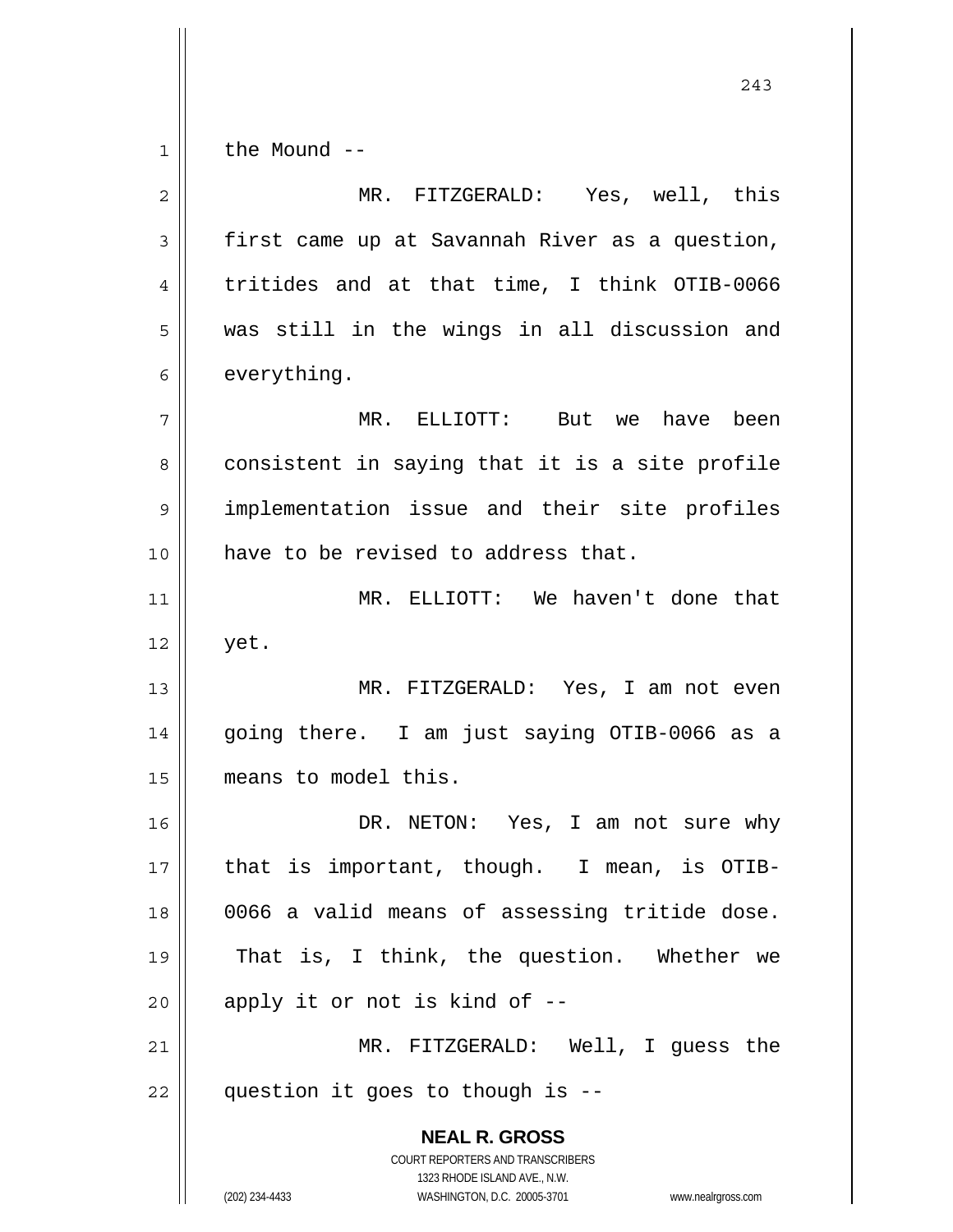the Mound --

MR. FITZGERALD: Yes, well, this first came up at Savannah River as a question, tritides and at that time, I think OTIB-0066 was still in the wings in all discussion and everything.

MR. ELLIOTT: But we have been consistent in saying that it is a site profile implementation issue and their site profiles have to be revised to address that.

MR. ELLIOTT: We haven't done that yet.

MR. FITZGERALD: Yes, I am not even going there. I am just saying OTIB-0066 as a means to model this.

DR. NETON: Yes, I am not sure why that is important, though. I mean, is OTIB-0066 a valid means of assessing tritide dose. That is, I think, the question. Whether we apply it or not is kind of --

MR. FITZGERALD: Well, I guess the question it goes to though is --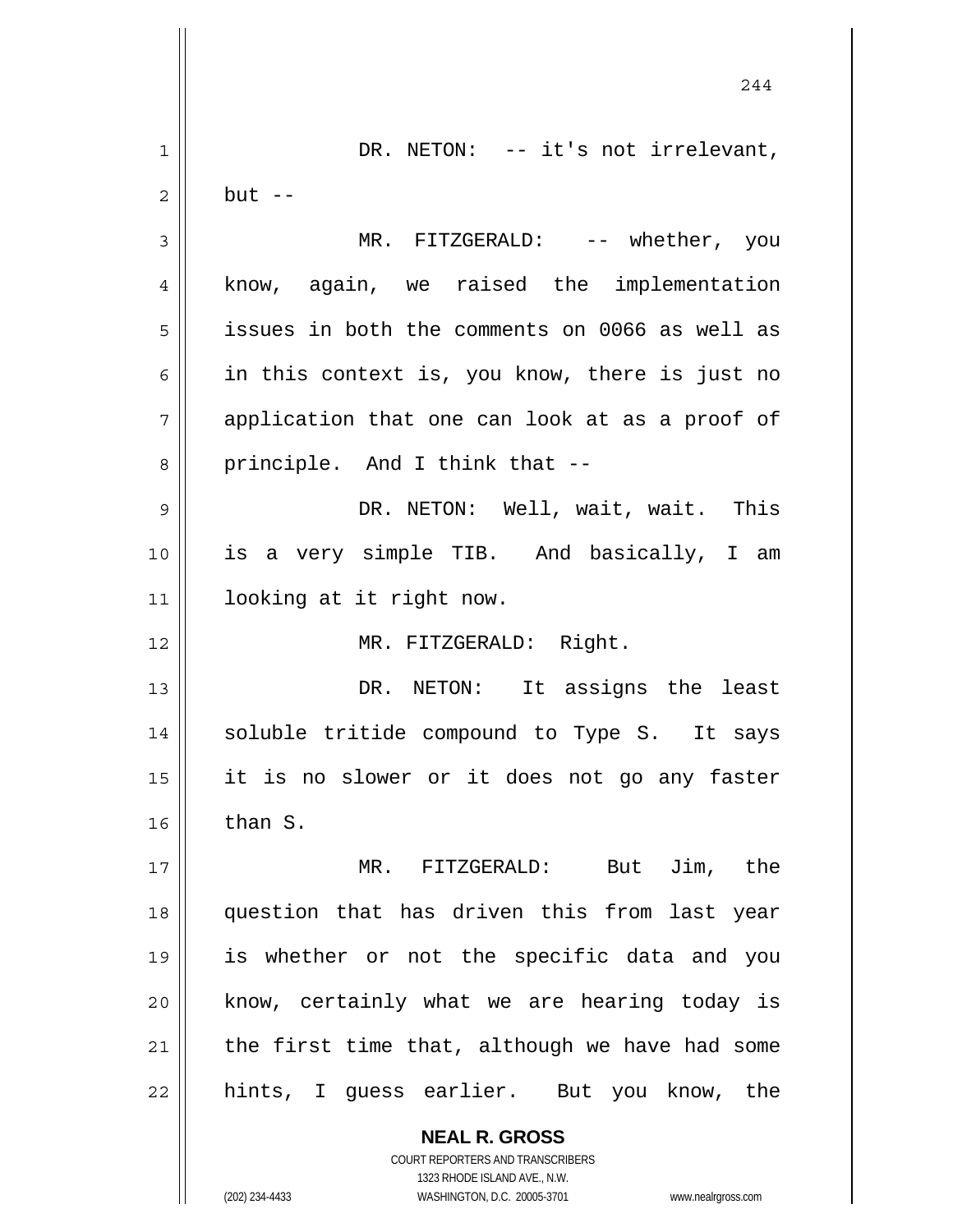DR. NETON: -- it's not irrelevant, but --

MR. FITZGERALD: -- whether, you know, again, we raised the implementation issues in both the comments on 0066 as well as in this context is, you know, there is just no application that one can look at as a proof of principle. And I think that --

DR. NETON: Well, wait, wait. This is a very simple TIB. And basically, I am looking at it right now.

MR. FITZGERALD: Right.

DR. NETON: It assigns the least soluble tritide compound to Type S. It says it is no slower or it does not go any faster than S.

MR. FITZGERALD: But Jim, the question that has driven this from last year is whether or not the specific data and you know, certainly what we are hearing today is the first time that, although we have had some hints, I guess earlier. But you know, the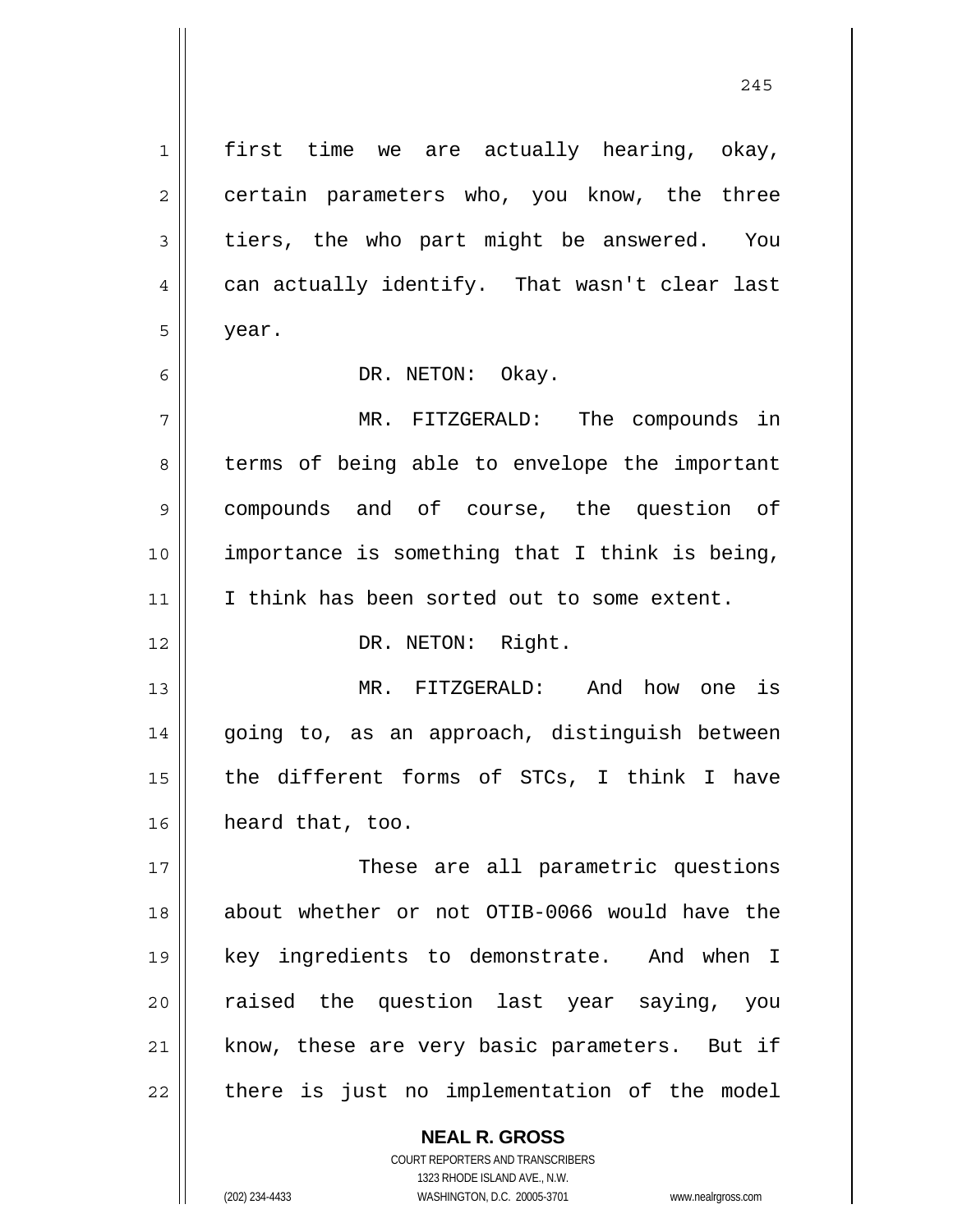first time we are actually hearing, okay, certain parameters who, you know, the three tiers, the who part might be answered. You can actually identify. That wasn't clear last year.

DR. NETON: Okay.

MR. FITZGERALD: The compounds in terms of being able to envelope the important compounds and of course, the question of importance is something that I think is being, I think has been sorted out to some extent.

DR. NETON: Right.

MR. FITZGERALD: And how one is going to, as an approach, distinguish between the different forms of STCs, I think I have heard that, too.

These are all parametric questions about whether or not OTIB-0066 would have the key ingredients to demonstrate. And when I raised the question last year saying, you know, these are very basic parameters. But if there is just no implementation of the model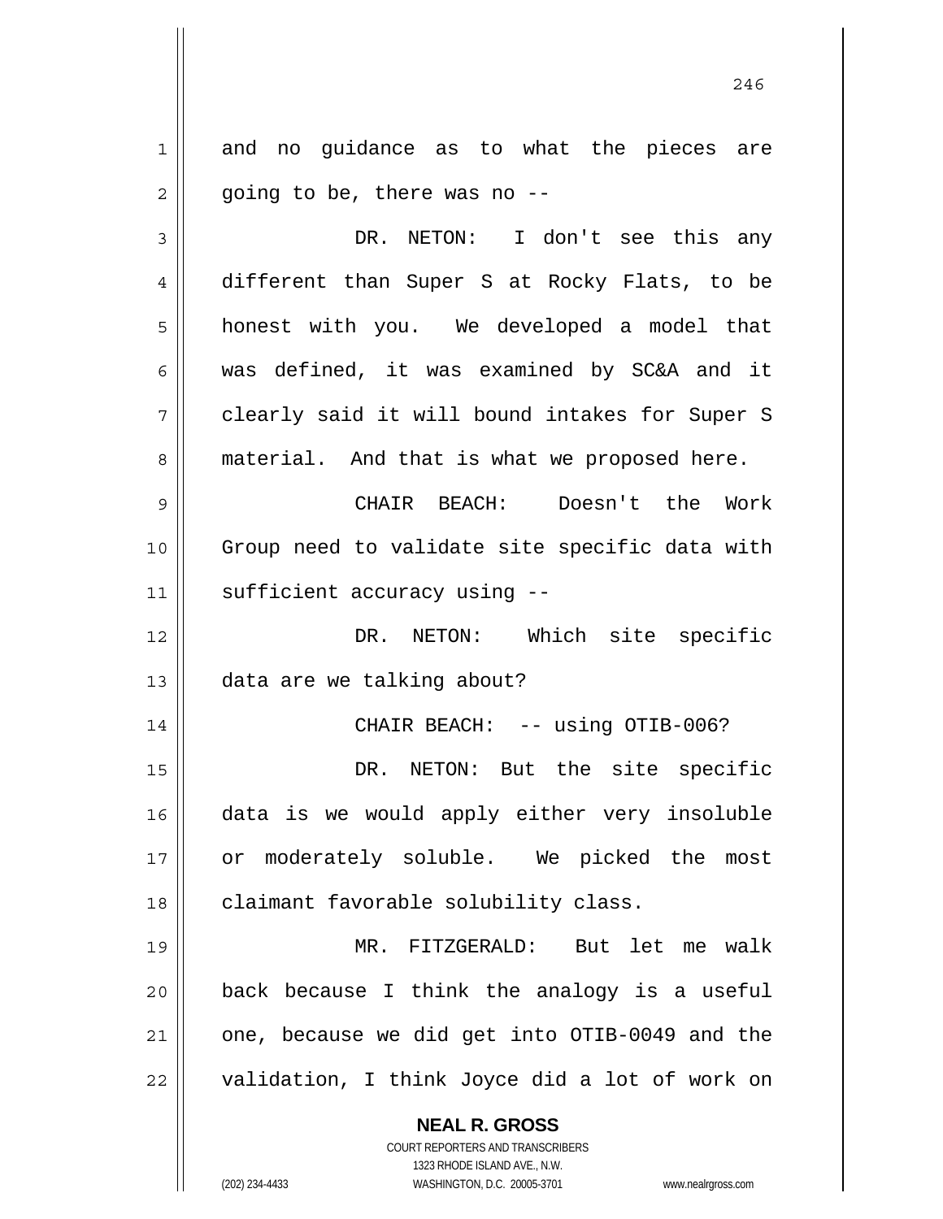and no guidance as to what the pieces are going to be, there was no --

DR. NETON: I don't see this any different than Super S at Rocky Flats, to be honest with you. We developed a model that was defined, it was examined by SC&A and it clearly said it will bound intakes for Super S material. And that is what we proposed here.

CHAIR BEACH: Doesn't the Work Group need to validate site specific data with sufficient accuracy using --

DR. NETON: Which site specific data are we talking about?

CHAIR BEACH: -- using OTIB-006?

DR. NETON: But the site specific data is we would apply either very insoluble or moderately soluble. We picked the most claimant favorable solubility class.

MR. FITZGERALD: But let me walk back because I think the analogy is a useful one, because we did get into OTIB-0049 and the validation, I think Joyce did a lot of work on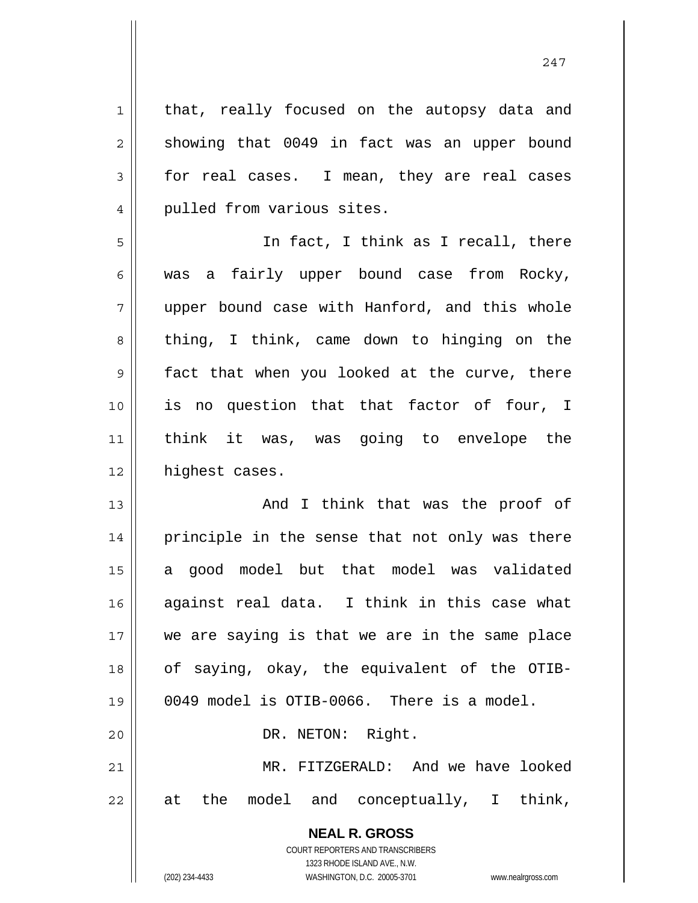that, really focused on the autopsy data and showing that 0049 in fact was an upper bound for real cases. I mean, they are real cases pulled from various sites.

In fact, I think as I recall, there was a fairly upper bound case from Rocky, upper bound case with Hanford, and this whole thing, I think, came down to hinging on the fact that when you looked at the curve, there is no question that that factor of four, I think it was, was going to envelope the highest cases.

And I think that was the proof of principle in the sense that not only was there a good model but that model was validated against real data. I think in this case what we are saying is that we are in the same place of saying, okay, the equivalent of the OTIB-0049 model is OTIB-0066. There is a model.

DR. NETON: Right.

MR. FITZGERALD: And we have looked at the model and conceptually, I think,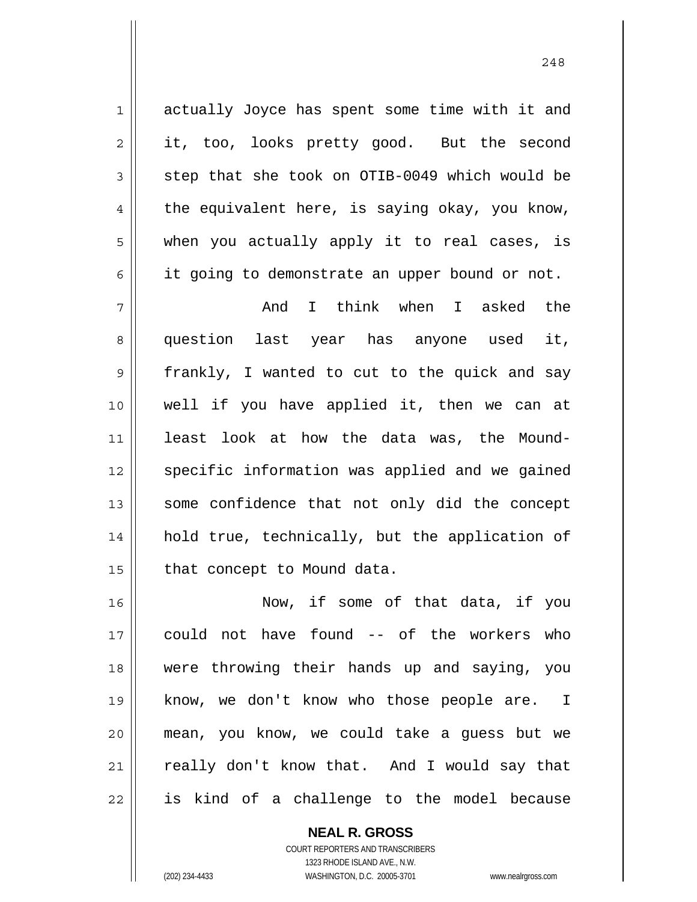actually Joyce has spent some time with it and it, too, looks pretty good. But the second step that she took on OTIB-0049 which would be the equivalent here, is saying okay, you know, when you actually apply it to real cases, is it going to demonstrate an upper bound or not.

And I think when I asked the question last year has anyone used it, frankly, I wanted to cut to the quick and say well if you have applied it, then we can at least look at how the data was, the Mound-specific information was applied and we gained some confidence that not only did the concept hold true, technically, but the application of that concept to Mound data.

Now, if some of that data, if you could not have found -- of the workers who were throwing their hands up and saying, you know, we don't know who those people are. I mean, you know, we could take a guess but we really don't know that. And I would say that is kind of a challenge to the model because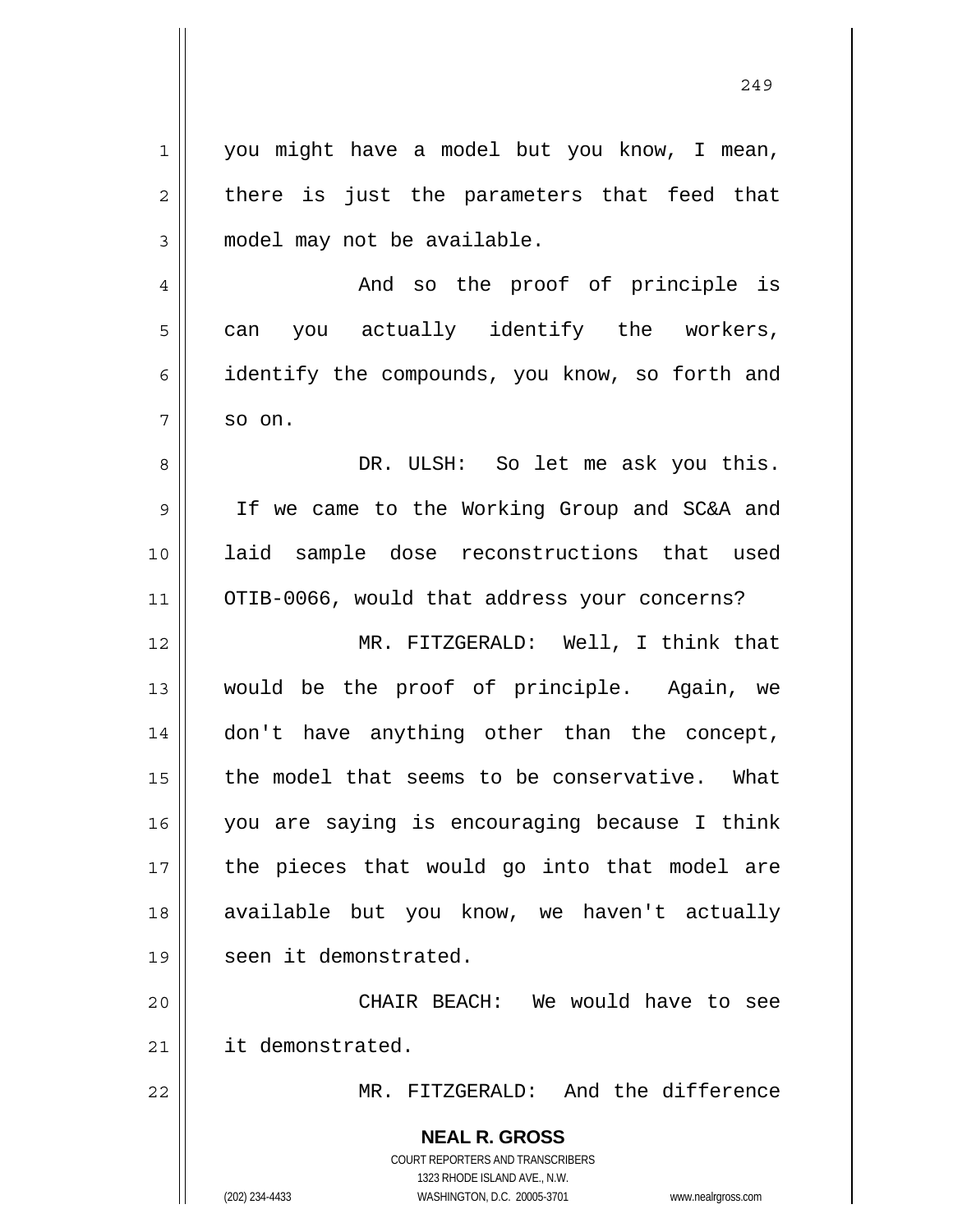you might have a model but you know, I mean, there is just the parameters that feed that model may not be available.

And so the proof of principle is can you actually identify the workers, identify the compounds, you know, so forth and so on.

DR. ULSH: So let me ask you this. If we came to the Working Group and SC&A and laid sample dose reconstructions that used OTIB-0066, would that address your concerns?

MR. FITZGERALD: Well, I think that would be the proof of principle. Again, we don't have anything other than the concept, the model that seems to be conservative. What you are saying is encouraging because I think the pieces that would go into that model are available but you know, we haven't actually seen it demonstrated.

CHAIR BEACH: We would have to see it demonstrated.

MR. FITZGERALD: And the difference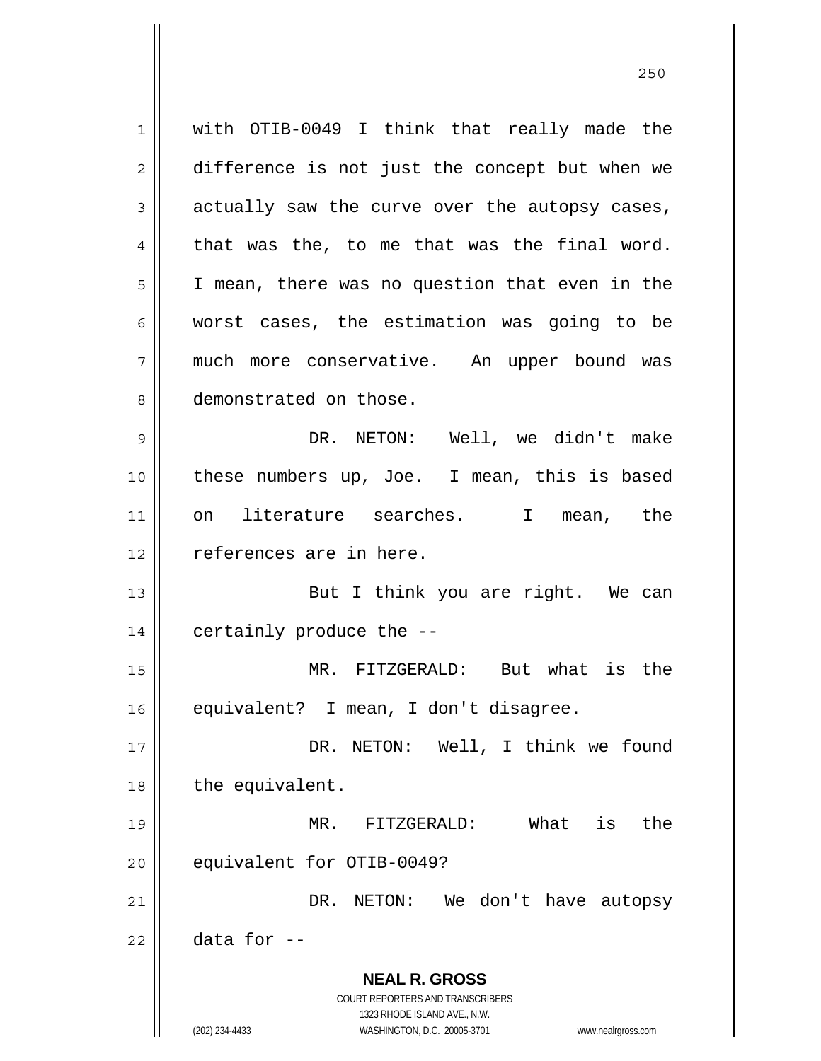with OTIB-0049 I think that really made the difference is not just the concept but when we actually saw the curve over the autopsy cases, that was the, to me that was the final word. I mean, there was no question that even in the worst cases, the estimation was going to be much more conservative. An upper bound was demonstrated on those.

DR. NETON: Well, we didn't make these numbers up, Joe. I mean, this is based on literature searches. I mean, the references are in here.

But I think you are right. We can certainly produce the --

MR. FITZGERALD: But what is the equivalent? I mean, I don't disagree.

DR. NETON: Well, I think we found the equivalent.

MR. FITZGERALD: What is the equivalent for OTIB-0049?

DR. NETON: We don't have autopsy data for --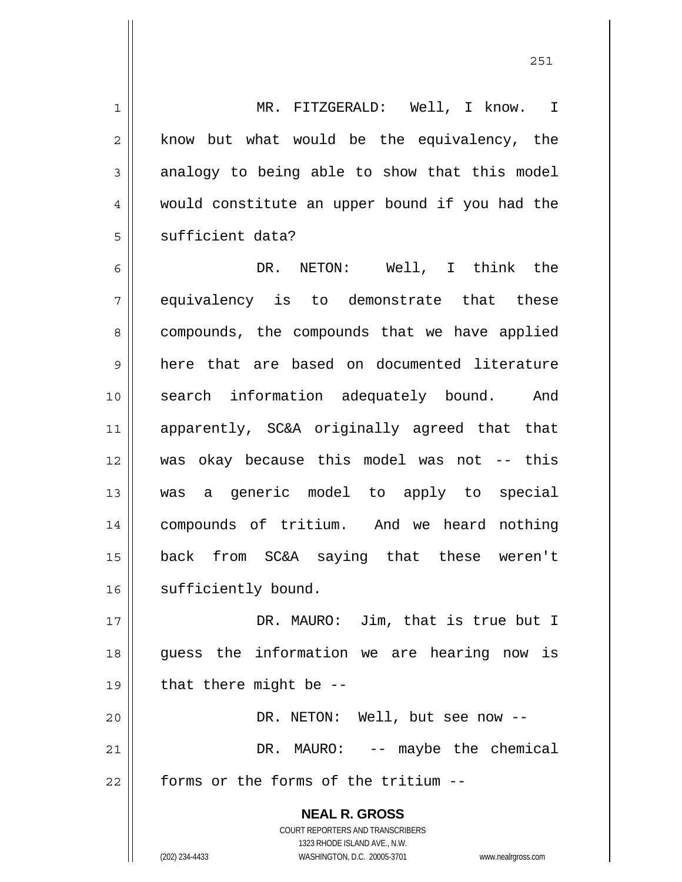MR. FITZGERALD: Well, I know. I know but what would be the equivalency, the analogy to being able to show that this model would constitute an upper bound if you had the sufficient data?

DR. NETON: Well, I think the equivalency is to demonstrate that these compounds, the compounds that we have applied here that are based on documented literature search information adequately bound. And apparently, SC&A originally agreed that that was okay because this model was not -- this was a generic model to apply to special compounds of tritium. And we heard nothing back from SC&A saying that these weren't sufficiently bound.

DR. MAURO: Jim, that is true but I guess the information we are hearing now is that there might be --

DR. NETON: Well, but see now --

DR. MAURO: -- maybe the chemical forms or the forms of the tritium --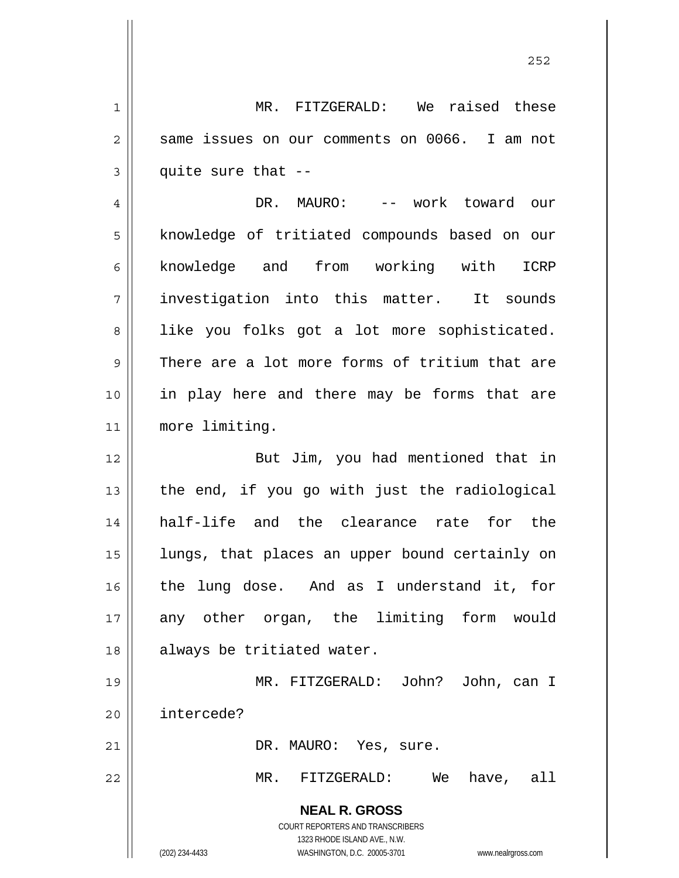MR. FITZGERALD: We raised these same issues on our comments on 0066. I am not quite sure that --

DR. MAURO: -- work toward our knowledge of tritiated compounds based on our knowledge and from working with ICRP investigation into this matter. It sounds like you folks got a lot more sophisticated. There are a lot more forms of tritium that are in play here and there may be forms that are more limiting.

But Jim, you had mentioned that in the end, if you go with just the radiological half-life and the clearance rate for the lungs, that places an upper bound certainly on the lung dose. And as I understand it, for any other organ, the limiting form would always be tritiated water.

MR. FITZGERALD: John? John, can I intercede?

DR. MAURO: Yes, sure.

MR. FITZGERALD: We have, all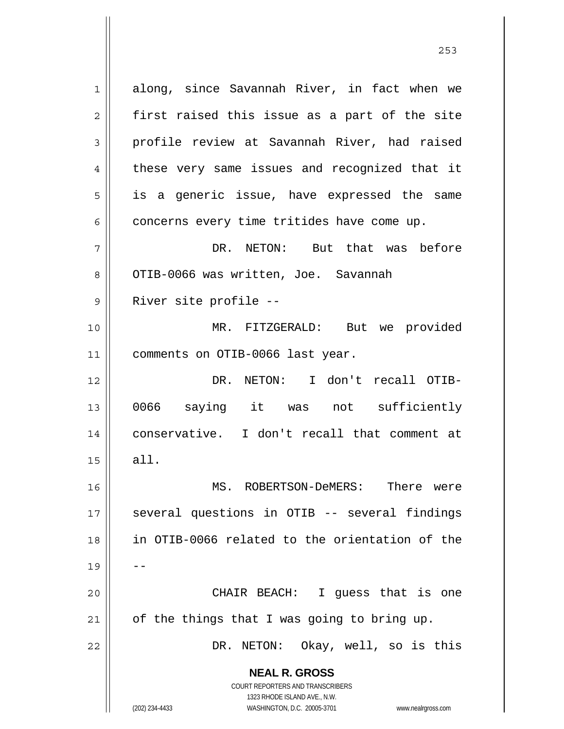along, since Savannah River, in fact when we first raised this issue as a part of the site profile review at Savannah River, had raised these very same issues and recognized that it is a generic issue, have expressed the same concerns every time tritides have come up.

DR. NETON: But that was before OTIB-0066 was written, Joe. Savannah River site profile --

MR. FITZGERALD: But we provided comments on OTIB-0066 last year.

DR. NETON: I don't recall OTIB-0066 saying it was not sufficiently conservative. I don't recall that comment at all.

MS. ROBERTSON-DeMERS: There were several questions in OTIB -- several findings in OTIB-0066 related to the orientation of the --

CHAIR BEACH: I guess that is one of the things that I was going to bring up.

DR. NETON: Okay, well, so is this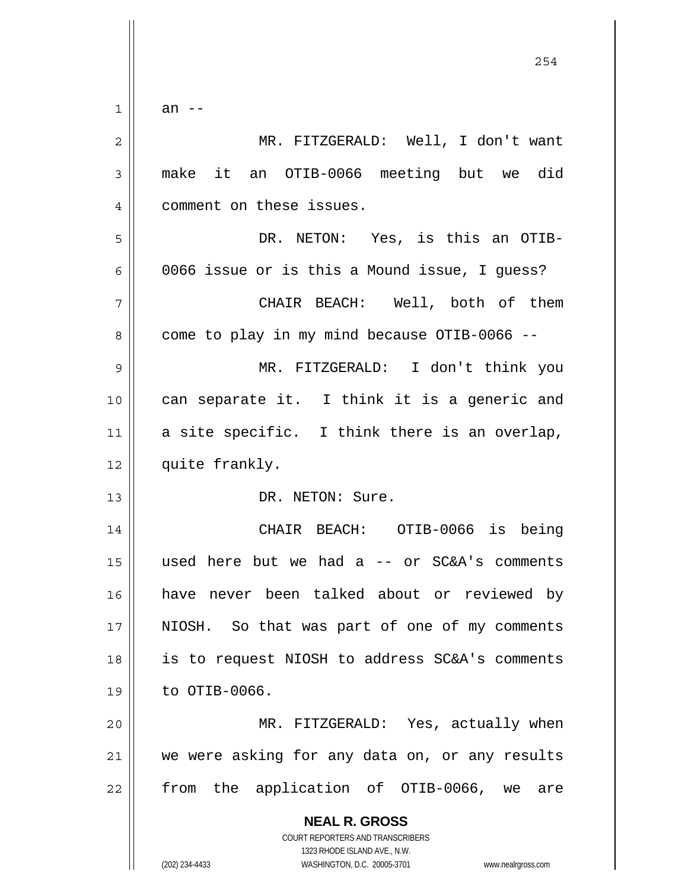an --

MR. FITZGERALD: Well, I don't want make it an OTIB-0066 meeting but we did comment on these issues.

DR. NETON: Yes, is this an OTIB-0066 issue or is this a Mound issue, I guess?

CHAIR BEACH: Well, both of them come to play in my mind because OTIB-0066 --

MR. FITZGERALD: I don't think you can separate it. I think it is a generic and a site specific. I think there is an overlap, quite frankly.

DR. NETON: Sure.

CHAIR BEACH: OTIB-0066 is being used here but we had a -- or SC&A's comments have never been talked about or reviewed by NIOSH. So that was part of one of my comments is to request NIOSH to address SC&A's comments to OTIB-0066.

MR. FITZGERALD: Yes, actually when we were asking for any data on, or any results from the application of OTIB-0066, we are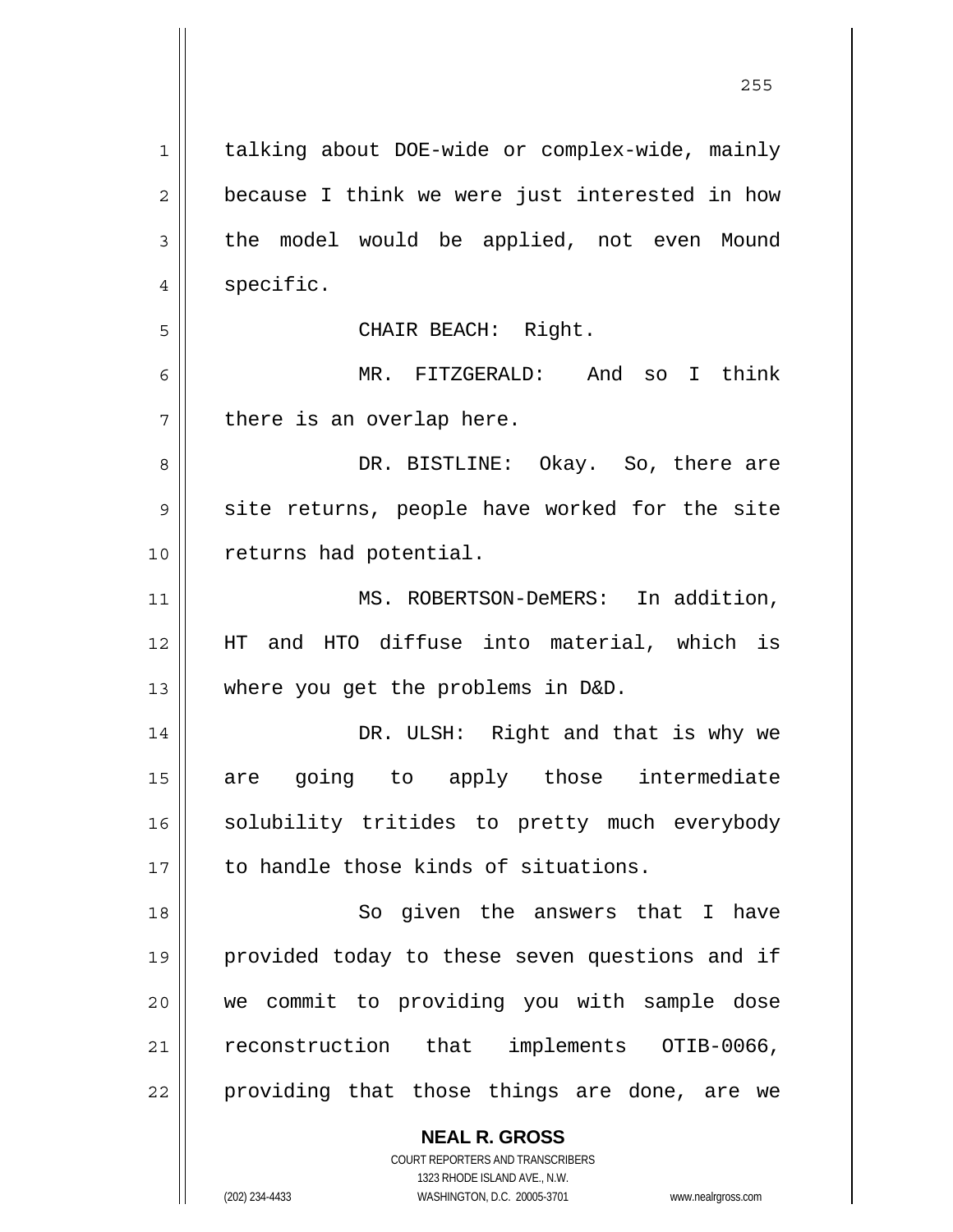talking about DOE-wide or complex-wide, mainly because I think we were just interested in how the model would be applied, not even Mound specific.

CHAIR BEACH: Right.

MR. FITZGERALD: And so I think there is an overlap here.

DR. BISTLINE: Okay. So, there are site returns, people have worked for the site returns had potential.

MS. ROBERTSON-DeMERS: In addition, HT and HTO diffuse into material, which is where you get the problems in D&D.

DR. ULSH: Right and that is why we are going to apply those intermediate solubility tritides to pretty much everybody to handle those kinds of situations.

So given the answers that I have provided today to these seven questions and if we commit to providing you with sample dose reconstruction that implements OTIB-0066, providing that those things are done, are we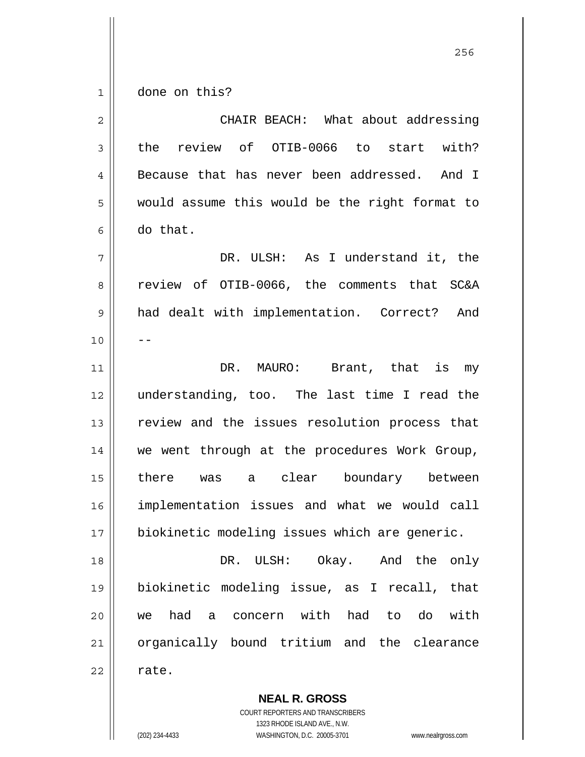done on this?

CHAIR BEACH: What about addressing the review of OTIB-0066 to start with? Because that has never been addressed. And I would assume this would be the right format to do that.

DR. ULSH: As I understand it, the review of OTIB-0066, the comments that SC&A had dealt with implementation. Correct? And --

DR. MAURO: Brant, that is my understanding, too. The last time I read the review and the issues resolution process that we went through at the procedures Work Group, there was a clear boundary between implementation issues and what we would call biokinetic modeling issues which are generic.

DR. ULSH: Okay. And the only biokinetic modeling issue, as I recall, that we had a concern with had to do with organically bound tritium and the clearance rate.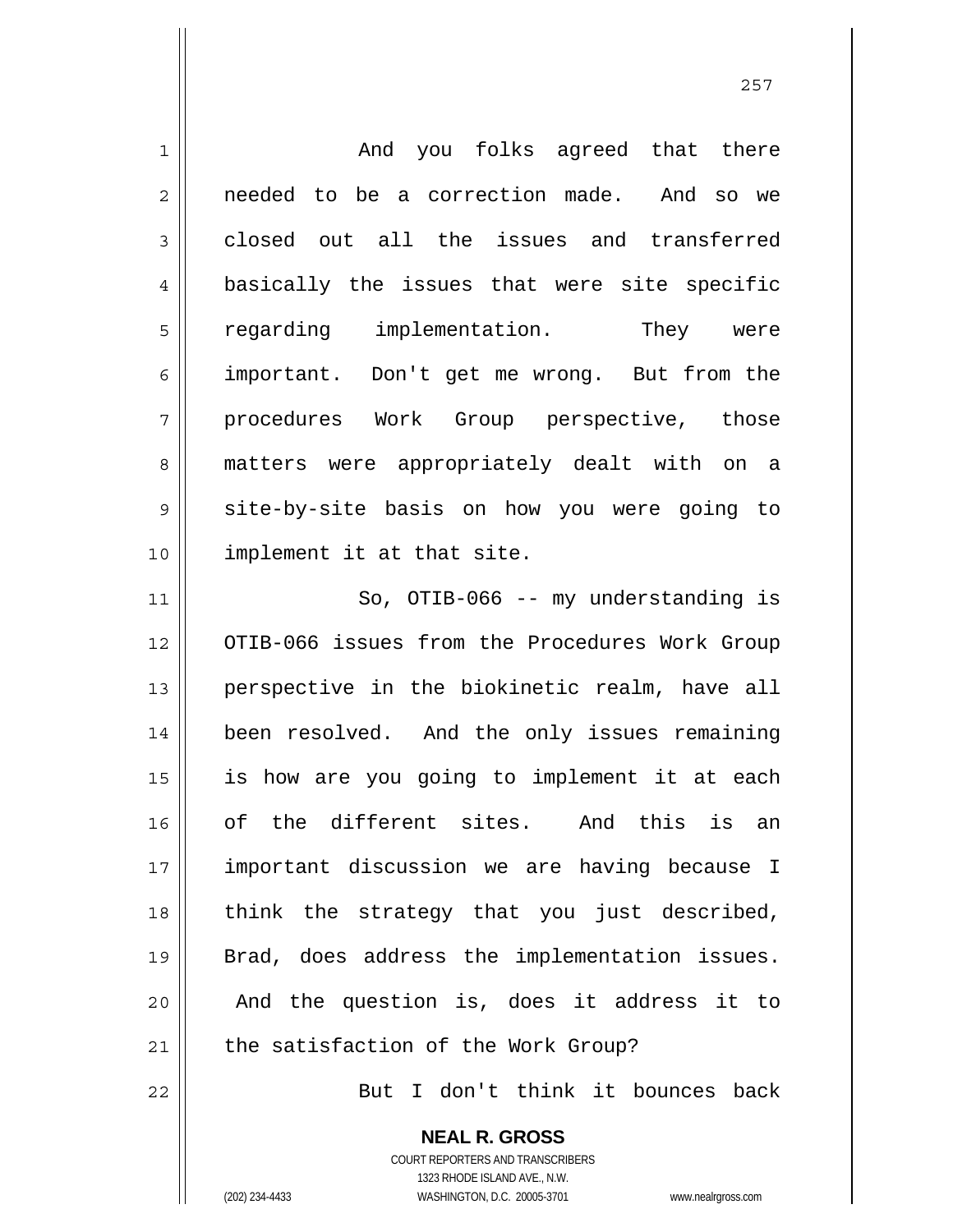And you folks agreed that there needed to be a correction made. And so we closed out all the issues and transferred basically the issues that were site specific regarding implementation. They were important. Don't get me wrong. But from the procedures Work Group perspective, those matters were appropriately dealt with on a site-by-site basis on how you were going to implement it at that site.

So, OTIB-066 -- my understanding is OTIB-066 issues from the Procedures Work Group perspective in the biokinetic realm, have all been resolved. And the only issues remaining is how are you going to implement it at each of the different sites. And this is an important discussion we are having because I think the strategy that you just described, Brad, does address the implementation issues. And the question is, does it address it to the satisfaction of the Work Group?

But I don't think it bounces back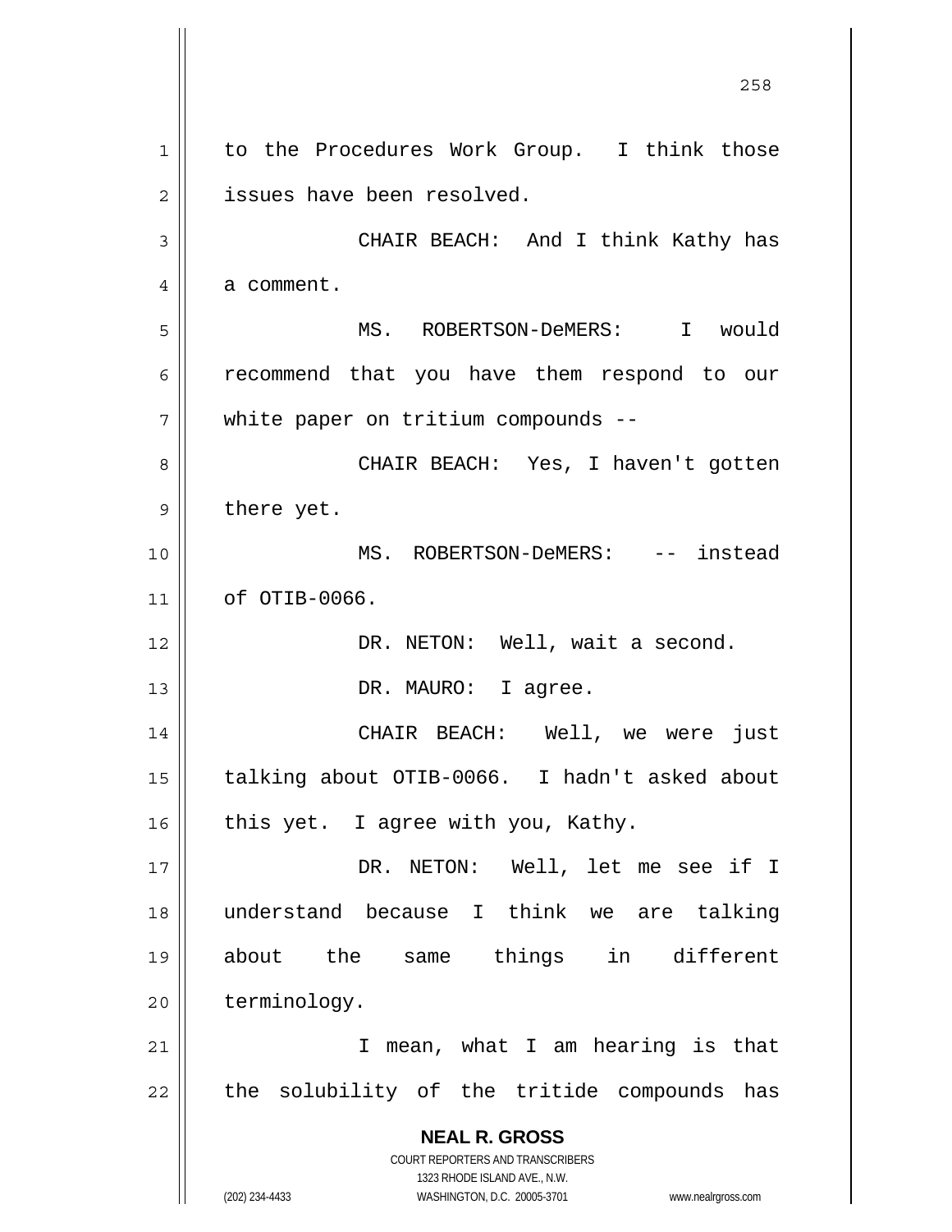to the Procedures Work Group. I think those issues have been resolved.

CHAIR BEACH: And I think Kathy has a comment.

MS. ROBERTSON-DeMERS: I would recommend that you have them respond to our white paper on tritium compounds --

CHAIR BEACH: Yes, I haven't gotten there yet.

MS. ROBERTSON-DeMERS: -- instead of OTIB-0066.

DR. NETON: Well, wait a second.

DR. MAURO: I agree.

CHAIR BEACH: Well, we were just talking about OTIB-0066. I hadn't asked about this yet. I agree with you, Kathy.

DR. NETON: Well, let me see if I understand because I think we are talking about the same things in different terminology.

I mean, what I am hearing is that the solubility of the tritide compounds has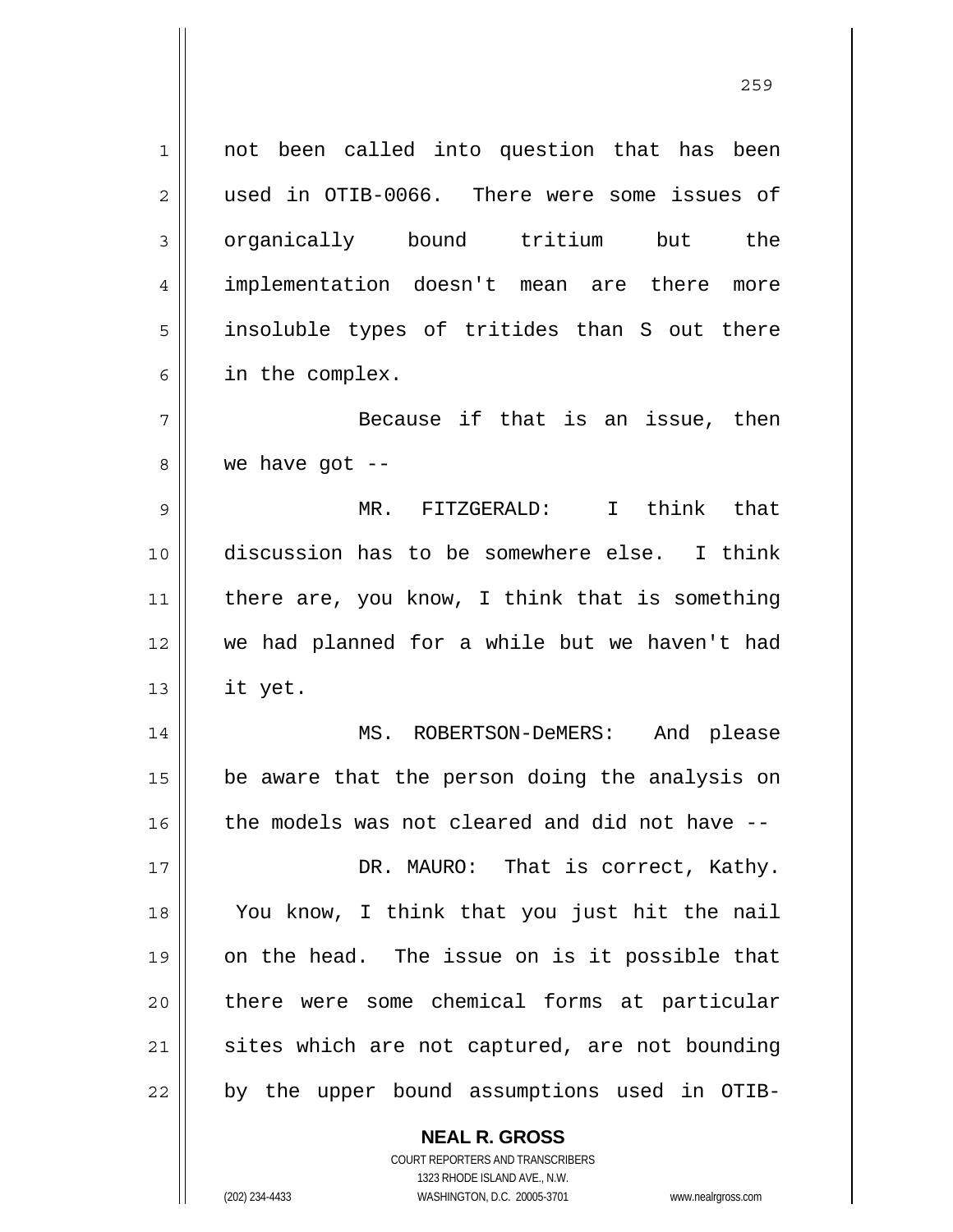not been called into question that has been used in OTIB-0066. There were some issues of organically bound tritium but the implementation doesn't mean are there more insoluble types of tritides than S out there in the complex.

Because if that is an issue, then we have got --

MR. FITZGERALD: I think that discussion has to be somewhere else. I think there are, you know, I think that is something we had planned for a while but we haven't had it yet.

MS. ROBERTSON-DeMERS: And please be aware that the person doing the analysis on the models was not cleared and did not have --

DR. MAURO: That is correct, Kathy. You know, I think that you just hit the nail on the head. The issue on is it possible that there were some chemical forms at particular sites which are not captured, are not bounding by the upper bound assumptions used in OTIB-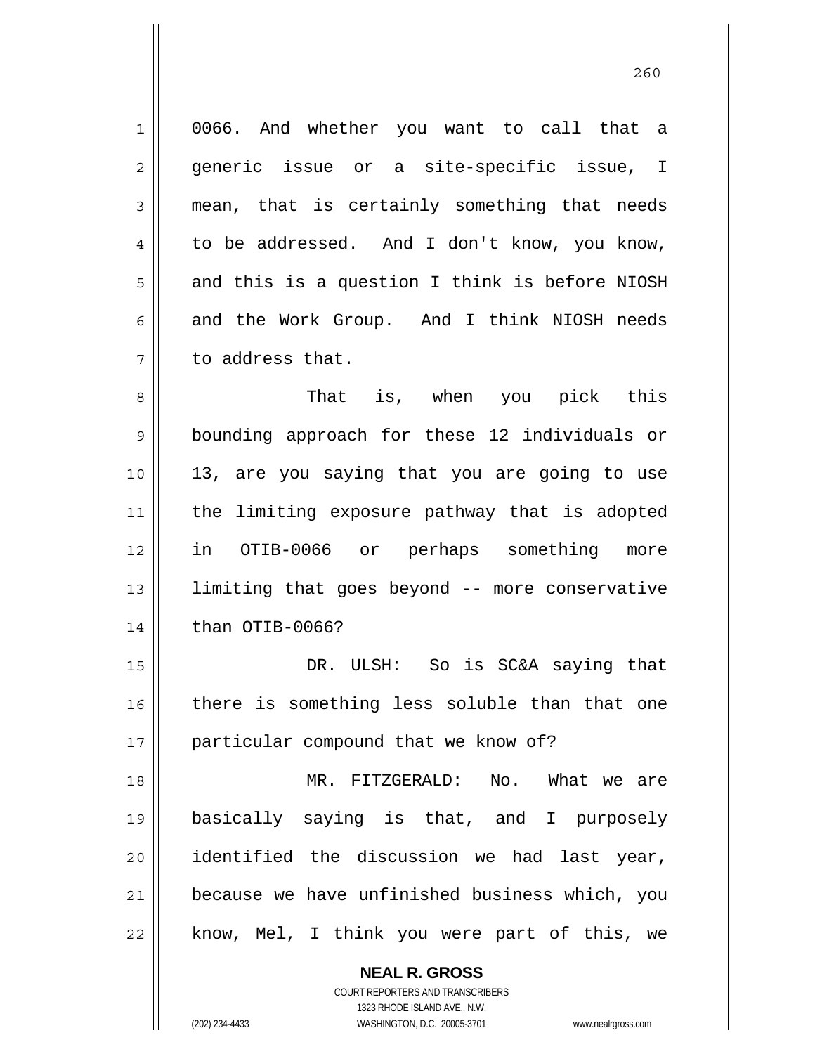0066. And whether you want to call that a generic issue or a site-specific issue, I mean, that is certainly something that needs to be addressed. And I don't know, you know, and this is a question I think is before NIOSH and the Work Group. And I think NIOSH needs to address that.

That is, when you pick this bounding approach for these 12 individuals or 13, are you saying that you are going to use the limiting exposure pathway that is adopted in OTIB-0066 or perhaps something more limiting that goes beyond -- more conservative than OTIB-0066?

DR. ULSH: So is SC&A saying that there is something less soluble than that one particular compound that we know of?

MR. FITZGERALD: No. What we are basically saying is that, and I purposely identified the discussion we had last year, because we have unfinished business which, you know, Mel, I think you were part of this, we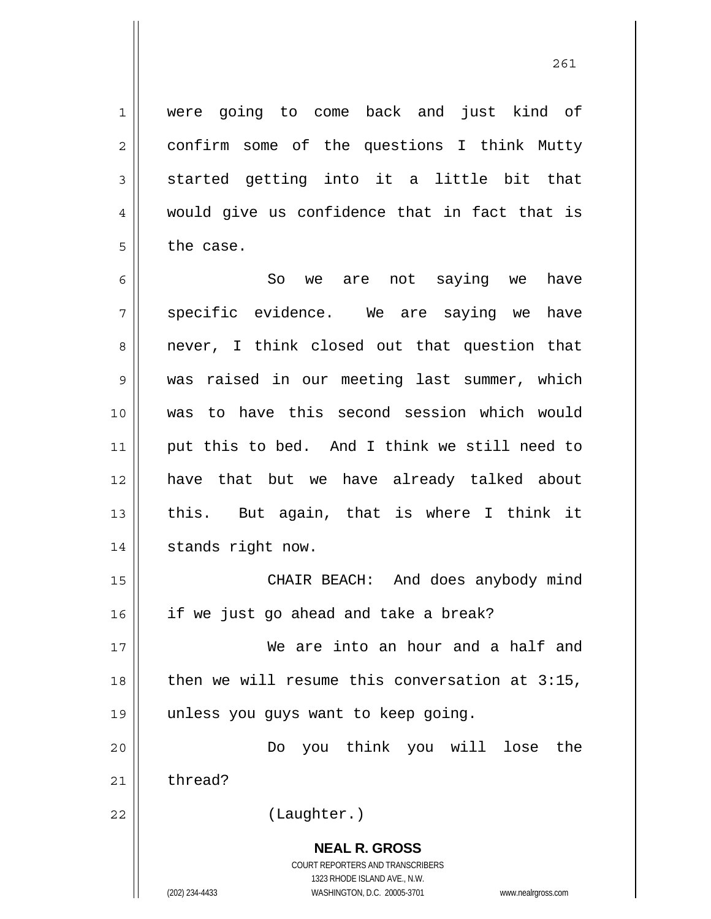were going to come back and just kind of confirm some of the questions I think Mutty started getting into it a little bit that would give us confidence that in fact that is the case.

So we are not saying we have specific evidence. We are saying we have never, I think closed out that question that was raised in our meeting last summer, which was to have this second session which would put this to bed. And I think we still need to have that but we have already talked about this. But again, that is where I think it stands right now.

CHAIR BEACH: And does anybody mind if we just go ahead and take a break?

We are into an hour and a half and then we will resume this conversation at 3:15, unless you guys want to keep going.

Do you think you will lose the thread?

(Laughter.)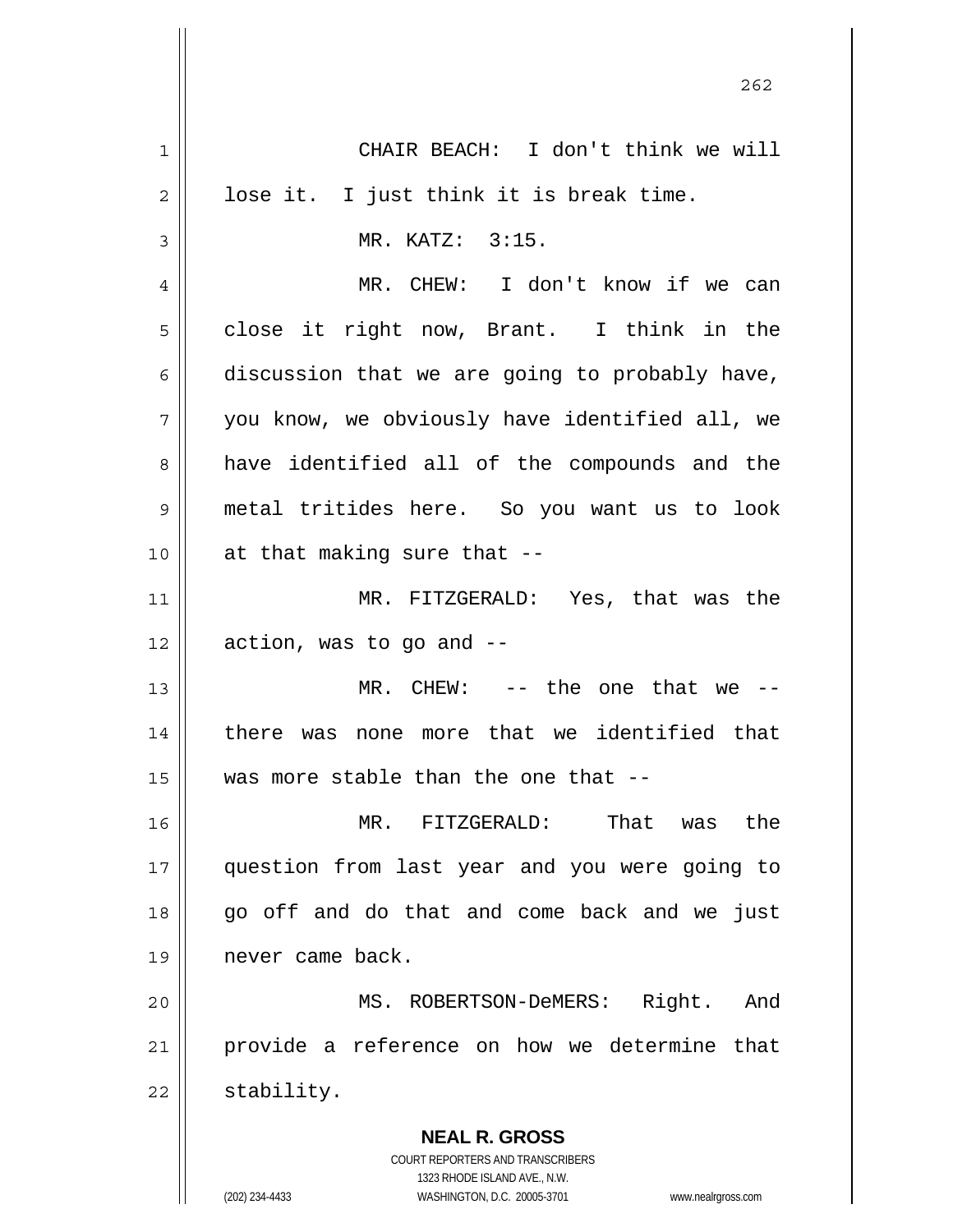CHAIR BEACH: I don't think we will lose it. I just think it is break time.

MR. KATZ: 3:15.

MR. CHEW: I don't know if we can close it right now, Brant. I think in the discussion that we are going to probably have, you know, we obviously have identified all, we have identified all of the compounds and the metal tritides here. So you want us to look at that making sure that --

MR. FITZGERALD: Yes, that was the action, was to go and --

MR. CHEW: -- the one that we -- there was none more that we identified that was more stable than the one that --

MR. FITZGERALD: That was the question from last year and you were going to go off and do that and come back and we just never came back.

MS. ROBERTSON-DeMERS: Right. And provide a reference on how we determine that stability.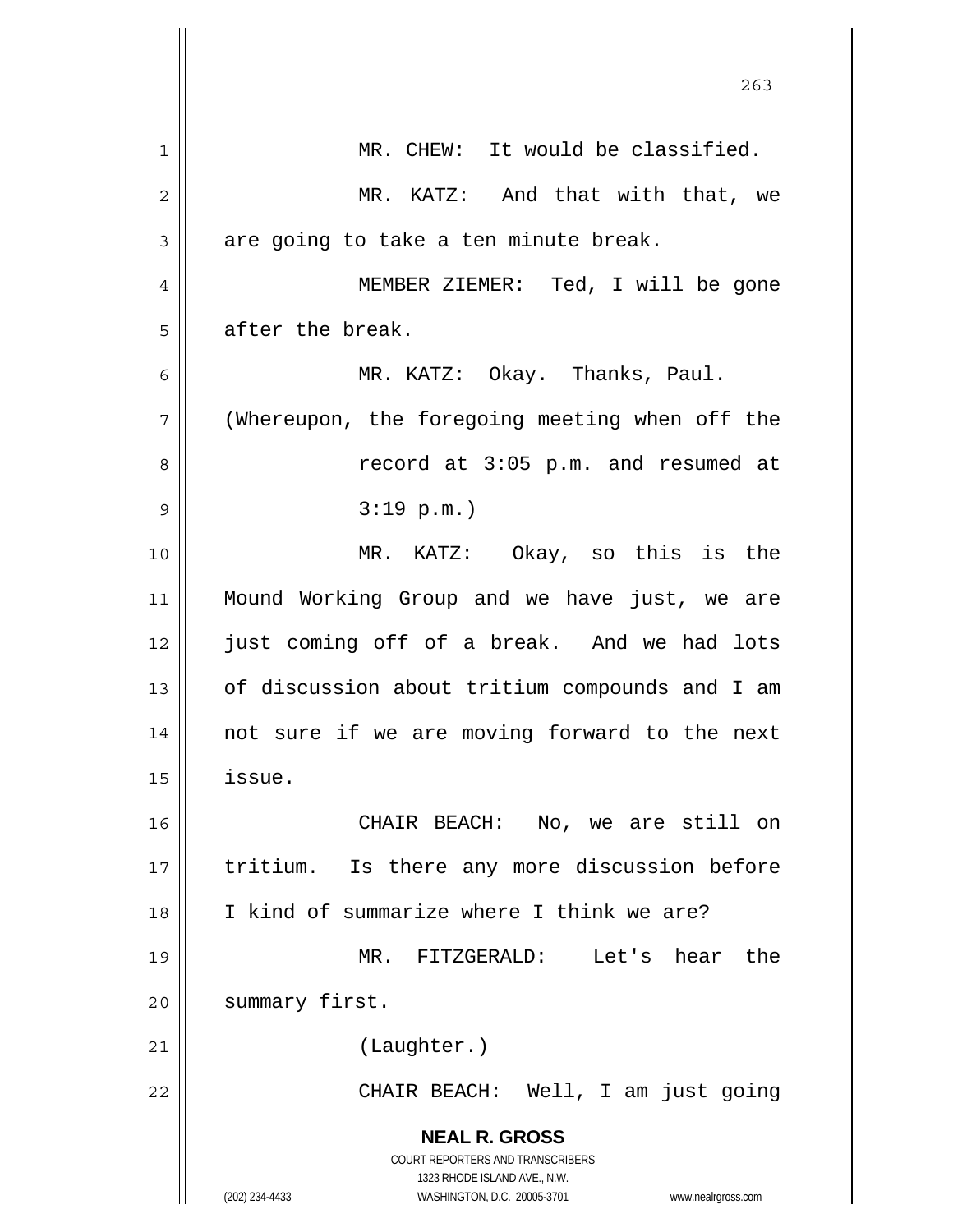MR. CHEW: It would be classified.

MR. KATZ: And that with that, we are going to take a ten minute break.

MEMBER ZIEMER: Ted, I will be gone after the break.

MR. KATZ: Okay. Thanks, Paul.

(Whereupon, the foregoing meeting when off the record at 3:05 p.m. and resumed at 3:19 p.m.)

MR. KATZ: Okay, so this is the Mound Working Group and we have just, we are just coming off of a break. And we had lots of discussion about tritium compounds and I am not sure if we are moving forward to the next issue.

CHAIR BEACH: No, we are still on tritium. Is there any more discussion before I kind of summarize where I think we are?

MR. FITZGERALD: Let's hear the summary first.

(Laughter.)

CHAIR BEACH: Well, I am just going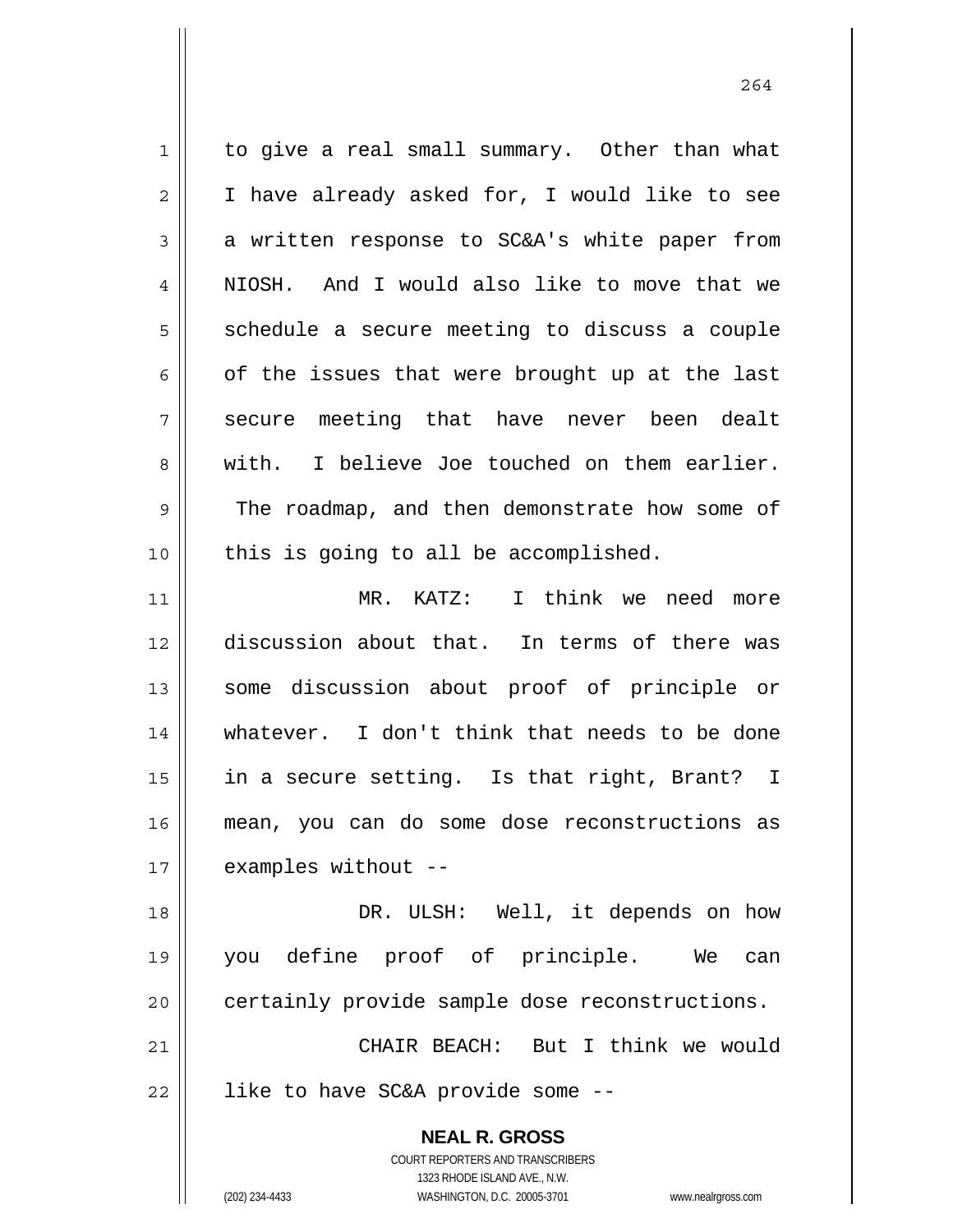to give a real small summary. Other than what I have already asked for, I would like to see a written response to SC&A's white paper from NIOSH. And I would also like to move that we schedule a secure meeting to discuss a couple of the issues that were brought up at the last secure meeting that have never been dealt with. I believe Joe touched on them earlier. The roadmap, and then demonstrate how some of this is going to all be accomplished.

MR. KATZ: I think we need more discussion about that. In terms of there was some discussion about proof of principle or whatever. I don't think that needs to be done in a secure setting. Is that right, Brant? I mean, you can do some dose reconstructions as examples without --

DR. ULSH: Well, it depends on how you define proof of principle. We can certainly provide sample dose reconstructions.

CHAIR BEACH: But I think we would like to have SC&A provide some --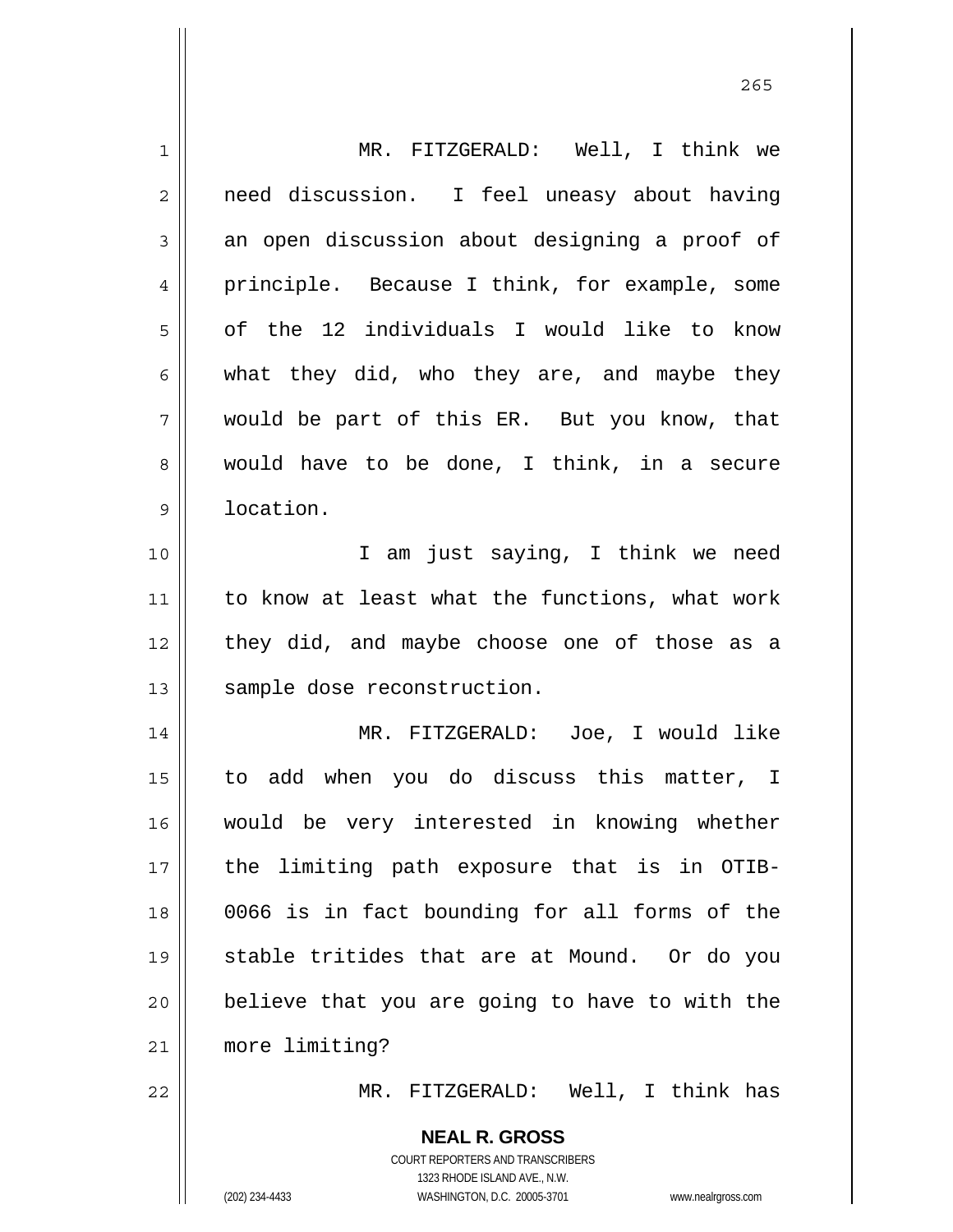MR. FITZGERALD: Well, I think we need discussion. I feel uneasy about having an open discussion about designing a proof of principle. Because I think, for example, some of the 12 individuals I would like to know what they did, who they are, and maybe they would be part of this ER. But you know, that would have to be done, I think, in a secure location.

I am just saying, I think we need to know at least what the functions, what work they did, and maybe choose one of those as a sample dose reconstruction.

MR. FITZGERALD: Joe, I would like to add when you do discuss this matter, I would be very interested in knowing whether the limiting path exposure that is in OTIB-0066 is in fact bounding for all forms of the stable tritides that are at Mound. Or do you believe that you are going to have to with the more limiting?

MR. FITZGERALD: Well, I think has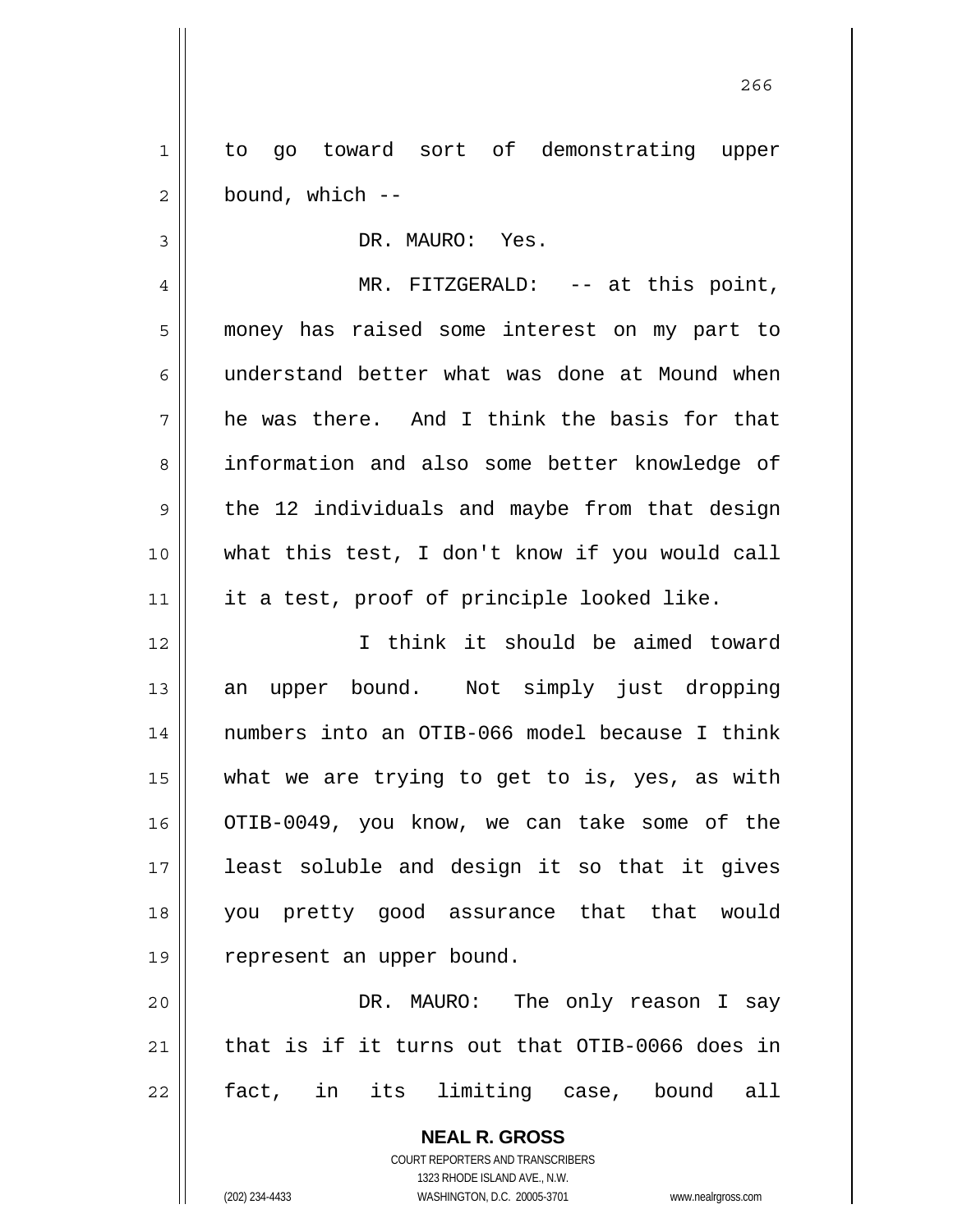to go toward sort of demonstrating upper bound, which --

DR. MAURO: Yes.

MR. FITZGERALD: -- at this point, money has raised some interest on my part to understand better what was done at Mound when he was there. And I think the basis for that information and also some better knowledge of the 12 individuals and maybe from that design what this test, I don't know if you would call it a test, proof of principle looked like.

I think it should be aimed toward an upper bound. Not simply just dropping numbers into an OTIB-066 model because I think what we are trying to get to is, yes, as with OTIB-0049, you know, we can take some of the least soluble and design it so that it gives you pretty good assurance that that would represent an upper bound.

DR. MAURO: The only reason I say that is if it turns out that OTIB-0066 does in fact, in its limiting case, bound all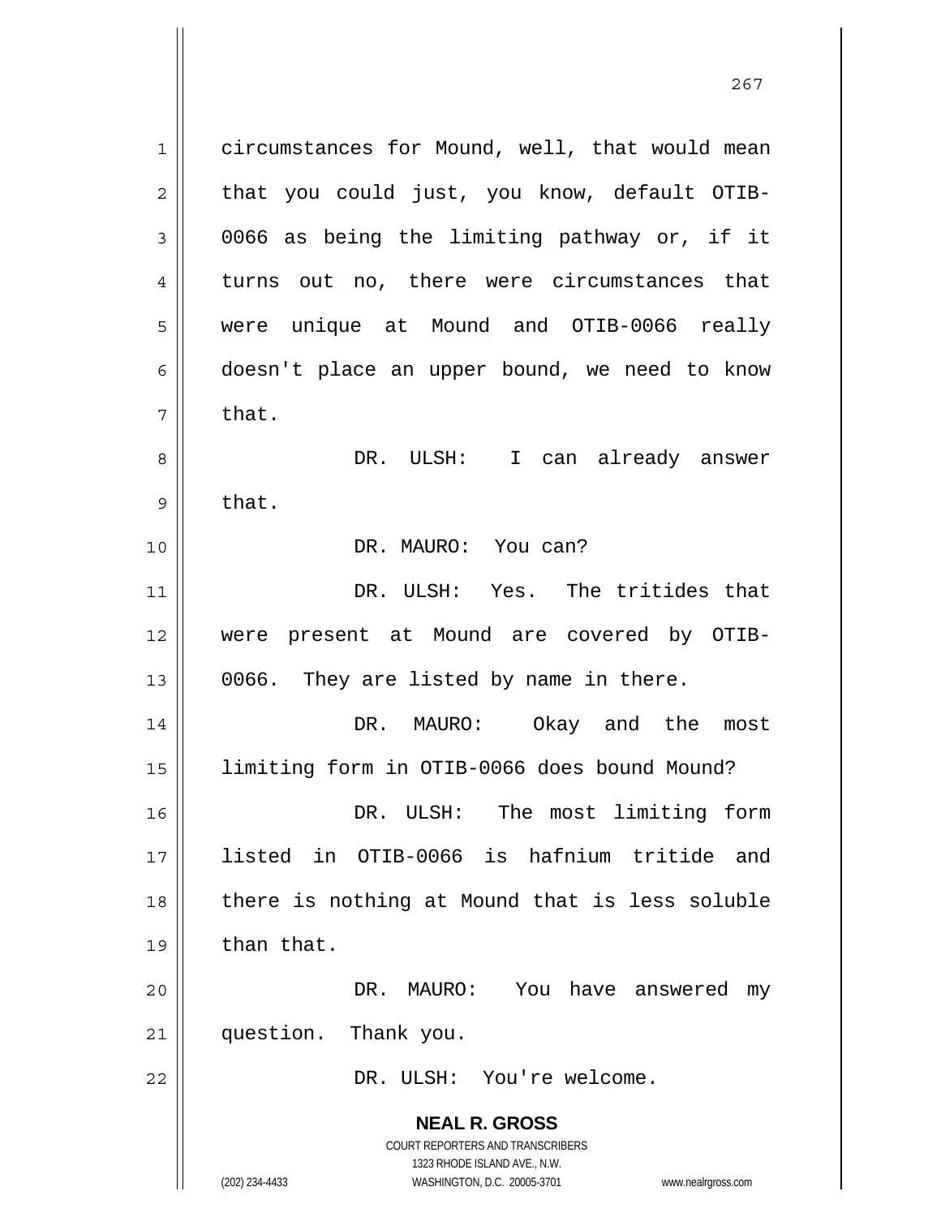circumstances for Mound, well, that would mean that you could just, you know, default OTIB-0066 as being the limiting pathway or, if it turns out no, there were circumstances that were unique at Mound and OTIB-0066 really doesn't place an upper bound, we need to know that.

DR. ULSH: I can already answer that.

DR. MAURO: You can?

DR. ULSH: Yes. The tritides that were present at Mound are covered by OTIB-0066. They are listed by name in there.

DR. MAURO: Okay and the most limiting form in OTIB-0066 does bound Mound?

DR. ULSH: The most limiting form listed in OTIB-0066 is hafnium tritide and there is nothing at Mound that is less soluble than that.

DR. MAURO: You have answered my question. Thank you.

DR. ULSH: You're welcome.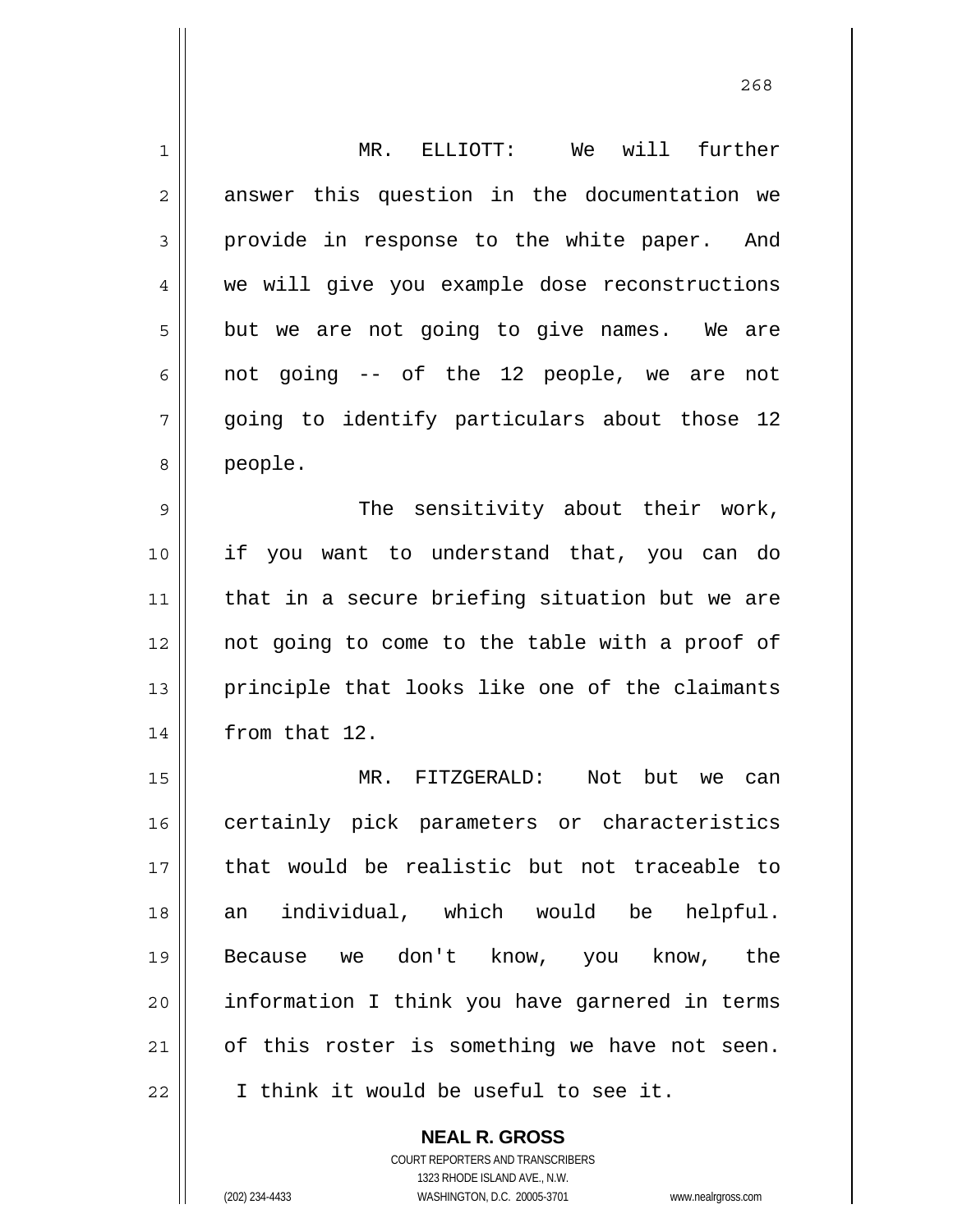MR. ELLIOTT: We will further answer this question in the documentation we provide in response to the white paper. And we will give you example dose reconstructions but we are not going to give names. We are not going -- of the 12 people, we are not going to identify particulars about those 12 people.

The sensitivity about their work, if you want to understand that, you can do that in a secure briefing situation but we are not going to come to the table with a proof of principle that looks like one of the claimants from that 12.

MR. FITZGERALD: Not but we can certainly pick parameters or characteristics that would be realistic but not traceable to an individual, which would be helpful. Because we don't know, you know, the information I think you have garnered in terms of this roster is something we have not seen. I think it would be useful to see it.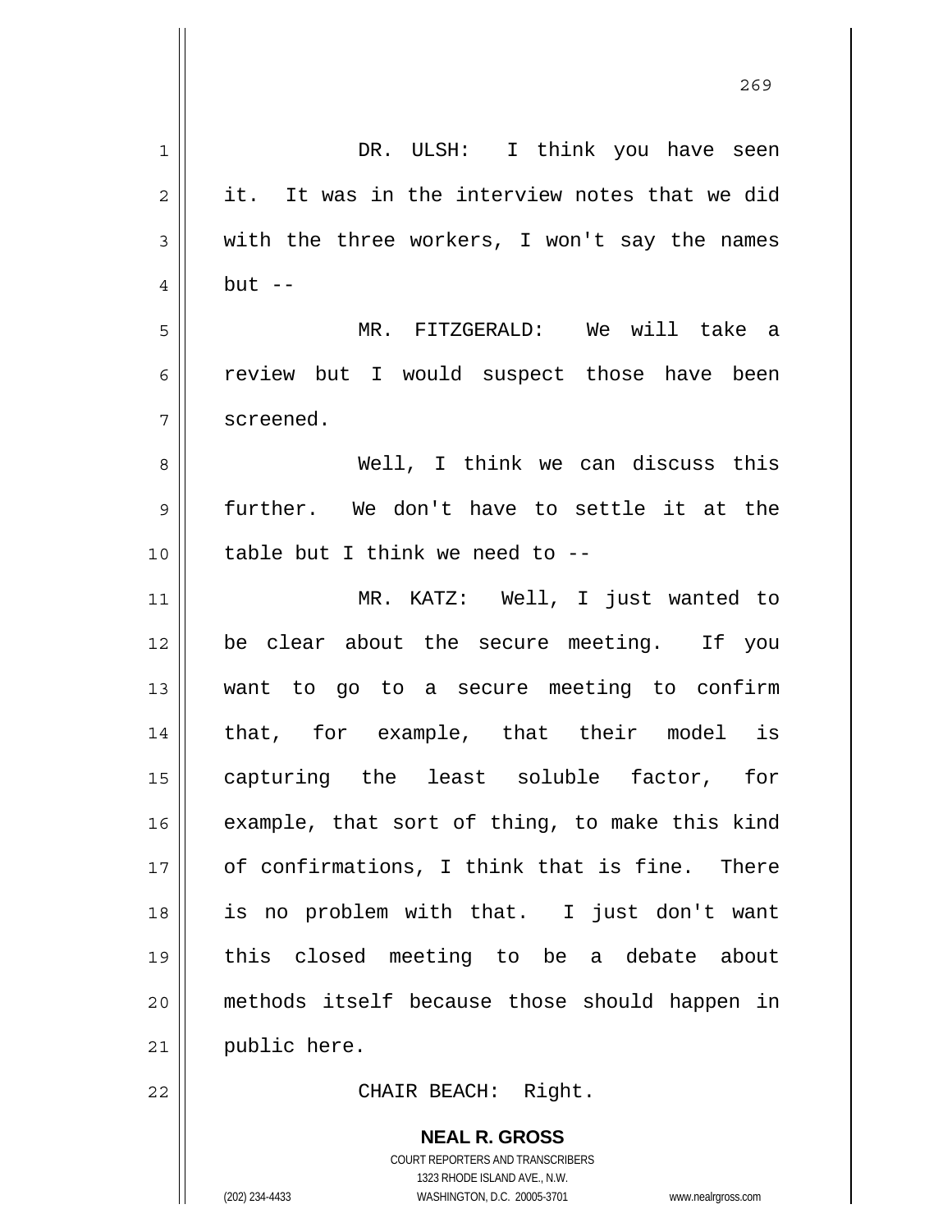DR. ULSH: I think you have seen it. It was in the interview notes that we did with the three workers, I won't say the names but --

MR. FITZGERALD: We will take a review but I would suspect those have been screened.

Well, I think we can discuss this further. We don't have to settle it at the table but I think we need to --

MR. KATZ: Well, I just wanted to be clear about the secure meeting. If you want to go to a secure meeting to confirm that, for example, that their model is capturing the least soluble factor, for example, that sort of thing, to make this kind of confirmations, I think that is fine. There is no problem with that. I just don't want this closed meeting to be a debate about methods itself because those should happen in public here.

CHAIR BEACH: Right.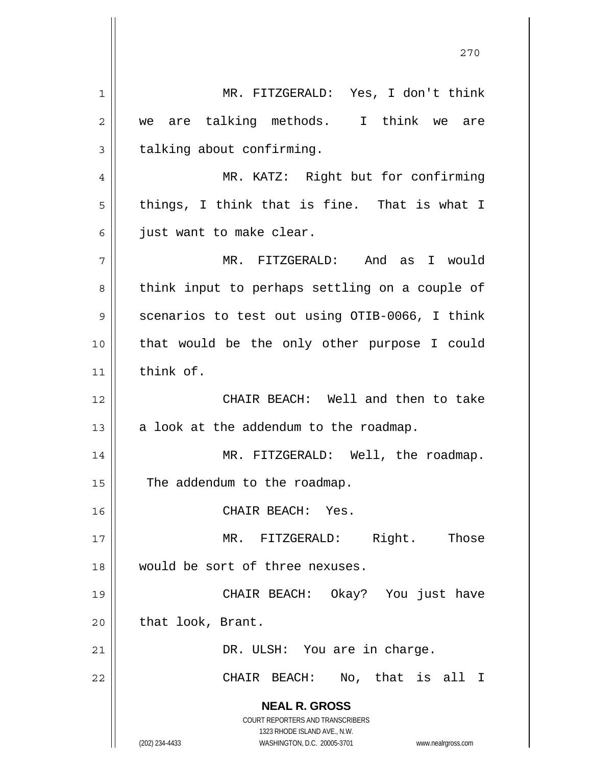MR. FITZGERALD: Yes, I don't think we are talking methods. I think we are talking about confirming.

MR. KATZ: Right but for confirming things, I think that is fine. That is what I just want to make clear.

MR. FITZGERALD: And as I would think input to perhaps settling on a couple of scenarios to test out using OTIB-0066, I think that would be the only other purpose I could think of.

CHAIR BEACH: Well and then to take a look at the addendum to the roadmap.

MR. FITZGERALD: Well, the roadmap. The addendum to the roadmap.

CHAIR BEACH: Yes.

MR. FITZGERALD: Right. Those would be sort of three nexuses.

CHAIR BEACH: Okay? You just have that look, Brant.

DR. ULSH: You are in charge.

CHAIR BEACH: No, that is all I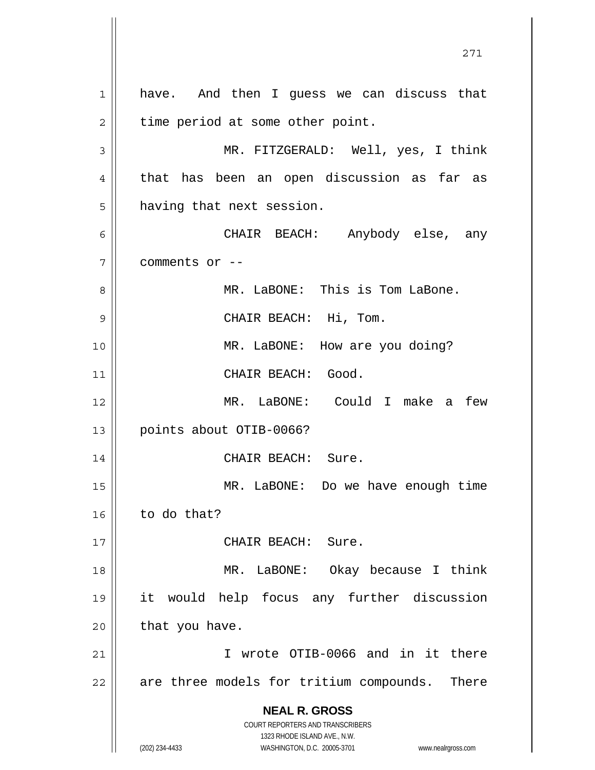have. And then I guess we can discuss that time period at some other point.

MR. FITZGERALD: Well, yes, I think that has been an open discussion as far as having that next session.

CHAIR BEACH: Anybody else, any comments or --

MR. LaBONE: This is Tom LaBone.

CHAIR BEACH: Hi, Tom.

MR. LaBONE: How are you doing?

CHAIR BEACH: Good.

MR. LaBONE: Could I make a few points about OTIB-0066?

CHAIR BEACH: Sure.

MR. LaBONE: Do we have enough time to do that?

CHAIR BEACH: Sure.

MR. LaBONE: Okay because I think it would help focus any further discussion that you have.

I wrote OTIB-0066 and in it there are three models for tritium compounds. There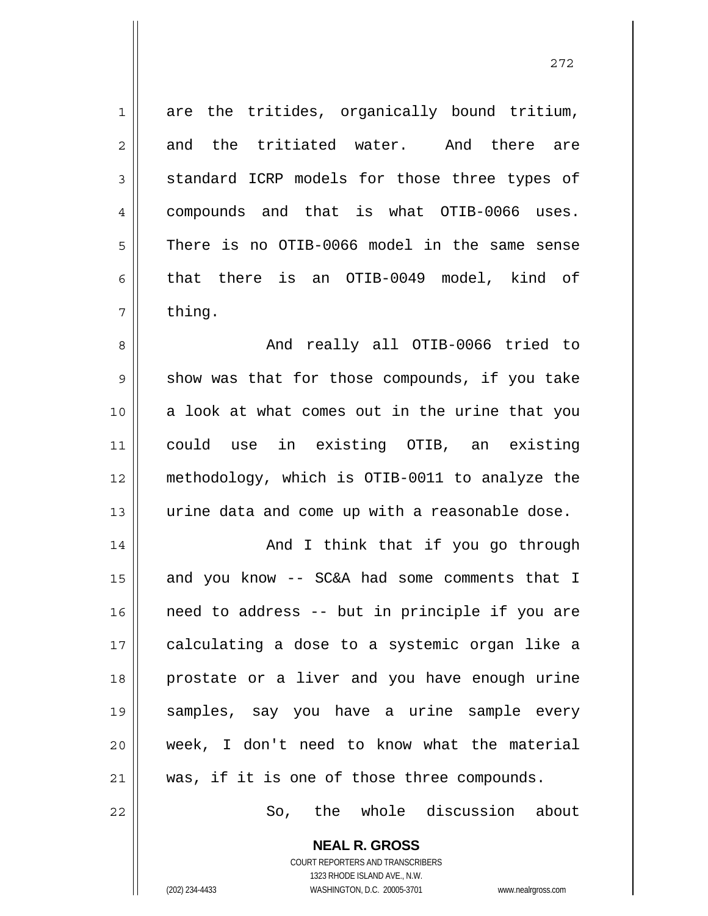are the tritides, organically bound tritium, and the tritiated water. And there are standard ICRP models for those three types of compounds and that is what OTIB-0066 uses. There is no OTIB-0066 model in the same sense that there is an OTIB-0049 model, kind of thing.

And really all OTIB-0066 tried to show was that for those compounds, if you take a look at what comes out in the urine that you could use in existing OTIB, an existing methodology, which is OTIB-0011 to analyze the urine data and come up with a reasonable dose.

And I think that if you go through and you know -- SC&A had some comments that I need to address -- but in principle if you are calculating a dose to a systemic organ like a prostate or a liver and you have enough urine samples, say you have a urine sample every week, I don't need to know what the material was, if it is one of those three compounds.

So, the whole discussion about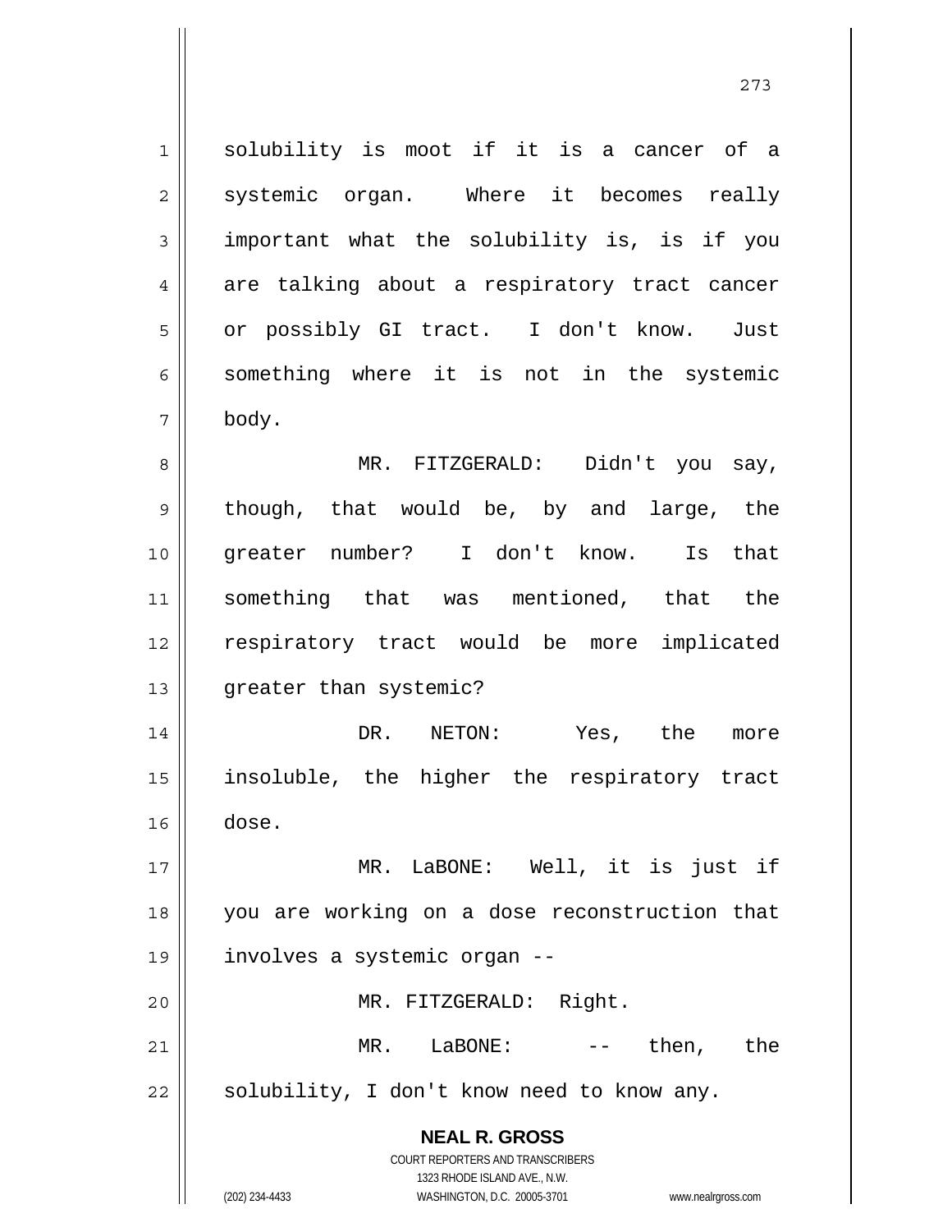solubility is moot if it is a cancer of a systemic organ. Where it becomes really important what the solubility is, is if you are talking about a respiratory tract cancer or possibly GI tract. I don't know. Just something where it is not in the systemic body.

MR. FITZGERALD: Didn't you say, though, that would be, by and large, the greater number? I don't know. Is that something that was mentioned, that the respiratory tract would be more implicated greater than systemic?

DR. NETON: Yes, the more insoluble, the higher the respiratory tract dose.

MR. LaBONE: Well, it is just if you are working on a dose reconstruction that involves a systemic organ --

MR. FITZGERALD: Right.

MR. LaBONE: -- then, the solubility, I don't know need to know any.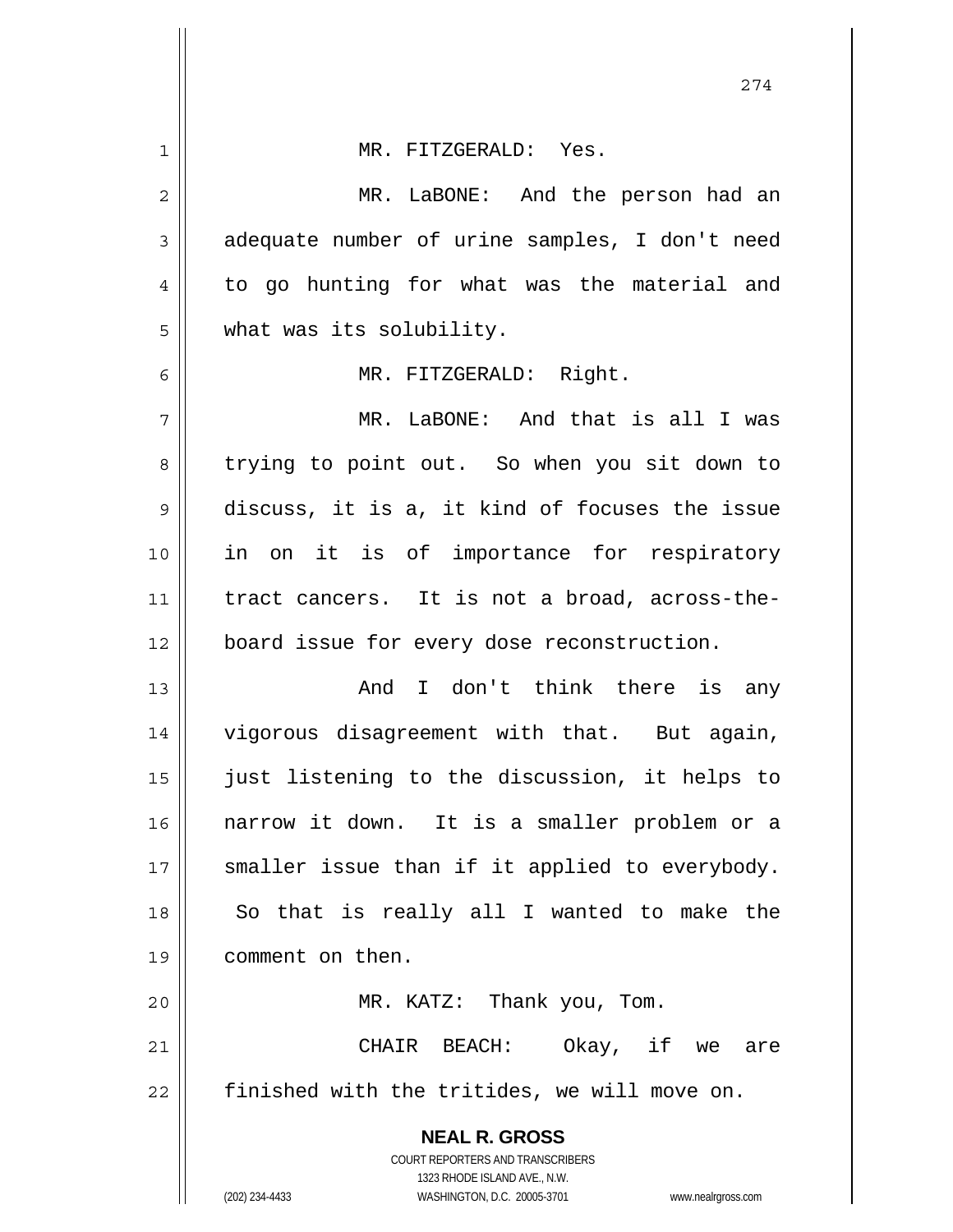MR. FITZGERALD: Yes.

MR. LaBONE: And the person had an adequate number of urine samples, I don't need to go hunting for what was the material and what was its solubility.

MR. FITZGERALD: Right.

MR. LaBONE: And that is all I was trying to point out. So when you sit down to discuss, it is a, it kind of focuses the issue in on it is of importance for respiratory tract cancers. It is not a broad, across-the-board issue for every dose reconstruction.

And I don't think there is any vigorous disagreement with that. But again, just listening to the discussion, it helps to narrow it down. It is a smaller problem or a smaller issue than if it applied to everybody. So that is really all I wanted to make the comment on then.

MR. KATZ: Thank you, Tom.

CHAIR BEACH: Okay, if we are finished with the tritides, we will move on.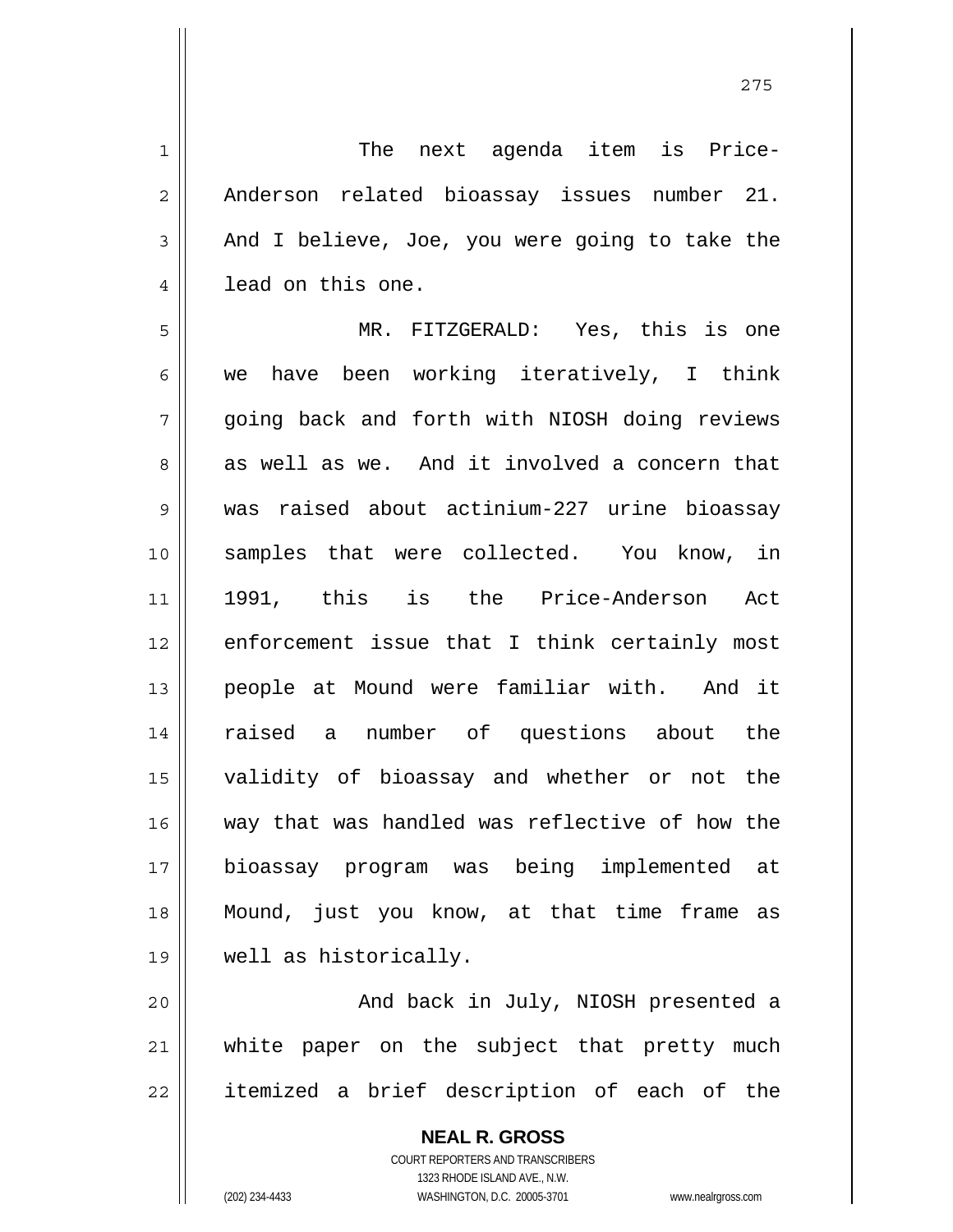The next agenda item is Price-Anderson related bioassay issues number 21. And I believe, Joe, you were going to take the lead on this one.

MR. FITZGERALD: Yes, this is one we have been working iteratively, I think going back and forth with NIOSH doing reviews as well as we. And it involved a concern that was raised about actinium-227 urine bioassay samples that were collected. You know, in 1991, this is the Price-Anderson Act enforcement issue that I think certainly most people at Mound were familiar with. And it raised a number of questions about the validity of bioassay and whether or not the way that was handled was reflective of how the bioassay program was being implemented at Mound, just you know, at that time frame as well as historically.

And back in July, NIOSH presented a white paper on the subject that pretty much itemized a brief description of each of the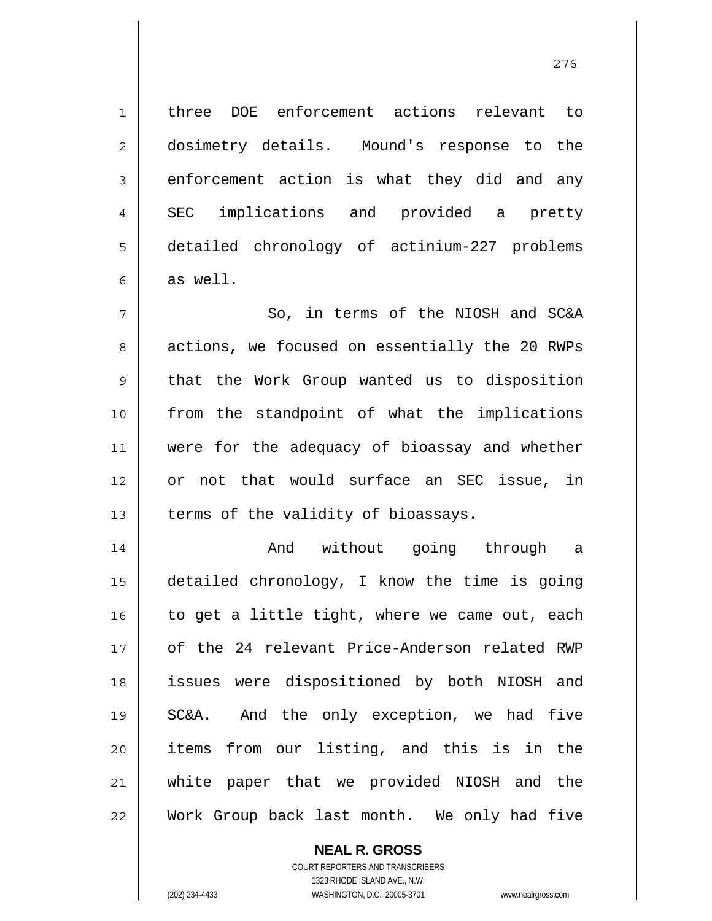three DOE enforcement actions relevant to dosimetry details. Mound's response to the enforcement action is what they did and any SEC implications and provided a pretty detailed chronology of actinium-227 problems as well.

So, in terms of the NIOSH and SC&A actions, we focused on essentially the 20 RWPs that the Work Group wanted us to disposition from the standpoint of what the implications were for the adequacy of bioassay and whether or not that would surface an SEC issue, in terms of the validity of bioassays.

And without going through a detailed chronology, I know the time is going to get a little tight, where we came out, each of the 24 relevant Price-Anderson related RWP issues were dispositioned by both NIOSH and SC&A. And the only exception, we had five items from our listing, and this is in the white paper that we provided NIOSH and the Work Group back last month. We only had five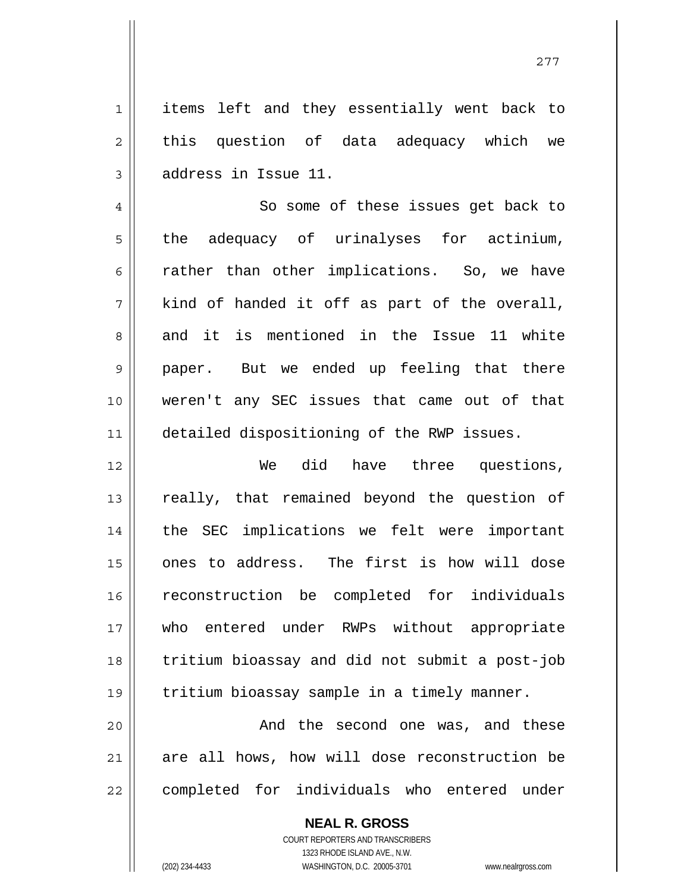items left and they essentially went back to this question of data adequacy which we address in Issue 11.

So some of these issues get back to the adequacy of urinalyses for actinium, rather than other implications. So, we have kind of handed it off as part of the overall, and it is mentioned in the Issue 11 white paper. But we ended up feeling that there weren't any SEC issues that came out of that detailed dispositioning of the RWP issues.

We did have three questions, really, that remained beyond the question of the SEC implications we felt were important ones to address. The first is how will dose reconstruction be completed for individuals who entered under RWPs without appropriate tritium bioassay and did not submit a post-job tritium bioassay sample in a timely manner.

And the second one was, and these are all hows, how will dose reconstruction be completed for individuals who entered under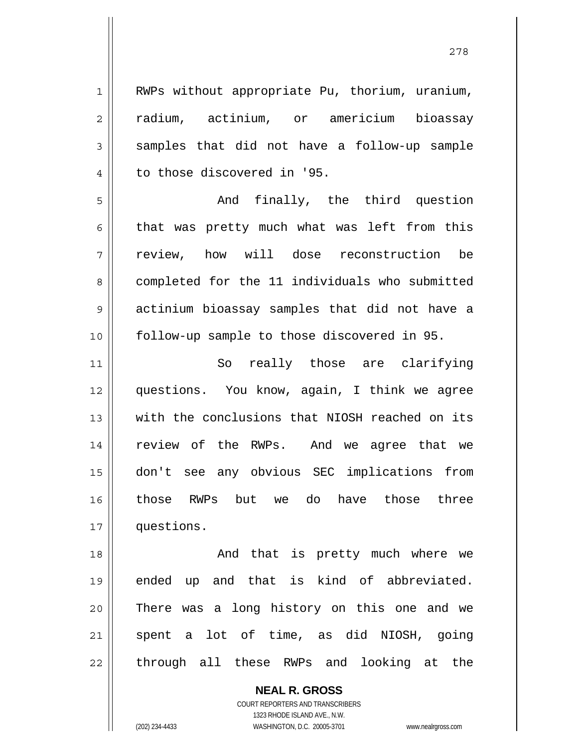RWPs without appropriate Pu, thorium, uranium, radium, actinium, or americium bioassay samples that did not have a follow-up sample to those discovered in '95.

And finally, the third question that was pretty much what was left from this review, how will dose reconstruction be completed for the 11 individuals who submitted actinium bioassay samples that did not have a follow-up sample to those discovered in 95.

So really those are clarifying questions. You know, again, I think we agree with the conclusions that NIOSH reached on its review of the RWPs. And we agree that we don't see any obvious SEC implications from those RWPs but we do have those three questions.

And that is pretty much where we ended up and that is kind of abbreviated. There was a long history on this one and we spent a lot of time, as did NIOSH, going through all these RWPs and looking at the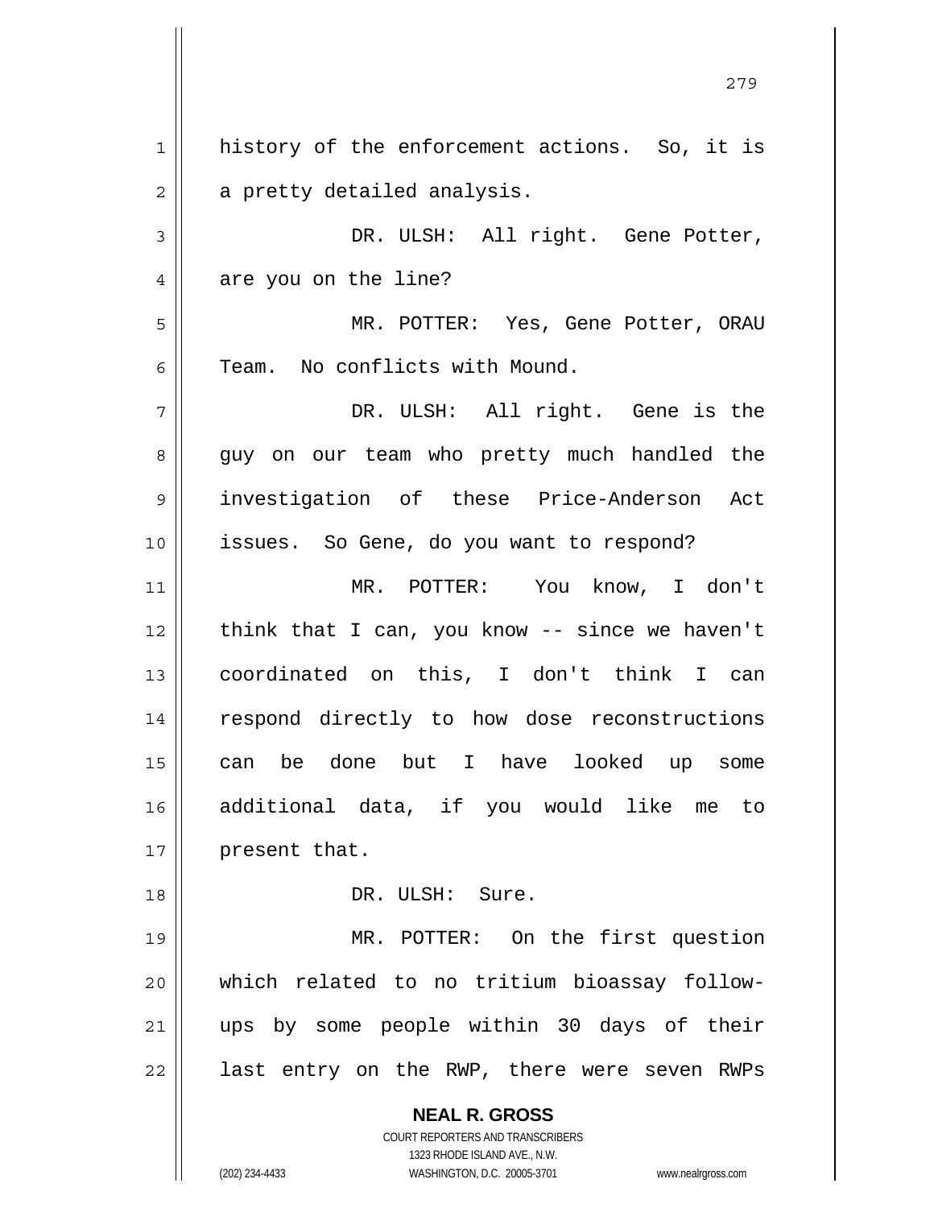history of the enforcement actions. So, it is a pretty detailed analysis.

DR. ULSH: All right. Gene Potter, are you on the line?

MR. POTTER: Yes, Gene Potter, ORAU Team. No conflicts with Mound.

DR. ULSH: All right. Gene is the guy on our team who pretty much handled the investigation of these Price-Anderson Act issues. So Gene, do you want to respond?

MR. POTTER: You know, I don't think that I can, you know -- since we haven't coordinated on this, I don't think I can respond directly to how dose reconstructions can be done but I have looked up some additional data, if you would like me to present that.

DR. ULSH: Sure.

MR. POTTER: On the first question which related to no tritium bioassay follow-ups by some people within 30 days of their last entry on the RWP, there were seven RWPs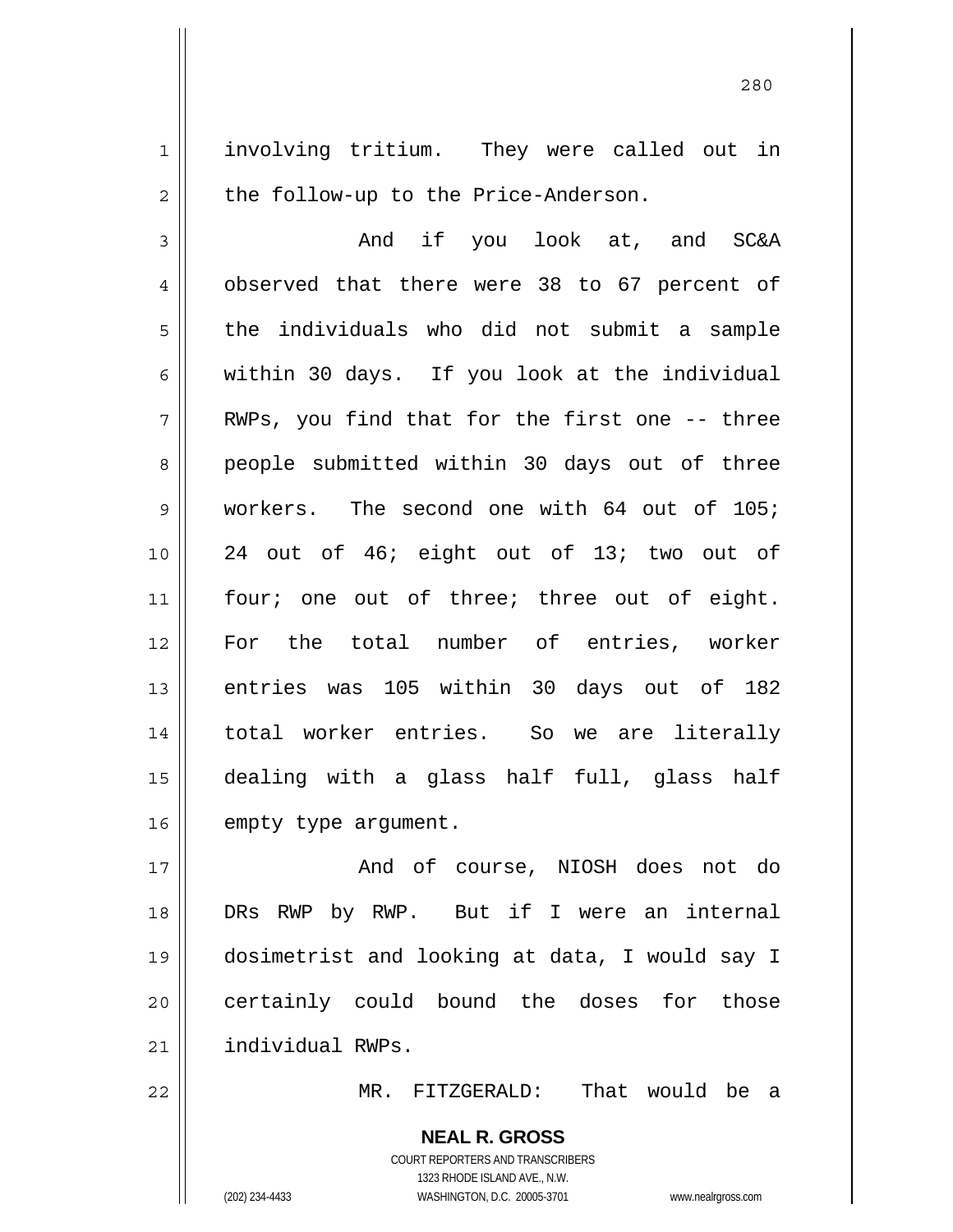involving tritium. They were called out in the follow-up to the Price-Anderson.

And if you look at, and SC&A observed that there were 38 to 67 percent of the individuals who did not submit a sample within 30 days. If you look at the individual RWPs, you find that for the first one -- three people submitted within 30 days out of three workers. The second one with 64 out of 105; 24 out of 46; eight out of 13; two out of four; one out of three; three out of eight. For the total number of entries, worker entries was 105 within 30 days out of 182 total worker entries. So we are literally dealing with a glass half full, glass half empty type argument.

And of course, NIOSH does not do DRs RWP by RWP. But if I were an internal dosimetrist and looking at data, I would say I certainly could bound the doses for those individual RWPs.

MR. FITZGERALD: That would be a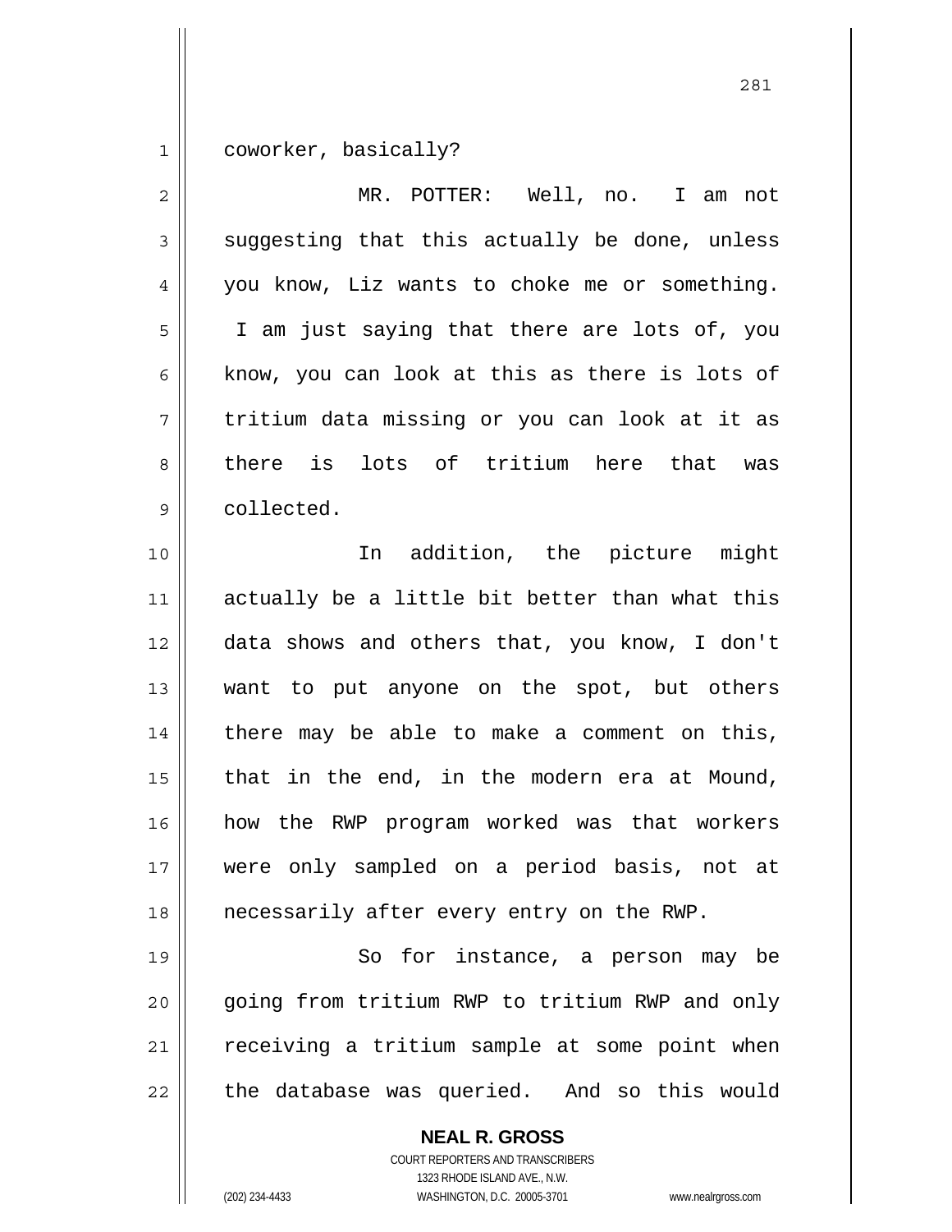coworker, basically?

MR. POTTER: Well, no. I am not suggesting that this actually be done, unless you know, Liz wants to choke me or something. I am just saying that there are lots of, you know, you can look at this as there is lots of tritium data missing or you can look at it as there is lots of tritium here that was collected.

In addition, the picture might actually be a little bit better than what this data shows and others that, you know, I don't want to put anyone on the spot, but others there may be able to make a comment on this, that in the end, in the modern era at Mound, how the RWP program worked was that workers were only sampled on a period basis, not at necessarily after every entry on the RWP.

So for instance, a person may be going from tritium RWP to tritium RWP and only receiving a tritium sample at some point when the database was queried. And so this would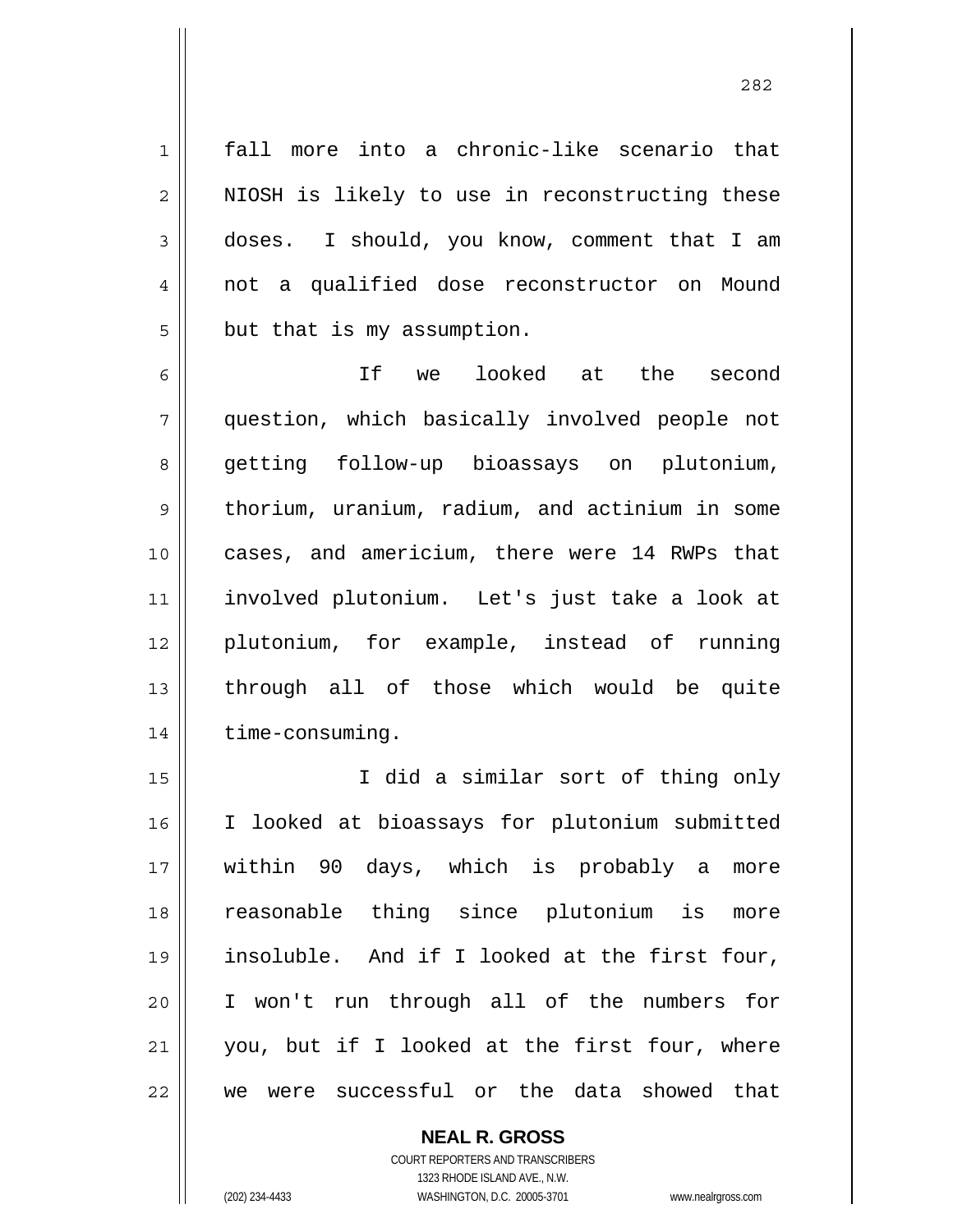fall more into a chronic-like scenario that NIOSH is likely to use in reconstructing these doses. I should, you know, comment that I am not a qualified dose reconstructor on Mound but that is my assumption.

If we looked at the second question, which basically involved people not getting follow-up bioassays on plutonium, thorium, uranium, radium, and actinium in some cases, and americium, there were 14 RWPs that involved plutonium. Let's just take a look at plutonium, for example, instead of running through all of those which would be quite time-consuming.

I did a similar sort of thing only I looked at bioassays for plutonium submitted within 90 days, which is probably a more reasonable thing since plutonium is more insoluble. And if I looked at the first four, I won't run through all of the numbers for you, but if I looked at the first four, where we were successful or the data showed that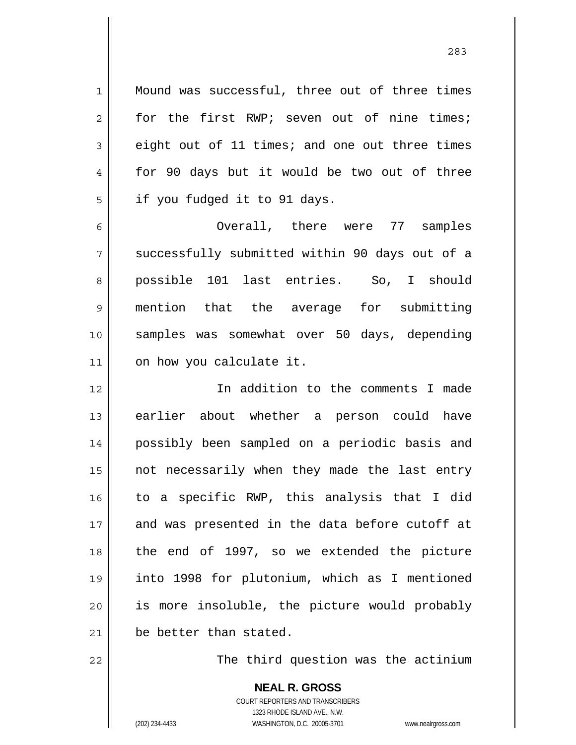Mound was successful, three out of three times for the first RWP; seven out of nine times; eight out of 11 times; and one out three times for 90 days but it would be two out of three if you fudged it to 91 days.

Overall, there were 77 samples successfully submitted within 90 days out of a possible 101 last entries. So, I should mention that the average for submitting samples was somewhat over 50 days, depending on how you calculate it.

In addition to the comments I made earlier about whether a person could have possibly been sampled on a periodic basis and not necessarily when they made the last entry to a specific RWP, this analysis that I did and was presented in the data before cutoff at the end of 1997, so we extended the picture into 1998 for plutonium, which as I mentioned is more insoluble, the picture would probably be better than stated.

The third question was the actinium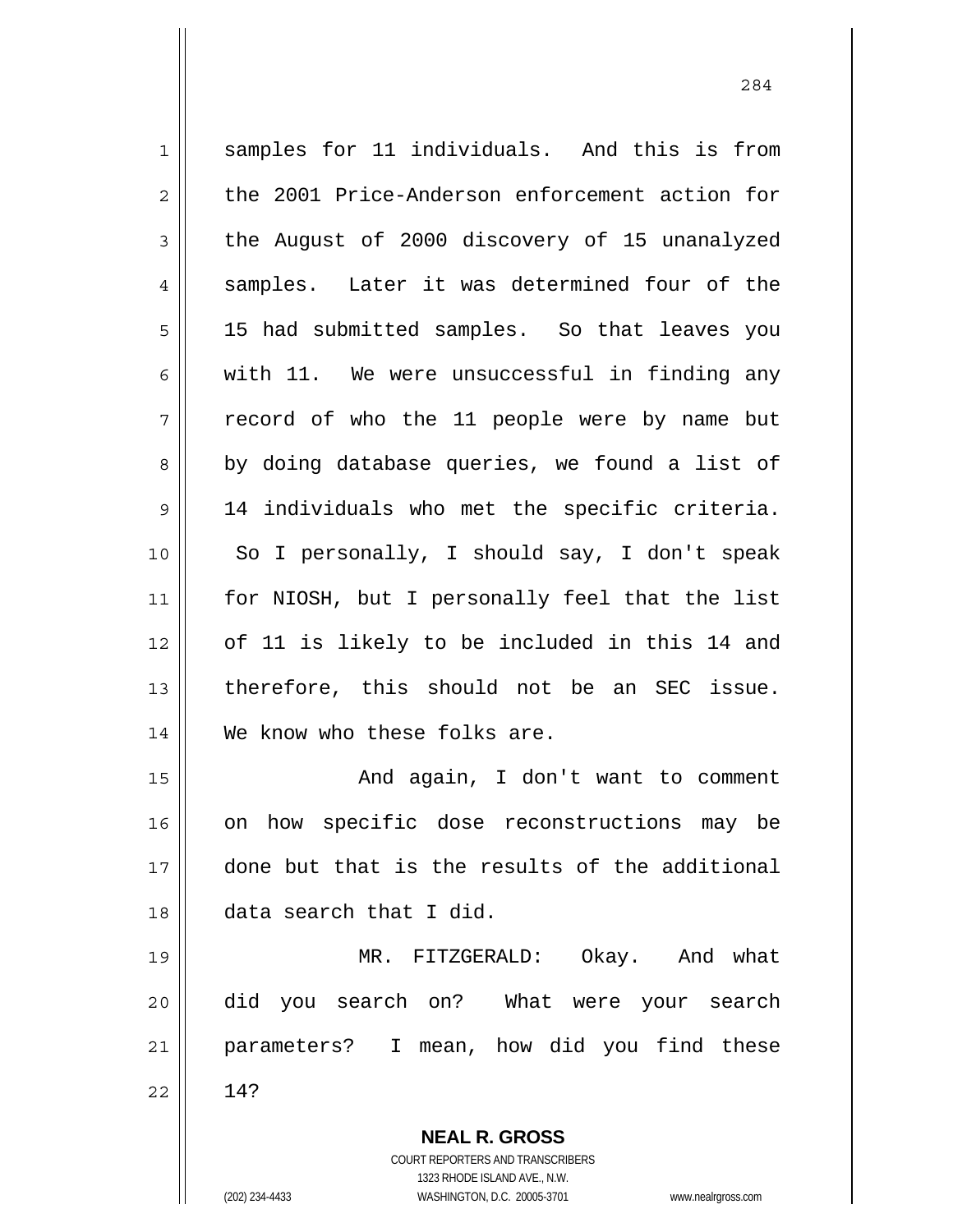samples for 11 individuals. And this is from the 2001 Price-Anderson enforcement action for the August of 2000 discovery of 15 unanalyzed samples. Later it was determined four of the 15 had submitted samples. So that leaves you with 11. We were unsuccessful in finding any record of who the 11 people were by name but by doing database queries, we found a list of 14 individuals who met the specific criteria. So I personally, I should say, I don't speak for NIOSH, but I personally feel that the list of 11 is likely to be included in this 14 and therefore, this should not be an SEC issue. We know who these folks are.

And again, I don't want to comment on how specific dose reconstructions may be done but that is the results of the additional data search that I did.

MR. FITZGERALD: Okay. And what did you search on? What were your search parameters? I mean, how did you find these 14?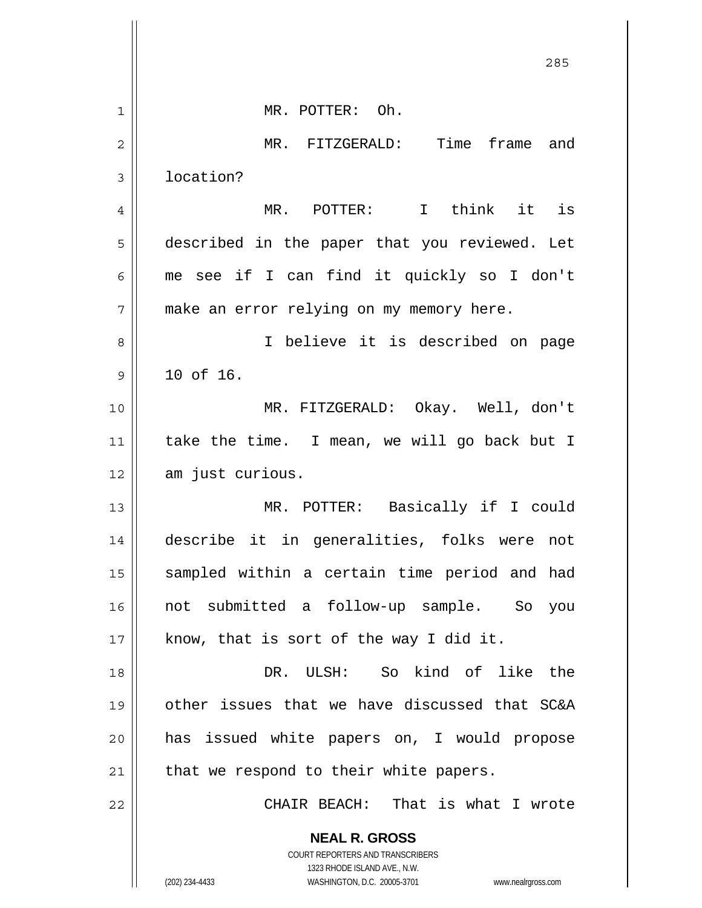MR. POTTER: Oh.

MR. FITZGERALD: Time frame and location?

MR. POTTER: I think it is described in the paper that you reviewed. Let me see if I can find it quickly so I don't make an error relying on my memory here.

I believe it is described on page 10 of 16.

MR. FITZGERALD: Okay. Well, don't take the time. I mean, we will go back but I am just curious.

MR. POTTER: Basically if I could describe it in generalities, folks were not sampled within a certain time period and had not submitted a follow-up sample. So you know, that is sort of the way I did it.

DR. ULSH: So kind of like the other issues that we have discussed that SC&A has issued white papers on, I would propose that we respond to their white papers.

CHAIR BEACH: That is what I wrote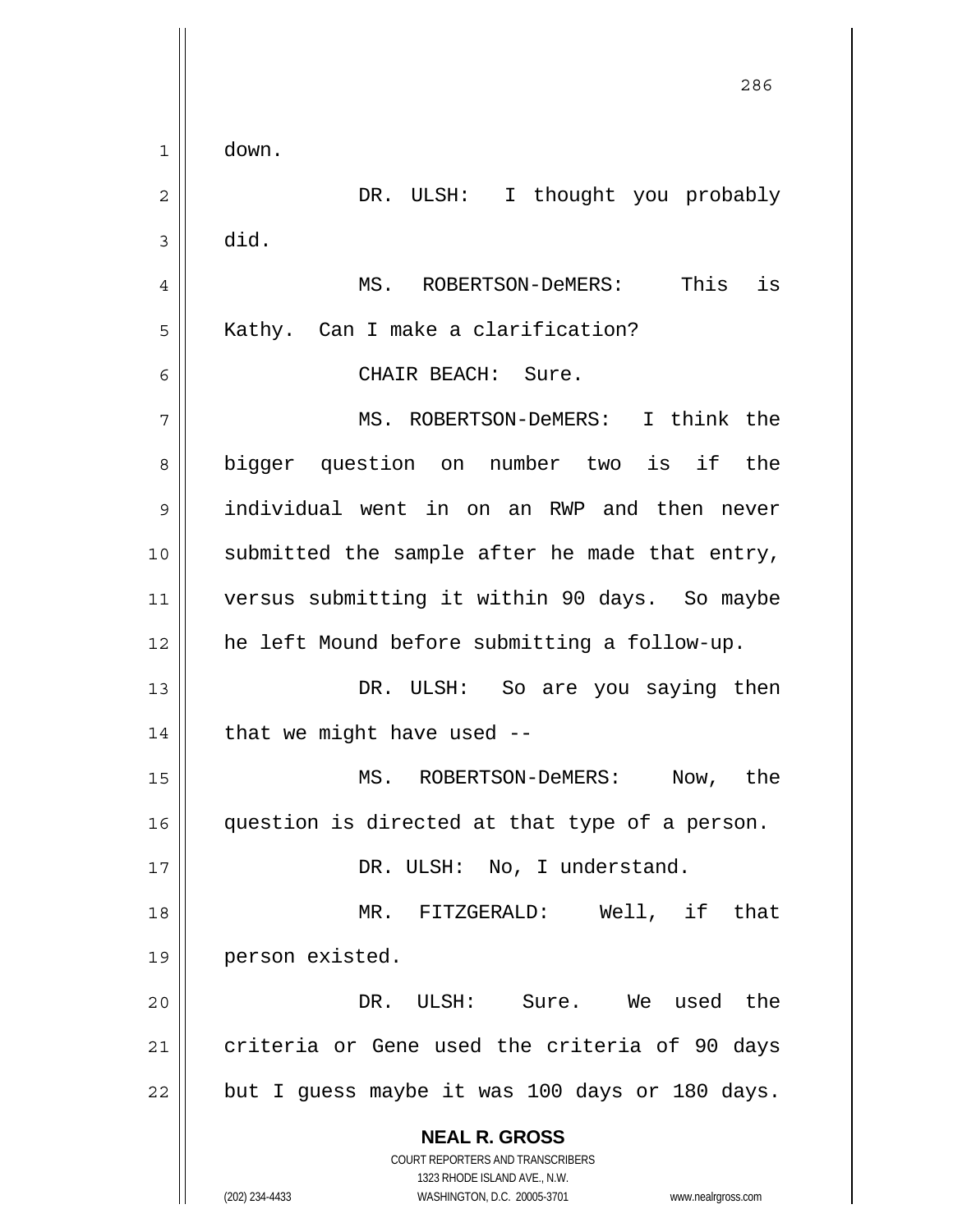down.

DR. ULSH: I thought you probably did.

MS. ROBERTSON-DeMERS: This is Kathy. Can I make a clarification?

CHAIR BEACH: Sure.

MS. ROBERTSON-DeMERS: I think the bigger question on number two is if the individual went in on an RWP and then never submitted the sample after he made that entry, versus submitting it within 90 days. So maybe he left Mound before submitting a follow-up.

DR. ULSH: So are you saying then that we might have used --

MS. ROBERTSON-DeMERS: Now, the question is directed at that type of a person.

DR. ULSH: No, I understand.

MR. FITZGERALD: Well, if that person existed.

DR. ULSH: Sure. We used the criteria or Gene used the criteria of 90 days but I guess maybe it was 100 days or 180 days.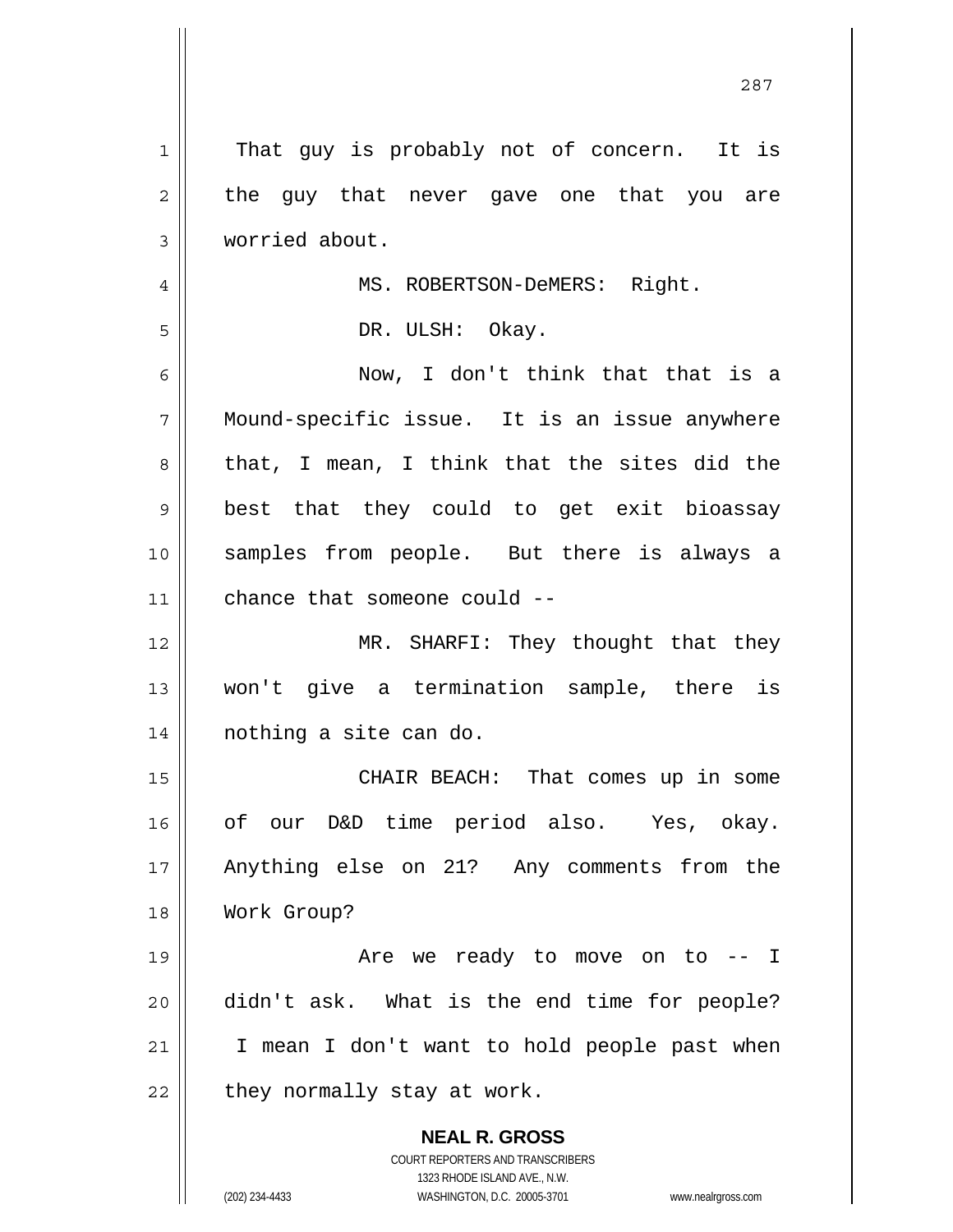That guy is probably not of concern. It is the guy that never gave one that you are worried about.

MS. ROBERTSON-DeMERS: Right.

DR. ULSH: Okay.

Now, I don't think that that is a Mound-specific issue. It is an issue anywhere that, I mean, I think that the sites did the best that they could to get exit bioassay samples from people. But there is always a chance that someone could --

MR. SHARFI: They thought that they won't give a termination sample, there is nothing a site can do.

CHAIR BEACH: That comes up in some of our D&D time period also. Yes, okay. Anything else on 21? Any comments from the Work Group?

Are we ready to move on to -- I didn't ask. What is the end time for people? I mean I don't want to hold people past when they normally stay at work.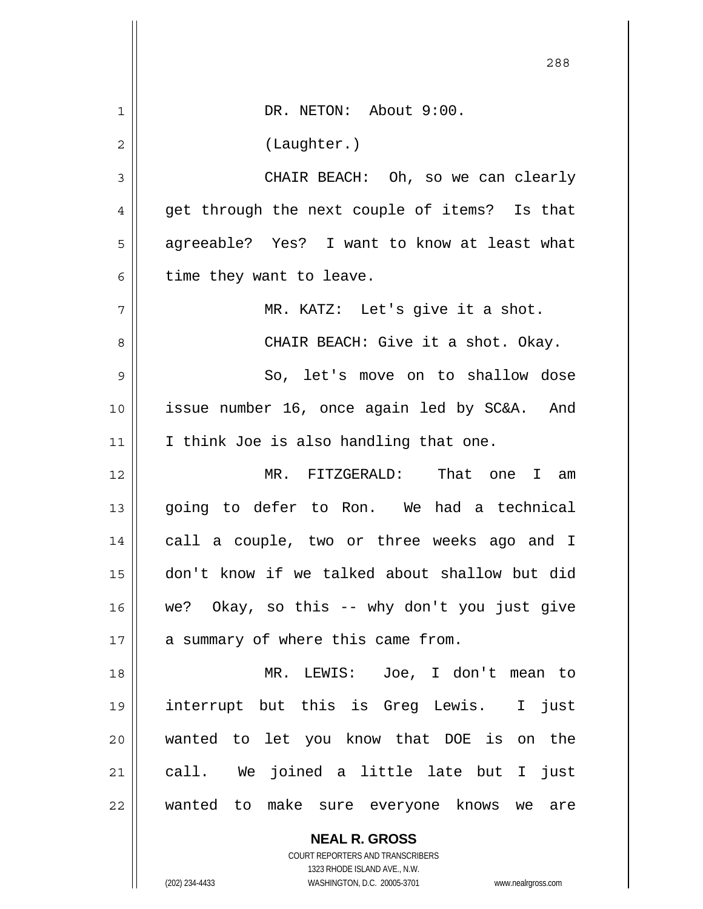DR. NETON: About 9:00.

(Laughter.)

CHAIR BEACH: Oh, so we can clearly get through the next couple of items? Is that agreeable? Yes? I want to know at least what time they want to leave.

MR. KATZ: Let's give it a shot.

CHAIR BEACH: Give it a shot. Okay.

So, let's move on to shallow dose issue number 16, once again led by SC&A. And I think Joe is also handling that one.

MR. FITZGERALD: That one I am going to defer to Ron. We had a technical call a couple, two or three weeks ago and I don't know if we talked about shallow but did we? Okay, so this -- why don't you just give a summary of where this came from.

MR. LEWIS: Joe, I don't mean to interrupt but this is Greg Lewis. I just wanted to let you know that DOE is on the call. We joined a little late but I just wanted to make sure everyone knows we are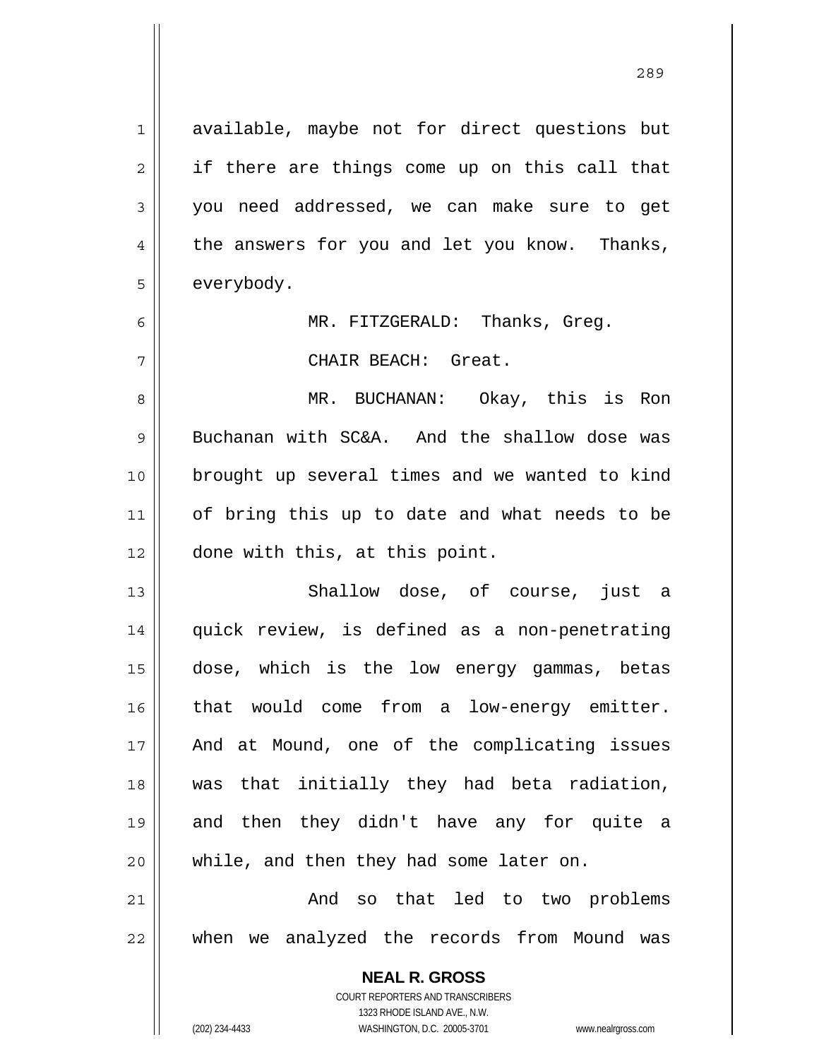available, maybe not for direct questions but if there are things come up on this call that you need addressed, we can make sure to get the answers for you and let you know. Thanks, everybody.

MR. FITZGERALD: Thanks, Greg.

CHAIR BEACH: Great.

MR. BUCHANAN: Okay, this is Ron Buchanan with SC&A. And the shallow dose was brought up several times and we wanted to kind of bring this up to date and what needs to be done with this, at this point.

Shallow dose, of course, just a quick review, is defined as a non-penetrating dose, which is the low energy gammas, betas that would come from a low-energy emitter. And at Mound, one of the complicating issues was that initially they had beta radiation, and then they didn't have any for quite a while, and then they had some later on.

And so that led to two problems when we analyzed the records from Mound was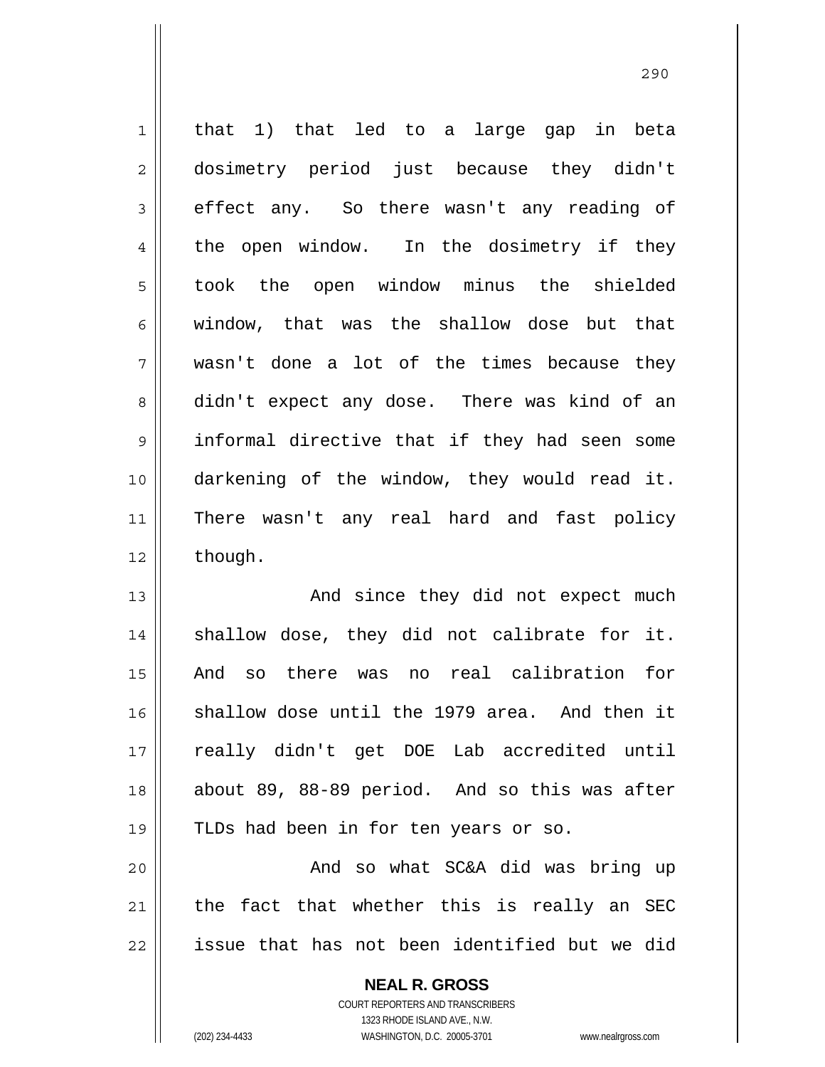that 1) that led to a large gap in beta dosimetry period just because they didn't effect any. So there wasn't any reading of the open window. In the dosimetry if they took the open window minus the shielded window, that was the shallow dose but that wasn't done a lot of the times because they didn't expect any dose. There was kind of an informal directive that if they had seen some darkening of the window, they would read it. There wasn't any real hard and fast policy though.

And since they did not expect much shallow dose, they did not calibrate for it. And so there was no real calibration for shallow dose until the 1979 area. And then it really didn't get DOE Lab accredited until about 89, 88-89 period. And so this was after TLDs had been in for ten years or so.

And so what SC&A did was bring up the fact that whether this is really an SEC issue that has not been identified but we did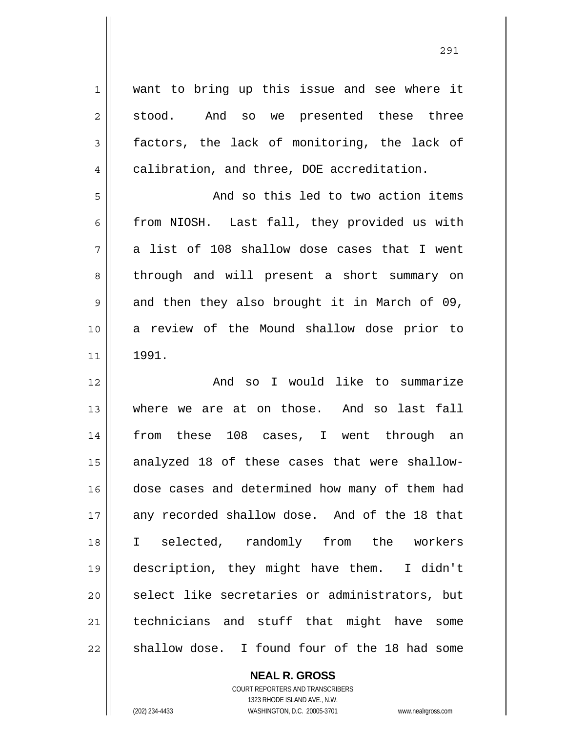want to bring up this issue and see where it stood. And so we presented these three factors, the lack of monitoring, the lack of calibration, and three, DOE accreditation.

And so this led to two action items from NIOSH. Last fall, they provided us with a list of 108 shallow dose cases that I went through and will present a short summary on and then they also brought it in March of 09, a review of the Mound shallow dose prior to 1991.

And so I would like to summarize where we are at on those. And so last fall from these 108 cases, I went through an analyzed 18 of these cases that were shallow-dose cases and determined how many of them had any recorded shallow dose. And of the 18 that I selected, randomly from the workers description, they might have them. I didn't select like secretaries or administrators, but technicians and stuff that might have some shallow dose. I found four of the 18 had some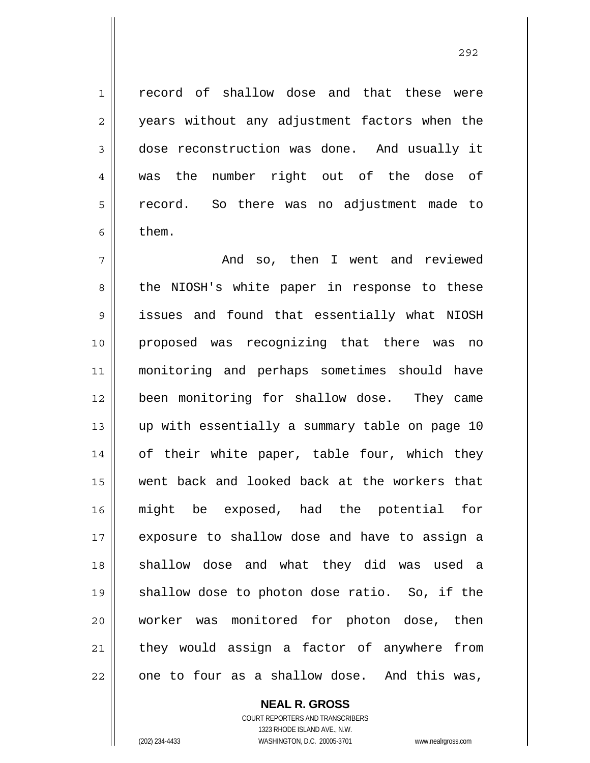record of shallow dose and that these were years without any adjustment factors when the dose reconstruction was done. And usually it was the number right out of the dose of record. So there was no adjustment made to them.

And so, then I went and reviewed the NIOSH's white paper in response to these issues and found that essentially what NIOSH proposed was recognizing that there was no monitoring and perhaps sometimes should have been monitoring for shallow dose. They came up with essentially a summary table on page 10 of their white paper, table four, which they went back and looked back at the workers that might be exposed, had the potential for exposure to shallow dose and have to assign a shallow dose and what they did was used a shallow dose to photon dose ratio. So, if the worker was monitored for photon dose, then they would assign a factor of anywhere from one to four as a shallow dose. And this was,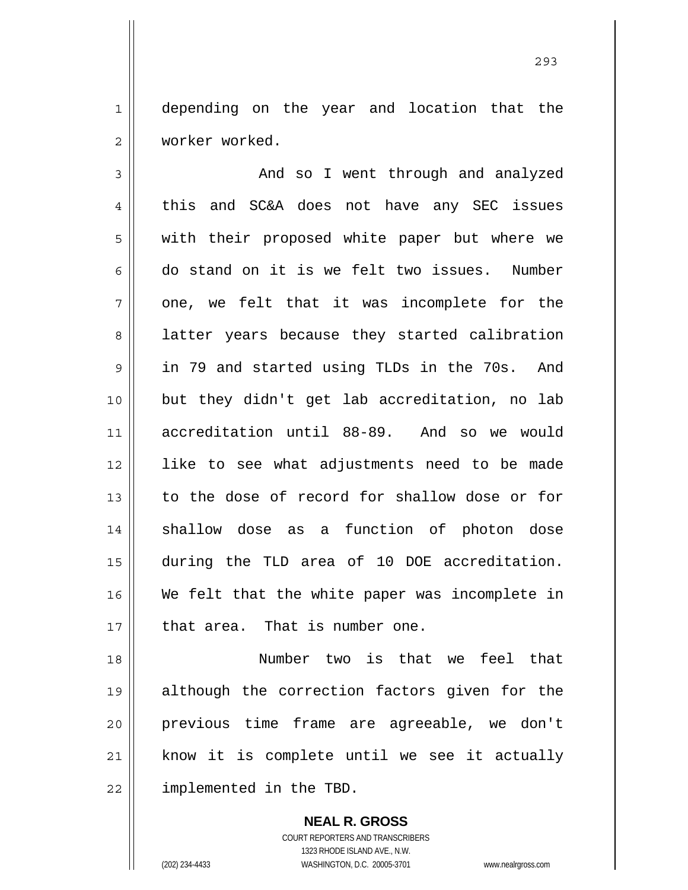depending on the year and location that the worker worked.

And so I went through and analyzed this and SC&A does not have any SEC issues with their proposed white paper but where we do stand on it is we felt two issues. Number one, we felt that it was incomplete for the latter years because they started calibration in 79 and started using TLDs in the 70s. And but they didn't get lab accreditation, no lab accreditation until 88-89. And so we would like to see what adjustments need to be made to the dose of record for shallow dose or for shallow dose as a function of photon dose during the TLD area of 10 DOE accreditation. We felt that the white paper was incomplete in that area. That is number one.

Number two is that we feel that although the correction factors given for the previous time frame are agreeable, we don't know it is complete until we see it actually implemented in the TBD.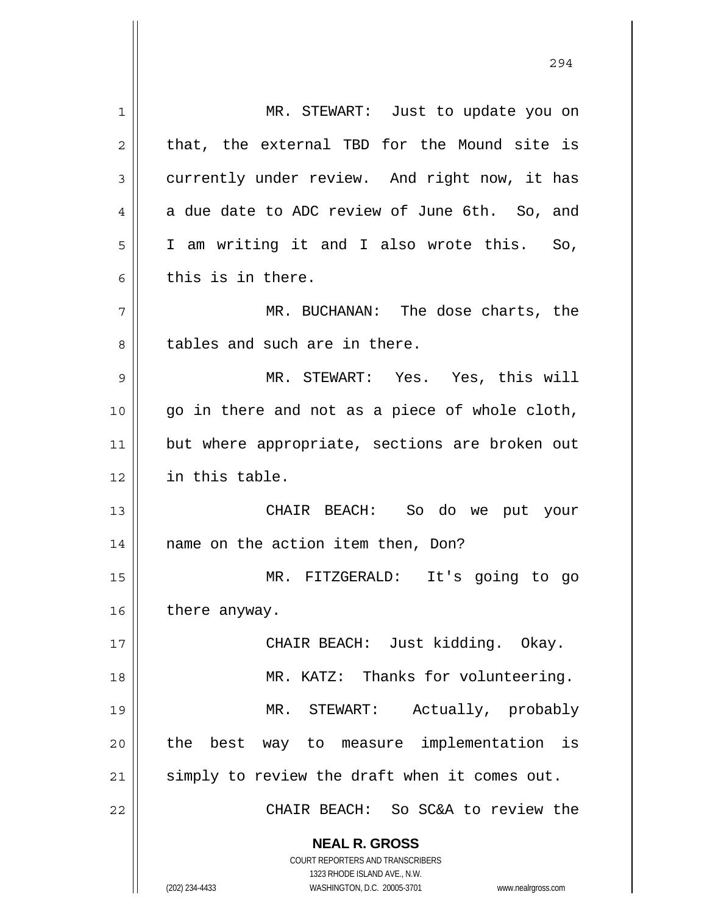MR. STEWART: Just to update you on that, the external TBD for the Mound site is currently under review. And right now, it has a due date to ADC review of June 6th. So, and I am writing it and I also wrote this. So, this is in there.

MR. BUCHANAN: The dose charts, the tables and such are in there.

MR. STEWART: Yes. Yes, this will go in there and not as a piece of whole cloth, but where appropriate, sections are broken out in this table.

CHAIR BEACH: So do we put your name on the action item then, Don?

MR. FITZGERALD: It's going to go there anyway.

CHAIR BEACH: Just kidding. Okay.

MR. KATZ: Thanks for volunteering.

MR. STEWART: Actually, probably the best way to measure implementation is simply to review the draft when it comes out.

CHAIR BEACH: So SC&A to review the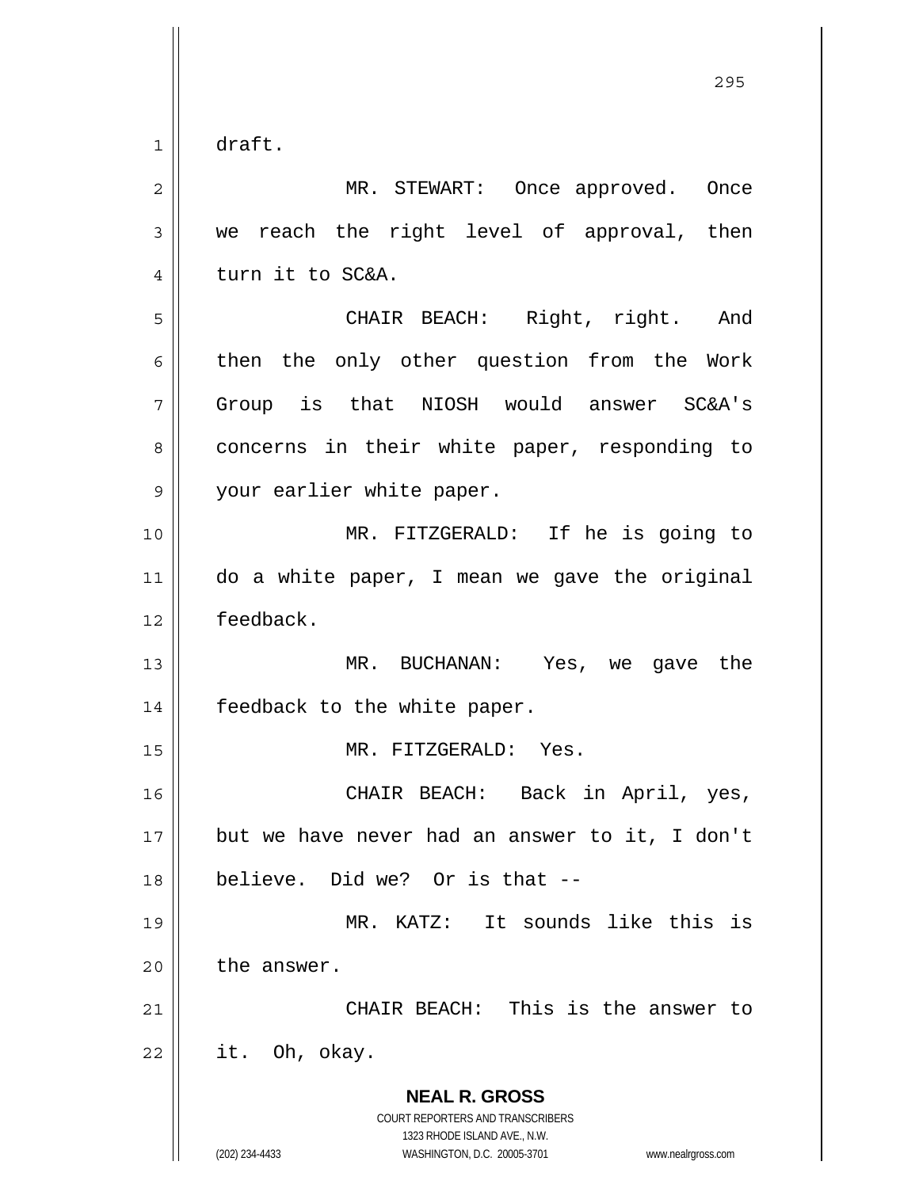draft.

MR. STEWART: Once approved. Once we reach the right level of approval, then turn it to SC&A.

CHAIR BEACH: Right, right. And then the only other question from the Work Group is that NIOSH would answer SC&A's concerns in their white paper, responding to your earlier white paper.

MR. FITZGERALD: If he is going to do a white paper, I mean we gave the original feedback.

MR. BUCHANAN: Yes, we gave the feedback to the white paper.

MR. FITZGERALD: Yes.

CHAIR BEACH: Back in April, yes, but we have never had an answer to it, I don't believe. Did we? Or is that --

MR. KATZ: It sounds like this is the answer.

CHAIR BEACH: This is the answer to it. Oh, okay.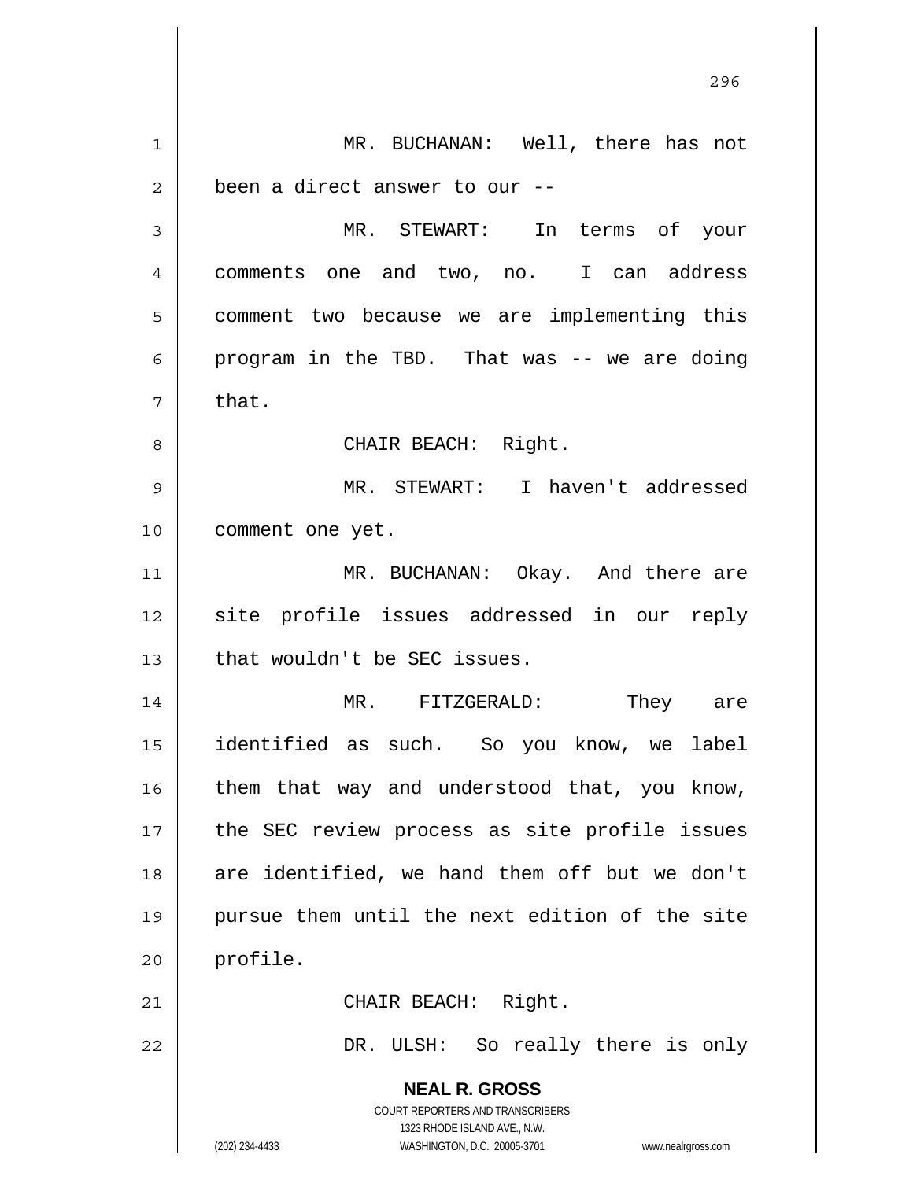MR. BUCHANAN: Well, there has not been a direct answer to our --

MR. STEWART: In terms of your comments one and two, no. I can address comment two because we are implementing this program in the TBD. That was -- we are doing that.

CHAIR BEACH: Right.

MR. STEWART: I haven't addressed comment one yet.

MR. BUCHANAN: Okay. And there are site profile issues addressed in our reply that wouldn't be SEC issues.

MR. FITZGERALD: They are identified as such. So you know, we label them that way and understood that, you know, the SEC review process as site profile issues are identified, we hand them off but we don't pursue them until the next edition of the site profile.

CHAIR BEACH: Right.

DR. ULSH: So really there is only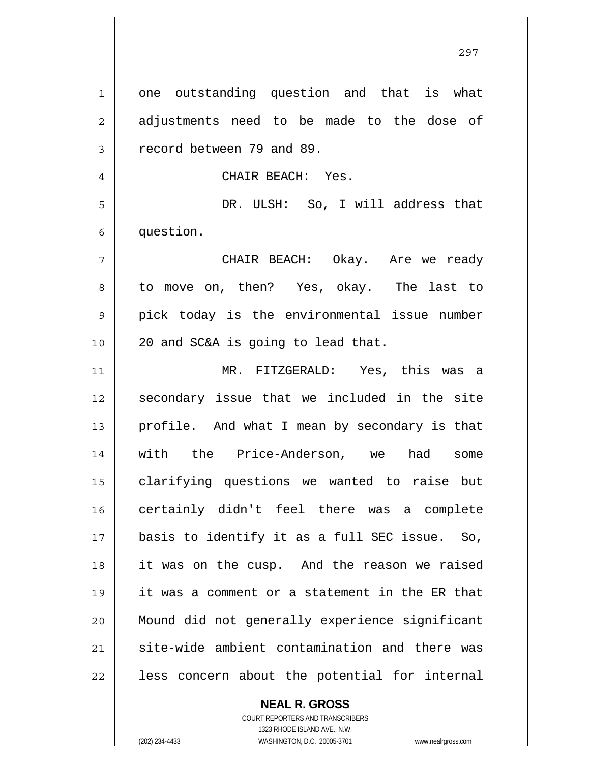one outstanding question and that is what adjustments need to be made to the dose of record between 79 and 89.

CHAIR BEACH: Yes.

DR. ULSH: So, I will address that question.

CHAIR BEACH: Okay. Are we ready to move on, then? Yes, okay. The last to pick today is the environmental issue number 20 and SC&A is going to lead that.

MR. FITZGERALD: Yes, this was a secondary issue that we included in the site profile. And what I mean by secondary is that with the Price-Anderson, we had some clarifying questions we wanted to raise but certainly didn't feel there was a complete basis to identify it as a full SEC issue. So, it was on the cusp. And the reason we raised it was a comment or a statement in the ER that Mound did not generally experience significant site-wide ambient contamination and there was less concern about the potential for internal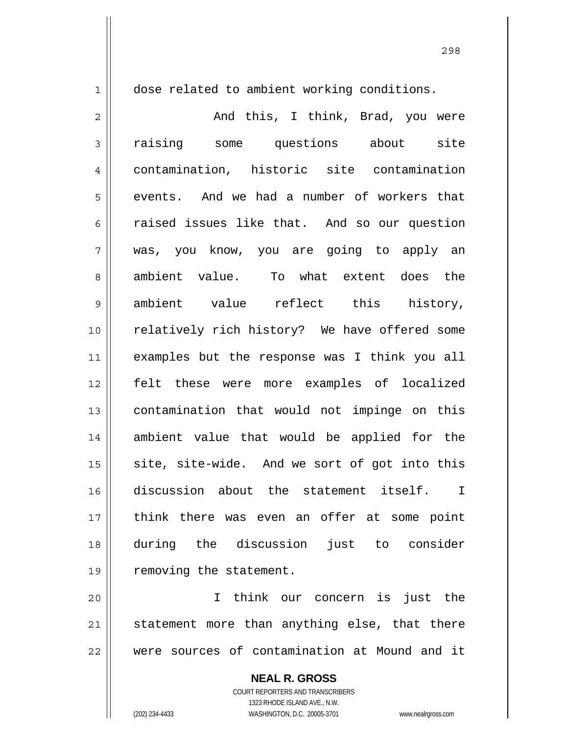dose related to ambient working conditions.

And this, I think, Brad, you were raising some questions about site contamination, historic site contamination events. And we had a number of workers that raised issues like that. And so our question was, you know, you are going to apply an ambient value. To what extent does the ambient value reflect this history, relatively rich history? We have offered some examples but the response was I think you all felt these were more examples of localized contamination that would not impinge on this ambient value that would be applied for the site, site-wide. And we sort of got into this discussion about the statement itself. I think there was even an offer at some point during the discussion just to consider removing the statement.

I think our concern is just the statement more than anything else, that there were sources of contamination at Mound and it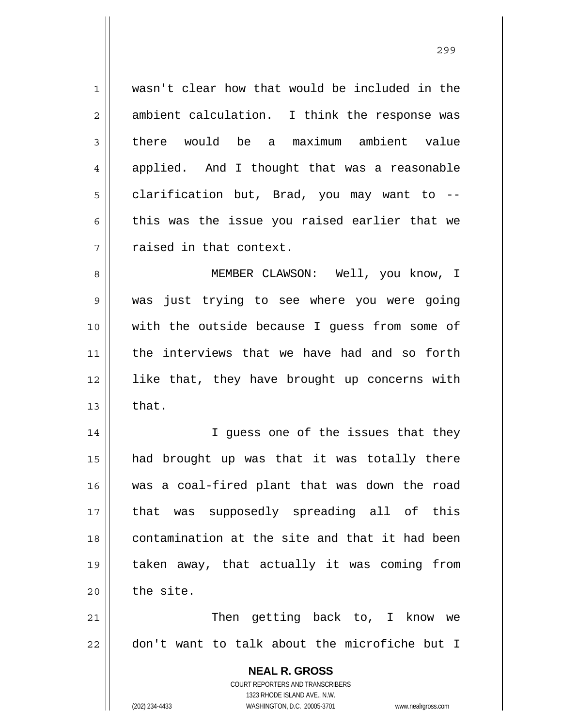wasn't clear how that would be included in the ambient calculation. I think the response was there would be a maximum ambient value applied. And I thought that was a reasonable clarification but, Brad, you may want to -- this was the issue you raised earlier that we raised in that context.

MEMBER CLAWSON: Well, you know, I was just trying to see where you were going with the outside because I guess from some of the interviews that we have had and so forth like that, they have brought up concerns with that.

I guess one of the issues that they had brought up was that it was totally there was a coal-fired plant that was down the road that was supposedly spreading all of this contamination at the site and that it had been taken away, that actually it was coming from the site.

Then getting back to, I know we don't want to talk about the microfiche but I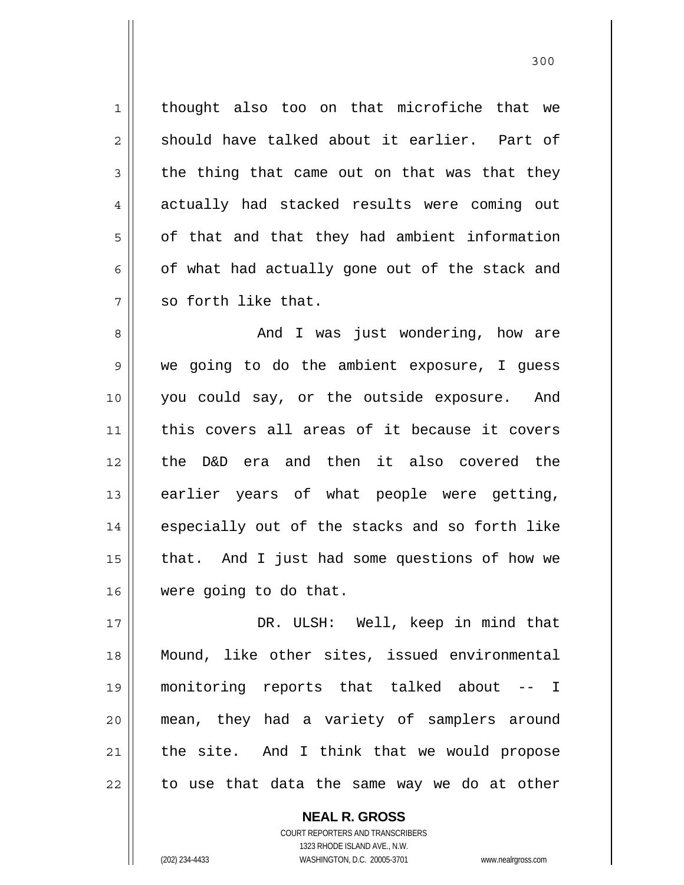thought also too on that microfiche that we should have talked about it earlier. Part of the thing that came out on that was that they actually had stacked results were coming out of that and that they had ambient information of what had actually gone out of the stack and so forth like that.

And I was just wondering, how are we going to do the ambient exposure, I guess you could say, or the outside exposure. And this covers all areas of it because it covers the D&D era and then it also covered the earlier years of what people were getting, especially out of the stacks and so forth like that. And I just had some questions of how we were going to do that.

DR. ULSH: Well, keep in mind that Mound, like other sites, issued environmental monitoring reports that talked about -- I mean, they had a variety of samplers around the site. And I think that we would propose to use that data the same way we do at other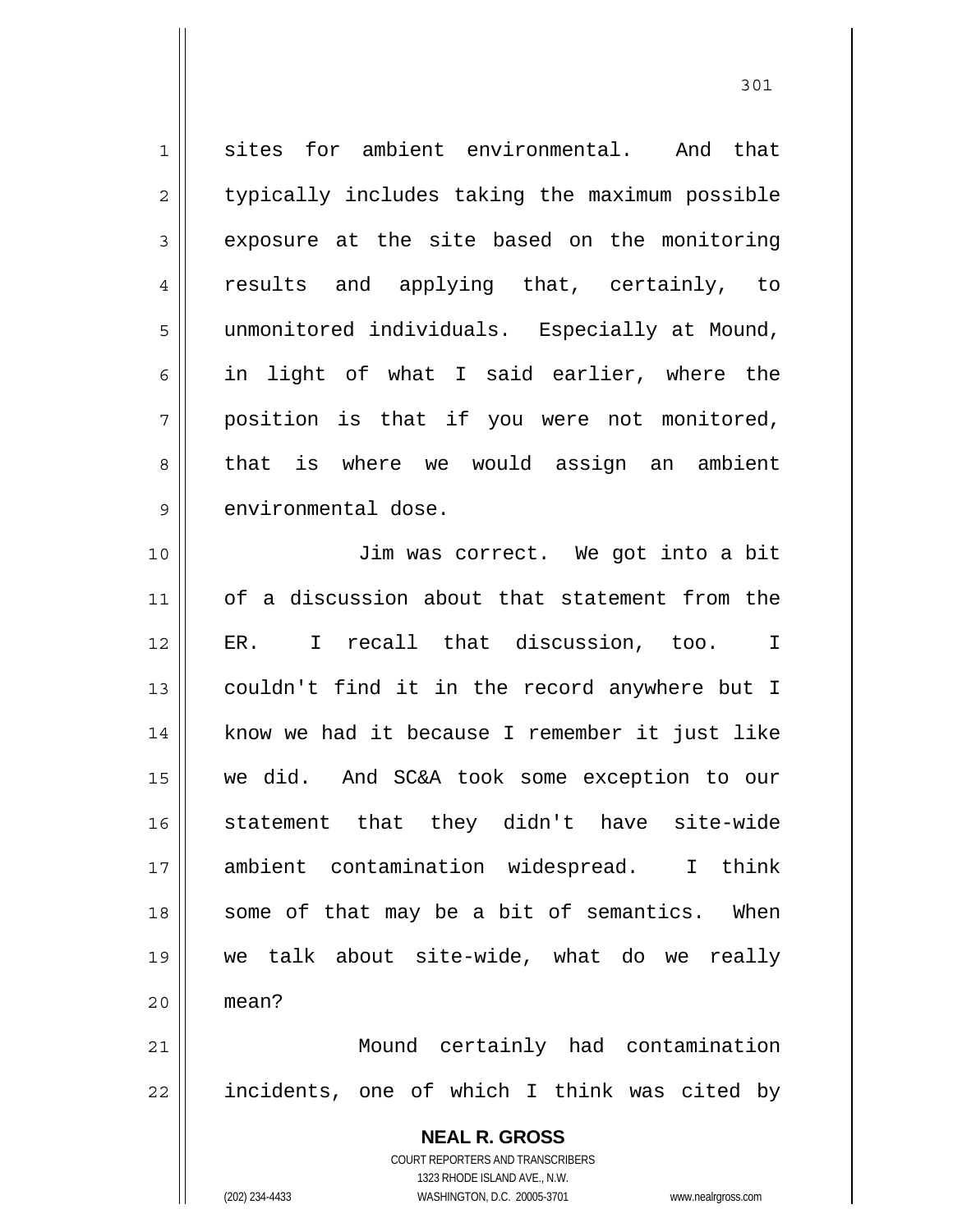sites for ambient environmental. And that typically includes taking the maximum possible exposure at the site based on the monitoring results and applying that, certainly, to unmonitored individuals. Especially at Mound, in light of what I said earlier, where the position is that if you were not monitored, that is where we would assign an ambient environmental dose.

Jim was correct. We got into a bit of a discussion about that statement from the ER. I recall that discussion, too. I couldn't find it in the record anywhere but I know we had it because I remember it just like we did. And SC&A took some exception to our statement that they didn't have site-wide ambient contamination widespread. I think some of that may be a bit of semantics. When we talk about site-wide, what do we really mean?

Mound certainly had contamination incidents, one of which I think was cited by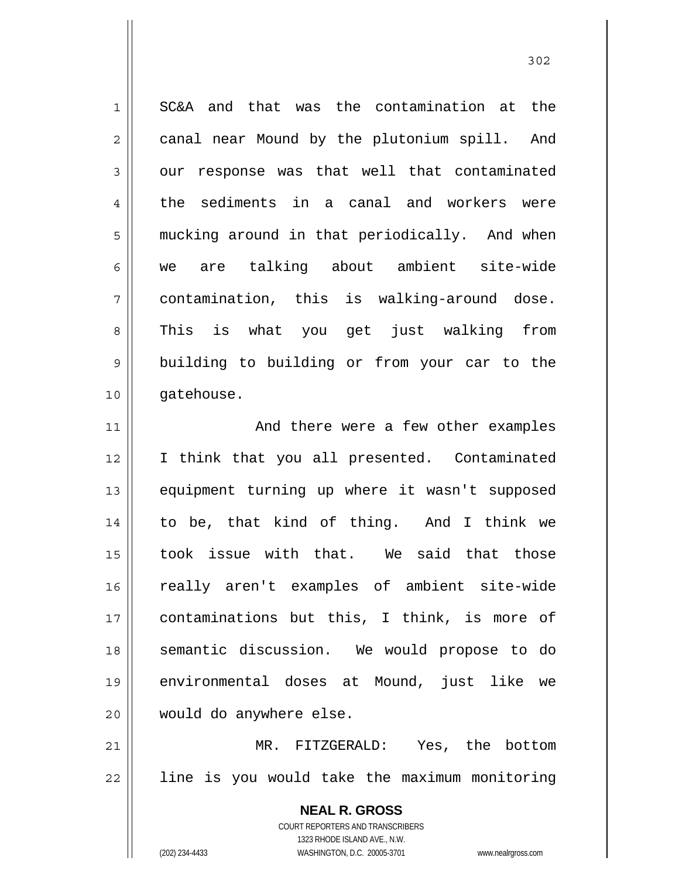SC&A and that was the contamination at the canal near Mound by the plutonium spill. And our response was that well that contaminated the sediments in a canal and workers were mucking around in that periodically. And when we are talking about ambient site-wide contamination, this is walking-around dose. This is what you get just walking from building to building or from your car to the gatehouse.

And there were a few other examples I think that you all presented. Contaminated equipment turning up where it wasn't supposed to be, that kind of thing. And I think we took issue with that. We said that those really aren't examples of ambient site-wide contaminations but this, I think, is more of semantic discussion. We would propose to do environmental doses at Mound, just like we would do anywhere else.

MR. FITZGERALD: Yes, the bottom line is you would take the maximum monitoring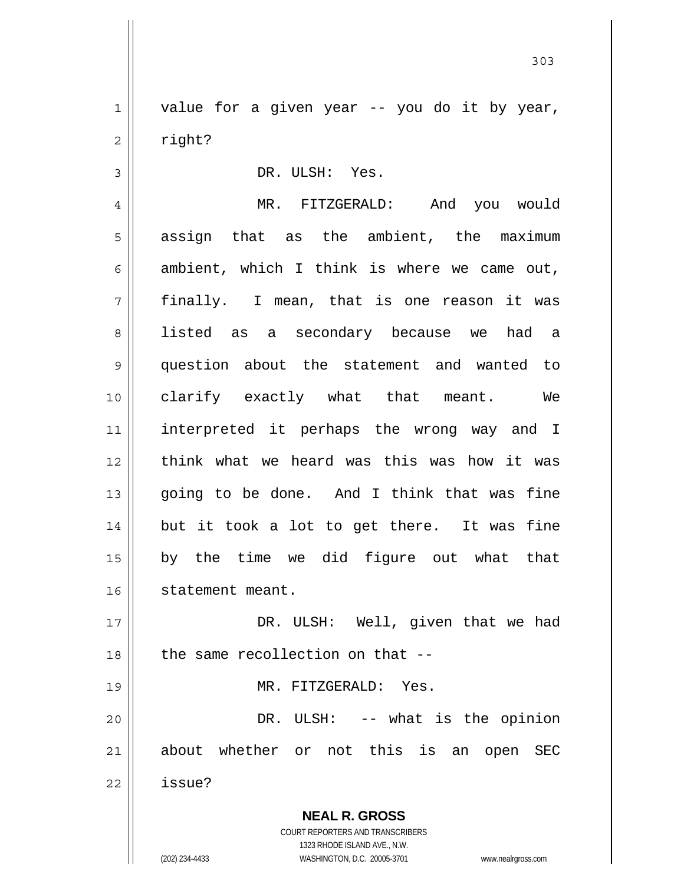value for a given year -- you do it by year, right?

DR. ULSH: Yes.

MR. FITZGERALD: And you would assign that as the ambient, the maximum ambient, which I think is where we came out, finally. I mean, that is one reason it was listed as a secondary because we had a question about the statement and wanted to clarify exactly what that meant. We interpreted it perhaps the wrong way and I think what we heard was this was how it was going to be done. And I think that was fine but it took a lot to get there. It was fine by the time we did figure out what that statement meant.

DR. ULSH: Well, given that we had the same recollection on that --

MR. FITZGERALD: Yes.

DR. ULSH: -- what is the opinion about whether or not this is an open SEC issue?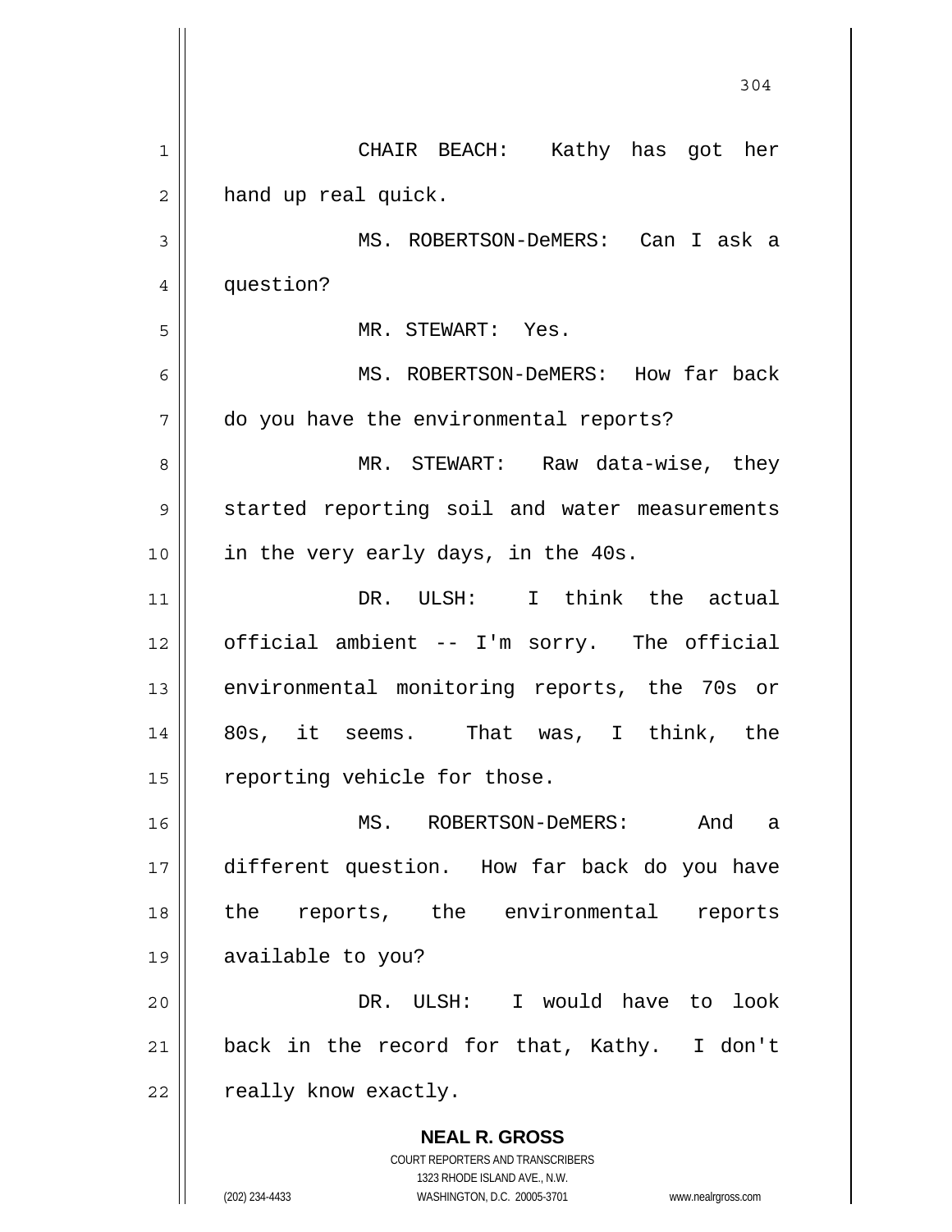CHAIR BEACH: Kathy has got her hand up real quick.

MS. ROBERTSON-DeMERS: Can I ask a question?

MR. STEWART: Yes.

MS. ROBERTSON-DeMERS: How far back do you have the environmental reports?

MR. STEWART: Raw data-wise, they started reporting soil and water measurements in the very early days, in the 40s.

DR. ULSH: I think the actual official ambient -- I'm sorry. The official environmental monitoring reports, the 70s or 80s, it seems. That was, I think, the reporting vehicle for those.

MS. ROBERTSON-DeMERS: And a different question. How far back do you have the reports, the environmental reports available to you?

DR. ULSH: I would have to look back in the record for that, Kathy. I don't really know exactly.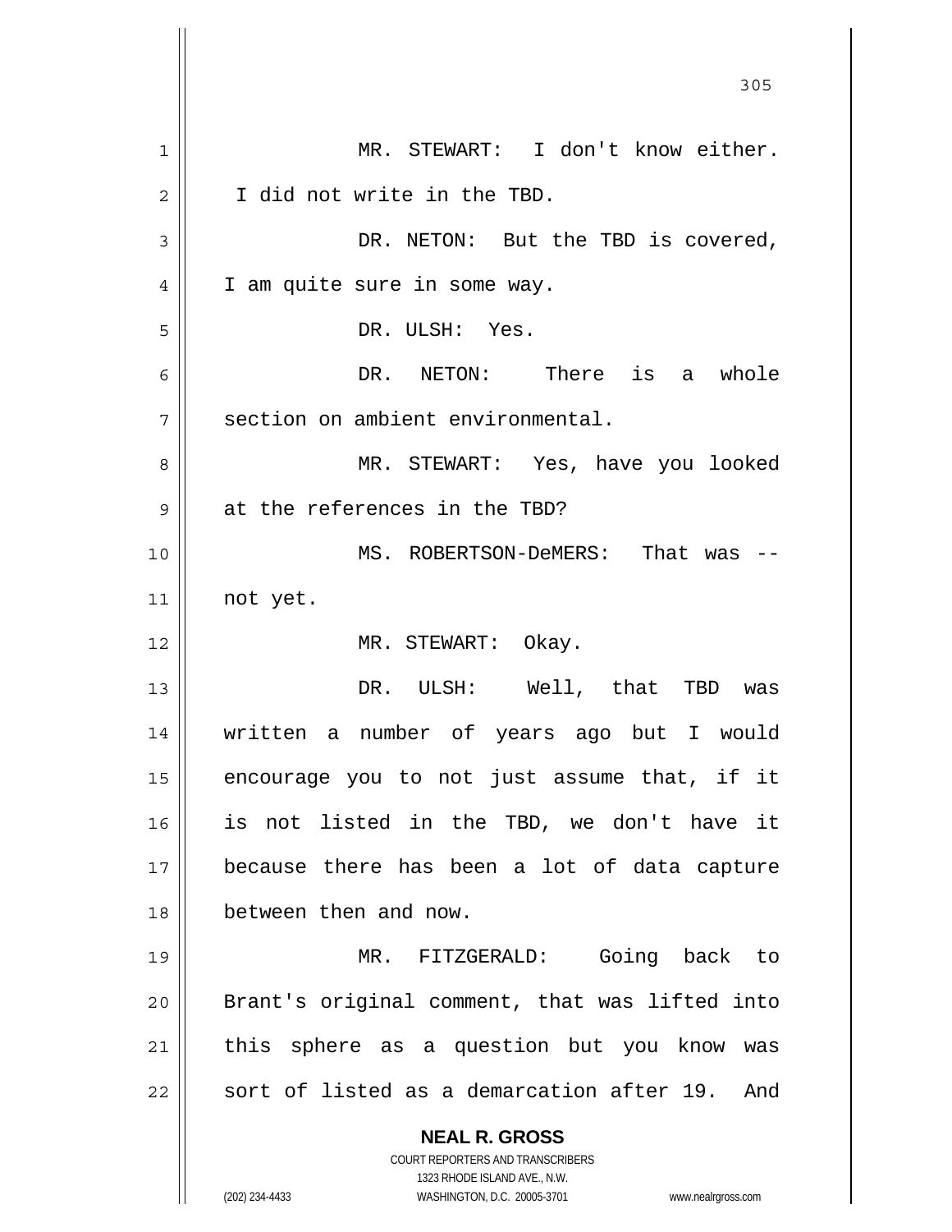MR. STEWART: I don't know either. I did not write in the TBD.

DR. NETON: But the TBD is covered, I am quite sure in some way.

DR. ULSH: Yes.

DR. NETON: There is a whole section on ambient environmental.

MR. STEWART: Yes, have you looked at the references in the TBD?

MS. ROBERTSON-DeMERS: That was -- not yet.

MR. STEWART: Okay.

DR. ULSH: Well, that TBD was written a number of years ago but I would encourage you to not just assume that, if it is not listed in the TBD, we don't have it because there has been a lot of data capture between then and now.

MR. FITZGERALD: Going back to Brant's original comment, that was lifted into this sphere as a question but you know was sort of listed as a demarcation after 19. And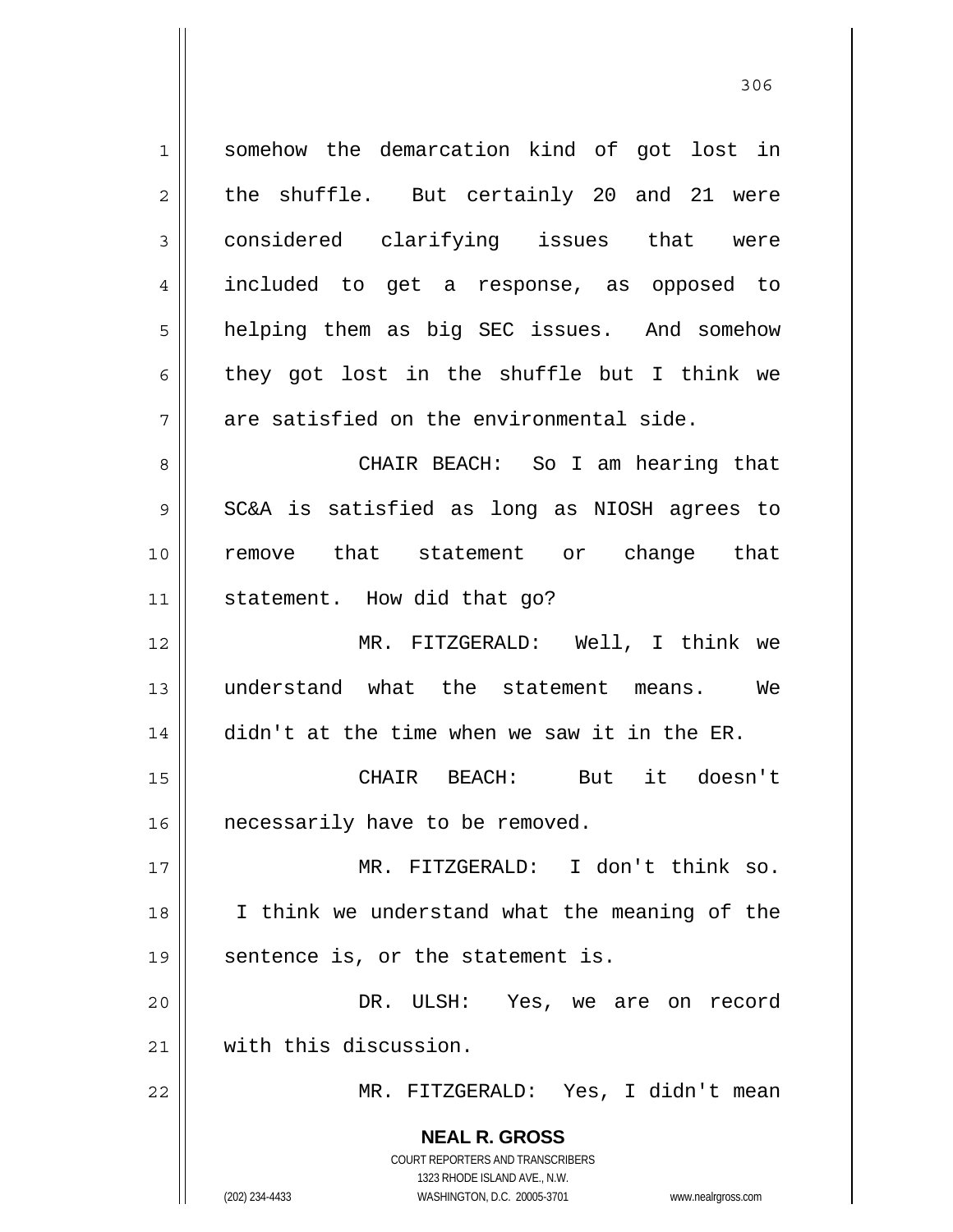somehow the demarcation kind of got lost in the shuffle. But certainly 20 and 21 were considered clarifying issues that were included to get a response, as opposed to helping them as big SEC issues. And somehow they got lost in the shuffle but I think we are satisfied on the environmental side.

CHAIR BEACH: So I am hearing that SC&A is satisfied as long as NIOSH agrees to remove that statement or change that statement. How did that go?

MR. FITZGERALD: Well, I think we understand what the statement means. We didn't at the time when we saw it in the ER.

CHAIR BEACH: But it doesn't necessarily have to be removed.

MR. FITZGERALD: I don't think so. I think we understand what the meaning of the sentence is, or the statement is.

DR. ULSH: Yes, we are on record with this discussion.

MR. FITZGERALD: Yes, I didn't mean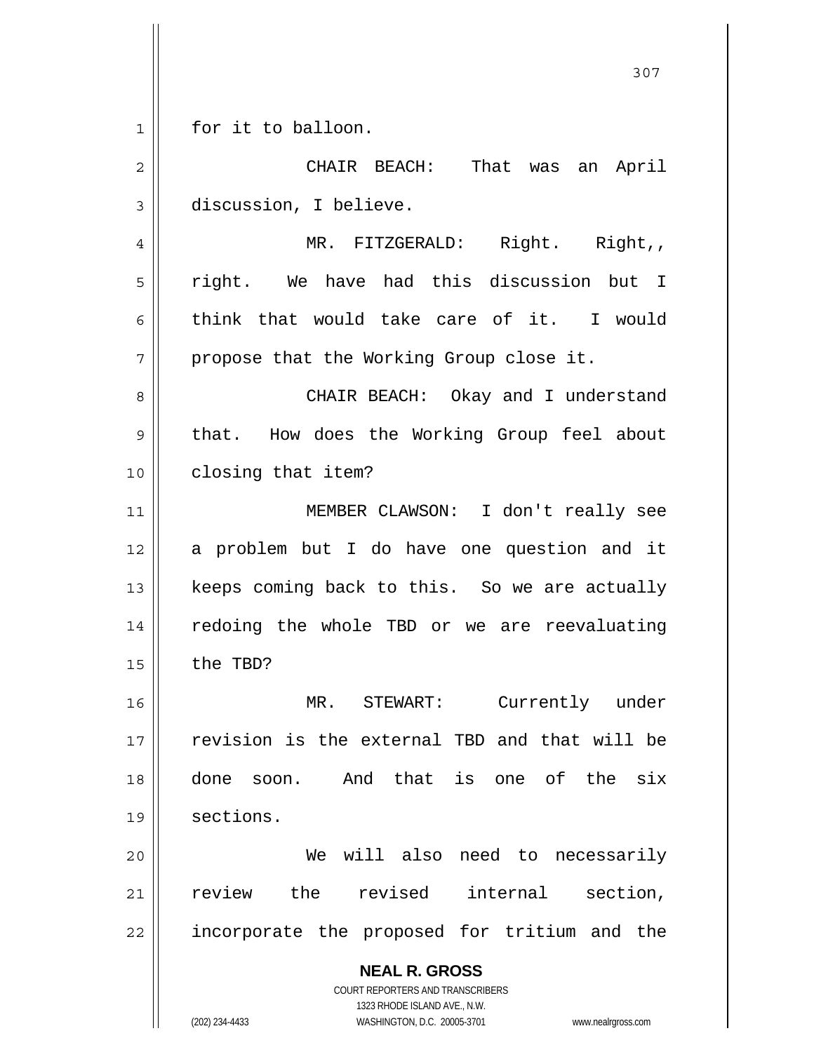for it to balloon.

CHAIR BEACH: That was an April discussion, I believe.

MR. FITZGERALD: Right. Right,, right. We have had this discussion but I think that would take care of it. I would propose that the Working Group close it.

CHAIR BEACH: Okay and I understand that. How does the Working Group feel about closing that item?

MEMBER CLAWSON: I don't really see a problem but I do have one question and it keeps coming back to this. So we are actually redoing the whole TBD or we are reevaluating the TBD?

MR. STEWART: Currently under revision is the external TBD and that will be done soon. And that is one of the six sections.

We will also need to necessarily review the revised internal section, incorporate the proposed for tritium and the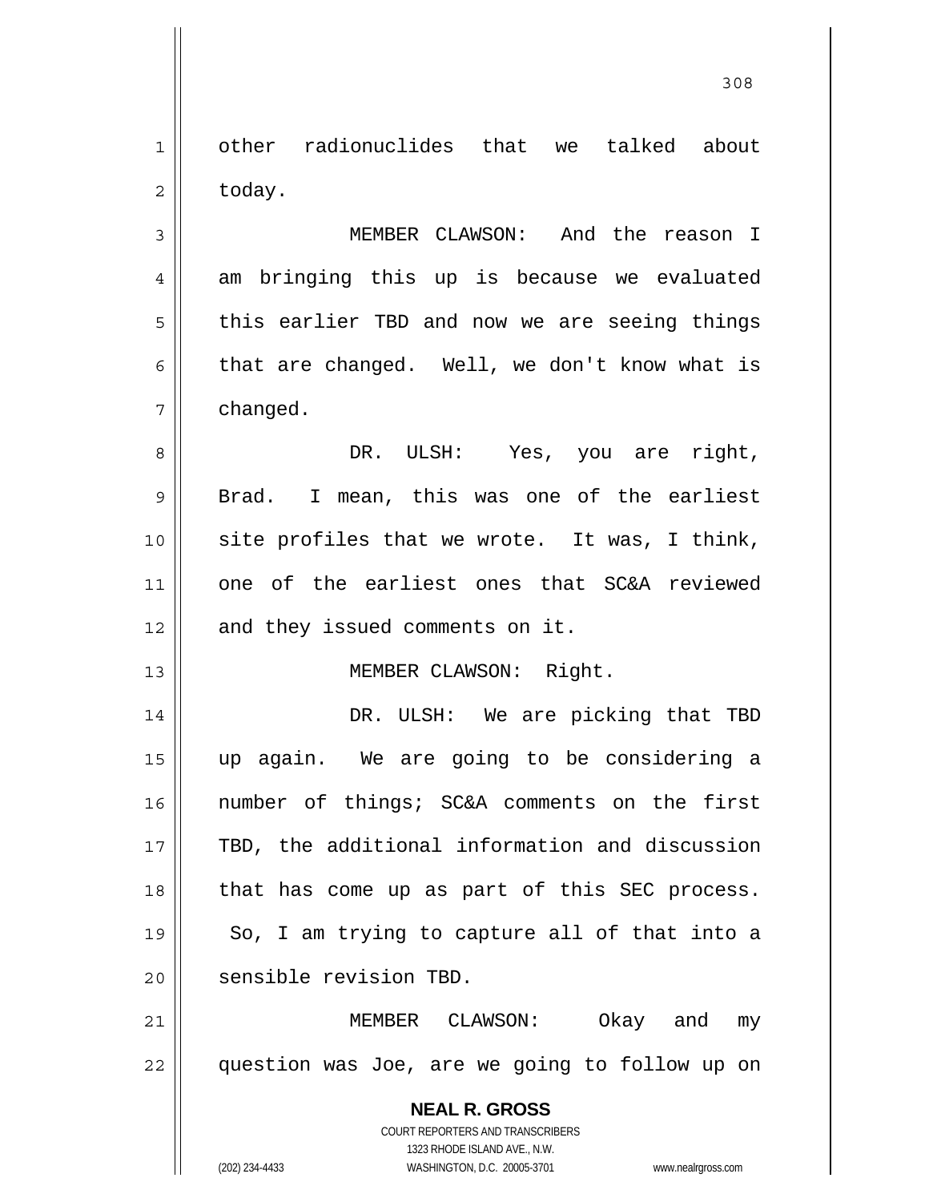other radionuclides that we talked about today.

MEMBER CLAWSON: And the reason I am bringing this up is because we evaluated this earlier TBD and now we are seeing things that are changed. Well, we don't know what is changed.

DR. ULSH: Yes, you are right, Brad. I mean, this was one of the earliest site profiles that we wrote. It was, I think, one of the earliest ones that SC&A reviewed and they issued comments on it.

MEMBER CLAWSON: Right.

DR. ULSH: We are picking that TBD up again. We are going to be considering a number of things; SC&A comments on the first TBD, the additional information and discussion that has come up as part of this SEC process. So, I am trying to capture all of that into a sensible revision TBD.

MEMBER CLAWSON: Okay and my question was Joe, are we going to follow up on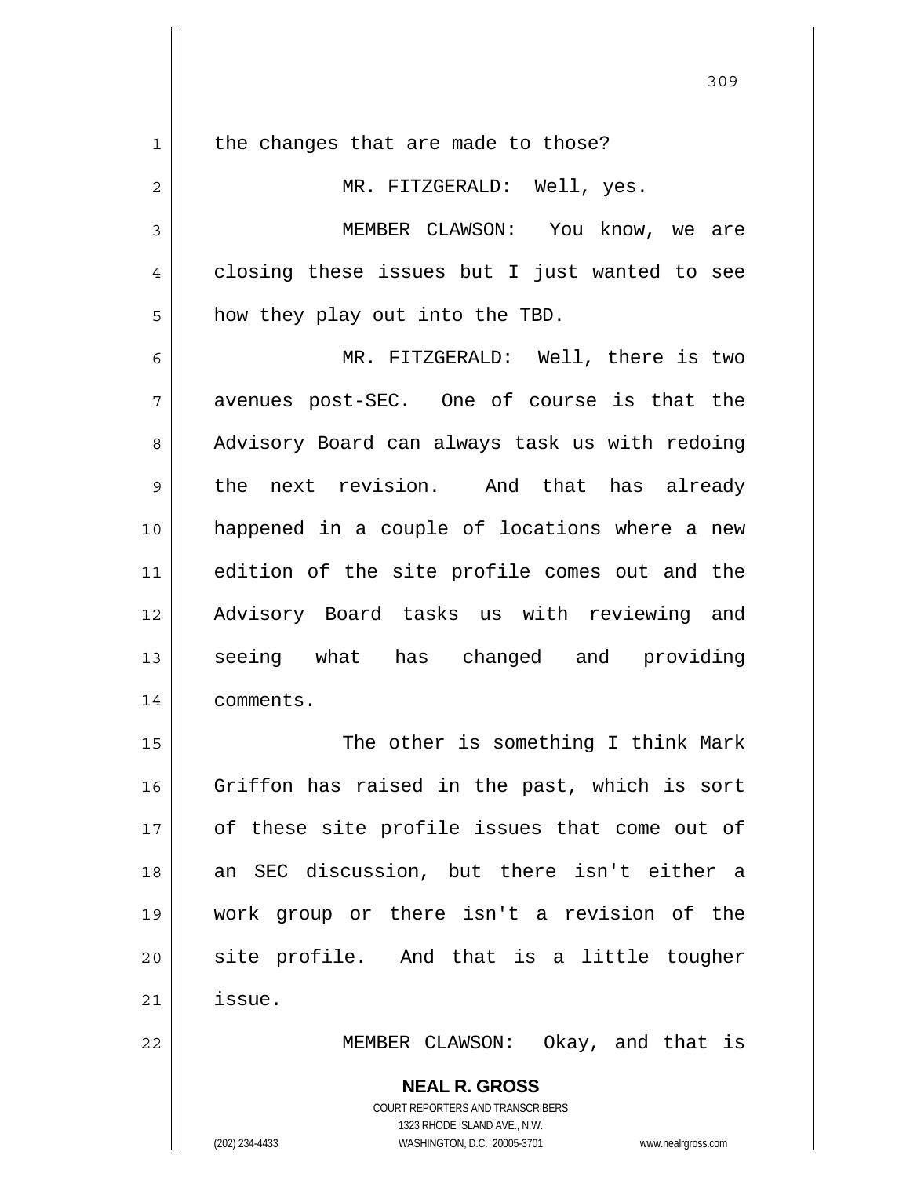the changes that are made to those?

MR. FITZGERALD: Well, yes.

MEMBER CLAWSON: You know, we are closing these issues but I just wanted to see how they play out into the TBD.

MR. FITZGERALD: Well, there is two avenues post-SEC. One of course is that the Advisory Board can always task us with redoing the next revision. And that has already happened in a couple of locations where a new edition of the site profile comes out and the Advisory Board tasks us with reviewing and seeing what has changed and providing comments.

The other is something I think Mark Griffon has raised in the past, which is sort of these site profile issues that come out of an SEC discussion, but there isn't either a work group or there isn't a revision of the site profile. And that is a little tougher issue.

MEMBER CLAWSON: Okay, and that is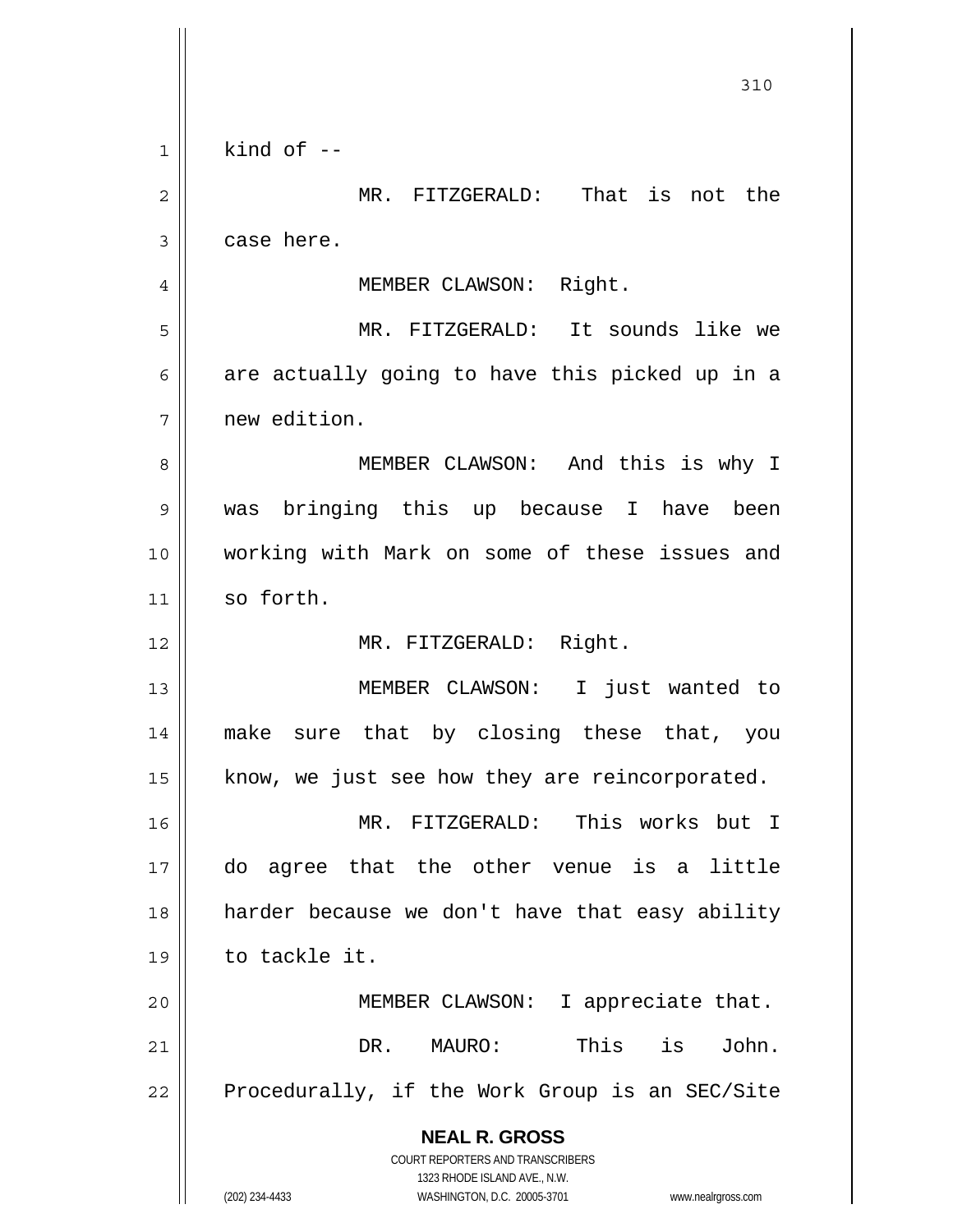kind of --

MR. FITZGERALD: That is not the case here.

MEMBER CLAWSON: Right.

MR. FITZGERALD: It sounds like we are actually going to have this picked up in a new edition.

MEMBER CLAWSON: And this is why I was bringing this up because I have been working with Mark on some of these issues and so forth.

MR. FITZGERALD: Right.

MEMBER CLAWSON: I just wanted to make sure that by closing these that, you know, we just see how they are reincorporated.

MR. FITZGERALD: This works but I do agree that the other venue is a little harder because we don't have that easy ability to tackle it.

MEMBER CLAWSON: I appreciate that.

DR. MAURO: This is John. Procedurally, if the Work Group is an SEC/Site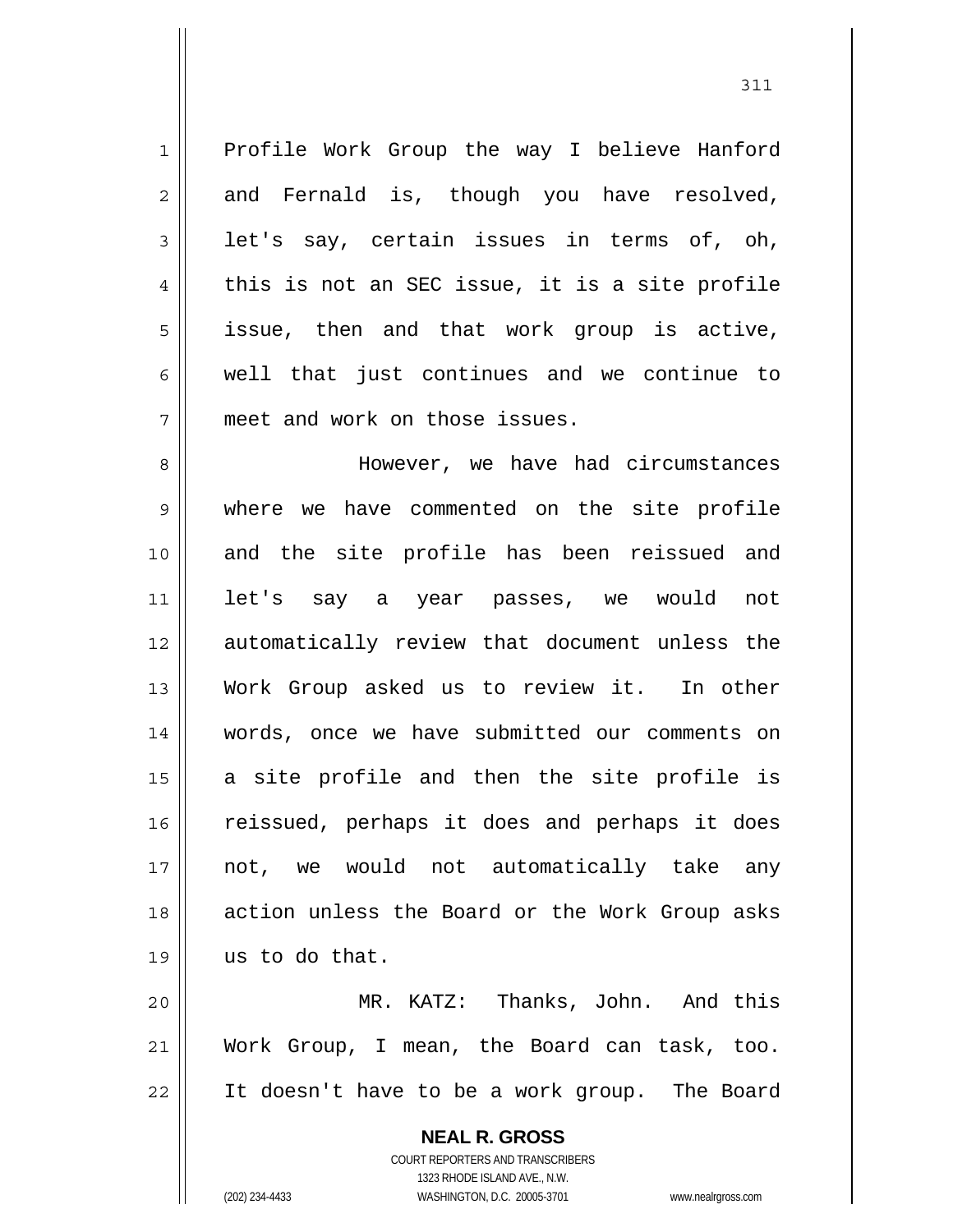Profile Work Group the way I believe Hanford and Fernald is, though you have resolved, let's say, certain issues in terms of, oh, this is not an SEC issue, it is a site profile issue, then and that work group is active, well that just continues and we continue to meet and work on those issues.

However, we have had circumstances where we have commented on the site profile and the site profile has been reissued and let's say a year passes, we would not automatically review that document unless the Work Group asked us to review it. In other words, once we have submitted our comments on a site profile and then the site profile is reissued, perhaps it does and perhaps it does not, we would not automatically take any action unless the Board or the Work Group asks us to do that.

MR. KATZ: Thanks, John. And this Work Group, I mean, the Board can task, too. It doesn't have to be a work group. The Board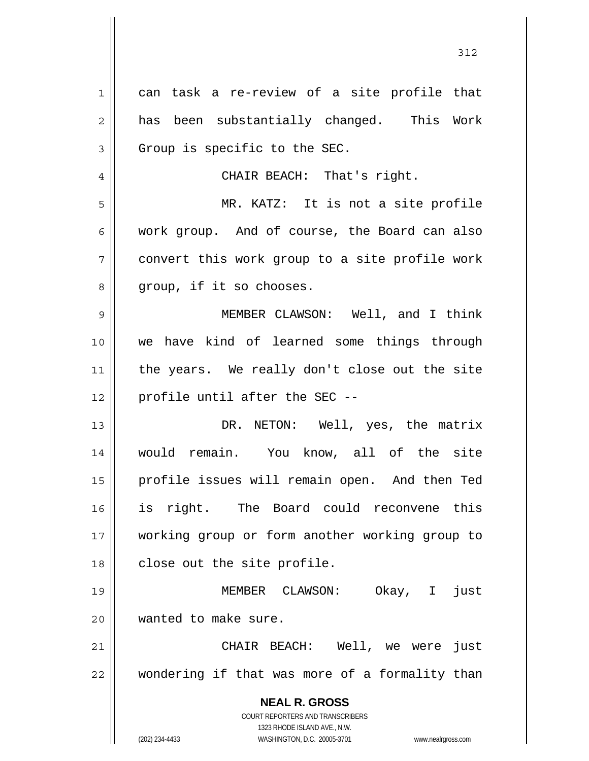can task a re-review of a site profile that has been substantially changed. This Work Group is specific to the SEC.

CHAIR BEACH: That's right.

MR. KATZ: It is not a site profile work group. And of course, the Board can also convert this work group to a site profile work group, if it so chooses.

MEMBER CLAWSON: Well, and I think we have kind of learned some things through the years. We really don't close out the site profile until after the SEC --

DR. NETON: Well, yes, the matrix would remain. You know, all of the site profile issues will remain open. And then Ted is right. The Board could reconvene this working group or form another working group to close out the site profile.

MEMBER CLAWSON: Okay, I just wanted to make sure.

CHAIR BEACH: Well, we were just wondering if that was more of a formality than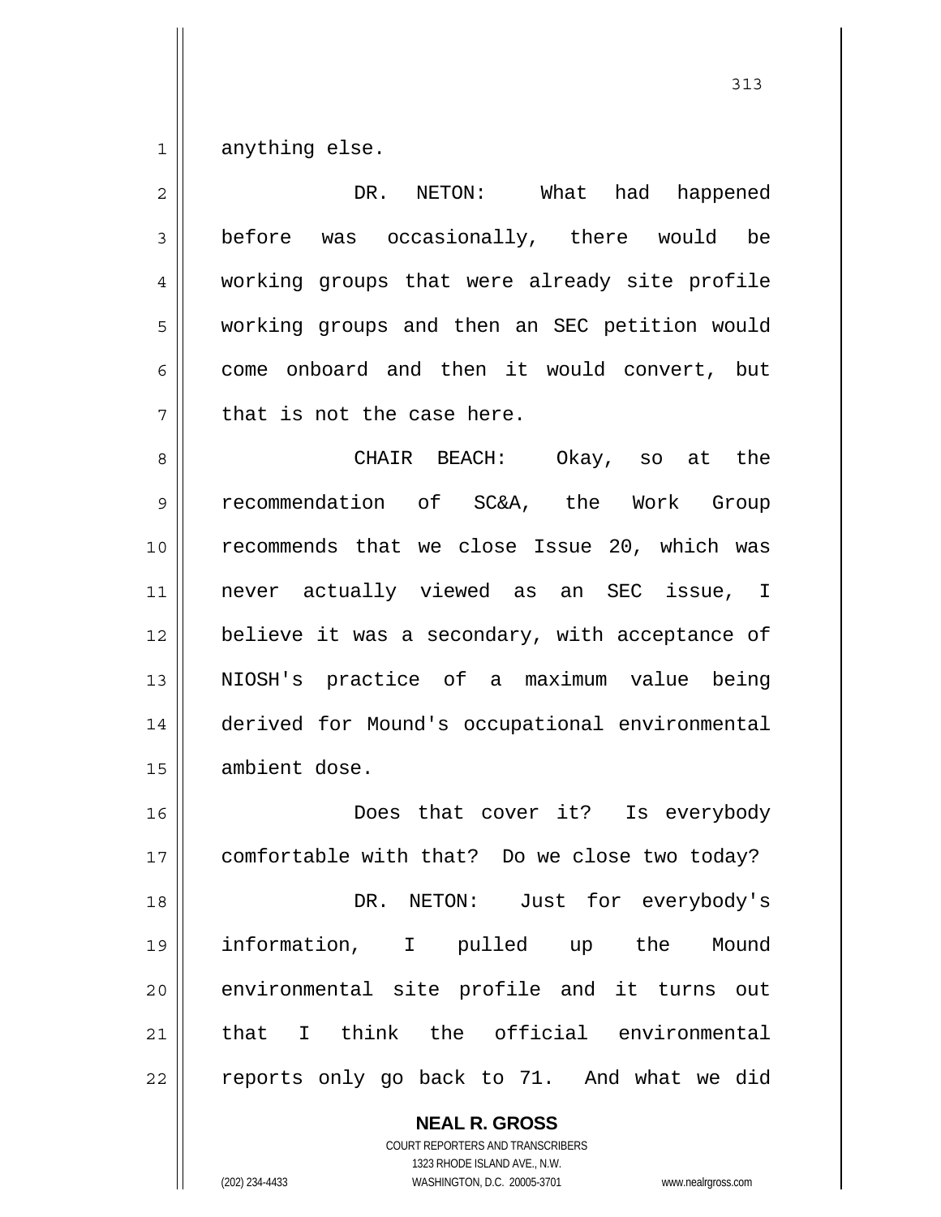anything else.

DR. NETON: What had happened before was occasionally, there would be working groups that were already site profile working groups and then an SEC petition would come onboard and then it would convert, but that is not the case here.

CHAIR BEACH: Okay, so at the recommendation of SC&A, the Work Group recommends that we close Issue 20, which was never actually viewed as an SEC issue, I believe it was a secondary, with acceptance of NIOSH's practice of a maximum value being derived for Mound's occupational environmental ambient dose.

Does that cover it? Is everybody comfortable with that? Do we close two today?

DR. NETON: Just for everybody's information, I pulled up the Mound environmental site profile and it turns out that I think the official environmental reports only go back to 71. And what we did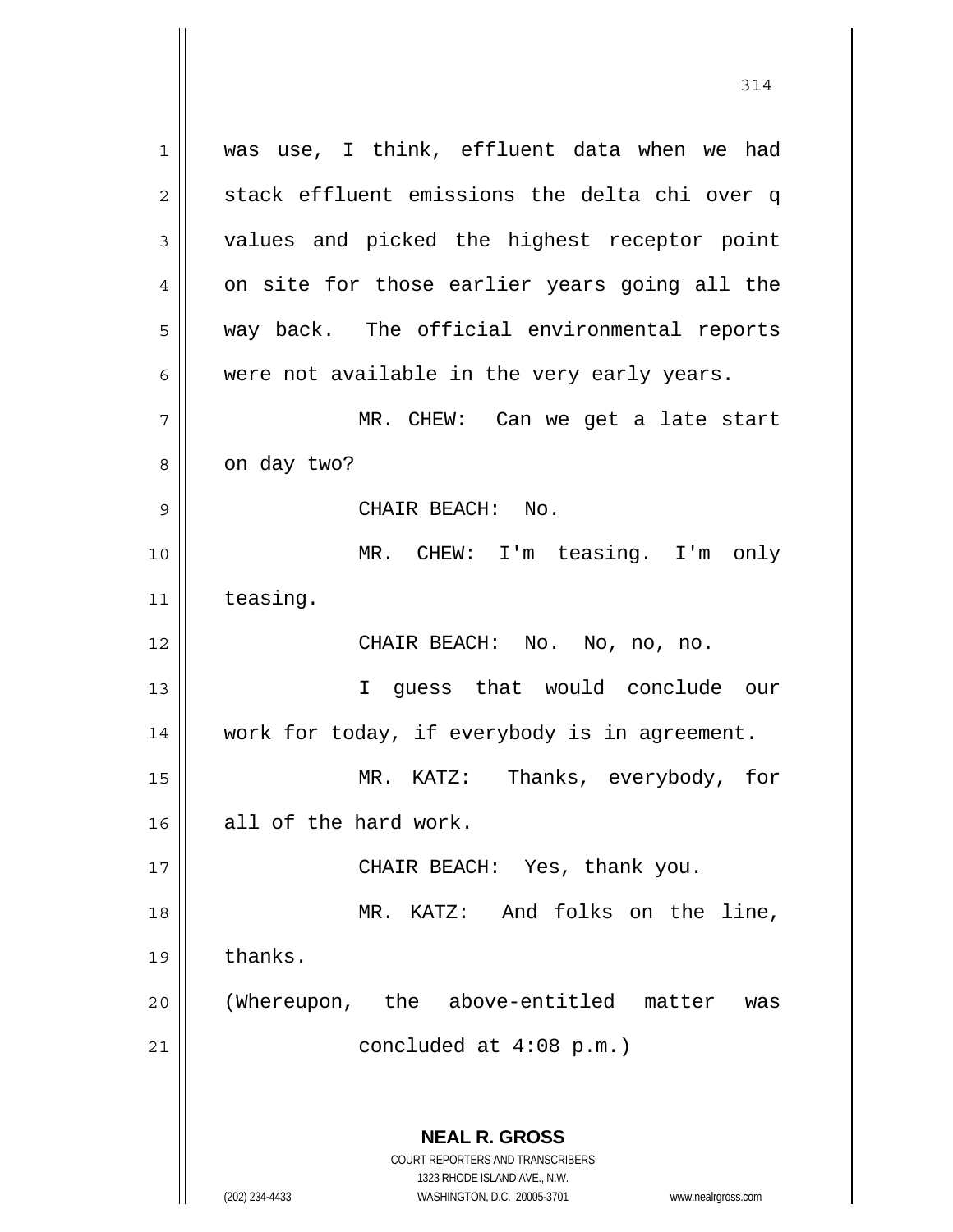was use, I think, effluent data when we had stack effluent emissions the delta chi over q values and picked the highest receptor point on site for those earlier years going all the way back. The official environmental reports were not available in the very early years.

MR. CHEW: Can we get a late start on day two?

CHAIR BEACH: No.

MR. CHEW: I'm teasing. I'm only teasing.

CHAIR BEACH: No. No, no, no.

I guess that would conclude our work for today, if everybody is in agreement.

MR. KATZ: Thanks, everybody, for all of the hard work.

CHAIR BEACH: Yes, thank you.

MR. KATZ: And folks on the line, thanks.

(Whereupon, the above-entitled matter was concluded at 4:08 p.m.)